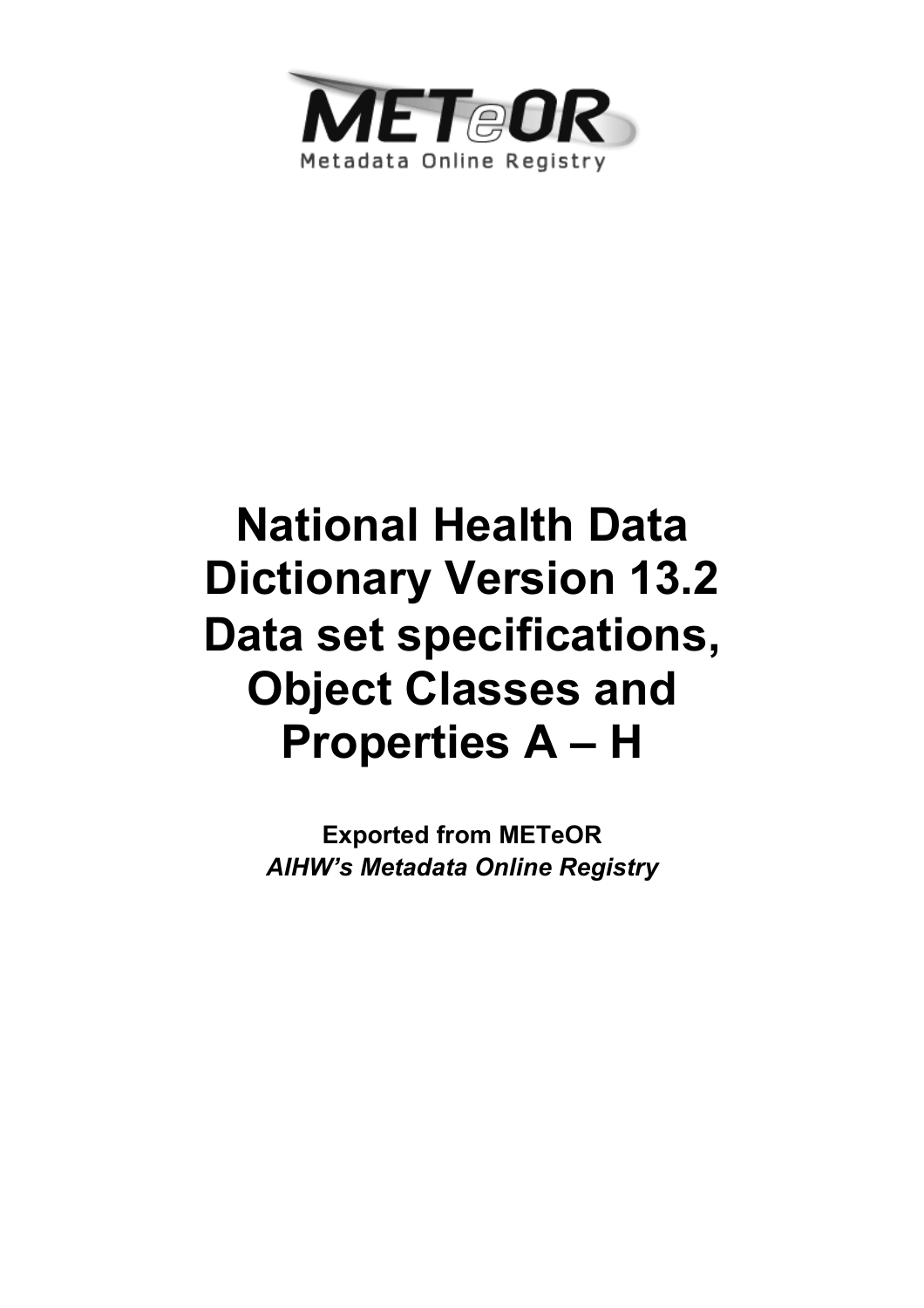METeOR

Metadata Online Registry

# National Health Data Dictionary Version 13.2 Data set specifications, Object Classes and Properties A – H

**Exported from METeOR**

***AIHW's Metadata Online Registry***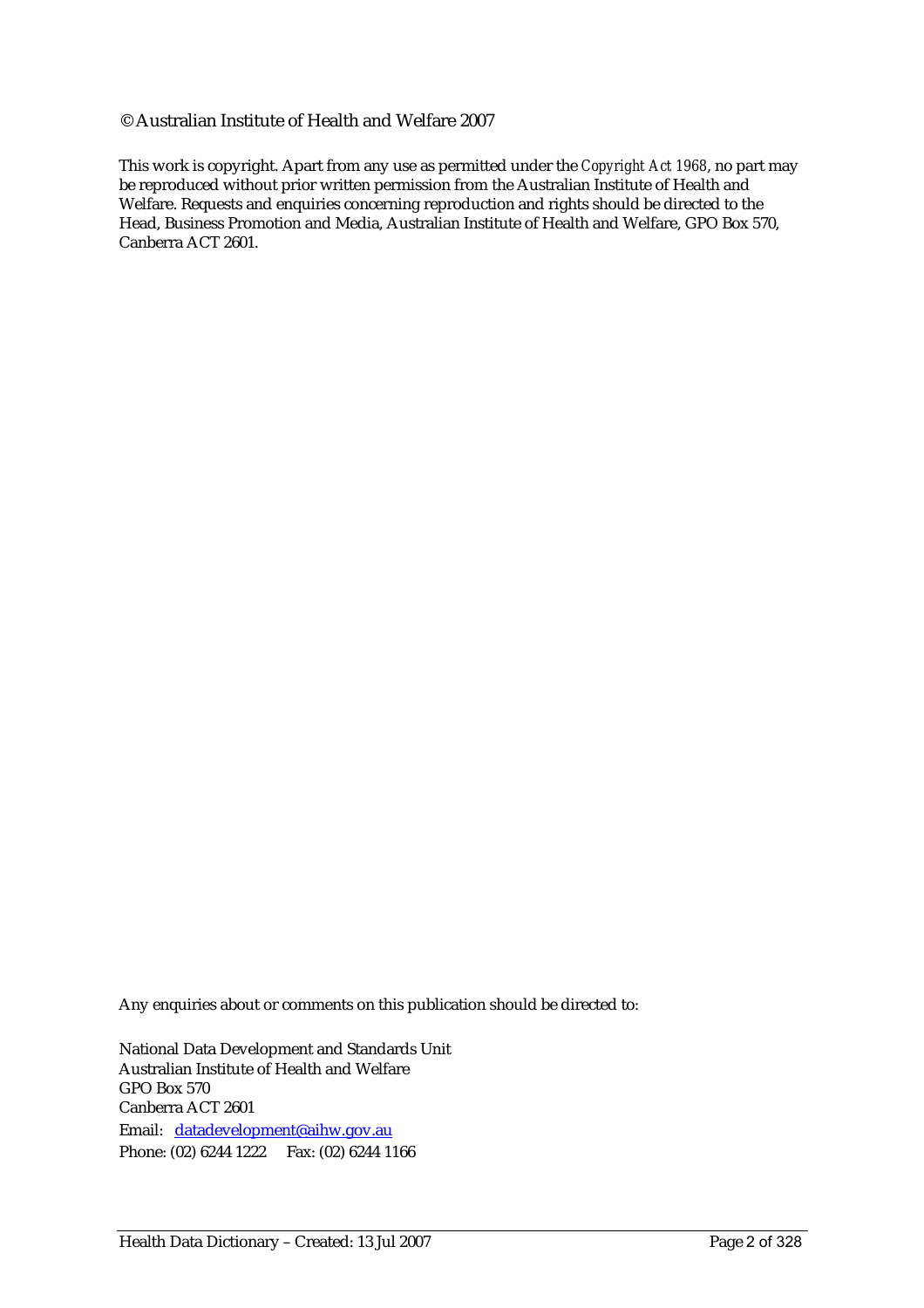© Australian Institute of Health and Welfare 2007

This work is copyright. Apart from any use as permitted under the *Copyright Act 1968*, no part may be reproduced without prior written permission from the Australian Institute of Health and Welfare. Requests and enquiries concerning reproduction and rights should be directed to the Head, Business Promotion and Media, Australian Institute of Health and Welfare, GPO Box 570, Canberra ACT 2601.

Any enquiries about or comments on this publication should be directed to:

National Data Development and Standards Unit
Australian Institute of Health and Welfare
GPO Box 570
Canberra ACT 2601
Email: datadevelopment@aihw.gov.au
Phone: (02) 6244 1222 Fax: (02) 6244 1166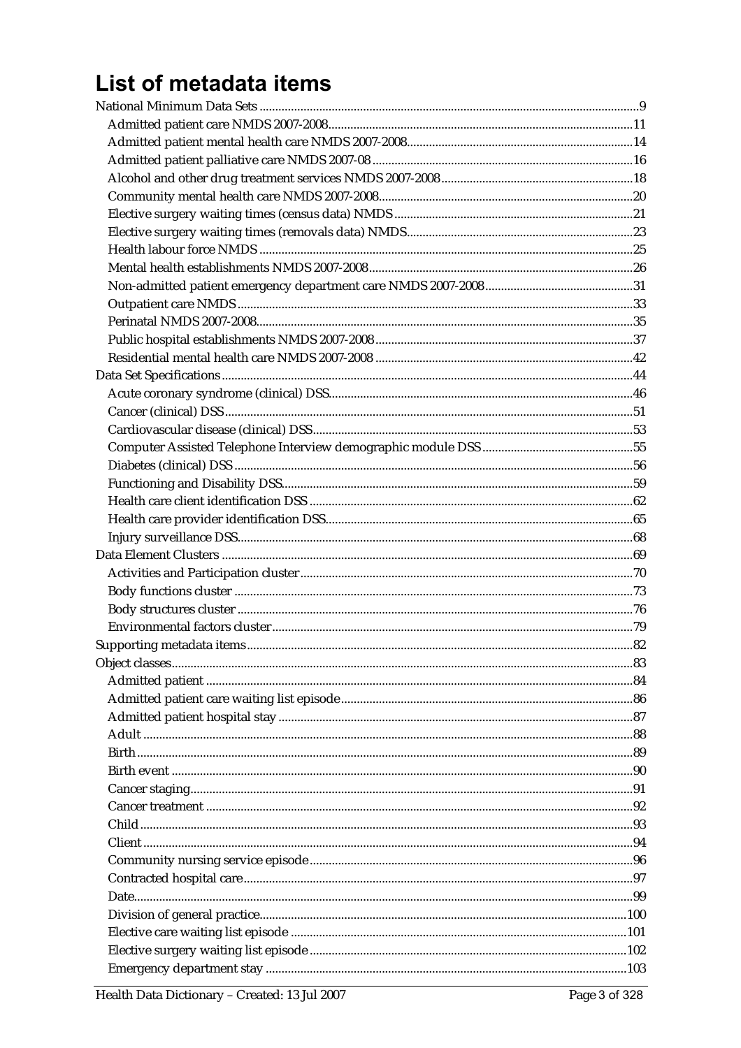# List of metadata items

- National Minimum Data Sets ..........9
  - Admitted patient care NMDS 2007-2008..........11
  - Admitted patient mental health care NMDS 2007-2008..........14
  - Admitted patient palliative care NMDS 2007-08..........16
  - Alcohol and other drug treatment services NMDS 2007-2008..........18
  - Community mental health care NMDS 2007-2008..........20
  - Elective surgery waiting times (census data) NMDS..........21
  - Elective surgery waiting times (removals data) NMDS..........23
  - Health labour force NMDS..........25
  - Mental health establishments NMDS 2007-2008..........26
  - Non-admitted patient emergency department care NMDS 2007-2008..........31
  - Outpatient care NMDS..........33
  - Perinatal NMDS 2007-2008..........35
  - Public hospital establishments NMDS 2007-2008..........37
  - Residential mental health care NMDS 2007-2008..........42
- Data Set Specifications..........44
  - Acute coronary syndrome (clinical) DSS..........46
  - Cancer (clinical) DSS..........51
  - Cardiovascular disease (clinical) DSS..........53
  - Computer Assisted Telephone Interview demographic module DSS..........55
  - Diabetes (clinical) DSS..........56
  - Functioning and Disability DSS..........59
  - Health care client identification DSS..........62
  - Health care provider identification DSS..........65
  - Injury surveillance DSS..........68
- Data Element Clusters..........69
  - Activities and Participation cluster..........70
  - Body functions cluster..........73
  - Body structures cluster..........76
  - Environmental factors cluster..........79
- Supporting metadata items..........82
- Object classes..........83
  - Admitted patient..........84
  - Admitted patient care waiting list episode..........86
  - Admitted patient hospital stay..........87
  - Adult..........88
  - Birth..........89
  - Birth event..........90
  - Cancer staging..........91
  - Cancer treatment..........92
  - Child..........93
  - Client..........94
  - Community nursing service episode..........96
  - Contracted hospital care..........97
  - Date..........99
  - Division of general practice..........100
  - Elective care waiting list episode..........101
  - Elective surgery waiting list episode..........102
  - Emergency department stay..........103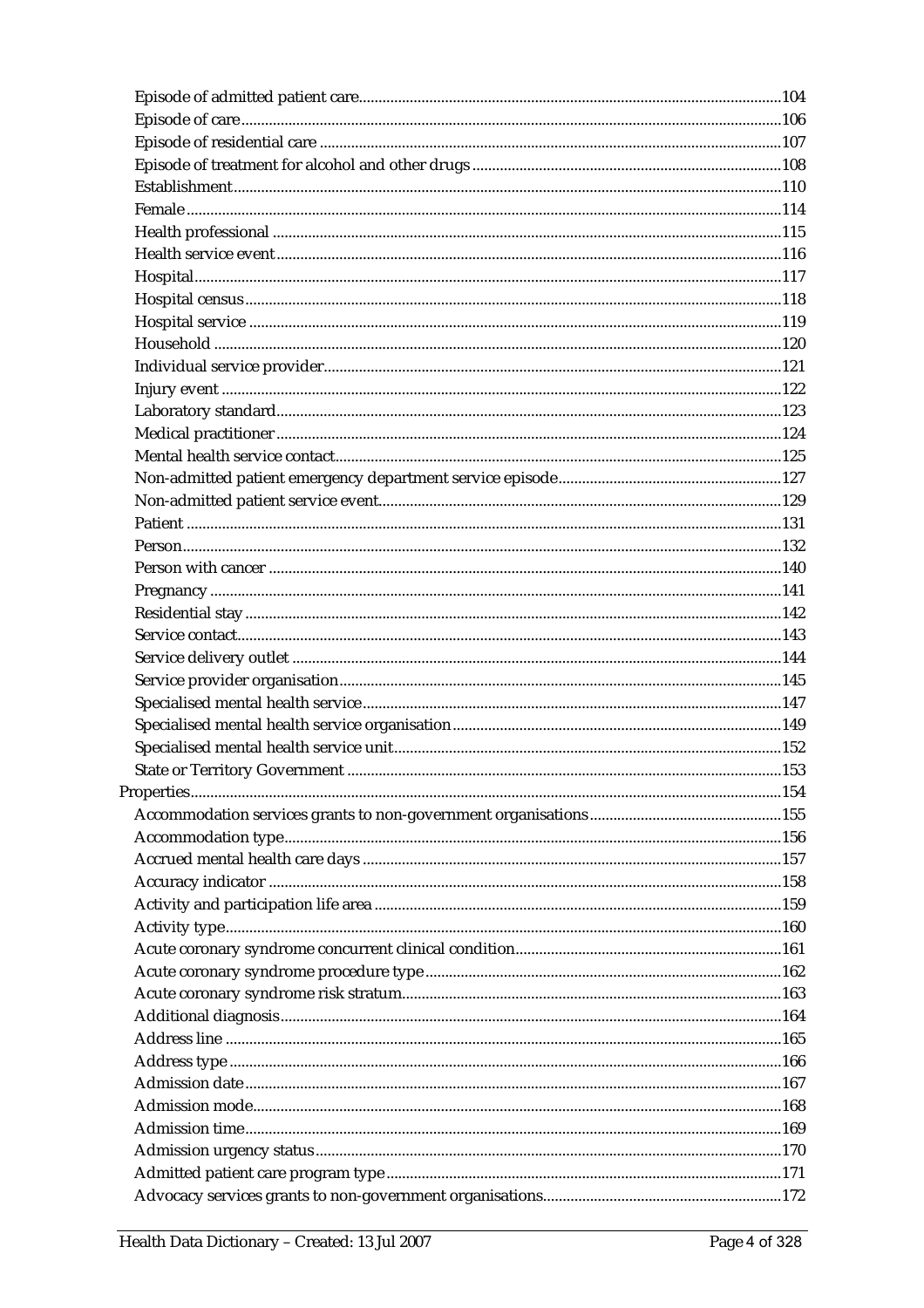Episode of admitted patient care......104
Episode of care......106
Episode of residential care......107
Episode of treatment for alcohol and other drugs......108
Establishment......110
Female......114
Health professional......115
Health service event......116
Hospital......117
Hospital census......118
Hospital service......119
Household......120
Individual service provider......121
Injury event......122
Laboratory standard......123
Medical practitioner......124
Mental health service contact......125
Non-admitted patient emergency department service episode......127
Non-admitted patient service event......129
Patient......131
Person......132
Person with cancer......140
Pregnancy......141
Residential stay......142
Service contact......143
Service delivery outlet......144
Service provider organisation......145
Specialised mental health service......147
Specialised mental health service organisation......149
Specialised mental health service unit......152
State or Territory Government......153

Properties......154

Accommodation services grants to non-government organisations......155
Accommodation type......156
Accrued mental health care days......157
Accuracy indicator......158
Activity and participation life area......159
Activity type......160
Acute coronary syndrome concurrent clinical condition......161
Acute coronary syndrome procedure type......162
Acute coronary syndrome risk stratum......163
Additional diagnosis......164
Address line......165
Address type......166
Admission date......167
Admission mode......168
Admission time......169
Admission urgency status......170
Admitted patient care program type......171
Advocacy services grants to non-government organisations......172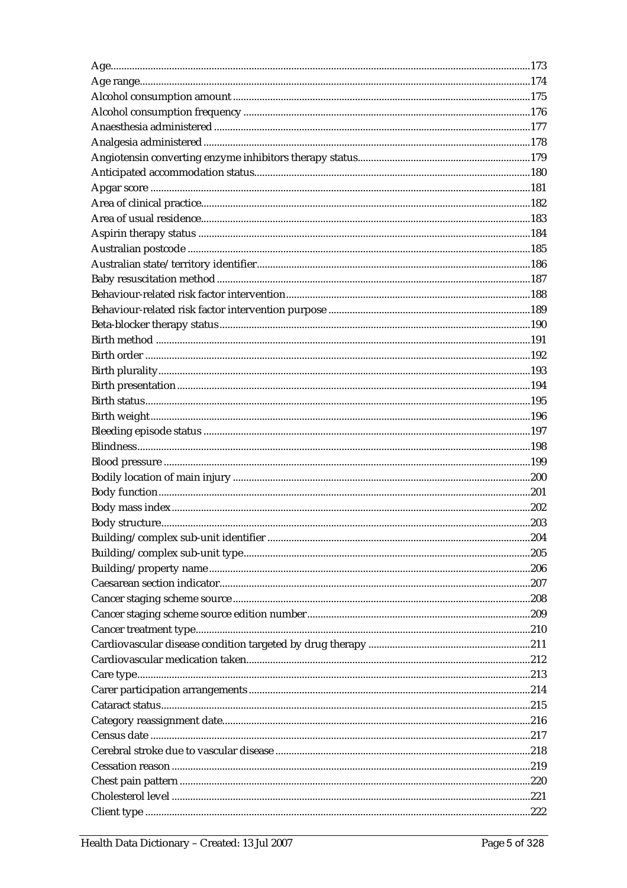Age....173
Age range....174
Alcohol consumption amount....175
Alcohol consumption frequency....176
Anaesthesia administered....177
Analgesia administered....178
Angiotensin converting enzyme inhibitors therapy status....179
Anticipated accommodation status....180
Apgar score....181
Area of clinical practice....182
Area of usual residence....183
Aspirin therapy status....184
Australian postcode....185
Australian state/territory identifier....186
Baby resuscitation method....187
Behaviour-related risk factor intervention....188
Behaviour-related risk factor intervention purpose....189
Beta-blocker therapy status....190
Birth method....191
Birth order....192
Birth plurality....193
Birth presentation....194
Birth status....195
Birth weight....196
Bleeding episode status....197
Blindness....198
Blood pressure....199
Bodily location of main injury....200
Body function....201
Body mass index....202
Body structure....203
Building/complex sub-unit identifier....204
Building/complex sub-unit type....205
Building/property name....206
Caesarean section indicator....207
Cancer staging scheme source....208
Cancer staging scheme source edition number....209
Cancer treatment type....210
Cardiovascular disease condition targeted by drug therapy....211
Cardiovascular medication taken....212
Care type....213
Carer participation arrangements....214
Cataract status....215
Category reassignment date....216
Census date....217
Cerebral stroke due to vascular disease....218
Cessation reason....219
Chest pain pattern....220
Cholesterol level....221
Client type....222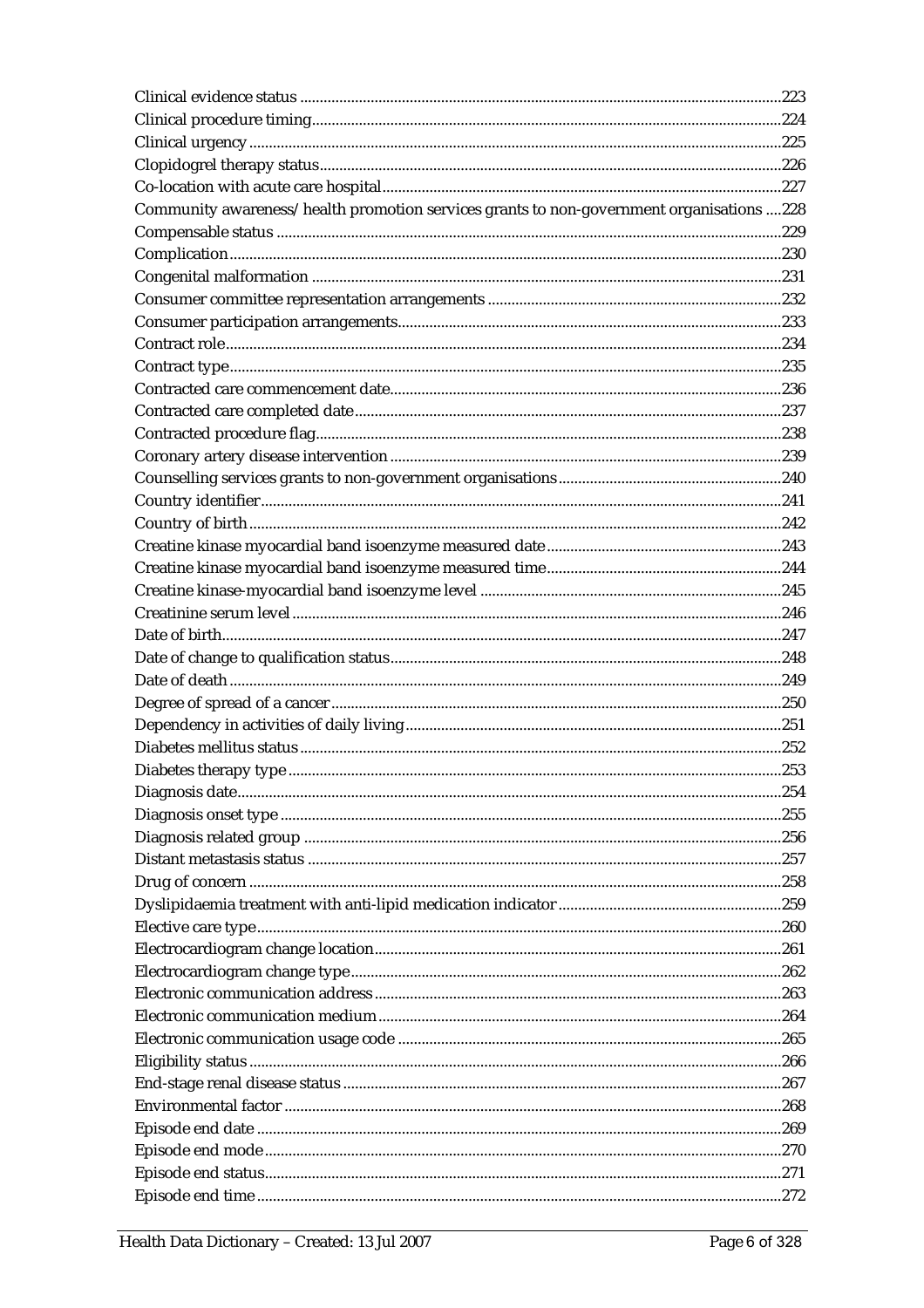Clinical evidence status ......................................................................................................................223
Clinical procedure timing....................................................................................................................224
Clinical urgency ....................................................................................................................................225
Clopidogrel therapy status..................................................................................................................226
Co-location with acute care hospital..................................................................................................227
Community awareness/health promotion services grants to non-government organisations ....228
Compensable status ............................................................................................................................229
Complication.........................................................................................................................................230
Congenital malformation ....................................................................................................................231
Consumer committee representation arrangements .......................................................................232
Consumer participation arrangements..............................................................................................233
Contract role.........................................................................................................................................234
Contract type........................................................................................................................................235
Contracted care commencement date................................................................................................236
Contracted care completed date.........................................................................................................237
Contracted procedure flag...................................................................................................................238
Coronary artery disease intervention ................................................................................................239
Counselling services grants to non-government organisations......................................................240
Country identifier................................................................................................................................241
Country of birth....................................................................................................................................242
Creatine kinase myocardial band isoenzyme measured date.........................................................243
Creatine kinase myocardial band isoenzyme measured time.........................................................244
Creatine kinase-myocardial band isoenzyme level .........................................................................245
Creatinine serum level ........................................................................................................................246
Date of birth..........................................................................................................................................247
Date of change to qualification status................................................................................................248
Date of death ........................................................................................................................................249
Degree of spread of a cancer ..............................................................................................................250
Dependency in activities of daily living............................................................................................251
Diabetes mellitus status ......................................................................................................................252
Diabetes therapy type .........................................................................................................................253
Diagnosis date.......................................................................................................................................254
Diagnosis onset type ...........................................................................................................................255
Diagnosis related group .....................................................................................................................256
Distant metastasis status .....................................................................................................................257
Drug of concern ...................................................................................................................................258
Dyslipidaemia treatment with anti-lipid medication indicator ......................................................259
Elective care type..................................................................................................................................260
Electrocardiogram change location....................................................................................................261
Electrocardiogram change type..........................................................................................................262
Electronic communication address ....................................................................................................263
Electronic communication medium ...................................................................................................264
Electronic communication usage code ..............................................................................................265
Eligibility status ...................................................................................................................................266
End-stage renal disease status ............................................................................................................267
Environmental factor ..........................................................................................................................268
Episode end date .................................................................................................................................269
Episode end mode ...............................................................................................................................270
Episode end status...............................................................................................................................271
Episode end time .................................................................................................................................272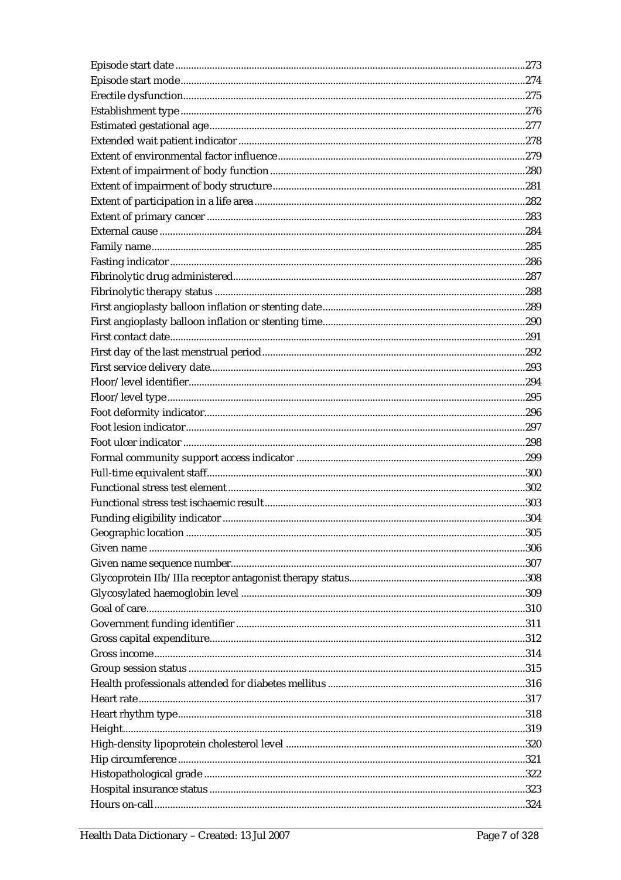Episode start date....................................................................................................................273
Episode start mode...................................................................................................................274
Erectile dysfunction..................................................................................................................275
Establishment type...................................................................................................................276
Estimated gestational age.......................................................................................................277
Extended wait patient indicator.............................................................................................278
Extent of environmental factor influence..............................................................................279
Extent of impairment of body function.................................................................................280
Extent of impairment of body structure................................................................................281
Extent of participation in a life area.......................................................................................282
Extent of primary cancer.........................................................................................................283
External cause...........................................................................................................................284
Family name.............................................................................................................................285
Fasting indicator.......................................................................................................................286
Fibrinolytic drug administered...............................................................................................287
Fibrinolytic therapy status......................................................................................................288
First angioplasty balloon inflation or stenting date.............................................................289
First angioplasty balloon inflation or stenting time.............................................................290
First contact date......................................................................................................................291
First day of the last menstrual period....................................................................................292
First service delivery date.......................................................................................................293
Floor/level identifier................................................................................................................294
Floor/level type.........................................................................................................................295
Foot deformity indicator.........................................................................................................296
Foot lesion indicator.................................................................................................................297
Foot ulcer indicator..................................................................................................................298
Formal community support access indicator......................................................................299
Full-time equivalent staff.........................................................................................................300
Functional stress test element.................................................................................................302
Functional stress test ischaemic result...................................................................................303
Funding eligibility indicator...................................................................................................304
Geographic location.................................................................................................................305
Given name...............................................................................................................................306
Given name sequence number................................................................................................307
Glycoprotein IIb/IIIa receptor antagonist therapy status...................................................308
Glycosylated haemoglobin level............................................................................................309
Goal of care...............................................................................................................................310
Government funding identifier.............................................................................................311
Gross capital expenditure.......................................................................................................312
Gross income............................................................................................................................314
Group session status...............................................................................................................315
Health professionals attended for diabetes mellitus...........................................................316
Heart rate..................................................................................................................................317
Heart rhythm type...................................................................................................................318
Height.......................................................................................................................................319
High-density lipoprotein cholesterol level...........................................................................320
Hip circumference...................................................................................................................321
Histopathological grade..........................................................................................................322
Hospital insurance status.......................................................................................................323
Hours on-call............................................................................................................................324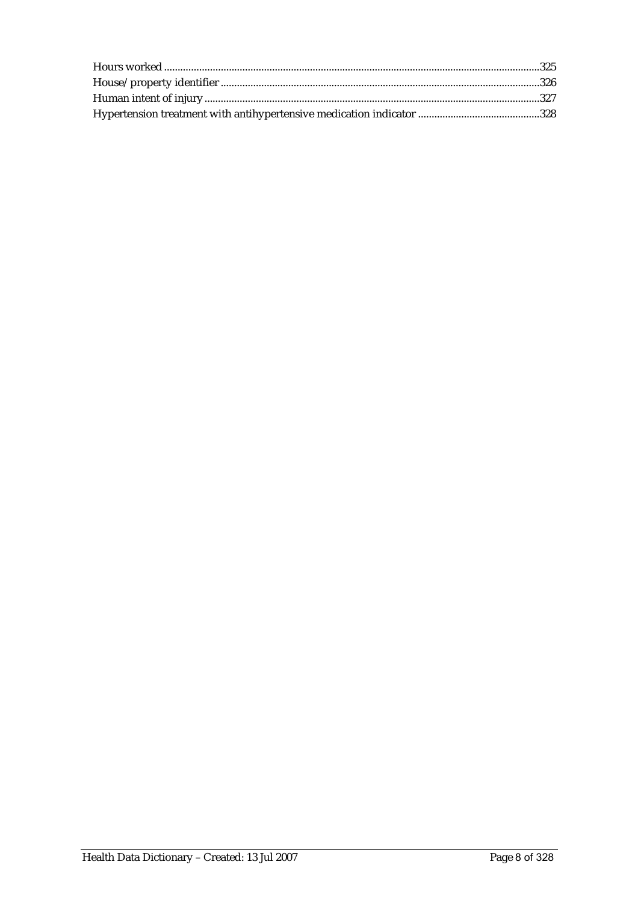Hours worked ....................................................................................................................................325
House/property identifier ...............................................................................................................326
Human intent of injury ....................................................................................................................327
Hypertension treatment with antihypertensive medication indicator ...........................................328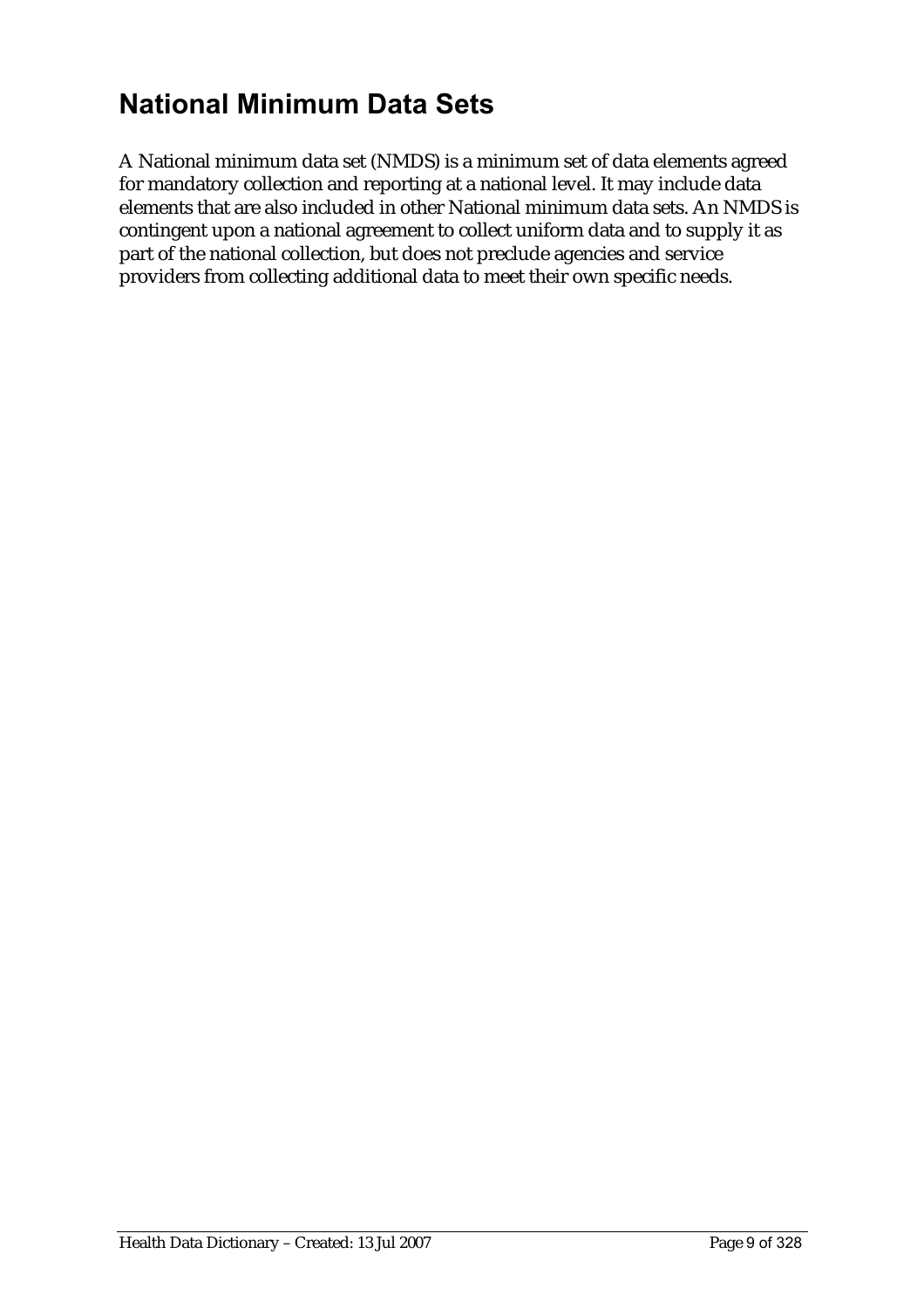# National Minimum Data Sets

A National minimum data set (NMDS) is a minimum set of data elements agreed for mandatory collection and reporting at a national level. It may include data elements that are also included in other National minimum data sets. An NMDS is contingent upon a national agreement to collect uniform data and to supply it as part of the national collection, but does not preclude agencies and service providers from collecting additional data to meet their own specific needs.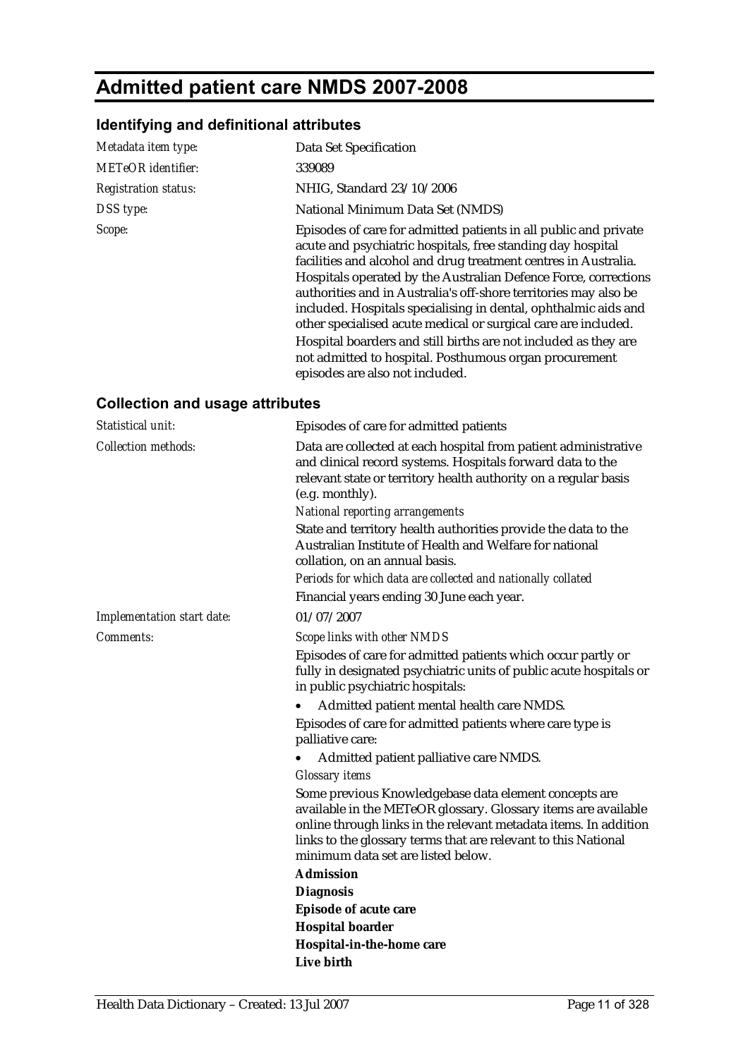# Admitted patient care NMDS 2007-2008

## Identifying and definitional attributes

| | |
|---|---|
| *Metadata item type:* | Data Set Specification |
| *METeOR identifier:* | 339089 |
| *Registration status:* | NHIG, Standard 23/10/2006 |
| *DSS type:* | National Minimum Data Set (NMDS) |
| *Scope:* | Episodes of care for admitted patients in all public and private acute and psychiatric hospitals, free standing day hospital facilities and alcohol and drug treatment centres in Australia. Hospitals operated by the Australian Defence Force, corrections authorities and in Australia's off-shore territories may also be included. Hospitals specialising in dental, ophthalmic aids and other specialised acute medical or surgical care are included.<br>Hospital boarders and still births are not included as they are not admitted to hospital. Posthumous organ procurement episodes are also not included. |

## Collection and usage attributes

*Statistical unit:* Episodes of care for admitted patients

*Collection methods:* Data are collected at each hospital from patient administrative and clinical record systems. Hospitals forward data to the relevant state or territory health authority on a regular basis (e.g. monthly).

*National reporting arrangements*

State and territory health authorities provide the data to the Australian Institute of Health and Welfare for national collation, on an annual basis.

*Periods for which data are collected and nationally collated*

Financial years ending 30 June each year.

*Implementation start date:* 01/07/2007

*Comments:*

*Scope links with other NMDS*

Episodes of care for admitted patients which occur partly or fully in designated psychiatric units of public acute hospitals or in public psychiatric hospitals:

- Admitted patient mental health care NMDS.

Episodes of care for admitted patients where care type is palliative care:

- Admitted patient palliative care NMDS.

*Glossary items*

Some previous Knowledgebase data element concepts are available in the METeOR glossary. Glossary items are available online through links in the relevant metadata items. In addition links to the glossary terms that are relevant to this National minimum data set are listed below.

**Admission**

**Diagnosis**

**Episode of acute care**

**Hospital boarder**

**Hospital-in-the-home care**

**Live birth**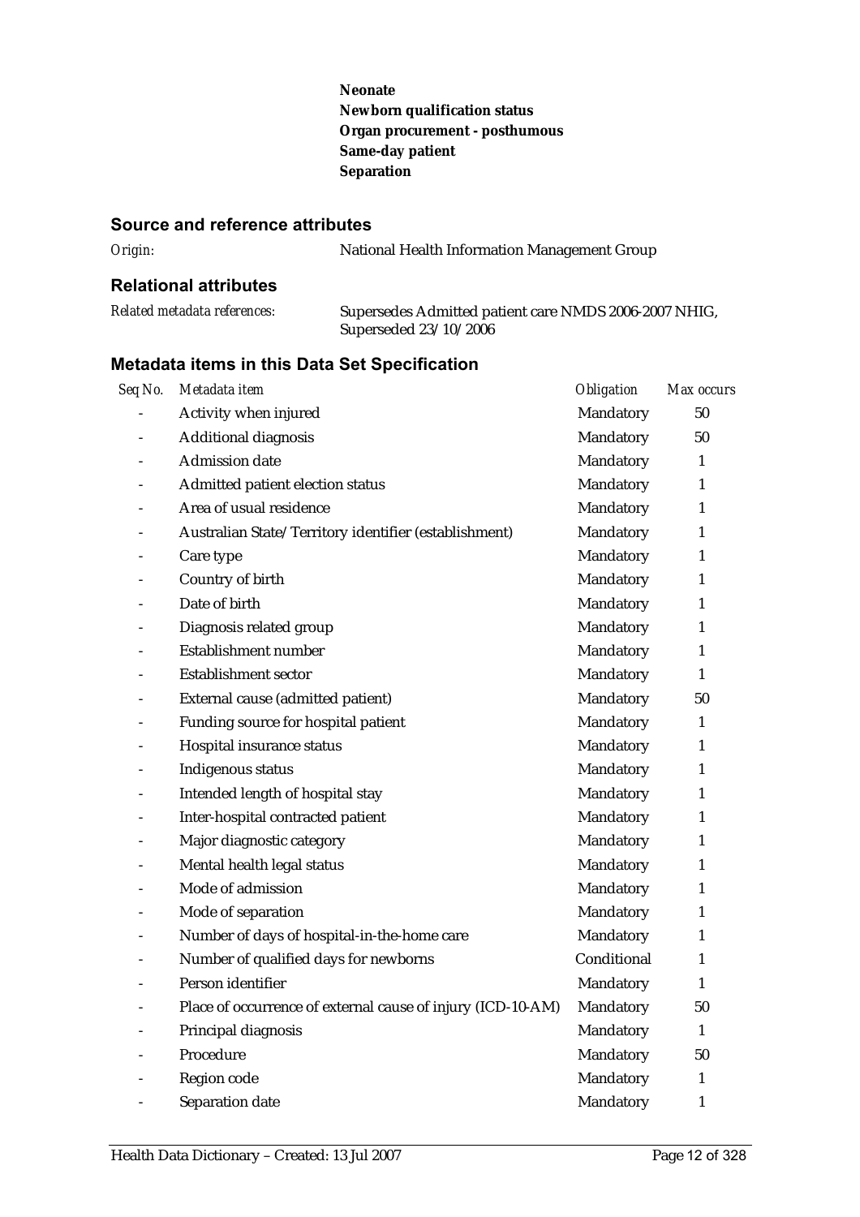**Neonate**
**Newborn qualification status**
**Organ procurement - posthumous**
**Same-day patient**
**Separation**

### Source and reference attributes

*Origin:* National Health Information Management Group

### Relational attributes

*Related metadata references:* Supersedes Admitted patient care NMDS 2006-2007 NHIG, Superseded 23/10/2006

### Metadata items in this Data Set Specification

| *Seq No.* | *Metadata item* | *Obligation* | *Max occurs* |
|---|---|---|---|
| - | Activity when injured | Mandatory | 50 |
| - | Additional diagnosis | Mandatory | 50 |
| - | Admission date | Mandatory | 1 |
| - | Admitted patient election status | Mandatory | 1 |
| - | Area of usual residence | Mandatory | 1 |
| - | Australian State/Territory identifier (establishment) | Mandatory | 1 |
| - | Care type | Mandatory | 1 |
| - | Country of birth | Mandatory | 1 |
| - | Date of birth | Mandatory | 1 |
| - | Diagnosis related group | Mandatory | 1 |
| - | Establishment number | Mandatory | 1 |
| - | Establishment sector | Mandatory | 1 |
| - | External cause (admitted patient) | Mandatory | 50 |
| - | Funding source for hospital patient | Mandatory | 1 |
| - | Hospital insurance status | Mandatory | 1 |
| - | Indigenous status | Mandatory | 1 |
| - | Intended length of hospital stay | Mandatory | 1 |
| - | Inter-hospital contracted patient | Mandatory | 1 |
| - | Major diagnostic category | Mandatory | 1 |
| - | Mental health legal status | Mandatory | 1 |
| - | Mode of admission | Mandatory | 1 |
| - | Mode of separation | Mandatory | 1 |
| - | Number of days of hospital-in-the-home care | Mandatory | 1 |
| - | Number of qualified days for newborns | Conditional | 1 |
| - | Person identifier | Mandatory | 1 |
| - | Place of occurrence of external cause of injury (ICD-10-AM) | Mandatory | 50 |
| - | Principal diagnosis | Mandatory | 1 |
| - | Procedure | Mandatory | 50 |
| - | Region code | Mandatory | 1 |
| - | Separation date | Mandatory | 1 |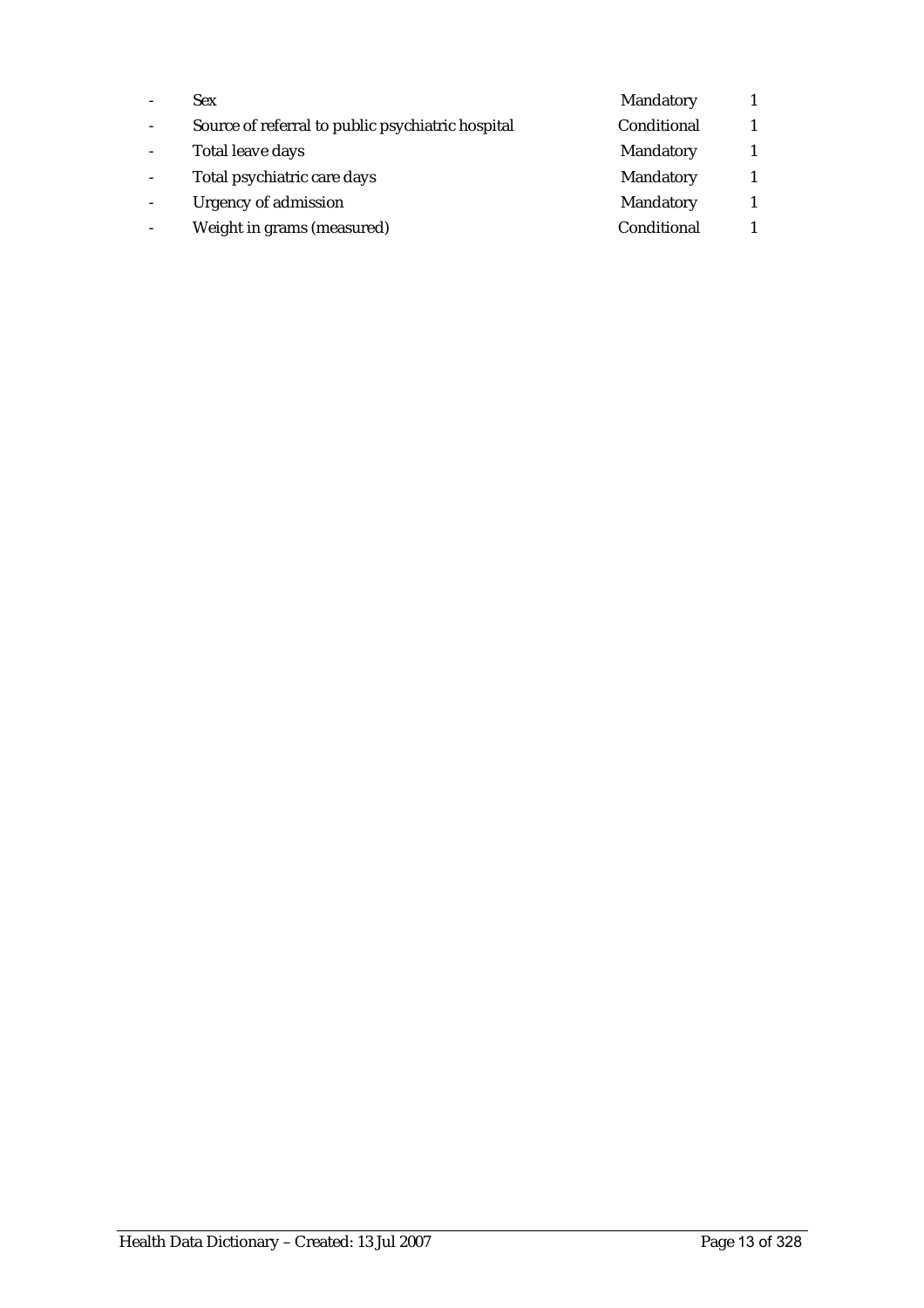| | | | |
|---|---|---|---|
| - | Sex | Mandatory | 1 |
| - | Source of referral to public psychiatric hospital | Conditional | 1 |
| - | Total leave days | Mandatory | 1 |
| - | Total psychiatric care days | Mandatory | 1 |
| - | Urgency of admission | Mandatory | 1 |
| - | Weight in grams (measured) | Conditional | 1 |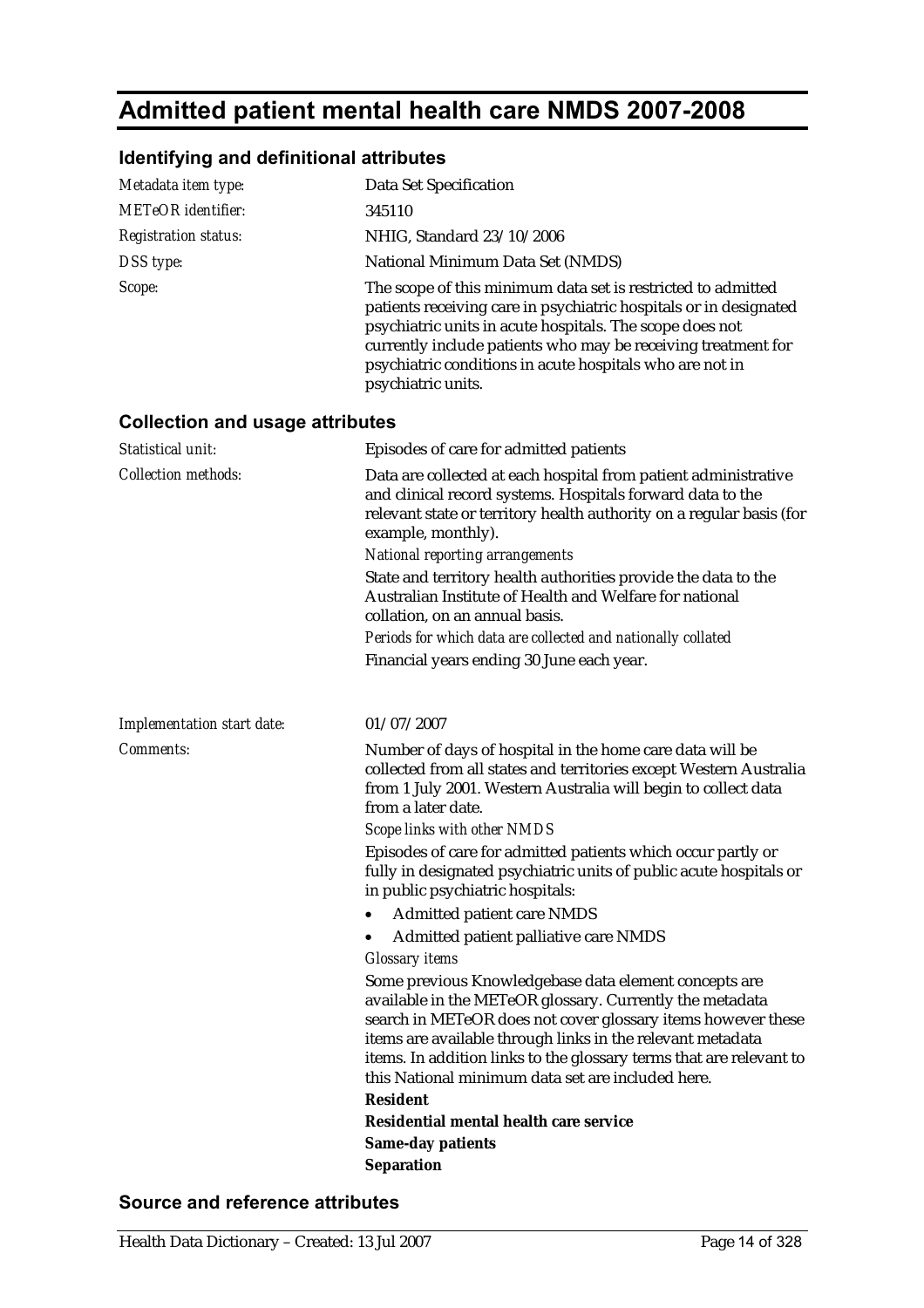# Admitted patient mental health care NMDS 2007-2008

## Identifying and definitional attributes

| | |
|---|---|
| *Metadata item type:* | Data Set Specification |
| *METeOR identifier:* | 345110 |
| *Registration status:* | NHIG, Standard 23/10/2006 |
| *DSS type:* | National Minimum Data Set (NMDS) |
| *Scope:* | The scope of this minimum data set is restricted to admitted patients receiving care in psychiatric hospitals or in designated psychiatric units in acute hospitals. The scope does not currently include patients who may be receiving treatment for psychiatric conditions in acute hospitals who are not in psychiatric units. |

## Collection and usage attributes

*Statistical unit:* Episodes of care for admitted patients

*Collection methods:* Data are collected at each hospital from patient administrative and clinical record systems. Hospitals forward data to the relevant state or territory health authority on a regular basis (for example, monthly).

*National reporting arrangements*

State and territory health authorities provide the data to the Australian Institute of Health and Welfare for national collation, on an annual basis.

*Periods for which data are collected and nationally collated*

Financial years ending 30 June each year.

*Implementation start date:* 01/07/2007

*Comments:* Number of days of hospital in the home care data will be collected from all states and territories except Western Australia from 1 July 2001. Western Australia will begin to collect data from a later date.

*Scope links with other NMDS*

Episodes of care for admitted patients which occur partly or fully in designated psychiatric units of public acute hospitals or in public psychiatric hospitals:

- Admitted patient care NMDS
- Admitted patient palliative care NMDS

*Glossary items*

Some previous Knowledgebase data element concepts are available in the METeOR glossary. Currently the metadata search in METeOR does not cover glossary items however these items are available through links in the relevant metadata items. In addition links to the glossary terms that are relevant to this National minimum data set are included here.

**Resident**

**Residential mental health care service**

**Same-day patients**

**Separation**

## Source and reference attributes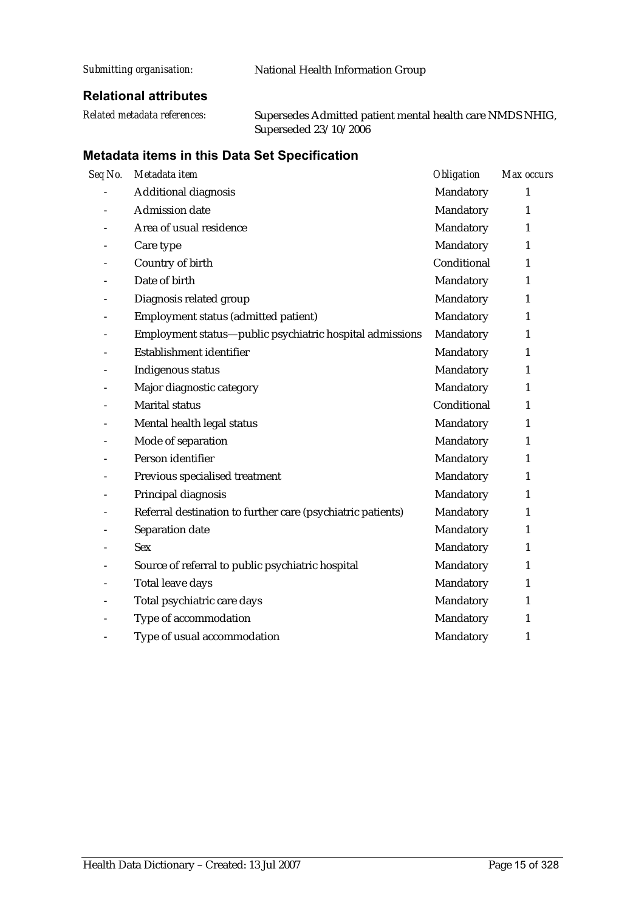*Submitting organisation:* National Health Information Group

### Relational attributes

*Related metadata references:* Supersedes Admitted patient mental health care NMDS NHIG, Superseded 23/10/2006

### Metadata items in this Data Set Specification

| *Seq No.* | *Metadata item* | *Obligation* | *Max occurs* |
|---|---|---|---|
| - | Additional diagnosis | Mandatory | 1 |
| - | Admission date | Mandatory | 1 |
| - | Area of usual residence | Mandatory | 1 |
| - | Care type | Mandatory | 1 |
| - | Country of birth | Conditional | 1 |
| - | Date of birth | Mandatory | 1 |
| - | Diagnosis related group | Mandatory | 1 |
| - | Employment status (admitted patient) | Mandatory | 1 |
| - | Employment status—public psychiatric hospital admissions | Mandatory | 1 |
| - | Establishment identifier | Mandatory | 1 |
| - | Indigenous status | Mandatory | 1 |
| - | Major diagnostic category | Mandatory | 1 |
| - | Marital status | Conditional | 1 |
| - | Mental health legal status | Mandatory | 1 |
| - | Mode of separation | Mandatory | 1 |
| - | Person identifier | Mandatory | 1 |
| - | Previous specialised treatment | Mandatory | 1 |
| - | Principal diagnosis | Mandatory | 1 |
| - | Referral destination to further care (psychiatric patients) | Mandatory | 1 |
| - | Separation date | Mandatory | 1 |
| - | Sex | Mandatory | 1 |
| - | Source of referral to public psychiatric hospital | Mandatory | 1 |
| - | Total leave days | Mandatory | 1 |
| - | Total psychiatric care days | Mandatory | 1 |
| - | Type of accommodation | Mandatory | 1 |
| - | Type of usual accommodation | Mandatory | 1 |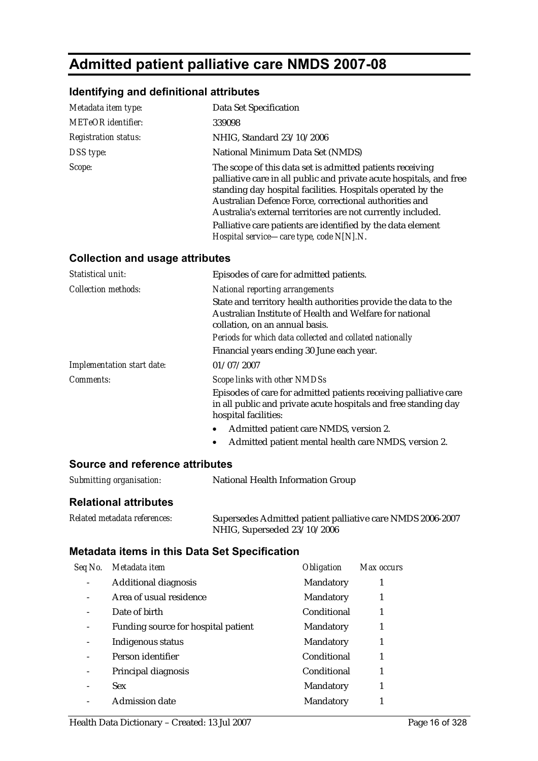# Admitted patient palliative care NMDS 2007-08

## Identifying and definitional attributes

| | |
|---|---|
| *Metadata item type:* | Data Set Specification |
| *METeOR identifier:* | 339098 |
| *Registration status:* | NHIG, Standard 23/10/2006 |
| *DSS type:* | National Minimum Data Set (NMDS) |
| *Scope:* | The scope of this data set is admitted patients receiving palliative care in all public and private acute hospitals, and free standing day hospital facilities. Hospitals operated by the Australian Defence Force, correctional authorities and Australia's external territories are not currently included.<br>Palliative care patients are identified by the data element *Hospital service—care type, code N[N].N*. |

## Collection and usage attributes

| | |
|---|---|
| *Statistical unit:* | Episodes of care for admitted patients. |
| *Collection methods:* | *National reporting arrangements*<br>State and territory health authorities provide the data to the Australian Institute of Health and Welfare for national collation, on an annual basis.<br>*Periods for which data collected and collated nationally*<br>Financial years ending 30 June each year. |
| *Implementation start date:* | 01/07/2007 |
| *Comments:* | *Scope links with other NMDSs*<br>Episodes of care for admitted patients receiving palliative care in all public and private acute hospitals and free standing day hospital facilities:<br>• Admitted patient care NMDS, version 2.<br>• Admitted patient mental health care NMDS, version 2. |

## Source and reference attributes

| | |
|---|---|
| *Submitting organisation:* | National Health Information Group |

## Relational attributes

| | |
|---|---|
| *Related metadata references:* | Supersedes Admitted patient palliative care NMDS 2006-2007 NHIG, Superseded 23/10/2006 |

## Metadata items in this Data Set Specification

| *Seq No.* | *Metadata item* | *Obligation* | *Max occurs* |
|---|---|---|---|
| - | Additional diagnosis | Mandatory | 1 |
| - | Area of usual residence | Mandatory | 1 |
| - | Date of birth | Conditional | 1 |
| - | Funding source for hospital patient | Mandatory | 1 |
| - | Indigenous status | Mandatory | 1 |
| - | Person identifier | Conditional | 1 |
| - | Principal diagnosis | Conditional | 1 |
| - | Sex | Mandatory | 1 |
| - | Admission date | Mandatory | 1 |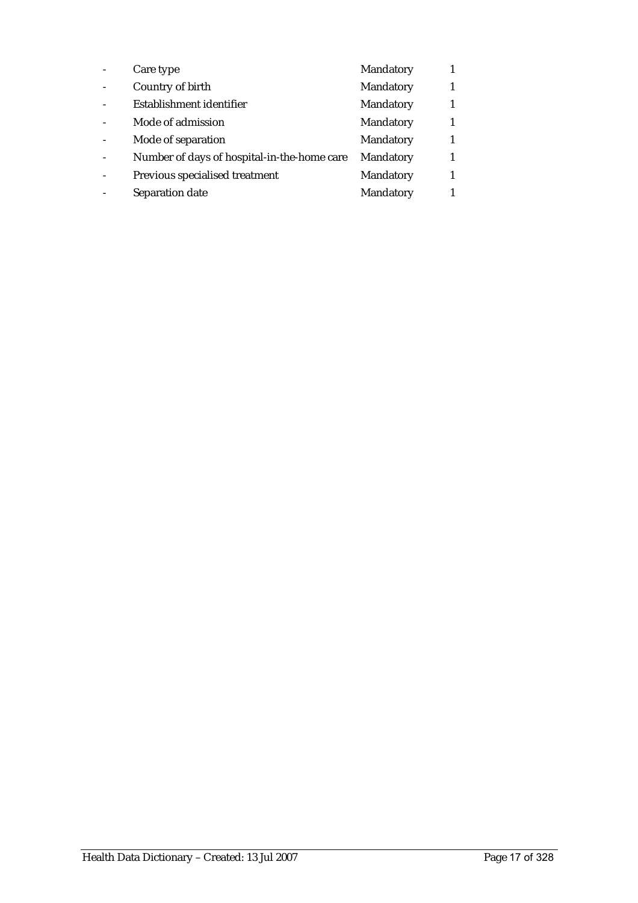| - | Care type | Mandatory | 1 |
| --- | --- | --- | --- |
| - | Country of birth | Mandatory | 1 |
| - | Establishment identifier | Mandatory | 1 |
| - | Mode of admission | Mandatory | 1 |
| - | Mode of separation | Mandatory | 1 |
| - | Number of days of hospital-in-the-home care | Mandatory | 1 |
| - | Previous specialised treatment | Mandatory | 1 |
| - | Separation date | Mandatory | 1 |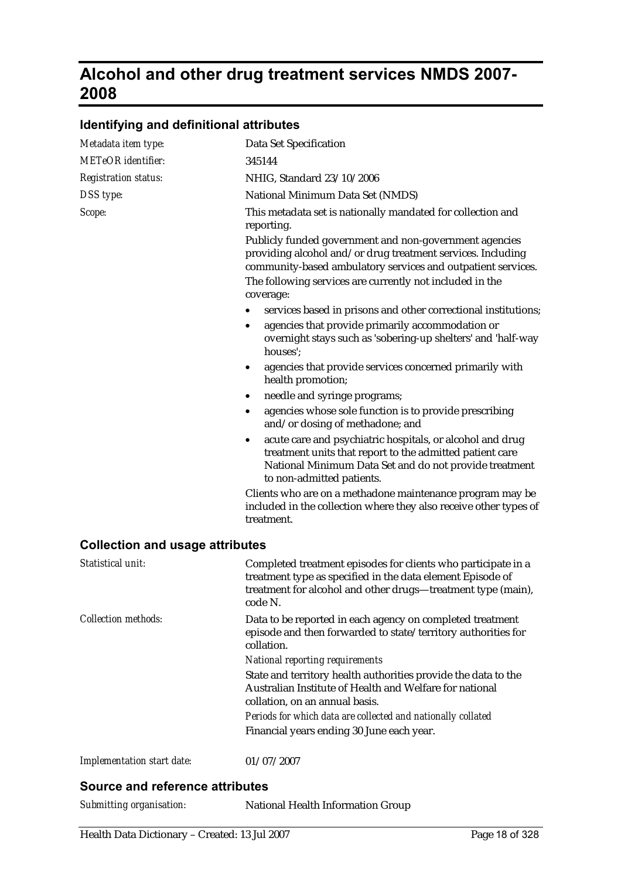# Alcohol and other drug treatment services NMDS 2007-2008

## Identifying and definitional attributes

| | |
|---|---|
| *Metadata item type:* | Data Set Specification |
| *METeOR identifier:* | 345144 |
| *Registration status:* | NHIG, Standard 23/10/2006 |
| *DSS type:* | National Minimum Data Set (NMDS) |

*Scope:*

This metadata set is nationally mandated for collection and reporting.

Publicly funded government and non-government agencies providing alcohol and/or drug treatment services. Including community-based ambulatory services and outpatient services.

The following services are currently not included in the coverage:

- services based in prisons and other correctional institutions;
- agencies that provide primarily accommodation or overnight stays such as 'sobering-up shelters' and 'half-way houses';
- agencies that provide services concerned primarily with health promotion;
- needle and syringe programs;
- agencies whose sole function is to provide prescribing and/or dosing of methadone; and
- acute care and psychiatric hospitals, or alcohol and drug treatment units that report to the admitted patient care National Minimum Data Set and do not provide treatment to non-admitted patients.

Clients who are on a methadone maintenance program may be included in the collection where they also receive other types of treatment.

## Collection and usage attributes

*Statistical unit:*

Completed treatment episodes for clients who participate in a treatment type as specified in the data element Episode of treatment for alcohol and other drugs—treatment type (main), code N.

*Collection methods:*

Data to be reported in each agency on completed treatment episode and then forwarded to state/territory authorities for collation.

*National reporting requirements*

State and territory health authorities provide the data to the Australian Institute of Health and Welfare for national collation, on an annual basis.

*Periods for which data are collected and nationally collated*

Financial years ending 30 June each year.

*Implementation start date:* 01/07/2007

## Source and reference attributes

*Submitting organisation:* National Health Information Group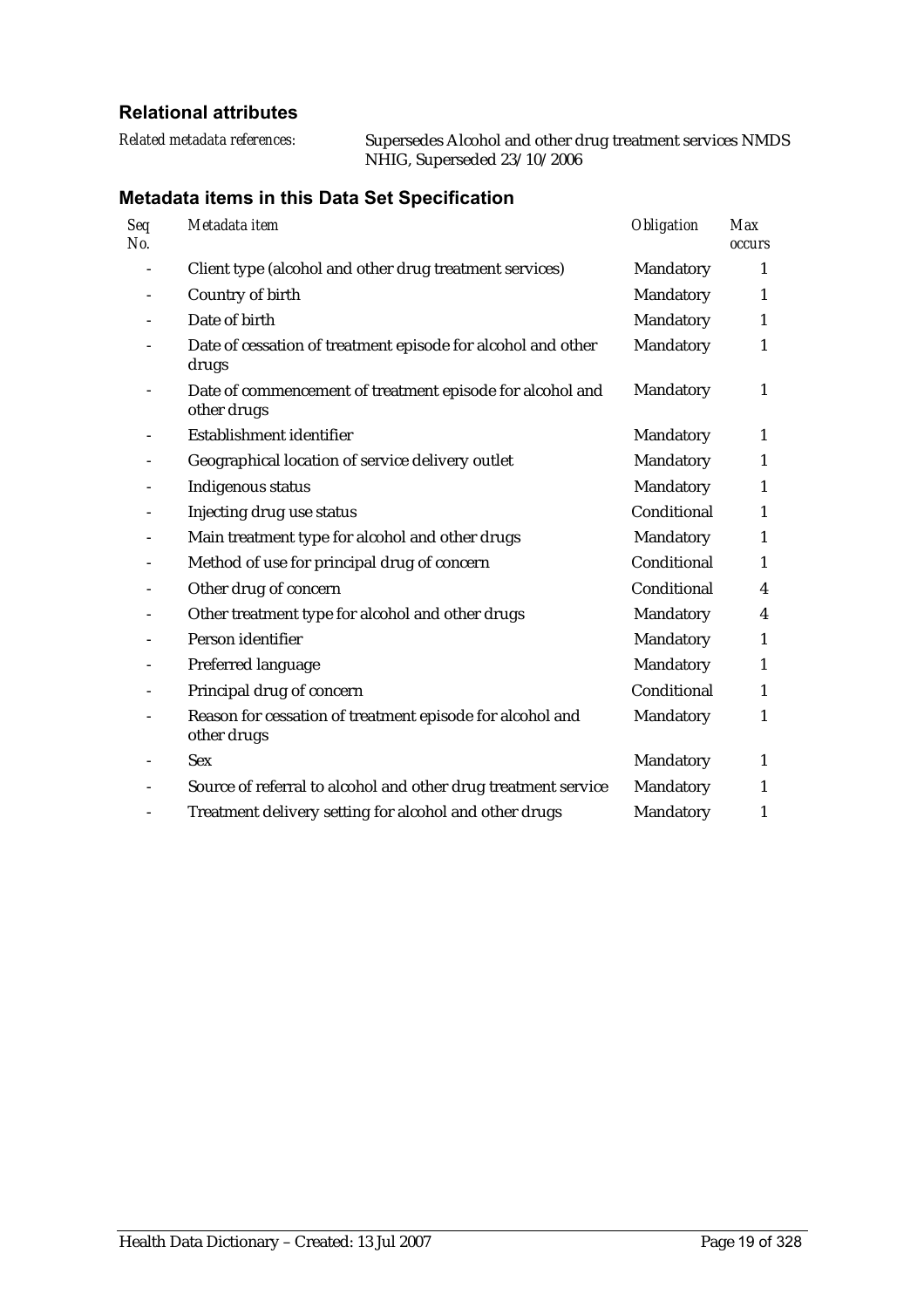### Relational attributes

*Related metadata references:* Supersedes Alcohol and other drug treatment services NMDS NHIG, Superseded 23/10/2006

### Metadata items in this Data Set Specification

| *Seq No.* | *Metadata item* | *Obligation* | *Max occurs* |
|---|---|---|---|
| - | Client type (alcohol and other drug treatment services) | Mandatory | 1 |
| - | Country of birth | Mandatory | 1 |
| - | Date of birth | Mandatory | 1 |
| - | Date of cessation of treatment episode for alcohol and other drugs | Mandatory | 1 |
| - | Date of commencement of treatment episode for alcohol and other drugs | Mandatory | 1 |
| - | Establishment identifier | Mandatory | 1 |
| - | Geographical location of service delivery outlet | Mandatory | 1 |
| - | Indigenous status | Mandatory | 1 |
| - | Injecting drug use status | Conditional | 1 |
| - | Main treatment type for alcohol and other drugs | Mandatory | 1 |
| - | Method of use for principal drug of concern | Conditional | 1 |
| - | Other drug of concern | Conditional | 4 |
| - | Other treatment type for alcohol and other drugs | Mandatory | 4 |
| - | Person identifier | Mandatory | 1 |
| - | Preferred language | Mandatory | 1 |
| - | Principal drug of concern | Conditional | 1 |
| - | Reason for cessation of treatment episode for alcohol and other drugs | Mandatory | 1 |
| - | Sex | Mandatory | 1 |
| - | Source of referral to alcohol and other drug treatment service | Mandatory | 1 |
| - | Treatment delivery setting for alcohol and other drugs | Mandatory | 1 |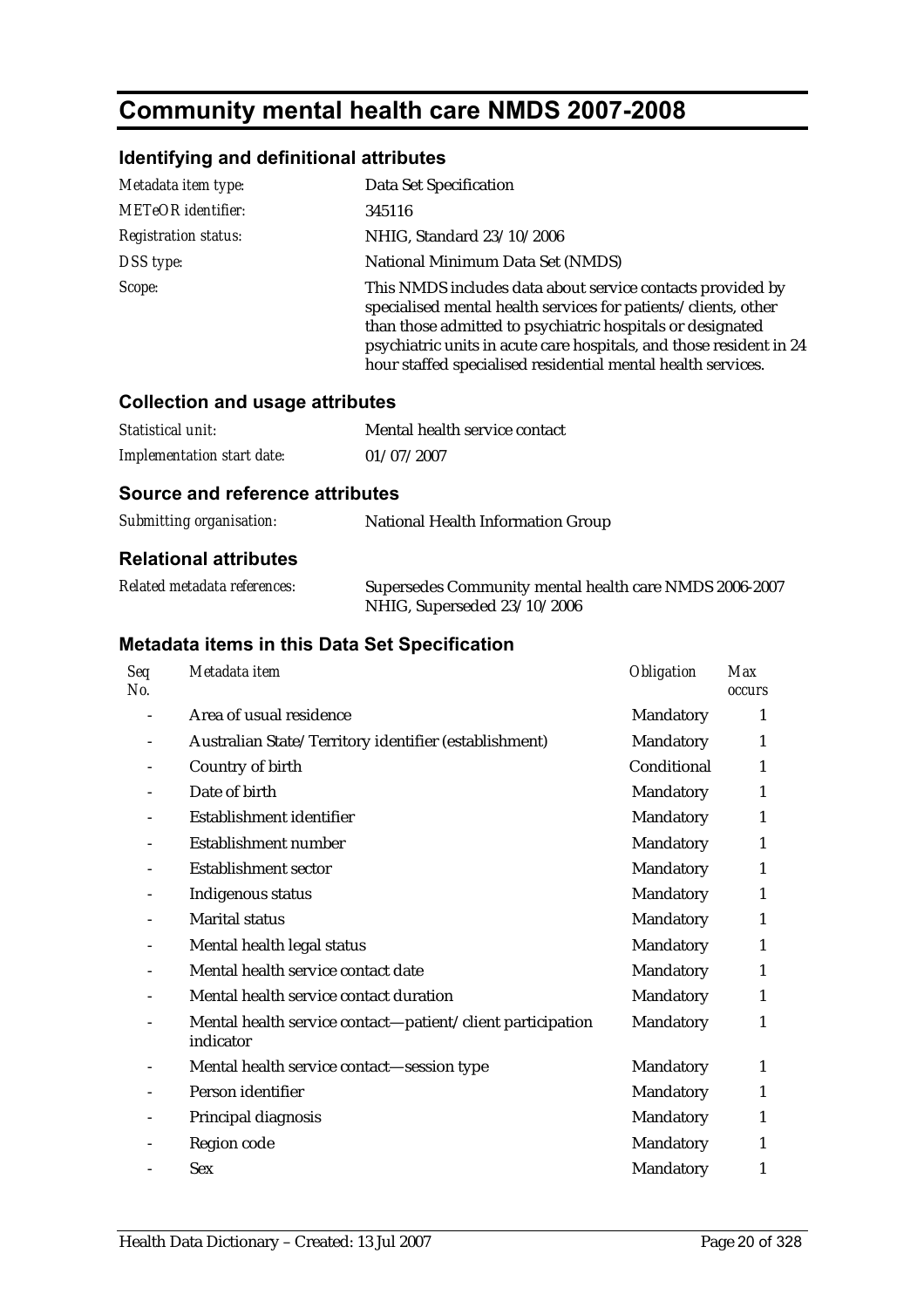# Community mental health care NMDS 2007-2008

## Identifying and definitional attributes

| | |
|---|---|
| *Metadata item type:* | Data Set Specification |
| *METeOR identifier:* | 345116 |
| *Registration status:* | NHIG, Standard 23/10/2006 |
| *DSS type:* | National Minimum Data Set (NMDS) |
| *Scope:* | This NMDS includes data about service contacts provided by specialised mental health services for patients/clients, other than those admitted to psychiatric hospitals or designated psychiatric units in acute care hospitals, and those resident in 24 hour staffed specialised residential mental health services. |

## Collection and usage attributes

| | |
|---|---|
| *Statistical unit:* | Mental health service contact |
| *Implementation start date:* | 01/07/2007 |

## Source and reference attributes

| | |
|---|---|
| *Submitting organisation:* | National Health Information Group |

## Relational attributes

| | |
|---|---|
| *Related metadata references:* | Supersedes Community mental health care NMDS 2006-2007 NHIG, Superseded 23/10/2006 |

## Metadata items in this Data Set Specification

| *Seq No.* | *Metadata item* | *Obligation* | *Max occurs* |
|---|---|---|---|
| - | Area of usual residence | Mandatory | 1 |
| - | Australian State/Territory identifier (establishment) | Mandatory | 1 |
| - | Country of birth | Conditional | 1 |
| - | Date of birth | Mandatory | 1 |
| - | Establishment identifier | Mandatory | 1 |
| - | Establishment number | Mandatory | 1 |
| - | Establishment sector | Mandatory | 1 |
| - | Indigenous status | Mandatory | 1 |
| - | Marital status | Mandatory | 1 |
| - | Mental health legal status | Mandatory | 1 |
| - | Mental health service contact date | Mandatory | 1 |
| - | Mental health service contact duration | Mandatory | 1 |
| - | Mental health service contact—patient/client participation indicator | Mandatory | 1 |
| - | Mental health service contact—session type | Mandatory | 1 |
| - | Person identifier | Mandatory | 1 |
| - | Principal diagnosis | Mandatory | 1 |
| - | Region code | Mandatory | 1 |
| - | Sex | Mandatory | 1 |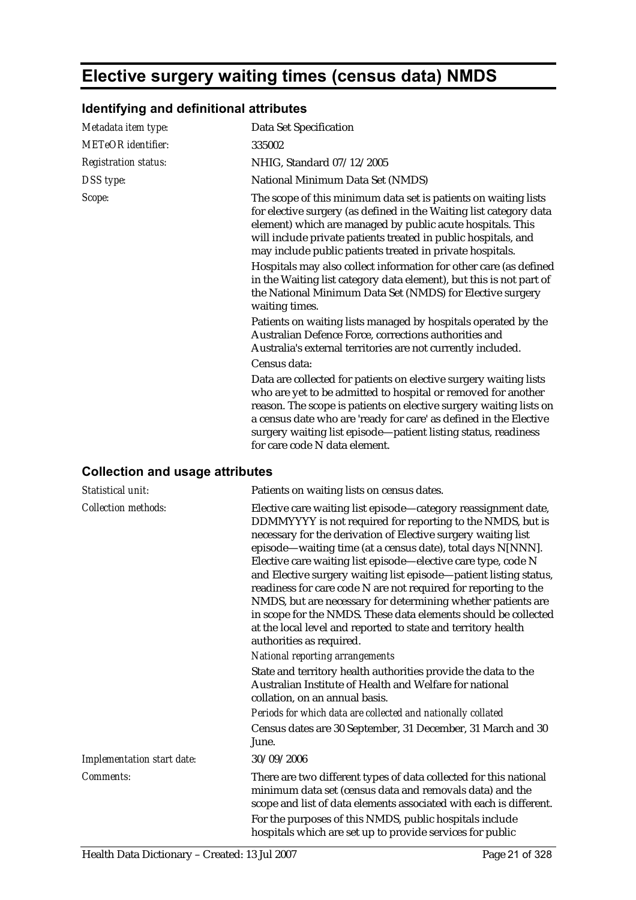# Elective surgery waiting times (census data) NMDS

## Identifying and definitional attributes

| | |
|---|---|
| *Metadata item type:* | Data Set Specification |
| *METeOR identifier:* | 335002 |
| *Registration status:* | NHIG, Standard 07/12/2005 |
| *DSS type:* | National Minimum Data Set (NMDS) |
| *Scope:* | The scope of this minimum data set is patients on waiting lists for elective surgery (as defined in the Waiting list category data element) which are managed by public acute hospitals. This will include private patients treated in public hospitals, and may include public patients treated in private hospitals.<br><br>Hospitals may also collect information for other care (as defined in the Waiting list category data element), but this is not part of the National Minimum Data Set (NMDS) for Elective surgery waiting times.<br><br>Patients on waiting lists managed by hospitals operated by the Australian Defence Force, corrections authorities and Australia's external territories are not currently included.<br><br>Census data:<br><br>Data are collected for patients on elective surgery waiting lists who are yet to be admitted to hospital or removed for another reason. The scope is patients on elective surgery waiting lists on a census date who are 'ready for care' as defined in the Elective surgery waiting list episode—patient listing status, readiness for care code N data element. |

## Collection and usage attributes

| | |
|---|---|
| *Statistical unit:* | Patients on waiting lists on census dates. |
| *Collection methods:* | Elective care waiting list episode—category reassignment date, DDMMYYYY is not required for reporting to the NMDS, but is necessary for the derivation of Elective surgery waiting list episode—waiting time (at a census date), total days N[NNN]. Elective care waiting list episode—elective care type, code N and Elective surgery waiting list episode—patient listing status, readiness for care code N are not required for reporting to the NMDS, but are necessary for determining whether patients are in scope for the NMDS. These data elements should be collected at the local level and reported to state and territory health authorities as required.<br><br>*National reporting arrangements*<br><br>State and territory health authorities provide the data to the Australian Institute of Health and Welfare for national collation, on an annual basis.<br><br>*Periods for which data are collected and nationally collated*<br><br>Census dates are 30 September, 31 December, 31 March and 30 June. |
| *Implementation start date:* | 30/09/2006 |
| *Comments:* | There are two different types of data collected for this national minimum data set (census data and removals data) and the scope and list of data elements associated with each is different.<br><br>For the purposes of this NMDS, public hospitals include hospitals which are set up to provide services for public |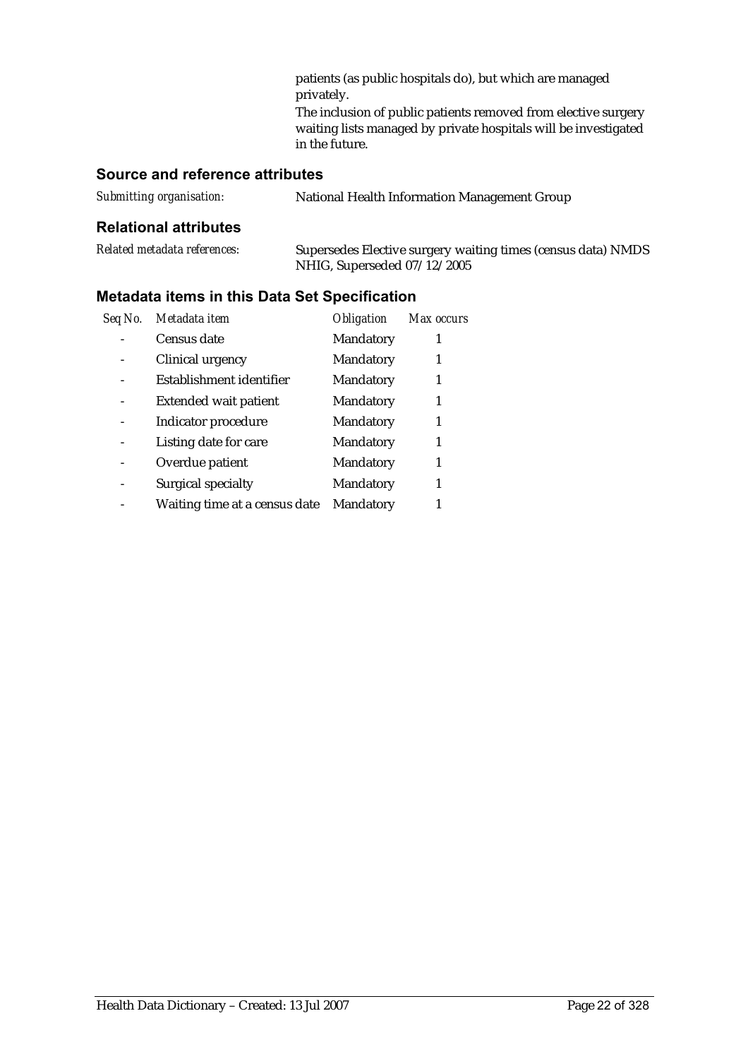patients (as public hospitals do), but which are managed privately.

The inclusion of public patients removed from elective surgery waiting lists managed by private hospitals will be investigated in the future.

### Source and reference attributes

*Submitting organisation:* National Health Information Management Group

### Relational attributes

*Related metadata references:* Supersedes Elective surgery waiting times (census data) NMDS NHIG, Superseded 07/12/2005

### Metadata items in this Data Set Specification

| *Seq No.* | *Metadata item* | *Obligation* | *Max occurs* |
|---|---|---|---|
| - | Census date | Mandatory | 1 |
| - | Clinical urgency | Mandatory | 1 |
| - | Establishment identifier | Mandatory | 1 |
| - | Extended wait patient | Mandatory | 1 |
| - | Indicator procedure | Mandatory | 1 |
| - | Listing date for care | Mandatory | 1 |
| - | Overdue patient | Mandatory | 1 |
| - | Surgical specialty | Mandatory | 1 |
| - | Waiting time at a census date | Mandatory | 1 |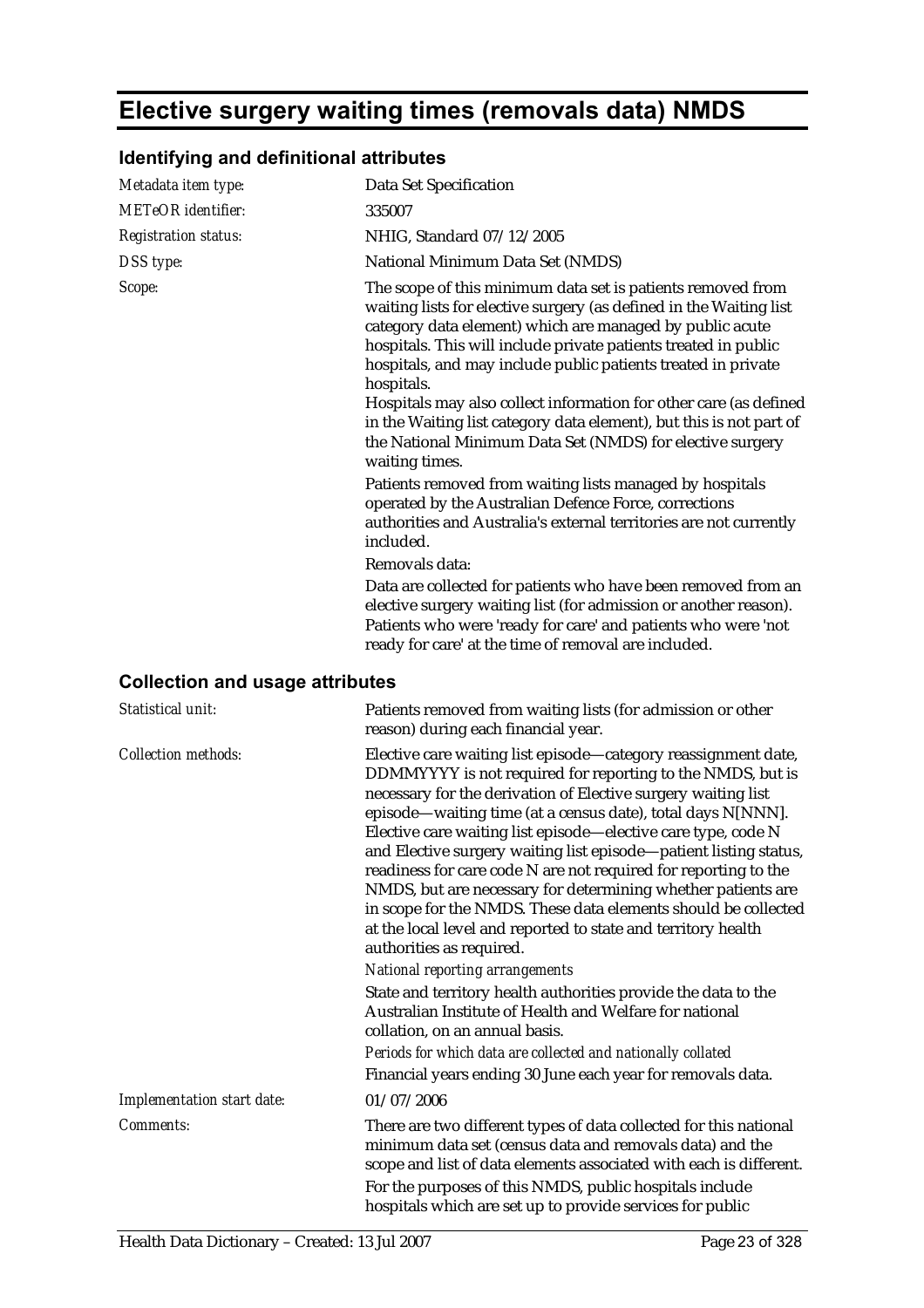# Elective surgery waiting times (removals data) NMDS

## Identifying and definitional attributes

| | |
|---|---|
| *Metadata item type:* | Data Set Specification |
| *METeOR identifier:* | 335007 |
| *Registration status:* | NHIG, Standard 07/12/2005 |
| *DSS type:* | National Minimum Data Set (NMDS) |
| *Scope:* | The scope of this minimum data set is patients removed from waiting lists for elective surgery (as defined in the Waiting list category data element) which are managed by public acute hospitals. This will include private patients treated in public hospitals, and may include public patients treated in private hospitals.<br>Hospitals may also collect information for other care (as defined in the Waiting list category data element), but this is not part of the National Minimum Data Set (NMDS) for elective surgery waiting times.<br>Patients removed from waiting lists managed by hospitals operated by the Australian Defence Force, corrections authorities and Australia's external territories are not currently included.<br>Removals data:<br>Data are collected for patients who have been removed from an elective surgery waiting list (for admission or another reason). Patients who were 'ready for care' and patients who were 'not ready for care' at the time of removal are included. |

## Collection and usage attributes

| | |
|---|---|
| *Statistical unit:* | Patients removed from waiting lists (for admission or other reason) during each financial year. |
| *Collection methods:* | Elective care waiting list episode—category reassignment date, DDMMYYYY is not required for reporting to the NMDS, but is necessary for the derivation of Elective surgery waiting list episode—waiting time (at a census date), total days N[NNN]. Elective care waiting list episode—elective care type, code N and Elective surgery waiting list episode—patient listing status, readiness for care code N are not required for reporting to the NMDS, but are necessary for determining whether patients are in scope for the NMDS. These data elements should be collected at the local level and reported to state and territory health authorities as required.<br>*National reporting arrangements*<br>State and territory health authorities provide the data to the Australian Institute of Health and Welfare for national collation, on an annual basis.<br>*Periods for which data are collected and nationally collated*<br>Financial years ending 30 June each year for removals data. |
| *Implementation start date:* | 01/07/2006 |
| *Comments:* | There are two different types of data collected for this national minimum data set (census data and removals data) and the scope and list of data elements associated with each is different.<br>For the purposes of this NMDS, public hospitals include hospitals which are set up to provide services for public |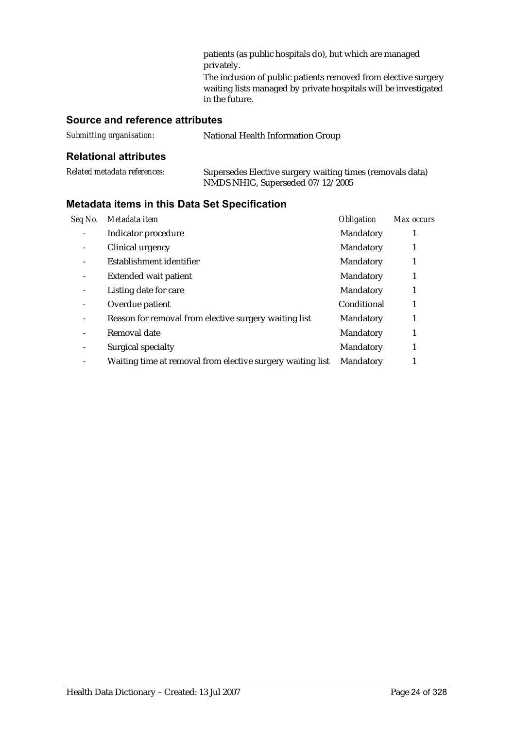patients (as public hospitals do), but which are managed privately.

The inclusion of public patients removed from elective surgery waiting lists managed by private hospitals will be investigated in the future.

### Source and reference attributes

*Submitting organisation:* National Health Information Group

### Relational attributes

*Related metadata references:* Supersedes Elective surgery waiting times (removals data) NMDS NHIG, Superseded 07/12/2005

### Metadata items in this Data Set Specification

| *Seq No.* | *Metadata item* | *Obligation* | *Max occurs* |
|---|---|---|---|
| - | Indicator procedure | Mandatory | 1 |
| - | Clinical urgency | Mandatory | 1 |
| - | Establishment identifier | Mandatory | 1 |
| - | Extended wait patient | Mandatory | 1 |
| - | Listing date for care | Mandatory | 1 |
| - | Overdue patient | Conditional | 1 |
| - | Reason for removal from elective surgery waiting list | Mandatory | 1 |
| - | Removal date | Mandatory | 1 |
| - | Surgical specialty | Mandatory | 1 |
| - | Waiting time at removal from elective surgery waiting list | Mandatory | 1 |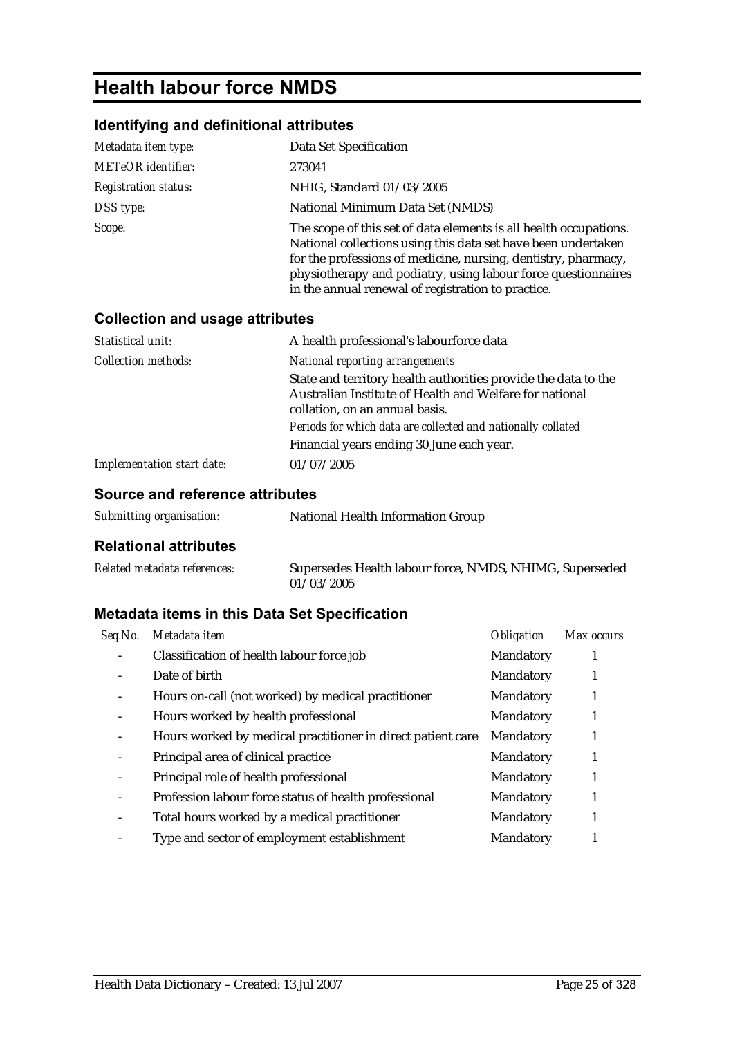# Health labour force NMDS

## Identifying and definitional attributes

| | |
|---|---|
| *Metadata item type:* | Data Set Specification |
| *METeOR identifier:* | 273041 |
| *Registration status:* | NHIG, Standard 01/03/2005 |
| *DSS type:* | National Minimum Data Set (NMDS) |
| *Scope:* | The scope of this set of data elements is all health occupations. National collections using this data set have been undertaken for the professions of medicine, nursing, dentistry, pharmacy, physiotherapy and podiatry, using labour force questionnaires in the annual renewal of registration to practice. |

## Collection and usage attributes

| | |
|---|---|
| *Statistical unit:* | A health professional's labourforce data |
| *Collection methods:* | *National reporting arrangements*<br>State and territory health authorities provide the data to the Australian Institute of Health and Welfare for national collation, on an annual basis.<br>*Periods for which data are collected and nationally collated*<br>Financial years ending 30 June each year. |
| *Implementation start date:* | 01/07/2005 |

## Source and reference attributes

| | |
|---|---|
| *Submitting organisation:* | National Health Information Group |

## Relational attributes

| | |
|---|---|
| *Related metadata references:* | Supersedes Health labour force, NMDS, NHIMG, Superseded 01/03/2005 |

## Metadata items in this Data Set Specification

| *Seq No.* | *Metadata item* | *Obligation* | *Max occurs* |
|---|---|---|---|
| - | Classification of health labour force job | Mandatory | 1 |
| - | Date of birth | Mandatory | 1 |
| - | Hours on-call (not worked) by medical practitioner | Mandatory | 1 |
| - | Hours worked by health professional | Mandatory | 1 |
| - | Hours worked by medical practitioner in direct patient care | Mandatory | 1 |
| - | Principal area of clinical practice | Mandatory | 1 |
| - | Principal role of health professional | Mandatory | 1 |
| - | Profession labour force status of health professional | Mandatory | 1 |
| - | Total hours worked by a medical practitioner | Mandatory | 1 |
| - | Type and sector of employment establishment | Mandatory | 1 |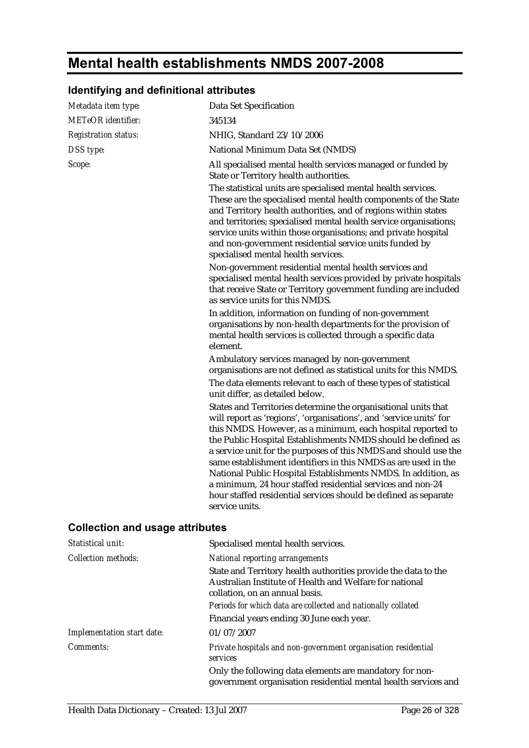# Mental health establishments NMDS 2007-2008

## Identifying and definitional attributes

| | |
|---|---|
| *Metadata item type:* | Data Set Specification |
| *METeOR identifier:* | 345134 |
| *Registration status:* | NHIG, Standard 23/10/2006 |
| *DSS type:* | National Minimum Data Set (NMDS) |
| *Scope:* | All specialised mental health services managed or funded by State or Territory health authorities.<br><br>The statistical units are specialised mental health services. These are the specialised mental health components of the State and Territory health authorities, and of regions within states and territories; specialised mental health service organisations; service units within those organisations; and private hospital and non-government residential service units funded by specialised mental health services.<br><br>Non-government residential mental health services and specialised mental health services provided by private hospitals that receive State or Territory government funding are included as service units for this NMDS.<br><br>In addition, information on funding of non-government organisations by non-health departments for the provision of mental health services is collected through a specific data element.<br><br>Ambulatory services managed by non-government organisations are not defined as statistical units for this NMDS.<br><br>The data elements relevant to each of these types of statistical unit differ, as detailed below.<br><br>States and Territories determine the organisational units that will report as 'regions', 'organisations', and 'service units' for this NMDS. However, as a minimum, each hospital reported to the Public Hospital Establishments NMDS should be defined as a service unit for the purposes of this NMDS and should use the same establishment identifiers in this NMDS as are used in the National Public Hospital Establishments NMDS. In addition, as a minimum, 24 hour staffed residential services and non-24 hour staffed residential services should be defined as separate service units. |

## Collection and usage attributes

| | |
|---|---|
| *Statistical unit:* | Specialised mental health services. |
| *Collection methods:* | *National reporting arrangements*<br><br>State and Territory health authorities provide the data to the Australian Institute of Health and Welfare for national collation, on an annual basis.<br><br>*Periods for which data are collected and nationally collated*<br><br>Financial years ending 30 June each year. |
| *Implementation start date:* | 01/07/2007 |
| *Comments:* | *Private hospitals and non-government organisation residential services*<br><br>Only the following data elements are mandatory for non-government organisation residential mental health services and |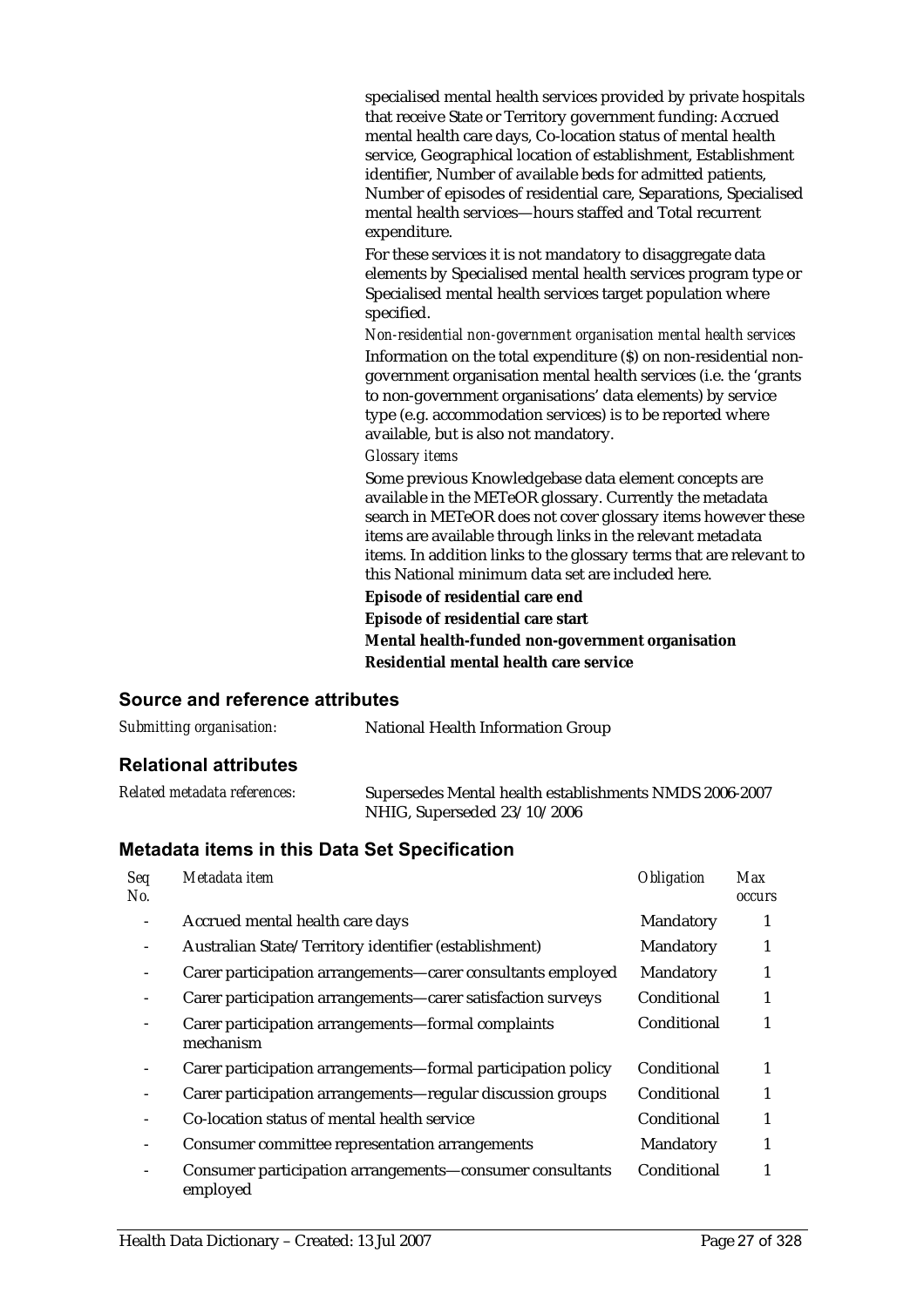specialised mental health services provided by private hospitals that receive State or Territory government funding: Accrued mental health care days, Co-location status of mental health service, Geographical location of establishment, Establishment identifier, Number of available beds for admitted patients, Number of episodes of residential care, Separations, Specialised mental health services—hours staffed and Total recurrent expenditure.

For these services it is not mandatory to disaggregate data elements by Specialised mental health services program type or Specialised mental health services target population where specified.

*Non-residential non-government organisation mental health services*

Information on the total expenditure ($) on non-residential non-government organisation mental health services (i.e. the 'grants to non-government organisations' data elements) by service type (e.g. accommodation services) is to be reported where available, but is also not mandatory.

*Glossary items*

Some previous Knowledgebase data element concepts are available in the METeOR glossary. Currently the metadata search in METeOR does not cover glossary items however these items are available through links in the relevant metadata items. In addition links to the glossary terms that are relevant to this National minimum data set are included here.

**Episode of residential care end**

**Episode of residential care start**

**Mental health-funded non-government organisation**

**Residential mental health care service**

### Source and reference attributes

*Submitting organisation:* National Health Information Group

### Relational attributes

*Related metadata references:* Supersedes Mental health establishments NMDS 2006-2007 NHIG, Superseded 23/10/2006

### Metadata items in this Data Set Specification

| *Seq No.* | *Metadata item* | *Obligation* | *Max occurs* |
|---|---|---|---|
| - | Accrued mental health care days | Mandatory | 1 |
| - | Australian State/Territory identifier (establishment) | Mandatory | 1 |
| - | Carer participation arrangements—carer consultants employed | Mandatory | 1 |
| - | Carer participation arrangements—carer satisfaction surveys | Conditional | 1 |
| - | Carer participation arrangements—formal complaints mechanism | Conditional | 1 |
| - | Carer participation arrangements—formal participation policy | Conditional | 1 |
| - | Carer participation arrangements—regular discussion groups | Conditional | 1 |
| - | Co-location status of mental health service | Conditional | 1 |
| - | Consumer committee representation arrangements | Mandatory | 1 |
| - | Consumer participation arrangements—consumer consultants employed | Conditional | 1 |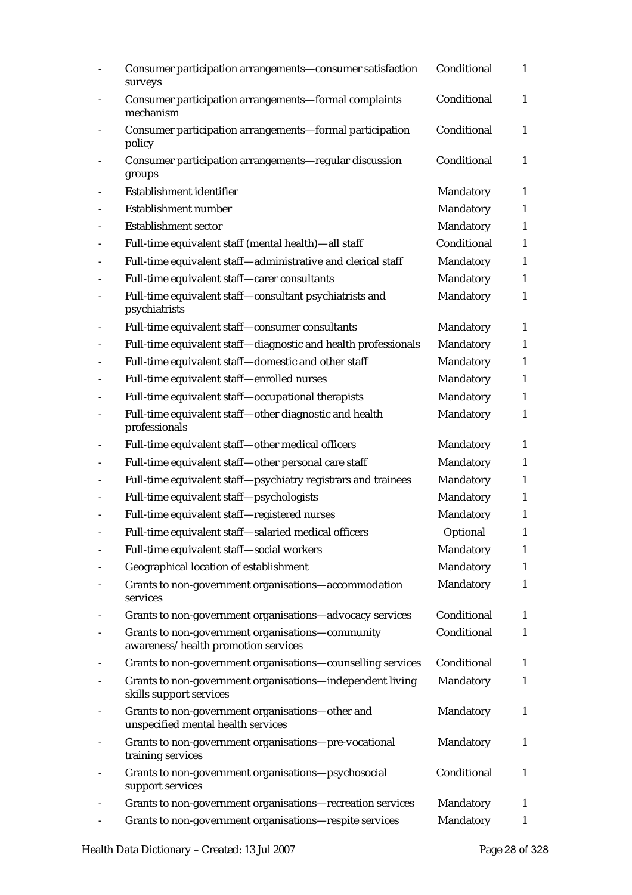| | | | |
|---|---|---|---|
| - | Consumer participation arrangements—consumer satisfaction surveys | Conditional | 1 |
| - | Consumer participation arrangements—formal complaints mechanism | Conditional | 1 |
| - | Consumer participation arrangements—formal participation policy | Conditional | 1 |
| - | Consumer participation arrangements—regular discussion groups | Conditional | 1 |
| - | Establishment identifier | Mandatory | 1 |
| - | Establishment number | Mandatory | 1 |
| - | Establishment sector | Mandatory | 1 |
| - | Full-time equivalent staff (mental health)—all staff | Conditional | 1 |
| - | Full-time equivalent staff—administrative and clerical staff | Mandatory | 1 |
| - | Full-time equivalent staff—carer consultants | Mandatory | 1 |
| - | Full-time equivalent staff—consultant psychiatrists and psychiatrists | Mandatory | 1 |
| - | Full-time equivalent staff—consumer consultants | Mandatory | 1 |
| - | Full-time equivalent staff—diagnostic and health professionals | Mandatory | 1 |
| - | Full-time equivalent staff—domestic and other staff | Mandatory | 1 |
| - | Full-time equivalent staff—enrolled nurses | Mandatory | 1 |
| - | Full-time equivalent staff—occupational therapists | Mandatory | 1 |
| - | Full-time equivalent staff—other diagnostic and health professionals | Mandatory | 1 |
| - | Full-time equivalent staff—other medical officers | Mandatory | 1 |
| - | Full-time equivalent staff—other personal care staff | Mandatory | 1 |
| - | Full-time equivalent staff—psychiatry registrars and trainees | Mandatory | 1 |
| - | Full-time equivalent staff—psychologists | Mandatory | 1 |
| - | Full-time equivalent staff—registered nurses | Mandatory | 1 |
| - | Full-time equivalent staff—salaried medical officers | Optional | 1 |
| - | Full-time equivalent staff—social workers | Mandatory | 1 |
| - | Geographical location of establishment | Mandatory | 1 |
| - | Grants to non-government organisations—accommodation services | Mandatory | 1 |
| - | Grants to non-government organisations—advocacy services | Conditional | 1 |
| - | Grants to non-government organisations—community awareness/health promotion services | Conditional | 1 |
| - | Grants to non-government organisations—counselling services | Conditional | 1 |
| - | Grants to non-government organisations—independent living skills support services | Mandatory | 1 |
| - | Grants to non-government organisations—other and unspecified mental health services | Mandatory | 1 |
| - | Grants to non-government organisations—pre-vocational training services | Mandatory | 1 |
| - | Grants to non-government organisations—psychosocial support services | Conditional | 1 |
| - | Grants to non-government organisations—recreation services | Mandatory | 1 |
| - | Grants to non-government organisations—respite services | Mandatory | 1 |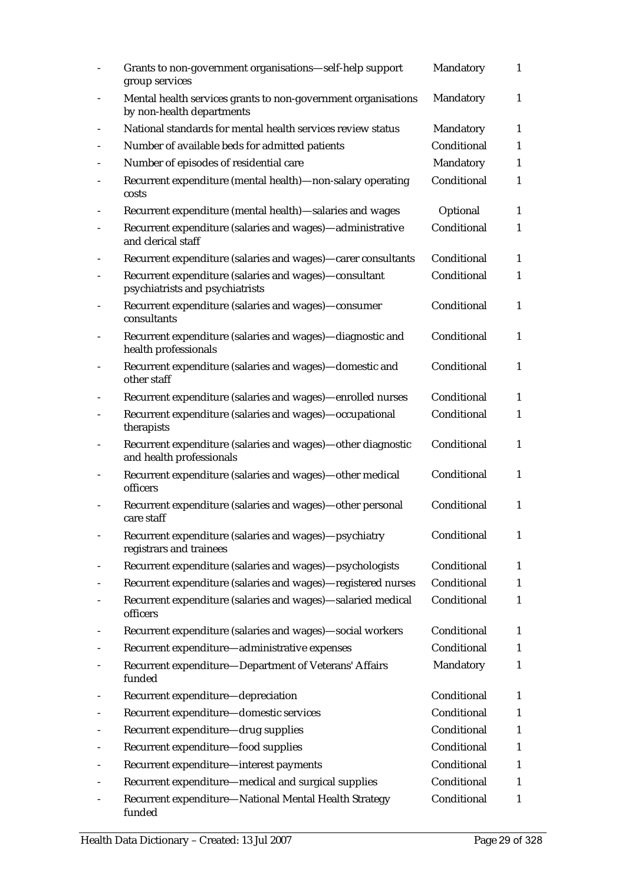| | | | |
|---|---|---|---|
| - | Grants to non-government organisations—self-help support group services | Mandatory | 1 |
| - | Mental health services grants to non-government organisations by non-health departments | Mandatory | 1 |
| - | National standards for mental health services review status | Mandatory | 1 |
| - | Number of available beds for admitted patients | Conditional | 1 |
| - | Number of episodes of residential care | Mandatory | 1 |
| - | Recurrent expenditure (mental health)—non-salary operating costs | Conditional | 1 |
| - | Recurrent expenditure (mental health)—salaries and wages | Optional | 1 |
| - | Recurrent expenditure (salaries and wages)—administrative and clerical staff | Conditional | 1 |
| - | Recurrent expenditure (salaries and wages)—carer consultants | Conditional | 1 |
| - | Recurrent expenditure (salaries and wages)—consultant psychiatrists and psychiatrists | Conditional | 1 |
| - | Recurrent expenditure (salaries and wages)—consumer consultants | Conditional | 1 |
| - | Recurrent expenditure (salaries and wages)—diagnostic and health professionals | Conditional | 1 |
| - | Recurrent expenditure (salaries and wages)—domestic and other staff | Conditional | 1 |
| - | Recurrent expenditure (salaries and wages)—enrolled nurses | Conditional | 1 |
| - | Recurrent expenditure (salaries and wages)—occupational therapists | Conditional | 1 |
| - | Recurrent expenditure (salaries and wages)—other diagnostic and health professionals | Conditional | 1 |
| - | Recurrent expenditure (salaries and wages)—other medical officers | Conditional | 1 |
| - | Recurrent expenditure (salaries and wages)—other personal care staff | Conditional | 1 |
| - | Recurrent expenditure (salaries and wages)—psychiatry registrars and trainees | Conditional | 1 |
| - | Recurrent expenditure (salaries and wages)—psychologists | Conditional | 1 |
| - | Recurrent expenditure (salaries and wages)—registered nurses | Conditional | 1 |
| - | Recurrent expenditure (salaries and wages)—salaried medical officers | Conditional | 1 |
| - | Recurrent expenditure (salaries and wages)—social workers | Conditional | 1 |
| - | Recurrent expenditure—administrative expenses | Conditional | 1 |
| - | Recurrent expenditure—Department of Veterans' Affairs funded | Mandatory | 1 |
| - | Recurrent expenditure—depreciation | Conditional | 1 |
| - | Recurrent expenditure—domestic services | Conditional | 1 |
| - | Recurrent expenditure—drug supplies | Conditional | 1 |
| - | Recurrent expenditure—food supplies | Conditional | 1 |
| - | Recurrent expenditure—interest payments | Conditional | 1 |
| - | Recurrent expenditure—medical and surgical supplies | Conditional | 1 |
| - | Recurrent expenditure—National Mental Health Strategy funded | Conditional | 1 |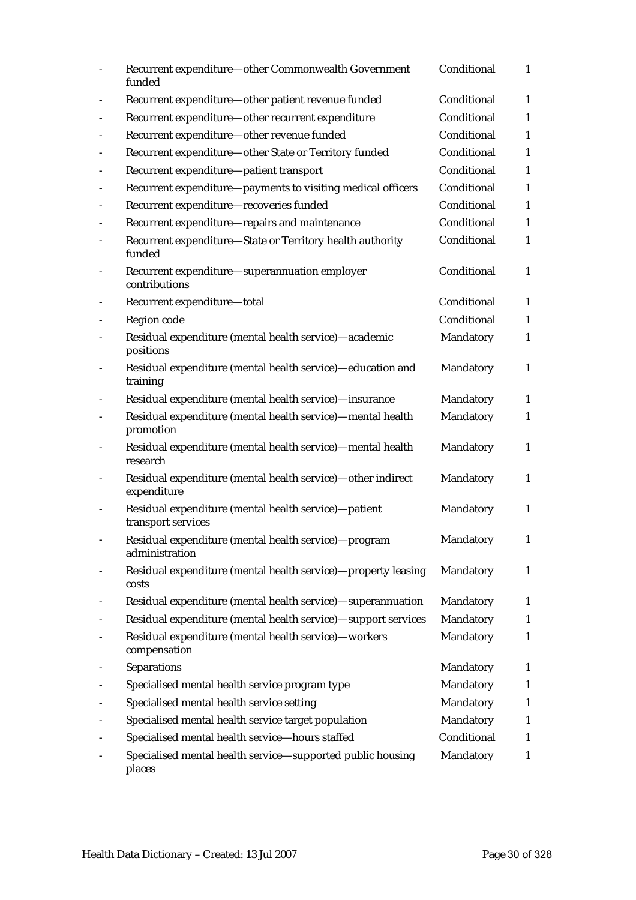| | | | |
|---|---|---|---|
| - | Recurrent expenditure—other Commonwealth Government funded | Conditional | 1 |
| - | Recurrent expenditure—other patient revenue funded | Conditional | 1 |
| - | Recurrent expenditure—other recurrent expenditure | Conditional | 1 |
| - | Recurrent expenditure—other revenue funded | Conditional | 1 |
| - | Recurrent expenditure—other State or Territory funded | Conditional | 1 |
| - | Recurrent expenditure—patient transport | Conditional | 1 |
| - | Recurrent expenditure—payments to visiting medical officers | Conditional | 1 |
| - | Recurrent expenditure—recoveries funded | Conditional | 1 |
| - | Recurrent expenditure—repairs and maintenance | Conditional | 1 |
| - | Recurrent expenditure—State or Territory health authority funded | Conditional | 1 |
| - | Recurrent expenditure—superannuation employer contributions | Conditional | 1 |
| - | Recurrent expenditure—total | Conditional | 1 |
| - | Region code | Conditional | 1 |
| - | Residual expenditure (mental health service)—academic positions | Mandatory | 1 |
| - | Residual expenditure (mental health service)—education and training | Mandatory | 1 |
| - | Residual expenditure (mental health service)—insurance | Mandatory | 1 |
| - | Residual expenditure (mental health service)—mental health promotion | Mandatory | 1 |
| - | Residual expenditure (mental health service)—mental health research | Mandatory | 1 |
| - | Residual expenditure (mental health service)—other indirect expenditure | Mandatory | 1 |
| - | Residual expenditure (mental health service)—patient transport services | Mandatory | 1 |
| - | Residual expenditure (mental health service)—program administration | Mandatory | 1 |
| - | Residual expenditure (mental health service)—property leasing costs | Mandatory | 1 |
| - | Residual expenditure (mental health service)—superannuation | Mandatory | 1 |
| - | Residual expenditure (mental health service)—support services | Mandatory | 1 |
| - | Residual expenditure (mental health service)—workers compensation | Mandatory | 1 |
| - | Separations | Mandatory | 1 |
| - | Specialised mental health service program type | Mandatory | 1 |
| - | Specialised mental health service setting | Mandatory | 1 |
| - | Specialised mental health service target population | Mandatory | 1 |
| - | Specialised mental health service—hours staffed | Conditional | 1 |
| - | Specialised mental health service—supported public housing places | Mandatory | 1 |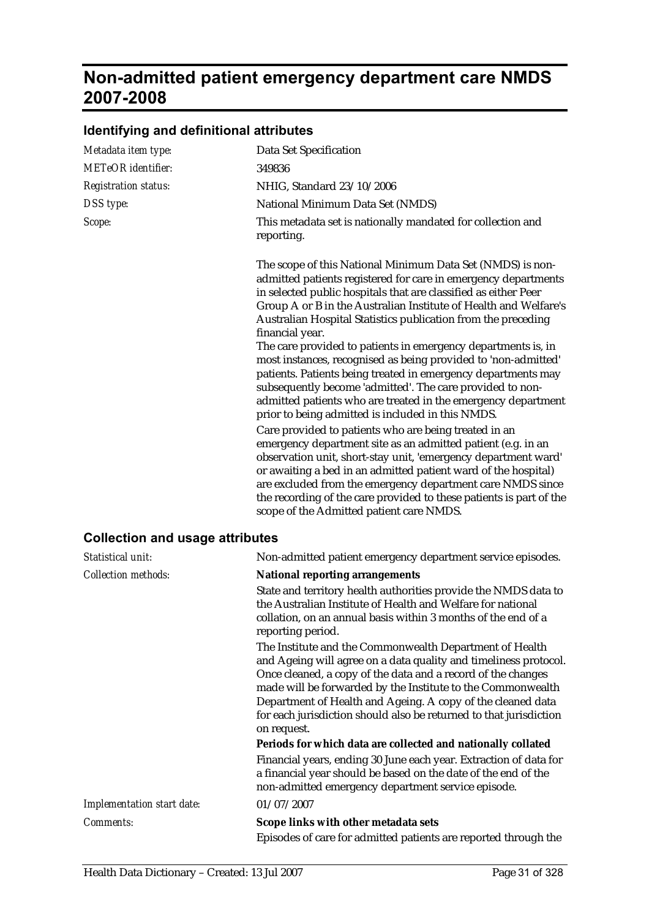# Non-admitted patient emergency department care NMDS 2007-2008

## Identifying and definitional attributes

| | |
|---|---|
| *Metadata item type:* | Data Set Specification |
| *METeOR identifier:* | 349836 |
| *Registration status:* | NHIG, Standard 23/10/2006 |
| *DSS type:* | National Minimum Data Set (NMDS) |
| *Scope:* | This metadata set is nationally mandated for collection and reporting.<br><br>The scope of this National Minimum Data Set (NMDS) is non-admitted patients registered for care in emergency departments in selected public hospitals that are classified as either Peer Group A or B in the Australian Institute of Health and Welfare's Australian Hospital Statistics publication from the preceding financial year.<br>The care provided to patients in emergency departments is, in most instances, recognised as being provided to 'non-admitted' patients. Patients being treated in emergency departments may subsequently become 'admitted'. The care provided to non-admitted patients who are treated in the emergency department prior to being admitted is included in this NMDS.<br>Care provided to patients who are being treated in an emergency department site as an admitted patient (e.g. in an observation unit, short-stay unit, 'emergency department ward' or awaiting a bed in an admitted patient ward of the hospital) are excluded from the emergency department care NMDS since the recording of the care provided to these patients is part of the scope of the Admitted patient care NMDS. |

## Collection and usage attributes

| | |
|---|---|
| *Statistical unit:* | Non-admitted patient emergency department service episodes. |
| *Collection methods:* | **National reporting arrangements**<br>State and territory health authorities provide the NMDS data to the Australian Institute of Health and Welfare for national collation, on an annual basis within 3 months of the end of a reporting period.<br>The Institute and the Commonwealth Department of Health and Ageing will agree on a data quality and timeliness protocol. Once cleaned, a copy of the data and a record of the changes made will be forwarded by the Institute to the Commonwealth Department of Health and Ageing. A copy of the cleaned data for each jurisdiction should also be returned to that jurisdiction on request.<br>**Periods for which data are collected and nationally collated**<br>Financial years, ending 30 June each year. Extraction of data for a financial year should be based on the date of the end of the non-admitted emergency department service episode. |
| *Implementation start date:* | 01/07/2007 |
| *Comments:* | **Scope links with other metadata sets**<br>Episodes of care for admitted patients are reported through the |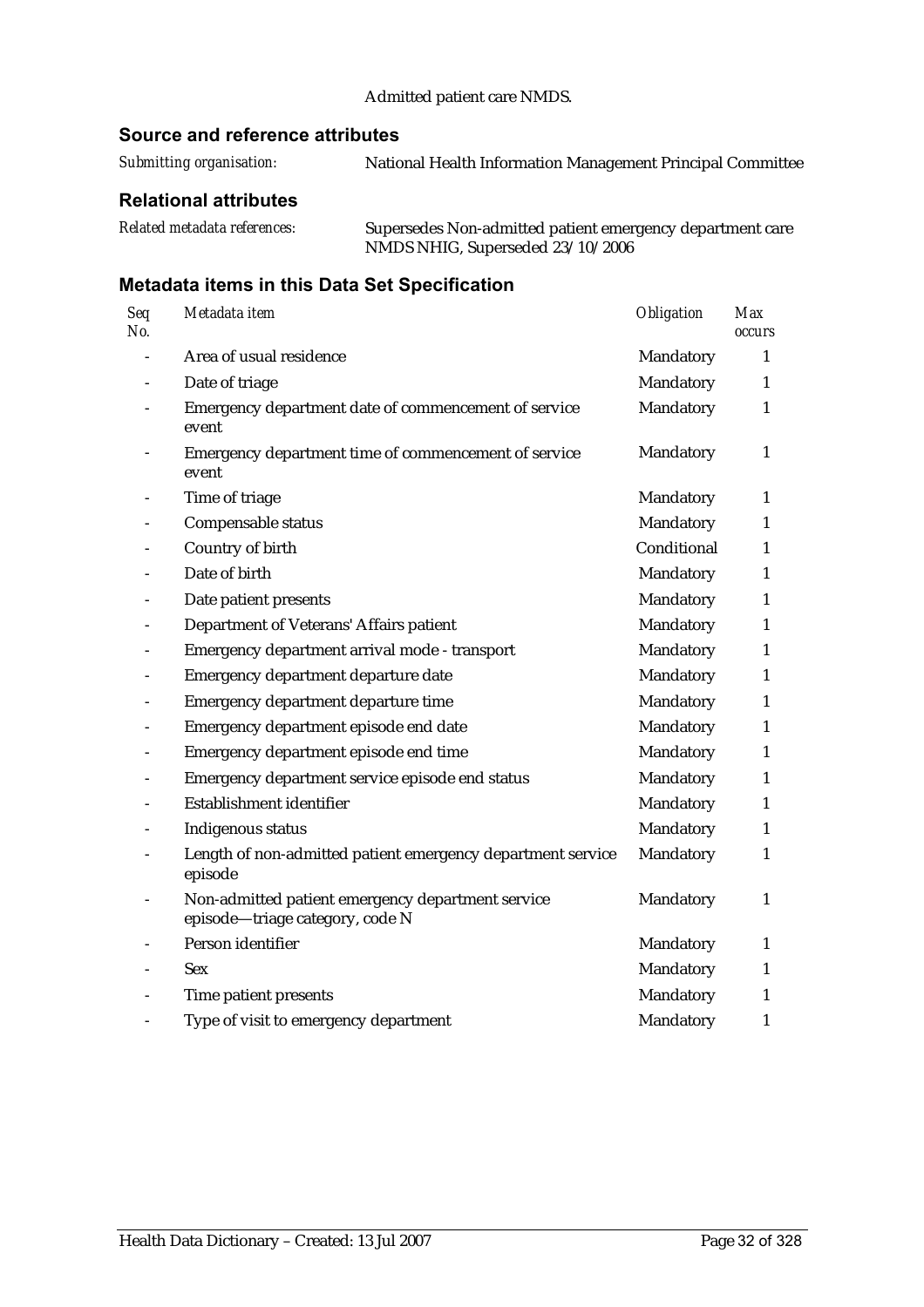Admitted patient care NMDS.

### Source and reference attributes

*Submitting organisation:* National Health Information Management Principal Committee

### Relational attributes

*Related metadata references:* Supersedes Non-admitted patient emergency department care NMDS NHIG, Superseded 23/10/2006

### Metadata items in this Data Set Specification

| *Seq No.* | *Metadata item* | *Obligation* | *Max occurs* |
|---|---|---|---|
| - | Area of usual residence | Mandatory | 1 |
| - | Date of triage | Mandatory | 1 |
| - | Emergency department date of commencement of service event | Mandatory | 1 |
| - | Emergency department time of commencement of service event | Mandatory | 1 |
| - | Time of triage | Mandatory | 1 |
| - | Compensable status | Mandatory | 1 |
| - | Country of birth | Conditional | 1 |
| - | Date of birth | Mandatory | 1 |
| - | Date patient presents | Mandatory | 1 |
| - | Department of Veterans' Affairs patient | Mandatory | 1 |
| - | Emergency department arrival mode - transport | Mandatory | 1 |
| - | Emergency department departure date | Mandatory | 1 |
| - | Emergency department departure time | Mandatory | 1 |
| - | Emergency department episode end date | Mandatory | 1 |
| - | Emergency department episode end time | Mandatory | 1 |
| - | Emergency department service episode end status | Mandatory | 1 |
| - | Establishment identifier | Mandatory | 1 |
| - | Indigenous status | Mandatory | 1 |
| - | Length of non-admitted patient emergency department service episode | Mandatory | 1 |
| - | Non-admitted patient emergency department service episode—triage category, code N | Mandatory | 1 |
| - | Person identifier | Mandatory | 1 |
| - | Sex | Mandatory | 1 |
| - | Time patient presents | Mandatory | 1 |
| - | Type of visit to emergency department | Mandatory | 1 |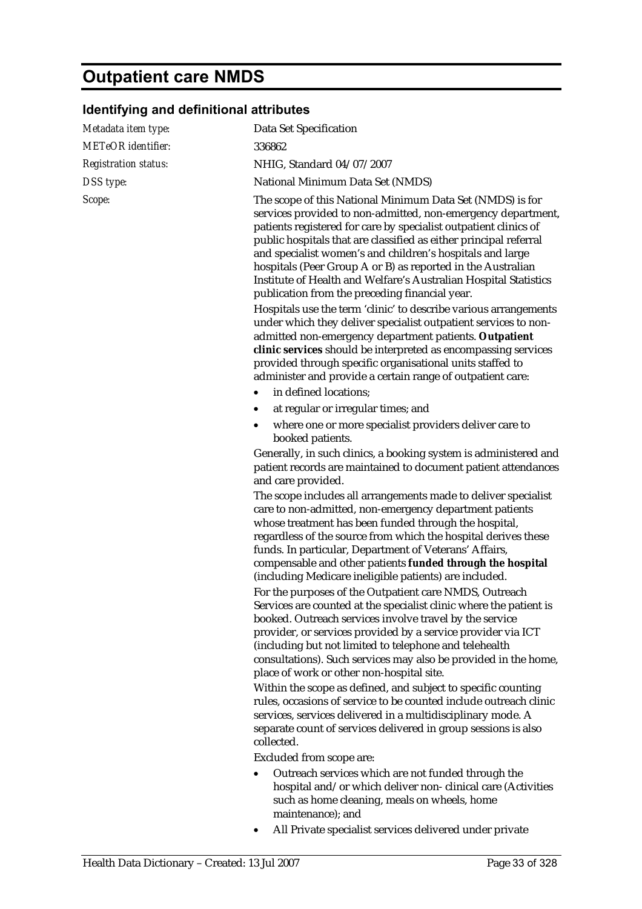# Outpatient care NMDS

## Identifying and definitional attributes

*Metadata item type:* Data Set Specification

*METeOR identifier:* 336862

*Registration status:* NHIG, Standard 04/07/2007

*DSS type:* National Minimum Data Set (NMDS)

*Scope:* The scope of this National Minimum Data Set (NMDS) is for services provided to non-admitted, non-emergency department, patients registered for care by specialist outpatient clinics of public hospitals that are classified as either principal referral and specialist women's and children's hospitals and large hospitals (Peer Group A or B) as reported in the Australian Institute of Health and Welfare's Australian Hospital Statistics publication from the preceding financial year.

Hospitals use the term 'clinic' to describe various arrangements under which they deliver specialist outpatient services to non-admitted non-emergency department patients. **Outpatient clinic services** should be interpreted as encompassing services provided through specific organisational units staffed to administer and provide a certain range of outpatient care:

- in defined locations;
- at regular or irregular times; and
- where one or more specialist providers deliver care to booked patients.

Generally, in such clinics, a booking system is administered and patient records are maintained to document patient attendances and care provided.

The scope includes all arrangements made to deliver specialist care to non-admitted, non-emergency department patients whose treatment has been funded through the hospital, regardless of the source from which the hospital derives these funds. In particular, Department of Veterans' Affairs, compensable and other patients **funded through the hospital** (including Medicare ineligible patients) are included.

For the purposes of the Outpatient care NMDS, Outreach Services are counted at the specialist clinic where the patient is booked. Outreach services involve travel by the service provider, or services provided by a service provider via ICT (including but not limited to telephone and telehealth consultations). Such services may also be provided in the home, place of work or other non-hospital site.

Within the scope as defined, and subject to specific counting rules, occasions of service to be counted include outreach clinic services, services delivered in a multidisciplinary mode. A separate count of services delivered in group sessions is also collected.

Excluded from scope are:

- Outreach services which are not funded through the hospital and/or which deliver non- clinical care (Activities such as home cleaning, meals on wheels, home maintenance); and
- All Private specialist services delivered under private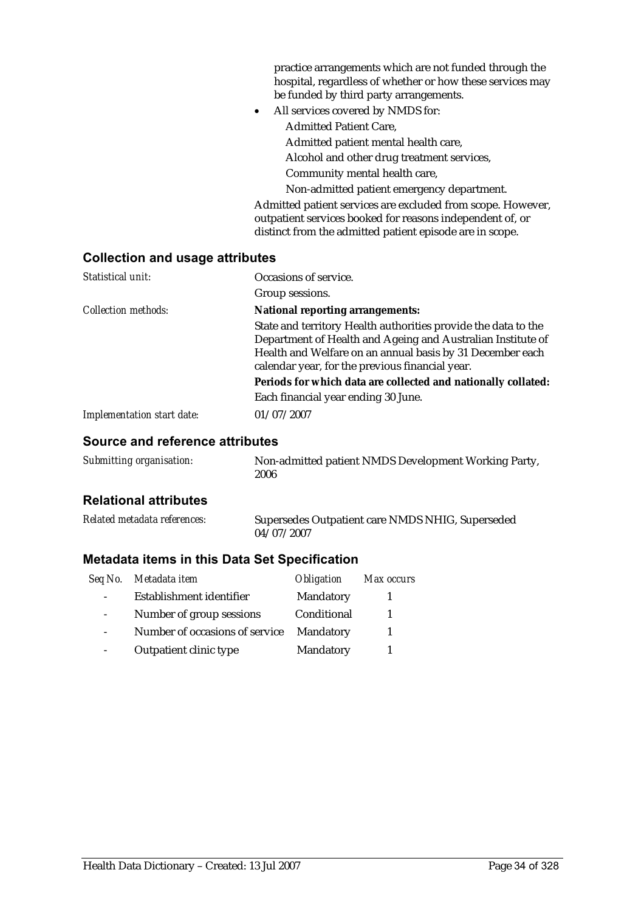practice arrangements which are not funded through the hospital, regardless of whether or how these services may be funded by third party arrangements.

- All services covered by NMDS for:
  - Admitted Patient Care,
  - Admitted patient mental health care,
  - Alcohol and other drug treatment services,
  - Community mental health care,
  - Non-admitted patient emergency department.

Admitted patient services are excluded from scope. However, outpatient services booked for reasons independent of, or distinct from the admitted patient episode are in scope.

### Collection and usage attributes

*Statistical unit:* Occasions of service.

Group sessions.

*Collection methods:* **National reporting arrangements:**

State and territory Health authorities provide the data to the Department of Health and Ageing and Australian Institute of Health and Welfare on an annual basis by 31 December each calendar year, for the previous financial year.

**Periods for which data are collected and nationally collated:**

Each financial year ending 30 June.

*Implementation start date:* 01/07/2007

### Source and reference attributes

*Submitting organisation:* Non-admitted patient NMDS Development Working Party, 2006

### Relational attributes

*Related metadata references:* Supersedes Outpatient care NMDS NHIG, Superseded 04/07/2007

### Metadata items in this Data Set Specification

| *Seq No.* | *Metadata item* | *Obligation* | *Max occurs* |
|---|---|---|---|
| - | Establishment identifier | Mandatory | 1 |
| - | Number of group sessions | Conditional | 1 |
| - | Number of occasions of service | Mandatory | 1 |
| - | Outpatient clinic type | Mandatory | 1 |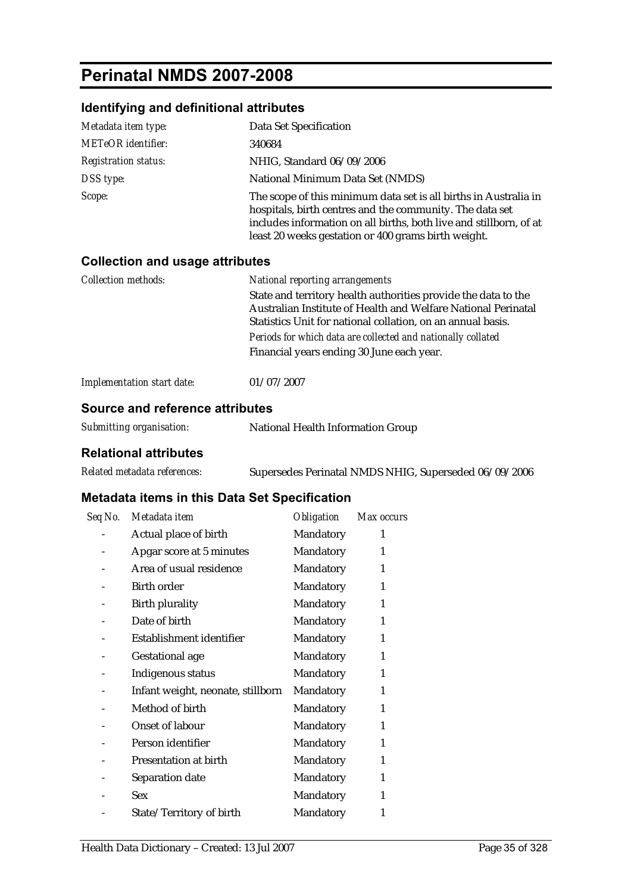# Perinatal NMDS 2007-2008

## Identifying and definitional attributes

| | |
|---|---|
| *Metadata item type:* | Data Set Specification |
| *METeOR identifier:* | 340684 |
| *Registration status:* | NHIG, Standard 06/09/2006 |
| *DSS type:* | National Minimum Data Set (NMDS) |
| *Scope:* | The scope of this minimum data set is all births in Australia in hospitals, birth centres and the community. The data set includes information on all births, both live and stillborn, of at least 20 weeks gestation or 400 grams birth weight. |

## Collection and usage attributes

| | |
|---|---|
| *Collection methods:* | *National reporting arrangements*<br>State and territory health authorities provide the data to the Australian Institute of Health and Welfare National Perinatal Statistics Unit for national collation, on an annual basis.<br>*Periods for which data are collected and nationally collated*<br>Financial years ending 30 June each year. |
| *Implementation start date:* | 01/07/2007 |

## Source and reference attributes

| | |
|---|---|
| *Submitting organisation:* | National Health Information Group |

## Relational attributes

| | |
|---|---|
| *Related metadata references:* | Supersedes Perinatal NMDS NHIG, Superseded 06/09/2006 |

## Metadata items in this Data Set Specification

| *Seq No.* | *Metadata item* | *Obligation* | *Max occurs* |
|---|---|---|---|
| - | Actual place of birth | Mandatory | 1 |
| - | Apgar score at 5 minutes | Mandatory | 1 |
| - | Area of usual residence | Mandatory | 1 |
| - | Birth order | Mandatory | 1 |
| - | Birth plurality | Mandatory | 1 |
| - | Date of birth | Mandatory | 1 |
| - | Establishment identifier | Mandatory | 1 |
| - | Gestational age | Mandatory | 1 |
| - | Indigenous status | Mandatory | 1 |
| - | Infant weight, neonate, stillborn | Mandatory | 1 |
| - | Method of birth | Mandatory | 1 |
| - | Onset of labour | Mandatory | 1 |
| - | Person identifier | Mandatory | 1 |
| - | Presentation at birth | Mandatory | 1 |
| - | Separation date | Mandatory | 1 |
| - | Sex | Mandatory | 1 |
| - | State/Territory of birth | Mandatory | 1 |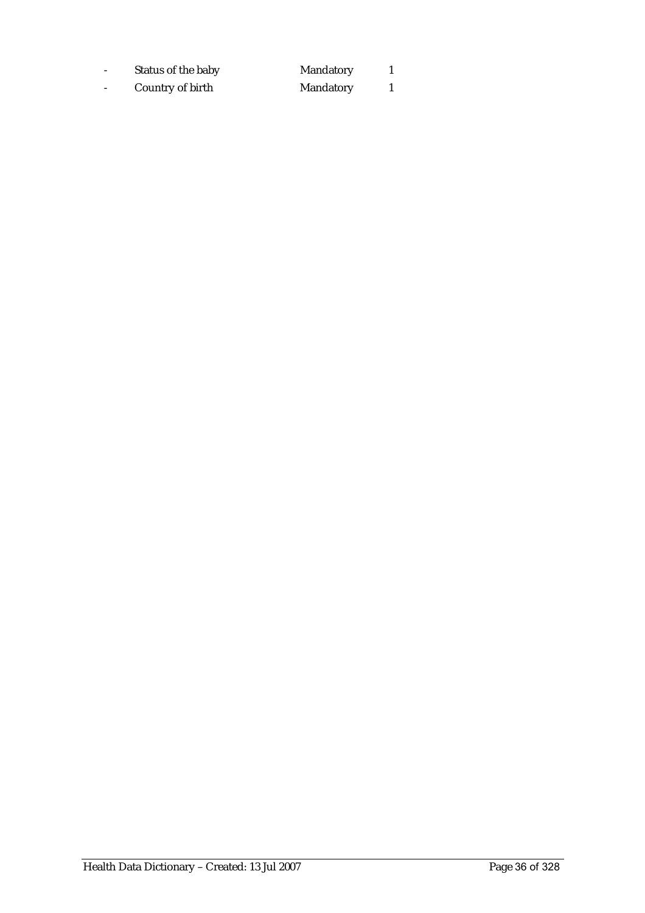| - | Status of the baby | Mandatory | 1 |
|---|---|---|---|
| - | Country of birth | Mandatory | 1 |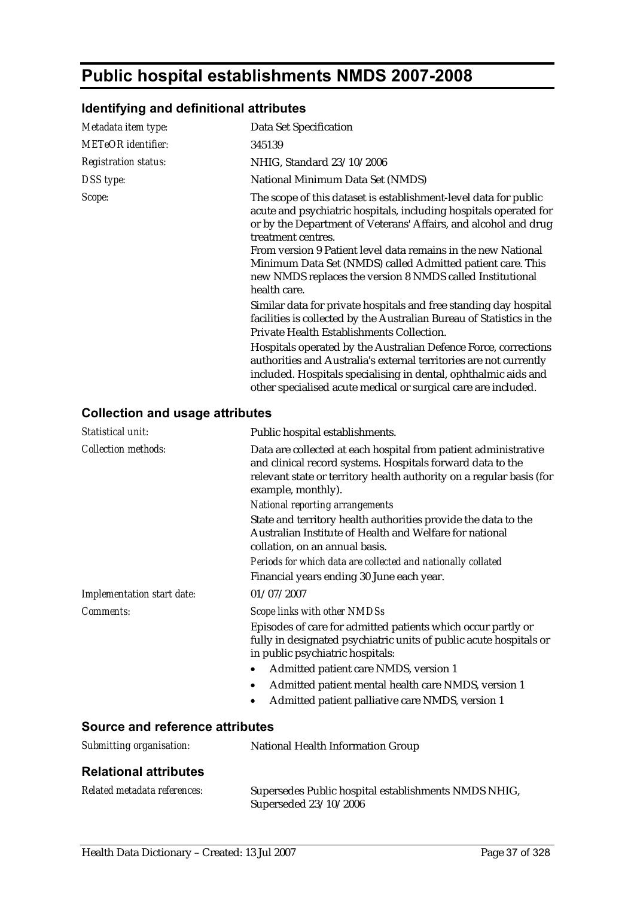# Public hospital establishments NMDS 2007-2008

## Identifying and definitional attributes

| | |
|---|---|
| *Metadata item type:* | Data Set Specification |
| *METeOR identifier:* | 345139 |
| *Registration status:* | NHIG, Standard 23/10/2006 |
| *DSS type:* | National Minimum Data Set (NMDS) |
| *Scope:* | The scope of this dataset is establishment-level data for public acute and psychiatric hospitals, including hospitals operated for or by the Department of Veterans' Affairs, and alcohol and drug treatment centres.<br>From version 9 Patient level data remains in the new National Minimum Data Set (NMDS) called Admitted patient care. This new NMDS replaces the version 8 NMDS called Institutional health care.<br>Similar data for private hospitals and free standing day hospital facilities is collected by the Australian Bureau of Statistics in the Private Health Establishments Collection.<br>Hospitals operated by the Australian Defence Force, corrections authorities and Australia's external territories are not currently included. Hospitals specialising in dental, ophthalmic aids and other specialised acute medical or surgical care are included. |

## Collection and usage attributes

| | |
|---|---|
| *Statistical unit:* | Public hospital establishments. |
| *Collection methods:* | Data are collected at each hospital from patient administrative and clinical record systems. Hospitals forward data to the relevant state or territory health authority on a regular basis (for example, monthly).<br>*National reporting arrangements*<br>State and territory health authorities provide the data to the Australian Institute of Health and Welfare for national collation, on an annual basis.<br>*Periods for which data are collected and nationally collated*<br>Financial years ending 30 June each year. |
| *Implementation start date:* | 01/07/2007 |
| *Comments:* | *Scope links with other NMDSs*<br>Episodes of care for admitted patients which occur partly or fully in designated psychiatric units of public acute hospitals or in public psychiatric hospitals:<br>• Admitted patient care NMDS, version 1<br>• Admitted patient mental health care NMDS, version 1<br>• Admitted patient palliative care NMDS, version 1 |

## Source and reference attributes

| | |
|---|---|
| *Submitting organisation:* | National Health Information Group |

## Relational attributes

| | |
|---|---|
| *Related metadata references:* | Supersedes Public hospital establishments NMDS NHIG, Superseded 23/10/2006 |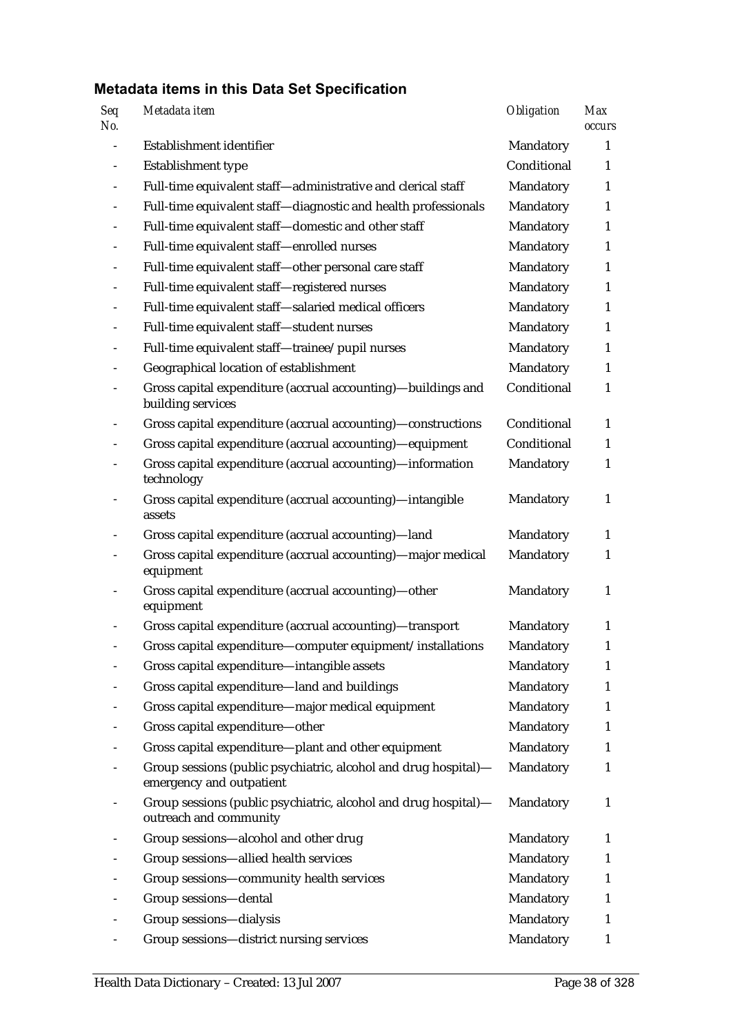### Metadata items in this Data Set Specification

| Seq No. | Metadata item | Obligation | Max occurs |
|---|---|---|---|
| - | Establishment identifier | Mandatory | 1 |
| - | Establishment type | Conditional | 1 |
| - | Full-time equivalent staff—administrative and clerical staff | Mandatory | 1 |
| - | Full-time equivalent staff—diagnostic and health professionals | Mandatory | 1 |
| - | Full-time equivalent staff—domestic and other staff | Mandatory | 1 |
| - | Full-time equivalent staff—enrolled nurses | Mandatory | 1 |
| - | Full-time equivalent staff—other personal care staff | Mandatory | 1 |
| - | Full-time equivalent staff—registered nurses | Mandatory | 1 |
| - | Full-time equivalent staff—salaried medical officers | Mandatory | 1 |
| - | Full-time equivalent staff—student nurses | Mandatory | 1 |
| - | Full-time equivalent staff—trainee/pupil nurses | Mandatory | 1 |
| - | Geographical location of establishment | Mandatory | 1 |
| - | Gross capital expenditure (accrual accounting)—buildings and building services | Conditional | 1 |
| - | Gross capital expenditure (accrual accounting)—constructions | Conditional | 1 |
| - | Gross capital expenditure (accrual accounting)—equipment | Conditional | 1 |
| - | Gross capital expenditure (accrual accounting)—information technology | Mandatory | 1 |
| - | Gross capital expenditure (accrual accounting)—intangible assets | Mandatory | 1 |
| - | Gross capital expenditure (accrual accounting)—land | Mandatory | 1 |
| - | Gross capital expenditure (accrual accounting)—major medical equipment | Mandatory | 1 |
| - | Gross capital expenditure (accrual accounting)—other equipment | Mandatory | 1 |
| - | Gross capital expenditure (accrual accounting)—transport | Mandatory | 1 |
| - | Gross capital expenditure—computer equipment/installations | Mandatory | 1 |
| - | Gross capital expenditure—intangible assets | Mandatory | 1 |
| - | Gross capital expenditure—land and buildings | Mandatory | 1 |
| - | Gross capital expenditure—major medical equipment | Mandatory | 1 |
| - | Gross capital expenditure—other | Mandatory | 1 |
| - | Gross capital expenditure—plant and other equipment | Mandatory | 1 |
| - | Group sessions (public psychiatric, alcohol and drug hospital)—emergency and outpatient | Mandatory | 1 |
| - | Group sessions (public psychiatric, alcohol and drug hospital)—outreach and community | Mandatory | 1 |
| - | Group sessions—alcohol and other drug | Mandatory | 1 |
| - | Group sessions—allied health services | Mandatory | 1 |
| - | Group sessions—community health services | Mandatory | 1 |
| - | Group sessions—dental | Mandatory | 1 |
| - | Group sessions—dialysis | Mandatory | 1 |
| - | Group sessions—district nursing services | Mandatory | 1 |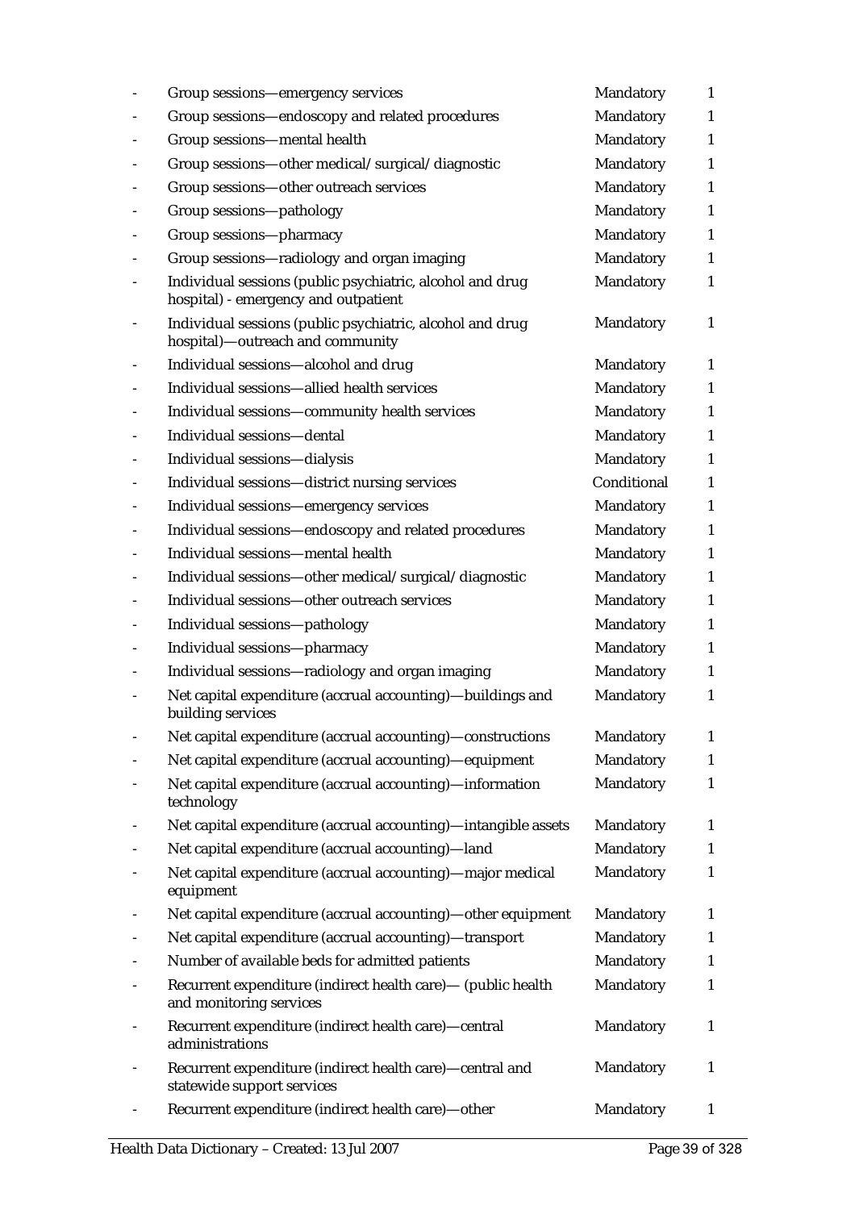| - | Group sessions—emergency services | Mandatory | 1 |
|---|---|---|---|
| - | Group sessions—endoscopy and related procedures | Mandatory | 1 |
| - | Group sessions—mental health | Mandatory | 1 |
| - | Group sessions—other medical/surgical/diagnostic | Mandatory | 1 |
| - | Group sessions—other outreach services | Mandatory | 1 |
| - | Group sessions—pathology | Mandatory | 1 |
| - | Group sessions—pharmacy | Mandatory | 1 |
| - | Group sessions—radiology and organ imaging | Mandatory | 1 |
| - | Individual sessions (public psychiatric, alcohol and drug hospital) - emergency and outpatient | Mandatory | 1 |
| - | Individual sessions (public psychiatric, alcohol and drug hospital)—outreach and community | Mandatory | 1 |
| - | Individual sessions—alcohol and drug | Mandatory | 1 |
| - | Individual sessions—allied health services | Mandatory | 1 |
| - | Individual sessions—community health services | Mandatory | 1 |
| - | Individual sessions—dental | Mandatory | 1 |
| - | Individual sessions—dialysis | Mandatory | 1 |
| - | Individual sessions—district nursing services | Conditional | 1 |
| - | Individual sessions—emergency services | Mandatory | 1 |
| - | Individual sessions—endoscopy and related procedures | Mandatory | 1 |
| - | Individual sessions—mental health | Mandatory | 1 |
| - | Individual sessions—other medical/surgical/diagnostic | Mandatory | 1 |
| - | Individual sessions—other outreach services | Mandatory | 1 |
| - | Individual sessions—pathology | Mandatory | 1 |
| - | Individual sessions—pharmacy | Mandatory | 1 |
| - | Individual sessions—radiology and organ imaging | Mandatory | 1 |
| - | Net capital expenditure (accrual accounting)—buildings and building services | Mandatory | 1 |
| - | Net capital expenditure (accrual accounting)—constructions | Mandatory | 1 |
| - | Net capital expenditure (accrual accounting)—equipment | Mandatory | 1 |
| - | Net capital expenditure (accrual accounting)—information technology | Mandatory | 1 |
| - | Net capital expenditure (accrual accounting)—intangible assets | Mandatory | 1 |
| - | Net capital expenditure (accrual accounting)—land | Mandatory | 1 |
| - | Net capital expenditure (accrual accounting)—major medical equipment | Mandatory | 1 |
| - | Net capital expenditure (accrual accounting)—other equipment | Mandatory | 1 |
| - | Net capital expenditure (accrual accounting)—transport | Mandatory | 1 |
| - | Number of available beds for admitted patients | Mandatory | 1 |
| - | Recurrent expenditure (indirect health care)— (public health and monitoring services | Mandatory | 1 |
| - | Recurrent expenditure (indirect health care)—central administrations | Mandatory | 1 |
| - | Recurrent expenditure (indirect health care)—central and statewide support services | Mandatory | 1 |
| - | Recurrent expenditure (indirect health care)—other | Mandatory | 1 |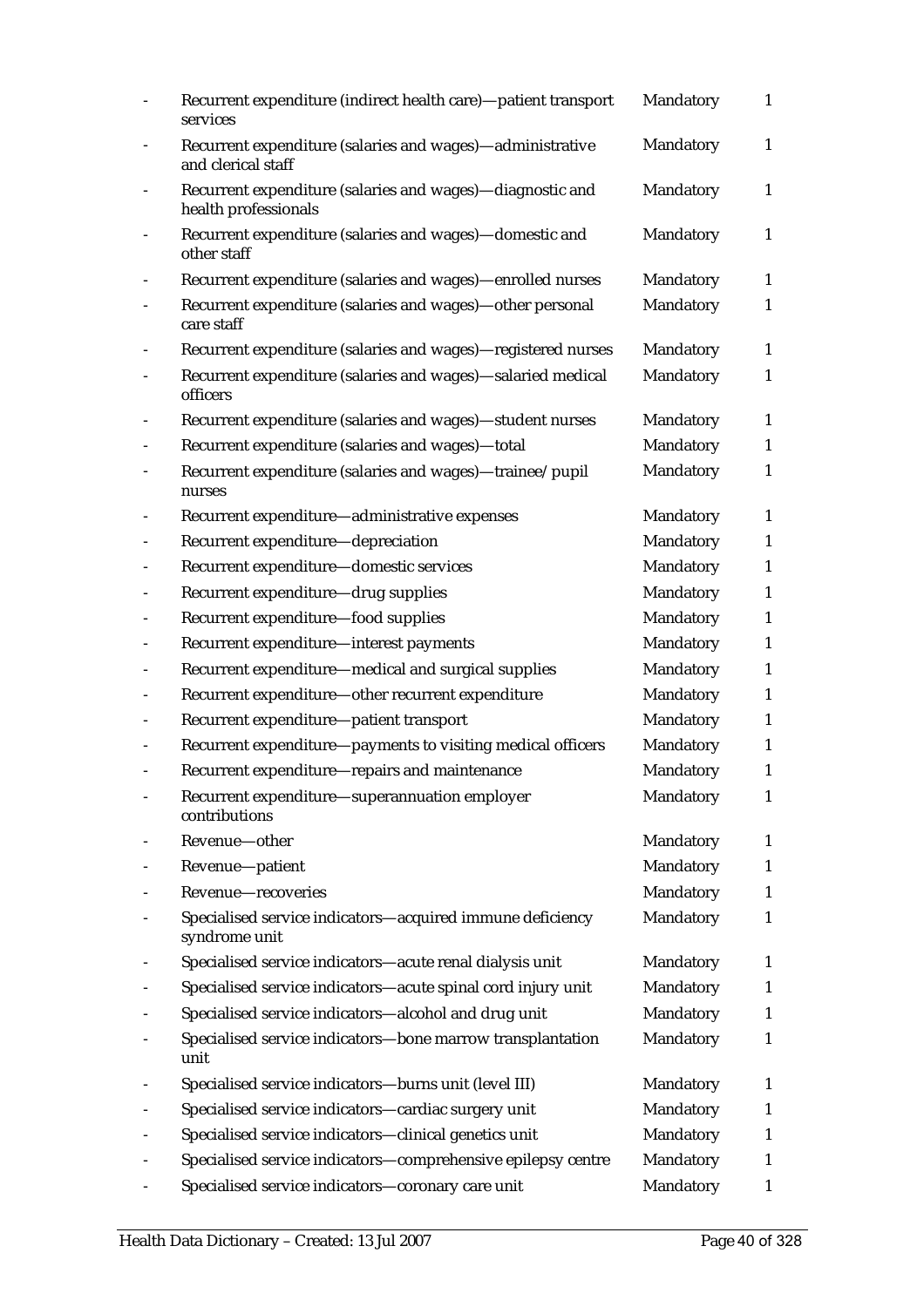| - | Recurrent expenditure (indirect health care)—patient transport services | Mandatory | 1 |
|---|---|---|---|
| - | Recurrent expenditure (salaries and wages)—administrative and clerical staff | Mandatory | 1 |
| - | Recurrent expenditure (salaries and wages)—diagnostic and health professionals | Mandatory | 1 |
| - | Recurrent expenditure (salaries and wages)—domestic and other staff | Mandatory | 1 |
| - | Recurrent expenditure (salaries and wages)—enrolled nurses | Mandatory | 1 |
| - | Recurrent expenditure (salaries and wages)—other personal care staff | Mandatory | 1 |
| - | Recurrent expenditure (salaries and wages)—registered nurses | Mandatory | 1 |
| - | Recurrent expenditure (salaries and wages)—salaried medical officers | Mandatory | 1 |
| - | Recurrent expenditure (salaries and wages)—student nurses | Mandatory | 1 |
| - | Recurrent expenditure (salaries and wages)—total | Mandatory | 1 |
| - | Recurrent expenditure (salaries and wages)—trainee/pupil nurses | Mandatory | 1 |
| - | Recurrent expenditure—administrative expenses | Mandatory | 1 |
| - | Recurrent expenditure—depreciation | Mandatory | 1 |
| - | Recurrent expenditure—domestic services | Mandatory | 1 |
| - | Recurrent expenditure—drug supplies | Mandatory | 1 |
| - | Recurrent expenditure—food supplies | Mandatory | 1 |
| - | Recurrent expenditure—interest payments | Mandatory | 1 |
| - | Recurrent expenditure—medical and surgical supplies | Mandatory | 1 |
| - | Recurrent expenditure—other recurrent expenditure | Mandatory | 1 |
| - | Recurrent expenditure—patient transport | Mandatory | 1 |
| - | Recurrent expenditure—payments to visiting medical officers | Mandatory | 1 |
| - | Recurrent expenditure—repairs and maintenance | Mandatory | 1 |
| - | Recurrent expenditure—superannuation employer contributions | Mandatory | 1 |
| - | Revenue—other | Mandatory | 1 |
| - | Revenue—patient | Mandatory | 1 |
| - | Revenue—recoveries | Mandatory | 1 |
| - | Specialised service indicators—acquired immune deficiency syndrome unit | Mandatory | 1 |
| - | Specialised service indicators—acute renal dialysis unit | Mandatory | 1 |
| - | Specialised service indicators—acute spinal cord injury unit | Mandatory | 1 |
| - | Specialised service indicators—alcohol and drug unit | Mandatory | 1 |
| - | Specialised service indicators—bone marrow transplantation unit | Mandatory | 1 |
| - | Specialised service indicators—burns unit (level III) | Mandatory | 1 |
| - | Specialised service indicators—cardiac surgery unit | Mandatory | 1 |
| - | Specialised service indicators—clinical genetics unit | Mandatory | 1 |
| - | Specialised service indicators—comprehensive epilepsy centre | Mandatory | 1 |
| - | Specialised service indicators—coronary care unit | Mandatory | 1 |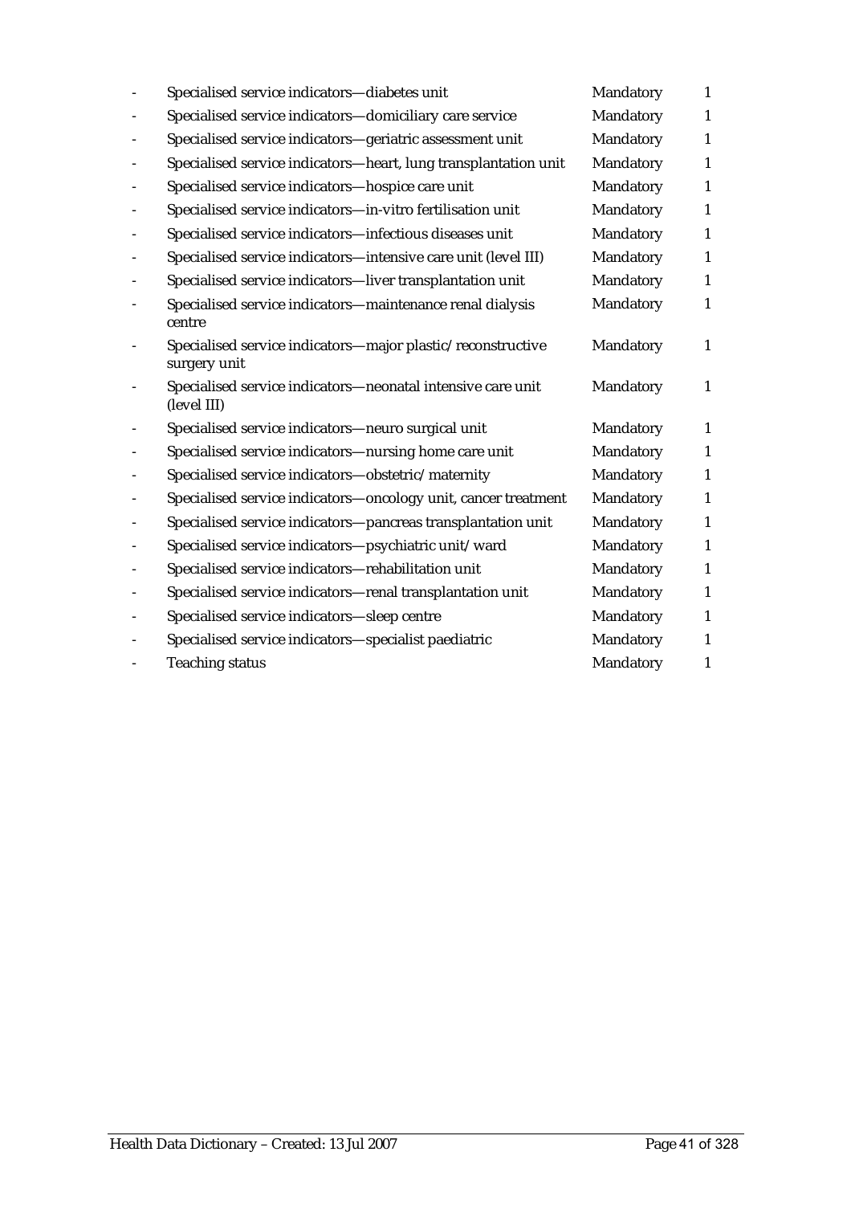| | | | |
|---|---|---|---|
| - | Specialised service indicators—diabetes unit | Mandatory | 1 |
| - | Specialised service indicators—domiciliary care service | Mandatory | 1 |
| - | Specialised service indicators—geriatric assessment unit | Mandatory | 1 |
| - | Specialised service indicators—heart, lung transplantation unit | Mandatory | 1 |
| - | Specialised service indicators—hospice care unit | Mandatory | 1 |
| - | Specialised service indicators—in-vitro fertilisation unit | Mandatory | 1 |
| - | Specialised service indicators—infectious diseases unit | Mandatory | 1 |
| - | Specialised service indicators—intensive care unit (level III) | Mandatory | 1 |
| - | Specialised service indicators—liver transplantation unit | Mandatory | 1 |
| - | Specialised service indicators—maintenance renal dialysis centre | Mandatory | 1 |
| - | Specialised service indicators—major plastic/reconstructive surgery unit | Mandatory | 1 |
| - | Specialised service indicators—neonatal intensive care unit (level III) | Mandatory | 1 |
| - | Specialised service indicators—neuro surgical unit | Mandatory | 1 |
| - | Specialised service indicators—nursing home care unit | Mandatory | 1 |
| - | Specialised service indicators—obstetric/maternity | Mandatory | 1 |
| - | Specialised service indicators—oncology unit, cancer treatment | Mandatory | 1 |
| - | Specialised service indicators—pancreas transplantation unit | Mandatory | 1 |
| - | Specialised service indicators—psychiatric unit/ward | Mandatory | 1 |
| - | Specialised service indicators—rehabilitation unit | Mandatory | 1 |
| - | Specialised service indicators—renal transplantation unit | Mandatory | 1 |
| - | Specialised service indicators—sleep centre | Mandatory | 1 |
| - | Specialised service indicators—specialist paediatric | Mandatory | 1 |
| - | Teaching status | Mandatory | 1 |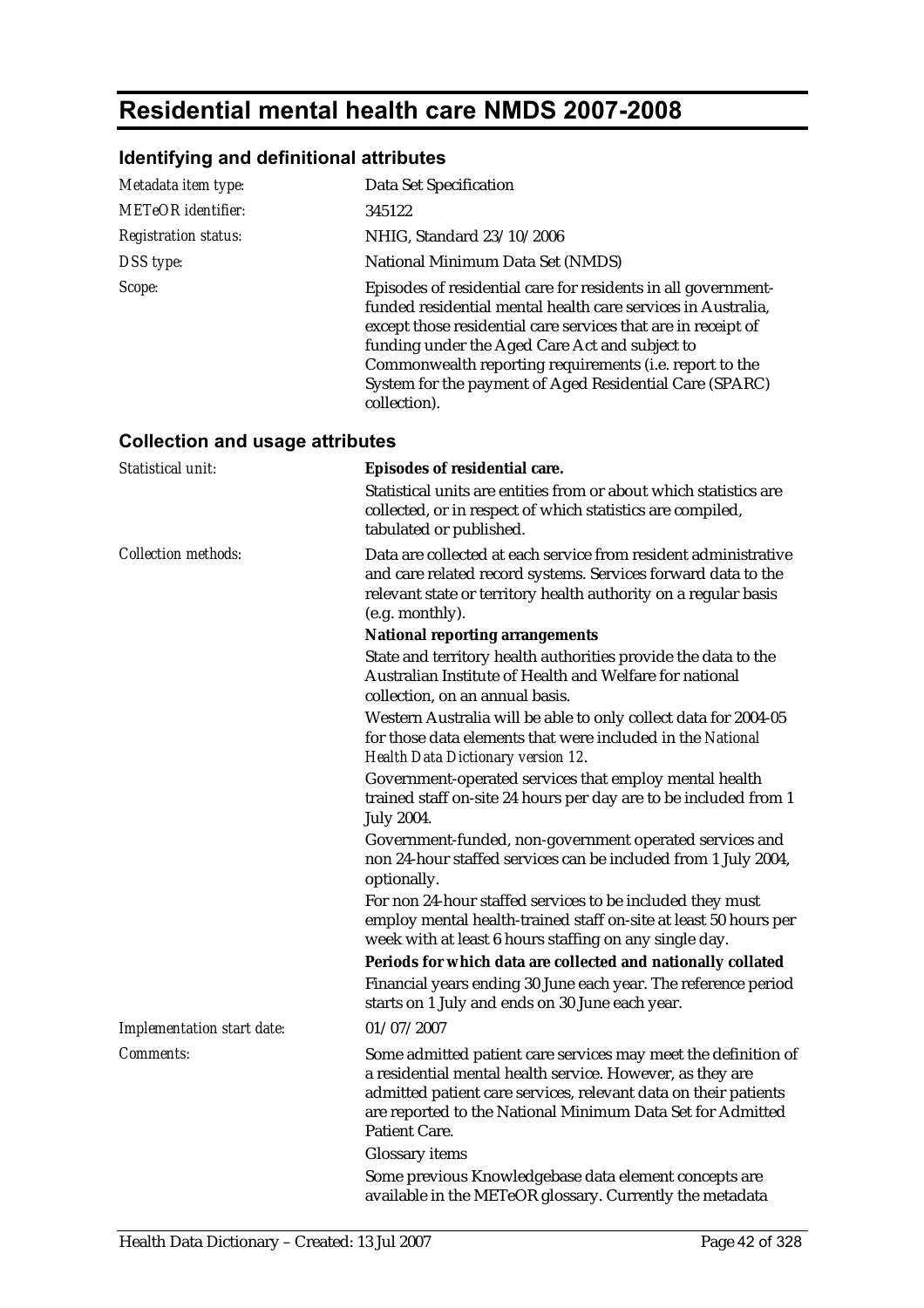# Residential mental health care NMDS 2007-2008

## Identifying and definitional attributes

| | |
|---|---|
| *Metadata item type:* | Data Set Specification |
| *METeOR identifier:* | 345122 |
| *Registration status:* | NHIG, Standard 23/10/2006 |
| *DSS type:* | National Minimum Data Set (NMDS) |
| *Scope:* | Episodes of residential care for residents in all government-funded residential mental health care services in Australia, except those residential care services that are in receipt of funding under the Aged Care Act and subject to Commonwealth reporting requirements (i.e. report to the System for the payment of Aged Residential Care (SPARC) collection). |

## Collection and usage attributes

*Statistical unit:*

**Episodes of residential care.**

Statistical units are entities from or about which statistics are collected, or in respect of which statistics are compiled, tabulated or published.

*Collection methods:*

Data are collected at each service from resident administrative and care related record systems. Services forward data to the relevant state or territory health authority on a regular basis (e.g. monthly).

**National reporting arrangements**

State and territory health authorities provide the data to the Australian Institute of Health and Welfare for national collection, on an annual basis.

Western Australia will be able to only collect data for 2004-05 for those data elements that were included in the *National Health Data Dictionary version 12*.

Government-operated services that employ mental health trained staff on-site 24 hours per day are to be included from 1 July 2004.

Government-funded, non-government operated services and non 24-hour staffed services can be included from 1 July 2004, optionally.

For non 24-hour staffed services to be included they must employ mental health-trained staff on-site at least 50 hours per week with at least 6 hours staffing on any single day.

**Periods for which data are collected and nationally collated**

Financial years ending 30 June each year. The reference period starts on 1 July and ends on 30 June each year.

*Implementation start date:*

01/07/2007

*Comments:*

Some admitted patient care services may meet the definition of a residential mental health service. However, as they are admitted patient care services, relevant data on their patients are reported to the National Minimum Data Set for Admitted Patient Care.

Glossary items

Some previous Knowledgebase data element concepts are available in the METeOR glossary. Currently the metadata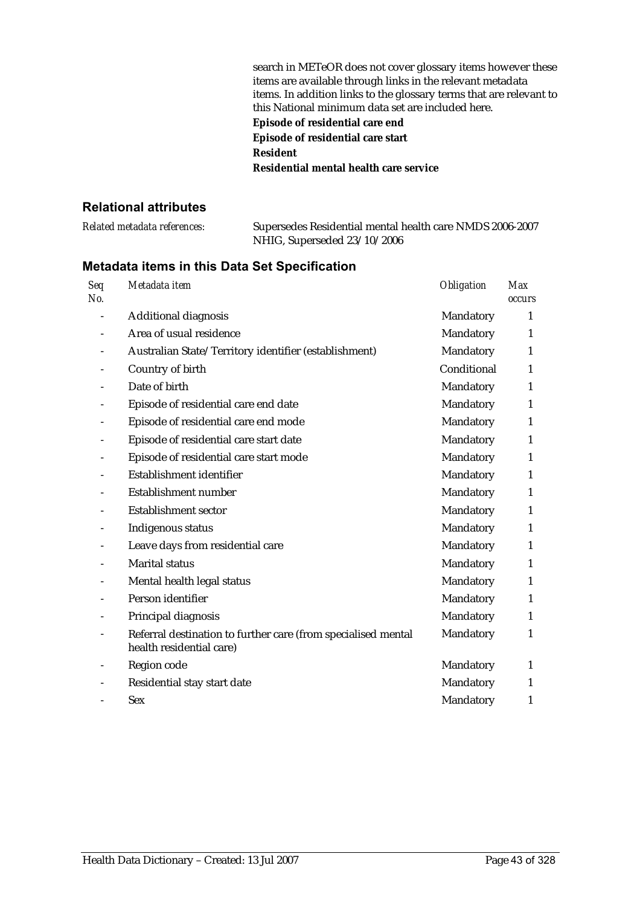search in METeOR does not cover glossary items however these items are available through links in the relevant metadata items. In addition links to the glossary terms that are relevant to this National minimum data set are included here.

**Episode of residential care end**

**Episode of residential care start**

**Resident**

**Residential mental health care service**

### Relational attributes

*Related metadata references:* Supersedes Residential mental health care NMDS 2006-2007 NHIG, Superseded 23/10/2006

### Metadata items in this Data Set Specification

| *Seq No.* | *Metadata item* | *Obligation* | *Max occurs* |
|---|---|---|---|
| - | Additional diagnosis | Mandatory | 1 |
| - | Area of usual residence | Mandatory | 1 |
| - | Australian State/Territory identifier (establishment) | Mandatory | 1 |
| - | Country of birth | Conditional | 1 |
| - | Date of birth | Mandatory | 1 |
| - | Episode of residential care end date | Mandatory | 1 |
| - | Episode of residential care end mode | Mandatory | 1 |
| - | Episode of residential care start date | Mandatory | 1 |
| - | Episode of residential care start mode | Mandatory | 1 |
| - | Establishment identifier | Mandatory | 1 |
| - | Establishment number | Mandatory | 1 |
| - | Establishment sector | Mandatory | 1 |
| - | Indigenous status | Mandatory | 1 |
| - | Leave days from residential care | Mandatory | 1 |
| - | Marital status | Mandatory | 1 |
| - | Mental health legal status | Mandatory | 1 |
| - | Person identifier | Mandatory | 1 |
| - | Principal diagnosis | Mandatory | 1 |
| - | Referral destination to further care (from specialised mental health residential care) | Mandatory | 1 |
| - | Region code | Mandatory | 1 |
| - | Residential stay start date | Mandatory | 1 |
| - | Sex | Mandatory | 1 |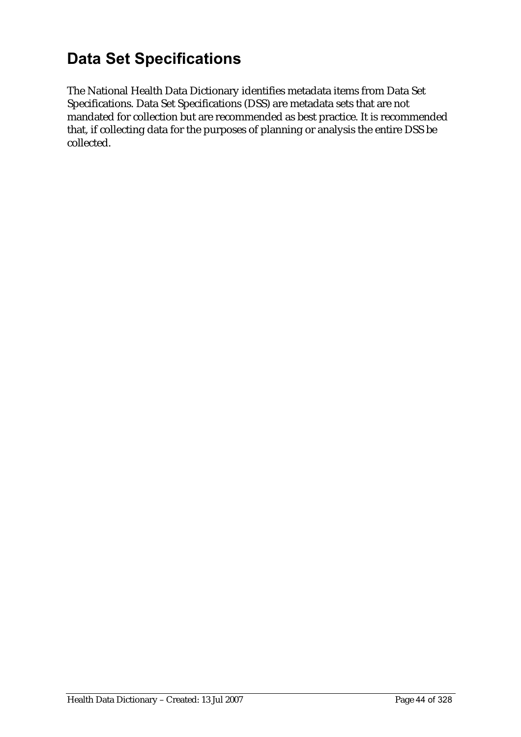# Data Set Specifications

The National Health Data Dictionary identifies metadata items from Data Set Specifications. Data Set Specifications (DSS) are metadata sets that are not mandated for collection but are recommended as best practice. It is recommended that, if collecting data for the purposes of planning or analysis the entire DSS be collected.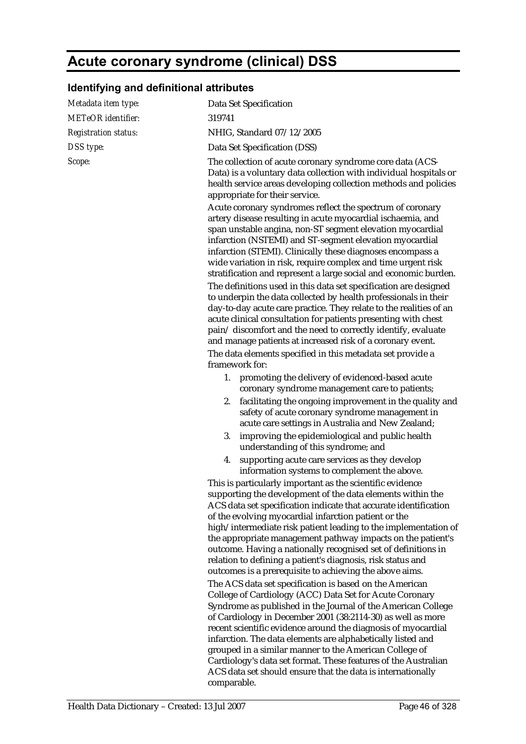# Acute coronary syndrome (clinical) DSS

## Identifying and definitional attributes

| | |
|---|---|
| *Metadata item type:* | Data Set Specification |
| *METeOR identifier:* | 319741 |
| *Registration status:* | NHIG, Standard 07/12/2005 |
| *DSS type:* | Data Set Specification (DSS) |
| *Scope:* | The collection of acute coronary syndrome core data (ACS-Data) is a voluntary data collection with individual hospitals or health service areas developing collection methods and policies appropriate for their service. |

Acute coronary syndromes reflect the spectrum of coronary artery disease resulting in acute myocardial ischaemia, and span unstable angina, non-ST segment elevation myocardial infarction (NSTEMI) and ST-segment elevation myocardial infarction (STEMI). Clinically these diagnoses encompass a wide variation in risk, require complex and time urgent risk stratification and represent a large social and economic burden.

The definitions used in this data set specification are designed to underpin the data collected by health professionals in their day-to-day acute care practice. They relate to the realities of an acute clinical consultation for patients presenting with chest pain/ discomfort and the need to correctly identify, evaluate and manage patients at increased risk of a coronary event.

The data elements specified in this metadata set provide a framework for:

1. promoting the delivery of evidenced-based acute coronary syndrome management care to patients;
2. facilitating the ongoing improvement in the quality and safety of acute coronary syndrome management in acute care settings in Australia and New Zealand;
3. improving the epidemiological and public health understanding of this syndrome; and
4. supporting acute care services as they develop information systems to complement the above.

This is particularly important as the scientific evidence supporting the development of the data elements within the ACS data set specification indicate that accurate identification of the evolving myocardial infarction patient or the high/intermediate risk patient leading to the implementation of the appropriate management pathway impacts on the patient's outcome. Having a nationally recognised set of definitions in relation to defining a patient's diagnosis, risk status and outcomes is a prerequisite to achieving the above aims.

The ACS data set specification is based on the American College of Cardiology (ACC) Data Set for Acute Coronary Syndrome as published in the Journal of the American College of Cardiology in December 2001 (38:2114-30) as well as more recent scientific evidence around the diagnosis of myocardial infarction. The data elements are alphabetically listed and grouped in a similar manner to the American College of Cardiology's data set format. These features of the Australian ACS data set should ensure that the data is internationally comparable.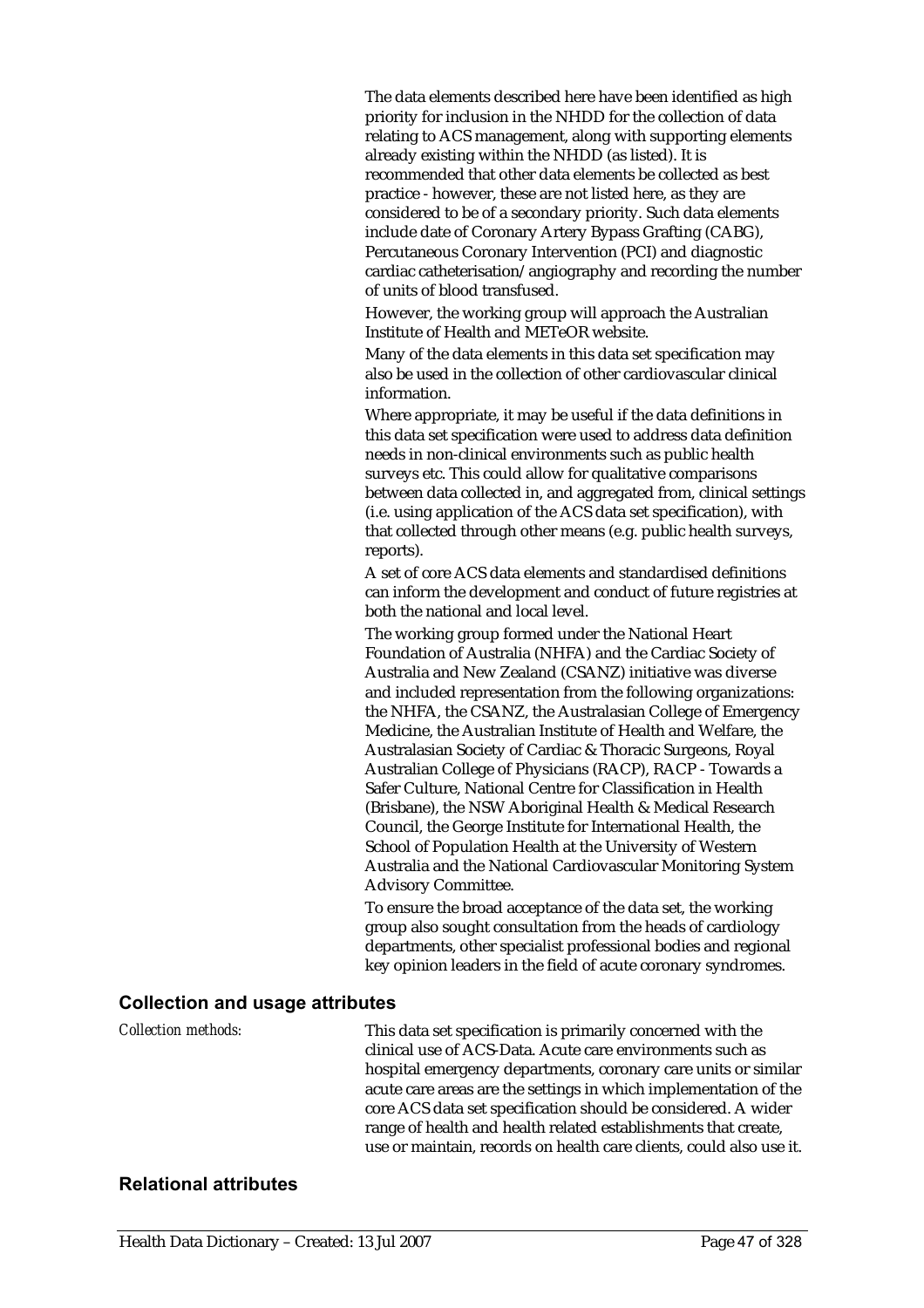The data elements described here have been identified as high priority for inclusion in the NHDD for the collection of data relating to ACS management, along with supporting elements already existing within the NHDD (as listed). It is recommended that other data elements be collected as best practice - however, these are not listed here, as they are considered to be of a secondary priority. Such data elements include date of Coronary Artery Bypass Grafting (CABG), Percutaneous Coronary Intervention (PCI) and diagnostic cardiac catheterisation/angiography and recording the number of units of blood transfused.

However, the working group will approach the Australian Institute of Health and METeOR website.

Many of the data elements in this data set specification may also be used in the collection of other cardiovascular clinical information.

Where appropriate, it may be useful if the data definitions in this data set specification were used to address data definition needs in non-clinical environments such as public health surveys etc. This could allow for qualitative comparisons between data collected in, and aggregated from, clinical settings (i.e. using application of the ACS data set specification), with that collected through other means (e.g. public health surveys, reports).

A set of core ACS data elements and standardised definitions can inform the development and conduct of future registries at both the national and local level.

The working group formed under the National Heart Foundation of Australia (NHFA) and the Cardiac Society of Australia and New Zealand (CSANZ) initiative was diverse and included representation from the following organizations: the NHFA, the CSANZ, the Australasian College of Emergency Medicine, the Australian Institute of Health and Welfare, the Australasian Society of Cardiac & Thoracic Surgeons, Royal Australian College of Physicians (RACP), RACP - Towards a Safer Culture, National Centre for Classification in Health (Brisbane), the NSW Aboriginal Health & Medical Research Council, the George Institute for International Health, the School of Population Health at the University of Western Australia and the National Cardiovascular Monitoring System Advisory Committee.

To ensure the broad acceptance of the data set, the working group also sought consultation from the heads of cardiology departments, other specialist professional bodies and regional key opinion leaders in the field of acute coronary syndromes.

## Collection and usage attributes

*Collection methods:* This data set specification is primarily concerned with the clinical use of ACS-Data. Acute care environments such as hospital emergency departments, coronary care units or similar acute care areas are the settings in which implementation of the core ACS data set specification should be considered. A wider range of health and health related establishments that create, use or maintain, records on health care clients, could also use it.

## Relational attributes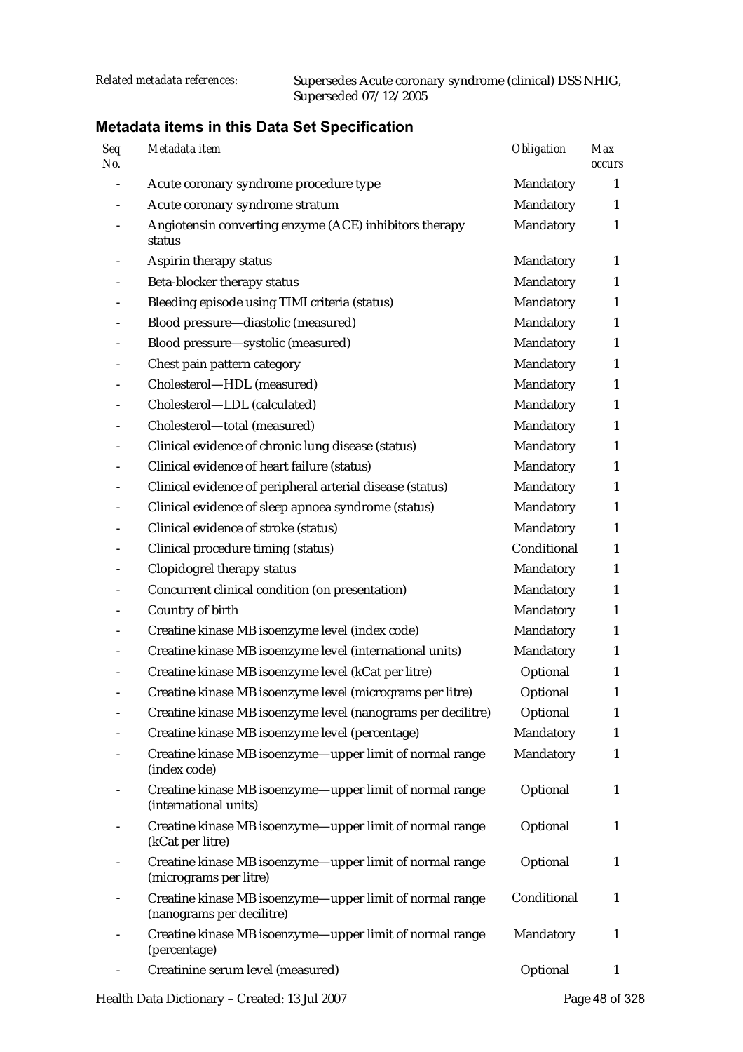*Related metadata references:* Supersedes Acute coronary syndrome (clinical) DSS NHIG, Superseded 07/12/2005

### Metadata items in this Data Set Specification

| Seq No. | Metadata item | Obligation | Max occurs |
|---|---|---|---|
| - | Acute coronary syndrome procedure type | Mandatory | 1 |
| - | Acute coronary syndrome stratum | Mandatory | 1 |
| - | Angiotensin converting enzyme (ACE) inhibitors therapy status | Mandatory | 1 |
| - | Aspirin therapy status | Mandatory | 1 |
| - | Beta-blocker therapy status | Mandatory | 1 |
| - | Bleeding episode using TIMI criteria (status) | Mandatory | 1 |
| - | Blood pressure—diastolic (measured) | Mandatory | 1 |
| - | Blood pressure—systolic (measured) | Mandatory | 1 |
| - | Chest pain pattern category | Mandatory | 1 |
| - | Cholesterol—HDL (measured) | Mandatory | 1 |
| - | Cholesterol—LDL (calculated) | Mandatory | 1 |
| - | Cholesterol—total (measured) | Mandatory | 1 |
| - | Clinical evidence of chronic lung disease (status) | Mandatory | 1 |
| - | Clinical evidence of heart failure (status) | Mandatory | 1 |
| - | Clinical evidence of peripheral arterial disease (status) | Mandatory | 1 |
| - | Clinical evidence of sleep apnoea syndrome (status) | Mandatory | 1 |
| - | Clinical evidence of stroke (status) | Mandatory | 1 |
| - | Clinical procedure timing (status) | Conditional | 1 |
| - | Clopidogrel therapy status | Mandatory | 1 |
| - | Concurrent clinical condition (on presentation) | Mandatory | 1 |
| - | Country of birth | Mandatory | 1 |
| - | Creatine kinase MB isoenzyme level (index code) | Mandatory | 1 |
| - | Creatine kinase MB isoenzyme level (international units) | Mandatory | 1 |
| - | Creatine kinase MB isoenzyme level (kCat per litre) | Optional | 1 |
| - | Creatine kinase MB isoenzyme level (micrograms per litre) | Optional | 1 |
| - | Creatine kinase MB isoenzyme level (nanograms per decilitre) | Optional | 1 |
| - | Creatine kinase MB isoenzyme level (percentage) | Mandatory | 1 |
| - | Creatine kinase MB isoenzyme—upper limit of normal range (index code) | Mandatory | 1 |
| - | Creatine kinase MB isoenzyme—upper limit of normal range (international units) | Optional | 1 |
| - | Creatine kinase MB isoenzyme—upper limit of normal range (kCat per litre) | Optional | 1 |
| - | Creatine kinase MB isoenzyme—upper limit of normal range (micrograms per litre) | Optional | 1 |
| - | Creatine kinase MB isoenzyme—upper limit of normal range (nanograms per decilitre) | Conditional | 1 |
| - | Creatine kinase MB isoenzyme—upper limit of normal range (percentage) | Mandatory | 1 |
| - | Creatinine serum level (measured) | Optional | 1 |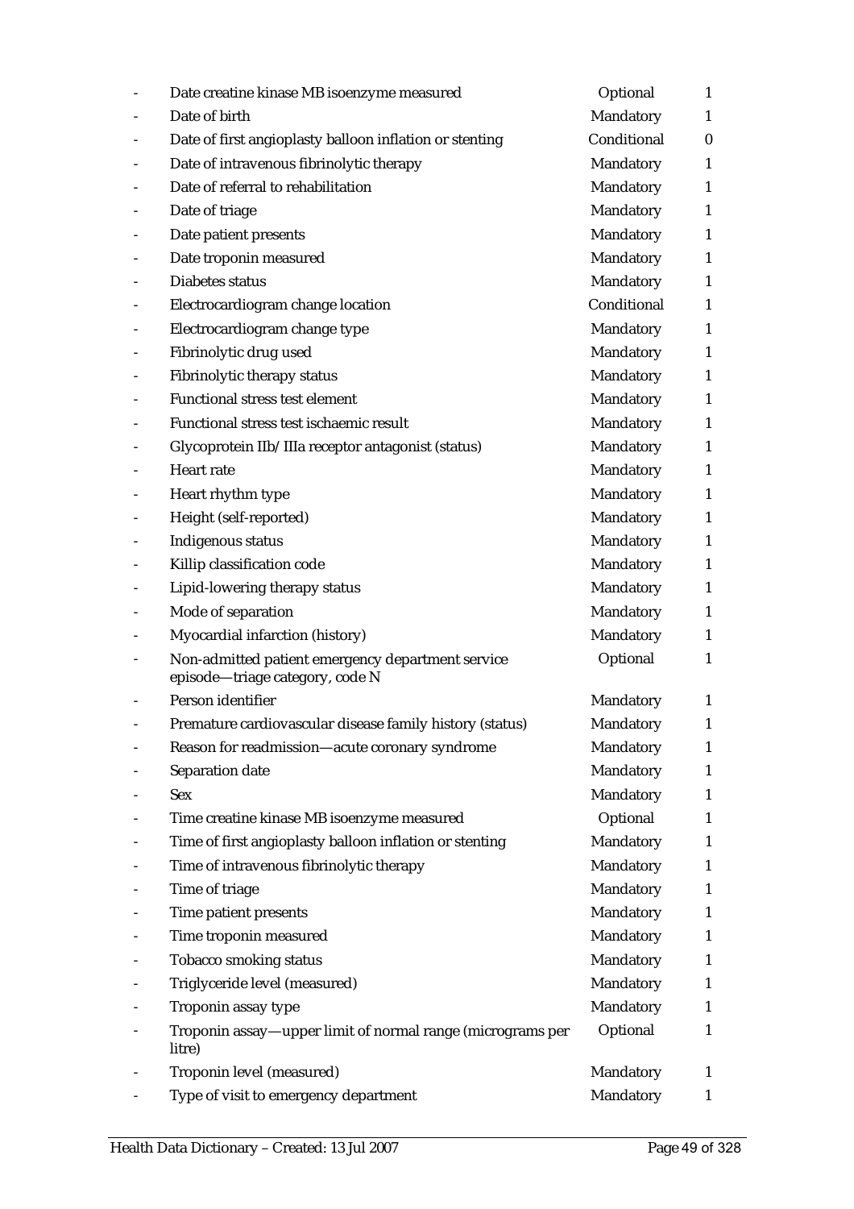| | | | |
|---|---|---|---|
| - | Date creatine kinase MB isoenzyme measured | Optional | 1 |
| - | Date of birth | Mandatory | 1 |
| - | Date of first angioplasty balloon inflation or stenting | Conditional | 0 |
| - | Date of intravenous fibrinolytic therapy | Mandatory | 1 |
| - | Date of referral to rehabilitation | Mandatory | 1 |
| - | Date of triage | Mandatory | 1 |
| - | Date patient presents | Mandatory | 1 |
| - | Date troponin measured | Mandatory | 1 |
| - | Diabetes status | Mandatory | 1 |
| - | Electrocardiogram change location | Conditional | 1 |
| - | Electrocardiogram change type | Mandatory | 1 |
| - | Fibrinolytic drug used | Mandatory | 1 |
| - | Fibrinolytic therapy status | Mandatory | 1 |
| - | Functional stress test element | Mandatory | 1 |
| - | Functional stress test ischaemic result | Mandatory | 1 |
| - | Glycoprotein IIb/IIIa receptor antagonist (status) | Mandatory | 1 |
| - | Heart rate | Mandatory | 1 |
| - | Heart rhythm type | Mandatory | 1 |
| - | Height (self-reported) | Mandatory | 1 |
| - | Indigenous status | Mandatory | 1 |
| - | Killip classification code | Mandatory | 1 |
| - | Lipid-lowering therapy status | Mandatory | 1 |
| - | Mode of separation | Mandatory | 1 |
| - | Myocardial infarction (history) | Mandatory | 1 |
| - | Non-admitted patient emergency department service episode—triage category, code N | Optional | 1 |
| - | Person identifier | Mandatory | 1 |
| - | Premature cardiovascular disease family history (status) | Mandatory | 1 |
| - | Reason for readmission—acute coronary syndrome | Mandatory | 1 |
| - | Separation date | Mandatory | 1 |
| - | Sex | Mandatory | 1 |
| - | Time creatine kinase MB isoenzyme measured | Optional | 1 |
| - | Time of first angioplasty balloon inflation or stenting | Mandatory | 1 |
| - | Time of intravenous fibrinolytic therapy | Mandatory | 1 |
| - | Time of triage | Mandatory | 1 |
| - | Time patient presents | Mandatory | 1 |
| - | Time troponin measured | Mandatory | 1 |
| - | Tobacco smoking status | Mandatory | 1 |
| - | Triglyceride level (measured) | Mandatory | 1 |
| - | Troponin assay type | Mandatory | 1 |
| - | Troponin assay—upper limit of normal range (micrograms per litre) | Optional | 1 |
| - | Troponin level (measured) | Mandatory | 1 |
| - | Type of visit to emergency department | Mandatory | 1 |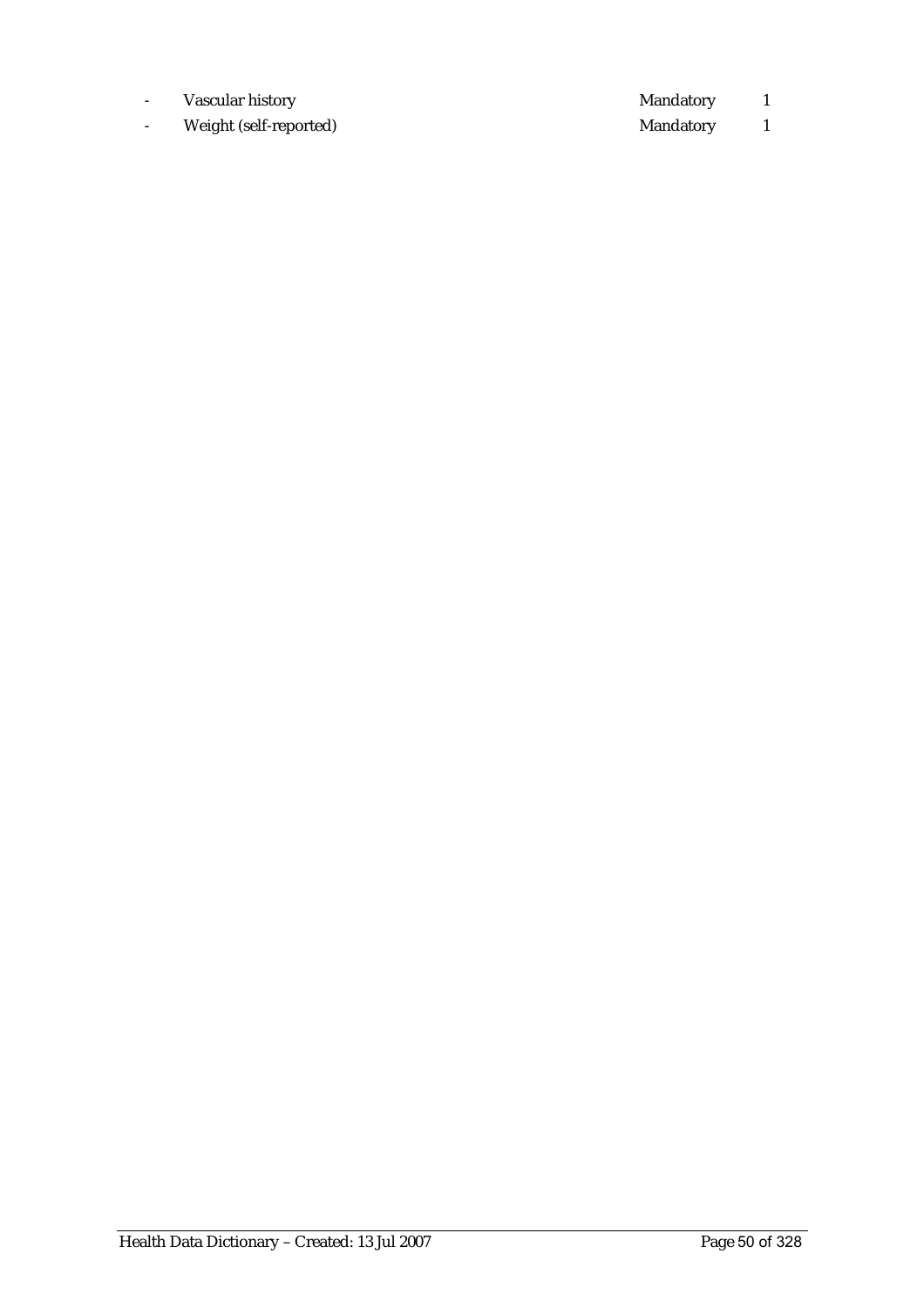| | | | |
|---|---|---|---|
| - | Vascular history | Mandatory | 1 |
| - | Weight (self-reported) | Mandatory | 1 |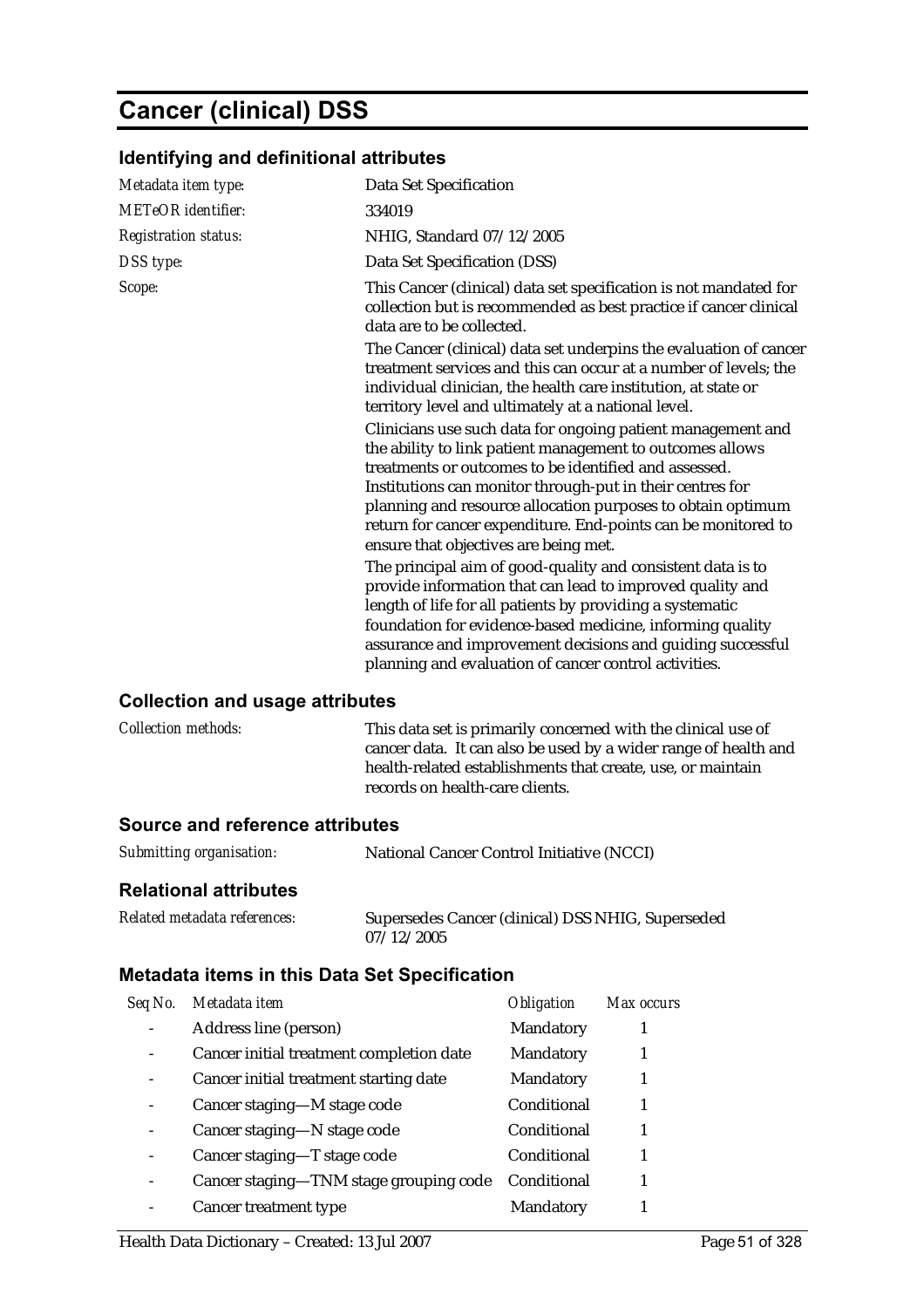# Cancer (clinical) DSS

## Identifying and definitional attributes

| | |
|---|---|
| *Metadata item type:* | Data Set Specification |
| *METeOR identifier:* | 334019 |
| *Registration status:* | NHIG, Standard 07/12/2005 |
| *DSS type:* | Data Set Specification (DSS) |
| *Scope:* | This Cancer (clinical) data set specification is not mandated for collection but is recommended as best practice if cancer clinical data are to be collected. |

The Cancer (clinical) data set underpins the evaluation of cancer treatment services and this can occur at a number of levels; the individual clinician, the health care institution, at state or territory level and ultimately at a national level.

Clinicians use such data for ongoing patient management and the ability to link patient management to outcomes allows treatments or outcomes to be identified and assessed. Institutions can monitor through-put in their centres for planning and resource allocation purposes to obtain optimum return for cancer expenditure. End-points can be monitored to ensure that objectives are being met.

The principal aim of good-quality and consistent data is to provide information that can lead to improved quality and length of life for all patients by providing a systematic foundation for evidence-based medicine, informing quality assurance and improvement decisions and guiding successful planning and evaluation of cancer control activities.

## Collection and usage attributes

| | |
|---|---|
| *Collection methods:* | This data set is primarily concerned with the clinical use of cancer data. It can also be used by a wider range of health and health-related establishments that create, use, or maintain records on health-care clients. |

## Source and reference attributes

| | |
|---|---|
| *Submitting organisation:* | National Cancer Control Initiative (NCCI) |

## Relational attributes

| | |
|---|---|
| *Related metadata references:* | Supersedes Cancer (clinical) DSS NHIG, Superseded 07/12/2005 |

## Metadata items in this Data Set Specification

| *Seq No.* | *Metadata item* | *Obligation* | *Max occurs* |
|---|---|---|---|
| - | Address line (person) | Mandatory | 1 |
| - | Cancer initial treatment completion date | Mandatory | 1 |
| - | Cancer initial treatment starting date | Mandatory | 1 |
| - | Cancer staging—M stage code | Conditional | 1 |
| - | Cancer staging—N stage code | Conditional | 1 |
| - | Cancer staging—T stage code | Conditional | 1 |
| - | Cancer staging—TNM stage grouping code | Conditional | 1 |
| - | Cancer treatment type | Mandatory | 1 |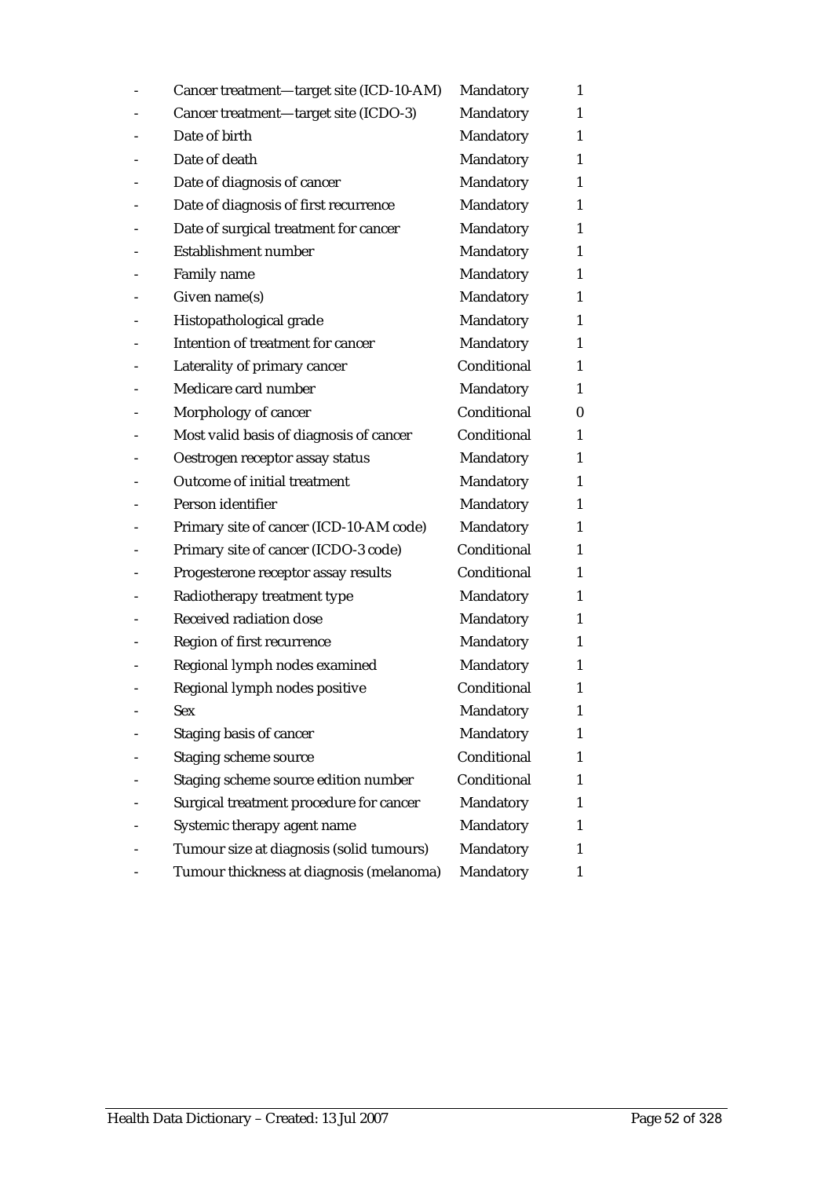| | | | |
|---|---|---|---|
| - | Cancer treatment—target site (ICD-10-AM) | Mandatory | 1 |
| - | Cancer treatment—target site (ICDO-3) | Mandatory | 1 |
| - | Date of birth | Mandatory | 1 |
| - | Date of death | Mandatory | 1 |
| - | Date of diagnosis of cancer | Mandatory | 1 |
| - | Date of diagnosis of first recurrence | Mandatory | 1 |
| - | Date of surgical treatment for cancer | Mandatory | 1 |
| - | Establishment number | Mandatory | 1 |
| - | Family name | Mandatory | 1 |
| - | Given name(s) | Mandatory | 1 |
| - | Histopathological grade | Mandatory | 1 |
| - | Intention of treatment for cancer | Mandatory | 1 |
| - | Laterality of primary cancer | Conditional | 1 |
| - | Medicare card number | Mandatory | 1 |
| - | Morphology of cancer | Conditional | 0 |
| - | Most valid basis of diagnosis of cancer | Conditional | 1 |
| - | Oestrogen receptor assay status | Mandatory | 1 |
| - | Outcome of initial treatment | Mandatory | 1 |
| - | Person identifier | Mandatory | 1 |
| - | Primary site of cancer (ICD-10-AM code) | Mandatory | 1 |
| - | Primary site of cancer (ICDO-3 code) | Conditional | 1 |
| - | Progesterone receptor assay results | Conditional | 1 |
| - | Radiotherapy treatment type | Mandatory | 1 |
| - | Received radiation dose | Mandatory | 1 |
| - | Region of first recurrence | Mandatory | 1 |
| - | Regional lymph nodes examined | Mandatory | 1 |
| - | Regional lymph nodes positive | Conditional | 1 |
| - | Sex | Mandatory | 1 |
| - | Staging basis of cancer | Mandatory | 1 |
| - | Staging scheme source | Conditional | 1 |
| - | Staging scheme source edition number | Conditional | 1 |
| - | Surgical treatment procedure for cancer | Mandatory | 1 |
| - | Systemic therapy agent name | Mandatory | 1 |
| - | Tumour size at diagnosis (solid tumours) | Mandatory | 1 |
| - | Tumour thickness at diagnosis (melanoma) | Mandatory | 1 |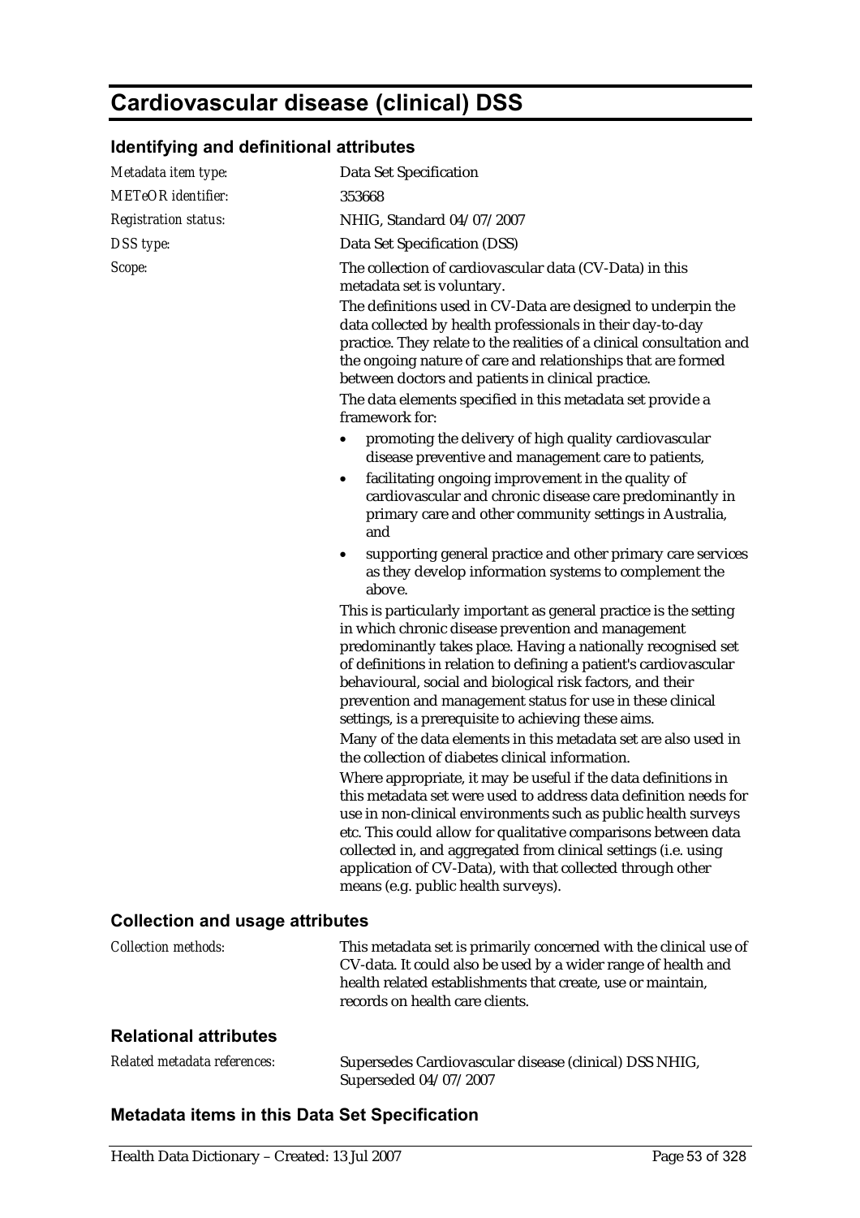# Cardiovascular disease (clinical) DSS

## Identifying and definitional attributes

| | |
|---|---|
| *Metadata item type:* | Data Set Specification |
| *METeOR identifier:* | 353668 |
| *Registration status:* | NHIG, Standard 04/07/2007 |
| *DSS type:* | Data Set Specification (DSS) |

*Scope:*

The collection of cardiovascular data (CV-Data) in this metadata set is voluntary.

The definitions used in CV-Data are designed to underpin the data collected by health professionals in their day-to-day practice. They relate to the realities of a clinical consultation and the ongoing nature of care and relationships that are formed between doctors and patients in clinical practice.

The data elements specified in this metadata set provide a framework for:

- promoting the delivery of high quality cardiovascular disease preventive and management care to patients,
- facilitating ongoing improvement in the quality of cardiovascular and chronic disease care predominantly in primary care and other community settings in Australia, and
- supporting general practice and other primary care services as they develop information systems to complement the above.

This is particularly important as general practice is the setting in which chronic disease prevention and management predominantly takes place. Having a nationally recognised set of definitions in relation to defining a patient's cardiovascular behavioural, social and biological risk factors, and their prevention and management status for use in these clinical settings, is a prerequisite to achieving these aims.

Many of the data elements in this metadata set are also used in the collection of diabetes clinical information.

Where appropriate, it may be useful if the data definitions in this metadata set were used to address data definition needs for use in non-clinical environments such as public health surveys etc. This could allow for qualitative comparisons between data collected in, and aggregated from clinical settings (i.e. using application of CV-Data), with that collected through other means (e.g. public health surveys).

## Collection and usage attributes

*Collection methods:*

This metadata set is primarily concerned with the clinical use of CV-data. It could also be used by a wider range of health and health related establishments that create, use or maintain, records on health care clients.

## Relational attributes

*Related metadata references:*

Supersedes Cardiovascular disease (clinical) DSS NHIG, Superseded 04/07/2007

## Metadata items in this Data Set Specification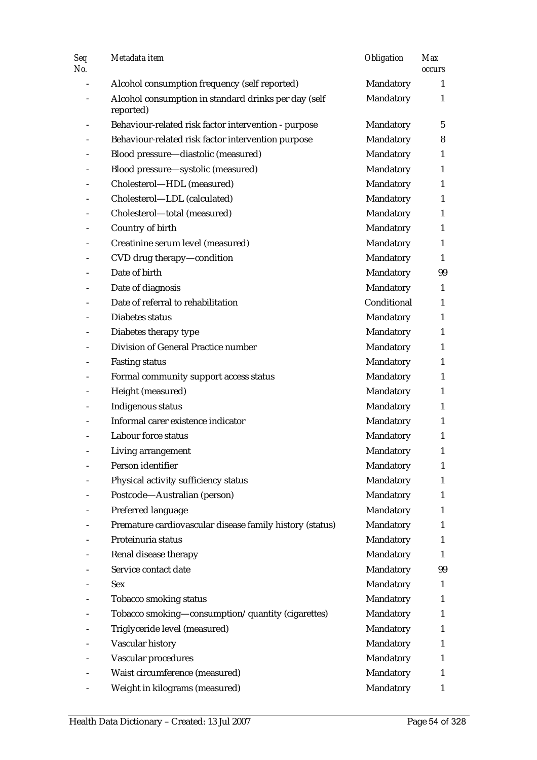| *Seq No.* | *Metadata item* | *Obligation* | *Max occurs* |
|---|---|---|---|
| - | Alcohol consumption frequency (self reported) | Mandatory | 1 |
| - | Alcohol consumption in standard drinks per day (self reported) | Mandatory | 1 |
| - | Behaviour-related risk factor intervention - purpose | Mandatory | 5 |
| - | Behaviour-related risk factor intervention purpose | Mandatory | 8 |
| - | Blood pressure—diastolic (measured) | Mandatory | 1 |
| - | Blood pressure—systolic (measured) | Mandatory | 1 |
| - | Cholesterol—HDL (measured) | Mandatory | 1 |
| - | Cholesterol—LDL (calculated) | Mandatory | 1 |
| - | Cholesterol—total (measured) | Mandatory | 1 |
| - | Country of birth | Mandatory | 1 |
| - | Creatinine serum level (measured) | Mandatory | 1 |
| - | CVD drug therapy—condition | Mandatory | 1 |
| - | Date of birth | Mandatory | 99 |
| - | Date of diagnosis | Mandatory | 1 |
| - | Date of referral to rehabilitation | Conditional | 1 |
| - | Diabetes status | Mandatory | 1 |
| - | Diabetes therapy type | Mandatory | 1 |
| - | Division of General Practice number | Mandatory | 1 |
| - | Fasting status | Mandatory | 1 |
| - | Formal community support access status | Mandatory | 1 |
| - | Height (measured) | Mandatory | 1 |
| - | Indigenous status | Mandatory | 1 |
| - | Informal carer existence indicator | Mandatory | 1 |
| - | Labour force status | Mandatory | 1 |
| - | Living arrangement | Mandatory | 1 |
| - | Person identifier | Mandatory | 1 |
| - | Physical activity sufficiency status | Mandatory | 1 |
| - | Postcode—Australian (person) | Mandatory | 1 |
| - | Preferred language | Mandatory | 1 |
| - | Premature cardiovascular disease family history (status) | Mandatory | 1 |
| - | Proteinuria status | Mandatory | 1 |
| - | Renal disease therapy | Mandatory | 1 |
| - | Service contact date | Mandatory | 99 |
| - | Sex | Mandatory | 1 |
| - | Tobacco smoking status | Mandatory | 1 |
| - | Tobacco smoking—consumption/quantity (cigarettes) | Mandatory | 1 |
| - | Triglyceride level (measured) | Mandatory | 1 |
| - | Vascular history | Mandatory | 1 |
| - | Vascular procedures | Mandatory | 1 |
| - | Waist circumference (measured) | Mandatory | 1 |
| - | Weight in kilograms (measured) | Mandatory | 1 |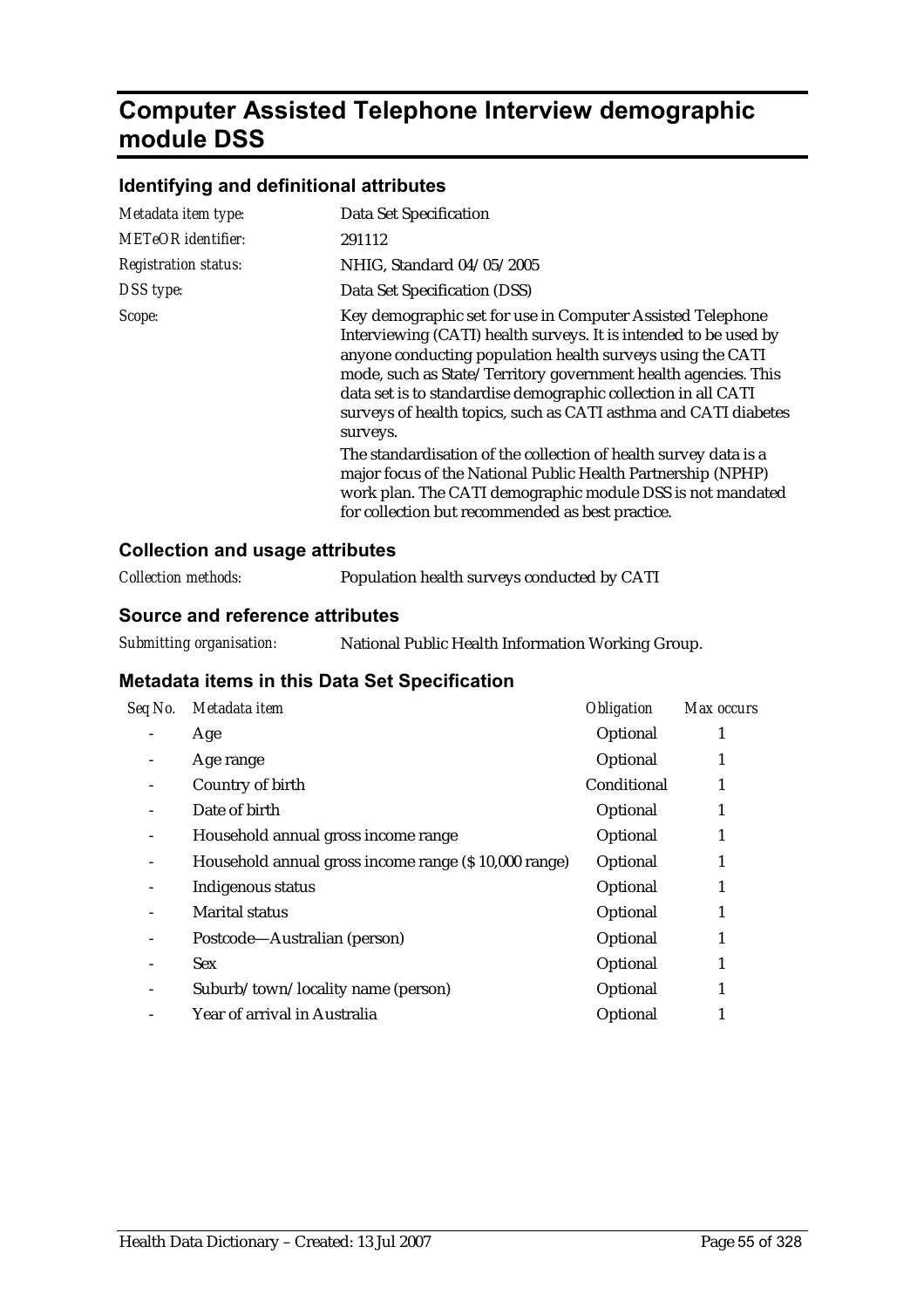# Computer Assisted Telephone Interview demographic module DSS

## Identifying and definitional attributes

| | |
|---|---|
| *Metadata item type:* | Data Set Specification |
| *METeOR identifier:* | 291112 |
| *Registration status:* | NHIG, Standard 04/05/2005 |
| *DSS type:* | Data Set Specification (DSS) |
| *Scope:* | Key demographic set for use in Computer Assisted Telephone Interviewing (CATI) health surveys. It is intended to be used by anyone conducting population health surveys using the CATI mode, such as State/Territory government health agencies. This data set is to standardise demographic collection in all CATI surveys of health topics, such as CATI asthma and CATI diabetes surveys.<br><br>The standardisation of the collection of health survey data is a major focus of the National Public Health Partnership (NPHP) work plan. The CATI demographic module DSS is not mandated for collection but recommended as best practice. |

## Collection and usage attributes

| | |
|---|---|
| *Collection methods:* | Population health surveys conducted by CATI |

## Source and reference attributes

| | |
|---|---|
| *Submitting organisation:* | National Public Health Information Working Group. |

## Metadata items in this Data Set Specification

| *Seq No.* | *Metadata item* | *Obligation* | *Max occurs* |
|---|---|---|---|
| - | Age | Optional | 1 |
| - | Age range | Optional | 1 |
| - | Country of birth | Conditional | 1 |
| - | Date of birth | Optional | 1 |
| - | Household annual gross income range | Optional | 1 |
| - | Household annual gross income range ($10,000 range) | Optional | 1 |
| - | Indigenous status | Optional | 1 |
| - | Marital status | Optional | 1 |
| - | Postcode—Australian (person) | Optional | 1 |
| - | Sex | Optional | 1 |
| - | Suburb/town/locality name (person) | Optional | 1 |
| - | Year of arrival in Australia | Optional | 1 |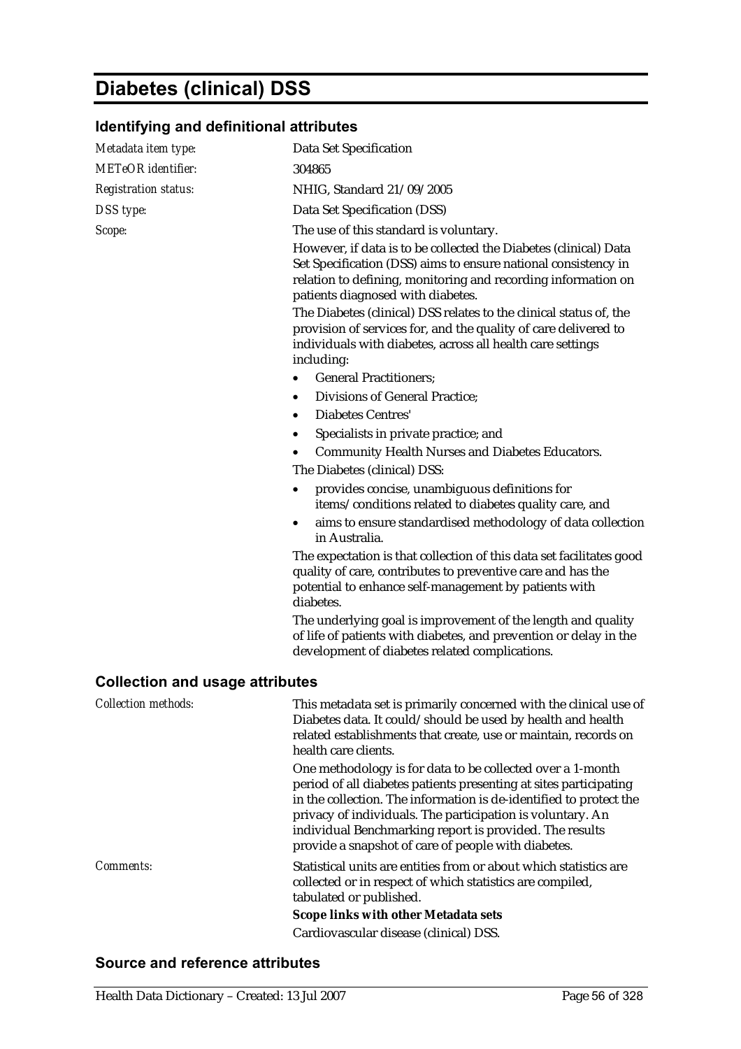# Diabetes (clinical) DSS

## Identifying and definitional attributes

| | |
|---|---|
| *Metadata item type:* | Data Set Specification |
| *METeOR identifier:* | 304865 |
| *Registration status:* | NHIG, Standard 21/09/2005 |
| *DSS type:* | Data Set Specification (DSS) |

*Scope:*

The use of this standard is voluntary.

However, if data is to be collected the Diabetes (clinical) Data Set Specification (DSS) aims to ensure national consistency in relation to defining, monitoring and recording information on patients diagnosed with diabetes.

The Diabetes (clinical) DSS relates to the clinical status of, the provision of services for, and the quality of care delivered to individuals with diabetes, across all health care settings including:

- General Practitioners;
- Divisions of General Practice;
- Diabetes Centres'
- Specialists in private practice; and
- Community Health Nurses and Diabetes Educators.

The Diabetes (clinical) DSS:

- provides concise, unambiguous definitions for items/conditions related to diabetes quality care, and
- aims to ensure standardised methodology of data collection in Australia.

The expectation is that collection of this data set facilitates good quality of care, contributes to preventive care and has the potential to enhance self-management by patients with diabetes.

The underlying goal is improvement of the length and quality of life of patients with diabetes, and prevention or delay in the development of diabetes related complications.

## Collection and usage attributes

*Collection methods:*

This metadata set is primarily concerned with the clinical use of Diabetes data. It could/should be used by health and health related establishments that create, use or maintain, records on health care clients.

One methodology is for data to be collected over a 1-month period of all diabetes patients presenting at sites participating in the collection. The information is de-identified to protect the privacy of individuals. The participation is voluntary. An individual Benchmarking report is provided. The results provide a snapshot of care of people with diabetes.

*Comments:*

Statistical units are entities from or about which statistics are collected or in respect of which statistics are compiled, tabulated or published.

***Scope links with other Metadata sets***

Cardiovascular disease (clinical) DSS.

## Source and reference attributes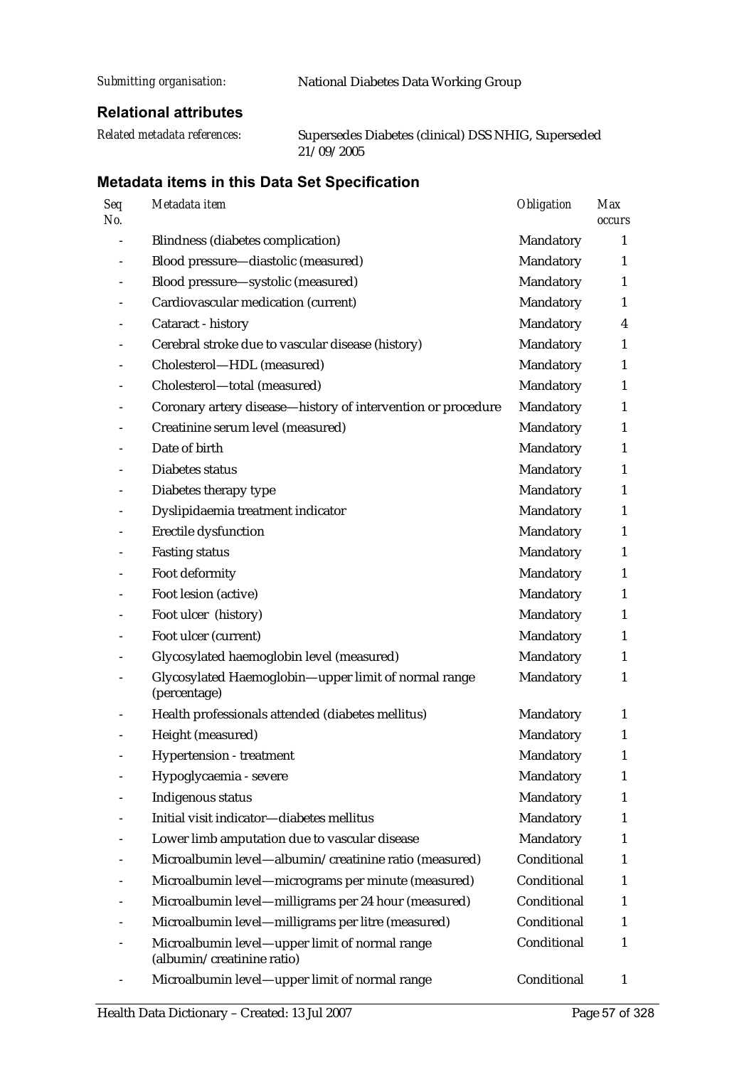*Submitting organisation:* National Diabetes Data Working Group

### Relational attributes

*Related metadata references:* Supersedes Diabetes (clinical) DSS NHIG, Superseded 21/09/2005

### Metadata items in this Data Set Specification

| *Seq No.* | *Metadata item* | *Obligation* | *Max occurs* |
|---|---|---|---|
| - | Blindness (diabetes complication) | Mandatory | 1 |
| - | Blood pressure—diastolic (measured) | Mandatory | 1 |
| - | Blood pressure—systolic (measured) | Mandatory | 1 |
| - | Cardiovascular medication (current) | Mandatory | 1 |
| - | Cataract - history | Mandatory | 4 |
| - | Cerebral stroke due to vascular disease (history) | Mandatory | 1 |
| - | Cholesterol—HDL (measured) | Mandatory | 1 |
| - | Cholesterol—total (measured) | Mandatory | 1 |
| - | Coronary artery disease—history of intervention or procedure | Mandatory | 1 |
| - | Creatinine serum level (measured) | Mandatory | 1 |
| - | Date of birth | Mandatory | 1 |
| - | Diabetes status | Mandatory | 1 |
| - | Diabetes therapy type | Mandatory | 1 |
| - | Dyslipidaemia treatment indicator | Mandatory | 1 |
| - | Erectile dysfunction | Mandatory | 1 |
| - | Fasting status | Mandatory | 1 |
| - | Foot deformity | Mandatory | 1 |
| - | Foot lesion (active) | Mandatory | 1 |
| - | Foot ulcer (history) | Mandatory | 1 |
| - | Foot ulcer (current) | Mandatory | 1 |
| - | Glycosylated haemoglobin level (measured) | Mandatory | 1 |
| - | Glycosylated Haemoglobin—upper limit of normal range (percentage) | Mandatory | 1 |
| - | Health professionals attended (diabetes mellitus) | Mandatory | 1 |
| - | Height (measured) | Mandatory | 1 |
| - | Hypertension - treatment | Mandatory | 1 |
| - | Hypoglycaemia - severe | Mandatory | 1 |
| - | Indigenous status | Mandatory | 1 |
| - | Initial visit indicator—diabetes mellitus | Mandatory | 1 |
| - | Lower limb amputation due to vascular disease | Mandatory | 1 |
| - | Microalbumin level—albumin/creatinine ratio (measured) | Conditional | 1 |
| - | Microalbumin level—micrograms per minute (measured) | Conditional | 1 |
| - | Microalbumin level—milligrams per 24 hour (measured) | Conditional | 1 |
| - | Microalbumin level—milligrams per litre (measured) | Conditional | 1 |
| - | Microalbumin level—upper limit of normal range (albumin/creatinine ratio) | Conditional | 1 |
| - | Microalbumin level—upper limit of normal range | Conditional | 1 |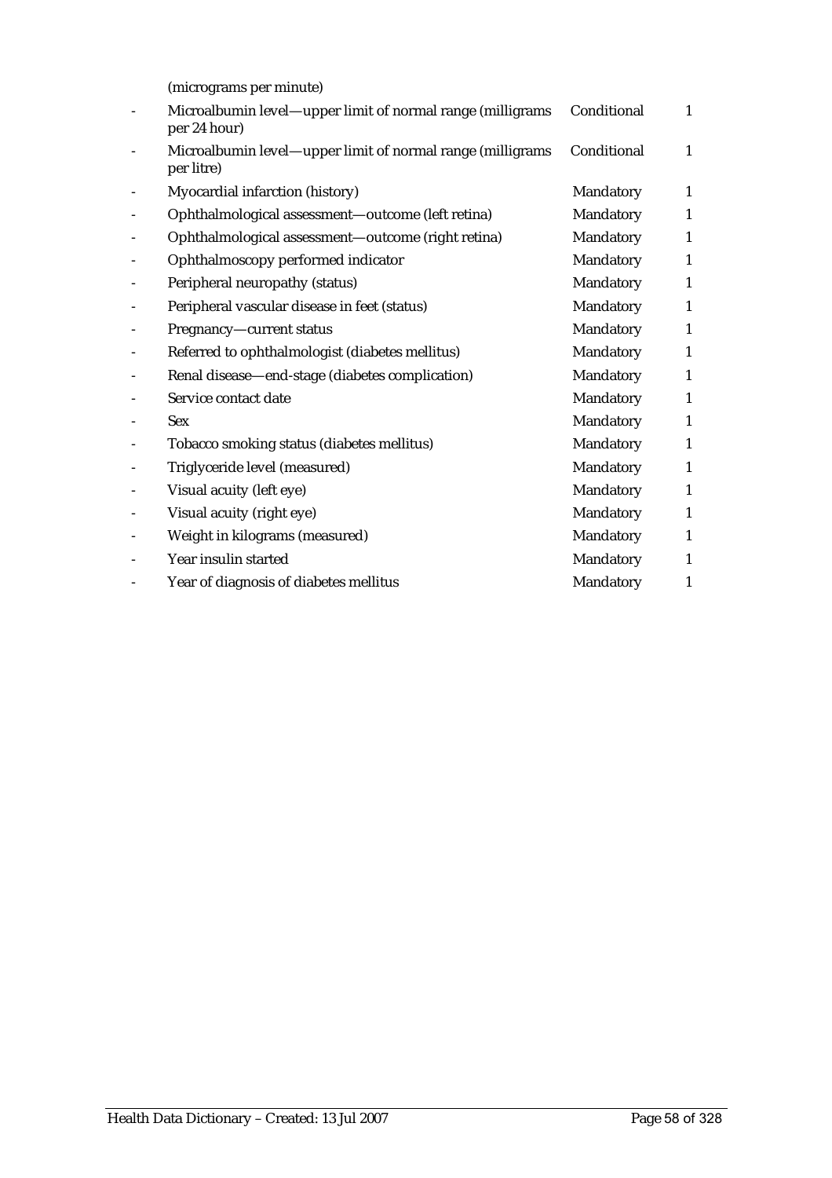| | (micrograms per minute) | | |
|---|---|---|---|
| - | Microalbumin level—upper limit of normal range (milligrams per 24 hour) | Conditional | 1 |
| - | Microalbumin level—upper limit of normal range (milligrams per litre) | Conditional | 1 |
| - | Myocardial infarction (history) | Mandatory | 1 |
| - | Ophthalmological assessment—outcome (left retina) | Mandatory | 1 |
| - | Ophthalmological assessment—outcome (right retina) | Mandatory | 1 |
| - | Ophthalmoscopy performed indicator | Mandatory | 1 |
| - | Peripheral neuropathy (status) | Mandatory | 1 |
| - | Peripheral vascular disease in feet (status) | Mandatory | 1 |
| - | Pregnancy—current status | Mandatory | 1 |
| - | Referred to ophthalmologist (diabetes mellitus) | Mandatory | 1 |
| - | Renal disease—end-stage (diabetes complication) | Mandatory | 1 |
| - | Service contact date | Mandatory | 1 |
| - | Sex | Mandatory | 1 |
| - | Tobacco smoking status (diabetes mellitus) | Mandatory | 1 |
| - | Triglyceride level (measured) | Mandatory | 1 |
| - | Visual acuity (left eye) | Mandatory | 1 |
| - | Visual acuity (right eye) | Mandatory | 1 |
| - | Weight in kilograms (measured) | Mandatory | 1 |
| - | Year insulin started | Mandatory | 1 |
| - | Year of diagnosis of diabetes mellitus | Mandatory | 1 |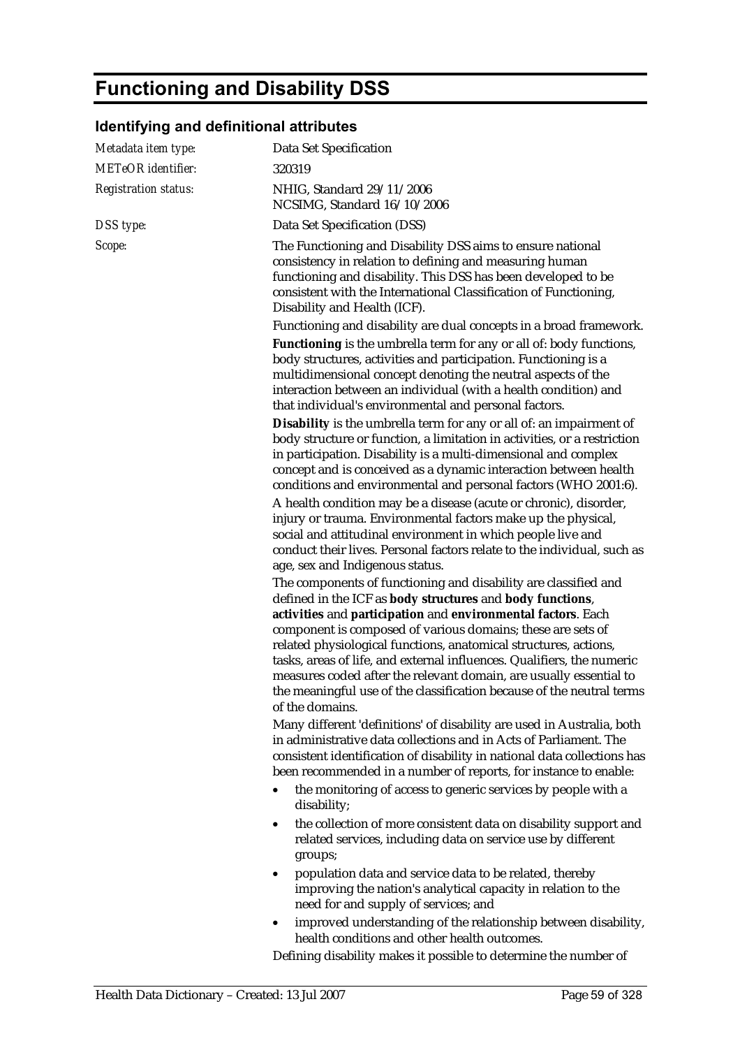# Functioning and Disability DSS

## Identifying and definitional attributes

*Metadata item type:* Data Set Specification

*METeOR identifier:* 320319

*Registration status:* NHIG, Standard 29/11/2006
NCSIMG, Standard 16/10/2006

*DSS type:* Data Set Specification (DSS)

*Scope:* The Functioning and Disability DSS aims to ensure national consistency in relation to defining and measuring human functioning and disability. This DSS has been developed to be consistent with the International Classification of Functioning, Disability and Health (ICF).

Functioning and disability are dual concepts in a broad framework.

**Functioning** is the umbrella term for any or all of: body functions, body structures, activities and participation. Functioning is a multidimensional concept denoting the neutral aspects of the interaction between an individual (with a health condition) and that individual's environmental and personal factors.

**Disability** is the umbrella term for any or all of: an impairment of body structure or function, a limitation in activities, or a restriction in participation. Disability is a multi-dimensional and complex concept and is conceived as a dynamic interaction between health conditions and environmental and personal factors (WHO 2001:6).

A health condition may be a disease (acute or chronic), disorder, injury or trauma. Environmental factors make up the physical, social and attitudinal environment in which people live and conduct their lives. Personal factors relate to the individual, such as age, sex and Indigenous status.

The components of functioning and disability are classified and defined in the ICF as **body structures** and **body functions**, **activities** and **participation** and **environmental factors**. Each component is composed of various domains; these are sets of related physiological functions, anatomical structures, actions, tasks, areas of life, and external influences. Qualifiers, the numeric measures coded after the relevant domain, are usually essential to the meaningful use of the classification because of the neutral terms of the domains.

Many different 'definitions' of disability are used in Australia, both in administrative data collections and in Acts of Parliament. The consistent identification of disability in national data collections has been recommended in a number of reports, for instance to enable:

- the monitoring of access to generic services by people with a disability;
- the collection of more consistent data on disability support and related services, including data on service use by different groups;
- population data and service data to be related, thereby improving the nation's analytical capacity in relation to the need for and supply of services; and
- improved understanding of the relationship between disability, health conditions and other health outcomes.

Defining disability makes it possible to determine the number of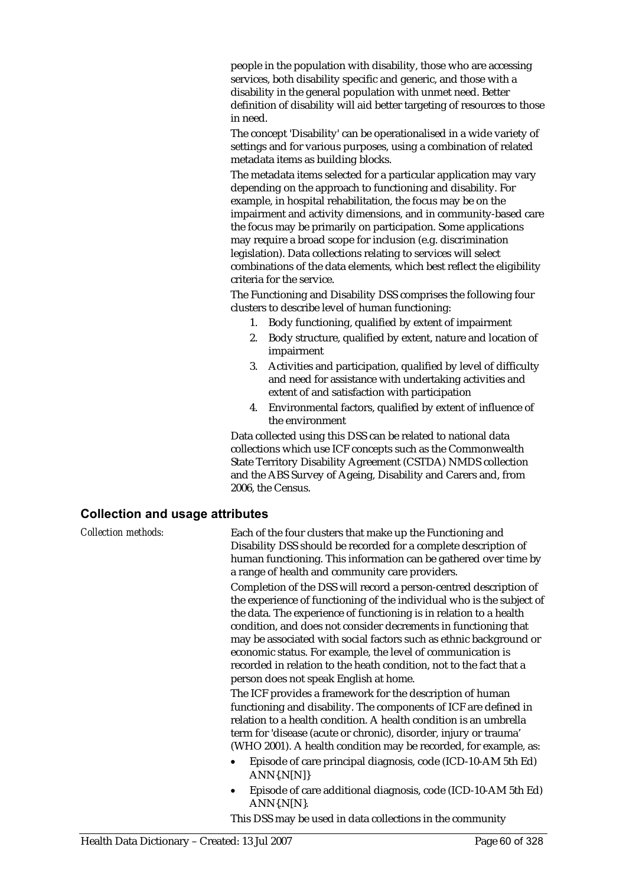people in the population with disability, those who are accessing services, both disability specific and generic, and those with a disability in the general population with unmet need. Better definition of disability will aid better targeting of resources to those in need.

The concept 'Disability' can be operationalised in a wide variety of settings and for various purposes, using a combination of related metadata items as building blocks.

The metadata items selected for a particular application may vary depending on the approach to functioning and disability. For example, in hospital rehabilitation, the focus may be on the impairment and activity dimensions, and in community-based care the focus may be primarily on participation. Some applications may require a broad scope for inclusion (e.g. discrimination legislation). Data collections relating to services will select combinations of the data elements, which best reflect the eligibility criteria for the service.

The Functioning and Disability DSS comprises the following four clusters to describe level of human functioning:

1. Body functioning, qualified by extent of impairment
2. Body structure, qualified by extent, nature and location of impairment
3. Activities and participation, qualified by level of difficulty and need for assistance with undertaking activities and extent of and satisfaction with participation
4. Environmental factors, qualified by extent of influence of the environment

Data collected using this DSS can be related to national data collections which use ICF concepts such as the Commonwealth State Territory Disability Agreement (CSTDA) NMDS collection and the ABS Survey of Ageing, Disability and Carers and, from 2006, the Census.

## Collection and usage attributes

*Collection methods:*

Each of the four clusters that make up the Functioning and Disability DSS should be recorded for a complete description of human functioning. This information can be gathered over time by a range of health and community care providers.

Completion of the DSS will record a person-centred description of the experience of functioning of the individual who is the subject of the data. The experience of functioning is in relation to a health condition, and does not consider decrements in functioning that may be associated with social factors such as ethnic background or economic status. For example, the level of communication is recorded in relation to the heath condition, not to the fact that a person does not speak English at home.

The ICF provides a framework for the description of human functioning and disability. The components of ICF are defined in relation to a health condition. A health condition is an umbrella term for 'disease (acute or chronic), disorder, injury or trauma' (WHO 2001). A health condition may be recorded, for example, as:

- Episode of care principal diagnosis, code (ICD-10-AM 5th Ed) ANN{.N[N]}
- Episode of care additional diagnosis, code (ICD-10-AM 5th Ed) ANN{.N[N}.

This DSS may be used in data collections in the community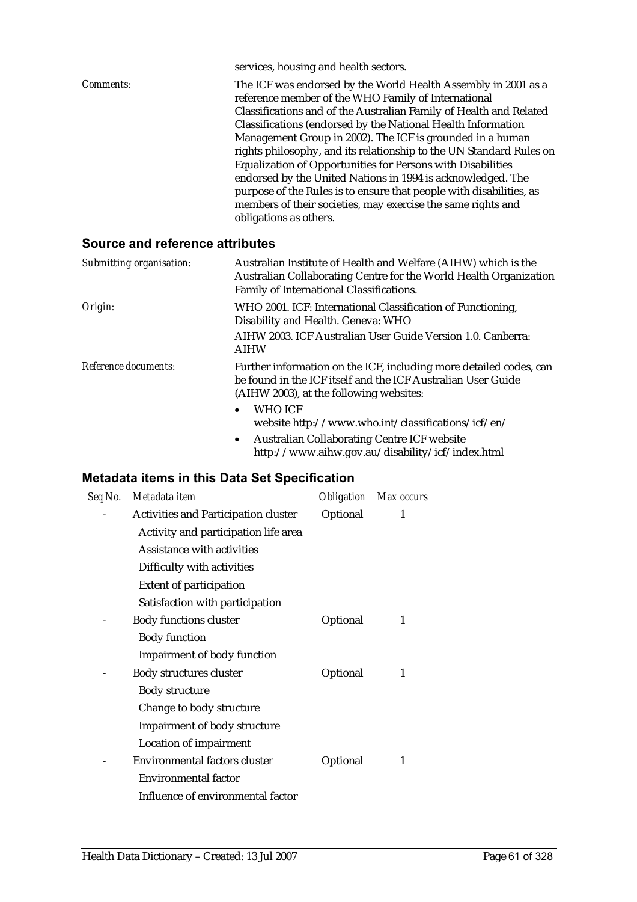services, housing and health sectors.

*Comments:* The ICF was endorsed by the World Health Assembly in 2001 as a reference member of the WHO Family of International Classifications and of the Australian Family of Health and Related Classifications (endorsed by the National Health Information Management Group in 2002). The ICF is grounded in a human rights philosophy, and its relationship to the UN Standard Rules on Equalization of Opportunities for Persons with Disabilities endorsed by the United Nations in 1994 is acknowledged. The purpose of the Rules is to ensure that people with disabilities, as members of their societies, may exercise the same rights and obligations as others.

## Source and reference attributes

*Submitting organisation:* Australian Institute of Health and Welfare (AIHW) which is the Australian Collaborating Centre for the World Health Organization Family of International Classifications.

*Origin:* WHO 2001. ICF: International Classification of Functioning, Disability and Health. Geneva: WHO

AIHW 2003. ICF Australian User Guide Version 1.0. Canberra: AIHW

*Reference documents:* Further information on the ICF, including more detailed codes, can be found in the ICF itself and the ICF Australian User Guide (AIHW 2003), at the following websites:

- WHO ICF website http://www.who.int/classifications/icf/en/
- Australian Collaborating Centre ICF website http://www.aihw.gov.au/disability/icf/index.html

## Metadata items in this Data Set Specification

| *Seq No.* | *Metadata item* | *Obligation* | *Max occurs* |
|---|---|---|---|
| - | Activities and Participation cluster | Optional | 1 |
| | Activity and participation life area | | |
| | Assistance with activities | | |
| | Difficulty with activities | | |
| | Extent of participation | | |
| | Satisfaction with participation | | |
| - | Body functions cluster | Optional | 1 |
| | Body function | | |
| | Impairment of body function | | |
| - | Body structures cluster | Optional | 1 |
| | Body structure | | |
| | Change to body structure | | |
| | Impairment of body structure | | |
| | Location of impairment | | |
| - | Environmental factors cluster | Optional | 1 |
| | Environmental factor | | |
| | Influence of environmental factor | | |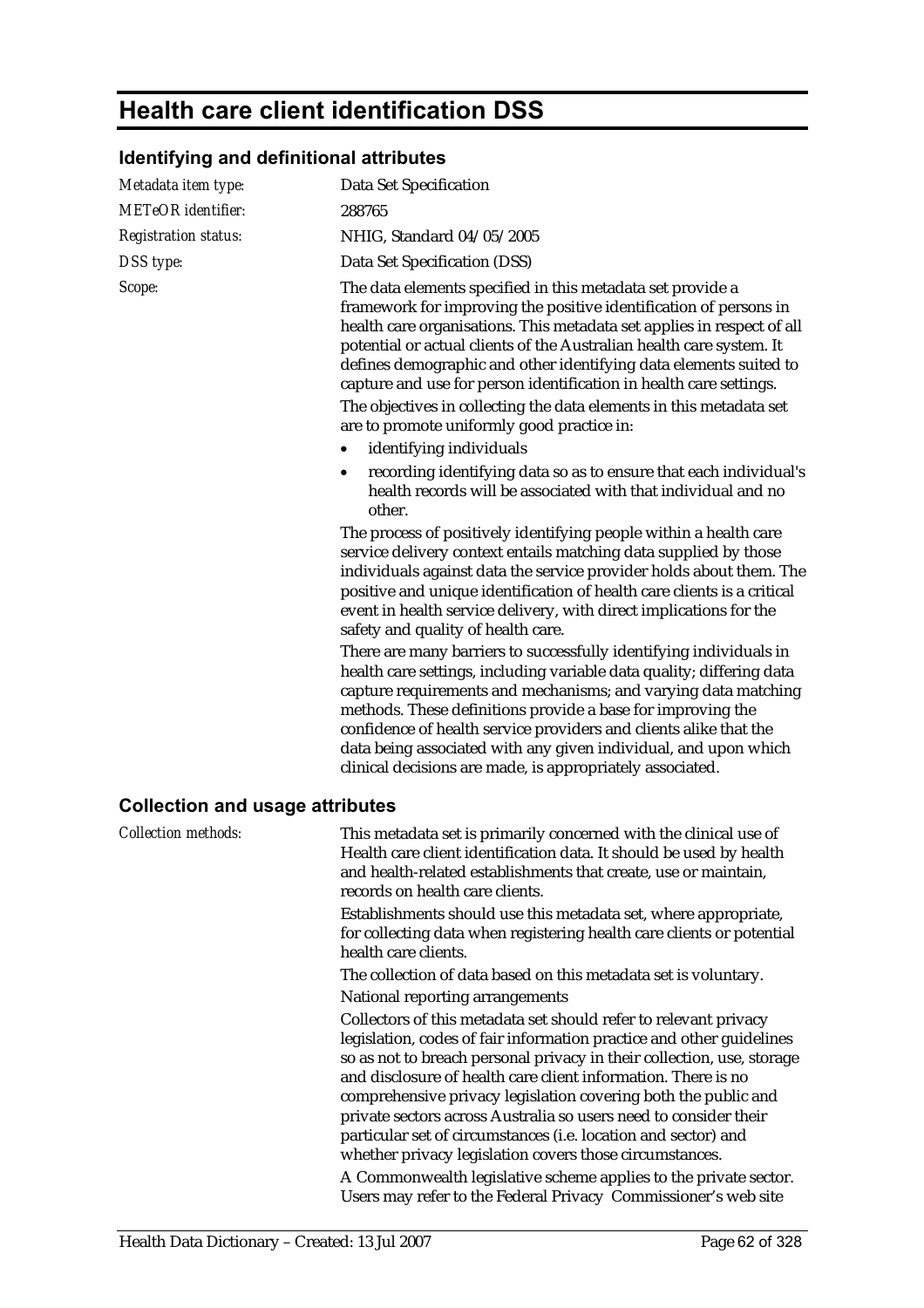# Health care client identification DSS

## Identifying and definitional attributes

*Metadata item type:* Data Set Specification

*METeOR identifier:* 288765

*Registration status:* NHIG, Standard 04/05/2005

*DSS type:* Data Set Specification (DSS)

*Scope:* The data elements specified in this metadata set provide a framework for improving the positive identification of persons in health care organisations. This metadata set applies in respect of all potential or actual clients of the Australian health care system. It defines demographic and other identifying data elements suited to capture and use for person identification in health care settings.

The objectives in collecting the data elements in this metadata set are to promote uniformly good practice in:

- identifying individuals
- recording identifying data so as to ensure that each individual's health records will be associated with that individual and no other.

The process of positively identifying people within a health care service delivery context entails matching data supplied by those individuals against data the service provider holds about them. The positive and unique identification of health care clients is a critical event in health service delivery, with direct implications for the safety and quality of health care.

There are many barriers to successfully identifying individuals in health care settings, including variable data quality; differing data capture requirements and mechanisms; and varying data matching methods. These definitions provide a base for improving the confidence of health service providers and clients alike that the data being associated with any given individual, and upon which clinical decisions are made, is appropriately associated.

## Collection and usage attributes

*Collection methods:* This metadata set is primarily concerned with the clinical use of Health care client identification data. It should be used by health and health-related establishments that create, use or maintain, records on health care clients.

Establishments should use this metadata set, where appropriate, for collecting data when registering health care clients or potential health care clients.

The collection of data based on this metadata set is voluntary.

National reporting arrangements

Collectors of this metadata set should refer to relevant privacy legislation, codes of fair information practice and other guidelines so as not to breach personal privacy in their collection, use, storage and disclosure of health care client information. There is no comprehensive privacy legislation covering both the public and private sectors across Australia so users need to consider their particular set of circumstances (i.e. location and sector) and whether privacy legislation covers those circumstances.

A Commonwealth legislative scheme applies to the private sector. Users may refer to the Federal Privacy Commissioner's web site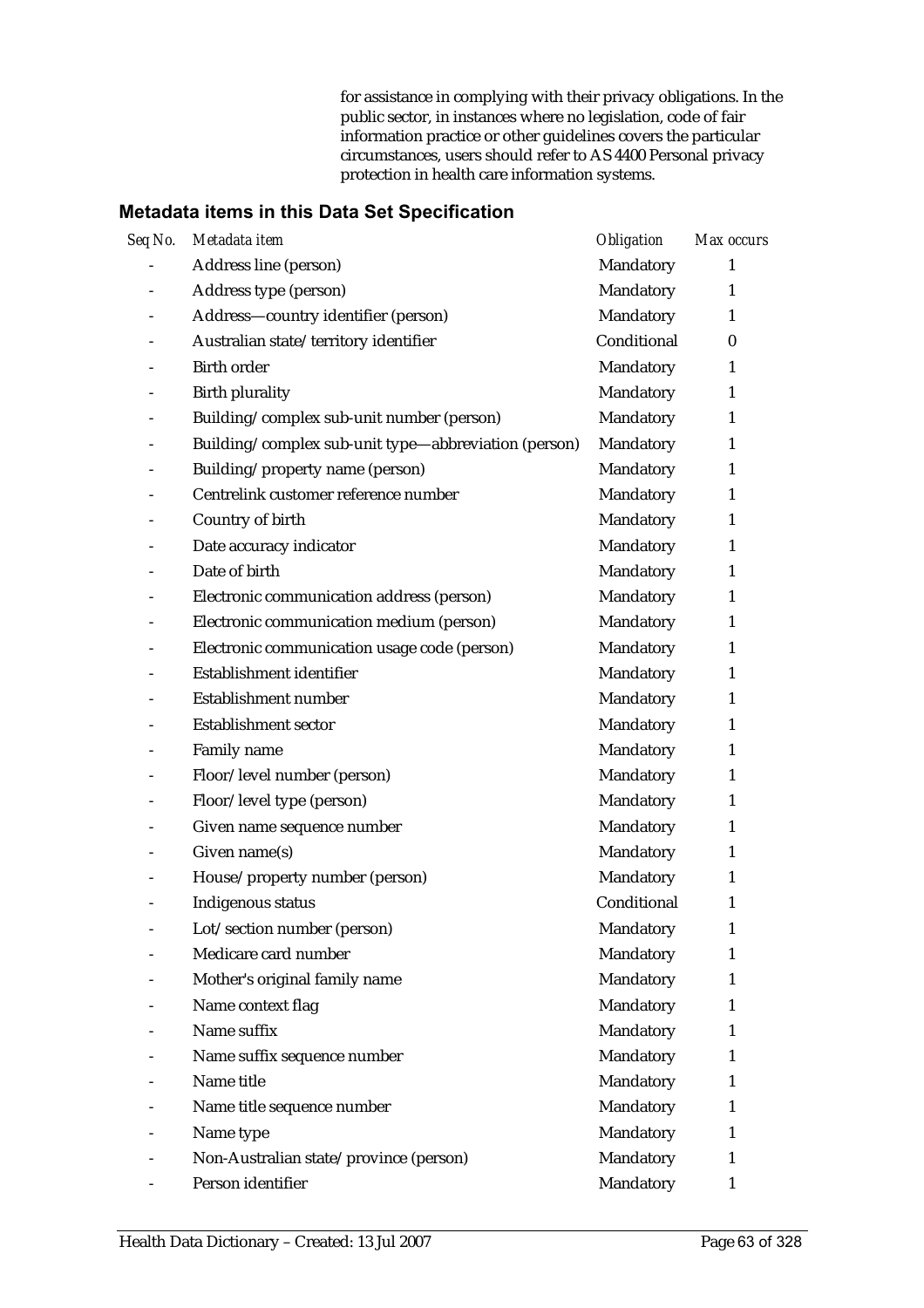for assistance in complying with their privacy obligations. In the public sector, in instances where no legislation, code of fair information practice or other guidelines covers the particular circumstances, users should refer to AS 4400 Personal privacy protection in health care information systems.

### Metadata items in this Data Set Specification

| *Seq No.* | *Metadata item* | *Obligation* | *Max occurs* |
|---|---|---|---|
| - | Address line (person) | Mandatory | 1 |
| - | Address type (person) | Mandatory | 1 |
| - | Address—country identifier (person) | Mandatory | 1 |
| - | Australian state/territory identifier | Conditional | 0 |
| - | Birth order | Mandatory | 1 |
| - | Birth plurality | Mandatory | 1 |
| - | Building/complex sub-unit number (person) | Mandatory | 1 |
| - | Building/complex sub-unit type—abbreviation (person) | Mandatory | 1 |
| - | Building/property name (person) | Mandatory | 1 |
| - | Centrelink customer reference number | Mandatory | 1 |
| - | Country of birth | Mandatory | 1 |
| - | Date accuracy indicator | Mandatory | 1 |
| - | Date of birth | Mandatory | 1 |
| - | Electronic communication address (person) | Mandatory | 1 |
| - | Electronic communication medium (person) | Mandatory | 1 |
| - | Electronic communication usage code (person) | Mandatory | 1 |
| - | Establishment identifier | Mandatory | 1 |
| - | Establishment number | Mandatory | 1 |
| - | Establishment sector | Mandatory | 1 |
| - | Family name | Mandatory | 1 |
| - | Floor/level number (person) | Mandatory | 1 |
| - | Floor/level type (person) | Mandatory | 1 |
| - | Given name sequence number | Mandatory | 1 |
| - | Given name(s) | Mandatory | 1 |
| - | House/property number (person) | Mandatory | 1 |
| - | Indigenous status | Conditional | 1 |
| - | Lot/section number (person) | Mandatory | 1 |
| - | Medicare card number | Mandatory | 1 |
| - | Mother's original family name | Mandatory | 1 |
| - | Name context flag | Mandatory | 1 |
| - | Name suffix | Mandatory | 1 |
| - | Name suffix sequence number | Mandatory | 1 |
| - | Name title | Mandatory | 1 |
| - | Name title sequence number | Mandatory | 1 |
| - | Name type | Mandatory | 1 |
| - | Non-Australian state/province (person) | Mandatory | 1 |
| - | Person identifier | Mandatory | 1 |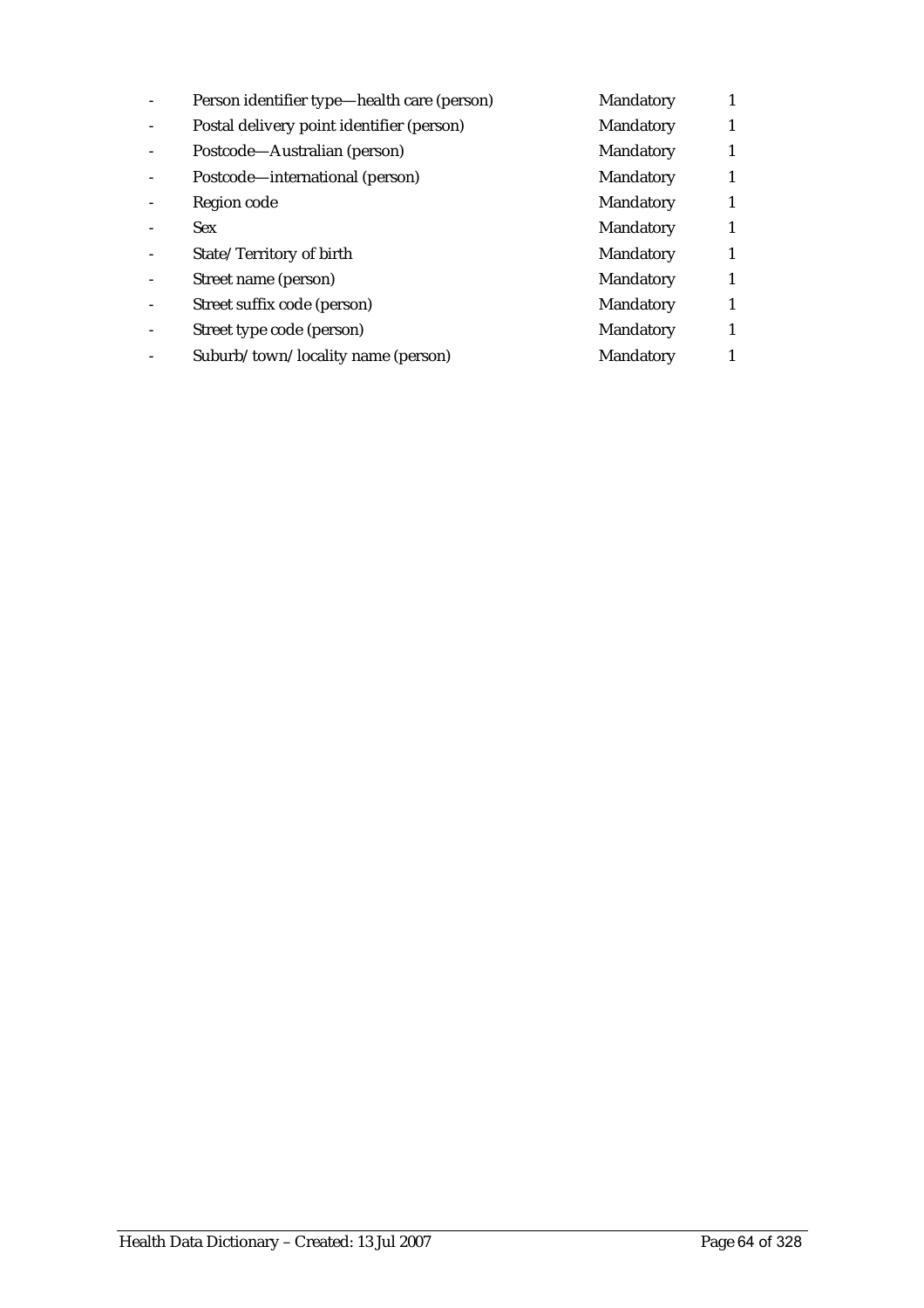| | | | |
|---|---|---|---|
| - | Person identifier type—health care (person) | Mandatory | 1 |
| - | Postal delivery point identifier (person) | Mandatory | 1 |
| - | Postcode—Australian (person) | Mandatory | 1 |
| - | Postcode—international (person) | Mandatory | 1 |
| - | Region code | Mandatory | 1 |
| - | Sex | Mandatory | 1 |
| - | State/Territory of birth | Mandatory | 1 |
| - | Street name (person) | Mandatory | 1 |
| - | Street suffix code (person) | Mandatory | 1 |
| - | Street type code (person) | Mandatory | 1 |
| - | Suburb/town/locality name (person) | Mandatory | 1 |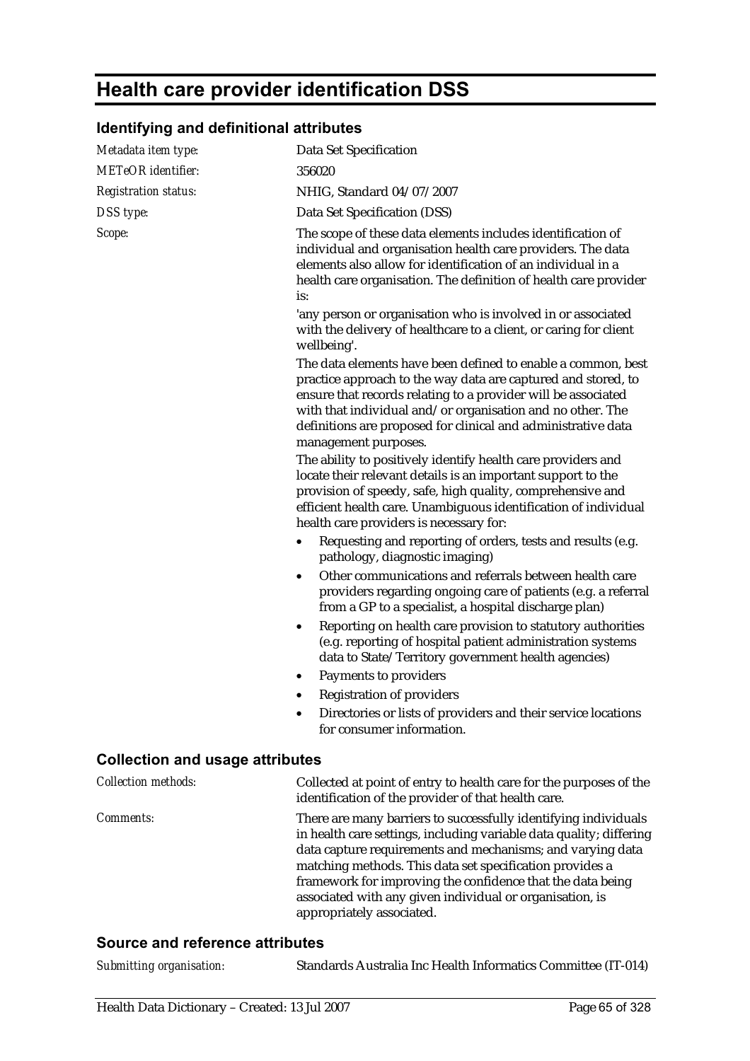# Health care provider identification DSS

## Identifying and definitional attributes

| | |
|---|---|
| *Metadata item type:* | Data Set Specification |
| *METeOR identifier:* | 356020 |
| *Registration status:* | NHIG, Standard 04/07/2007 |
| *DSS type:* | Data Set Specification (DSS) |
| *Scope:* | The scope of these data elements includes identification of individual and organisation health care providers. The data elements also allow for identification of an individual in a health care organisation. The definition of health care provider is:<br>'any person or organisation who is involved in or associated with the delivery of healthcare to a client, or caring for client wellbeing'.<br>The data elements have been defined to enable a common, best practice approach to the way data are captured and stored, to ensure that records relating to a provider will be associated with that individual and/or organisation and no other. The definitions are proposed for clinical and administrative data management purposes.<br>The ability to positively identify health care providers and locate their relevant details is an important support to the provision of speedy, safe, high quality, comprehensive and efficient health care. Unambiguous identification of individual health care providers is necessary for:<br>• Requesting and reporting of orders, tests and results (e.g. pathology, diagnostic imaging)<br>• Other communications and referrals between health care providers regarding ongoing care of patients (e.g. a referral from a GP to a specialist, a hospital discharge plan)<br>• Reporting on health care provision to statutory authorities (e.g. reporting of hospital patient administration systems data to State/Territory government health agencies)<br>• Payments to providers<br>• Registration of providers<br>• Directories or lists of providers and their service locations for consumer information. |

## Collection and usage attributes

| | |
|---|---|
| *Collection methods:* | Collected at point of entry to health care for the purposes of the identification of the provider of that health care. |
| *Comments:* | There are many barriers to successfully identifying individuals in health care settings, including variable data quality; differing data capture requirements and mechanisms; and varying data matching methods. This data set specification provides a framework for improving the confidence that the data being associated with any given individual or organisation, is appropriately associated. |

## Source and reference attributes

| | |
|---|---|
| *Submitting organisation:* | Standards Australia Inc Health Informatics Committee (IT-014) |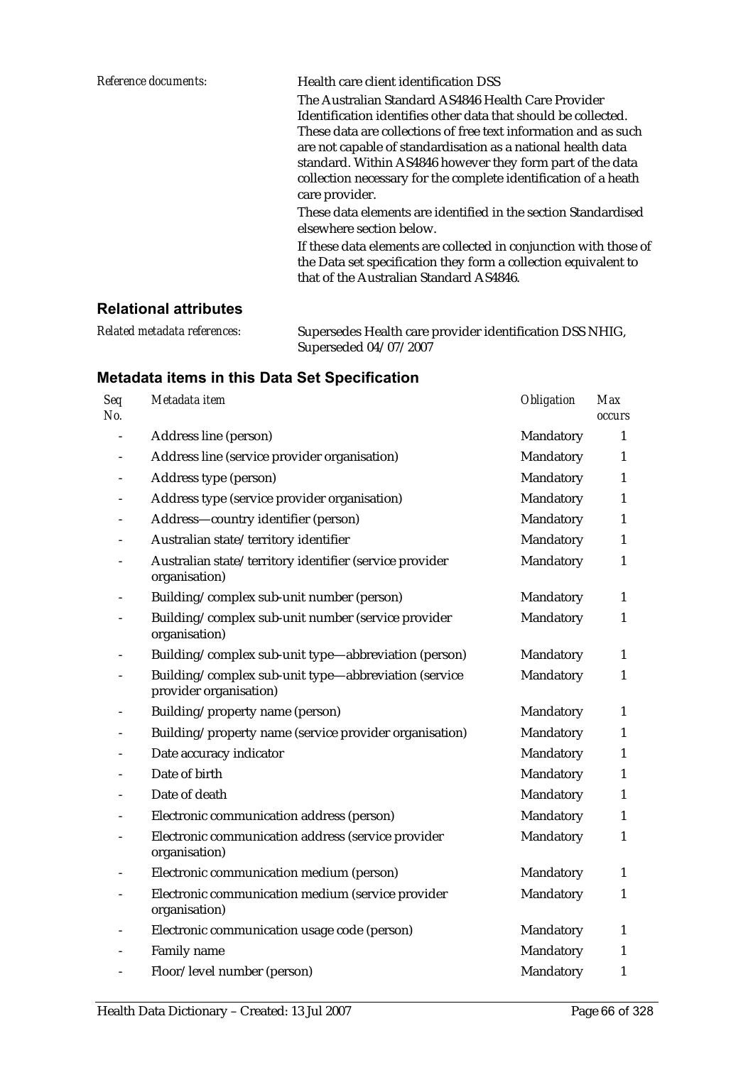*Reference documents:* Health care client identification DSS

The Australian Standard AS4846 Health Care Provider Identification identifies other data that should be collected. These data are collections of free text information and as such are not capable of standardisation as a national health data standard. Within AS4846 however they form part of the data collection necessary for the complete identification of a heath care provider.

These data elements are identified in the section Standardised elsewhere section below.

If these data elements are collected in conjunction with those of the Data set specification they form a collection equivalent to that of the Australian Standard AS4846.

### Relational attributes

*Related metadata references:* Supersedes Health care provider identification DSS NHIG, Superseded 04/07/2007

### Metadata items in this Data Set Specification

| *Seq No.* | *Metadata item* | *Obligation* | *Max occurs* |
|---|---|---|---|
| - | Address line (person) | Mandatory | 1 |
| - | Address line (service provider organisation) | Mandatory | 1 |
| - | Address type (person) | Mandatory | 1 |
| - | Address type (service provider organisation) | Mandatory | 1 |
| - | Address—country identifier (person) | Mandatory | 1 |
| - | Australian state/territory identifier | Mandatory | 1 |
| - | Australian state/territory identifier (service provider organisation) | Mandatory | 1 |
| - | Building/complex sub-unit number (person) | Mandatory | 1 |
| - | Building/complex sub-unit number (service provider organisation) | Mandatory | 1 |
| - | Building/complex sub-unit type—abbreviation (person) | Mandatory | 1 |
| - | Building/complex sub-unit type—abbreviation (service provider organisation) | Mandatory | 1 |
| - | Building/property name (person) | Mandatory | 1 |
| - | Building/property name (service provider organisation) | Mandatory | 1 |
| - | Date accuracy indicator | Mandatory | 1 |
| - | Date of birth | Mandatory | 1 |
| - | Date of death | Mandatory | 1 |
| - | Electronic communication address (person) | Mandatory | 1 |
| - | Electronic communication address (service provider organisation) | Mandatory | 1 |
| - | Electronic communication medium (person) | Mandatory | 1 |
| - | Electronic communication medium (service provider organisation) | Mandatory | 1 |
| - | Electronic communication usage code (person) | Mandatory | 1 |
| - | Family name | Mandatory | 1 |
| - | Floor/level number (person) | Mandatory | 1 |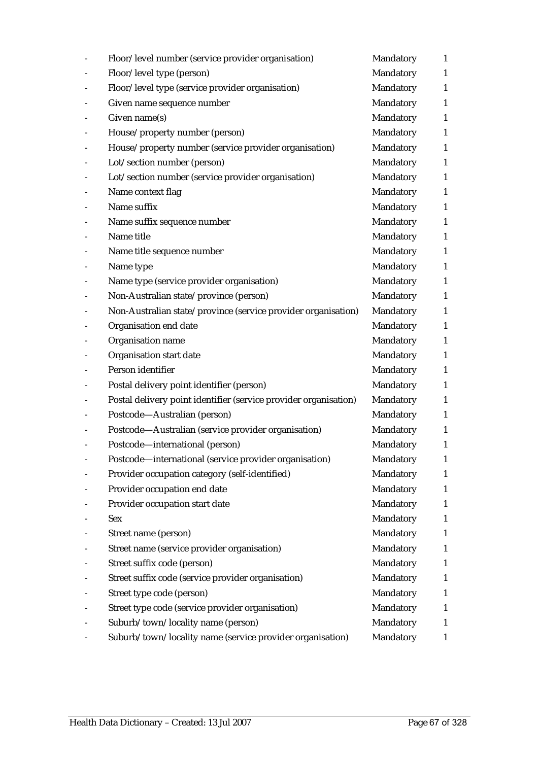| | | | |
|---|---|---|---|
| - | Floor/level number (service provider organisation) | Mandatory | 1 |
| - | Floor/level type (person) | Mandatory | 1 |
| - | Floor/level type (service provider organisation) | Mandatory | 1 |
| - | Given name sequence number | Mandatory | 1 |
| - | Given name(s) | Mandatory | 1 |
| - | House/property number (person) | Mandatory | 1 |
| - | House/property number (service provider organisation) | Mandatory | 1 |
| - | Lot/section number (person) | Mandatory | 1 |
| - | Lot/section number (service provider organisation) | Mandatory | 1 |
| - | Name context flag | Mandatory | 1 |
| - | Name suffix | Mandatory | 1 |
| - | Name suffix sequence number | Mandatory | 1 |
| - | Name title | Mandatory | 1 |
| - | Name title sequence number | Mandatory | 1 |
| - | Name type | Mandatory | 1 |
| - | Name type (service provider organisation) | Mandatory | 1 |
| - | Non-Australian state/province (person) | Mandatory | 1 |
| - | Non-Australian state/province (service provider organisation) | Mandatory | 1 |
| - | Organisation end date | Mandatory | 1 |
| - | Organisation name | Mandatory | 1 |
| - | Organisation start date | Mandatory | 1 |
| - | Person identifier | Mandatory | 1 |
| - | Postal delivery point identifier (person) | Mandatory | 1 |
| - | Postal delivery point identifier (service provider organisation) | Mandatory | 1 |
| - | Postcode—Australian (person) | Mandatory | 1 |
| - | Postcode—Australian (service provider organisation) | Mandatory | 1 |
| - | Postcode—international (person) | Mandatory | 1 |
| - | Postcode—international (service provider organisation) | Mandatory | 1 |
| - | Provider occupation category (self-identified) | Mandatory | 1 |
| - | Provider occupation end date | Mandatory | 1 |
| - | Provider occupation start date | Mandatory | 1 |
| - | Sex | Mandatory | 1 |
| - | Street name (person) | Mandatory | 1 |
| - | Street name (service provider organisation) | Mandatory | 1 |
| - | Street suffix code (person) | Mandatory | 1 |
| - | Street suffix code (service provider organisation) | Mandatory | 1 |
| - | Street type code (person) | Mandatory | 1 |
| - | Street type code (service provider organisation) | Mandatory | 1 |
| - | Suburb/town/locality name (person) | Mandatory | 1 |
| - | Suburb/town/locality name (service provider organisation) | Mandatory | 1 |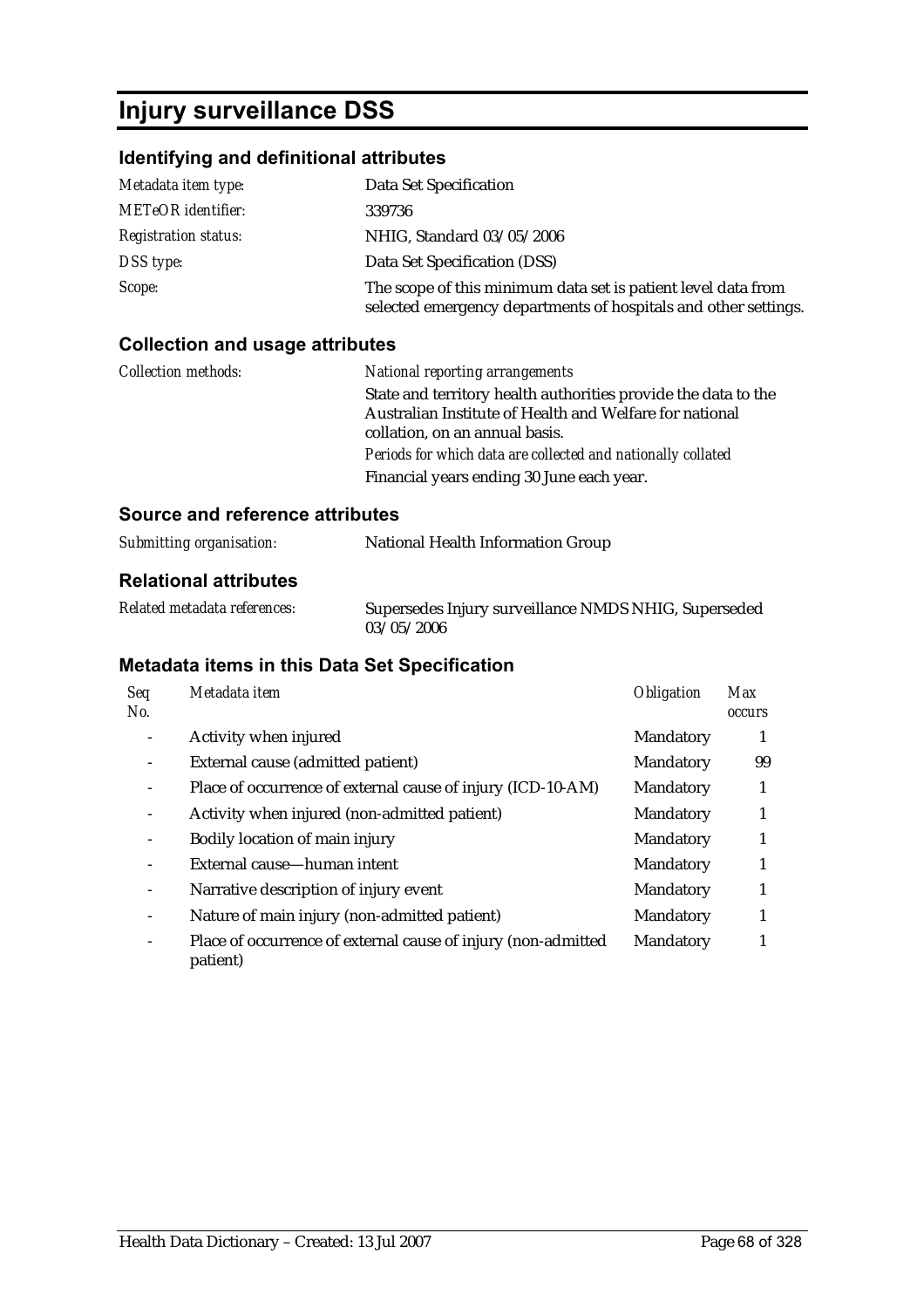# Injury surveillance DSS

## Identifying and definitional attributes

| | |
|---|---|
| *Metadata item type:* | Data Set Specification |
| *METeOR identifier:* | 339736 |
| *Registration status:* | NHIG, Standard 03/05/2006 |
| *DSS type:* | Data Set Specification (DSS) |
| *Scope:* | The scope of this minimum data set is patient level data from selected emergency departments of hospitals and other settings. |

## Collection and usage attributes

*Collection methods:*

*National reporting arrangements*

State and territory health authorities provide the data to the Australian Institute of Health and Welfare for national collation, on an annual basis.

*Periods for which data are collected and nationally collated*

Financial years ending 30 June each year.

## Source and reference attributes

| | |
|---|---|
| *Submitting organisation:* | National Health Information Group |

## Relational attributes

| | |
|---|---|
| *Related metadata references:* | Supersedes Injury surveillance NMDS NHIG, Superseded 03/05/2006 |

## Metadata items in this Data Set Specification

| *Seq No.* | *Metadata item* | *Obligation* | *Max occurs* |
|---|---|---|---|
| - | Activity when injured | Mandatory | 1 |
| - | External cause (admitted patient) | Mandatory | 99 |
| - | Place of occurrence of external cause of injury (ICD-10-AM) | Mandatory | 1 |
| - | Activity when injured (non-admitted patient) | Mandatory | 1 |
| - | Bodily location of main injury | Mandatory | 1 |
| - | External cause—human intent | Mandatory | 1 |
| - | Narrative description of injury event | Mandatory | 1 |
| - | Nature of main injury (non-admitted patient) | Mandatory | 1 |
| - | Place of occurrence of external cause of injury (non-admitted patient) | Mandatory | 1 |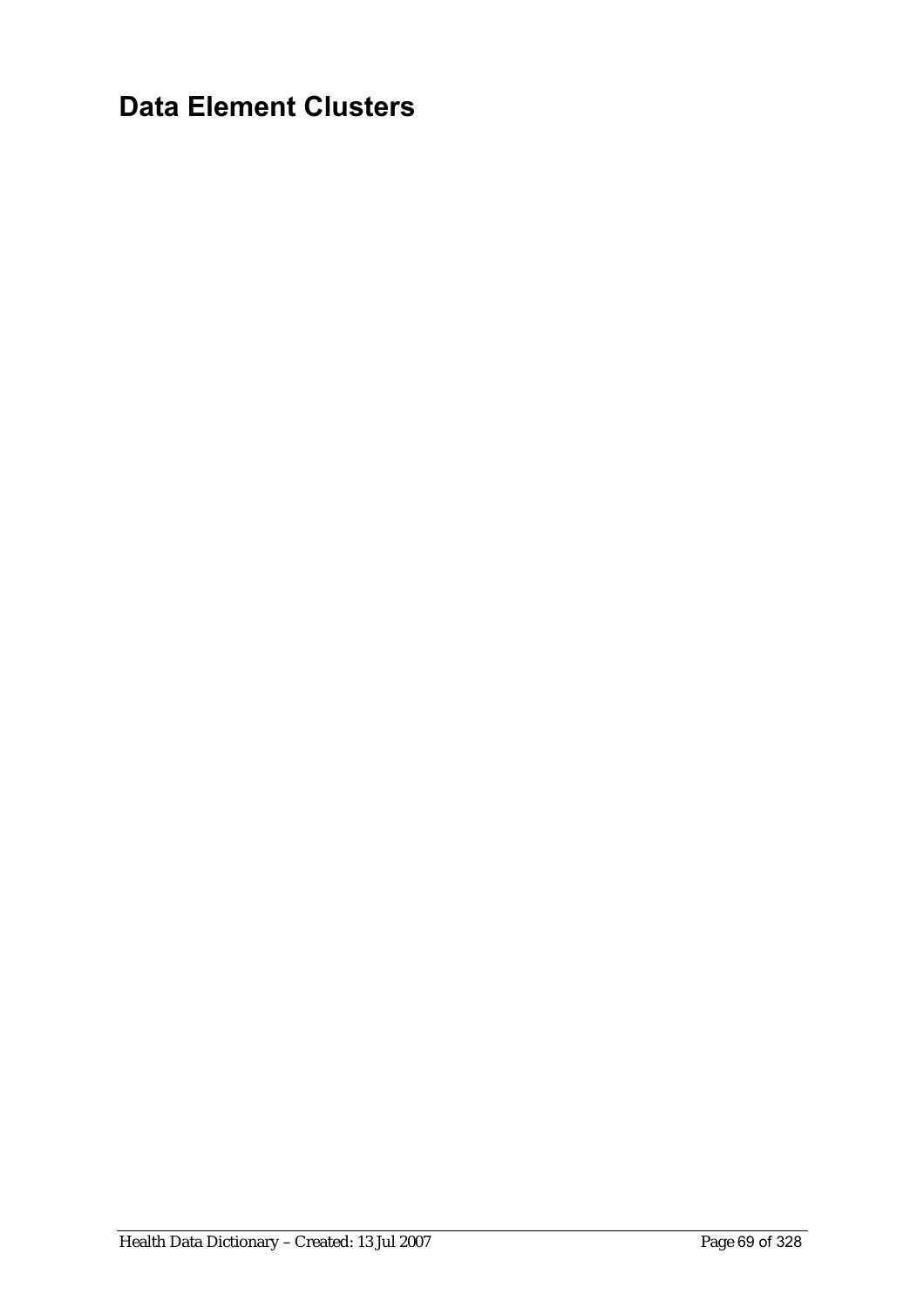# Data Element Clusters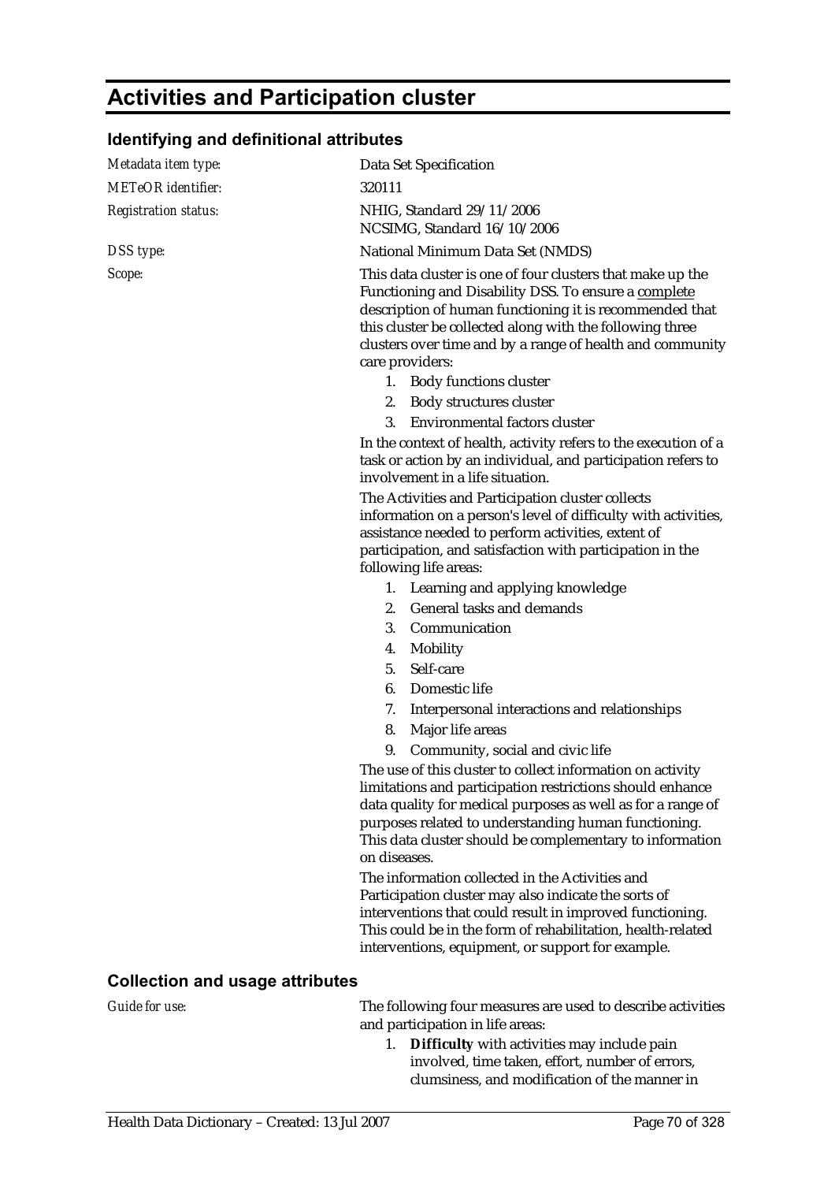# Activities and Participation cluster

## Identifying and definitional attributes

*Metadata item type:* Data Set Specification

*METeOR identifier:* 320111

*Registration status:* NHIG, Standard 29/11/2006
NCSIMG, Standard 16/10/2006

*DSS type:* National Minimum Data Set (NMDS)

*Scope:* This data cluster is one of four clusters that make up the Functioning and Disability DSS. To ensure a complete description of human functioning it is recommended that this cluster be collected along with the following three clusters over time and by a range of health and community care providers:

1. Body functions cluster
2. Body structures cluster
3. Environmental factors cluster

In the context of health, activity refers to the execution of a task or action by an individual, and participation refers to involvement in a life situation.

The Activities and Participation cluster collects information on a person's level of difficulty with activities, assistance needed to perform activities, extent of participation, and satisfaction with participation in the following life areas:

1. Learning and applying knowledge
2. General tasks and demands
3. Communication
4. Mobility
5. Self-care
6. Domestic life
7. Interpersonal interactions and relationships
8. Major life areas
9. Community, social and civic life

The use of this cluster to collect information on activity limitations and participation restrictions should enhance data quality for medical purposes as well as for a range of purposes related to understanding human functioning. This data cluster should be complementary to information on diseases.

The information collected in the Activities and Participation cluster may also indicate the sorts of interventions that could result in improved functioning. This could be in the form of rehabilitation, health-related interventions, equipment, or support for example.

## Collection and usage attributes

*Guide for use:* The following four measures are used to describe activities and participation in life areas:

1. **Difficulty** with activities may include pain involved, time taken, effort, number of errors, clumsiness, and modification of the manner in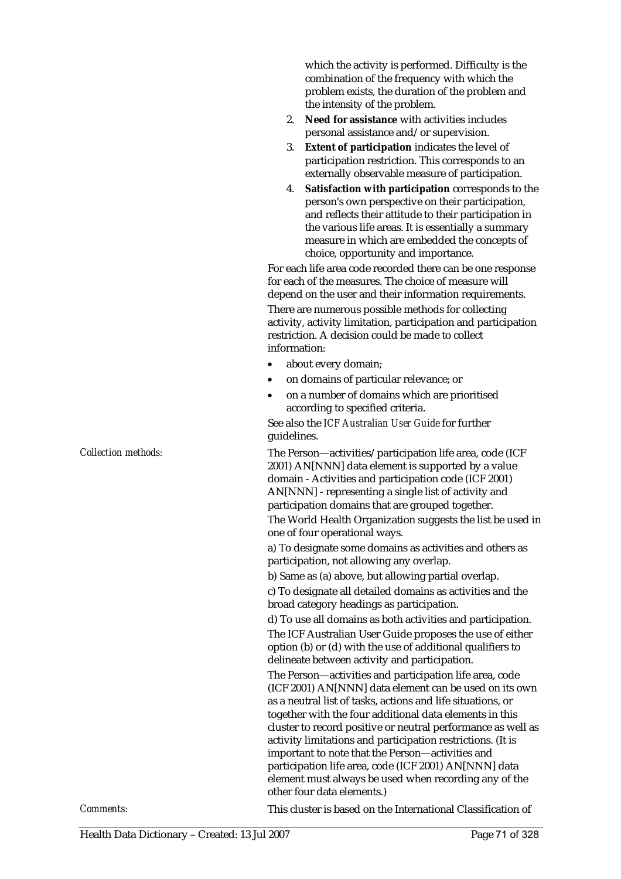which the activity is performed. Difficulty is the combination of the frequency with which the problem exists, the duration of the problem and the intensity of the problem.

2. **Need for assistance** with activities includes personal assistance and/or supervision.
3. **Extent of participation** indicates the level of participation restriction. This corresponds to an externally observable measure of participation.
4. **Satisfaction with participation** corresponds to the person's own perspective on their participation, and reflects their attitude to their participation in the various life areas. It is essentially a summary measure in which are embedded the concepts of choice, opportunity and importance.

For each life area code recorded there can be one response for each of the measures. The choice of measure will depend on the user and their information requirements.

There are numerous possible methods for collecting activity, activity limitation, participation and participation restriction. A decision could be made to collect information:

- about every domain;
- on domains of particular relevance; or
- on a number of domains which are prioritised according to specified criteria.

See also the *ICF Australian User Guide* for further guidelines.

*Collection methods:*

The Person—activities/participation life area, code (ICF 2001) AN[NNN] data element is supported by a value domain - Activities and participation code (ICF 2001) AN[NNN] - representing a single list of activity and participation domains that are grouped together.

The World Health Organization suggests the list be used in one of four operational ways.

a) To designate some domains as activities and others as participation, not allowing any overlap.

b) Same as (a) above, but allowing partial overlap.

c) To designate all detailed domains as activities and the broad category headings as participation.

d) To use all domains as both activities and participation.

The ICF Australian User Guide proposes the use of either option (b) or (d) with the use of additional qualifiers to delineate between activity and participation.

The Person—activities and participation life area, code (ICF 2001) AN[NNN] data element can be used on its own as a neutral list of tasks, actions and life situations, or together with the four additional data elements in this cluster to record positive or neutral performance as well as activity limitations and participation restrictions. (It is important to note that the Person—activities and participation life area, code (ICF 2001) AN[NNN] data element must always be used when recording any of the other four data elements.)

*Comments:*

This cluster is based on the International Classification of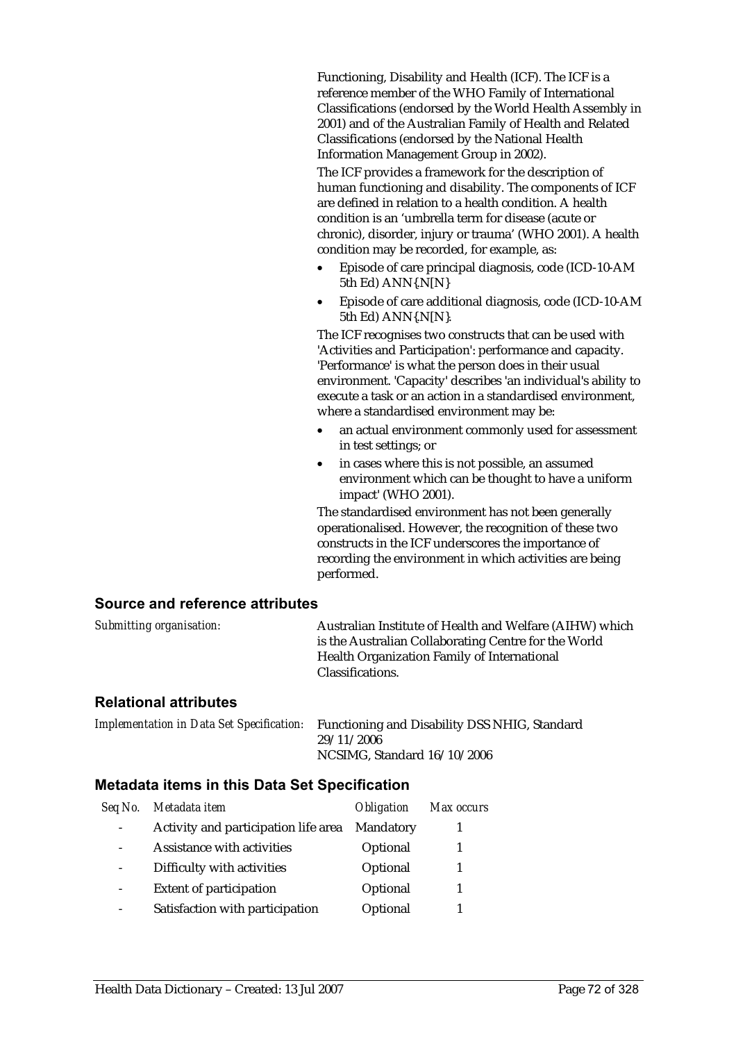Functioning, Disability and Health (ICF). The ICF is a reference member of the WHO Family of International Classifications (endorsed by the World Health Assembly in 2001) and of the Australian Family of Health and Related Classifications (endorsed by the National Health Information Management Group in 2002).

The ICF provides a framework for the description of human functioning and disability. The components of ICF are defined in relation to a health condition. A health condition is an 'umbrella term for disease (acute or chronic), disorder, injury or trauma' (WHO 2001). A health condition may be recorded, for example, as:

- Episode of care principal diagnosis, code (ICD-10-AM 5th Ed) ANN{.N[N}
- Episode of care additional diagnosis, code (ICD-10-AM 5th Ed) ANN{.N[N}.

The ICF recognises two constructs that can be used with 'Activities and Participation': performance and capacity. 'Performance' is what the person does in their usual environment. 'Capacity' describes 'an individual's ability to execute a task or an action in a standardised environment, where a standardised environment may be:

- an actual environment commonly used for assessment in test settings; or
- in cases where this is not possible, an assumed environment which can be thought to have a uniform impact' (WHO 2001).

The standardised environment has not been generally operationalised. However, the recognition of these two constructs in the ICF underscores the importance of recording the environment in which activities are being performed.

## Source and reference attributes

*Submitting organisation:* Australian Institute of Health and Welfare (AIHW) which is the Australian Collaborating Centre for the World Health Organization Family of International Classifications.

## Relational attributes

*Implementation in Data Set Specification:* Functioning and Disability DSS NHIG, Standard 29/11/2006
NCSIMG, Standard 16/10/2006

## Metadata items in this Data Set Specification

| *Seq No.* | *Metadata item* | *Obligation* | *Max occurs* |
|---|---|---|---|
| - | Activity and participation life area | Mandatory | 1 |
| - | Assistance with activities | Optional | 1 |
| - | Difficulty with activities | Optional | 1 |
| - | Extent of participation | Optional | 1 |
| - | Satisfaction with participation | Optional | 1 |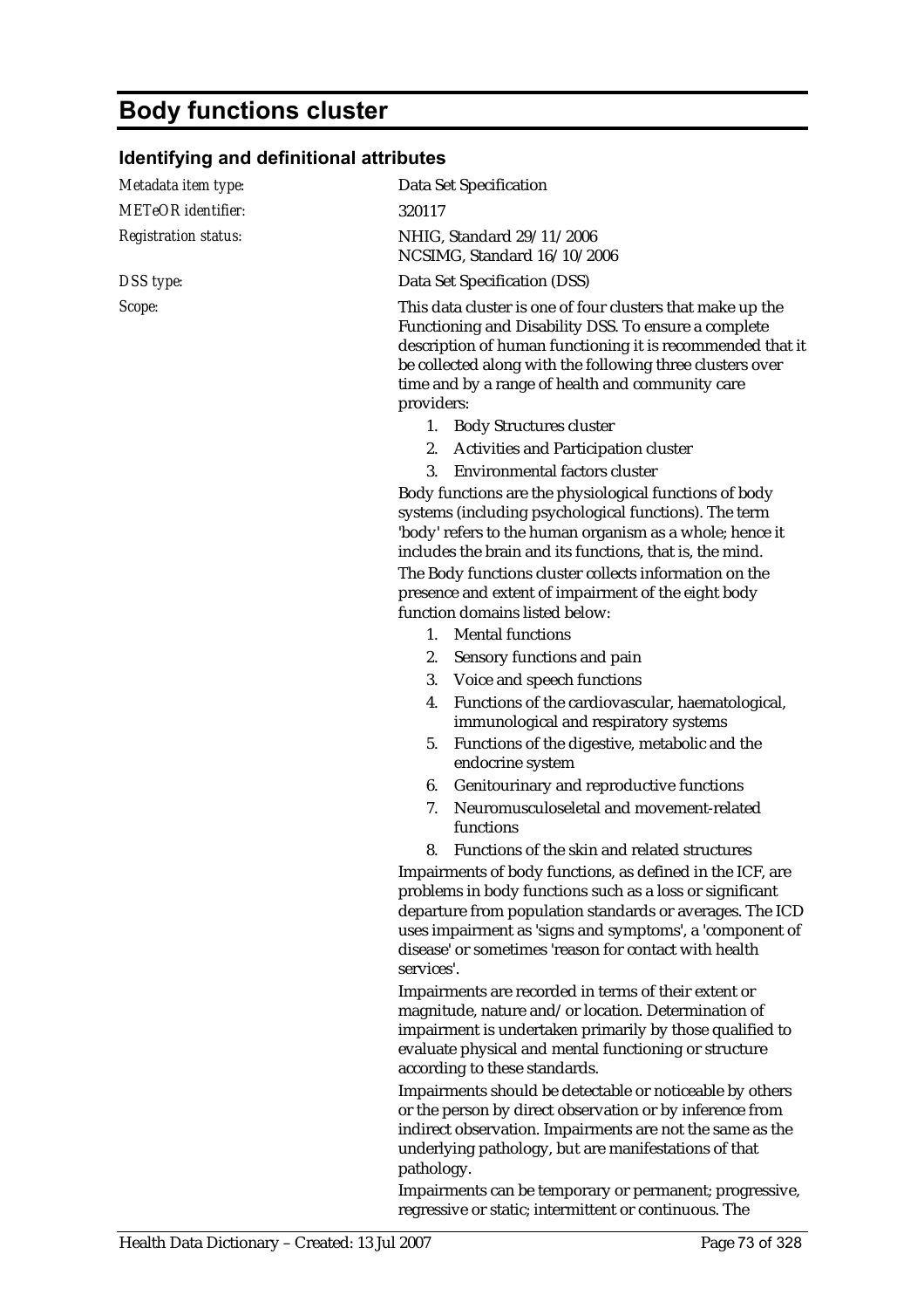# Body functions cluster

## Identifying and definitional attributes

*Metadata item type:* Data Set Specification

*METeOR identifier:* 320117

*Registration status:* NHIG, Standard 29/11/2006
NCSIMG, Standard 16/10/2006

*DSS type:* Data Set Specification (DSS)

*Scope:* This data cluster is one of four clusters that make up the Functioning and Disability DSS. To ensure a complete description of human functioning it is recommended that it be collected along with the following three clusters over time and by a range of health and community care providers:

1. Body Structures cluster
2. Activities and Participation cluster
3. Environmental factors cluster

Body functions are the physiological functions of body systems (including psychological functions). The term 'body' refers to the human organism as a whole; hence it includes the brain and its functions, that is, the mind.

The Body functions cluster collects information on the presence and extent of impairment of the eight body function domains listed below:

1. Mental functions
2. Sensory functions and pain
3. Voice and speech functions
4. Functions of the cardiovascular, haematological, immunological and respiratory systems
5. Functions of the digestive, metabolic and the endocrine system
6. Genitourinary and reproductive functions
7. Neuromusculoseletal and movement-related functions
8. Functions of the skin and related structures

Impairments of body functions, as defined in the ICF, are problems in body functions such as a loss or significant departure from population standards or averages. The ICD uses impairment as 'signs and symptoms', a 'component of disease' or sometimes 'reason for contact with health services'.

Impairments are recorded in terms of their extent or magnitude, nature and/or location. Determination of impairment is undertaken primarily by those qualified to evaluate physical and mental functioning or structure according to these standards.

Impairments should be detectable or noticeable by others or the person by direct observation or by inference from indirect observation. Impairments are not the same as the underlying pathology, but are manifestations of that pathology.

Impairments can be temporary or permanent; progressive, regressive or static; intermittent or continuous. The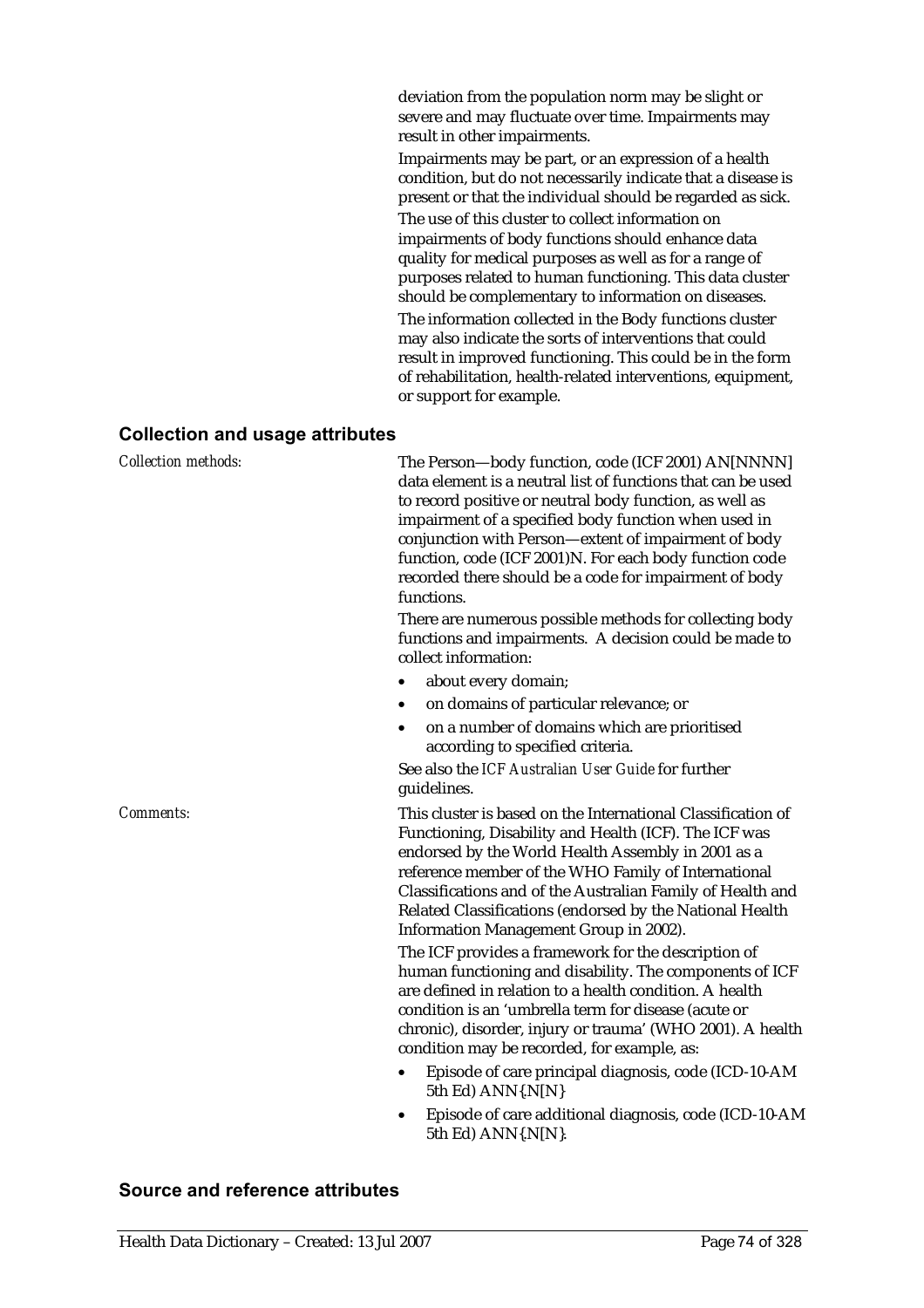deviation from the population norm may be slight or severe and may fluctuate over time. Impairments may result in other impairments.

Impairments may be part, or an expression of a health condition, but do not necessarily indicate that a disease is present or that the individual should be regarded as sick.

The use of this cluster to collect information on impairments of body functions should enhance data quality for medical purposes as well as for a range of purposes related to human functioning. This data cluster should be complementary to information on diseases.

The information collected in the Body functions cluster may also indicate the sorts of interventions that could result in improved functioning. This could be in the form of rehabilitation, health-related interventions, equipment, or support for example.

### Collection and usage attributes

*Collection methods:*

The Person—body function, code (ICF 2001) AN[NNNN] data element is a neutral list of functions that can be used to record positive or neutral body function, as well as impairment of a specified body function when used in conjunction with Person—extent of impairment of body function, code (ICF 2001)N. For each body function code recorded there should be a code for impairment of body functions.

There are numerous possible methods for collecting body functions and impairments. A decision could be made to collect information:

- about every domain;
- on domains of particular relevance; or
- on a number of domains which are prioritised according to specified criteria.

See also the *ICF Australian User Guide* for further guidelines.

*Comments:*

This cluster is based on the International Classification of Functioning, Disability and Health (ICF). The ICF was endorsed by the World Health Assembly in 2001 as a reference member of the WHO Family of International Classifications and of the Australian Family of Health and Related Classifications (endorsed by the National Health Information Management Group in 2002).

The ICF provides a framework for the description of human functioning and disability. The components of ICF are defined in relation to a health condition. A health condition is an 'umbrella term for disease (acute or chronic), disorder, injury or trauma' (WHO 2001). A health condition may be recorded, for example, as:

- Episode of care principal diagnosis, code (ICD-10-AM 5th Ed) ANN{.N[N]}
- Episode of care additional diagnosis, code (ICD-10-AM 5th Ed) ANN{.N[N]}.

### Source and reference attributes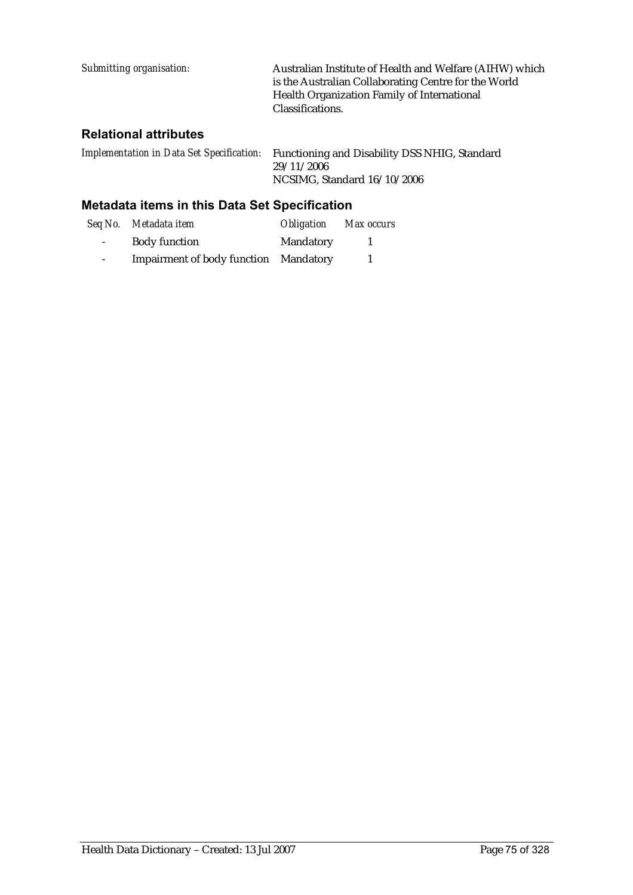*Submitting organisation:* Australian Institute of Health and Welfare (AIHW) which is the Australian Collaborating Centre for the World Health Organization Family of International Classifications.

### Relational attributes

*Implementation in Data Set Specification:* Functioning and Disability DSS NHIG, Standard 29/11/2006
NCSIMG, Standard 16/10/2006

### Metadata items in this Data Set Specification

| *Seq No.* | *Metadata item* | *Obligation* | *Max occurs* |
|---|---|---|---|
| - | Body function | Mandatory | 1 |
| - | Impairment of body function | Mandatory | 1 |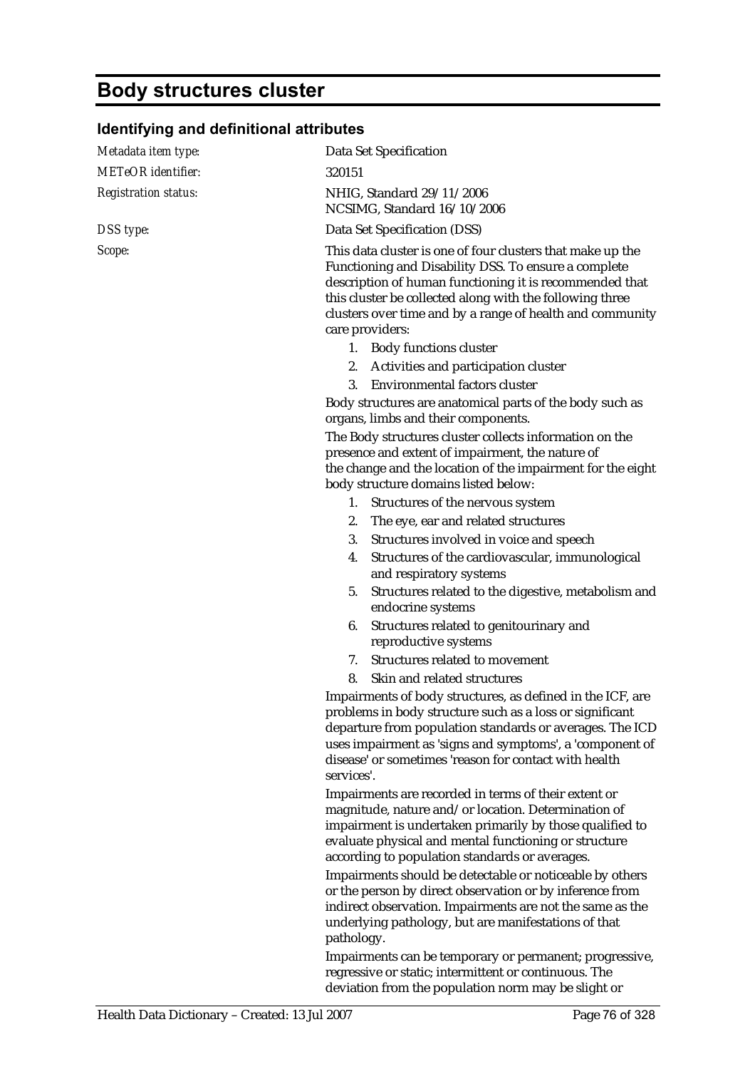# Body structures cluster

## Identifying and definitional attributes

| | |
|---|---|
| *Metadata item type:* | Data Set Specification |
| *METeOR identifier:* | 320151 |
| *Registration status:* | NHIG, Standard 29/11/2006<br>NCSIMG, Standard 16/10/2006 |
| *DSS type:* | Data Set Specification (DSS) |
| *Scope:* | This data cluster is one of four clusters that make up the Functioning and Disability DSS. To ensure a complete description of human functioning it is recommended that this cluster be collected along with the following three clusters over time and by a range of health and community care providers:<br>1. Body functions cluster<br>2. Activities and participation cluster<br>3. Environmental factors cluster<br>Body structures are anatomical parts of the body such as organs, limbs and their components.<br>The Body structures cluster collects information on the presence and extent of impairment, the nature of the change and the location of the impairment for the eight body structure domains listed below:<br>1. Structures of the nervous system<br>2. The eye, ear and related structures<br>3. Structures involved in voice and speech<br>4. Structures of the cardiovascular, immunological and respiratory systems<br>5. Structures related to the digestive, metabolism and endocrine systems<br>6. Structures related to genitourinary and reproductive systems<br>7. Structures related to movement<br>8. Skin and related structures<br>Impairments of body structures, as defined in the ICF, are problems in body structure such as a loss or significant departure from population standards or averages. The ICD uses impairment as 'signs and symptoms', a 'component of disease' or sometimes 'reason for contact with health services'.<br>Impairments are recorded in terms of their extent or magnitude, nature and/or location. Determination of impairment is undertaken primarily by those qualified to evaluate physical and mental functioning or structure according to population standards or averages.<br>Impairments should be detectable or noticeable by others or the person by direct observation or by inference from indirect observation. Impairments are not the same as the underlying pathology, but are manifestations of that pathology.<br>Impairments can be temporary or permanent; progressive, regressive or static; intermittent or continuous. The deviation from the population norm may be slight or |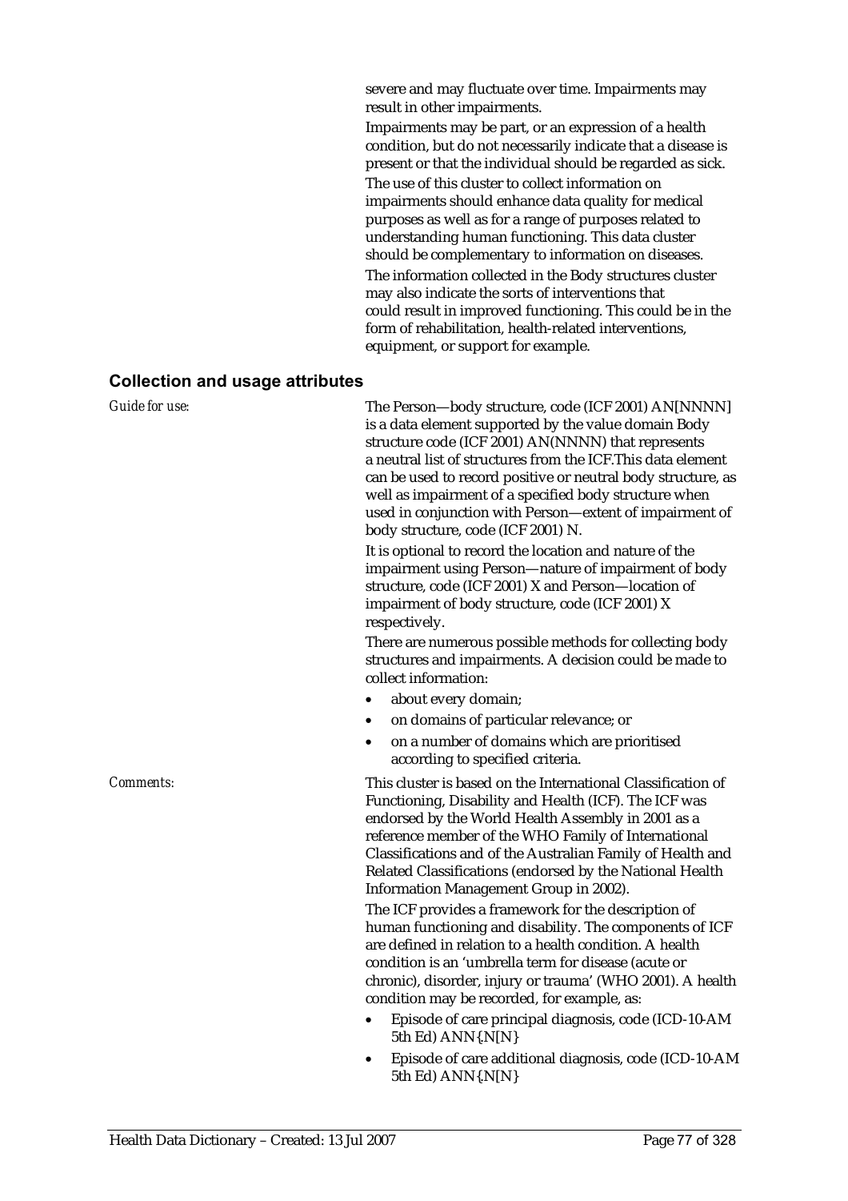severe and may fluctuate over time. Impairments may result in other impairments.

Impairments may be part, or an expression of a health condition, but do not necessarily indicate that a disease is present or that the individual should be regarded as sick.

The use of this cluster to collect information on impairments should enhance data quality for medical purposes as well as for a range of purposes related to understanding human functioning. This data cluster should be complementary to information on diseases.

The information collected in the Body structures cluster may also indicate the sorts of interventions that could result in improved functioning. This could be in the form of rehabilitation, health-related interventions, equipment, or support for example.

## Collection and usage attributes

*Guide for use:*

The Person—body structure, code (ICF 2001) AN[NNNN] is a data element supported by the value domain Body structure code (ICF 2001) AN(NNNN) that represents a neutral list of structures from the ICF.This data element can be used to record positive or neutral body structure, as well as impairment of a specified body structure when used in conjunction with Person—extent of impairment of body structure, code (ICF 2001) N.

It is optional to record the location and nature of the impairment using Person—nature of impairment of body structure, code (ICF 2001) X and Person—location of impairment of body structure, code (ICF 2001) X respectively.

There are numerous possible methods for collecting body structures and impairments. A decision could be made to collect information:

- about every domain;
- on domains of particular relevance; or
- on a number of domains which are prioritised according to specified criteria.

*Comments:*

This cluster is based on the International Classification of Functioning, Disability and Health (ICF). The ICF was endorsed by the World Health Assembly in 2001 as a reference member of the WHO Family of International Classifications and of the Australian Family of Health and Related Classifications (endorsed by the National Health Information Management Group in 2002).

The ICF provides a framework for the description of human functioning and disability. The components of ICF are defined in relation to a health condition. A health condition is an 'umbrella term for disease (acute or chronic), disorder, injury or trauma' (WHO 2001). A health condition may be recorded, for example, as:

- Episode of care principal diagnosis, code (ICD-10-AM 5th Ed) ANN{.N[N}
- Episode of care additional diagnosis, code (ICD-10-AM 5th Ed) ANN{.N[N}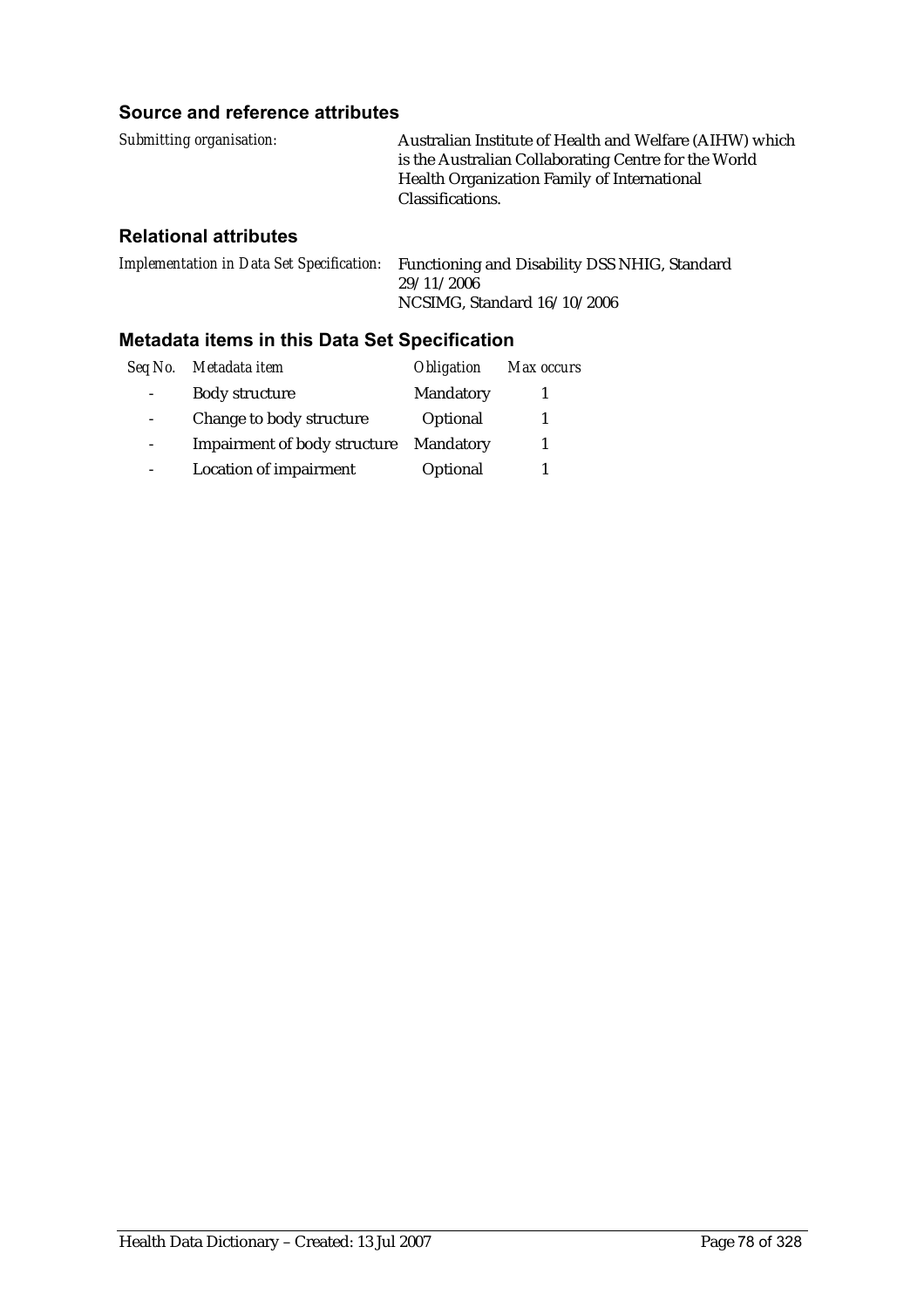### Source and reference attributes

*Submitting organisation:* Australian Institute of Health and Welfare (AIHW) which is the Australian Collaborating Centre for the World Health Organization Family of International Classifications.

### Relational attributes

*Implementation in Data Set Specification:* Functioning and Disability DSS NHIG, Standard 29/11/2006
NCSIMG, Standard 16/10/2006

### Metadata items in this Data Set Specification

| *Seq No.* | *Metadata item* | *Obligation* | *Max occurs* |
|---|---|---|---|
| - | Body structure | Mandatory | 1 |
| - | Change to body structure | Optional | 1 |
| - | Impairment of body structure | Mandatory | 1 |
| - | Location of impairment | Optional | 1 |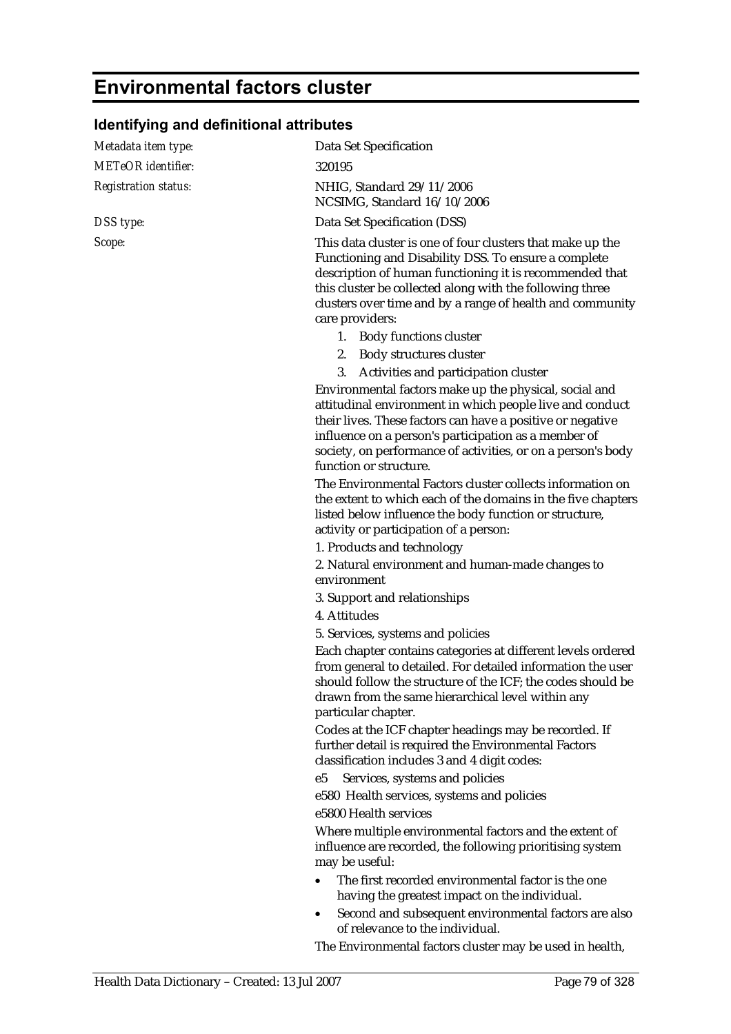# Environmental factors cluster

## Identifying and definitional attributes

*Metadata item type:* Data Set Specification

*METeOR identifier:* 320195

*Registration status:* NHIG, Standard 29/11/2006
NCSIMG, Standard 16/10/2006

*DSS type:* Data Set Specification (DSS)

*Scope:* This data cluster is one of four clusters that make up the Functioning and Disability DSS. To ensure a complete description of human functioning it is recommended that this cluster be collected along with the following three clusters over time and by a range of health and community care providers:

1. Body functions cluster
2. Body structures cluster
3. Activities and participation cluster

Environmental factors make up the physical, social and attitudinal environment in which people live and conduct their lives. These factors can have a positive or negative influence on a person's participation as a member of society, on performance of activities, or on a person's body function or structure.

The Environmental Factors cluster collects information on the extent to which each of the domains in the five chapters listed below influence the body function or structure, activity or participation of a person:

1. Products and technology
2. Natural environment and human-made changes to environment
3. Support and relationships
4. Attitudes
5. Services, systems and policies

Each chapter contains categories at different levels ordered from general to detailed. For detailed information the user should follow the structure of the ICF; the codes should be drawn from the same hierarchical level within any particular chapter.

Codes at the ICF chapter headings may be recorded. If further detail is required the Environmental Factors classification includes 3 and 4 digit codes:

e5 Services, systems and policies

e580 Health services, systems and policies

e5800 Health services

Where multiple environmental factors and the extent of influence are recorded, the following prioritising system may be useful:

- The first recorded environmental factor is the one having the greatest impact on the individual.
- Second and subsequent environmental factors are also of relevance to the individual.

The Environmental factors cluster may be used in health,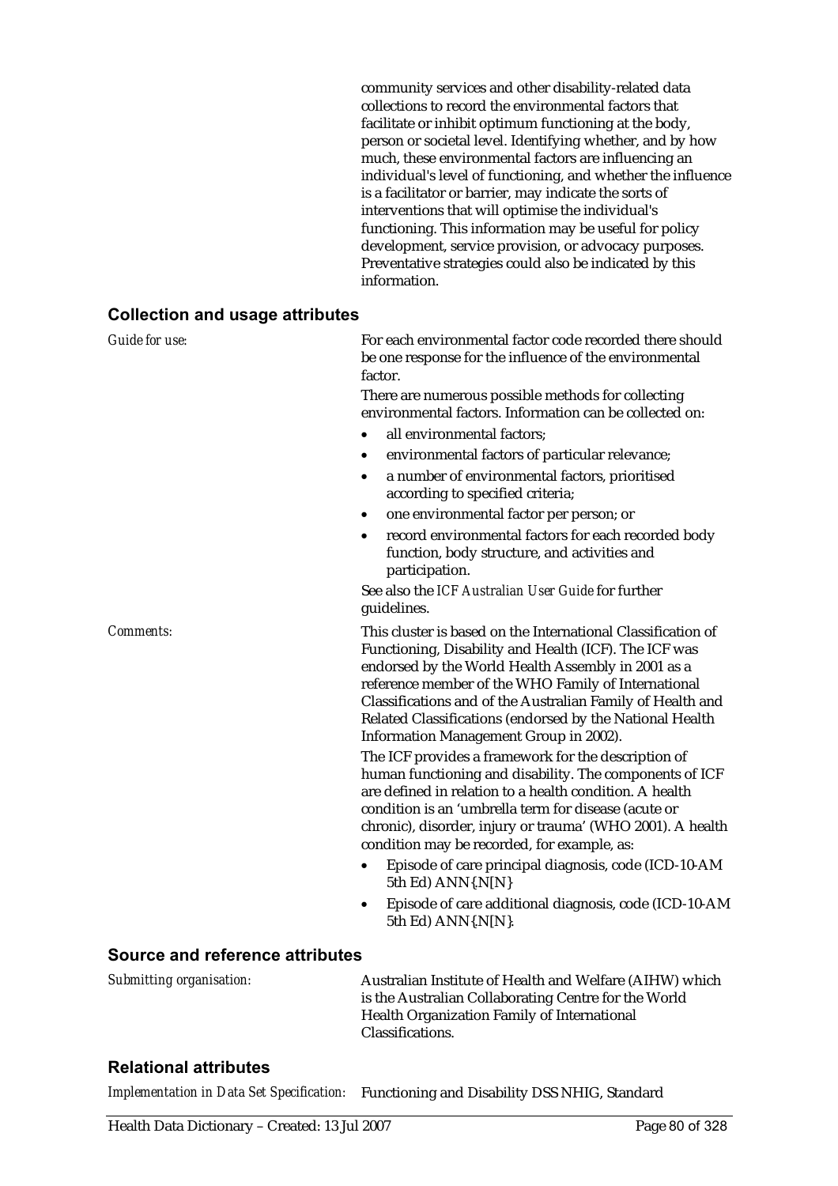community services and other disability-related data collections to record the environmental factors that facilitate or inhibit optimum functioning at the body, person or societal level. Identifying whether, and by how much, these environmental factors are influencing an individual's level of functioning, and whether the influence is a facilitator or barrier, may indicate the sorts of interventions that will optimise the individual's functioning. This information may be useful for policy development, service provision, or advocacy purposes. Preventative strategies could also be indicated by this information.

## Collection and usage attributes

*Guide for use:*

For each environmental factor code recorded there should be one response for the influence of the environmental factor.

There are numerous possible methods for collecting environmental factors. Information can be collected on:

- all environmental factors;
- environmental factors of particular relevance;
- a number of environmental factors, prioritised according to specified criteria;
- one environmental factor per person; or
- record environmental factors for each recorded body function, body structure, and activities and participation.

See also the *ICF Australian User Guide* for further guidelines.

*Comments:*

This cluster is based on the International Classification of Functioning, Disability and Health (ICF). The ICF was endorsed by the World Health Assembly in 2001 as a reference member of the WHO Family of International Classifications and of the Australian Family of Health and Related Classifications (endorsed by the National Health Information Management Group in 2002).

The ICF provides a framework for the description of human functioning and disability. The components of ICF are defined in relation to a health condition. A health condition is an 'umbrella term for disease (acute or chronic), disorder, injury or trauma' (WHO 2001). A health condition may be recorded, for example, as:

- Episode of care principal diagnosis, code (ICD-10-AM 5th Ed) ANN{.N[N}
- Episode of care additional diagnosis, code (ICD-10-AM 5th Ed) ANN{.N[N}.

## Source and reference attributes

*Submitting organisation:*

Australian Institute of Health and Welfare (AIHW) which is the Australian Collaborating Centre for the World Health Organization Family of International Classifications.

## Relational attributes

*Implementation in Data Set Specification:* Functioning and Disability DSS NHIG, Standard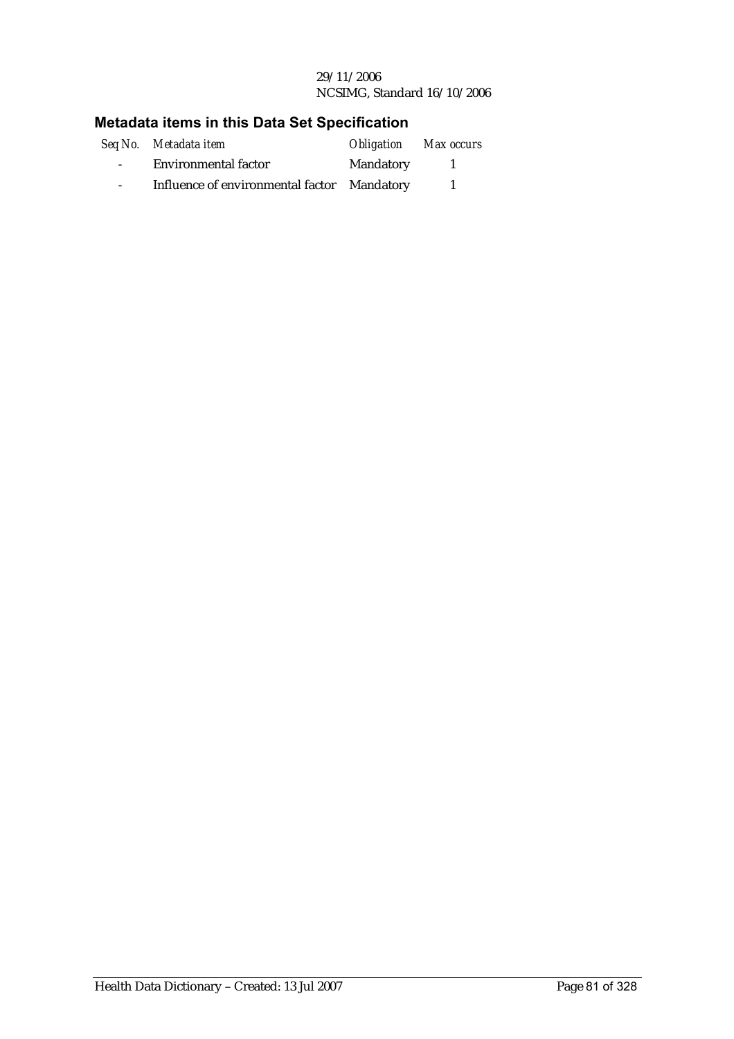29/11/2006
NCSIMG, Standard 16/10/2006

## Metadata items in this Data Set Specification

| *Seq No.* | *Metadata item* | *Obligation* | *Max occurs* |
|---|---|---|---|
| - | Environmental factor | Mandatory | 1 |
| - | Influence of environmental factor | Mandatory | 1 |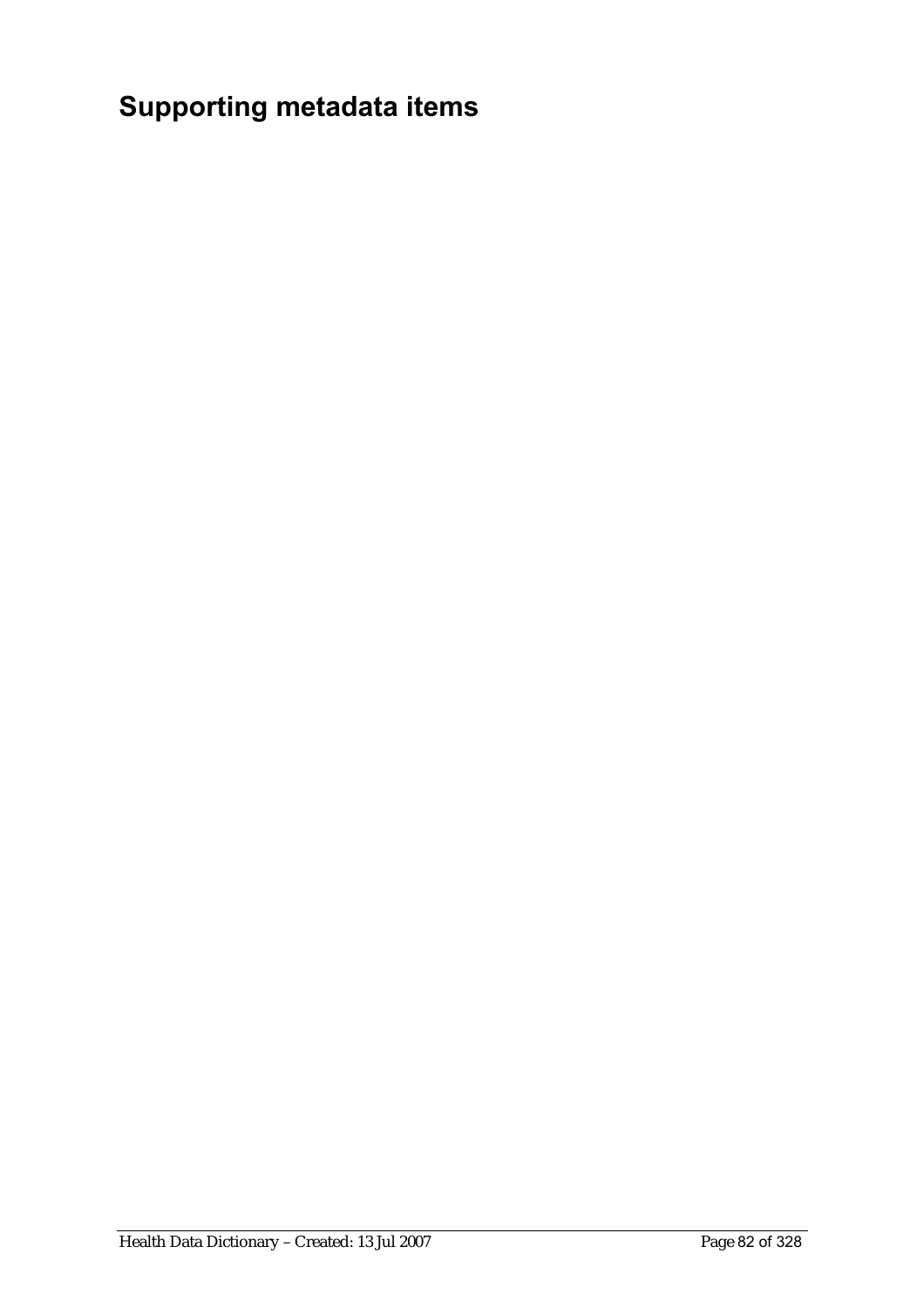# Supporting metadata items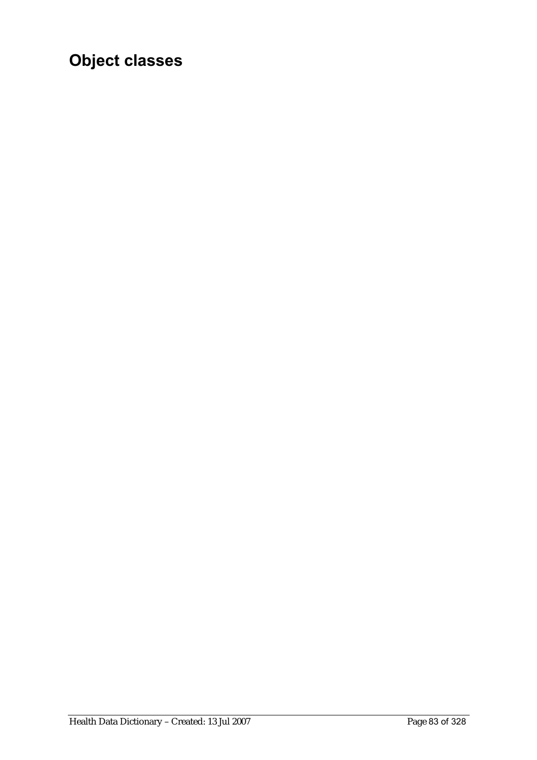# Object classes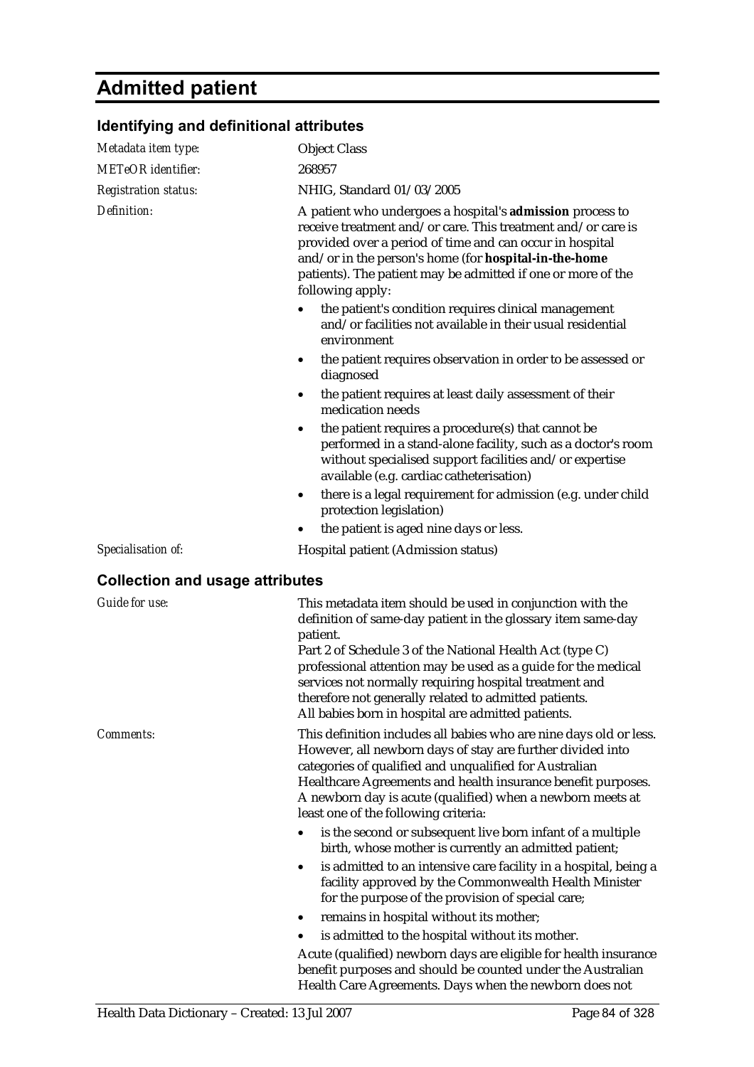# Admitted patient

## Identifying and definitional attributes

*Metadata item type:* Object Class

*METeOR identifier:* 268957

*Registration status:* NHIG, Standard 01/03/2005

*Definition:* A patient who undergoes a hospital's **admission** process to receive treatment and/or care. This treatment and/or care is provided over a period of time and can occur in hospital and/or in the person's home (for **hospital-in-the-home** patients). The patient may be admitted if one or more of the following apply:

- the patient's condition requires clinical management and/or facilities not available in their usual residential environment
- the patient requires observation in order to be assessed or diagnosed
- the patient requires at least daily assessment of their medication needs
- the patient requires a procedure(s) that cannot be performed in a stand-alone facility, such as a doctor's room without specialised support facilities and/or expertise available (e.g. cardiac catheterisation)
- there is a legal requirement for admission (e.g. under child protection legislation)
- the patient is aged nine days or less.

*Specialisation of:* Hospital patient (Admission status)

## Collection and usage attributes

*Guide for use:* This metadata item should be used in conjunction with the definition of same-day patient in the glossary item same-day patient.

Part 2 of Schedule 3 of the National Health Act (type C) professional attention may be used as a guide for the medical services not normally requiring hospital treatment and therefore not generally related to admitted patients.

All babies born in hospital are admitted patients.

*Comments:* This definition includes all babies who are nine days old or less. However, all newborn days of stay are further divided into categories of qualified and unqualified for Australian Healthcare Agreements and health insurance benefit purposes. A newborn day is acute (qualified) when a newborn meets at least one of the following criteria:

- is the second or subsequent live born infant of a multiple birth, whose mother is currently an admitted patient;
- is admitted to an intensive care facility in a hospital, being a facility approved by the Commonwealth Health Minister for the purpose of the provision of special care;
- remains in hospital without its mother;
- is admitted to the hospital without its mother.

Acute (qualified) newborn days are eligible for health insurance benefit purposes and should be counted under the Australian Health Care Agreements. Days when the newborn does not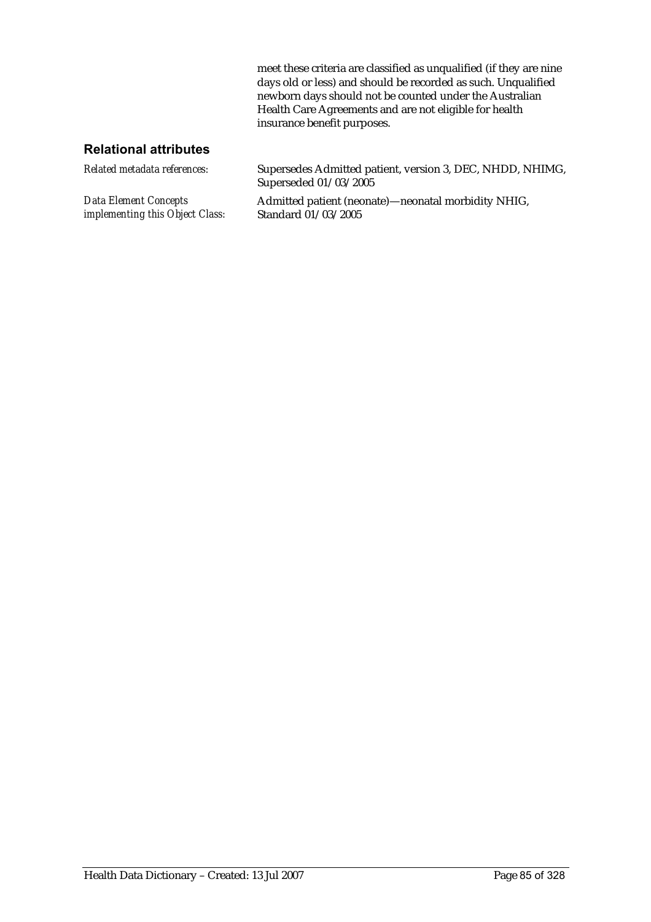meet these criteria are classified as unqualified (if they are nine days old or less) and should be recorded as such. Unqualified newborn days should not be counted under the Australian Health Care Agreements and are not eligible for health insurance benefit purposes.

## Relational attributes

*Related metadata references:* Supersedes Admitted patient, version 3, DEC, NHDD, NHIMG, Superseded 01/03/2005

*Data Element Concepts implementing this Object Class:* Admitted patient (neonate)—neonatal morbidity NHIG, Standard 01/03/2005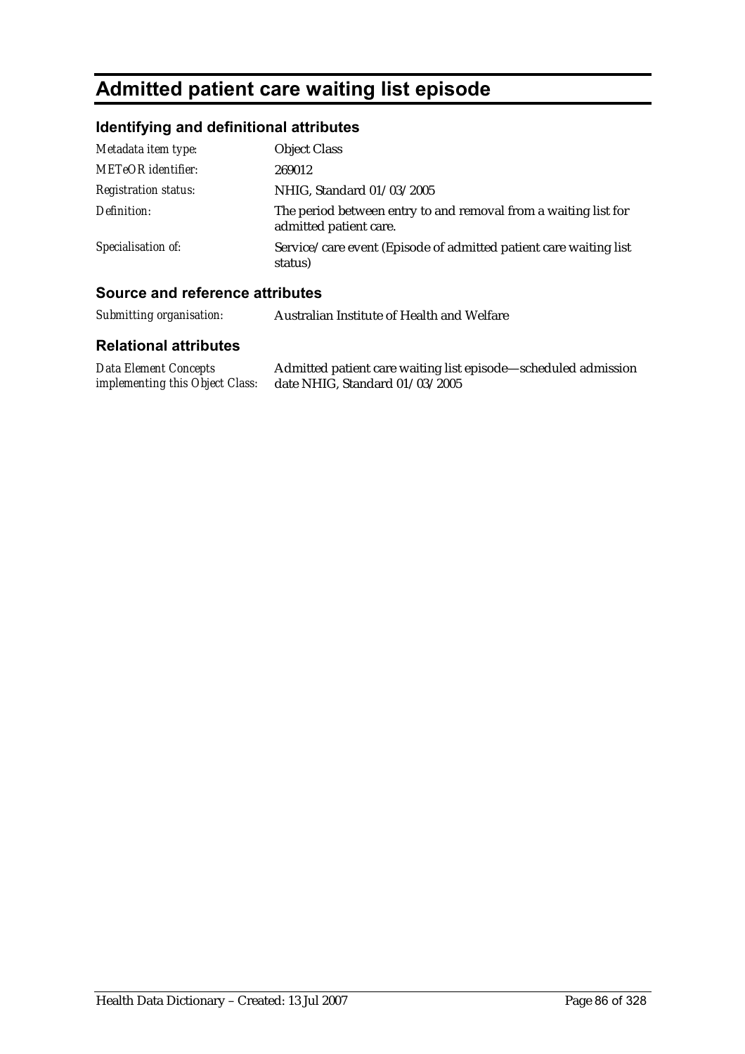# Admitted patient care waiting list episode

## Identifying and definitional attributes

| | |
|---|---|
| *Metadata item type:* | Object Class |
| *METeOR identifier:* | 269012 |
| *Registration status:* | NHIG, Standard 01/03/2005 |
| *Definition:* | The period between entry to and removal from a waiting list for admitted patient care. |
| *Specialisation of:* | Service/care event (Episode of admitted patient care waiting list status) |

## Source and reference attributes

| | |
|---|---|
| *Submitting organisation:* | Australian Institute of Health and Welfare |

## Relational attributes

| | |
|---|---|
| *Data Element Concepts implementing this Object Class:* | Admitted patient care waiting list episode—scheduled admission date NHIG, Standard 01/03/2005 |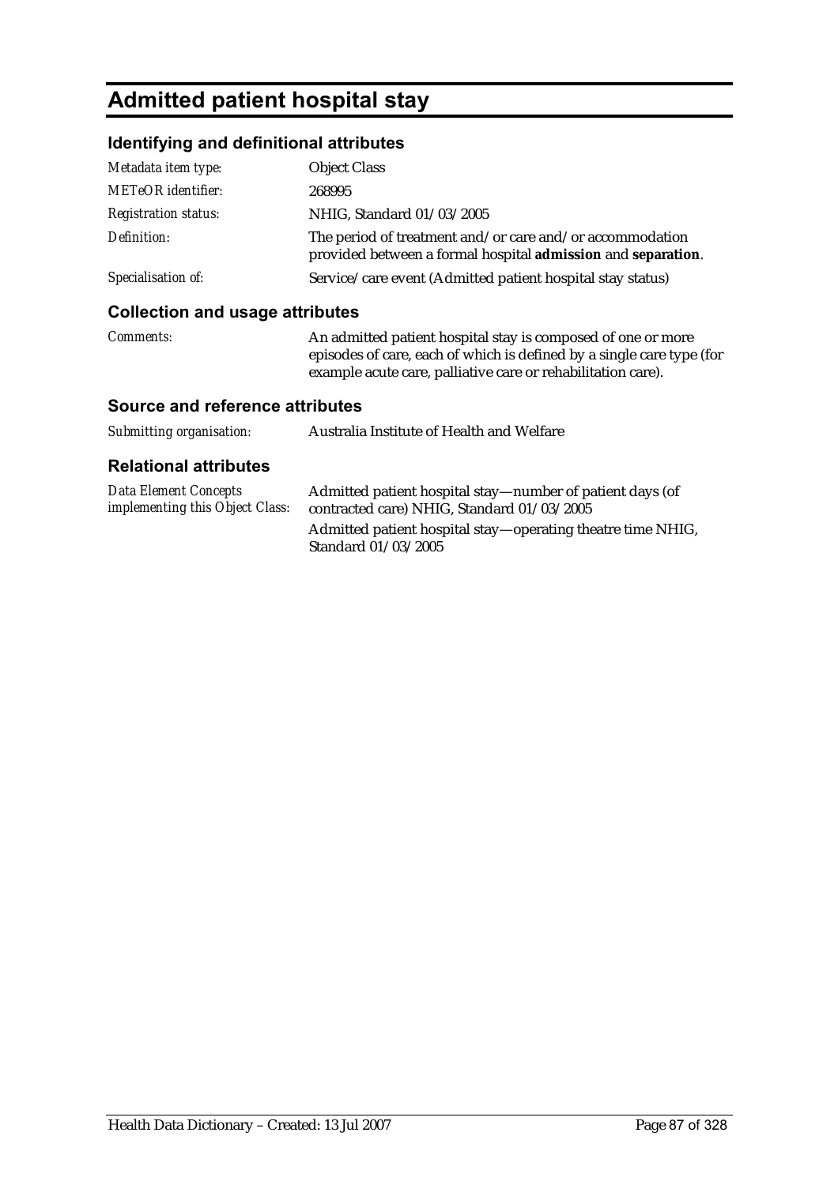# Admitted patient hospital stay

## Identifying and definitional attributes

| | |
|---|---|
| *Metadata item type:* | Object Class |
| *METeOR identifier:* | 268995 |
| *Registration status:* | NHIG, Standard 01/03/2005 |
| *Definition:* | The period of treatment and/or care and/or accommodation provided between a formal hospital **admission** and **separation**. |
| *Specialisation of:* | Service/care event (Admitted patient hospital stay status) |

## Collection and usage attributes

| | |
|---|---|
| *Comments:* | An admitted patient hospital stay is composed of one or more episodes of care, each of which is defined by a single care type (for example acute care, palliative care or rehabilitation care). |

## Source and reference attributes

| | |
|---|---|
| *Submitting organisation:* | Australia Institute of Health and Welfare |

## Relational attributes

| | |
|---|---|
| *Data Element Concepts implementing this Object Class:* | Admitted patient hospital stay—number of patient days (of contracted care) NHIG, Standard 01/03/2005<br>Admitted patient hospital stay—operating theatre time NHIG, Standard 01/03/2005 |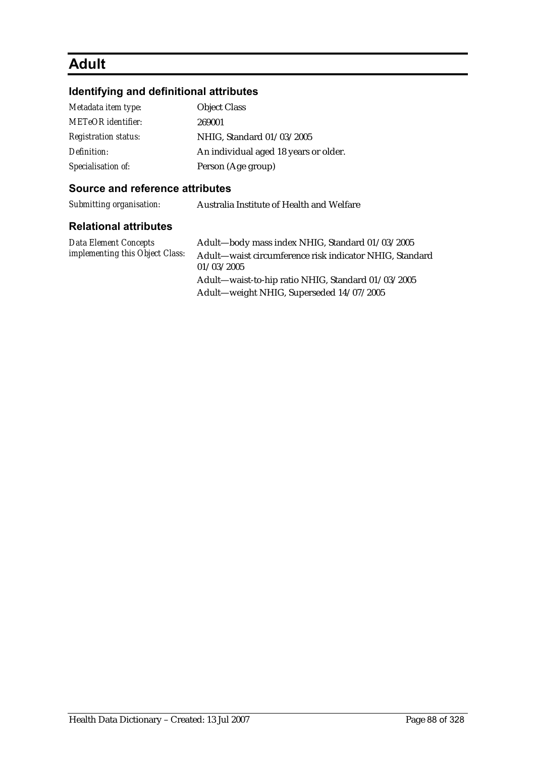# Adult

## Identifying and definitional attributes

| | |
|---|---|
| *Metadata item type:* | Object Class |
| *METeOR identifier:* | 269001 |
| *Registration status:* | NHIG, Standard 01/03/2005 |
| *Definition:* | An individual aged 18 years or older. |
| *Specialisation of:* | Person (Age group) |

## Source and reference attributes

| | |
|---|---|
| *Submitting organisation:* | Australia Institute of Health and Welfare |

## Relational attributes

| | |
|---|---|
| *Data Element Concepts implementing this Object Class:* | Adult—body mass index NHIG, Standard 01/03/2005<br>Adult—waist circumference risk indicator NHIG, Standard 01/03/2005<br>Adult—waist-to-hip ratio NHIG, Standard 01/03/2005<br>Adult—weight NHIG, Superseded 14/07/2005 |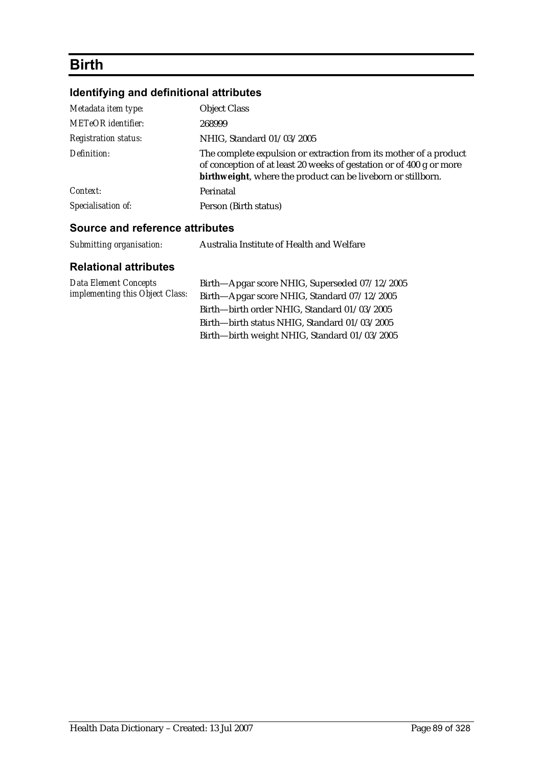# Birth

## Identifying and definitional attributes

| | |
|---|---|
| *Metadata item type:* | Object Class |
| *METeOR identifier:* | 268999 |
| *Registration status:* | NHIG, Standard 01/03/2005 |
| *Definition:* | The complete expulsion or extraction from its mother of a product of conception of at least 20 weeks of gestation or of 400 g or more **birthweight**, where the product can be liveborn or stillborn. |
| *Context:* | Perinatal |
| *Specialisation of:* | Person (Birth status) |

## Source and reference attributes

| | |
|---|---|
| *Submitting organisation:* | Australia Institute of Health and Welfare |

## Relational attributes

| | |
|---|---|
| *Data Element Concepts implementing this Object Class:* | Birth—Apgar score NHIG, Superseded 07/12/2005<br>Birth—Apgar score NHIG, Standard 07/12/2005<br>Birth—birth order NHIG, Standard 01/03/2005<br>Birth—birth status NHIG, Standard 01/03/2005<br>Birth—birth weight NHIG, Standard 01/03/2005 |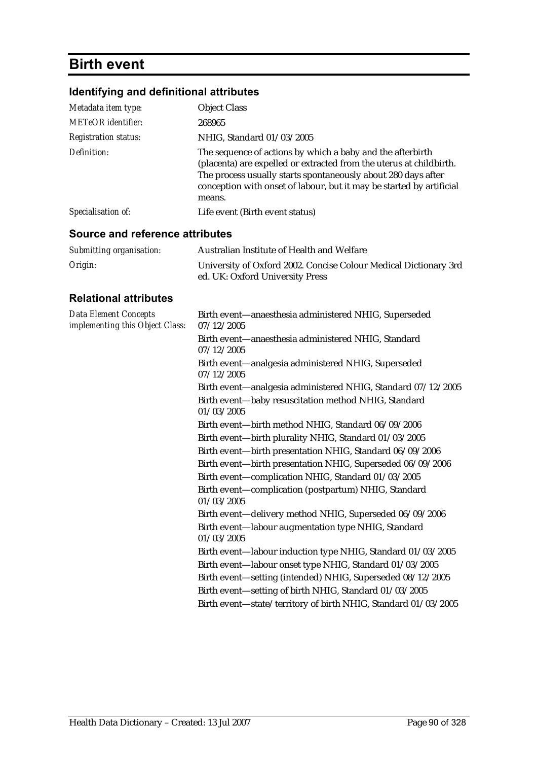# Birth event

## Identifying and definitional attributes

| | |
|---|---|
| *Metadata item type:* | Object Class |
| *METeOR identifier:* | 268965 |
| *Registration status:* | NHIG, Standard 01/03/2005 |
| *Definition:* | The sequence of actions by which a baby and the afterbirth (placenta) are expelled or extracted from the uterus at childbirth. The process usually starts spontaneously about 280 days after conception with onset of labour, but it may be started by artificial means. |
| *Specialisation of:* | Life event (Birth event status) |

## Source and reference attributes

| | |
|---|---|
| *Submitting organisation:* | Australian Institute of Health and Welfare |
| *Origin:* | University of Oxford 2002. Concise Colour Medical Dictionary 3rd ed. UK: Oxford University Press |

## Relational attributes

*Data Element Concepts implementing this Object Class:*

Birth event—anaesthesia administered NHIG, Superseded 07/12/2005

Birth event—anaesthesia administered NHIG, Standard 07/12/2005

Birth event—analgesia administered NHIG, Superseded 07/12/2005

Birth event—analgesia administered NHIG, Standard 07/12/2005

Birth event—baby resuscitation method NHIG, Standard 01/03/2005

Birth event—birth method NHIG, Standard 06/09/2006

Birth event—birth plurality NHIG, Standard 01/03/2005

Birth event—birth presentation NHIG, Standard 06/09/2006

Birth event—birth presentation NHIG, Superseded 06/09/2006

Birth event—complication NHIG, Standard 01/03/2005

Birth event—complication (postpartum) NHIG, Standard 01/03/2005

Birth event—delivery method NHIG, Superseded 06/09/2006

Birth event—labour augmentation type NHIG, Standard 01/03/2005

Birth event—labour induction type NHIG, Standard 01/03/2005

Birth event—labour onset type NHIG, Standard 01/03/2005

Birth event—setting (intended) NHIG, Superseded 08/12/2005

Birth event—setting of birth NHIG, Standard 01/03/2005

Birth event—state/territory of birth NHIG, Standard 01/03/2005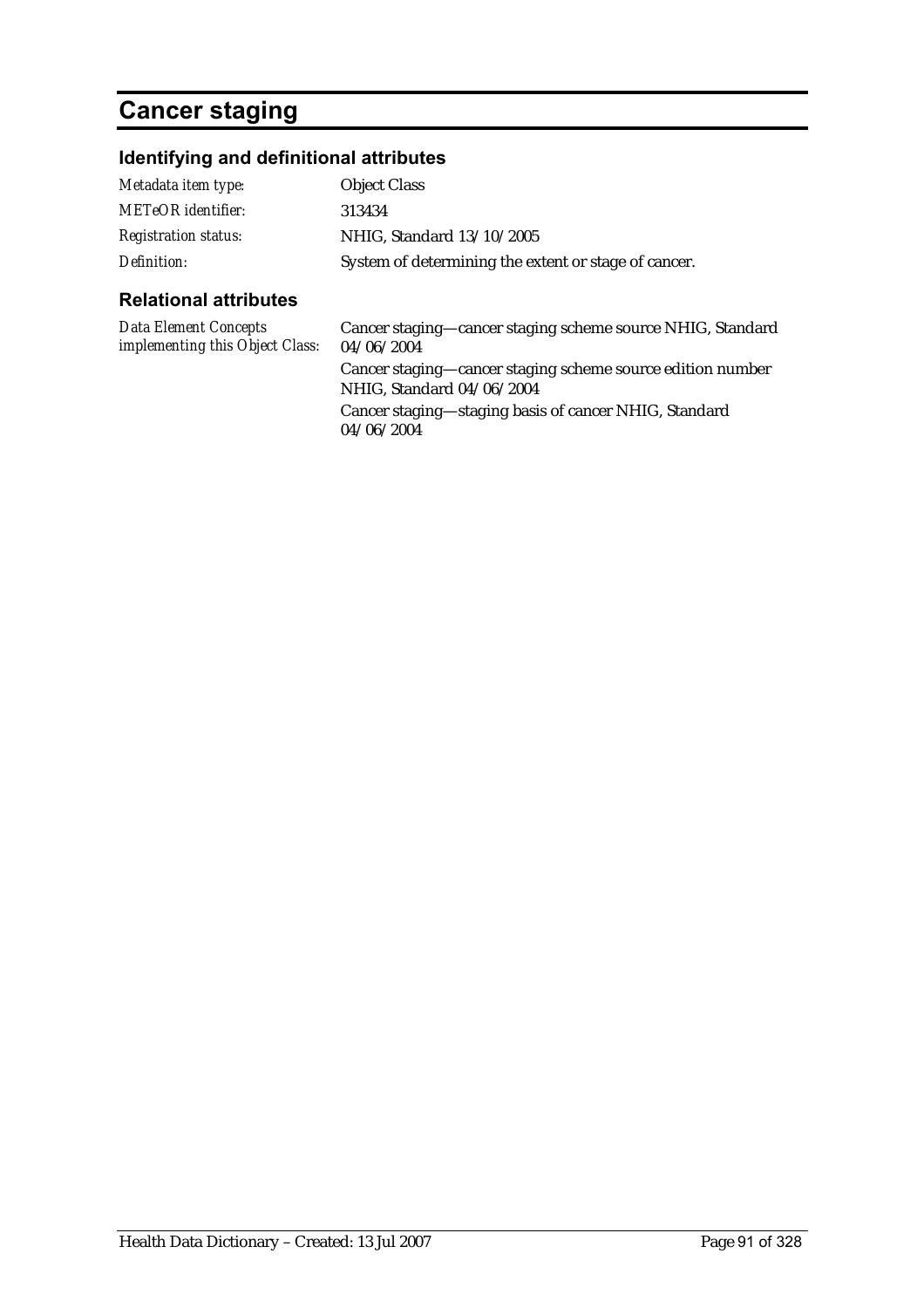# Cancer staging

## Identifying and definitional attributes

| | |
|---|---|
| *Metadata item type:* | Object Class |
| *METeOR identifier:* | 313434 |
| *Registration status:* | NHIG, Standard 13/10/2005 |
| *Definition:* | System of determining the extent or stage of cancer. |

## Relational attributes

| | |
|---|---|
| *Data Element Concepts implementing this Object Class:* | Cancer staging—cancer staging scheme source NHIG, Standard 04/06/2004<br>Cancer staging—cancer staging scheme source edition number NHIG, Standard 04/06/2004<br>Cancer staging—staging basis of cancer NHIG, Standard 04/06/2004 |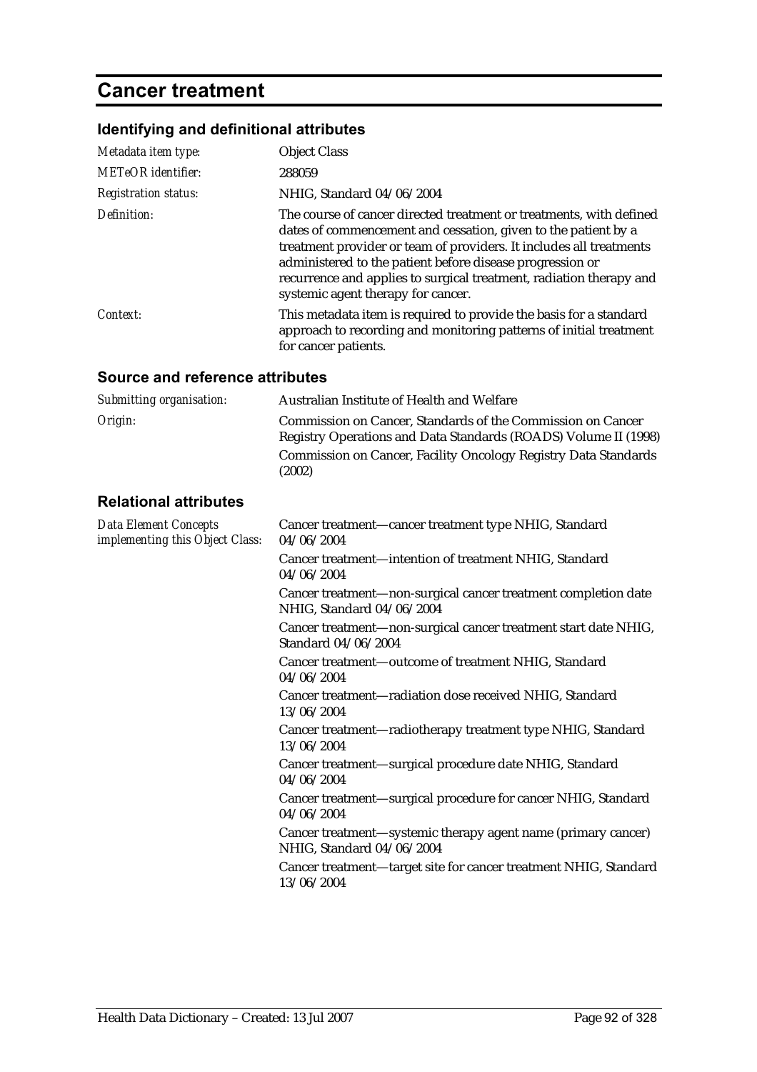# Cancer treatment

## Identifying and definitional attributes

| | |
|---|---|
| *Metadata item type:* | Object Class |
| *METeOR identifier:* | 288059 |
| *Registration status:* | NHIG, Standard 04/06/2004 |
| *Definition:* | The course of cancer directed treatment or treatments, with defined dates of commencement and cessation, given to the patient by a treatment provider or team of providers. It includes all treatments administered to the patient before disease progression or recurrence and applies to surgical treatment, radiation therapy and systemic agent therapy for cancer. |
| *Context:* | This metadata item is required to provide the basis for a standard approach to recording and monitoring patterns of initial treatment for cancer patients. |

## Source and reference attributes

| | |
|---|---|
| *Submitting organisation:* | Australian Institute of Health and Welfare |
| *Origin:* | Commission on Cancer, Standards of the Commission on Cancer Registry Operations and Data Standards (ROADS) Volume II (1998)<br>Commission on Cancer, Facility Oncology Registry Data Standards (2002) |

## Relational attributes

*Data Element Concepts implementing this Object Class:*

Cancer treatment—cancer treatment type NHIG, Standard 04/06/2004

Cancer treatment—intention of treatment NHIG, Standard 04/06/2004

Cancer treatment—non-surgical cancer treatment completion date NHIG, Standard 04/06/2004

Cancer treatment—non-surgical cancer treatment start date NHIG, Standard 04/06/2004

Cancer treatment—outcome of treatment NHIG, Standard 04/06/2004

Cancer treatment—radiation dose received NHIG, Standard 13/06/2004

Cancer treatment—radiotherapy treatment type NHIG, Standard 13/06/2004

Cancer treatment—surgical procedure date NHIG, Standard 04/06/2004

Cancer treatment—surgical procedure for cancer NHIG, Standard 04/06/2004

Cancer treatment—systemic therapy agent name (primary cancer) NHIG, Standard 04/06/2004

Cancer treatment—target site for cancer treatment NHIG, Standard 13/06/2004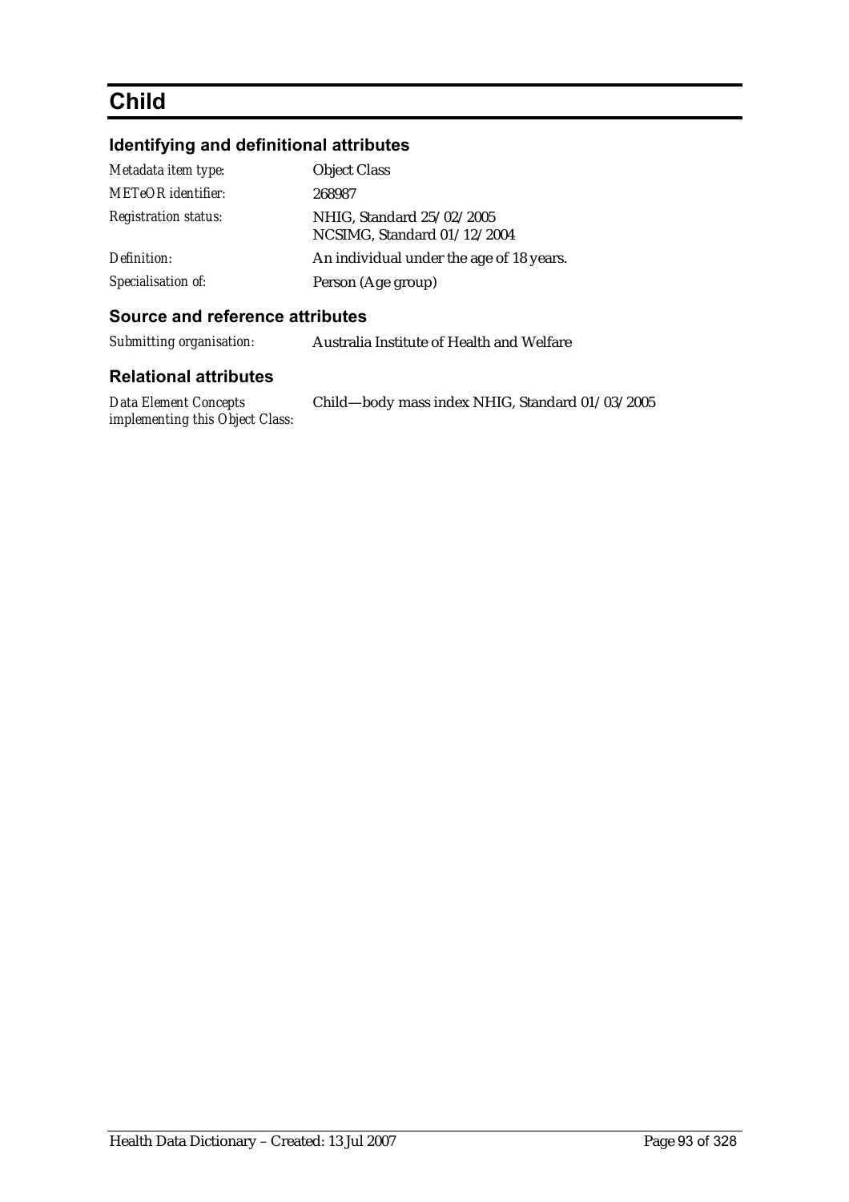# Child

## Identifying and definitional attributes

| | |
|---|---|
| *Metadata item type:* | Object Class |
| *METeOR identifier:* | 268987 |
| *Registration status:* | NHIG, Standard 25/02/2005<br>NCSIMG, Standard 01/12/2004 |
| *Definition:* | An individual under the age of 18 years. |
| *Specialisation of:* | Person (Age group) |

## Source and reference attributes

| | |
|---|---|
| *Submitting organisation:* | Australia Institute of Health and Welfare |

## Relational attributes

| | |
|---|---|
| *Data Element Concepts implementing this Object Class:* | Child—body mass index NHIG, Standard 01/03/2005 |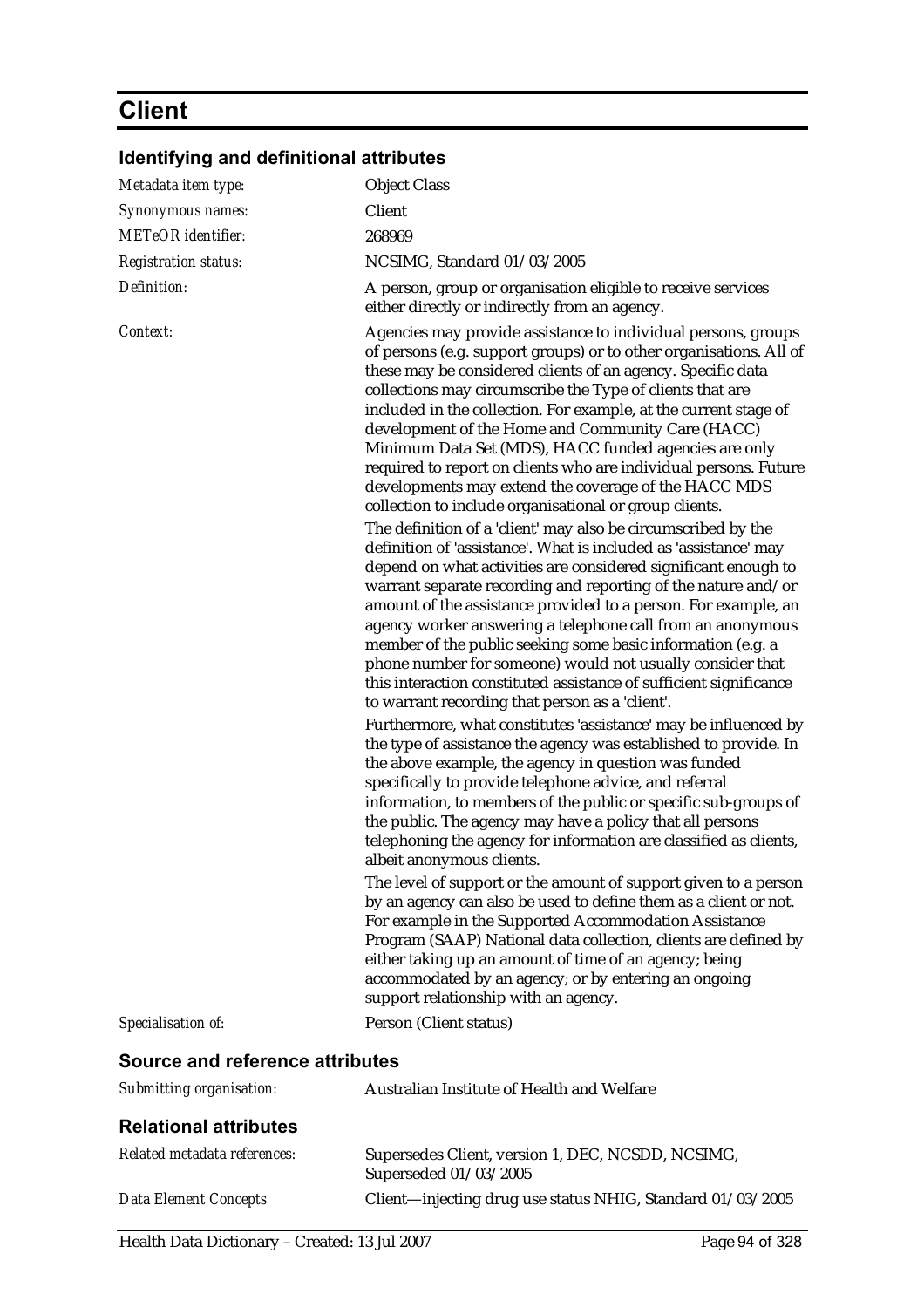# Client

## Identifying and definitional attributes

| | |
|---|---|
| *Metadata item type:* | Object Class |
| *Synonymous names:* | Client |
| *METeOR identifier:* | 268969 |
| *Registration status:* | NCSIMG, Standard 01/03/2005 |
| *Definition:* | A person, group or organisation eligible to receive services either directly or indirectly from an agency. |
| *Context:* | Agencies may provide assistance to individual persons, groups of persons (e.g. support groups) or to other organisations. All of these may be considered clients of an agency. Specific data collections may circumscribe the Type of clients that are included in the collection. For example, at the current stage of development of the Home and Community Care (HACC) Minimum Data Set (MDS), HACC funded agencies are only required to report on clients who are individual persons. Future developments may extend the coverage of the HACC MDS collection to include organisational or group clients.<br><br>The definition of a 'client' may also be circumscribed by the definition of 'assistance'. What is included as 'assistance' may depend on what activities are considered significant enough to warrant separate recording and reporting of the nature and/or amount of the assistance provided to a person. For example, an agency worker answering a telephone call from an anonymous member of the public seeking some basic information (e.g. a phone number for someone) would not usually consider that this interaction constituted assistance of sufficient significance to warrant recording that person as a 'client'.<br><br>Furthermore, what constitutes 'assistance' may be influenced by the type of assistance the agency was established to provide. In the above example, the agency in question was funded specifically to provide telephone advice, and referral information, to members of the public or specific sub-groups of the public. The agency may have a policy that all persons telephoning the agency for information are classified as clients, albeit anonymous clients.<br><br>The level of support or the amount of support given to a person by an agency can also be used to define them as a client or not. For example in the Supported Accommodation Assistance Program (SAAP) National data collection, clients are defined by either taking up an amount of time of an agency; being accommodated by an agency; or by entering an ongoing support relationship with an agency. |
| *Specialisation of:* | Person (Client status) |

## Source and reference attributes

| | |
|---|---|
| *Submitting organisation:* | Australian Institute of Health and Welfare |

## Relational attributes

| | |
|---|---|
| *Related metadata references:* | Supersedes Client, version 1, DEC, NCSDD, NCSIMG, Superseded 01/03/2005 |
| *Data Element Concepts* | Client—injecting drug use status NHIG, Standard 01/03/2005 |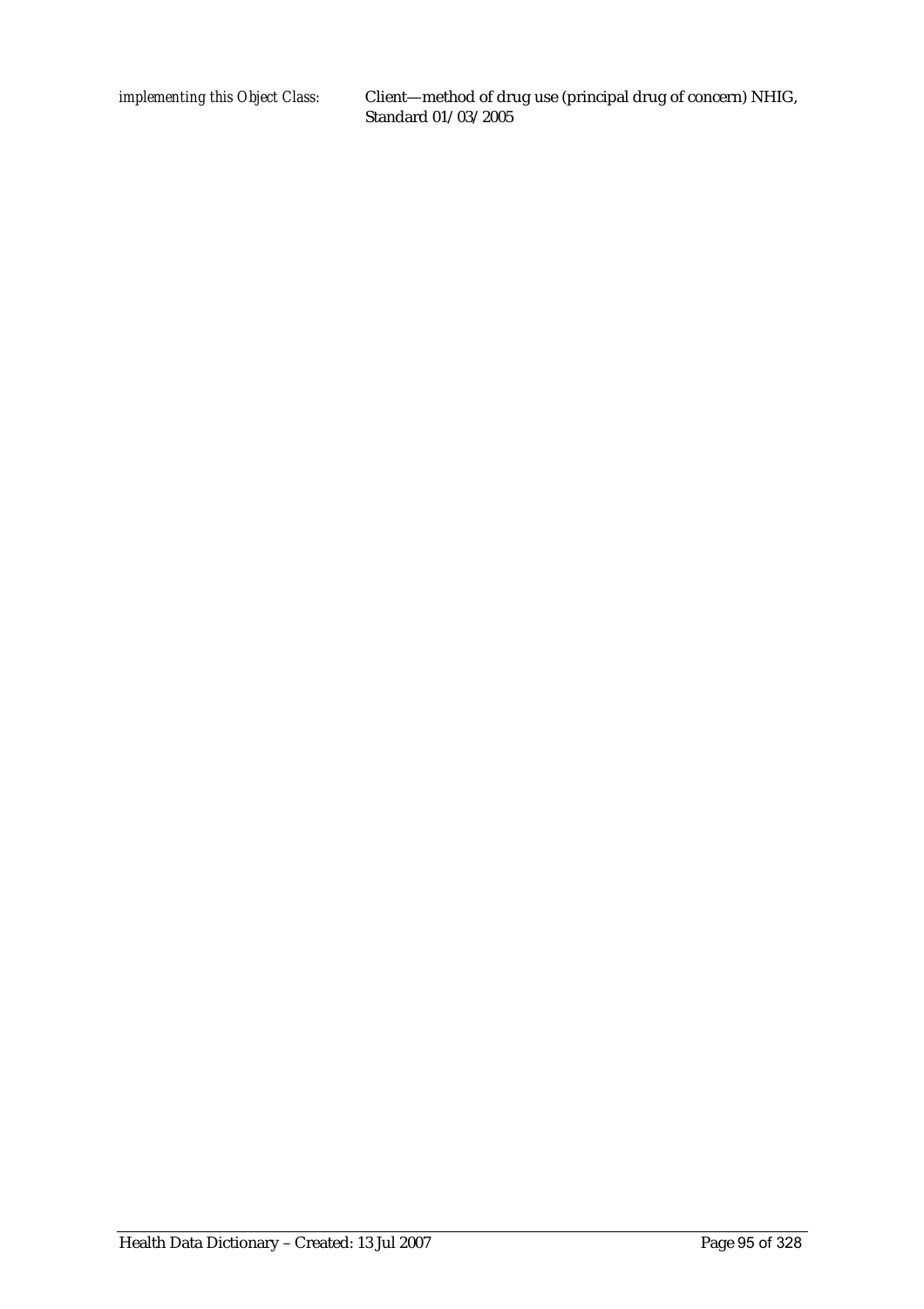| | |
|---|---|
| *implementing this Object Class:* | Client—method of drug use (principal drug of concern) NHIG, Standard 01/03/2005 |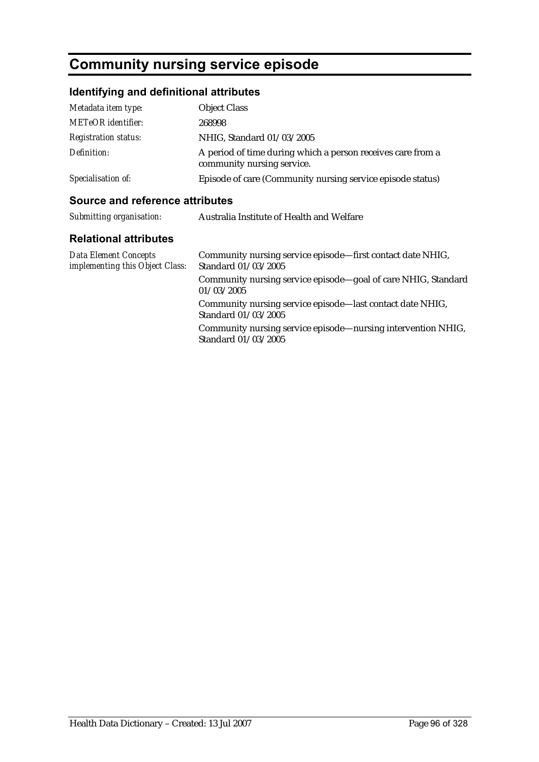# Community nursing service episode

## Identifying and definitional attributes

| | |
|---|---|
| *Metadata item type:* | Object Class |
| *METeOR identifier:* | 268998 |
| *Registration status:* | NHIG, Standard 01/03/2005 |
| *Definition:* | A period of time during which a person receives care from a community nursing service. |
| *Specialisation of:* | Episode of care (Community nursing service episode status) |

## Source and reference attributes

| | |
|---|---|
| *Submitting organisation:* | Australia Institute of Health and Welfare |

## Relational attributes

| | |
|---|---|
| *Data Element Concepts implementing this Object Class:* | Community nursing service episode—first contact date NHIG, Standard 01/03/2005 |
| | Community nursing service episode—goal of care NHIG, Standard 01/03/2005 |
| | Community nursing service episode—last contact date NHIG, Standard 01/03/2005 |
| | Community nursing service episode—nursing intervention NHIG, Standard 01/03/2005 |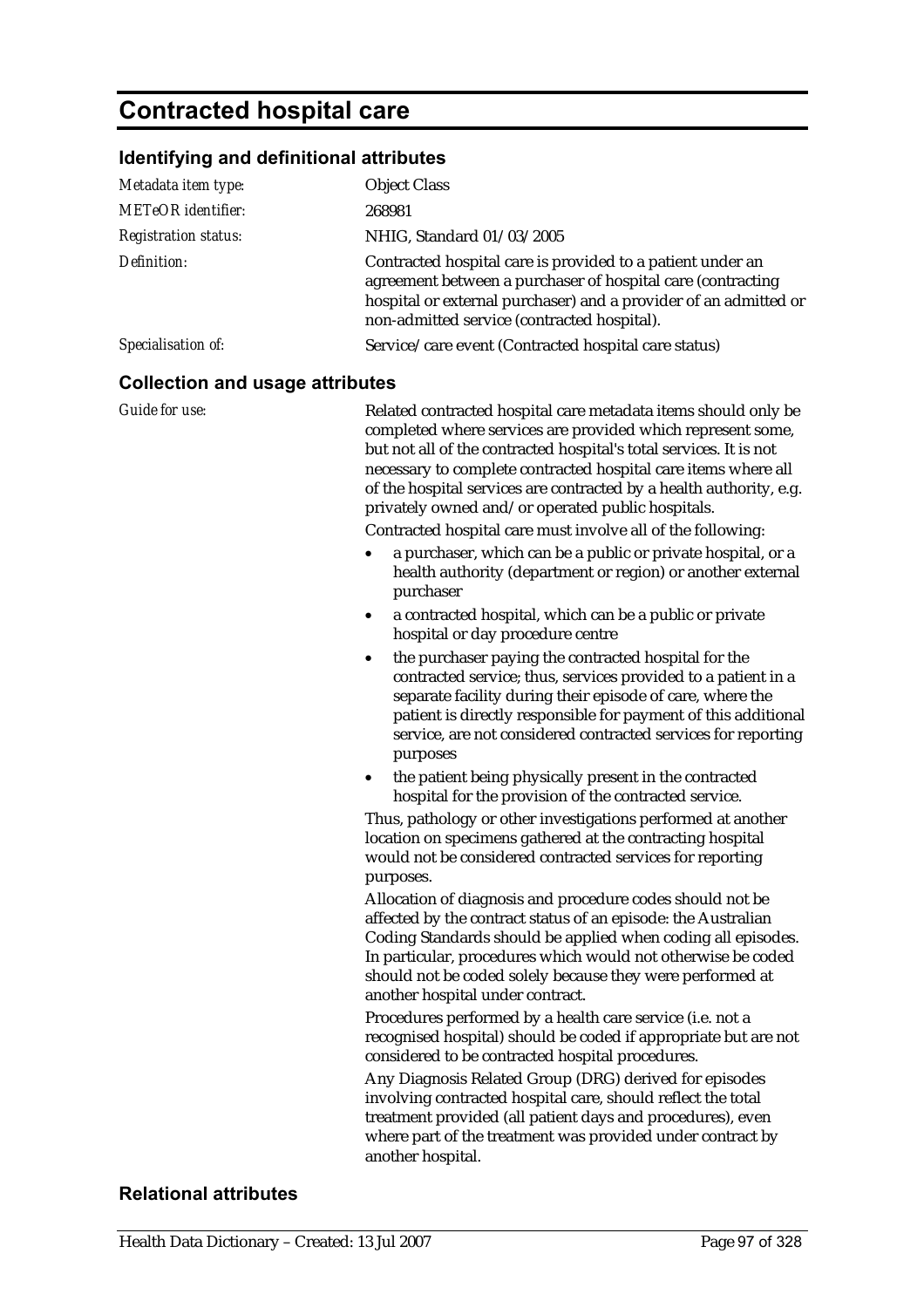# Contracted hospital care

## Identifying and definitional attributes

| | |
|---|---|
| *Metadata item type:* | Object Class |
| *METeOR identifier:* | 268981 |
| *Registration status:* | NHIG, Standard 01/03/2005 |
| *Definition:* | Contracted hospital care is provided to a patient under an agreement between a purchaser of hospital care (contracting hospital or external purchaser) and a provider of an admitted or non-admitted service (contracted hospital). |
| *Specialisation of:* | Service/care event (Contracted hospital care status) |

## Collection and usage attributes

*Guide for use:*

Related contracted hospital care metadata items should only be completed where services are provided which represent some, but not all of the contracted hospital's total services. It is not necessary to complete contracted hospital care items where all of the hospital services are contracted by a health authority, e.g. privately owned and/or operated public hospitals.

Contracted hospital care must involve all of the following:

- a purchaser, which can be a public or private hospital, or a health authority (department or region) or another external purchaser
- a contracted hospital, which can be a public or private hospital or day procedure centre
- the purchaser paying the contracted hospital for the contracted service; thus, services provided to a patient in a separate facility during their episode of care, where the patient is directly responsible for payment of this additional service, are not considered contracted services for reporting purposes
- the patient being physically present in the contracted hospital for the provision of the contracted service.

Thus, pathology or other investigations performed at another location on specimens gathered at the contracting hospital would not be considered contracted services for reporting purposes.

Allocation of diagnosis and procedure codes should not be affected by the contract status of an episode: the Australian Coding Standards should be applied when coding all episodes. In particular, procedures which would not otherwise be coded should not be coded solely because they were performed at another hospital under contract.

Procedures performed by a health care service (i.e. not a recognised hospital) should be coded if appropriate but are not considered to be contracted hospital procedures.

Any Diagnosis Related Group (DRG) derived for episodes involving contracted hospital care, should reflect the total treatment provided (all patient days and procedures), even where part of the treatment was provided under contract by another hospital.

## Relational attributes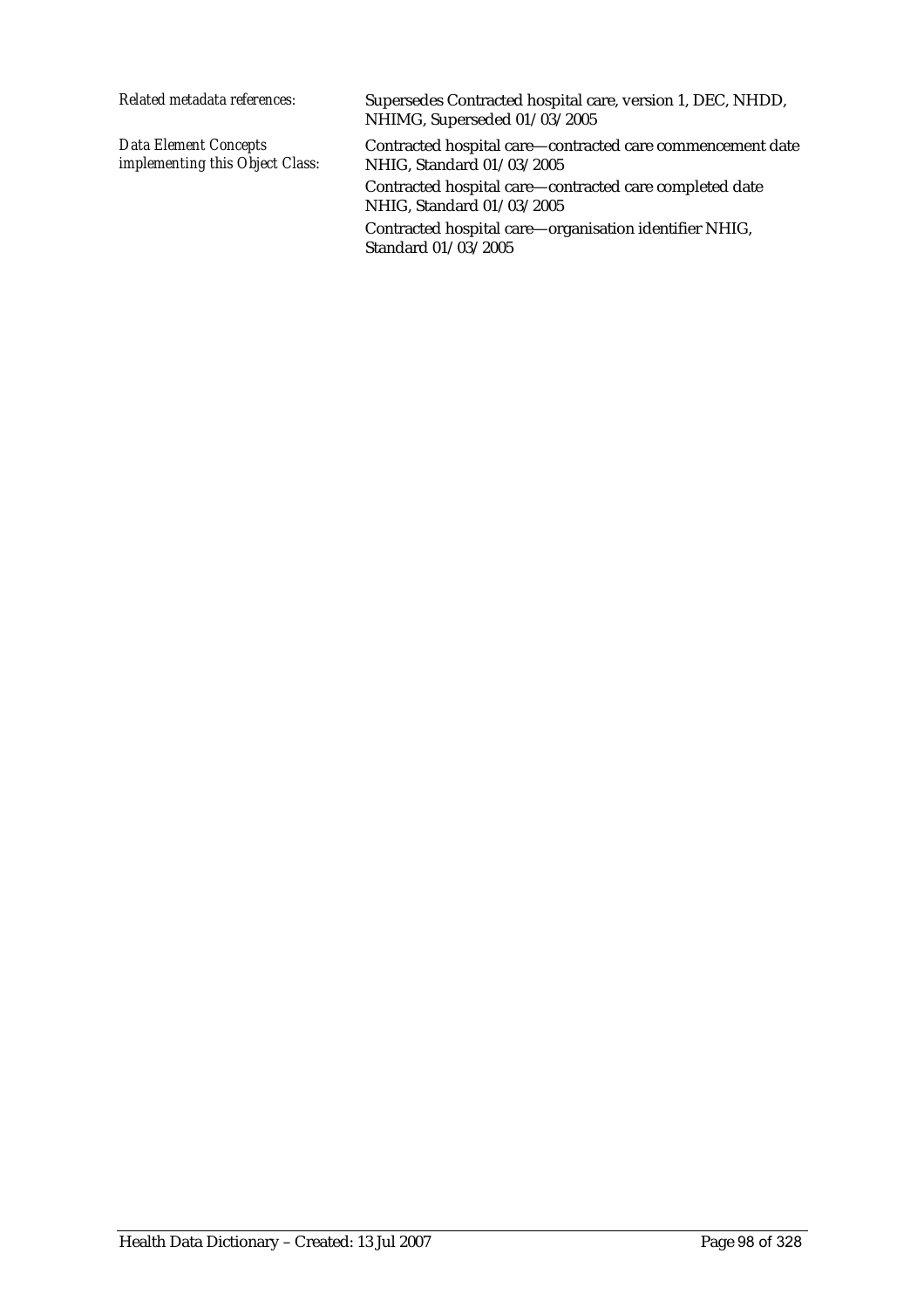*Related metadata references:* Supersedes Contracted hospital care, version 1, DEC, NHDD, NHIMG, Superseded 01/03/2005

*Data Element Concepts implementing this Object Class:*

Contracted hospital care—contracted care commencement date NHIG, Standard 01/03/2005

Contracted hospital care—contracted care completed date NHIG, Standard 01/03/2005

Contracted hospital care—organisation identifier NHIG, Standard 01/03/2005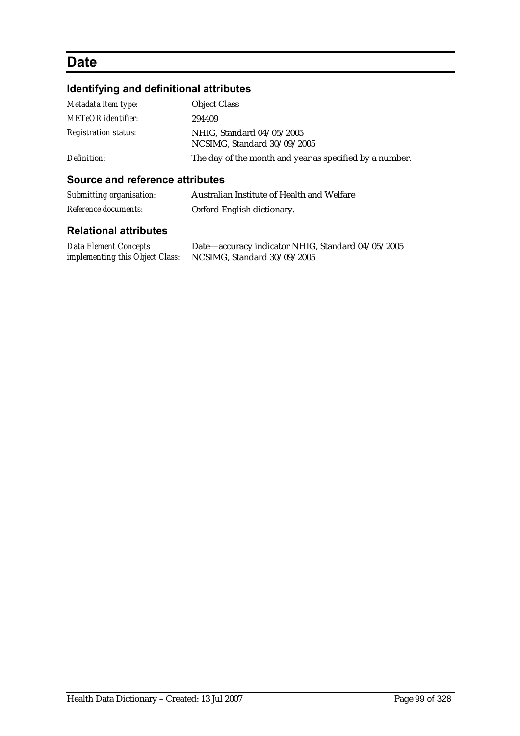# Date

## Identifying and definitional attributes

| | |
|---|---|
| *Metadata item type:* | Object Class |
| *METeOR identifier:* | 294409 |
| *Registration status:* | NHIG, Standard 04/05/2005<br>NCSIMG, Standard 30/09/2005 |
| *Definition:* | The day of the month and year as specified by a number. |

## Source and reference attributes

| | |
|---|---|
| *Submitting organisation:* | Australian Institute of Health and Welfare |
| *Reference documents:* | Oxford English dictionary. |

## Relational attributes

| | |
|---|---|
| *Data Element Concepts implementing this Object Class:* | Date—accuracy indicator NHIG, Standard 04/05/2005<br>NCSIMG, Standard 30/09/2005 |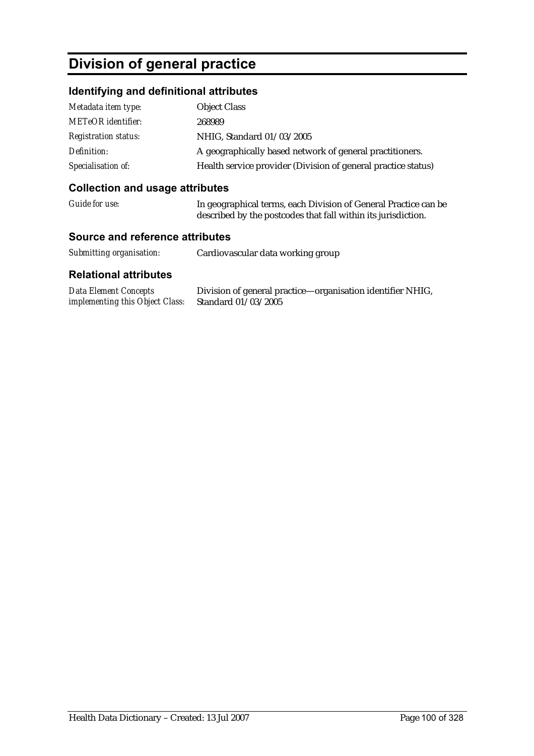# Division of general practice

## Identifying and definitional attributes

| | |
|---|---|
| *Metadata item type:* | Object Class |
| *METeOR identifier:* | 268989 |
| *Registration status:* | NHIG, Standard 01/03/2005 |
| *Definition:* | A geographically based network of general practitioners. |
| *Specialisation of:* | Health service provider (Division of general practice status) |

## Collection and usage attributes

| | |
|---|---|
| *Guide for use:* | In geographical terms, each Division of General Practice can be described by the postcodes that fall within its jurisdiction. |

## Source and reference attributes

| | |
|---|---|
| *Submitting organisation:* | Cardiovascular data working group |

## Relational attributes

| | |
|---|---|
| *Data Element Concepts implementing this Object Class:* | Division of general practice—organisation identifier NHIG, Standard 01/03/2005 |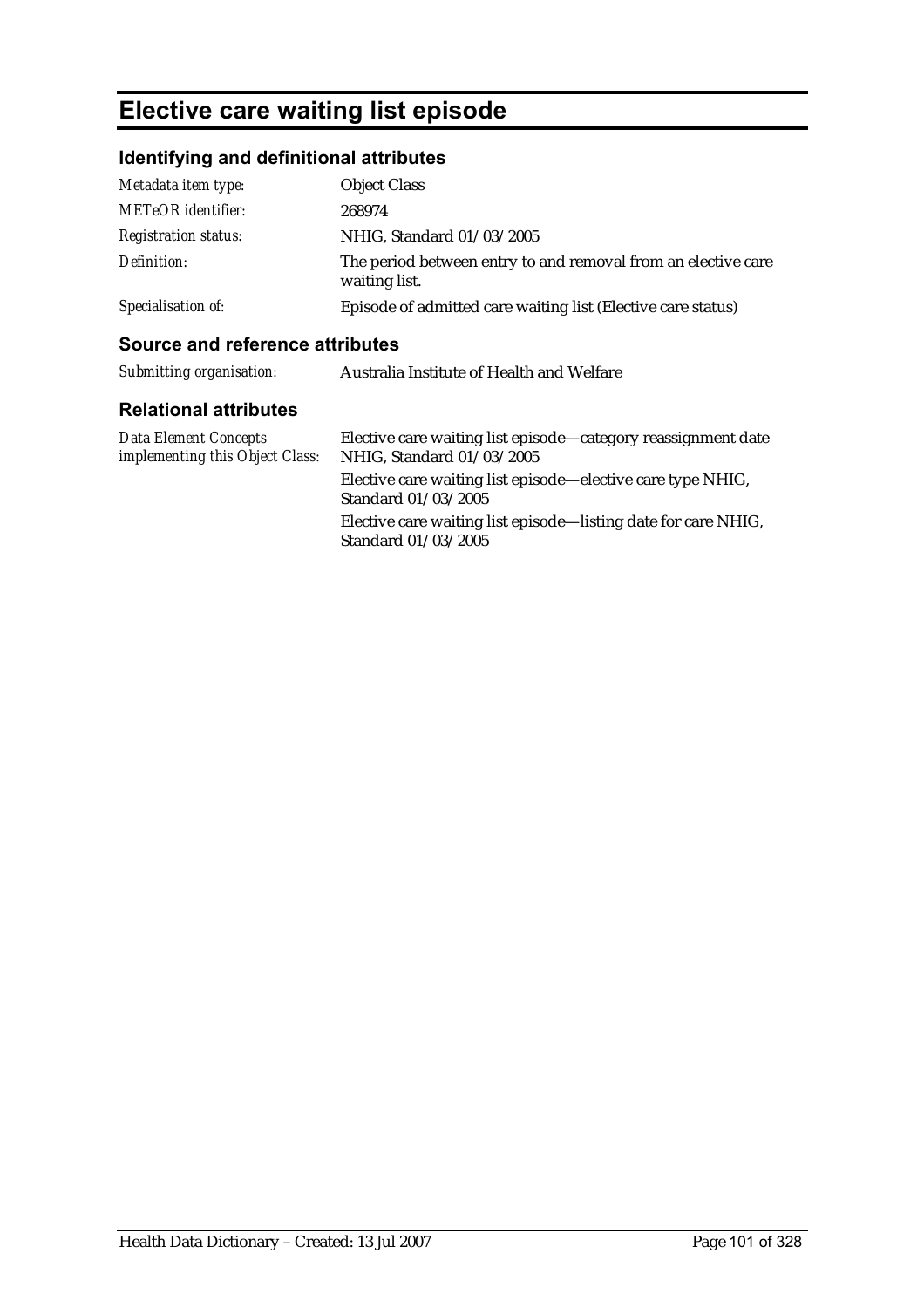# Elective care waiting list episode

## Identifying and definitional attributes

| | |
|---|---|
| *Metadata item type:* | Object Class |
| *METeOR identifier:* | 268974 |
| *Registration status:* | NHIG, Standard 01/03/2005 |
| *Definition:* | The period between entry to and removal from an elective care waiting list. |
| *Specialisation of:* | Episode of admitted care waiting list (Elective care status) |

## Source and reference attributes

| | |
|---|---|
| *Submitting organisation:* | Australia Institute of Health and Welfare |

## Relational attributes

| | |
|---|---|
| *Data Element Concepts implementing this Object Class:* | Elective care waiting list episode—category reassignment date NHIG, Standard 01/03/2005 |
| | Elective care waiting list episode—elective care type NHIG, Standard 01/03/2005 |
| | Elective care waiting list episode—listing date for care NHIG, Standard 01/03/2005 |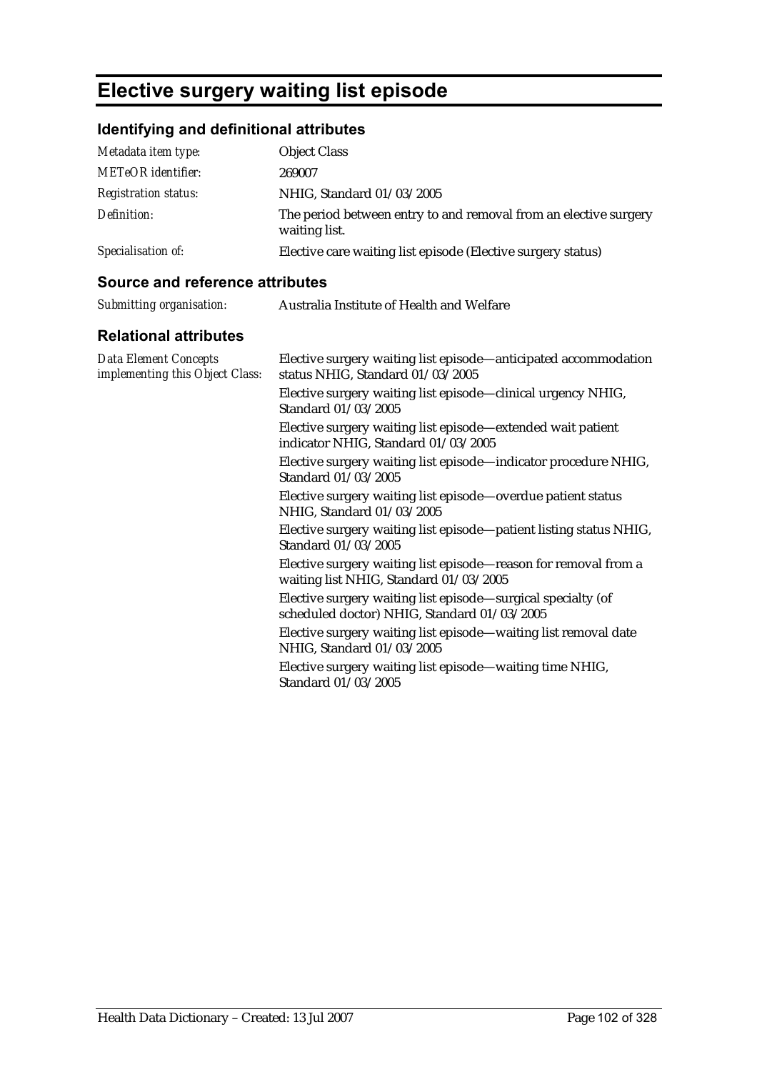# Elective surgery waiting list episode

## Identifying and definitional attributes

| | |
|---|---|
| *Metadata item type:* | Object Class |
| *METeOR identifier:* | 269007 |
| *Registration status:* | NHIG, Standard 01/03/2005 |
| *Definition:* | The period between entry to and removal from an elective surgery waiting list. |
| *Specialisation of:* | Elective care waiting list episode (Elective surgery status) |

## Source and reference attributes

| | |
|---|---|
| *Submitting organisation:* | Australia Institute of Health and Welfare |

## Relational attributes

| | |
|---|---|
| *Data Element Concepts implementing this Object Class:* | Elective surgery waiting list episode—anticipated accommodation status NHIG, Standard 01/03/2005 |
| | Elective surgery waiting list episode—clinical urgency NHIG, Standard 01/03/2005 |
| | Elective surgery waiting list episode—extended wait patient indicator NHIG, Standard 01/03/2005 |
| | Elective surgery waiting list episode—indicator procedure NHIG, Standard 01/03/2005 |
| | Elective surgery waiting list episode—overdue patient status NHIG, Standard 01/03/2005 |
| | Elective surgery waiting list episode—patient listing status NHIG, Standard 01/03/2005 |
| | Elective surgery waiting list episode—reason for removal from a waiting list NHIG, Standard 01/03/2005 |
| | Elective surgery waiting list episode—surgical specialty (of scheduled doctor) NHIG, Standard 01/03/2005 |
| | Elective surgery waiting list episode—waiting list removal date NHIG, Standard 01/03/2005 |
| | Elective surgery waiting list episode—waiting time NHIG, Standard 01/03/2005 |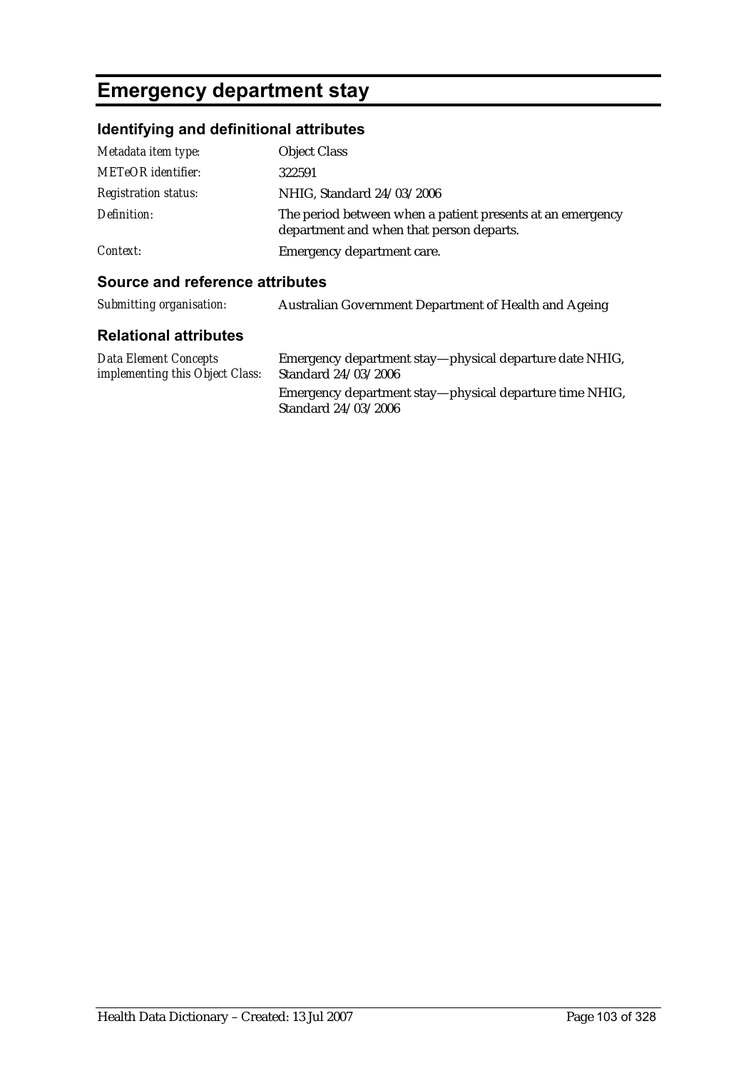# Emergency department stay

## Identifying and definitional attributes

| | |
|---|---|
| *Metadata item type:* | Object Class |
| *METeOR identifier:* | 322591 |
| *Registration status:* | NHIG, Standard 24/03/2006 |
| *Definition:* | The period between when a patient presents at an emergency department and when that person departs. |
| *Context:* | Emergency department care. |

## Source and reference attributes

| | |
|---|---|
| *Submitting organisation:* | Australian Government Department of Health and Ageing |

## Relational attributes

| | |
|---|---|
| *Data Element Concepts implementing this Object Class:* | Emergency department stay—physical departure date NHIG, Standard 24/03/2006 |
| | Emergency department stay—physical departure time NHIG, Standard 24/03/2006 |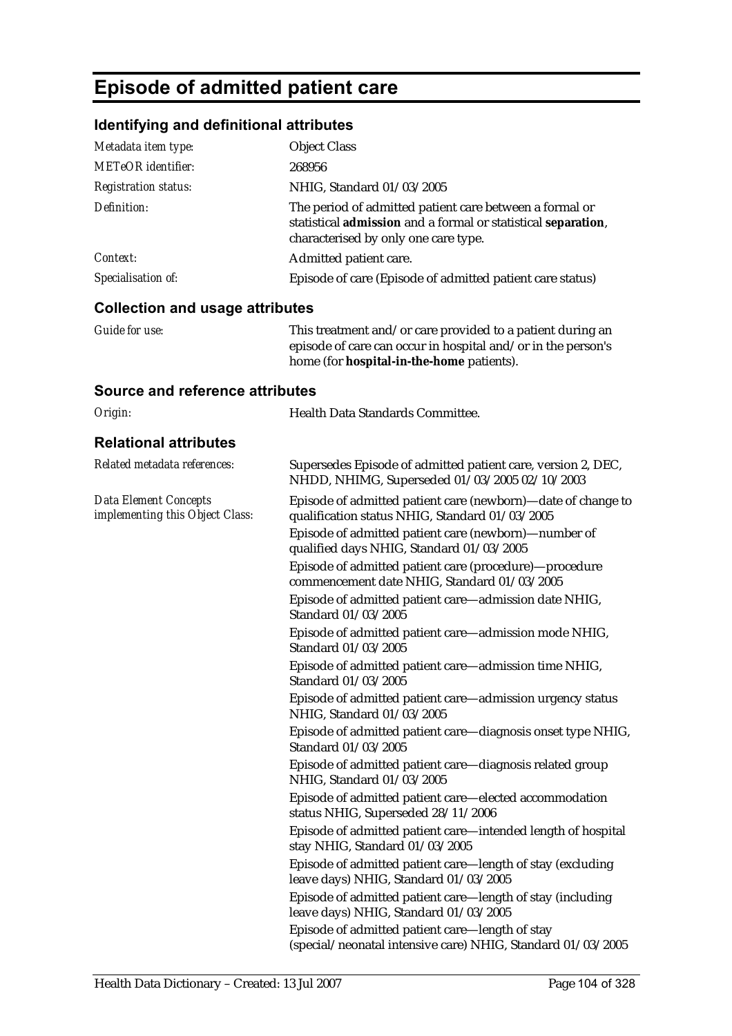# Episode of admitted patient care

## Identifying and definitional attributes

| | |
|---|---|
| *Metadata item type:* | Object Class |
| *METeOR identifier:* | 268956 |
| *Registration status:* | NHIG, Standard 01/03/2005 |
| *Definition:* | The period of admitted patient care between a formal or statistical **admission** and a formal or statistical **separation**, characterised by only one care type. |
| *Context:* | Admitted patient care. |
| *Specialisation of:* | Episode of care (Episode of admitted patient care status) |

## Collection and usage attributes

| | |
|---|---|
| *Guide for use:* | This treatment and/or care provided to a patient during an episode of care can occur in hospital and/or in the person's home (for **hospital-in-the-home** patients). |

## Source and reference attributes

| | |
|---|---|
| *Origin:* | Health Data Standards Committee. |

## Relational attributes

| | |
|---|---|
| *Related metadata references:* | Supersedes Episode of admitted patient care, version 2, DEC, NHDD, NHIMG, Superseded 01/03/2005 02/10/2003 |
| *Data Element Concepts implementing this Object Class:* | Episode of admitted patient care (newborn)—date of change to qualification status NHIG, Standard 01/03/2005<br>Episode of admitted patient care (newborn)—number of qualified days NHIG, Standard 01/03/2005<br>Episode of admitted patient care (procedure)—procedure commencement date NHIG, Standard 01/03/2005<br>Episode of admitted patient care—admission date NHIG, Standard 01/03/2005<br>Episode of admitted patient care—admission mode NHIG, Standard 01/03/2005<br>Episode of admitted patient care—admission time NHIG, Standard 01/03/2005<br>Episode of admitted patient care—admission urgency status NHIG, Standard 01/03/2005<br>Episode of admitted patient care—diagnosis onset type NHIG, Standard 01/03/2005<br>Episode of admitted patient care—diagnosis related group NHIG, Standard 01/03/2005<br>Episode of admitted patient care—elected accommodation status NHIG, Superseded 28/11/2006<br>Episode of admitted patient care—intended length of hospital stay NHIG, Standard 01/03/2005<br>Episode of admitted patient care—length of stay (excluding leave days) NHIG, Standard 01/03/2005<br>Episode of admitted patient care—length of stay (including leave days) NHIG, Standard 01/03/2005<br>Episode of admitted patient care—length of stay (special/neonatal intensive care) NHIG, Standard 01/03/2005 |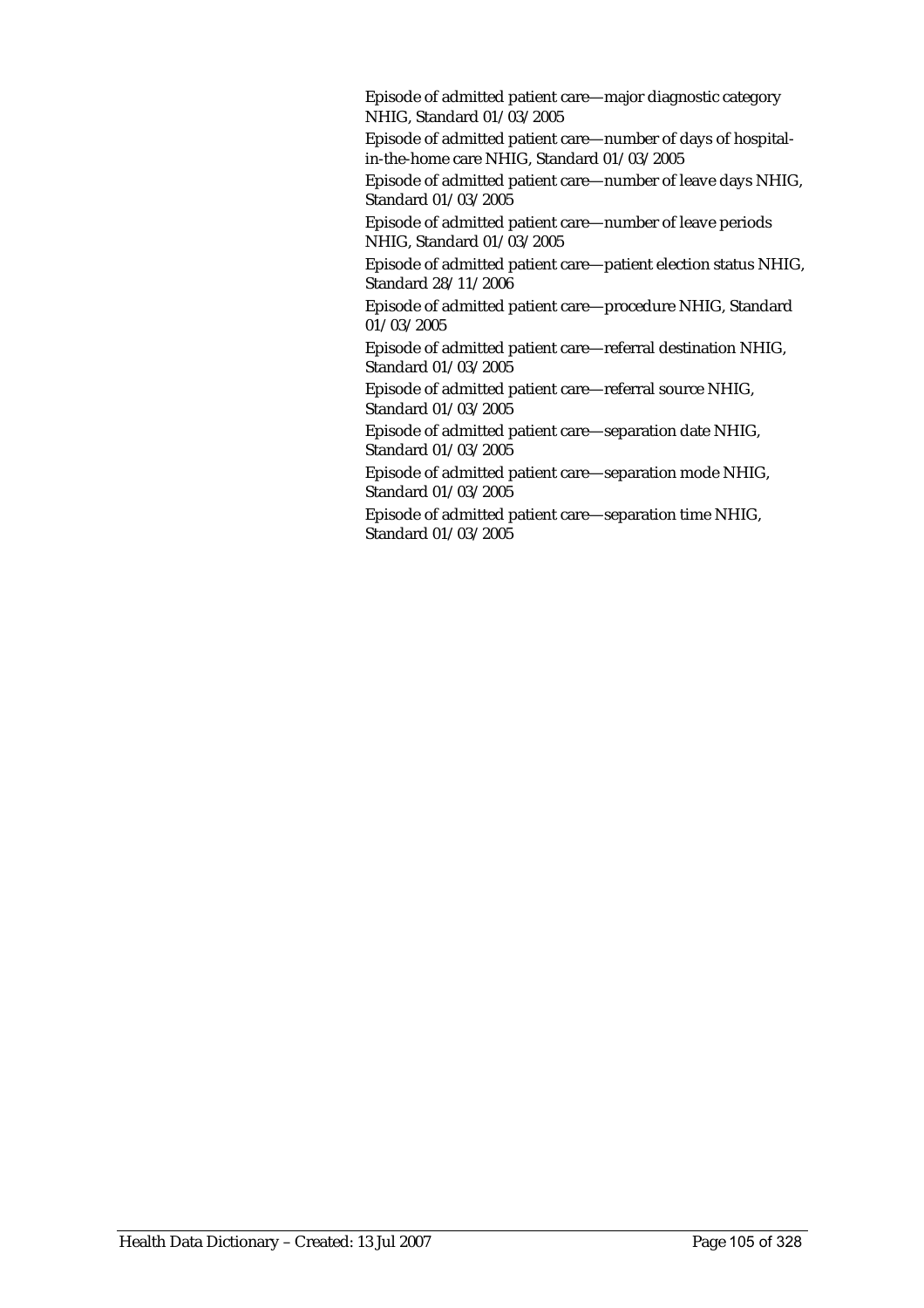Episode of admitted patient care—major diagnostic category NHIG, Standard 01/03/2005

Episode of admitted patient care—number of days of hospital-in-the-home care NHIG, Standard 01/03/2005

Episode of admitted patient care—number of leave days NHIG, Standard 01/03/2005

Episode of admitted patient care—number of leave periods NHIG, Standard 01/03/2005

Episode of admitted patient care—patient election status NHIG, Standard 28/11/2006

Episode of admitted patient care—procedure NHIG, Standard 01/03/2005

Episode of admitted patient care—referral destination NHIG, Standard 01/03/2005

Episode of admitted patient care—referral source NHIG, Standard 01/03/2005

Episode of admitted patient care—separation date NHIG, Standard 01/03/2005

Episode of admitted patient care—separation mode NHIG, Standard 01/03/2005

Episode of admitted patient care—separation time NHIG, Standard 01/03/2005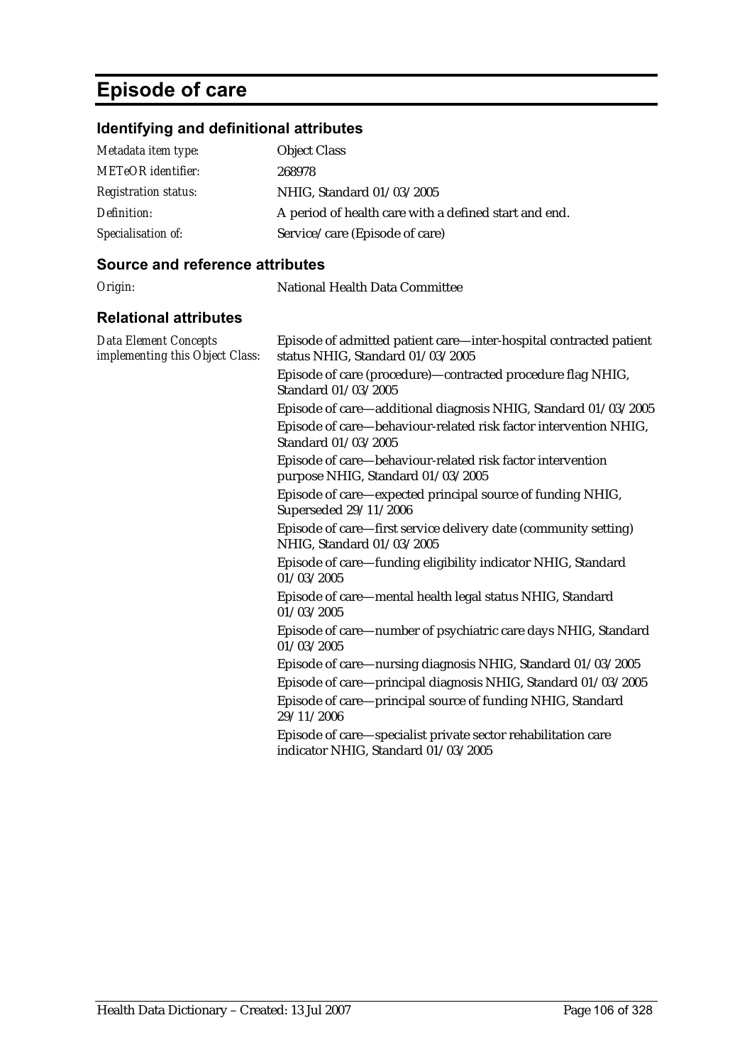# Episode of care

## Identifying and definitional attributes

| | |
|---|---|
| *Metadata item type:* | Object Class |
| *METeOR identifier:* | 268978 |
| *Registration status:* | NHIG, Standard 01/03/2005 |
| *Definition:* | A period of health care with a defined start and end. |
| *Specialisation of:* | Service/care (Episode of care) |

## Source and reference attributes

| | |
|---|---|
| *Origin:* | National Health Data Committee |

## Relational attributes

*Data Element Concepts implementing this Object Class:*

Episode of admitted patient care—inter-hospital contracted patient status NHIG, Standard 01/03/2005

Episode of care (procedure)—contracted procedure flag NHIG, Standard 01/03/2005

Episode of care—additional diagnosis NHIG, Standard 01/03/2005

Episode of care—behaviour-related risk factor intervention NHIG, Standard 01/03/2005

Episode of care—behaviour-related risk factor intervention purpose NHIG, Standard 01/03/2005

Episode of care—expected principal source of funding NHIG, Superseded 29/11/2006

Episode of care—first service delivery date (community setting) NHIG, Standard 01/03/2005

Episode of care—funding eligibility indicator NHIG, Standard 01/03/2005

Episode of care—mental health legal status NHIG, Standard 01/03/2005

Episode of care—number of psychiatric care days NHIG, Standard 01/03/2005

Episode of care—nursing diagnosis NHIG, Standard 01/03/2005

Episode of care—principal diagnosis NHIG, Standard 01/03/2005

Episode of care—principal source of funding NHIG, Standard 29/11/2006

Episode of care—specialist private sector rehabilitation care indicator NHIG, Standard 01/03/2005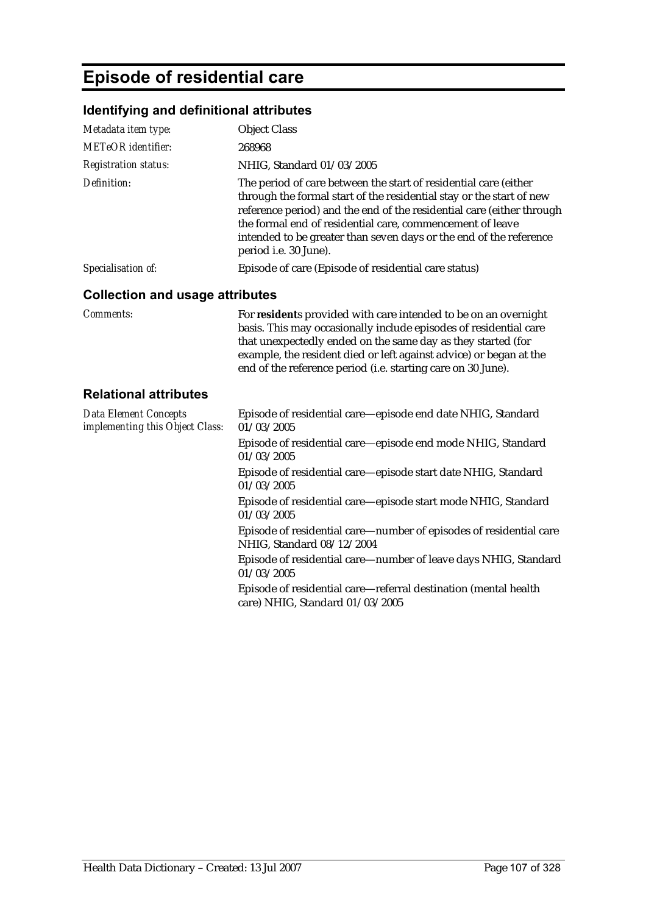# Episode of residential care

## Identifying and definitional attributes

| | |
|---|---|
| *Metadata item type:* | Object Class |
| *METeOR identifier:* | 268968 |
| *Registration status:* | NHIG, Standard 01/03/2005 |
| *Definition:* | The period of care between the start of residential care (either through the formal start of the residential stay or the start of new reference period) and the end of the residential care (either through the formal end of residential care, commencement of leave intended to be greater than seven days or the end of the reference period i.e. 30 June). |
| *Specialisation of:* | Episode of care (Episode of residential care status) |

## Collection and usage attributes

| | |
|---|---|
| *Comments:* | For **resident**s provided with care intended to be on an overnight basis. This may occasionally include episodes of residential care that unexpectedly ended on the same day as they started (for example, the resident died or left against advice) or began at the end of the reference period (i.e. starting care on 30 June). |

## Relational attributes

| | |
|---|---|
| *Data Element Concepts implementing this Object Class:* | Episode of residential care—episode end date NHIG, Standard 01/03/2005 |
| | Episode of residential care—episode end mode NHIG, Standard 01/03/2005 |
| | Episode of residential care—episode start date NHIG, Standard 01/03/2005 |
| | Episode of residential care—episode start mode NHIG, Standard 01/03/2005 |
| | Episode of residential care—number of episodes of residential care NHIG, Standard 08/12/2004 |
| | Episode of residential care—number of leave days NHIG, Standard 01/03/2005 |
| | Episode of residential care—referral destination (mental health care) NHIG, Standard 01/03/2005 |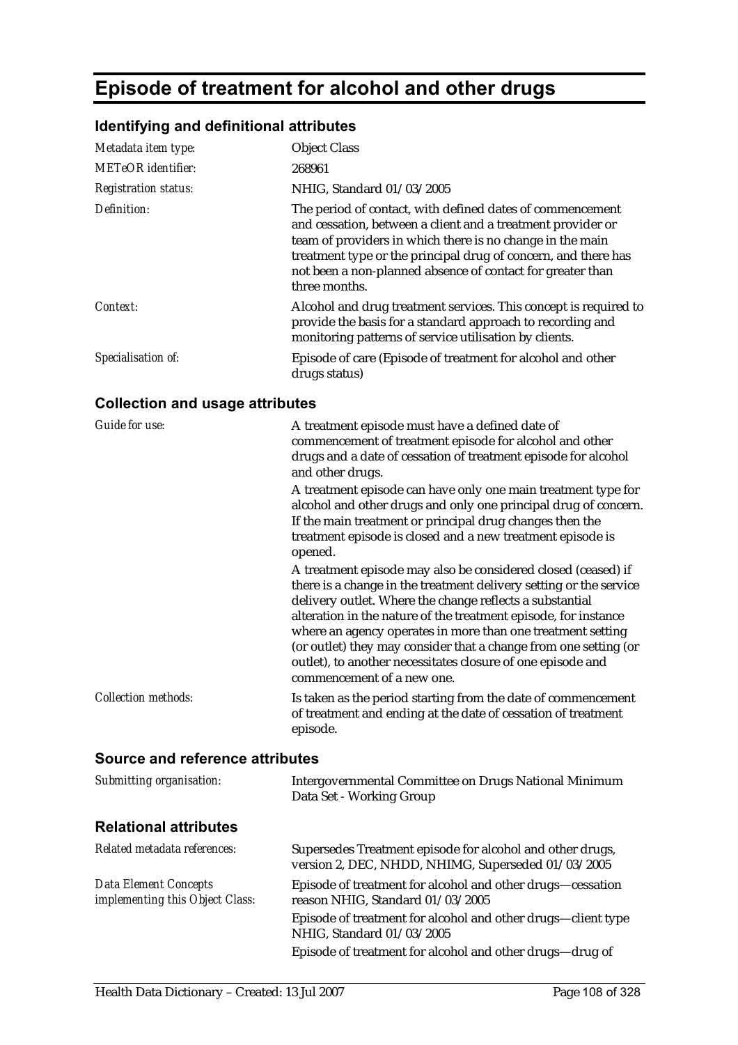# Episode of treatment for alcohol and other drugs

## Identifying and definitional attributes

| | |
|---|---|
| *Metadata item type:* | Object Class |
| *METeOR identifier:* | 268961 |
| *Registration status:* | NHIG, Standard 01/03/2005 |
| *Definition:* | The period of contact, with defined dates of commencement and cessation, between a client and a treatment provider or team of providers in which there is no change in the main treatment type or the principal drug of concern, and there has not been a non-planned absence of contact for greater than three months. |
| *Context:* | Alcohol and drug treatment services. This concept is required to provide the basis for a standard approach to recording and monitoring patterns of service utilisation by clients. |
| *Specialisation of:* | Episode of care (Episode of treatment for alcohol and other drugs status) |

## Collection and usage attributes

| | |
|---|---|
| *Guide for use:* | A treatment episode must have a defined date of commencement of treatment episode for alcohol and other drugs and a date of cessation of treatment episode for alcohol and other drugs.<br><br>A treatment episode can have only one main treatment type for alcohol and other drugs and only one principal drug of concern. If the main treatment or principal drug changes then the treatment episode is closed and a new treatment episode is opened.<br><br>A treatment episode may also be considered closed (ceased) if there is a change in the treatment delivery setting or the service delivery outlet. Where the change reflects a substantial alteration in the nature of the treatment episode, for instance where an agency operates in more than one treatment setting (or outlet) they may consider that a change from one setting (or outlet), to another necessitates closure of one episode and commencement of a new one. |
| *Collection methods:* | Is taken as the period starting from the date of commencement of treatment and ending at the date of cessation of treatment episode. |

## Source and reference attributes

| | |
|---|---|
| *Submitting organisation:* | Intergovernmental Committee on Drugs National Minimum Data Set - Working Group |

## Relational attributes

| | |
|---|---|
| *Related metadata references:* | Supersedes Treatment episode for alcohol and other drugs, version 2, DEC, NHDD, NHIMG, Superseded 01/03/2005 |
| *Data Element Concepts implementing this Object Class:* | Episode of treatment for alcohol and other drugs—cessation reason NHIG, Standard 01/03/2005<br><br>Episode of treatment for alcohol and other drugs—client type NHIG, Standard 01/03/2005<br><br>Episode of treatment for alcohol and other drugs—drug of |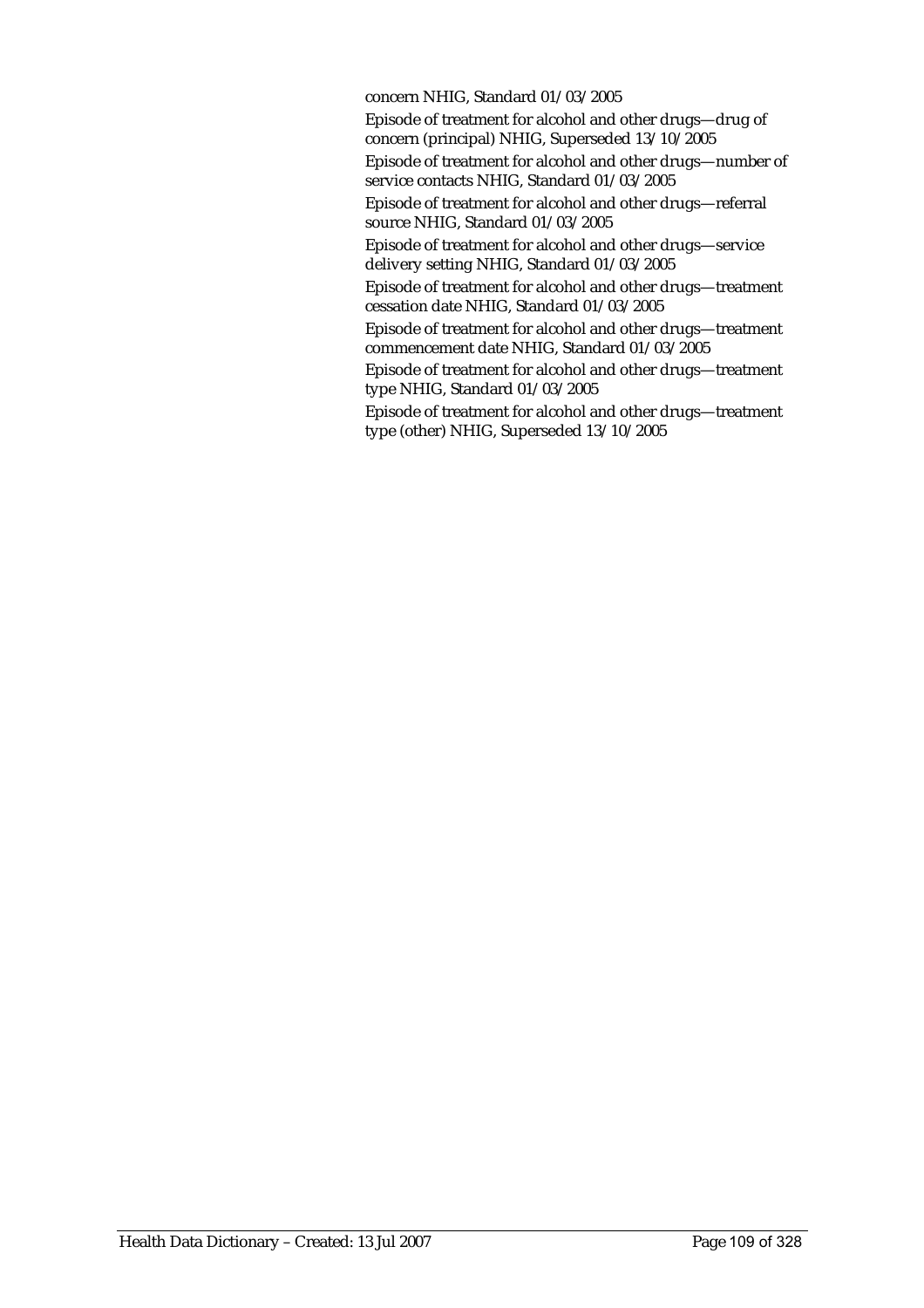concern NHIG, Standard 01/03/2005

Episode of treatment for alcohol and other drugs—drug of concern (principal) NHIG, Superseded 13/10/2005

Episode of treatment for alcohol and other drugs—number of service contacts NHIG, Standard 01/03/2005

Episode of treatment for alcohol and other drugs—referral source NHIG, Standard 01/03/2005

Episode of treatment for alcohol and other drugs—service delivery setting NHIG, Standard 01/03/2005

Episode of treatment for alcohol and other drugs—treatment cessation date NHIG, Standard 01/03/2005

Episode of treatment for alcohol and other drugs—treatment commencement date NHIG, Standard 01/03/2005

Episode of treatment for alcohol and other drugs—treatment type NHIG, Standard 01/03/2005

Episode of treatment for alcohol and other drugs—treatment type (other) NHIG, Superseded 13/10/2005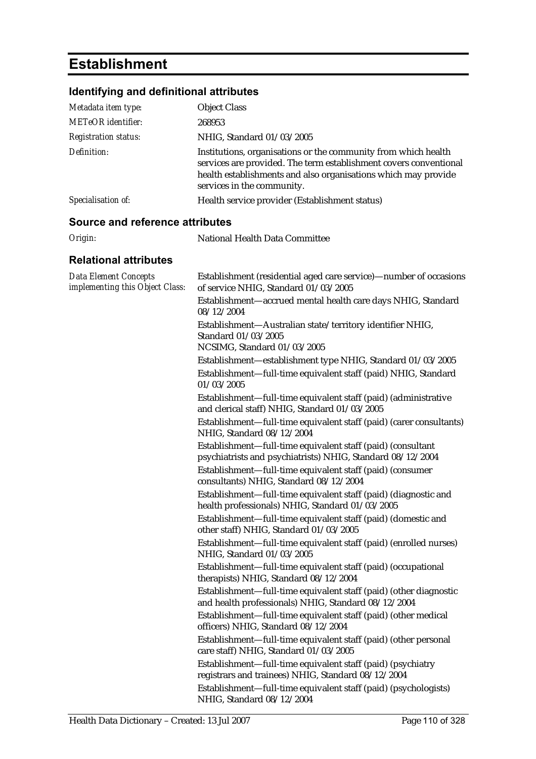# Establishment

## Identifying and definitional attributes

| | |
|---|---|
| *Metadata item type:* | Object Class |
| *METeOR identifier:* | 268953 |
| *Registration status:* | NHIG, Standard 01/03/2005 |
| *Definition:* | Institutions, organisations or the community from which health services are provided. The term establishment covers conventional health establishments and also organisations which may provide services in the community. |
| *Specialisation of:* | Health service provider (Establishment status) |

## Source and reference attributes

| | |
|---|---|
| *Origin:* | National Health Data Committee |

## Relational attributes

*Data Element Concepts implementing this Object Class:*

Establishment (residential aged care service)—number of occasions of service NHIG, Standard 01/03/2005

Establishment—accrued mental health care days NHIG, Standard 08/12/2004

Establishment—Australian state/territory identifier NHIG, Standard 01/03/2005
NCSIMG, Standard 01/03/2005

Establishment—establishment type NHIG, Standard 01/03/2005

Establishment—full-time equivalent staff (paid) NHIG, Standard 01/03/2005

Establishment—full-time equivalent staff (paid) (administrative and clerical staff) NHIG, Standard 01/03/2005

Establishment—full-time equivalent staff (paid) (carer consultants) NHIG, Standard 08/12/2004

Establishment—full-time equivalent staff (paid) (consultant psychiatrists and psychiatrists) NHIG, Standard 08/12/2004

Establishment—full-time equivalent staff (paid) (consumer consultants) NHIG, Standard 08/12/2004

Establishment—full-time equivalent staff (paid) (diagnostic and health professionals) NHIG, Standard 01/03/2005

Establishment—full-time equivalent staff (paid) (domestic and other staff) NHIG, Standard 01/03/2005

Establishment—full-time equivalent staff (paid) (enrolled nurses) NHIG, Standard 01/03/2005

Establishment—full-time equivalent staff (paid) (occupational therapists) NHIG, Standard 08/12/2004

Establishment—full-time equivalent staff (paid) (other diagnostic and health professionals) NHIG, Standard 08/12/2004

Establishment—full-time equivalent staff (paid) (other medical officers) NHIG, Standard 08/12/2004

Establishment—full-time equivalent staff (paid) (other personal care staff) NHIG, Standard 01/03/2005

Establishment—full-time equivalent staff (paid) (psychiatry registrars and trainees) NHIG, Standard 08/12/2004

Establishment—full-time equivalent staff (paid) (psychologists) NHIG, Standard 08/12/2004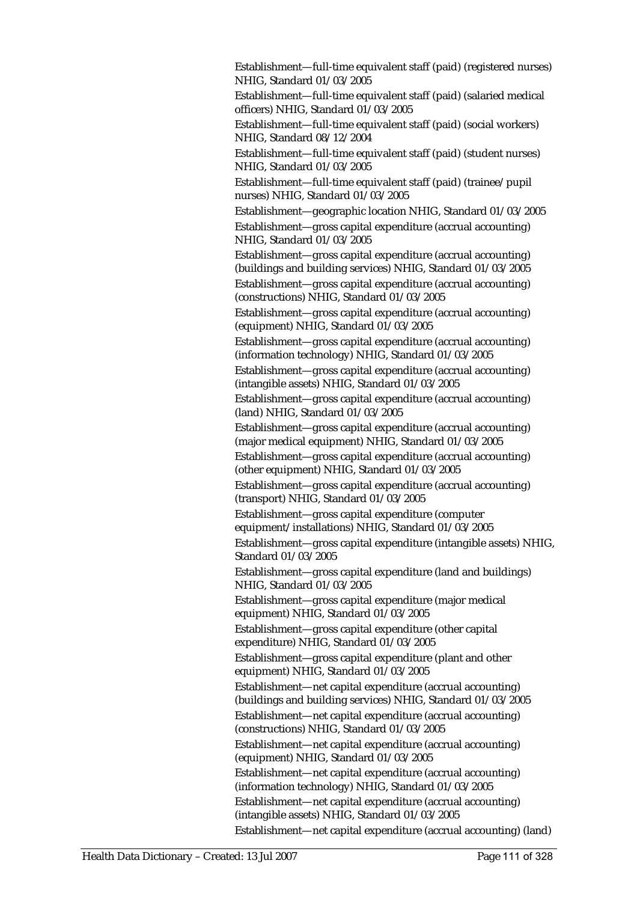Establishment—full-time equivalent staff (paid) (registered nurses) NHIG, Standard 01/03/2005

Establishment—full-time equivalent staff (paid) (salaried medical officers) NHIG, Standard 01/03/2005

Establishment—full-time equivalent staff (paid) (social workers) NHIG, Standard 08/12/2004

Establishment—full-time equivalent staff (paid) (student nurses) NHIG, Standard 01/03/2005

Establishment—full-time equivalent staff (paid) (trainee/pupil nurses) NHIG, Standard 01/03/2005

Establishment—geographic location NHIG, Standard 01/03/2005

Establishment—gross capital expenditure (accrual accounting) NHIG, Standard 01/03/2005

Establishment—gross capital expenditure (accrual accounting) (buildings and building services) NHIG, Standard 01/03/2005

Establishment—gross capital expenditure (accrual accounting) (constructions) NHIG, Standard 01/03/2005

Establishment—gross capital expenditure (accrual accounting) (equipment) NHIG, Standard 01/03/2005

Establishment—gross capital expenditure (accrual accounting) (information technology) NHIG, Standard 01/03/2005

Establishment—gross capital expenditure (accrual accounting) (intangible assets) NHIG, Standard 01/03/2005

Establishment—gross capital expenditure (accrual accounting) (land) NHIG, Standard 01/03/2005

Establishment—gross capital expenditure (accrual accounting) (major medical equipment) NHIG, Standard 01/03/2005

Establishment—gross capital expenditure (accrual accounting) (other equipment) NHIG, Standard 01/03/2005

Establishment—gross capital expenditure (accrual accounting) (transport) NHIG, Standard 01/03/2005

Establishment—gross capital expenditure (computer equipment/installations) NHIG, Standard 01/03/2005

Establishment—gross capital expenditure (intangible assets) NHIG, Standard 01/03/2005

Establishment—gross capital expenditure (land and buildings) NHIG, Standard 01/03/2005

Establishment—gross capital expenditure (major medical equipment) NHIG, Standard 01/03/2005

Establishment—gross capital expenditure (other capital expenditure) NHIG, Standard 01/03/2005

Establishment—gross capital expenditure (plant and other equipment) NHIG, Standard 01/03/2005

Establishment—net capital expenditure (accrual accounting) (buildings and building services) NHIG, Standard 01/03/2005

Establishment—net capital expenditure (accrual accounting) (constructions) NHIG, Standard 01/03/2005

Establishment—net capital expenditure (accrual accounting) (equipment) NHIG, Standard 01/03/2005

Establishment—net capital expenditure (accrual accounting) (information technology) NHIG, Standard 01/03/2005

Establishment—net capital expenditure (accrual accounting) (intangible assets) NHIG, Standard 01/03/2005

Establishment—net capital expenditure (accrual accounting) (land)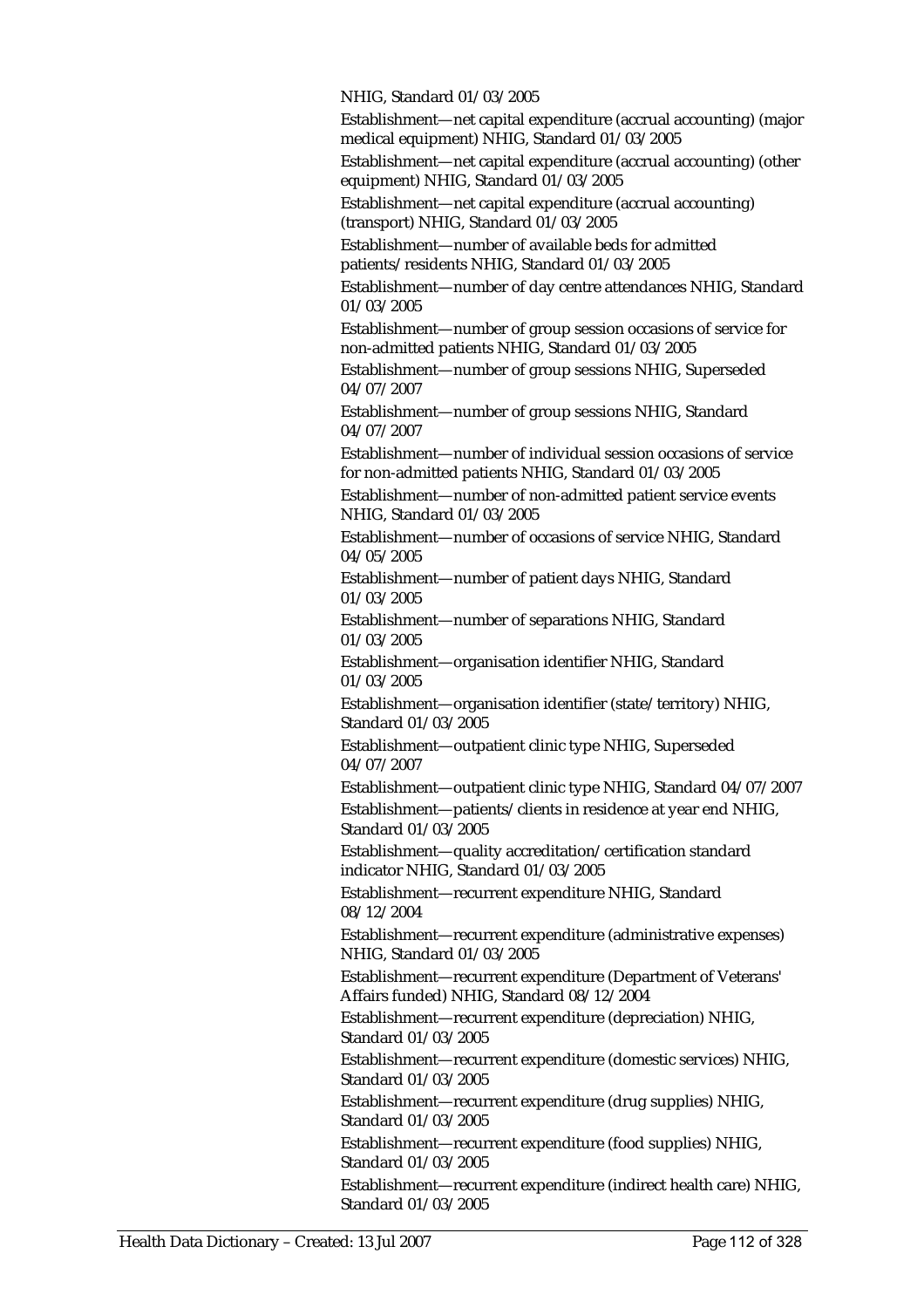NHIG, Standard 01/03/2005

Establishment—net capital expenditure (accrual accounting) (major medical equipment) NHIG, Standard 01/03/2005

Establishment—net capital expenditure (accrual accounting) (other equipment) NHIG, Standard 01/03/2005

Establishment—net capital expenditure (accrual accounting) (transport) NHIG, Standard 01/03/2005

Establishment—number of available beds for admitted patients/residents NHIG, Standard 01/03/2005

Establishment—number of day centre attendances NHIG, Standard 01/03/2005

Establishment—number of group session occasions of service for non-admitted patients NHIG, Standard 01/03/2005

Establishment—number of group sessions NHIG, Superseded 04/07/2007

Establishment—number of group sessions NHIG, Standard 04/07/2007

Establishment—number of individual session occasions of service for non-admitted patients NHIG, Standard 01/03/2005

Establishment—number of non-admitted patient service events NHIG, Standard 01/03/2005

Establishment—number of occasions of service NHIG, Standard 04/05/2005

Establishment—number of patient days NHIG, Standard 01/03/2005

Establishment—number of separations NHIG, Standard 01/03/2005

Establishment—organisation identifier NHIG, Standard 01/03/2005

Establishment—organisation identifier (state/territory) NHIG, Standard 01/03/2005

Establishment—outpatient clinic type NHIG, Superseded 04/07/2007

Establishment—outpatient clinic type NHIG, Standard 04/07/2007

Establishment—patients/clients in residence at year end NHIG, Standard 01/03/2005

Establishment—quality accreditation/certification standard indicator NHIG, Standard 01/03/2005

Establishment—recurrent expenditure NHIG, Standard 08/12/2004

Establishment—recurrent expenditure (administrative expenses) NHIG, Standard 01/03/2005

Establishment—recurrent expenditure (Department of Veterans' Affairs funded) NHIG, Standard 08/12/2004

Establishment—recurrent expenditure (depreciation) NHIG, Standard 01/03/2005

Establishment—recurrent expenditure (domestic services) NHIG, Standard 01/03/2005

Establishment—recurrent expenditure (drug supplies) NHIG, Standard 01/03/2005

Establishment—recurrent expenditure (food supplies) NHIG, Standard 01/03/2005

Establishment—recurrent expenditure (indirect health care) NHIG, Standard 01/03/2005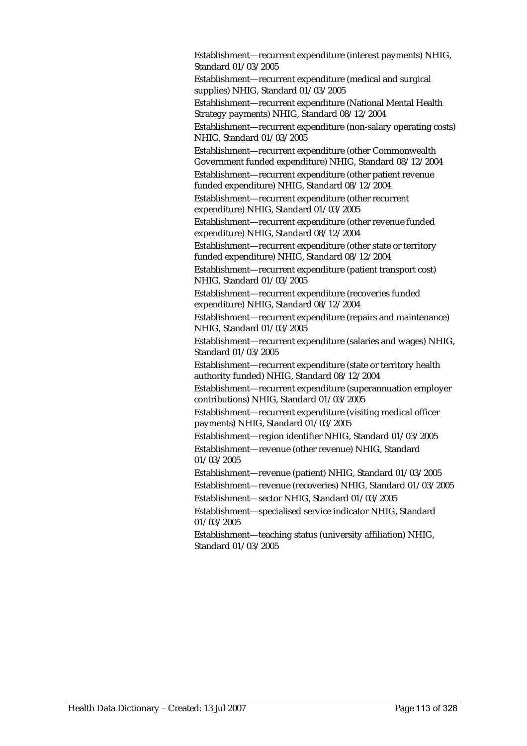Establishment—recurrent expenditure (interest payments) NHIG, Standard 01/03/2005

Establishment—recurrent expenditure (medical and surgical supplies) NHIG, Standard 01/03/2005

Establishment—recurrent expenditure (National Mental Health Strategy payments) NHIG, Standard 08/12/2004

Establishment—recurrent expenditure (non-salary operating costs) NHIG, Standard 01/03/2005

Establishment—recurrent expenditure (other Commonwealth Government funded expenditure) NHIG, Standard 08/12/2004

Establishment—recurrent expenditure (other patient revenue funded expenditure) NHIG, Standard 08/12/2004

Establishment—recurrent expenditure (other recurrent expenditure) NHIG, Standard 01/03/2005

Establishment—recurrent expenditure (other revenue funded expenditure) NHIG, Standard 08/12/2004

Establishment—recurrent expenditure (other state or territory funded expenditure) NHIG, Standard 08/12/2004

Establishment—recurrent expenditure (patient transport cost) NHIG, Standard 01/03/2005

Establishment—recurrent expenditure (recoveries funded expenditure) NHIG, Standard 08/12/2004

Establishment—recurrent expenditure (repairs and maintenance) NHIG, Standard 01/03/2005

Establishment—recurrent expenditure (salaries and wages) NHIG, Standard 01/03/2005

Establishment—recurrent expenditure (state or territory health authority funded) NHIG, Standard 08/12/2004

Establishment—recurrent expenditure (superannuation employer contributions) NHIG, Standard 01/03/2005

Establishment—recurrent expenditure (visiting medical officer payments) NHIG, Standard 01/03/2005

Establishment—region identifier NHIG, Standard 01/03/2005

Establishment—revenue (other revenue) NHIG, Standard 01/03/2005

Establishment—revenue (patient) NHIG, Standard 01/03/2005

Establishment—revenue (recoveries) NHIG, Standard 01/03/2005

Establishment—sector NHIG, Standard 01/03/2005

Establishment—specialised service indicator NHIG, Standard 01/03/2005

Establishment—teaching status (university affiliation) NHIG, Standard 01/03/2005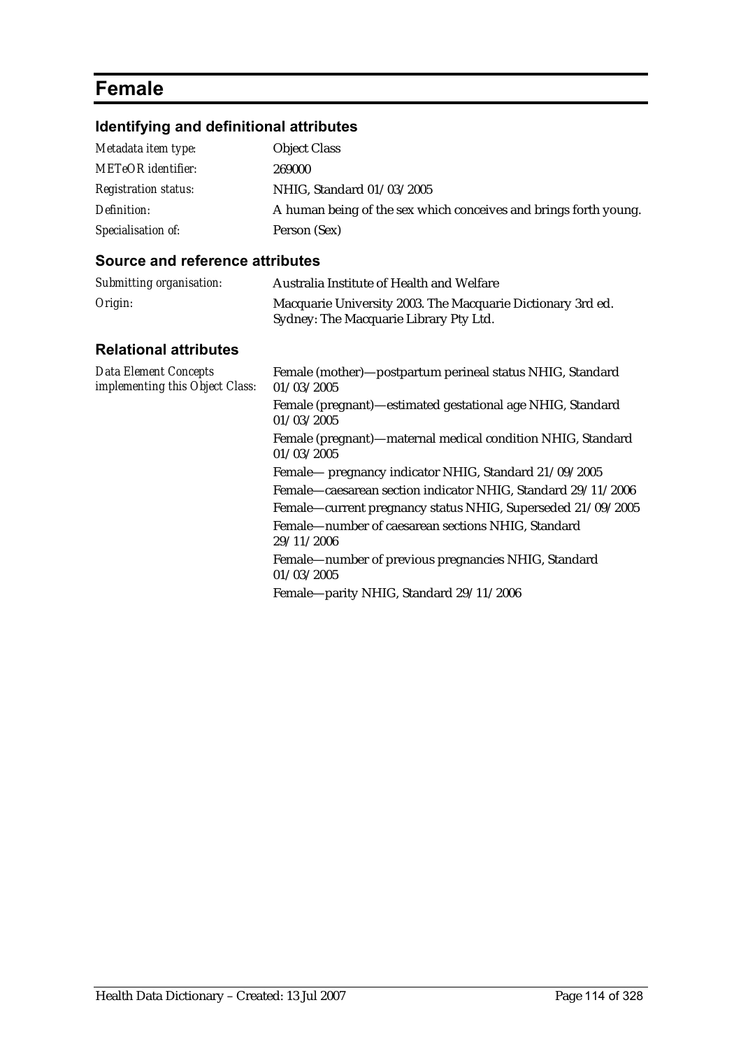# Female

## Identifying and definitional attributes

| | |
|---|---|
| *Metadata item type:* | Object Class |
| *METeOR identifier:* | 269000 |
| *Registration status:* | NHIG, Standard 01/03/2005 |
| *Definition:* | A human being of the sex which conceives and brings forth young. |
| *Specialisation of:* | Person (Sex) |

## Source and reference attributes

| | |
|---|---|
| *Submitting organisation:* | Australia Institute of Health and Welfare |
| *Origin:* | Macquarie University 2003. The Macquarie Dictionary 3rd ed. Sydney: The Macquarie Library Pty Ltd. |

## Relational attributes

*Data Element Concepts implementing this Object Class:*

Female (mother)—postpartum perineal status NHIG, Standard 01/03/2005

Female (pregnant)—estimated gestational age NHIG, Standard 01/03/2005

Female (pregnant)—maternal medical condition NHIG, Standard 01/03/2005

Female— pregnancy indicator NHIG, Standard 21/09/2005

Female—caesarean section indicator NHIG, Standard 29/11/2006

Female—current pregnancy status NHIG, Superseded 21/09/2005

Female—number of caesarean sections NHIG, Standard 29/11/2006

Female—number of previous pregnancies NHIG, Standard 01/03/2005

Female—parity NHIG, Standard 29/11/2006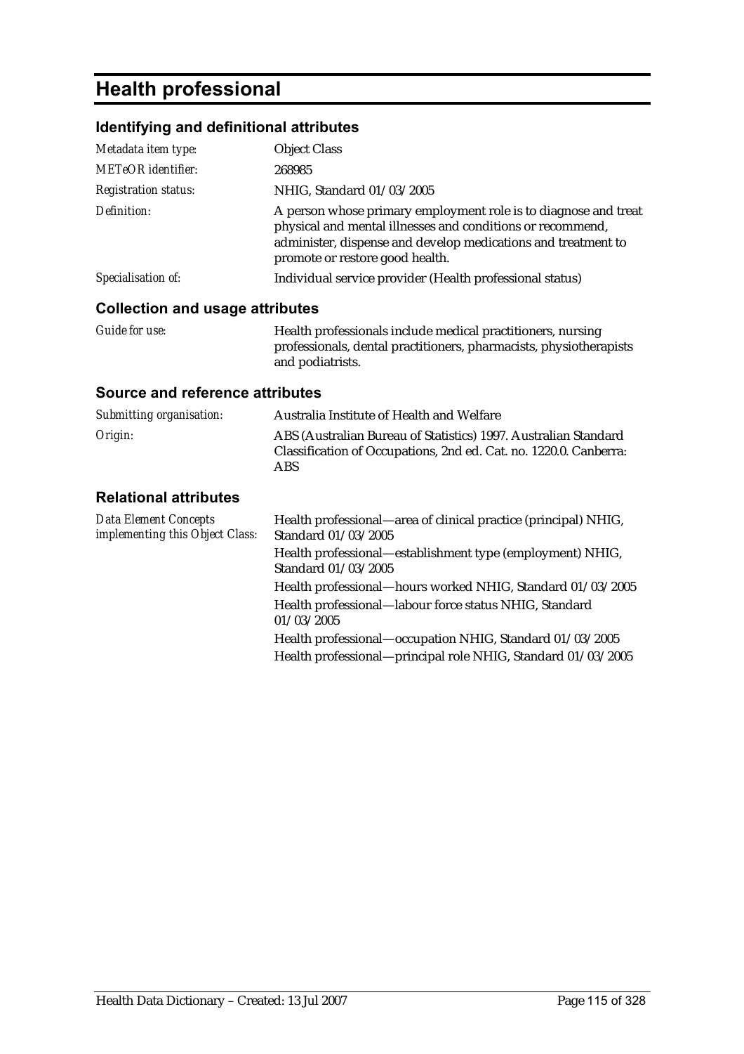# Health professional

## Identifying and definitional attributes

| | |
|---|---|
| *Metadata item type:* | Object Class |
| *METeOR identifier:* | 268985 |
| *Registration status:* | NHIG, Standard 01/03/2005 |
| *Definition:* | A person whose primary employment role is to diagnose and treat physical and mental illnesses and conditions or recommend, administer, dispense and develop medications and treatment to promote or restore good health. |
| *Specialisation of:* | Individual service provider (Health professional status) |

## Collection and usage attributes

| | |
|---|---|
| *Guide for use:* | Health professionals include medical practitioners, nursing professionals, dental practitioners, pharmacists, physiotherapists and podiatrists. |

## Source and reference attributes

| | |
|---|---|
| *Submitting organisation:* | Australia Institute of Health and Welfare |
| *Origin:* | ABS (Australian Bureau of Statistics) 1997. Australian Standard Classification of Occupations, 2nd ed. Cat. no. 1220.0. Canberra: ABS |

## Relational attributes

| | |
|---|---|
| *Data Element Concepts implementing this Object Class:* | Health professional—area of clinical practice (principal) NHIG, Standard 01/03/2005 |
| | Health professional—establishment type (employment) NHIG, Standard 01/03/2005 |
| | Health professional—hours worked NHIG, Standard 01/03/2005 |
| | Health professional—labour force status NHIG, Standard 01/03/2005 |
| | Health professional—occupation NHIG, Standard 01/03/2005 |
| | Health professional—principal role NHIG, Standard 01/03/2005 |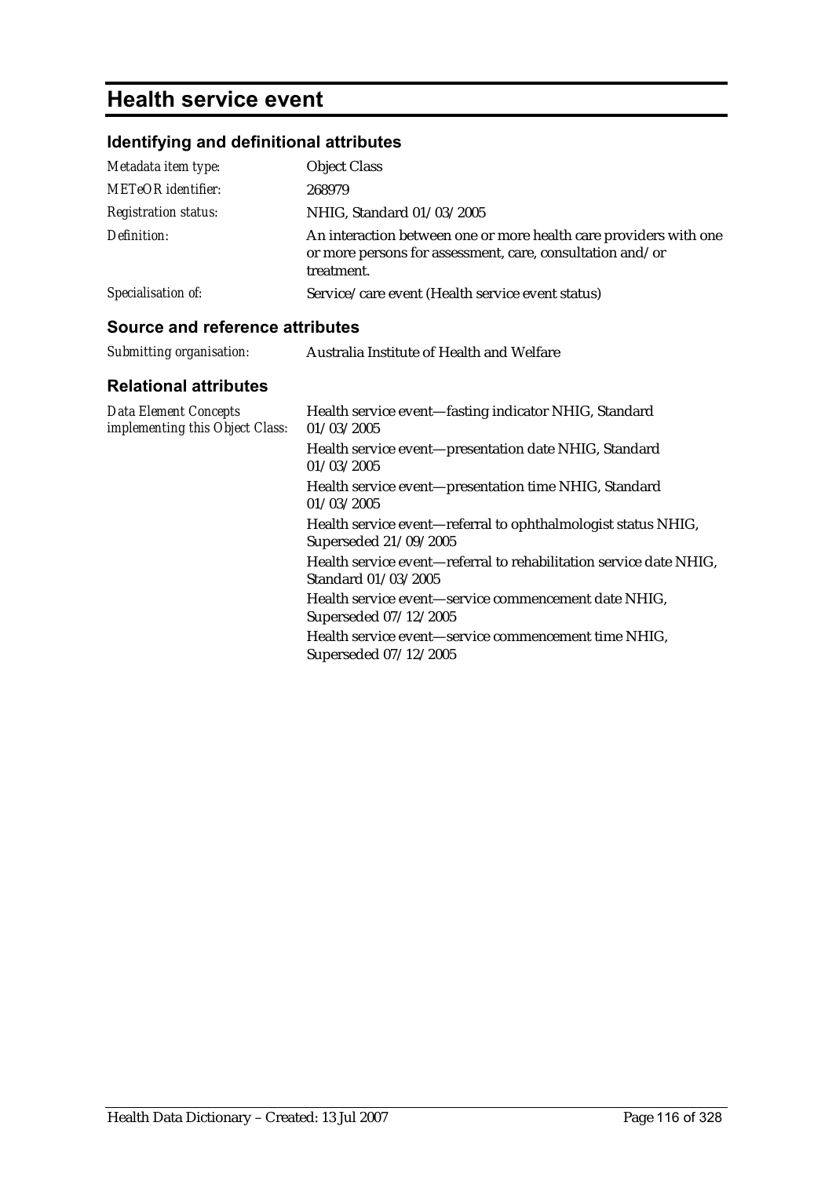# Health service event

## Identifying and definitional attributes

| | |
|---|---|
| *Metadata item type:* | Object Class |
| *METeOR identifier:* | 268979 |
| *Registration status:* | NHIG, Standard 01/03/2005 |
| *Definition:* | An interaction between one or more health care providers with one or more persons for assessment, care, consultation and/or treatment. |
| *Specialisation of:* | Service/care event (Health service event status) |

## Source and reference attributes

| | |
|---|---|
| *Submitting organisation:* | Australia Institute of Health and Welfare |

## Relational attributes

| | |
|---|---|
| *Data Element Concepts implementing this Object Class:* | Health service event—fasting indicator NHIG, Standard 01/03/2005 |
| | Health service event—presentation date NHIG, Standard 01/03/2005 |
| | Health service event—presentation time NHIG, Standard 01/03/2005 |
| | Health service event—referral to ophthalmologist status NHIG, Superseded 21/09/2005 |
| | Health service event—referral to rehabilitation service date NHIG, Standard 01/03/2005 |
| | Health service event—service commencement date NHIG, Superseded 07/12/2005 |
| | Health service event—service commencement time NHIG, Superseded 07/12/2005 |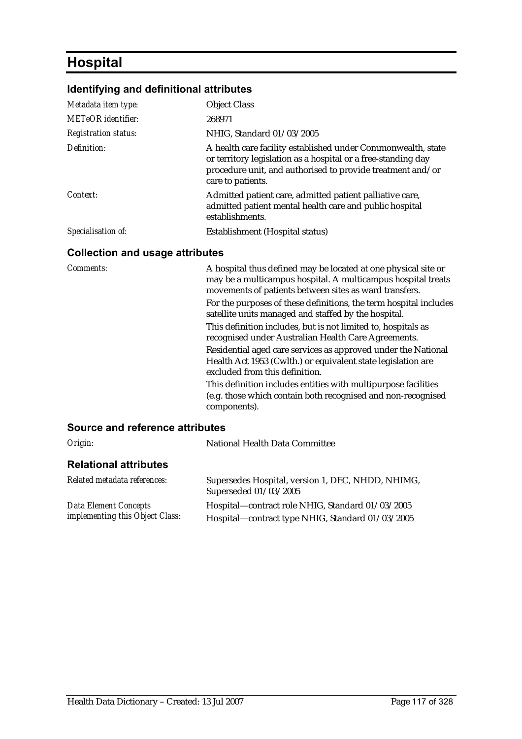# Hospital

## Identifying and definitional attributes

| | |
|---|---|
| *Metadata item type:* | Object Class |
| *METeOR identifier:* | 268971 |
| *Registration status:* | NHIG, Standard 01/03/2005 |
| *Definition:* | A health care facility established under Commonwealth, state or territory legislation as a hospital or a free-standing day procedure unit, and authorised to provide treatment and/or care to patients. |
| *Context:* | Admitted patient care, admitted patient palliative care, admitted patient mental health care and public hospital establishments. |
| *Specialisation of:* | Establishment (Hospital status) |

## Collection and usage attributes

*Comments:*

A hospital thus defined may be located at one physical site or may be a multicampus hospital. A multicampus hospital treats movements of patients between sites as ward transfers.

For the purposes of these definitions, the term hospital includes satellite units managed and staffed by the hospital.

This definition includes, but is not limited to, hospitals as recognised under Australian Health Care Agreements.

Residential aged care services as approved under the National Health Act 1953 (Cwlth.) or equivalent state legislation are excluded from this definition.

This definition includes entities with multipurpose facilities (e.g. those which contain both recognised and non-recognised components).

## Source and reference attributes

| | |
|---|---|
| *Origin:* | National Health Data Committee |

## Relational attributes

| | |
|---|---|
| *Related metadata references:* | Supersedes Hospital, version 1, DEC, NHDD, NHIMG, Superseded 01/03/2005 |
| *Data Element Concepts implementing this Object Class:* | Hospital—contract role NHIG, Standard 01/03/2005<br>Hospital—contract type NHIG, Standard 01/03/2005 |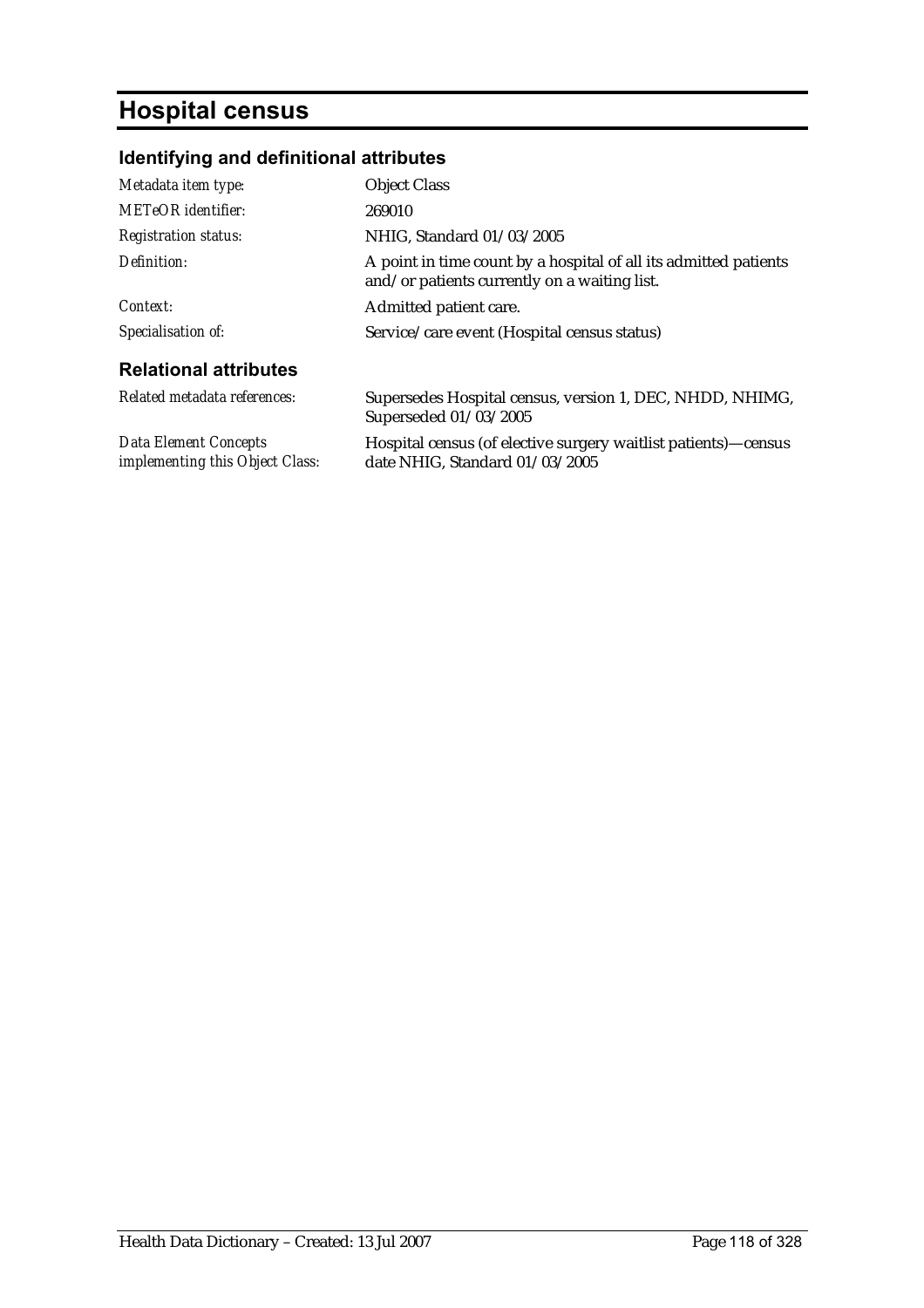# Hospital census

## Identifying and definitional attributes

| | |
|---|---|
| *Metadata item type:* | Object Class |
| *METeOR identifier:* | 269010 |
| *Registration status:* | NHIG, Standard 01/03/2005 |
| *Definition:* | A point in time count by a hospital of all its admitted patients and/or patients currently on a waiting list. |
| *Context:* | Admitted patient care. |
| *Specialisation of:* | Service/care event (Hospital census status) |

## Relational attributes

| | |
|---|---|
| *Related metadata references:* | Supersedes Hospital census, version 1, DEC, NHDD, NHIMG, Superseded 01/03/2005 |
| *Data Element Concepts implementing this Object Class:* | Hospital census (of elective surgery waitlist patients)—census date NHIG, Standard 01/03/2005 |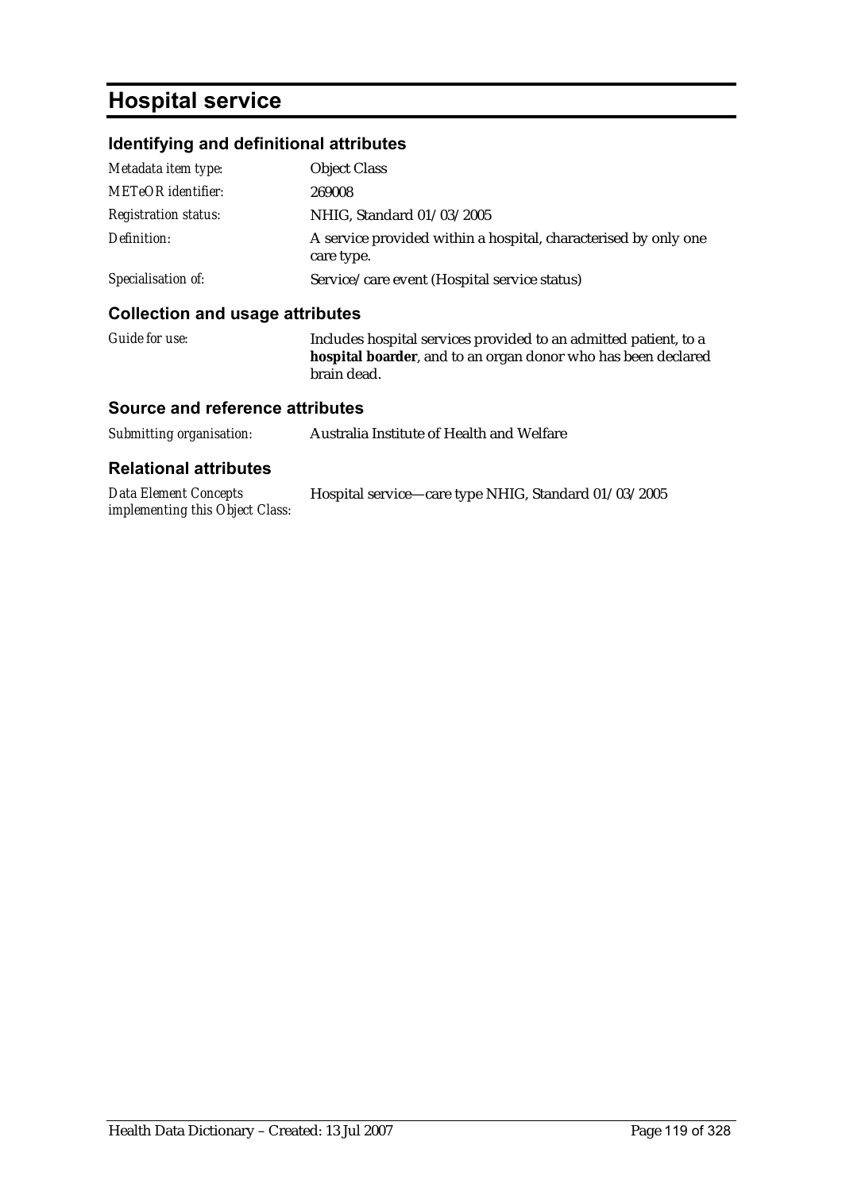# Hospital service

## Identifying and definitional attributes

| | |
|---|---|
| *Metadata item type:* | Object Class |
| *METeOR identifier:* | 269008 |
| *Registration status:* | NHIG, Standard 01/03/2005 |
| *Definition:* | A service provided within a hospital, characterised by only one care type. |
| *Specialisation of:* | Service/care event (Hospital service status) |

## Collection and usage attributes

| | |
|---|---|
| *Guide for use:* | Includes hospital services provided to an admitted patient, to a **hospital boarder**, and to an organ donor who has been declared brain dead. |

## Source and reference attributes

| | |
|---|---|
| *Submitting organisation:* | Australia Institute of Health and Welfare |

## Relational attributes

| | |
|---|---|
| *Data Element Concepts implementing this Object Class:* | Hospital service—care type NHIG, Standard 01/03/2005 |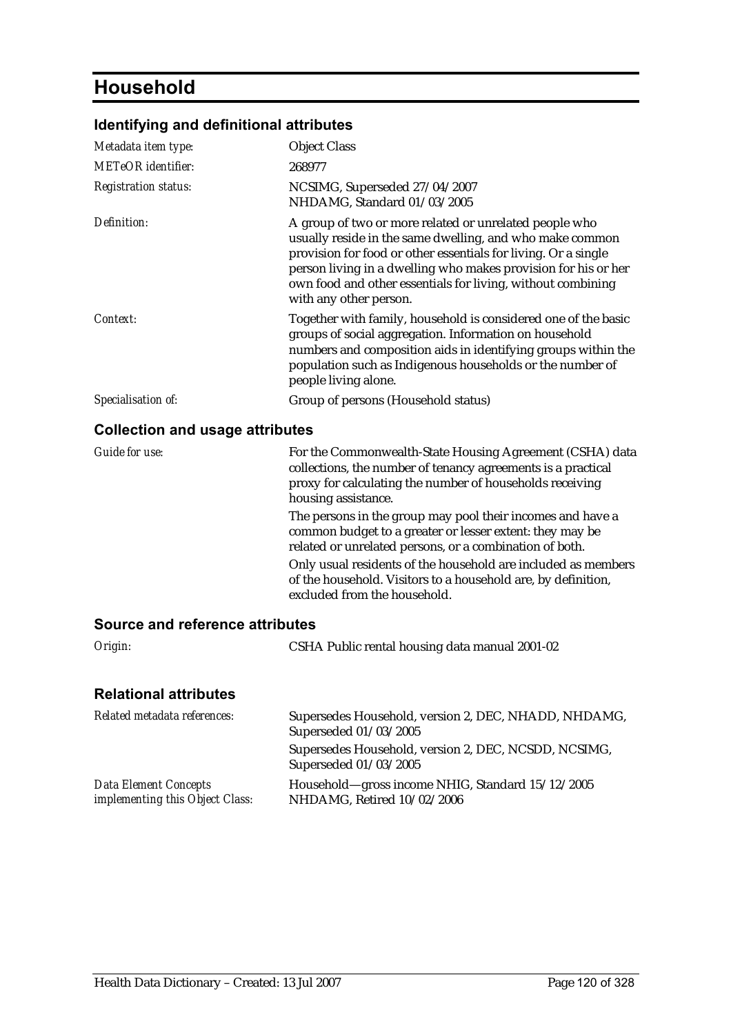# Household

## Identifying and definitional attributes

| | |
|---|---|
| *Metadata item type:* | Object Class |
| *METeOR identifier:* | 268977 |
| *Registration status:* | NCSIMG, Superseded 27/04/2007<br>NHDAMG, Standard 01/03/2005 |
| *Definition:* | A group of two or more related or unrelated people who usually reside in the same dwelling, and who make common provision for food or other essentials for living. Or a single person living in a dwelling who makes provision for his or her own food and other essentials for living, without combining with any other person. |
| *Context:* | Together with family, household is considered one of the basic groups of social aggregation. Information on household numbers and composition aids in identifying groups within the population such as Indigenous households or the number of people living alone. |
| *Specialisation of:* | Group of persons (Household status) |

## Collection and usage attributes

| | |
|---|---|
| *Guide for use:* | For the Commonwealth-State Housing Agreement (CSHA) data collections, the number of tenancy agreements is a practical proxy for calculating the number of households receiving housing assistance.<br>The persons in the group may pool their incomes and have a common budget to a greater or lesser extent: they may be related or unrelated persons, or a combination of both.<br>Only usual residents of the household are included as members of the household. Visitors to a household are, by definition, excluded from the household. |

## Source and reference attributes

| | |
|---|---|
| *Origin:* | CSHA Public rental housing data manual 2001-02 |

## Relational attributes

| | |
|---|---|
| *Related metadata references:* | Supersedes Household, version 2, DEC, NHADD, NHDAMG, Superseded 01/03/2005<br>Supersedes Household, version 2, DEC, NCSDD, NCSIMG, Superseded 01/03/2005 |
| *Data Element Concepts implementing this Object Class:* | Household—gross income NHIG, Standard 15/12/2005<br>NHDAMG, Retired 10/02/2006 |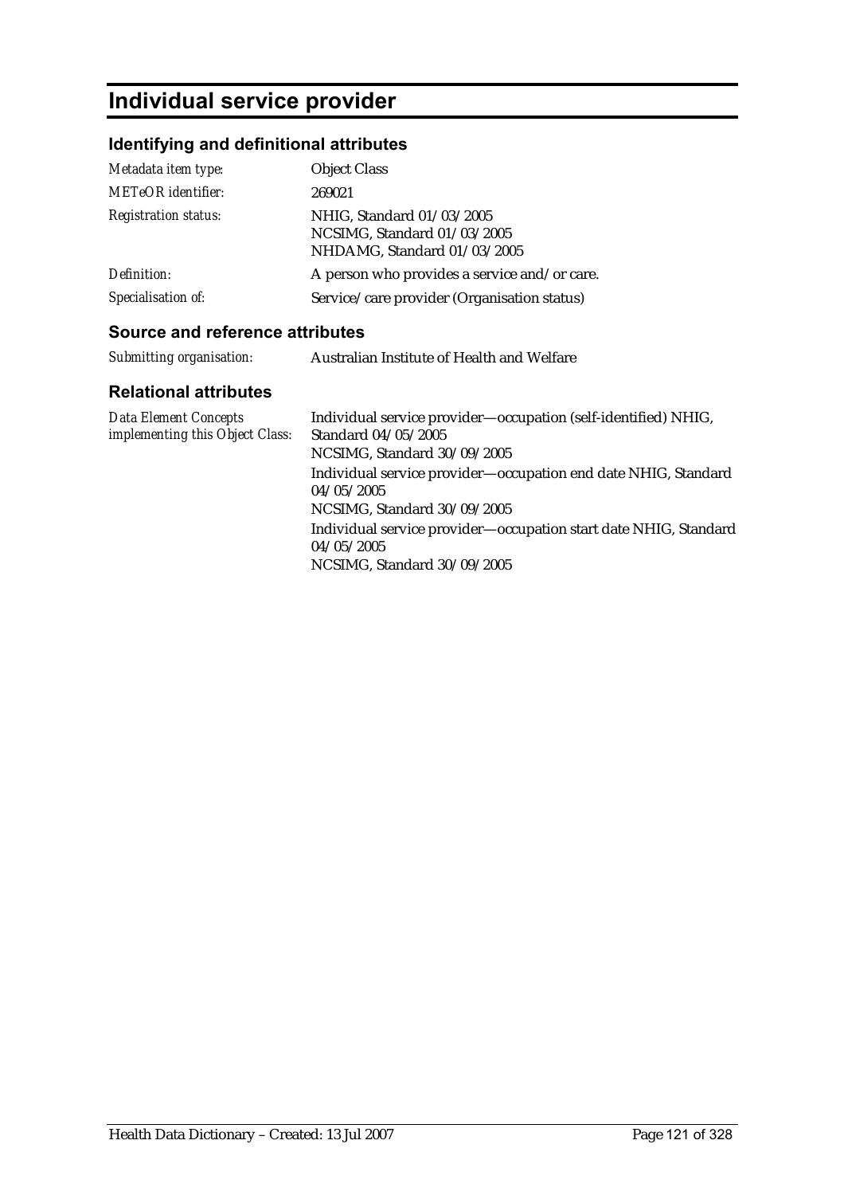# Individual service provider

## Identifying and definitional attributes

| | |
|---|---|
| *Metadata item type:* | Object Class |
| *METeOR identifier:* | 269021 |
| *Registration status:* | NHIG, Standard 01/03/2005<br>NCSIMG, Standard 01/03/2005<br>NHDAMG, Standard 01/03/2005 |
| *Definition:* | A person who provides a service and/or care. |
| *Specialisation of:* | Service/care provider (Organisation status) |

## Source and reference attributes

| | |
|---|---|
| *Submitting organisation:* | Australian Institute of Health and Welfare |

## Relational attributes

| | |
|---|---|
| *Data Element Concepts implementing this Object Class:* | Individual service provider—occupation (self-identified) NHIG, Standard 04/05/2005<br>NCSIMG, Standard 30/09/2005<br>Individual service provider—occupation end date NHIG, Standard 04/05/2005<br>NCSIMG, Standard 30/09/2005<br>Individual service provider—occupation start date NHIG, Standard 04/05/2005<br>NCSIMG, Standard 30/09/2005 |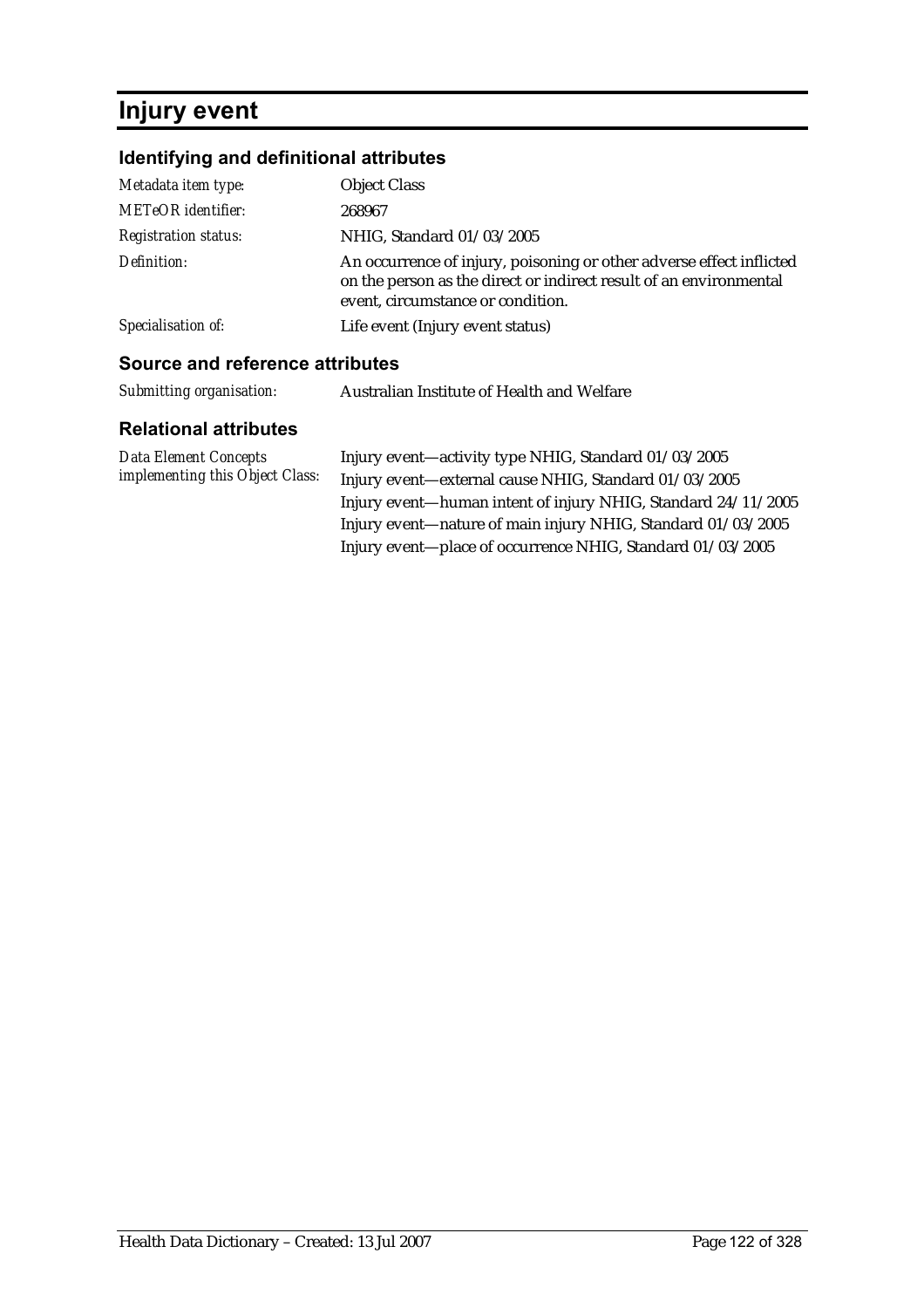# Injury event

## Identifying and definitional attributes

| | |
|---|---|
| *Metadata item type:* | Object Class |
| *METeOR identifier:* | 268967 |
| *Registration status:* | NHIG, Standard 01/03/2005 |
| *Definition:* | An occurrence of injury, poisoning or other adverse effect inflicted on the person as the direct or indirect result of an environmental event, circumstance or condition. |
| *Specialisation of:* | Life event (Injury event status) |

## Source and reference attributes

| | |
|---|---|
| *Submitting organisation:* | Australian Institute of Health and Welfare |

## Relational attributes

| | |
|---|---|
| *Data Element Concepts implementing this Object Class:* | Injury event—activity type NHIG, Standard 01/03/2005<br>Injury event—external cause NHIG, Standard 01/03/2005<br>Injury event—human intent of injury NHIG, Standard 24/11/2005<br>Injury event—nature of main injury NHIG, Standard 01/03/2005<br>Injury event—place of occurrence NHIG, Standard 01/03/2005 |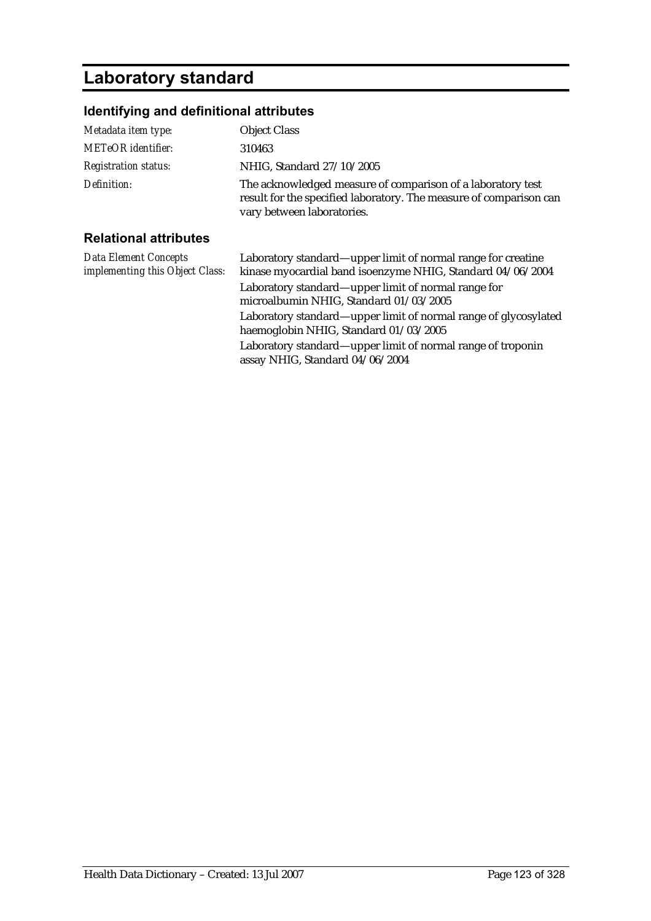# Laboratory standard

## Identifying and definitional attributes

| | |
|---|---|
| *Metadata item type:* | Object Class |
| *METeOR identifier:* | 310463 |
| *Registration status:* | NHIG, Standard 27/10/2005 |
| *Definition:* | The acknowledged measure of comparison of a laboratory test result for the specified laboratory. The measure of comparison can vary between laboratories. |

## Relational attributes

| | |
|---|---|
| *Data Element Concepts implementing this Object Class:* | Laboratory standard—upper limit of normal range for creatine kinase myocardial band isoenzyme NHIG, Standard 04/06/2004 |
| | Laboratory standard—upper limit of normal range for microalbumin NHIG, Standard 01/03/2005 |
| | Laboratory standard—upper limit of normal range of glycosylated haemoglobin NHIG, Standard 01/03/2005 |
| | Laboratory standard—upper limit of normal range of troponin assay NHIG, Standard 04/06/2004 |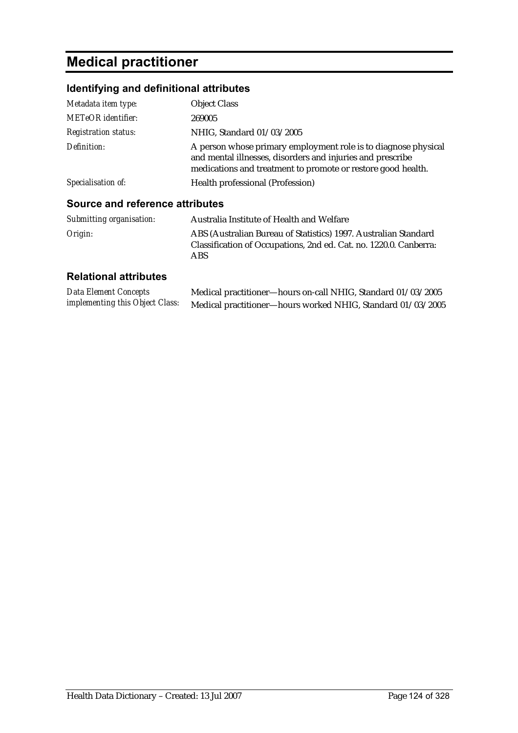# Medical practitioner

## Identifying and definitional attributes

| | |
|---|---|
| *Metadata item type:* | Object Class |
| *METeOR identifier:* | 269005 |
| *Registration status:* | NHIG, Standard 01/03/2005 |
| *Definition:* | A person whose primary employment role is to diagnose physical and mental illnesses, disorders and injuries and prescribe medications and treatment to promote or restore good health. |
| *Specialisation of:* | Health professional (Profession) |

## Source and reference attributes

| | |
|---|---|
| *Submitting organisation:* | Australia Institute of Health and Welfare |
| *Origin:* | ABS (Australian Bureau of Statistics) 1997. Australian Standard Classification of Occupations, 2nd ed. Cat. no. 1220.0. Canberra: ABS |

## Relational attributes

| | |
|---|---|
| *Data Element Concepts implementing this Object Class:* | Medical practitioner—hours on-call NHIG, Standard 01/03/2005<br>Medical practitioner—hours worked NHIG, Standard 01/03/2005 |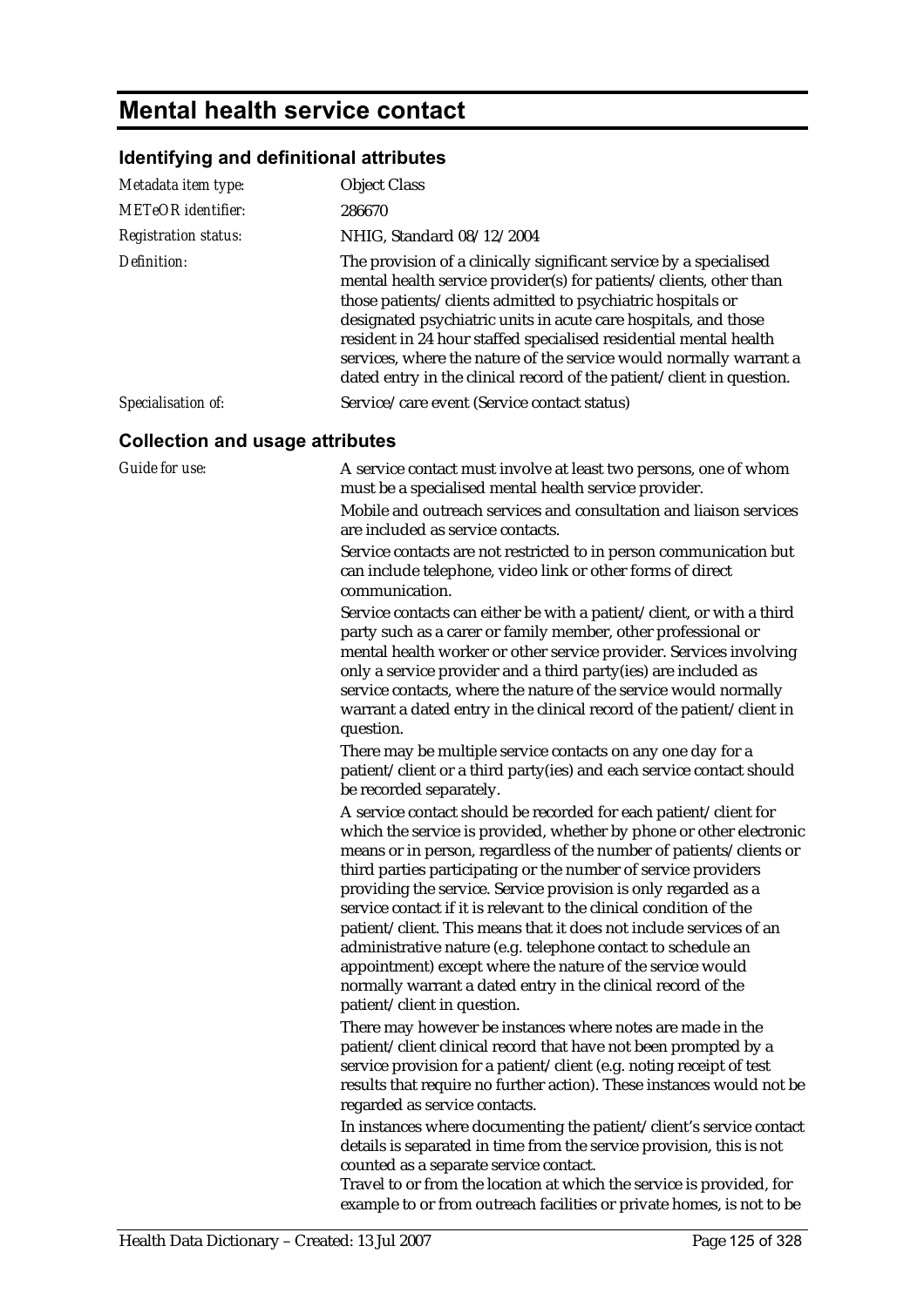# Mental health service contact

## Identifying and definitional attributes

| | |
|---|---|
| *Metadata item type:* | Object Class |
| *METeOR identifier:* | 286670 |
| *Registration status:* | NHIG, Standard 08/12/2004 |
| *Definition:* | The provision of a clinically significant service by a specialised mental health service provider(s) for patients/clients, other than those patients/clients admitted to psychiatric hospitals or designated psychiatric units in acute care hospitals, and those resident in 24 hour staffed specialised residential mental health services, where the nature of the service would normally warrant a dated entry in the clinical record of the patient/client in question. |
| *Specialisation of:* | Service/care event (Service contact status) |

## Collection and usage attributes

*Guide for use:*

A service contact must involve at least two persons, one of whom must be a specialised mental health service provider.

Mobile and outreach services and consultation and liaison services are included as service contacts.

Service contacts are not restricted to in person communication but can include telephone, video link or other forms of direct communication.

Service contacts can either be with a patient/client, or with a third party such as a carer or family member, other professional or mental health worker or other service provider. Services involving only a service provider and a third party(ies) are included as service contacts, where the nature of the service would normally warrant a dated entry in the clinical record of the patient/client in question.

There may be multiple service contacts on any one day for a patient/client or a third party(ies) and each service contact should be recorded separately.

A service contact should be recorded for each patient/client for which the service is provided, whether by phone or other electronic means or in person, regardless of the number of patients/clients or third parties participating or the number of service providers providing the service. Service provision is only regarded as a service contact if it is relevant to the clinical condition of the patient/client. This means that it does not include services of an administrative nature (e.g. telephone contact to schedule an appointment) except where the nature of the service would normally warrant a dated entry in the clinical record of the patient/client in question.

There may however be instances where notes are made in the patient/client clinical record that have not been prompted by a service provision for a patient/client (e.g. noting receipt of test results that require no further action). These instances would not be regarded as service contacts.

In instances where documenting the patient/client's service contact details is separated in time from the service provision, this is not counted as a separate service contact.

Travel to or from the location at which the service is provided, for example to or from outreach facilities or private homes, is not to be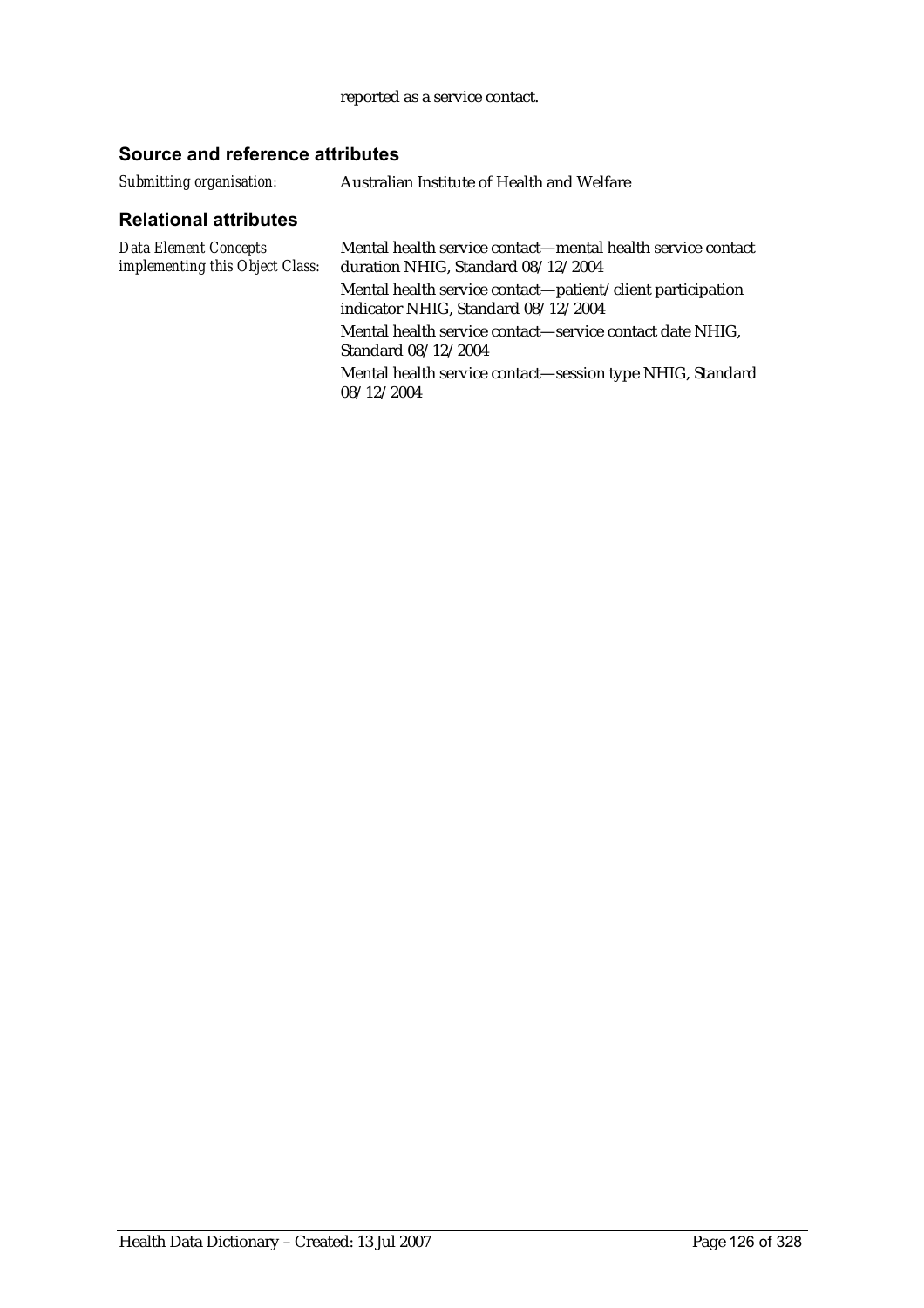reported as a service contact.

## Source and reference attributes

| | |
|---|---|
| *Submitting organisation:* | Australian Institute of Health and Welfare |

## Relational attributes

| | |
|---|---|
| *Data Element Concepts implementing this Object Class:* | Mental health service contact—mental health service contact duration NHIG, Standard 08/12/2004 |
| | Mental health service contact—patient/client participation indicator NHIG, Standard 08/12/2004 |
| | Mental health service contact—service contact date NHIG, Standard 08/12/2004 |
| | Mental health service contact—session type NHIG, Standard 08/12/2004 |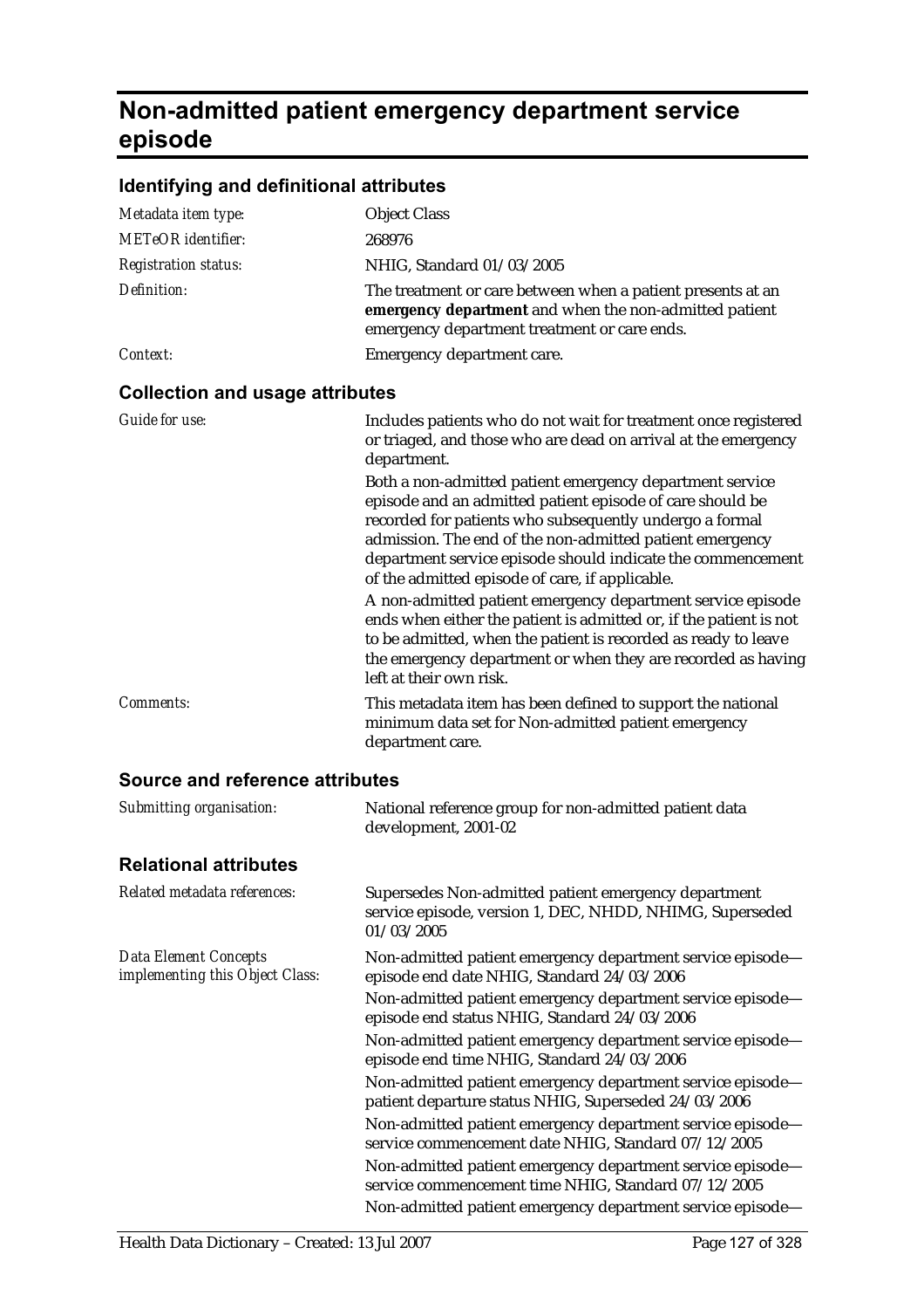# Non-admitted patient emergency department service episode

## Identifying and definitional attributes

| | |
|---|---|
| *Metadata item type:* | Object Class |
| *METeOR identifier:* | 268976 |
| *Registration status:* | NHIG, Standard 01/03/2005 |
| *Definition:* | The treatment or care between when a patient presents at an **emergency department** and when the non-admitted patient emergency department treatment or care ends. |
| *Context:* | Emergency department care. |

## Collection and usage attributes

| | |
|---|---|
| *Guide for use:* | Includes patients who do not wait for treatment once registered or triaged, and those who are dead on arrival at the emergency department.<br><br>Both a non-admitted patient emergency department service episode and an admitted patient episode of care should be recorded for patients who subsequently undergo a formal admission. The end of the non-admitted patient emergency department service episode should indicate the commencement of the admitted episode of care, if applicable.<br><br>A non-admitted patient emergency department service episode ends when either the patient is admitted or, if the patient is not to be admitted, when the patient is recorded as ready to leave the emergency department or when they are recorded as having left at their own risk. |
| *Comments:* | This metadata item has been defined to support the national minimum data set for Non-admitted patient emergency department care. |

## Source and reference attributes

| | |
|---|---|
| *Submitting organisation:* | National reference group for non-admitted patient data development, 2001-02 |

## Relational attributes

| | |
|---|---|
| *Related metadata references:* | Supersedes Non-admitted patient emergency department service episode, version 1, DEC, NHDD, NHIMG, Superseded 01/03/2005 |
| *Data Element Concepts implementing this Object Class:* | Non-admitted patient emergency department service episode—episode end date NHIG, Standard 24/03/2006<br><br>Non-admitted patient emergency department service episode—episode end status NHIG, Standard 24/03/2006<br><br>Non-admitted patient emergency department service episode—episode end time NHIG, Standard 24/03/2006<br><br>Non-admitted patient emergency department service episode—patient departure status NHIG, Superseded 24/03/2006<br><br>Non-admitted patient emergency department service episode—service commencement date NHIG, Standard 07/12/2005<br><br>Non-admitted patient emergency department service episode—service commencement time NHIG, Standard 07/12/2005<br><br>Non-admitted patient emergency department service episode— |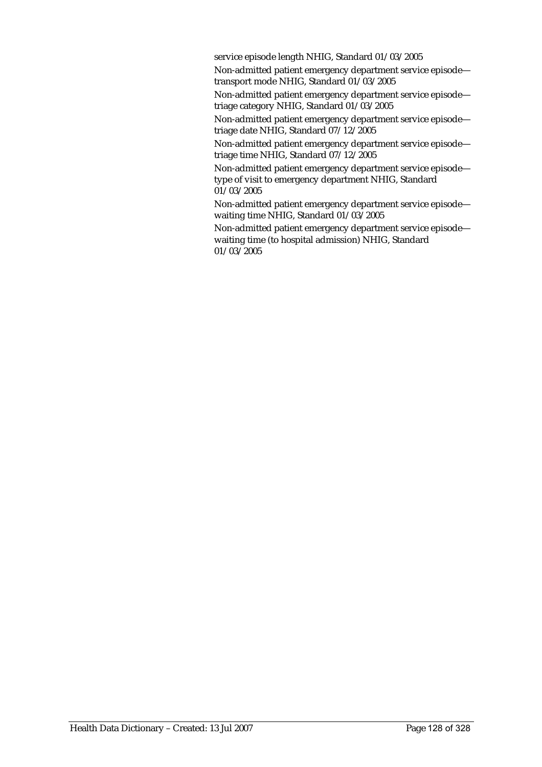service episode length NHIG, Standard 01/03/2005

Non-admitted patient emergency department service episode—transport mode NHIG, Standard 01/03/2005

Non-admitted patient emergency department service episode—triage category NHIG, Standard 01/03/2005

Non-admitted patient emergency department service episode—triage date NHIG, Standard 07/12/2005

Non-admitted patient emergency department service episode—triage time NHIG, Standard 07/12/2005

Non-admitted patient emergency department service episode—type of visit to emergency department NHIG, Standard 01/03/2005

Non-admitted patient emergency department service episode—waiting time NHIG, Standard 01/03/2005

Non-admitted patient emergency department service episode—waiting time (to hospital admission) NHIG, Standard 01/03/2005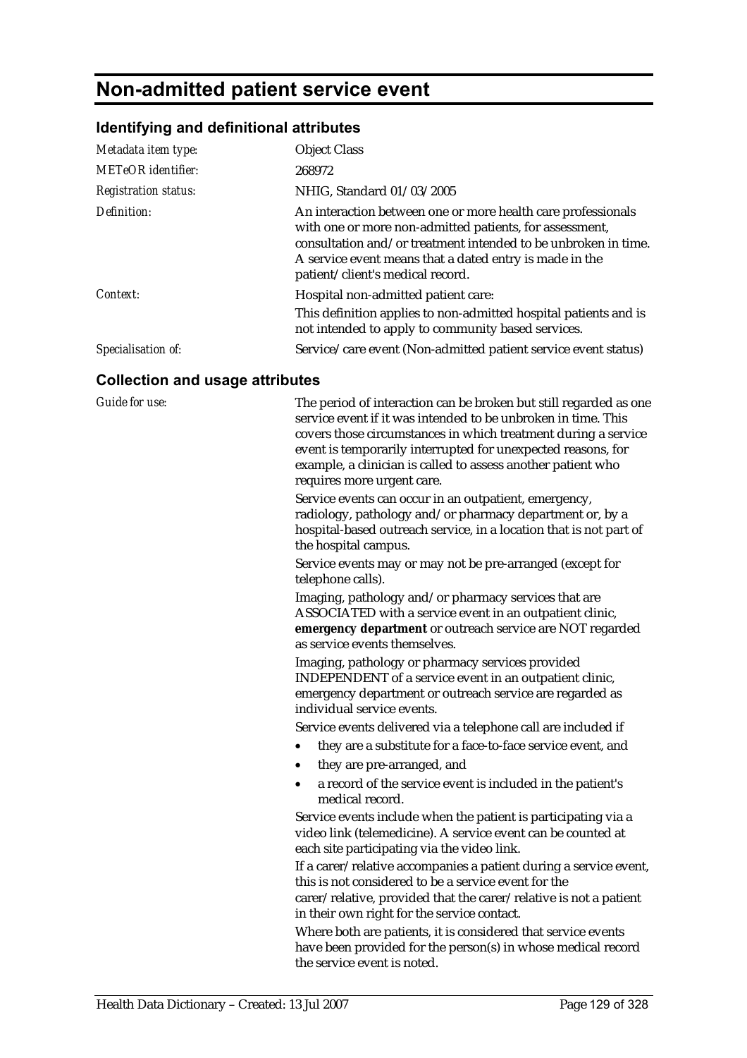# Non-admitted patient service event

## Identifying and definitional attributes

| | |
|---|---|
| *Metadata item type:* | Object Class |
| *METeOR identifier:* | 268972 |
| *Registration status:* | NHIG, Standard 01/03/2005 |
| *Definition:* | An interaction between one or more health care professionals with one or more non-admitted patients, for assessment, consultation and/or treatment intended to be unbroken in time. A service event means that a dated entry is made in the patient/client's medical record. |
| *Context:* | Hospital non-admitted patient care:<br>This definition applies to non-admitted hospital patients and is not intended to apply to community based services. |
| *Specialisation of:* | Service/care event (Non-admitted patient service event status) |

## Collection and usage attributes

*Guide for use:*

The period of interaction can be broken but still regarded as one service event if it was intended to be unbroken in time. This covers those circumstances in which treatment during a service event is temporarily interrupted for unexpected reasons, for example, a clinician is called to assess another patient who requires more urgent care.

Service events can occur in an outpatient, emergency, radiology, pathology and/or pharmacy department or, by a hospital-based outreach service, in a location that is not part of the hospital campus.

Service events may or may not be pre-arranged (except for telephone calls).

Imaging, pathology and/or pharmacy services that are ASSOCIATED with a service event in an outpatient clinic, **emergency department** or outreach service are NOT regarded as service events themselves.

Imaging, pathology or pharmacy services provided INDEPENDENT of a service event in an outpatient clinic, emergency department or outreach service are regarded as individual service events.

Service events delivered via a telephone call are included if

- they are a substitute for a face-to-face service event, and
- they are pre-arranged, and
- a record of the service event is included in the patient's medical record.

Service events include when the patient is participating via a video link (telemedicine). A service event can be counted at each site participating via the video link.

If a carer/relative accompanies a patient during a service event, this is not considered to be a service event for the carer/relative, provided that the carer/relative is not a patient in their own right for the service contact.

Where both are patients, it is considered that service events have been provided for the person(s) in whose medical record the service event is noted.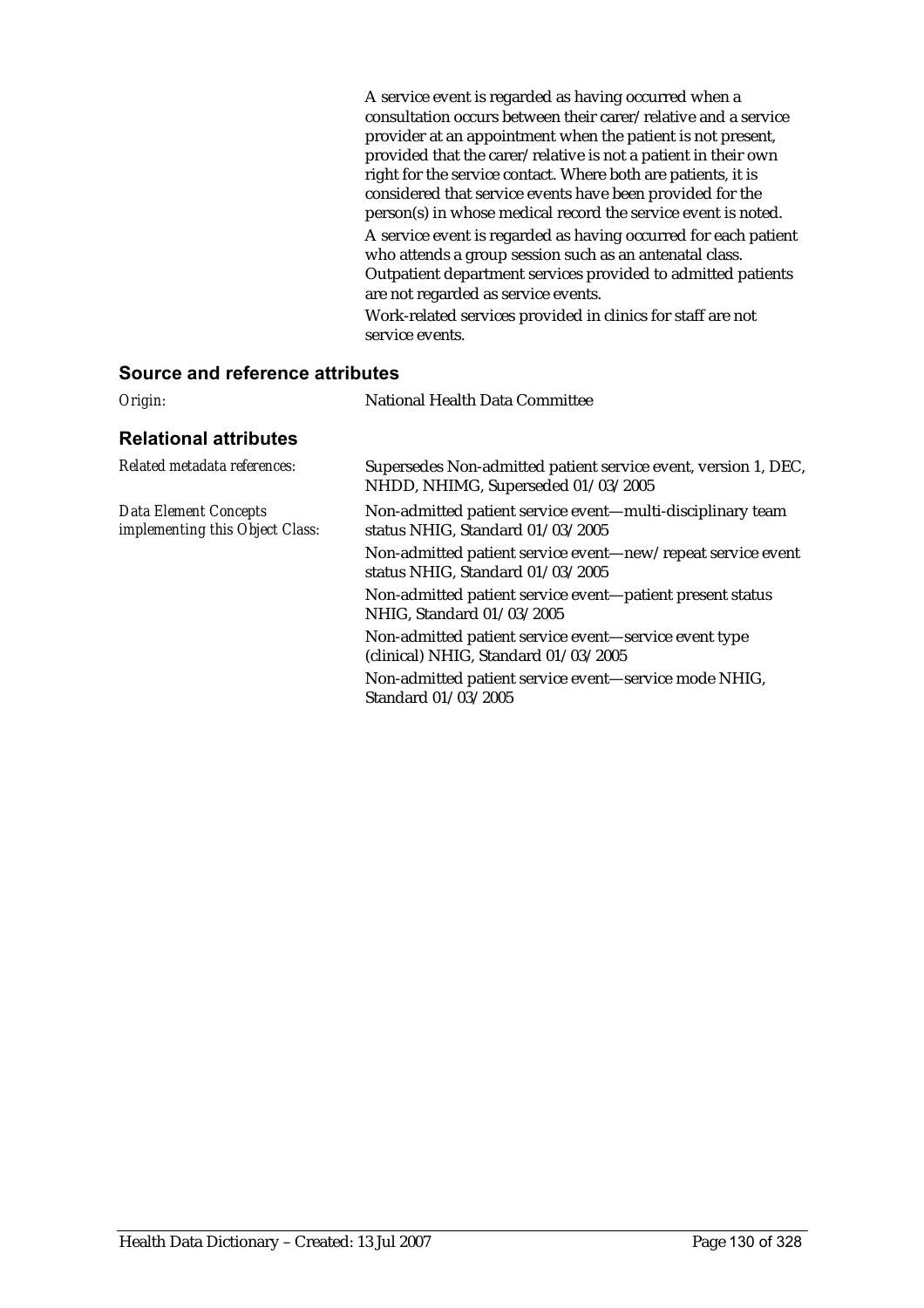A service event is regarded as having occurred when a consultation occurs between their carer/relative and a service provider at an appointment when the patient is not present, provided that the carer/relative is not a patient in their own right for the service contact. Where both are patients, it is considered that service events have been provided for the person(s) in whose medical record the service event is noted.

A service event is regarded as having occurred for each patient who attends a group session such as an antenatal class.

Outpatient department services provided to admitted patients are not regarded as service events.

Work-related services provided in clinics for staff are not service events.

## Source and reference attributes

*Origin:* National Health Data Committee

## Relational attributes

*Related metadata references:* Supersedes Non-admitted patient service event, version 1, DEC, NHDD, NHIMG, Superseded 01/03/2005

*Data Element Concepts implementing this Object Class:*

Non-admitted patient service event—multi-disciplinary team status NHIG, Standard 01/03/2005

Non-admitted patient service event—new/repeat service event status NHIG, Standard 01/03/2005

Non-admitted patient service event—patient present status NHIG, Standard 01/03/2005

Non-admitted patient service event—service event type (clinical) NHIG, Standard 01/03/2005

Non-admitted patient service event—service mode NHIG, Standard 01/03/2005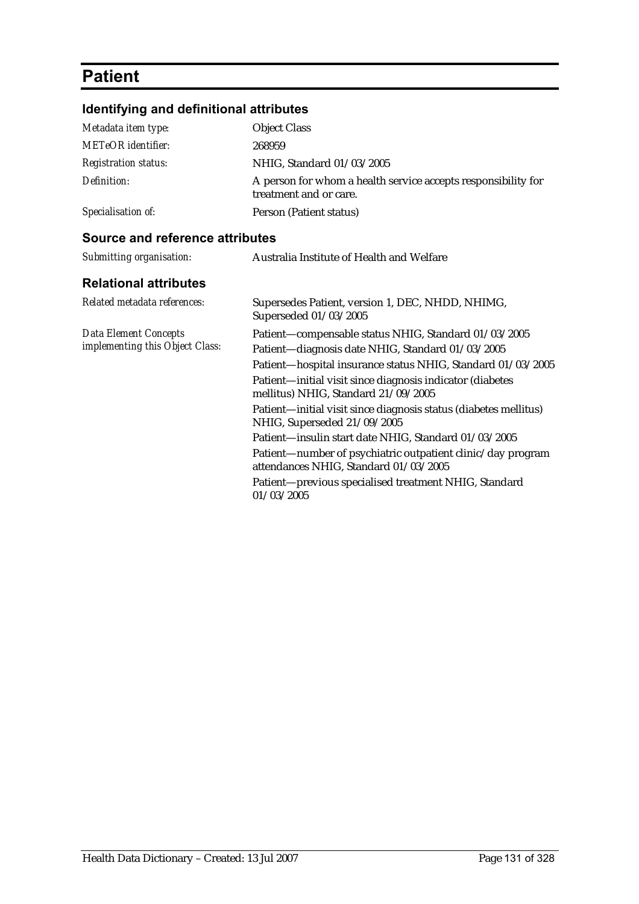# Patient

## Identifying and definitional attributes

| | |
|---|---|
| *Metadata item type:* | Object Class |
| *METeOR identifier:* | 268959 |
| *Registration status:* | NHIG, Standard 01/03/2005 |
| *Definition:* | A person for whom a health service accepts responsibility for treatment and or care. |
| *Specialisation of:* | Person (Patient status) |

## Source and reference attributes

| | |
|---|---|
| *Submitting organisation:* | Australia Institute of Health and Welfare |

## Relational attributes

| | |
|---|---|
| *Related metadata references:* | Supersedes Patient, version 1, DEC, NHDD, NHIMG, Superseded 01/03/2005 |
| *Data Element Concepts implementing this Object Class:* | Patient—compensable status NHIG, Standard 01/03/2005<br>Patient—diagnosis date NHIG, Standard 01/03/2005<br>Patient—hospital insurance status NHIG, Standard 01/03/2005<br>Patient—initial visit since diagnosis indicator (diabetes mellitus) NHIG, Standard 21/09/2005<br>Patient—initial visit since diagnosis status (diabetes mellitus) NHIG, Superseded 21/09/2005<br>Patient—insulin start date NHIG, Standard 01/03/2005<br>Patient—number of psychiatric outpatient clinic/day program attendances NHIG, Standard 01/03/2005<br>Patient—previous specialised treatment NHIG, Standard 01/03/2005 |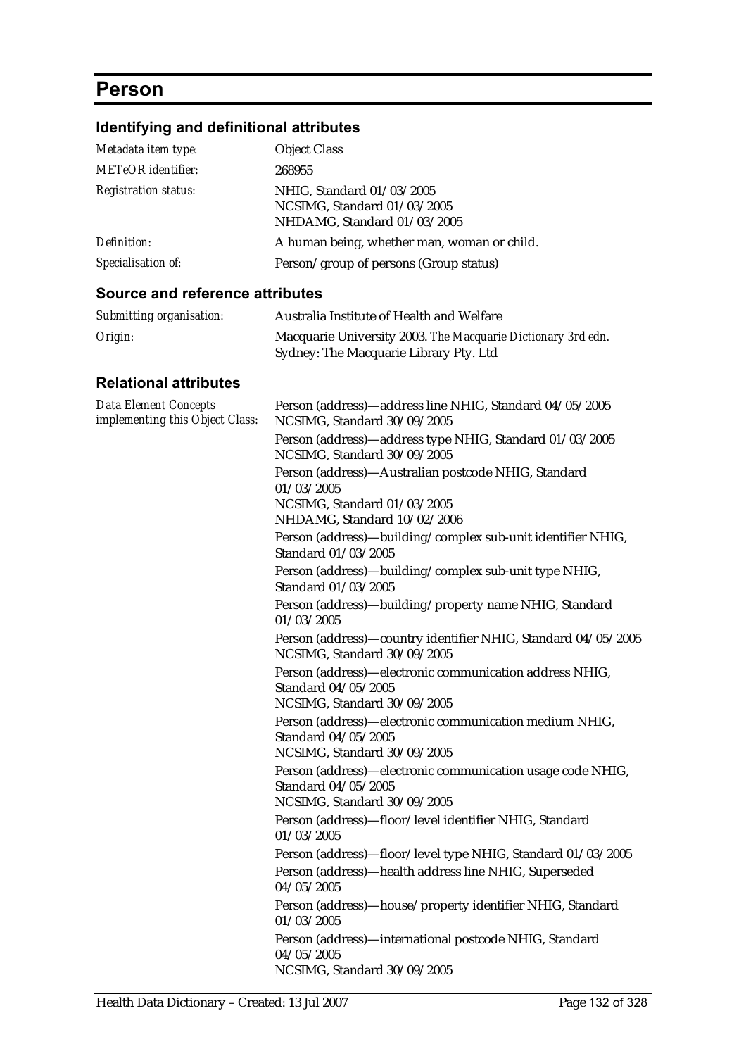# Person

## Identifying and definitional attributes

| | |
|---|---|
| *Metadata item type:* | Object Class |
| *METeOR identifier:* | 268955 |
| *Registration status:* | NHIG, Standard 01/03/2005<br>NCSIMG, Standard 01/03/2005<br>NHDAMG, Standard 01/03/2005 |
| *Definition:* | A human being, whether man, woman or child. |
| *Specialisation of:* | Person/group of persons (Group status) |

## Source and reference attributes

| | |
|---|---|
| *Submitting organisation:* | Australia Institute of Health and Welfare |
| *Origin:* | Macquarie University 2003. *The Macquarie Dictionary 3rd edn.* Sydney: The Macquarie Library Pty. Ltd |

## Relational attributes

*Data Element Concepts implementing this Object Class:*

Person (address)—address line NHIG, Standard 04/05/2005
NCSIMG, Standard 30/09/2005

Person (address)—address type NHIG, Standard 01/03/2005
NCSIMG, Standard 30/09/2005

Person (address)—Australian postcode NHIG, Standard 01/03/2005
NCSIMG, Standard 01/03/2005
NHDAMG, Standard 10/02/2006

Person (address)—building/complex sub-unit identifier NHIG, Standard 01/03/2005

Person (address)—building/complex sub-unit type NHIG, Standard 01/03/2005

Person (address)—building/property name NHIG, Standard 01/03/2005

Person (address)—country identifier NHIG, Standard 04/05/2005
NCSIMG, Standard 30/09/2005

Person (address)—electronic communication address NHIG, Standard 04/05/2005
NCSIMG, Standard 30/09/2005

Person (address)—electronic communication medium NHIG, Standard 04/05/2005
NCSIMG, Standard 30/09/2005

Person (address)—electronic communication usage code NHIG, Standard 04/05/2005
NCSIMG, Standard 30/09/2005

Person (address)—floor/level identifier NHIG, Standard 01/03/2005

Person (address)—floor/level type NHIG, Standard 01/03/2005

Person (address)—health address line NHIG, Superseded 04/05/2005

Person (address)—house/property identifier NHIG, Standard 01/03/2005

Person (address)—international postcode NHIG, Standard 04/05/2005
NCSIMG, Standard 30/09/2005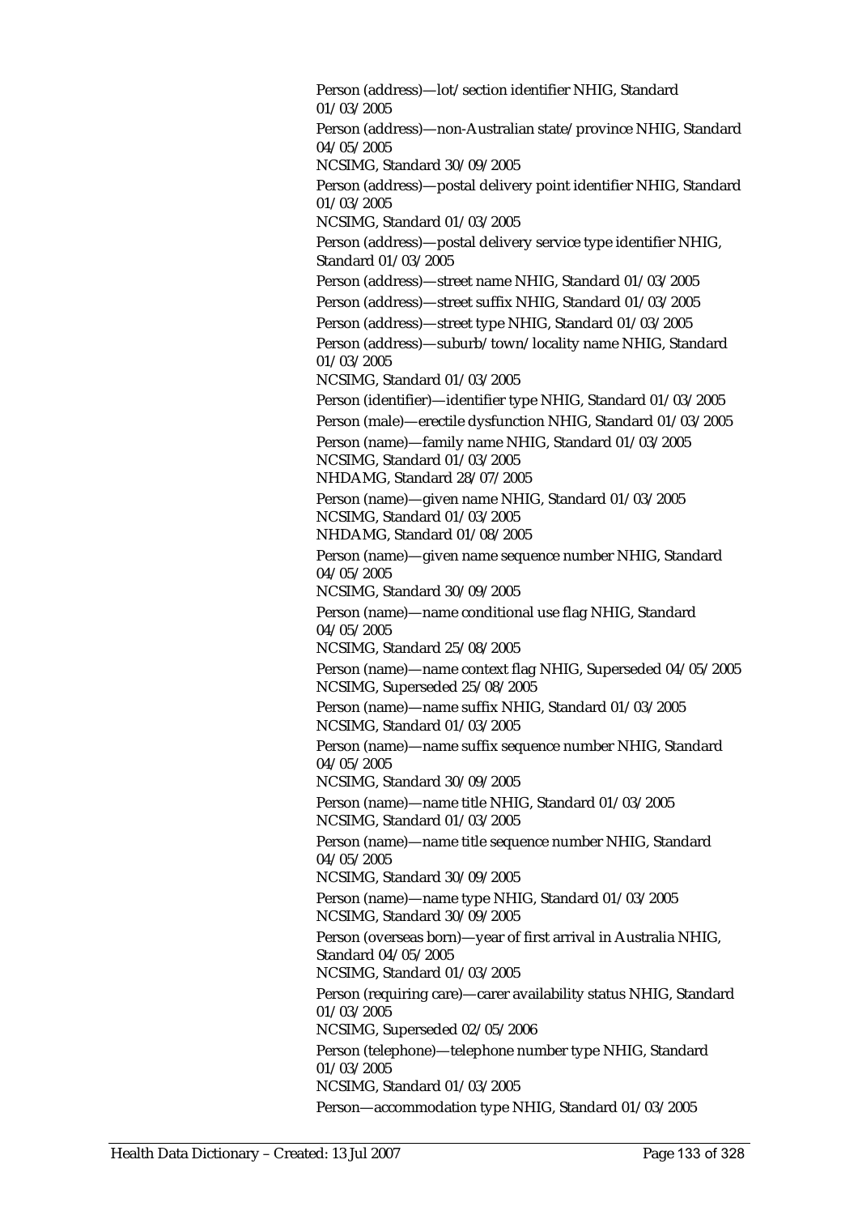Person (address)—lot/section identifier NHIG, Standard 01/03/2005

Person (address)—non-Australian state/province NHIG, Standard 04/05/2005
NCSIMG, Standard 30/09/2005

Person (address)—postal delivery point identifier NHIG, Standard 01/03/2005
NCSIMG, Standard 01/03/2005

Person (address)—postal delivery service type identifier NHIG, Standard 01/03/2005

Person (address)—street name NHIG, Standard 01/03/2005

Person (address)—street suffix NHIG, Standard 01/03/2005

Person (address)—street type NHIG, Standard 01/03/2005

Person (address)—suburb/town/locality name NHIG, Standard 01/03/2005
NCSIMG, Standard 01/03/2005

Person (identifier)—identifier type NHIG, Standard 01/03/2005

Person (male)—erectile dysfunction NHIG, Standard 01/03/2005

Person (name)—family name NHIG, Standard 01/03/2005
NCSIMG, Standard 01/03/2005
NHDAMG, Standard 28/07/2005

Person (name)—given name NHIG, Standard 01/03/2005
NCSIMG, Standard 01/03/2005
NHDAMG, Standard 01/08/2005

Person (name)—given name sequence number NHIG, Standard 04/05/2005
NCSIMG, Standard 30/09/2005

Person (name)—name conditional use flag NHIG, Standard 04/05/2005
NCSIMG, Standard 25/08/2005

Person (name)—name context flag NHIG, Superseded 04/05/2005
NCSIMG, Superseded 25/08/2005

Person (name)—name suffix NHIG, Standard 01/03/2005
NCSIMG, Standard 01/03/2005

Person (name)—name suffix sequence number NHIG, Standard 04/05/2005
NCSIMG, Standard 30/09/2005

Person (name)—name title NHIG, Standard 01/03/2005
NCSIMG, Standard 01/03/2005

Person (name)—name title sequence number NHIG, Standard 04/05/2005
NCSIMG, Standard 30/09/2005

Person (name)—name type NHIG, Standard 01/03/2005
NCSIMG, Standard 30/09/2005

Person (overseas born)—year of first arrival in Australia NHIG, Standard 04/05/2005
NCSIMG, Standard 01/03/2005

Person (requiring care)—carer availability status NHIG, Standard 01/03/2005
NCSIMG, Superseded 02/05/2006

Person (telephone)—telephone number type NHIG, Standard 01/03/2005
NCSIMG, Standard 01/03/2005

Person—accommodation type NHIG, Standard 01/03/2005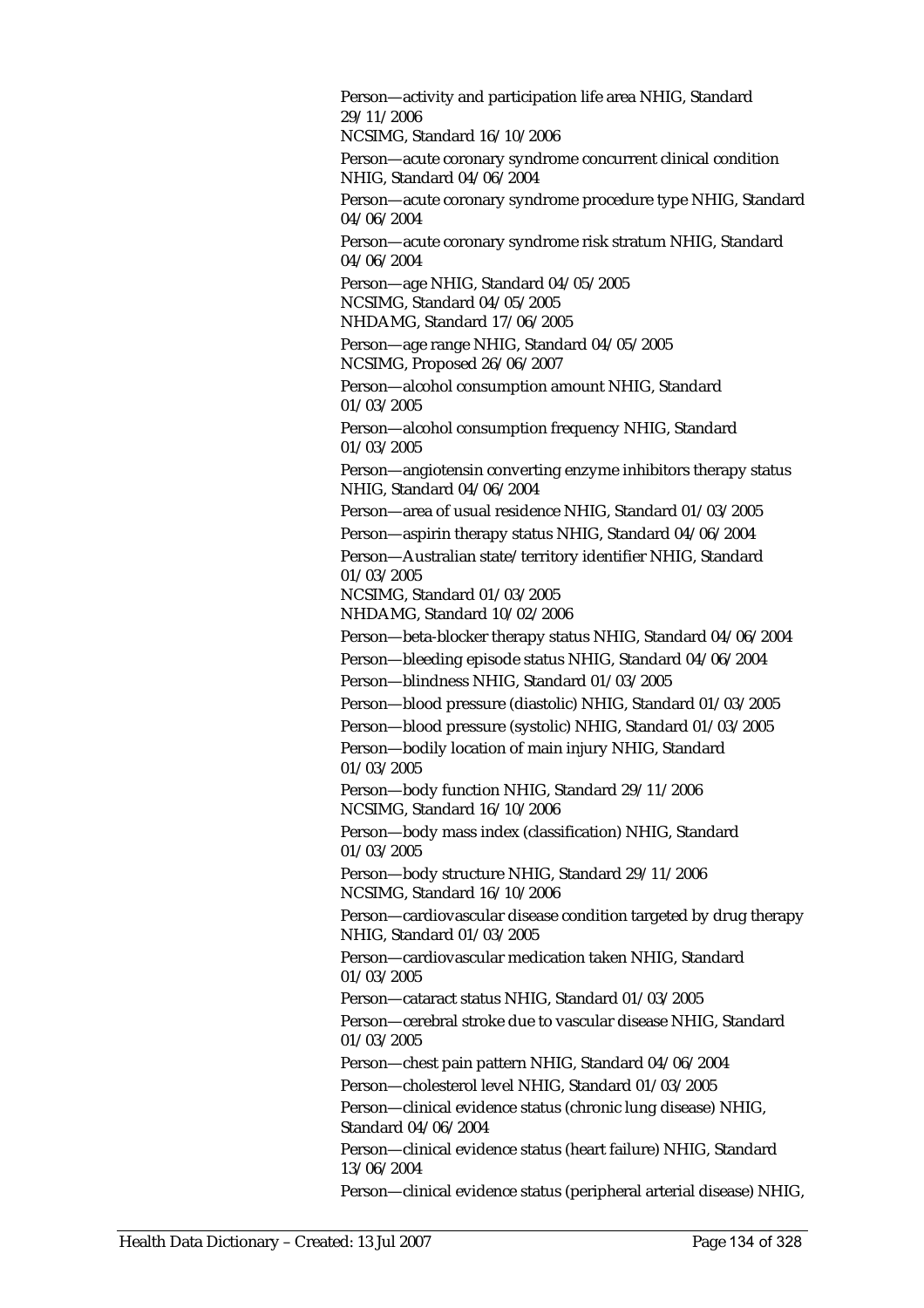Person—activity and participation life area NHIG, Standard 29/11/2006
NCSIMG, Standard 16/10/2006

Person—acute coronary syndrome concurrent clinical condition NHIG, Standard 04/06/2004

Person—acute coronary syndrome procedure type NHIG, Standard 04/06/2004

Person—acute coronary syndrome risk stratum NHIG, Standard 04/06/2004

Person—age NHIG, Standard 04/05/2005
NCSIMG, Standard 04/05/2005
NHDAMG, Standard 17/06/2005

Person—age range NHIG, Standard 04/05/2005
NCSIMG, Proposed 26/06/2007

Person—alcohol consumption amount NHIG, Standard 01/03/2005

Person—alcohol consumption frequency NHIG, Standard 01/03/2005

Person—angiotensin converting enzyme inhibitors therapy status NHIG, Standard 04/06/2004

Person—area of usual residence NHIG, Standard 01/03/2005

Person—aspirin therapy status NHIG, Standard 04/06/2004

Person—Australian state/territory identifier NHIG, Standard 01/03/2005
NCSIMG, Standard 01/03/2005
NHDAMG, Standard 10/02/2006

Person—beta-blocker therapy status NHIG, Standard 04/06/2004

Person—bleeding episode status NHIG, Standard 04/06/2004

Person—blindness NHIG, Standard 01/03/2005

Person—blood pressure (diastolic) NHIG, Standard 01/03/2005

Person—blood pressure (systolic) NHIG, Standard 01/03/2005

Person—bodily location of main injury NHIG, Standard 01/03/2005

Person—body function NHIG, Standard 29/11/2006
NCSIMG, Standard 16/10/2006

Person—body mass index (classification) NHIG, Standard 01/03/2005

Person—body structure NHIG, Standard 29/11/2006
NCSIMG, Standard 16/10/2006

Person—cardiovascular disease condition targeted by drug therapy NHIG, Standard 01/03/2005

Person—cardiovascular medication taken NHIG, Standard 01/03/2005

Person—cataract status NHIG, Standard 01/03/2005

Person—cerebral stroke due to vascular disease NHIG, Standard 01/03/2005

Person—chest pain pattern NHIG, Standard 04/06/2004

Person—cholesterol level NHIG, Standard 01/03/2005

Person—clinical evidence status (chronic lung disease) NHIG, Standard 04/06/2004

Person—clinical evidence status (heart failure) NHIG, Standard 13/06/2004

Person—clinical evidence status (peripheral arterial disease) NHIG,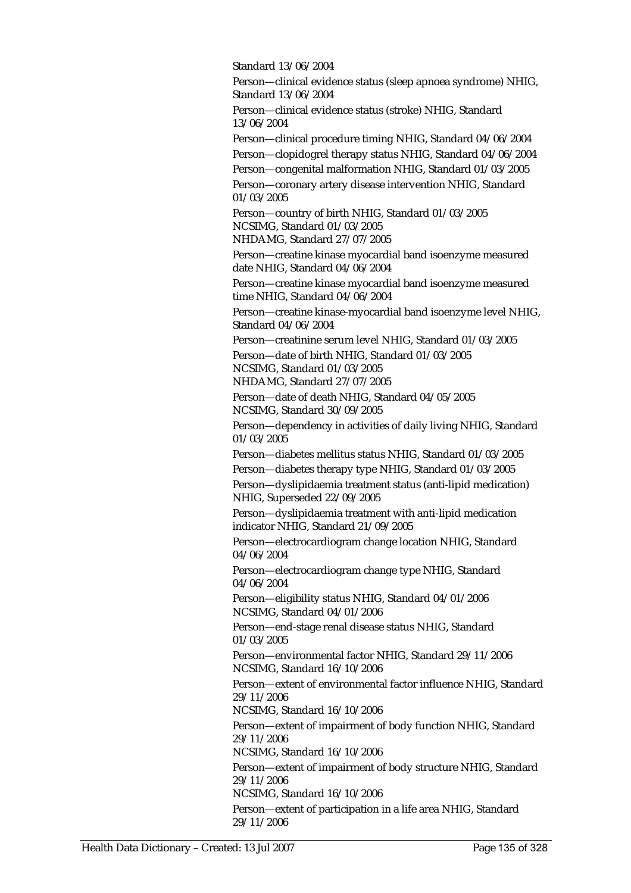Standard 13/06/2004

Person—clinical evidence status (sleep apnoea syndrome) NHIG, Standard 13/06/2004

Person—clinical evidence status (stroke) NHIG, Standard 13/06/2004

Person—clinical procedure timing NHIG, Standard 04/06/2004

Person—clopidogrel therapy status NHIG, Standard 04/06/2004

Person—congenital malformation NHIG, Standard 01/03/2005

Person—coronary artery disease intervention NHIG, Standard 01/03/2005

Person—country of birth NHIG, Standard 01/03/2005
NCSIMG, Standard 01/03/2005
NHDAMG, Standard 27/07/2005

Person—creatine kinase myocardial band isoenzyme measured date NHIG, Standard 04/06/2004

Person—creatine kinase myocardial band isoenzyme measured time NHIG, Standard 04/06/2004

Person—creatine kinase-myocardial band isoenzyme level NHIG, Standard 04/06/2004

Person—creatinine serum level NHIG, Standard 01/03/2005

Person—date of birth NHIG, Standard 01/03/2005
NCSIMG, Standard 01/03/2005
NHDAMG, Standard 27/07/2005

Person—date of death NHIG, Standard 04/05/2005
NCSIMG, Standard 30/09/2005

Person—dependency in activities of daily living NHIG, Standard 01/03/2005

Person—diabetes mellitus status NHIG, Standard 01/03/2005

Person—diabetes therapy type NHIG, Standard 01/03/2005

Person—dyslipidaemia treatment status (anti-lipid medication) NHIG, Superseded 22/09/2005

Person—dyslipidaemia treatment with anti-lipid medication indicator NHIG, Standard 21/09/2005

Person—electrocardiogram change location NHIG, Standard 04/06/2004

Person—electrocardiogram change type NHIG, Standard 04/06/2004

Person—eligibility status NHIG, Standard 04/01/2006
NCSIMG, Standard 04/01/2006

Person—end-stage renal disease status NHIG, Standard 01/03/2005

Person—environmental factor NHIG, Standard 29/11/2006
NCSIMG, Standard 16/10/2006

Person—extent of environmental factor influence NHIG, Standard 29/11/2006
NCSIMG, Standard 16/10/2006

Person—extent of impairment of body function NHIG, Standard 29/11/2006
NCSIMG, Standard 16/10/2006

Person—extent of impairment of body structure NHIG, Standard 29/11/2006
NCSIMG, Standard 16/10/2006

Person—extent of participation in a life area NHIG, Standard 29/11/2006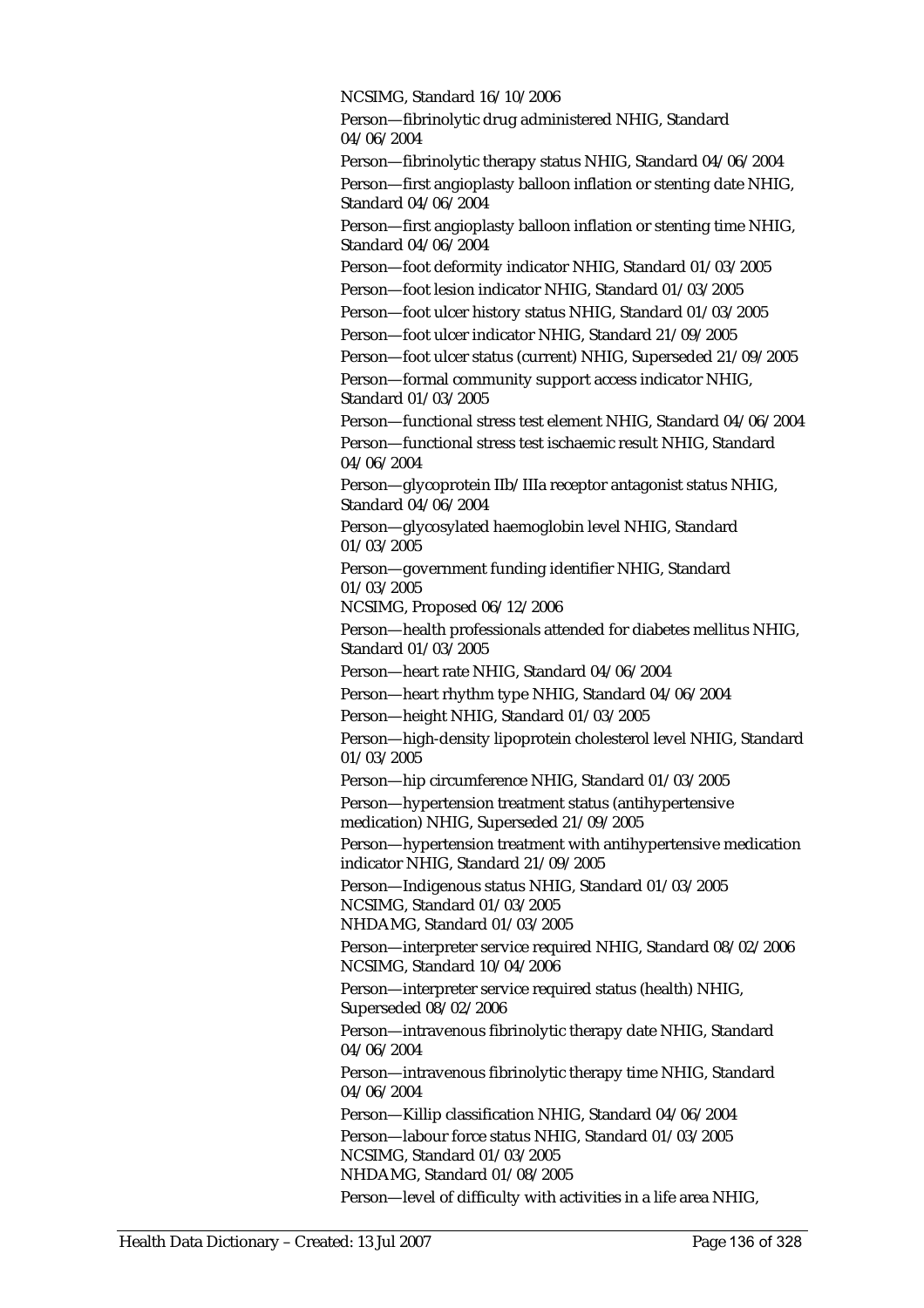NCSIMG, Standard 16/10/2006

Person—fibrinolytic drug administered NHIG, Standard 04/06/2004

Person—fibrinolytic therapy status NHIG, Standard 04/06/2004

Person—first angioplasty balloon inflation or stenting date NHIG, Standard 04/06/2004

Person—first angioplasty balloon inflation or stenting time NHIG, Standard 04/06/2004

Person—foot deformity indicator NHIG, Standard 01/03/2005

Person—foot lesion indicator NHIG, Standard 01/03/2005

Person—foot ulcer history status NHIG, Standard 01/03/2005

Person—foot ulcer indicator NHIG, Standard 21/09/2005

Person—foot ulcer status (current) NHIG, Superseded 21/09/2005

Person—formal community support access indicator NHIG, Standard 01/03/2005

Person—functional stress test element NHIG, Standard 04/06/2004

Person—functional stress test ischaemic result NHIG, Standard 04/06/2004

Person—glycoprotein IIb/IIIa receptor antagonist status NHIG, Standard 04/06/2004

Person—glycosylated haemoglobin level NHIG, Standard 01/03/2005

Person—government funding identifier NHIG, Standard 01/03/2005
NCSIMG, Proposed 06/12/2006

Person—health professionals attended for diabetes mellitus NHIG, Standard 01/03/2005

Person—heart rate NHIG, Standard 04/06/2004

Person—heart rhythm type NHIG, Standard 04/06/2004

Person—height NHIG, Standard 01/03/2005

Person—high-density lipoprotein cholesterol level NHIG, Standard 01/03/2005

Person—hip circumference NHIG, Standard 01/03/2005

Person—hypertension treatment status (antihypertensive medication) NHIG, Superseded 21/09/2005

Person—hypertension treatment with antihypertensive medication indicator NHIG, Standard 21/09/2005

Person—Indigenous status NHIG, Standard 01/03/2005
NCSIMG, Standard 01/03/2005
NHDAMG, Standard 01/03/2005

Person—interpreter service required NHIG, Standard 08/02/2006
NCSIMG, Standard 10/04/2006

Person—interpreter service required status (health) NHIG, Superseded 08/02/2006

Person—intravenous fibrinolytic therapy date NHIG, Standard 04/06/2004

Person—intravenous fibrinolytic therapy time NHIG, Standard 04/06/2004

Person—Killip classification NHIG, Standard 04/06/2004

Person—labour force status NHIG, Standard 01/03/2005
NCSIMG, Standard 01/03/2005
NHDAMG, Standard 01/08/2005

Person—level of difficulty with activities in a life area NHIG,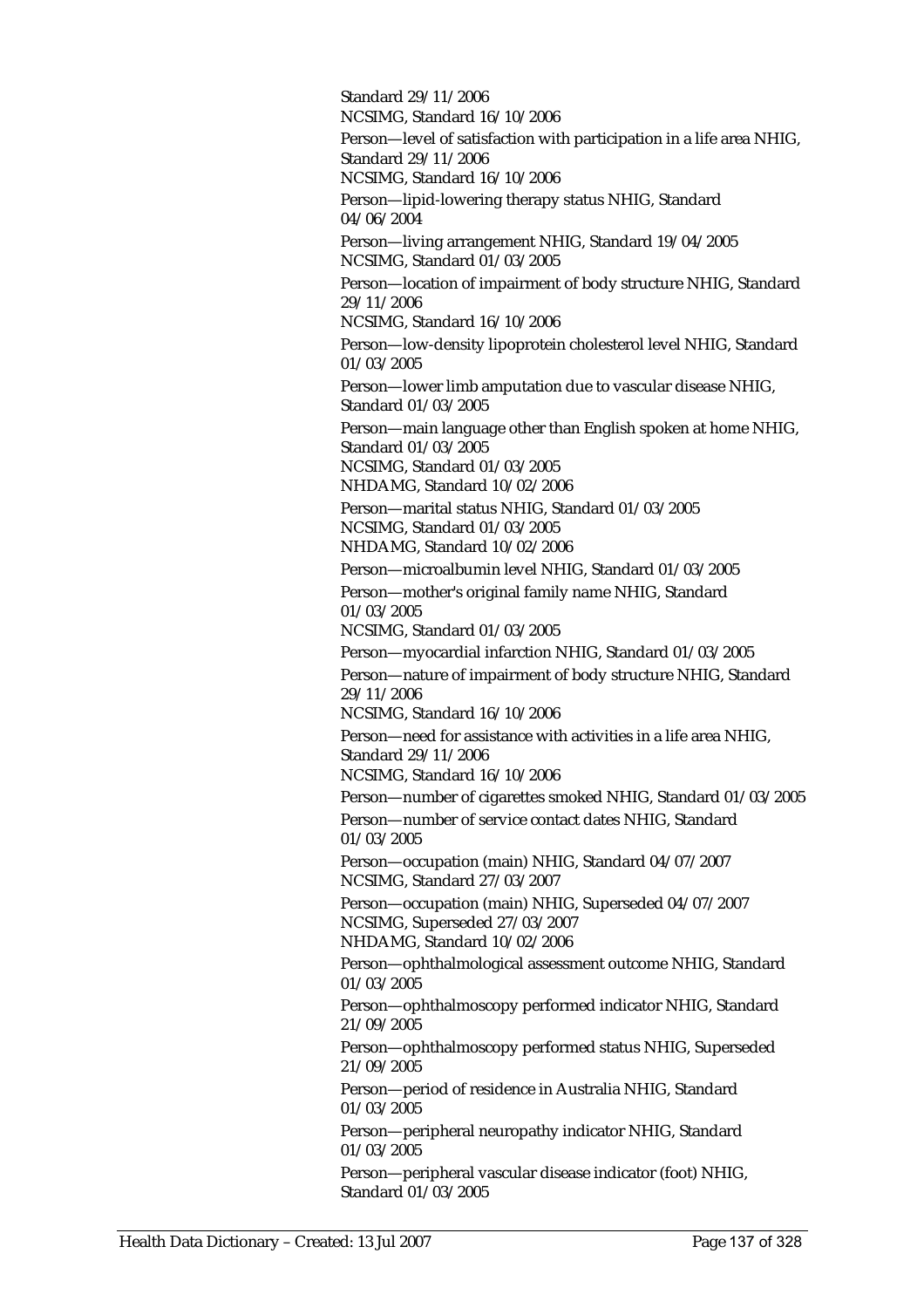Standard 29/11/2006
NCSIMG, Standard 16/10/2006

Person—level of satisfaction with participation in a life area NHIG, Standard 29/11/2006
NCSIMG, Standard 16/10/2006

Person—lipid-lowering therapy status NHIG, Standard 04/06/2004

Person—living arrangement NHIG, Standard 19/04/2005
NCSIMG, Standard 01/03/2005

Person—location of impairment of body structure NHIG, Standard 29/11/2006
NCSIMG, Standard 16/10/2006

Person—low-density lipoprotein cholesterol level NHIG, Standard 01/03/2005

Person—lower limb amputation due to vascular disease NHIG, Standard 01/03/2005

Person—main language other than English spoken at home NHIG, Standard 01/03/2005
NCSIMG, Standard 01/03/2005
NHDAMG, Standard 10/02/2006

Person—marital status NHIG, Standard 01/03/2005
NCSIMG, Standard 01/03/2005
NHDAMG, Standard 10/02/2006

Person—microalbumin level NHIG, Standard 01/03/2005

Person—mother's original family name NHIG, Standard 01/03/2005
NCSIMG, Standard 01/03/2005

Person—myocardial infarction NHIG, Standard 01/03/2005

Person—nature of impairment of body structure NHIG, Standard 29/11/2006
NCSIMG, Standard 16/10/2006

Person—need for assistance with activities in a life area NHIG, Standard 29/11/2006
NCSIMG, Standard 16/10/2006

Person—number of cigarettes smoked NHIG, Standard 01/03/2005

Person—number of service contact dates NHIG, Standard 01/03/2005

Person—occupation (main) NHIG, Standard 04/07/2007
NCSIMG, Standard 27/03/2007

Person—occupation (main) NHIG, Superseded 04/07/2007
NCSIMG, Superseded 27/03/2007
NHDAMG, Standard 10/02/2006

Person—ophthalmological assessment outcome NHIG, Standard 01/03/2005

Person—ophthalmoscopy performed indicator NHIG, Standard 21/09/2005

Person—ophthalmoscopy performed status NHIG, Superseded 21/09/2005

Person—period of residence in Australia NHIG, Standard 01/03/2005

Person—peripheral neuropathy indicator NHIG, Standard 01/03/2005

Person—peripheral vascular disease indicator (foot) NHIG, Standard 01/03/2005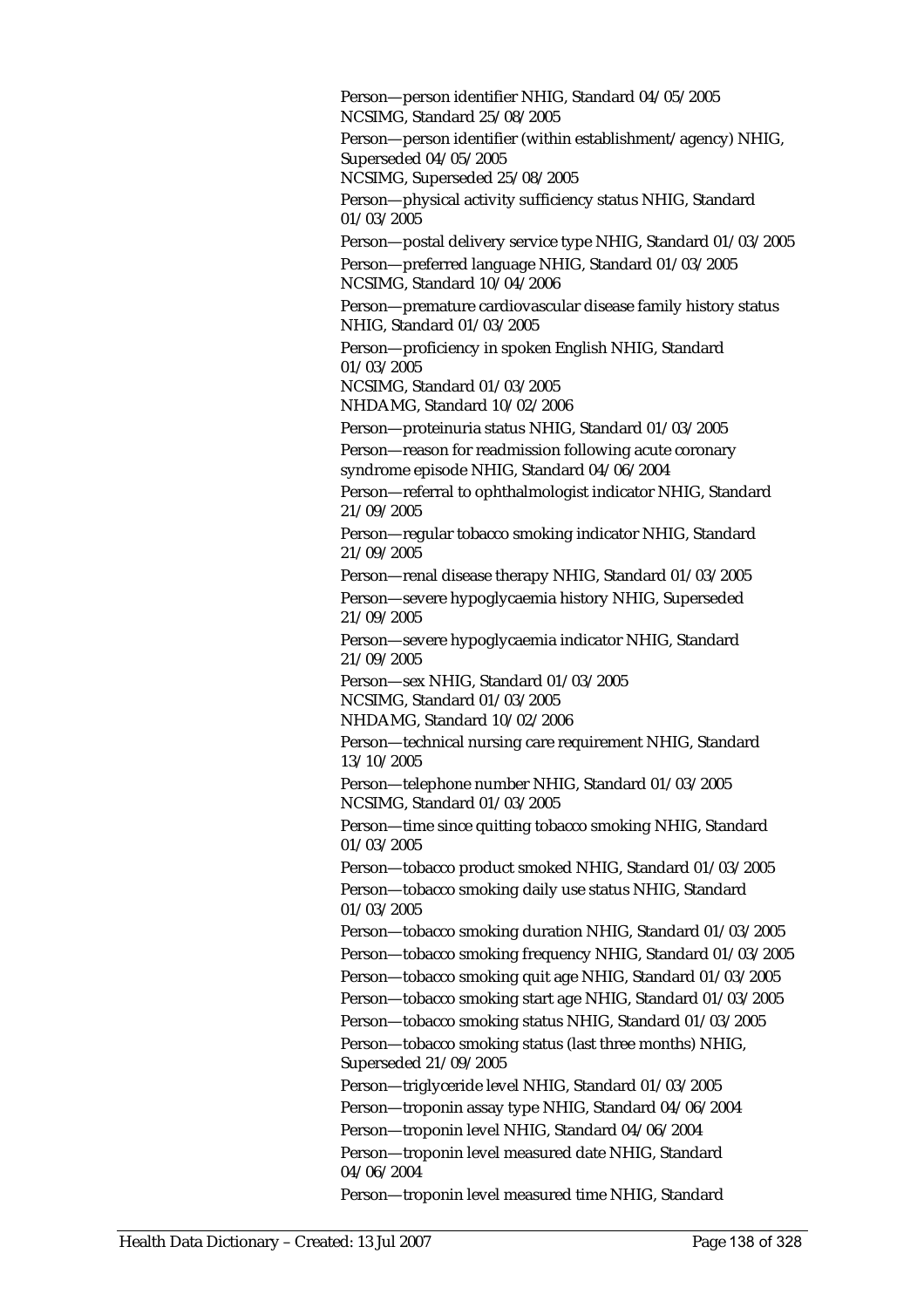Person—person identifier NHIG, Standard 04/05/2005
NCSIMG, Standard 25/08/2005

Person—person identifier (within establishment/agency) NHIG, Superseded 04/05/2005
NCSIMG, Superseded 25/08/2005

Person—physical activity sufficiency status NHIG, Standard 01/03/2005

Person—postal delivery service type NHIG, Standard 01/03/2005

Person—preferred language NHIG, Standard 01/03/2005
NCSIMG, Standard 10/04/2006

Person—premature cardiovascular disease family history status NHIG, Standard 01/03/2005

Person—proficiency in spoken English NHIG, Standard 01/03/2005
NCSIMG, Standard 01/03/2005
NHDAMG, Standard 10/02/2006

Person—proteinuria status NHIG, Standard 01/03/2005

Person—reason for readmission following acute coronary syndrome episode NHIG, Standard 04/06/2004

Person—referral to ophthalmologist indicator NHIG, Standard 21/09/2005

Person—regular tobacco smoking indicator NHIG, Standard 21/09/2005

Person—renal disease therapy NHIG, Standard 01/03/2005

Person—severe hypoglycaemia history NHIG, Superseded 21/09/2005

Person—severe hypoglycaemia indicator NHIG, Standard 21/09/2005

Person—sex NHIG, Standard 01/03/2005
NCSIMG, Standard 01/03/2005
NHDAMG, Standard 10/02/2006

Person—technical nursing care requirement NHIG, Standard 13/10/2005

Person—telephone number NHIG, Standard 01/03/2005
NCSIMG, Standard 01/03/2005

Person—time since quitting tobacco smoking NHIG, Standard 01/03/2005

Person—tobacco product smoked NHIG, Standard 01/03/2005

Person—tobacco smoking daily use status NHIG, Standard 01/03/2005

Person—tobacco smoking duration NHIG, Standard 01/03/2005

Person—tobacco smoking frequency NHIG, Standard 01/03/2005

Person—tobacco smoking quit age NHIG, Standard 01/03/2005

Person—tobacco smoking start age NHIG, Standard 01/03/2005

Person—tobacco smoking status NHIG, Standard 01/03/2005

Person—tobacco smoking status (last three months) NHIG, Superseded 21/09/2005

Person—triglyceride level NHIG, Standard 01/03/2005

Person—troponin assay type NHIG, Standard 04/06/2004

Person—troponin level NHIG, Standard 04/06/2004

Person—troponin level measured date NHIG, Standard 04/06/2004

Person—troponin level measured time NHIG, Standard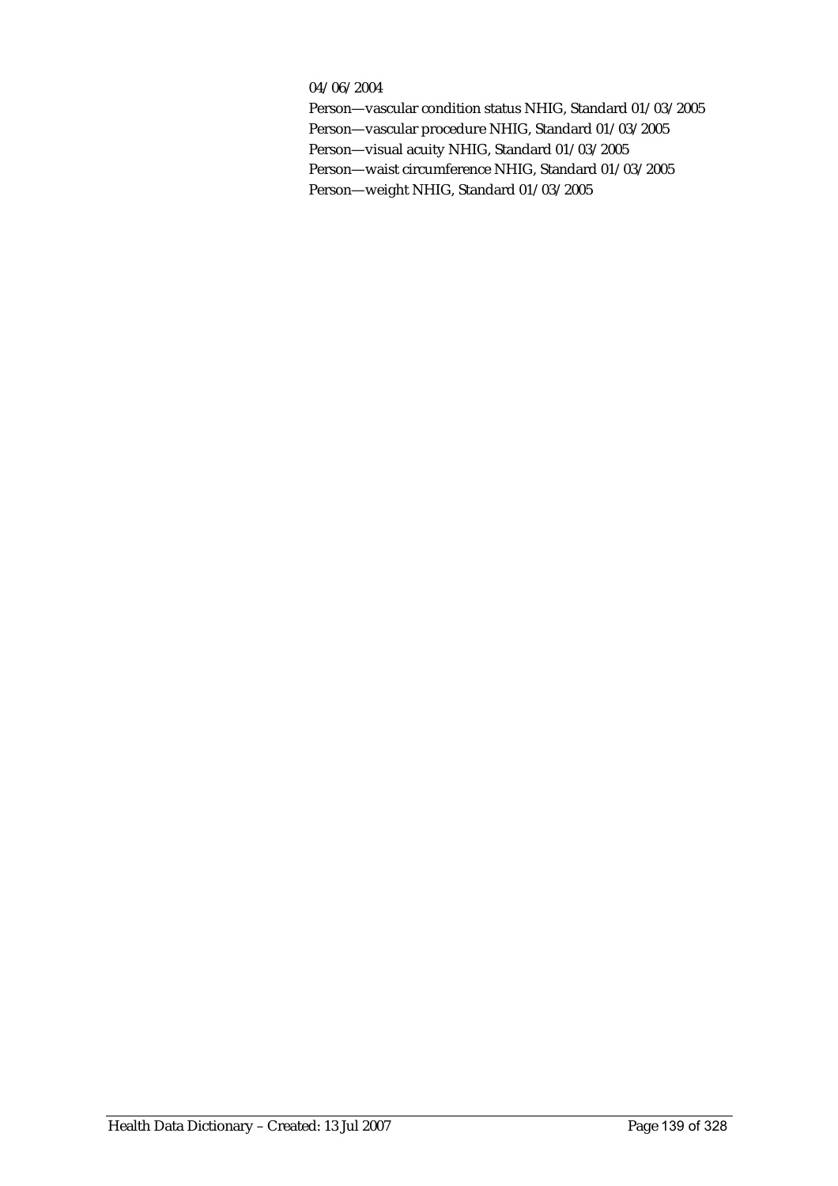04/06/2004

Person—vascular condition status NHIG, Standard 01/03/2005

Person—vascular procedure NHIG, Standard 01/03/2005

Person—visual acuity NHIG, Standard 01/03/2005

Person—waist circumference NHIG, Standard 01/03/2005

Person—weight NHIG, Standard 01/03/2005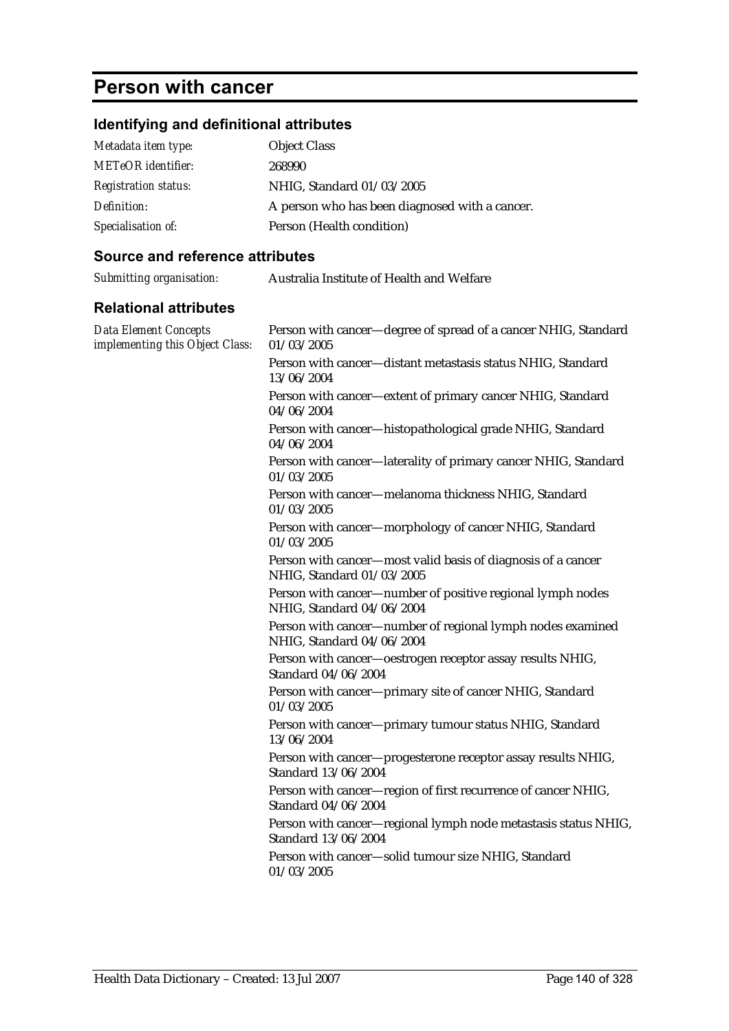# Person with cancer

## Identifying and definitional attributes

| | |
|---|---|
| *Metadata item type:* | Object Class |
| *METeOR identifier:* | 268990 |
| *Registration status:* | NHIG, Standard 01/03/2005 |
| *Definition:* | A person who has been diagnosed with a cancer. |
| *Specialisation of:* | Person (Health condition) |

## Source and reference attributes

| | |
|---|---|
| *Submitting organisation:* | Australia Institute of Health and Welfare |

## Relational attributes

*Data Element Concepts implementing this Object Class:*

Person with cancer—degree of spread of a cancer NHIG, Standard 01/03/2005

Person with cancer—distant metastasis status NHIG, Standard 13/06/2004

Person with cancer—extent of primary cancer NHIG, Standard 04/06/2004

Person with cancer—histopathological grade NHIG, Standard 04/06/2004

Person with cancer—laterality of primary cancer NHIG, Standard 01/03/2005

Person with cancer—melanoma thickness NHIG, Standard 01/03/2005

Person with cancer—morphology of cancer NHIG, Standard 01/03/2005

Person with cancer—most valid basis of diagnosis of a cancer NHIG, Standard 01/03/2005

Person with cancer—number of positive regional lymph nodes NHIG, Standard 04/06/2004

Person with cancer—number of regional lymph nodes examined NHIG, Standard 04/06/2004

Person with cancer—oestrogen receptor assay results NHIG, Standard 04/06/2004

Person with cancer—primary site of cancer NHIG, Standard 01/03/2005

Person with cancer—primary tumour status NHIG, Standard 13/06/2004

Person with cancer—progesterone receptor assay results NHIG, Standard 13/06/2004

Person with cancer—region of first recurrence of cancer NHIG, Standard 04/06/2004

Person with cancer—regional lymph node metastasis status NHIG, Standard 13/06/2004

Person with cancer—solid tumour size NHIG, Standard 01/03/2005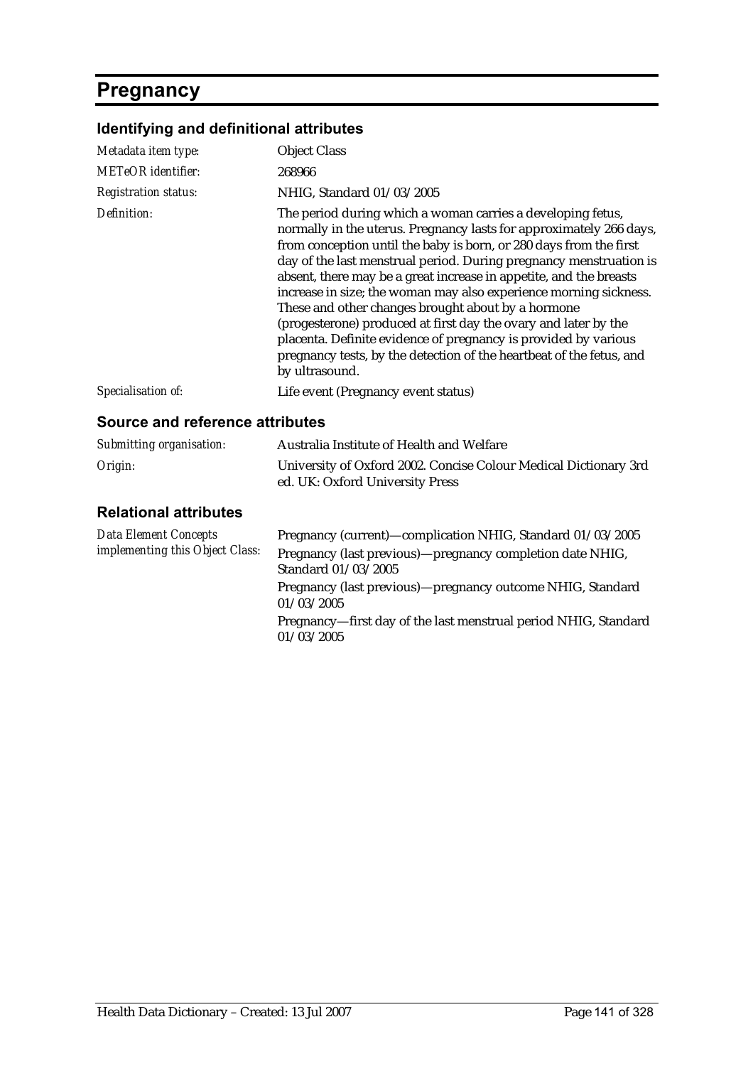# Pregnancy

## Identifying and definitional attributes

| | |
|---|---|
| *Metadata item type:* | Object Class |
| *METeOR identifier:* | 268966 |
| *Registration status:* | NHIG, Standard 01/03/2005 |
| *Definition:* | The period during which a woman carries a developing fetus, normally in the uterus. Pregnancy lasts for approximately 266 days, from conception until the baby is born, or 280 days from the first day of the last menstrual period. During pregnancy menstruation is absent, there may be a great increase in appetite, and the breasts increase in size; the woman may also experience morning sickness. These and other changes brought about by a hormone (progesterone) produced at first day the ovary and later by the placenta. Definite evidence of pregnancy is provided by various pregnancy tests, by the detection of the heartbeat of the fetus, and by ultrasound. |
| *Specialisation of:* | Life event (Pregnancy event status) |

## Source and reference attributes

| | |
|---|---|
| *Submitting organisation:* | Australia Institute of Health and Welfare |
| *Origin:* | University of Oxford 2002. Concise Colour Medical Dictionary 3rd ed. UK: Oxford University Press |

## Relational attributes

| | |
|---|---|
| *Data Element Concepts implementing this Object Class:* | Pregnancy (current)—complication NHIG, Standard 01/03/2005 |
| | Pregnancy (last previous)—pregnancy completion date NHIG, Standard 01/03/2005 |
| | Pregnancy (last previous)—pregnancy outcome NHIG, Standard 01/03/2005 |
| | Pregnancy—first day of the last menstrual period NHIG, Standard 01/03/2005 |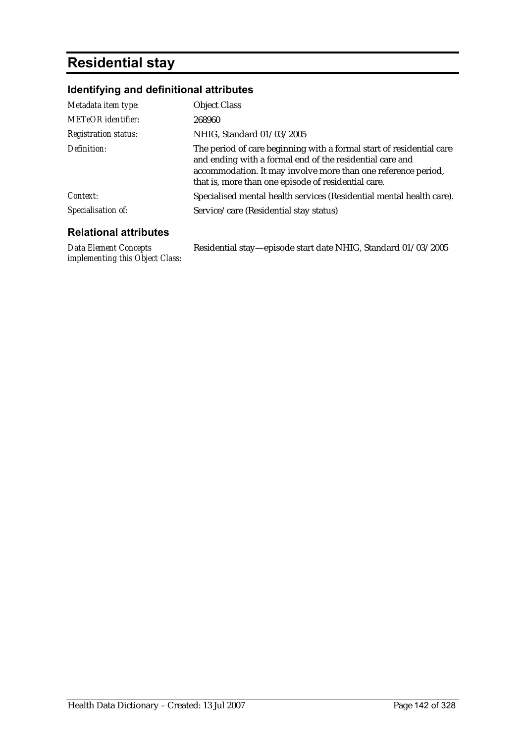# Residential stay

## Identifying and definitional attributes

| | |
|---|---|
| *Metadata item type:* | Object Class |
| *METeOR identifier:* | 268960 |
| *Registration status:* | NHIG, Standard 01/03/2005 |
| *Definition:* | The period of care beginning with a formal start of residential care and ending with a formal end of the residential care and accommodation. It may involve more than one reference period, that is, more than one episode of residential care. |
| *Context:* | Specialised mental health services (Residential mental health care). |
| *Specialisation of:* | Service/care (Residential stay status) |

## Relational attributes

| | |
|---|---|
| *Data Element Concepts implementing this Object Class:* | Residential stay—episode start date NHIG, Standard 01/03/2005 |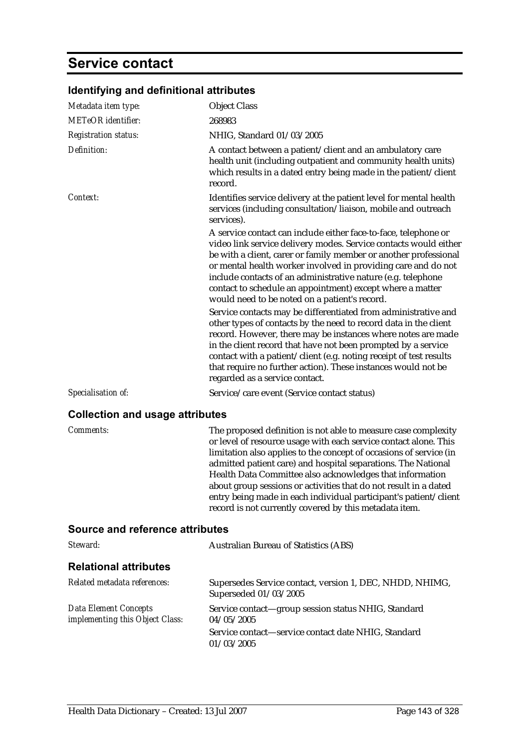# Service contact

## Identifying and definitional attributes

| | |
|---|---|
| *Metadata item type:* | Object Class |
| *METeOR identifier:* | 268983 |
| *Registration status:* | NHIG, Standard 01/03/2005 |
| *Definition:* | A contact between a patient/client and an ambulatory care health unit (including outpatient and community health units) which results in a dated entry being made in the patient/client record. |
| *Context:* | Identifies service delivery at the patient level for mental health services (including consultation/liaison, mobile and outreach services).<br><br>A service contact can include either face-to-face, telephone or video link service delivery modes. Service contacts would either be with a client, carer or family member or another professional or mental health worker involved in providing care and do not include contacts of an administrative nature (e.g. telephone contact to schedule an appointment) except where a matter would need to be noted on a patient's record.<br><br>Service contacts may be differentiated from administrative and other types of contacts by the need to record data in the client record. However, there may be instances where notes are made in the client record that have not been prompted by a service contact with a patient/client (e.g. noting receipt of test results that require no further action). These instances would not be regarded as a service contact. |
| *Specialisation of:* | Service/care event (Service contact status) |

## Collection and usage attributes

| | |
|---|---|
| *Comments:* | The proposed definition is not able to measure case complexity or level of resource usage with each service contact alone. This limitation also applies to the concept of occasions of service (in admitted patient care) and hospital separations. The National Health Data Committee also acknowledges that information about group sessions or activities that do not result in a dated entry being made in each individual participant's patient/client record is not currently covered by this metadata item. |

## Source and reference attributes

| | |
|---|---|
| *Steward:* | Australian Bureau of Statistics (ABS) |

## Relational attributes

| | |
|---|---|
| *Related metadata references:* | Supersedes Service contact, version 1, DEC, NHDD, NHIMG, Superseded 01/03/2005 |
| *Data Element Concepts implementing this Object Class:* | Service contact—group session status NHIG, Standard 04/05/2005<br><br>Service contact—service contact date NHIG, Standard 01/03/2005 |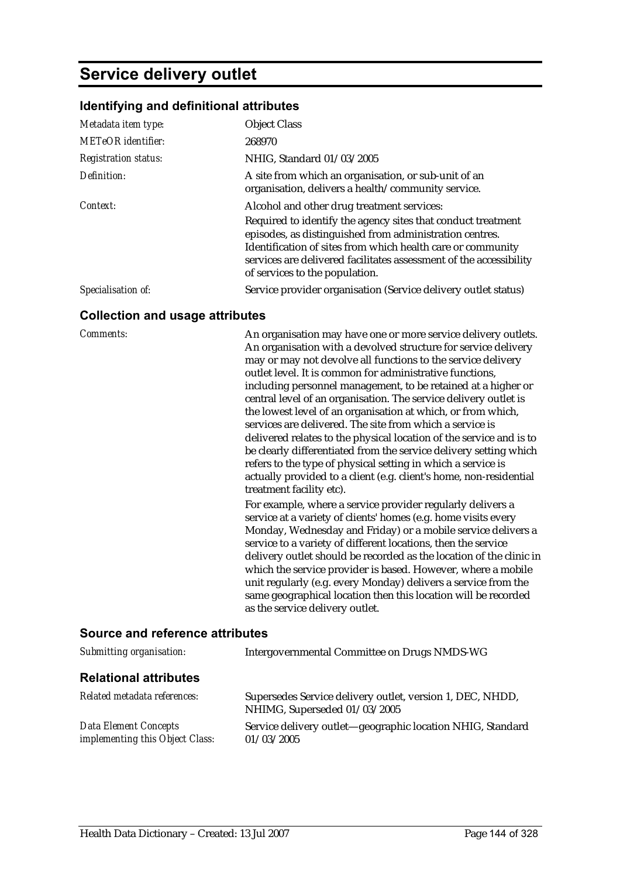# Service delivery outlet

## Identifying and definitional attributes

| | |
|---|---|
| *Metadata item type:* | Object Class |
| *METeOR identifier:* | 268970 |
| *Registration status:* | NHIG, Standard 01/03/2005 |
| *Definition:* | A site from which an organisation, or sub-unit of an organisation, delivers a health/community service. |
| *Context:* | Alcohol and other drug treatment services:<br>Required to identify the agency sites that conduct treatment episodes, as distinguished from administration centres. Identification of sites from which health care or community services are delivered facilitates assessment of the accessibility of services to the population. |
| *Specialisation of:* | Service provider organisation (Service delivery outlet status) |

## Collection and usage attributes

*Comments:*

An organisation may have one or more service delivery outlets. An organisation with a devolved structure for service delivery may or may not devolve all functions to the service delivery outlet level. It is common for administrative functions, including personnel management, to be retained at a higher or central level of an organisation. The service delivery outlet is the lowest level of an organisation at which, or from which, services are delivered. The site from which a service is delivered relates to the physical location of the service and is to be clearly differentiated from the service delivery setting which refers to the type of physical setting in which a service is actually provided to a client (e.g. client's home, non-residential treatment facility etc).

For example, where a service provider regularly delivers a service at a variety of clients' homes (e.g. home visits every Monday, Wednesday and Friday) or a mobile service delivers a service to a variety of different locations, then the service delivery outlet should be recorded as the location of the clinic in which the service provider is based. However, where a mobile unit regularly (e.g. every Monday) delivers a service from the same geographical location then this location will be recorded as the service delivery outlet.

## Source and reference attributes

| | |
|---|---|
| *Submitting organisation:* | Intergovernmental Committee on Drugs NMDS-WG |

## Relational attributes

| | |
|---|---|
| *Related metadata references:* | Supersedes Service delivery outlet, version 1, DEC, NHDD, NHIMG, Superseded 01/03/2005 |
| *Data Element Concepts implementing this Object Class:* | Service delivery outlet—geographic location NHIG, Standard 01/03/2005 |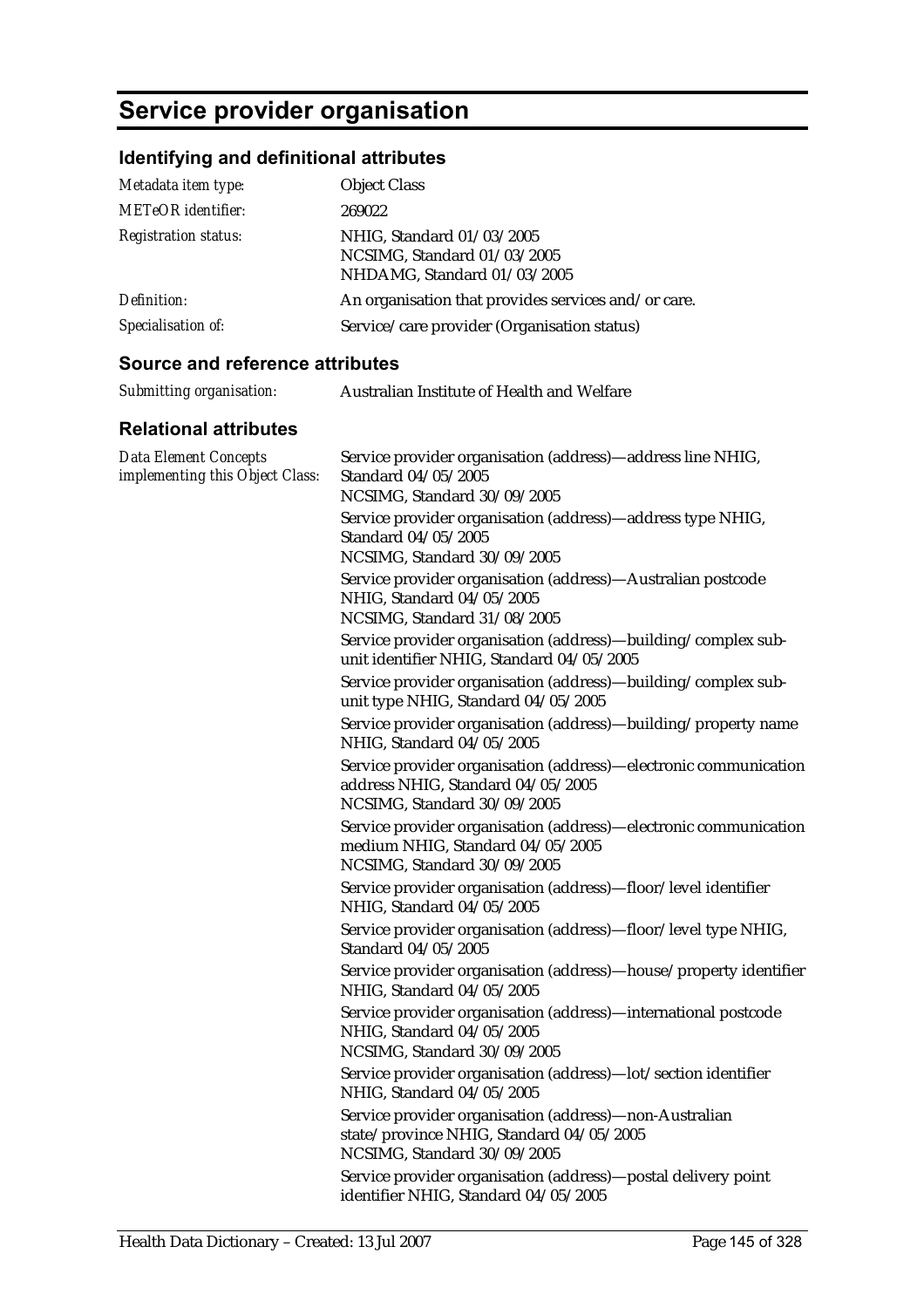# Service provider organisation

## Identifying and definitional attributes

| | |
|---|---|
| *Metadata item type:* | Object Class |
| *METeOR identifier:* | 269022 |
| *Registration status:* | NHIG, Standard 01/03/2005<br>NCSIMG, Standard 01/03/2005<br>NHDAMG, Standard 01/03/2005 |
| *Definition:* | An organisation that provides services and/or care. |
| *Specialisation of:* | Service/care provider (Organisation status) |

## Source and reference attributes

| | |
|---|---|
| *Submitting organisation:* | Australian Institute of Health and Welfare |

## Relational attributes

*Data Element Concepts implementing this Object Class:*

Service provider organisation (address)—address line NHIG, Standard 04/05/2005
NCSIMG, Standard 30/09/2005

Service provider organisation (address)—address type NHIG, Standard 04/05/2005
NCSIMG, Standard 30/09/2005

Service provider organisation (address)—Australian postcode NHIG, Standard 04/05/2005
NCSIMG, Standard 31/08/2005

Service provider organisation (address)—building/complex sub-unit identifier NHIG, Standard 04/05/2005

Service provider organisation (address)—building/complex sub-unit type NHIG, Standard 04/05/2005

Service provider organisation (address)—building/property name NHIG, Standard 04/05/2005

Service provider organisation (address)—electronic communication address NHIG, Standard 04/05/2005
NCSIMG, Standard 30/09/2005

Service provider organisation (address)—electronic communication medium NHIG, Standard 04/05/2005
NCSIMG, Standard 30/09/2005

Service provider organisation (address)—floor/level identifier NHIG, Standard 04/05/2005

Service provider organisation (address)—floor/level type NHIG, Standard 04/05/2005

Service provider organisation (address)—house/property identifier NHIG, Standard 04/05/2005

Service provider organisation (address)—international postcode NHIG, Standard 04/05/2005
NCSIMG, Standard 30/09/2005

Service provider organisation (address)—lot/section identifier NHIG, Standard 04/05/2005

Service provider organisation (address)—non-Australian state/province NHIG, Standard 04/05/2005
NCSIMG, Standard 30/09/2005

Service provider organisation (address)—postal delivery point identifier NHIG, Standard 04/05/2005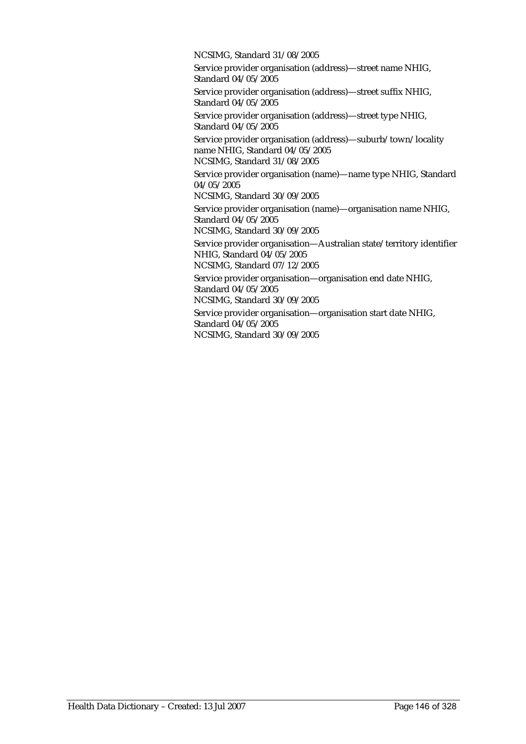NCSIMG, Standard 31/08/2005

Service provider organisation (address)—street name NHIG, Standard 04/05/2005

Service provider organisation (address)—street suffix NHIG, Standard 04/05/2005

Service provider organisation (address)—street type NHIG, Standard 04/05/2005

Service provider organisation (address)—suburb/town/locality name NHIG, Standard 04/05/2005
NCSIMG, Standard 31/08/2005

Service provider organisation (name)—name type NHIG, Standard 04/05/2005
NCSIMG, Standard 30/09/2005

Service provider organisation (name)—organisation name NHIG, Standard 04/05/2005
NCSIMG, Standard 30/09/2005

Service provider organisation—Australian state/territory identifier NHIG, Standard 04/05/2005
NCSIMG, Standard 07/12/2005

Service provider organisation—organisation end date NHIG, Standard 04/05/2005
NCSIMG, Standard 30/09/2005

Service provider organisation—organisation start date NHIG, Standard 04/05/2005
NCSIMG, Standard 30/09/2005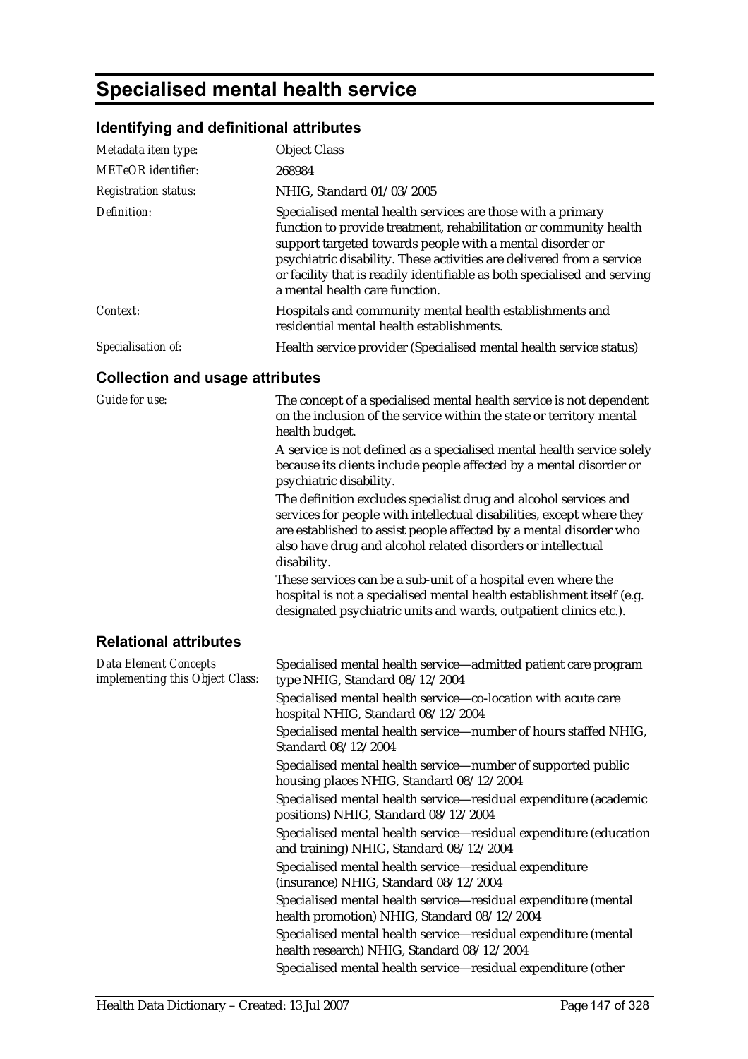# Specialised mental health service

## Identifying and definitional attributes

| | |
|---|---|
| *Metadata item type:* | Object Class |
| *METeOR identifier:* | 268984 |
| *Registration status:* | NHIG, Standard 01/03/2005 |
| *Definition:* | Specialised mental health services are those with a primary function to provide treatment, rehabilitation or community health support targeted towards people with a mental disorder or psychiatric disability. These activities are delivered from a service or facility that is readily identifiable as both specialised and serving a mental health care function. |
| *Context:* | Hospitals and community mental health establishments and residential mental health establishments. |
| *Specialisation of:* | Health service provider (Specialised mental health service status) |

## Collection and usage attributes

| | |
|---|---|
| *Guide for use:* | The concept of a specialised mental health service is not dependent on the inclusion of the service within the state or territory mental health budget.<br>A service is not defined as a specialised mental health service solely because its clients include people affected by a mental disorder or psychiatric disability.<br>The definition excludes specialist drug and alcohol services and services for people with intellectual disabilities, except where they are established to assist people affected by a mental disorder who also have drug and alcohol related disorders or intellectual disability.<br>These services can be a sub-unit of a hospital even where the hospital is not a specialised mental health establishment itself (e.g. designated psychiatric units and wards, outpatient clinics etc.). |

## Relational attributes

| | |
|---|---|
| *Data Element Concepts implementing this Object Class:* | Specialised mental health service—admitted patient care program type NHIG, Standard 08/12/2004<br>Specialised mental health service—co-location with acute care hospital NHIG, Standard 08/12/2004<br>Specialised mental health service—number of hours staffed NHIG, Standard 08/12/2004<br>Specialised mental health service—number of supported public housing places NHIG, Standard 08/12/2004<br>Specialised mental health service—residual expenditure (academic positions) NHIG, Standard 08/12/2004<br>Specialised mental health service—residual expenditure (education and training) NHIG, Standard 08/12/2004<br>Specialised mental health service—residual expenditure (insurance) NHIG, Standard 08/12/2004<br>Specialised mental health service—residual expenditure (mental health promotion) NHIG, Standard 08/12/2004<br>Specialised mental health service—residual expenditure (mental health research) NHIG, Standard 08/12/2004<br>Specialised mental health service—residual expenditure (other |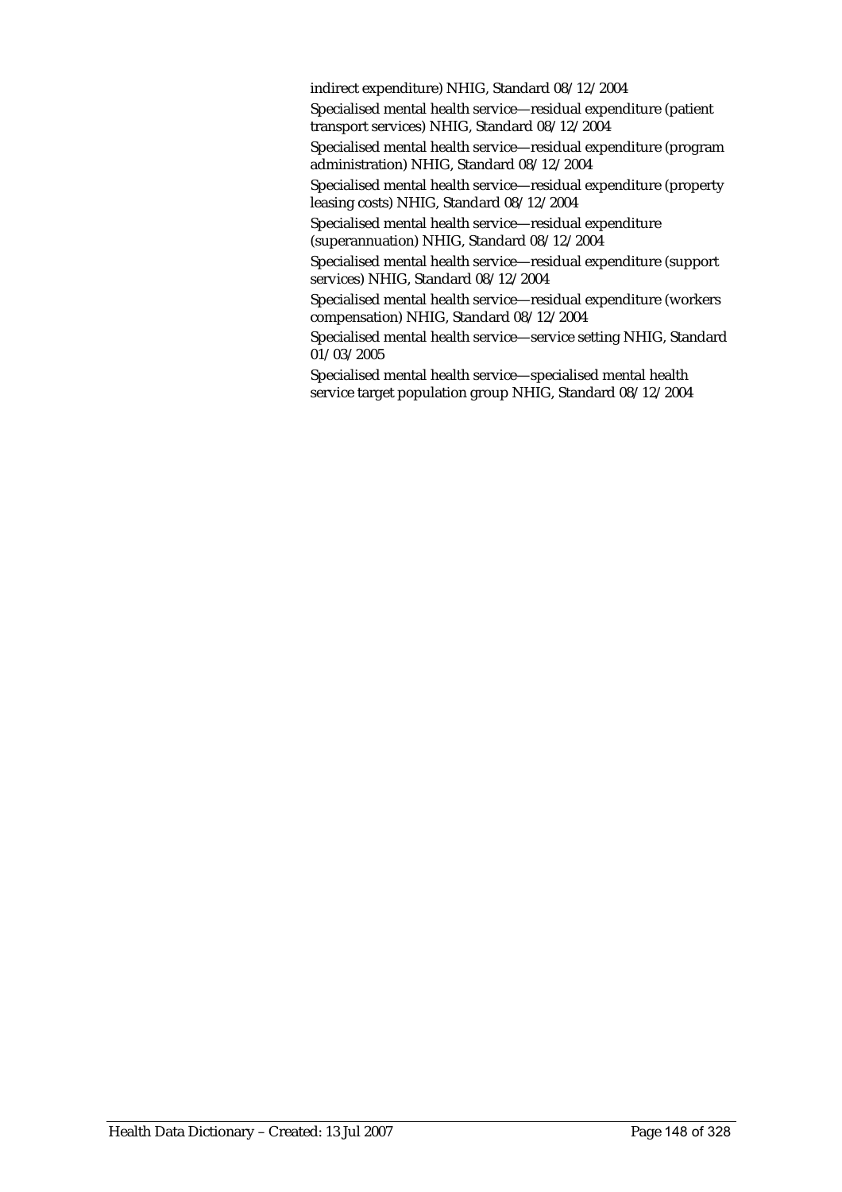indirect expenditure) NHIG, Standard 08/12/2004

Specialised mental health service—residual expenditure (patient transport services) NHIG, Standard 08/12/2004

Specialised mental health service—residual expenditure (program administration) NHIG, Standard 08/12/2004

Specialised mental health service—residual expenditure (property leasing costs) NHIG, Standard 08/12/2004

Specialised mental health service—residual expenditure (superannuation) NHIG, Standard 08/12/2004

Specialised mental health service—residual expenditure (support services) NHIG, Standard 08/12/2004

Specialised mental health service—residual expenditure (workers compensation) NHIG, Standard 08/12/2004

Specialised mental health service—service setting NHIG, Standard 01/03/2005

Specialised mental health service—specialised mental health service target population group NHIG, Standard 08/12/2004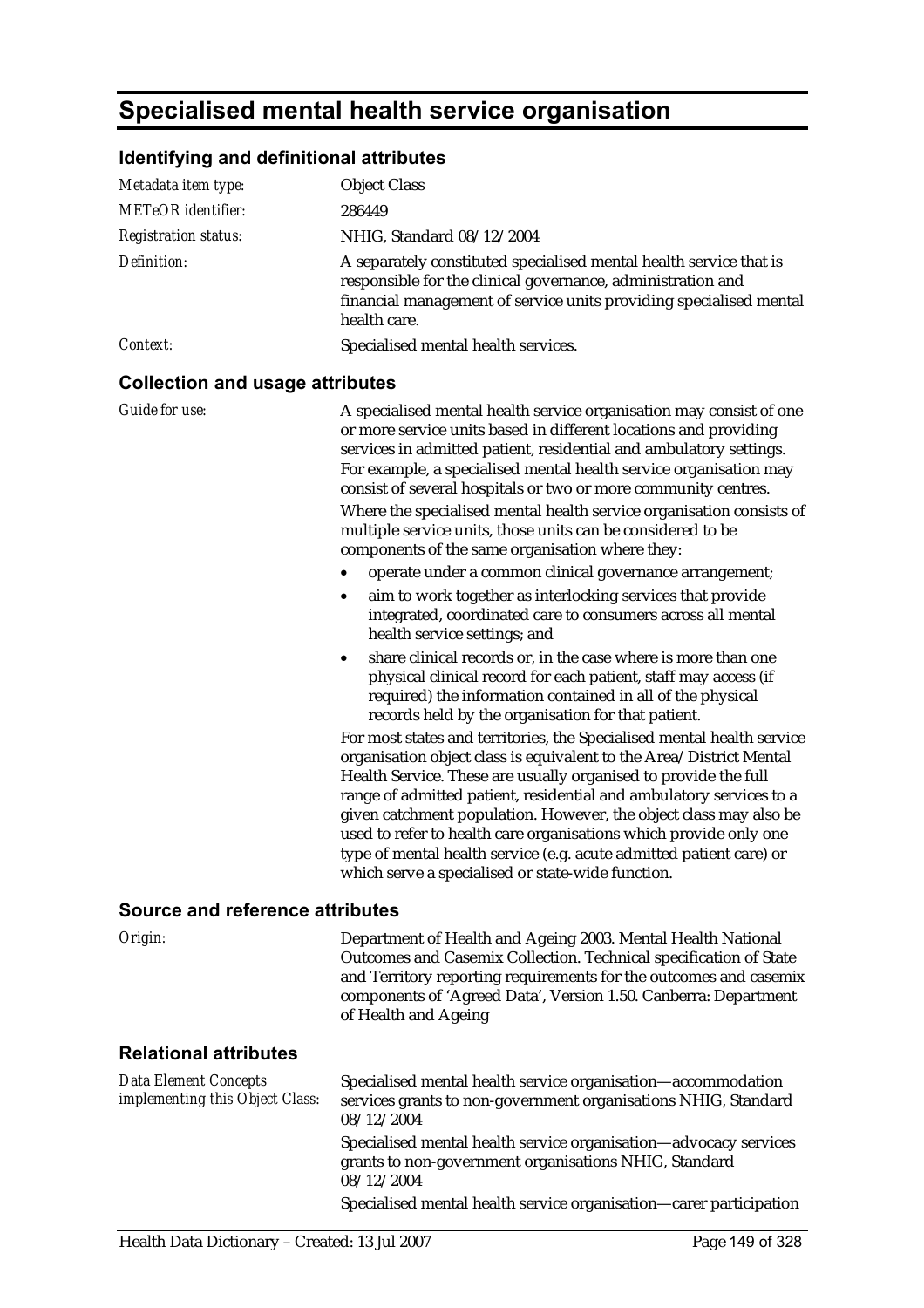# Specialised mental health service organisation

## Identifying and definitional attributes

| | |
|---|---|
| *Metadata item type:* | Object Class |
| *METeOR identifier:* | 286449 |
| *Registration status:* | NHIG, Standard 08/12/2004 |
| *Definition:* | A separately constituted specialised mental health service that is responsible for the clinical governance, administration and financial management of service units providing specialised mental health care. |
| *Context:* | Specialised mental health services. |

## Collection and usage attributes

*Guide for use:*

A specialised mental health service organisation may consist of one or more service units based in different locations and providing services in admitted patient, residential and ambulatory settings. For example, a specialised mental health service organisation may consist of several hospitals or two or more community centres.

Where the specialised mental health service organisation consists of multiple service units, those units can be considered to be components of the same organisation where they:

- operate under a common clinical governance arrangement;
- aim to work together as interlocking services that provide integrated, coordinated care to consumers across all mental health service settings; and
- share clinical records or, in the case where is more than one physical clinical record for each patient, staff may access (if required) the information contained in all of the physical records held by the organisation for that patient.

For most states and territories, the Specialised mental health service organisation object class is equivalent to the Area/District Mental Health Service. These are usually organised to provide the full range of admitted patient, residential and ambulatory services to a given catchment population. However, the object class may also be used to refer to health care organisations which provide only one type of mental health service (e.g. acute admitted patient care) or which serve a specialised or state-wide function.

## Source and reference attributes

*Origin:*

Department of Health and Ageing 2003. Mental Health National Outcomes and Casemix Collection. Technical specification of State and Territory reporting requirements for the outcomes and casemix components of 'Agreed Data', Version 1.50. Canberra: Department of Health and Ageing

## Relational attributes

*Data Element Concepts implementing this Object Class:*

Specialised mental health service organisation—accommodation services grants to non-government organisations NHIG, Standard 08/12/2004

Specialised mental health service organisation—advocacy services grants to non-government organisations NHIG, Standard 08/12/2004

Specialised mental health service organisation—carer participation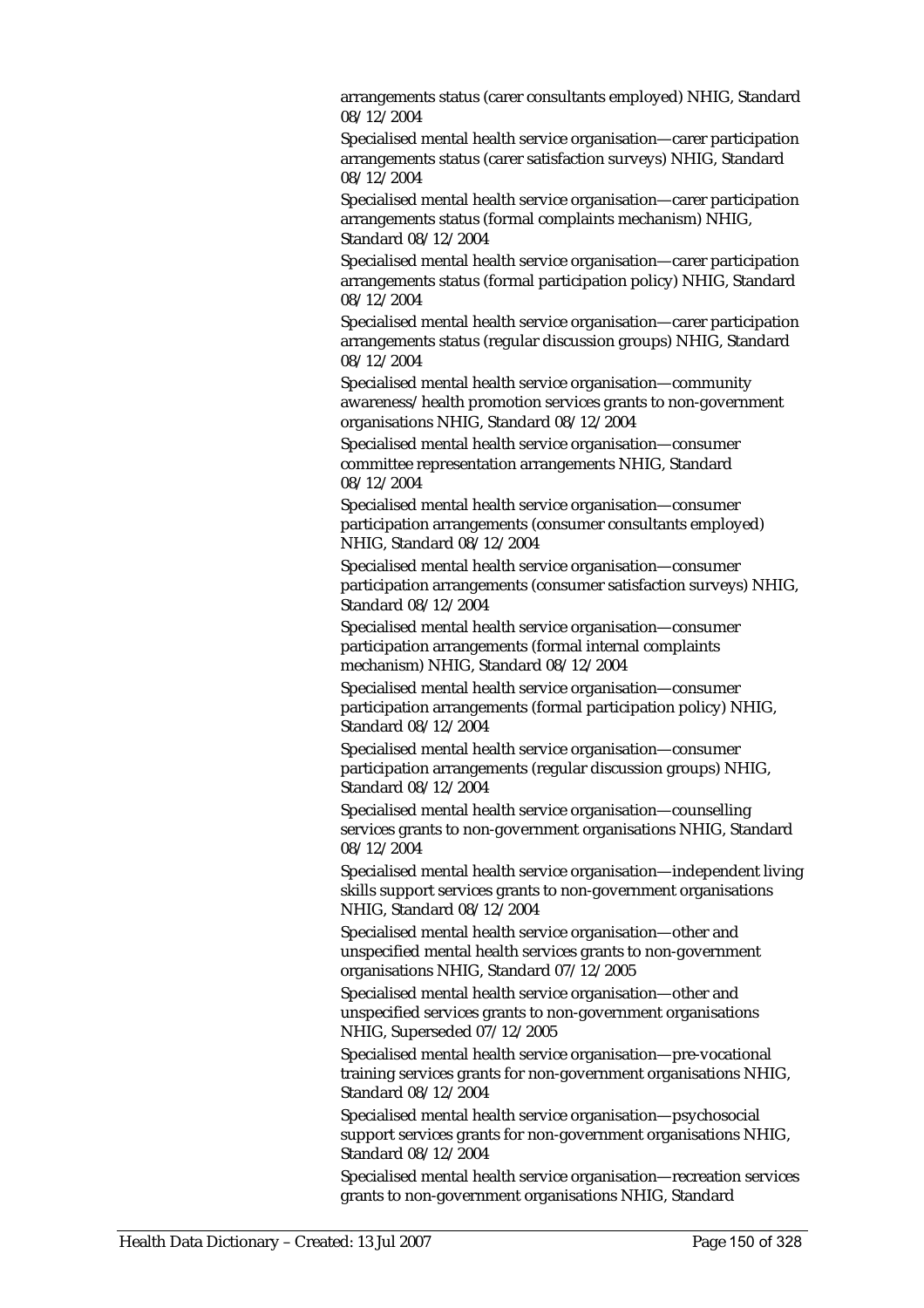arrangements status (carer consultants employed) NHIG, Standard 08/12/2004

Specialised mental health service organisation—carer participation arrangements status (carer satisfaction surveys) NHIG, Standard 08/12/2004

Specialised mental health service organisation—carer participation arrangements status (formal complaints mechanism) NHIG, Standard 08/12/2004

Specialised mental health service organisation—carer participation arrangements status (formal participation policy) NHIG, Standard 08/12/2004

Specialised mental health service organisation—carer participation arrangements status (regular discussion groups) NHIG, Standard 08/12/2004

Specialised mental health service organisation—community awareness/health promotion services grants to non-government organisations NHIG, Standard 08/12/2004

Specialised mental health service organisation—consumer committee representation arrangements NHIG, Standard 08/12/2004

Specialised mental health service organisation—consumer participation arrangements (consumer consultants employed) NHIG, Standard 08/12/2004

Specialised mental health service organisation—consumer participation arrangements (consumer satisfaction surveys) NHIG, Standard 08/12/2004

Specialised mental health service organisation—consumer participation arrangements (formal internal complaints mechanism) NHIG, Standard 08/12/2004

Specialised mental health service organisation—consumer participation arrangements (formal participation policy) NHIG, Standard 08/12/2004

Specialised mental health service organisation—consumer participation arrangements (regular discussion groups) NHIG, Standard 08/12/2004

Specialised mental health service organisation—counselling services grants to non-government organisations NHIG, Standard 08/12/2004

Specialised mental health service organisation—independent living skills support services grants to non-government organisations NHIG, Standard 08/12/2004

Specialised mental health service organisation—other and unspecified mental health services grants to non-government organisations NHIG, Standard 07/12/2005

Specialised mental health service organisation—other and unspecified services grants to non-government organisations NHIG, Superseded 07/12/2005

Specialised mental health service organisation—pre-vocational training services grants for non-government organisations NHIG, Standard 08/12/2004

Specialised mental health service organisation—psychosocial support services grants for non-government organisations NHIG, Standard 08/12/2004

Specialised mental health service organisation—recreation services grants to non-government organisations NHIG, Standard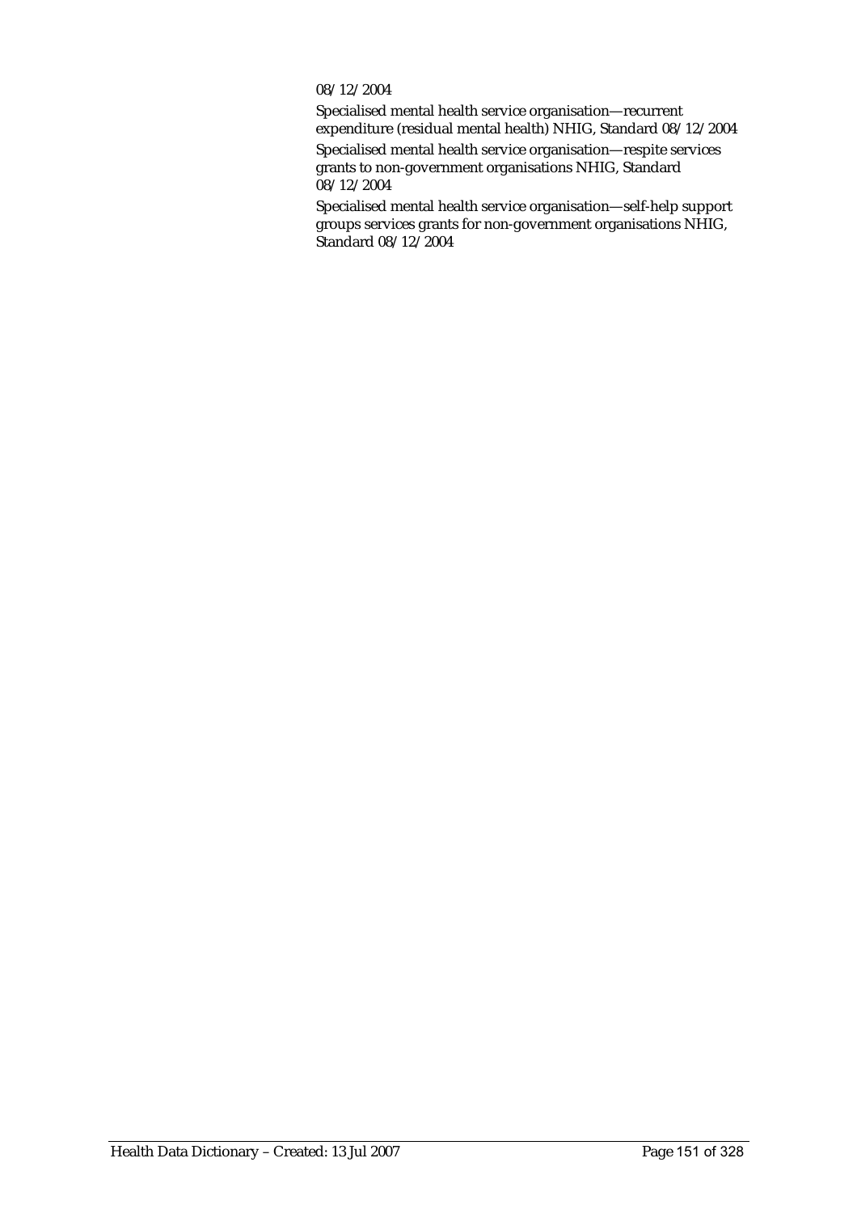08/12/2004

Specialised mental health service organisation—recurrent expenditure (residual mental health) NHIG, Standard 08/12/2004

Specialised mental health service organisation—respite services grants to non-government organisations NHIG, Standard 08/12/2004

Specialised mental health service organisation—self-help support groups services grants for non-government organisations NHIG, Standard 08/12/2004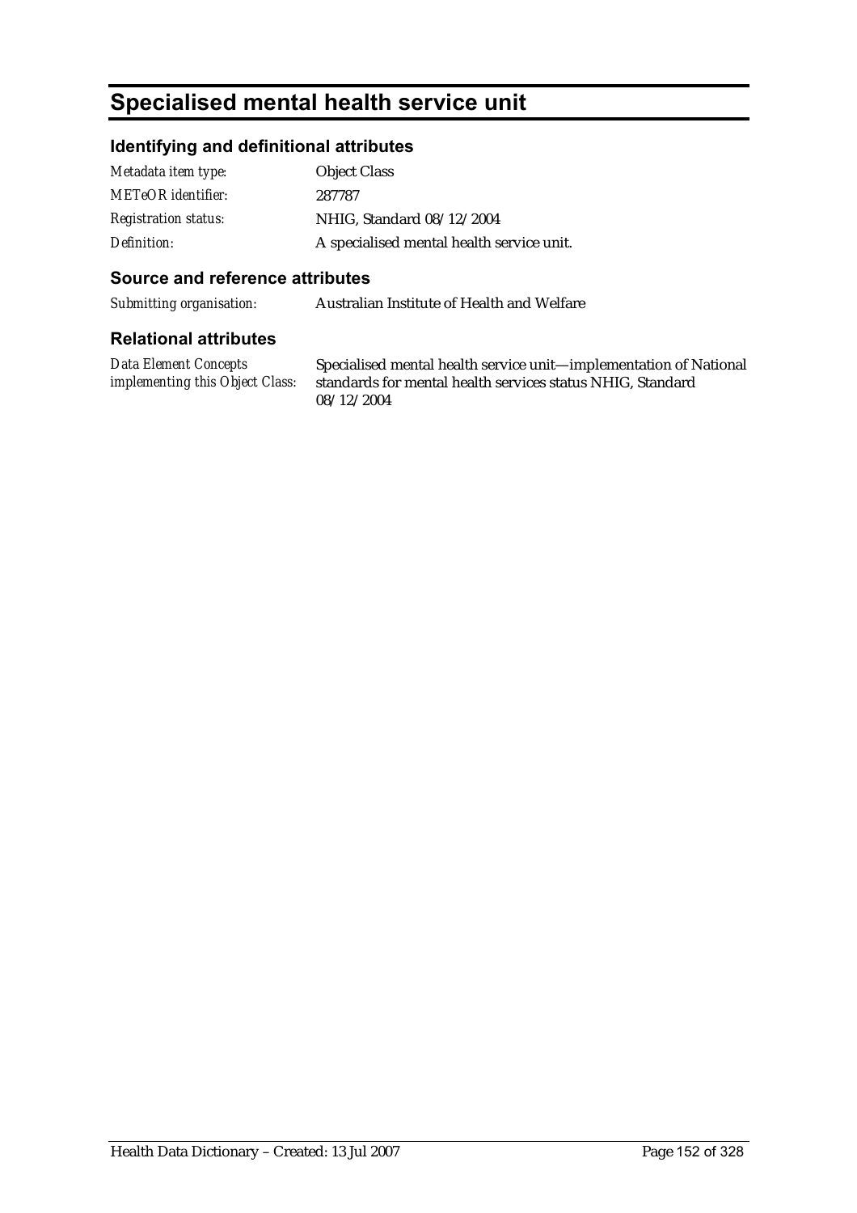# Specialised mental health service unit

## Identifying and definitional attributes

| | |
|---|---|
| *Metadata item type:* | Object Class |
| *METeOR identifier:* | 287787 |
| *Registration status:* | NHIG, Standard 08/12/2004 |
| *Definition:* | A specialised mental health service unit. |

## Source and reference attributes

| | |
|---|---|
| *Submitting organisation:* | Australian Institute of Health and Welfare |

## Relational attributes

| | |
|---|---|
| *Data Element Concepts implementing this Object Class:* | Specialised mental health service unit—implementation of National standards for mental health services status NHIG, Standard 08/12/2004 |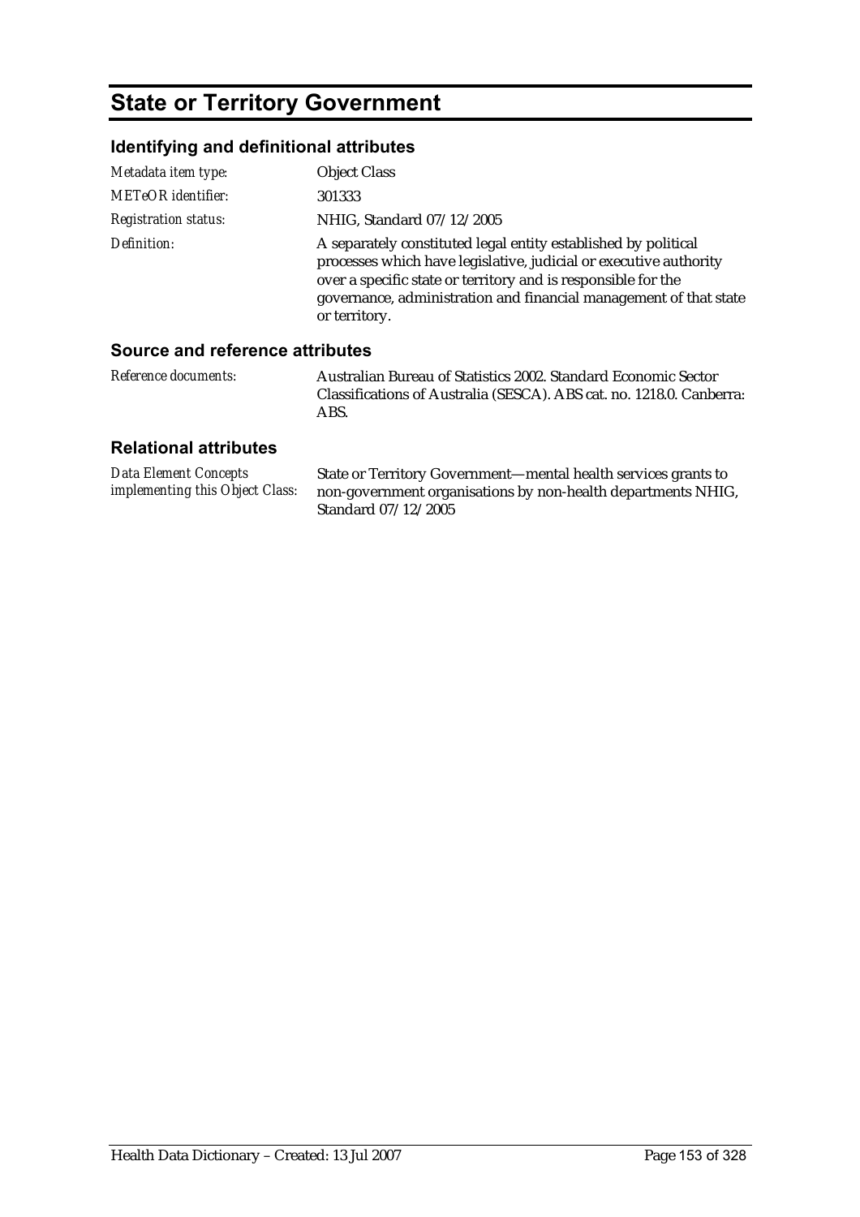# State or Territory Government

## Identifying and definitional attributes

| | |
|---|---|
| *Metadata item type:* | Object Class |
| *METeOR identifier:* | 301333 |
| *Registration status:* | NHIG, Standard 07/12/2005 |
| *Definition:* | A separately constituted legal entity established by political processes which have legislative, judicial or executive authority over a specific state or territory and is responsible for the governance, administration and financial management of that state or territory. |

## Source and reference attributes

| | |
|---|---|
| *Reference documents:* | Australian Bureau of Statistics 2002. Standard Economic Sector Classifications of Australia (SESCA). ABS cat. no. 1218.0. Canberra: ABS. |

## Relational attributes

| | |
|---|---|
| *Data Element Concepts implementing this Object Class:* | State or Territory Government—mental health services grants to non-government organisations by non-health departments NHIG, Standard 07/12/2005 |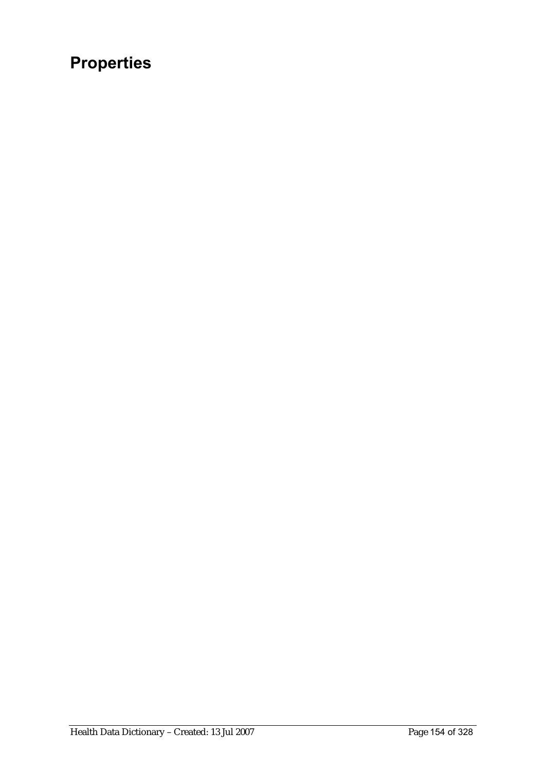# Properties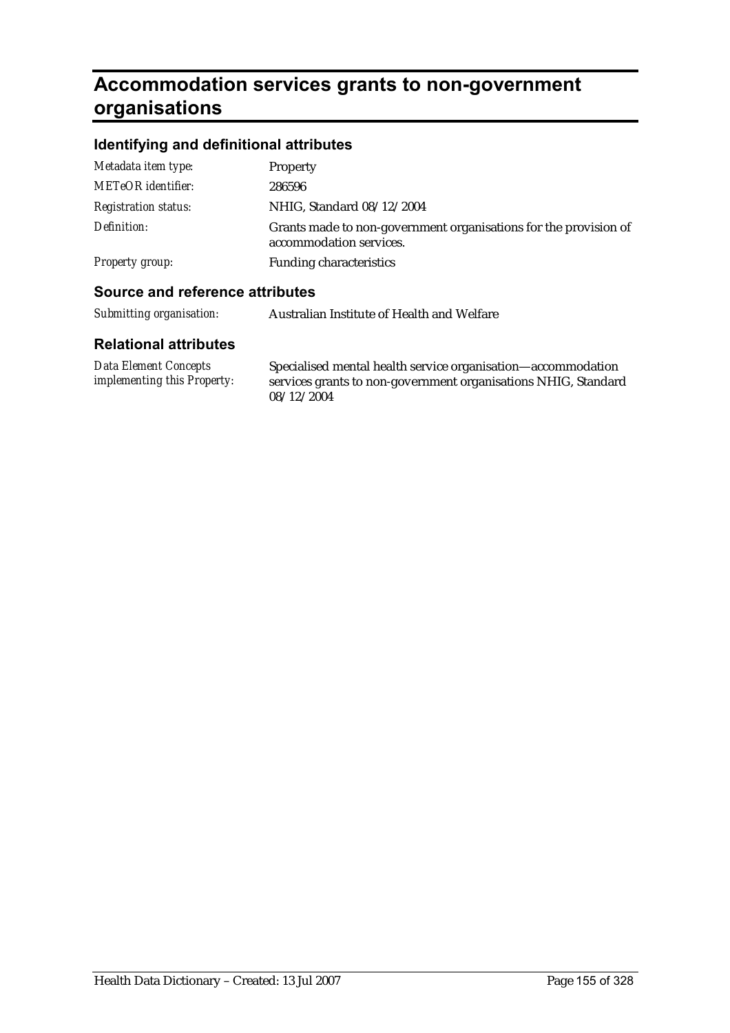# Accommodation services grants to non-government organisations

## Identifying and definitional attributes

| | |
|---|---|
| *Metadata item type:* | Property |
| *METeOR identifier:* | 286596 |
| *Registration status:* | NHIG, Standard 08/12/2004 |
| *Definition:* | Grants made to non-government organisations for the provision of accommodation services. |
| *Property group:* | Funding characteristics |

## Source and reference attributes

| | |
|---|---|
| *Submitting organisation:* | Australian Institute of Health and Welfare |

## Relational attributes

| | |
|---|---|
| *Data Element Concepts implementing this Property:* | Specialised mental health service organisation—accommodation services grants to non-government organisations NHIG, Standard 08/12/2004 |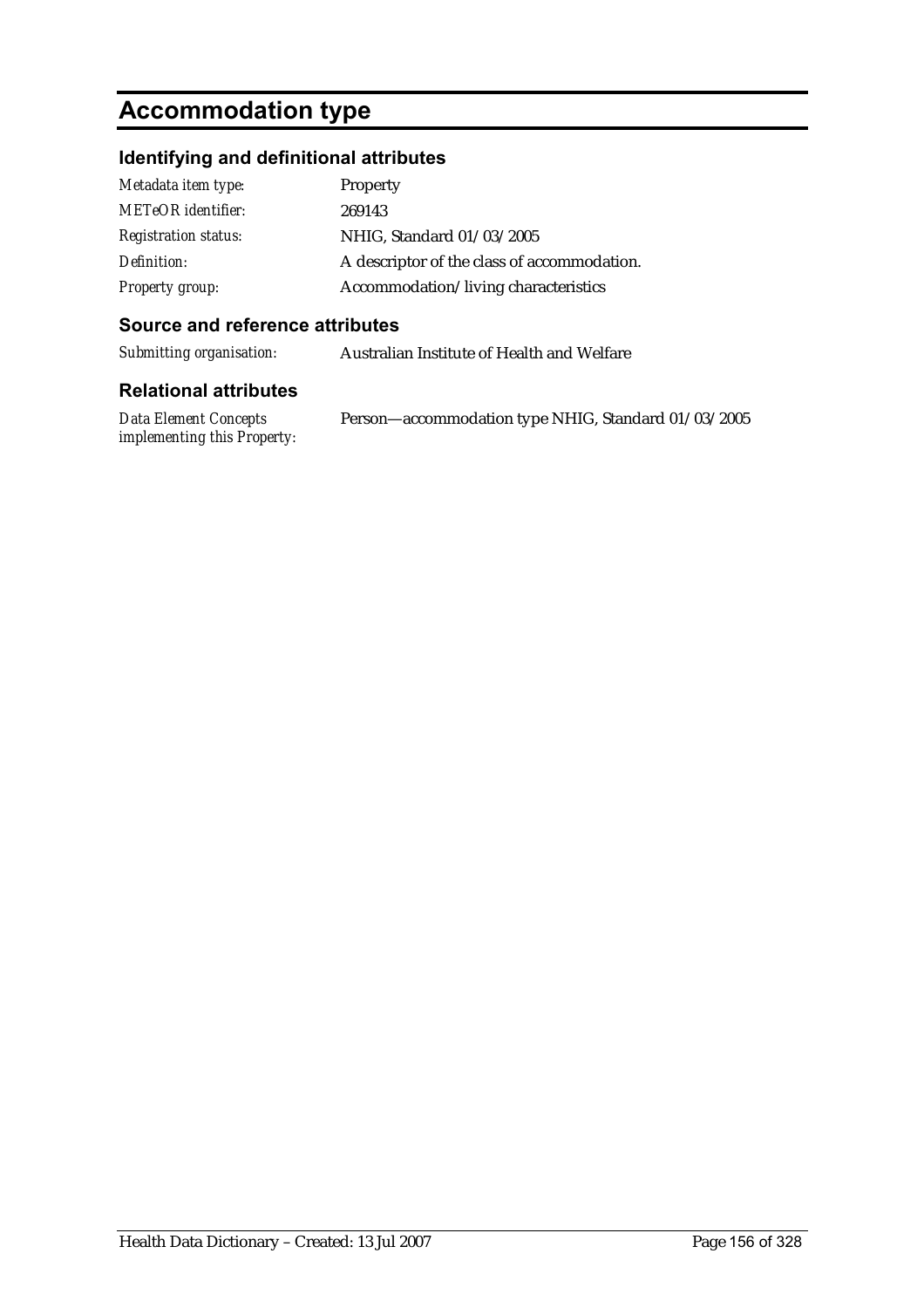# Accommodation type

## Identifying and definitional attributes

| | |
|---|---|
| *Metadata item type:* | Property |
| *METeOR identifier:* | 269143 |
| *Registration status:* | NHIG, Standard 01/03/2005 |
| *Definition:* | A descriptor of the class of accommodation. |
| *Property group:* | Accommodation/living characteristics |

## Source and reference attributes

| | |
|---|---|
| *Submitting organisation:* | Australian Institute of Health and Welfare |

## Relational attributes

| | |
|---|---|
| *Data Element Concepts implementing this Property:* | Person—accommodation type NHIG, Standard 01/03/2005 |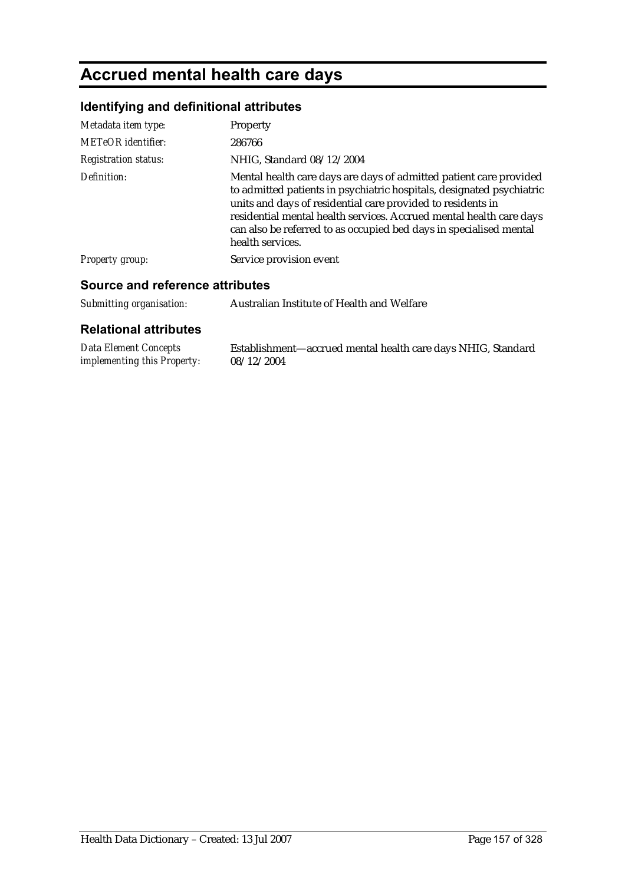# Accrued mental health care days

## Identifying and definitional attributes

| | |
|---|---|
| *Metadata item type:* | Property |
| *METeOR identifier:* | 286766 |
| *Registration status:* | NHIG, Standard 08/12/2004 |
| *Definition:* | Mental health care days are days of admitted patient care provided to admitted patients in psychiatric hospitals, designated psychiatric units and days of residential care provided to residents in residential mental health services. Accrued mental health care days can also be referred to as occupied bed days in specialised mental health services. |
| *Property group:* | Service provision event |

## Source and reference attributes

| | |
|---|---|
| *Submitting organisation:* | Australian Institute of Health and Welfare |

## Relational attributes

| | |
|---|---|
| *Data Element Concepts implementing this Property:* | Establishment—accrued mental health care days NHIG, Standard 08/12/2004 |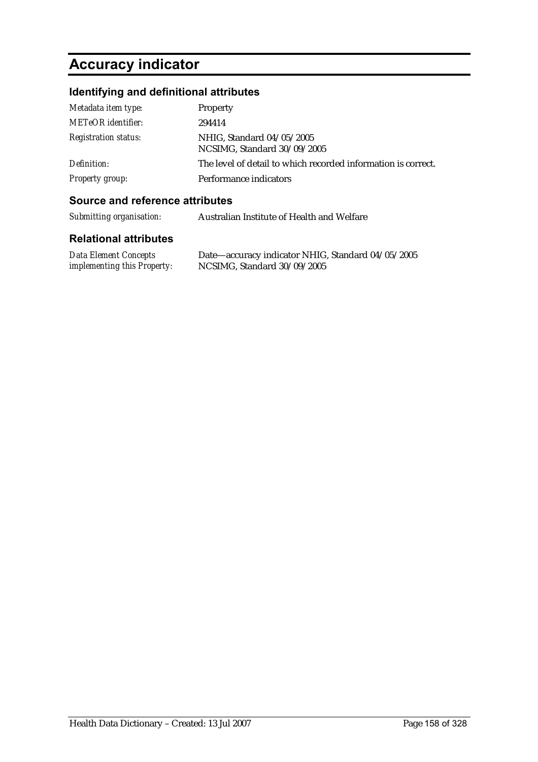# Accuracy indicator

## Identifying and definitional attributes

| | |
|---|---|
| *Metadata item type:* | Property |
| *METeOR identifier:* | 294414 |
| *Registration status:* | NHIG, Standard 04/05/2005<br>NCSIMG, Standard 30/09/2005 |
| *Definition:* | The level of detail to which recorded information is correct. |
| *Property group:* | Performance indicators |

## Source and reference attributes

| | |
|---|---|
| *Submitting organisation:* | Australian Institute of Health and Welfare |

## Relational attributes

| | |
|---|---|
| *Data Element Concepts implementing this Property:* | Date—accuracy indicator NHIG, Standard 04/05/2005<br>NCSIMG, Standard 30/09/2005 |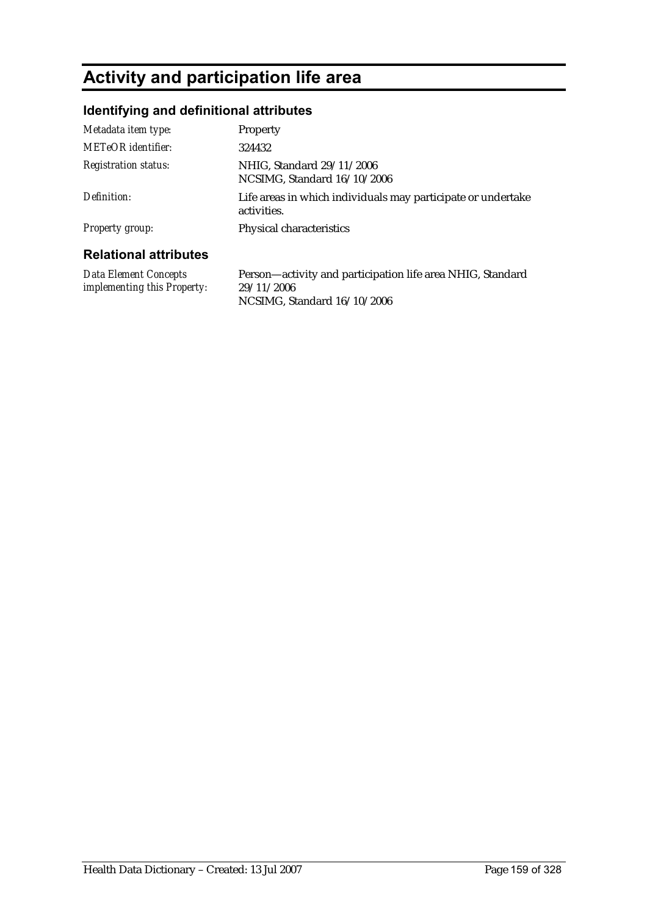# Activity and participation life area

## Identifying and definitional attributes

| | |
|---|---|
| *Metadata item type:* | Property |
| *METeOR identifier:* | 324432 |
| *Registration status:* | NHIG, Standard 29/11/2006<br>NCSIMG, Standard 16/10/2006 |
| *Definition:* | Life areas in which individuals may participate or undertake activities. |
| *Property group:* | Physical characteristics |

## Relational attributes

| | |
|---|---|
| *Data Element Concepts implementing this Property:* | Person—activity and participation life area NHIG, Standard 29/11/2006<br>NCSIMG, Standard 16/10/2006 |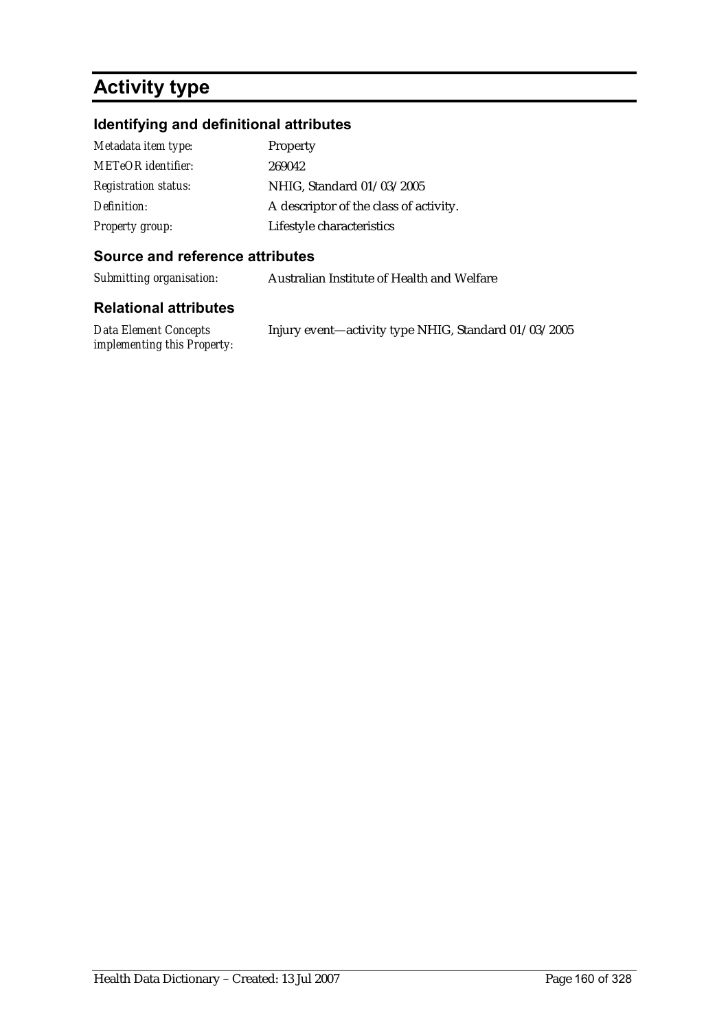# Activity type

## Identifying and definitional attributes

| | |
|---|---|
| *Metadata item type:* | Property |
| *METeOR identifier:* | 269042 |
| *Registration status:* | NHIG, Standard 01/03/2005 |
| *Definition:* | A descriptor of the class of activity. |
| *Property group:* | Lifestyle characteristics |

## Source and reference attributes

| | |
|---|---|
| *Submitting organisation:* | Australian Institute of Health and Welfare |

## Relational attributes

| | |
|---|---|
| *Data Element Concepts implementing this Property:* | Injury event—activity type NHIG, Standard 01/03/2005 |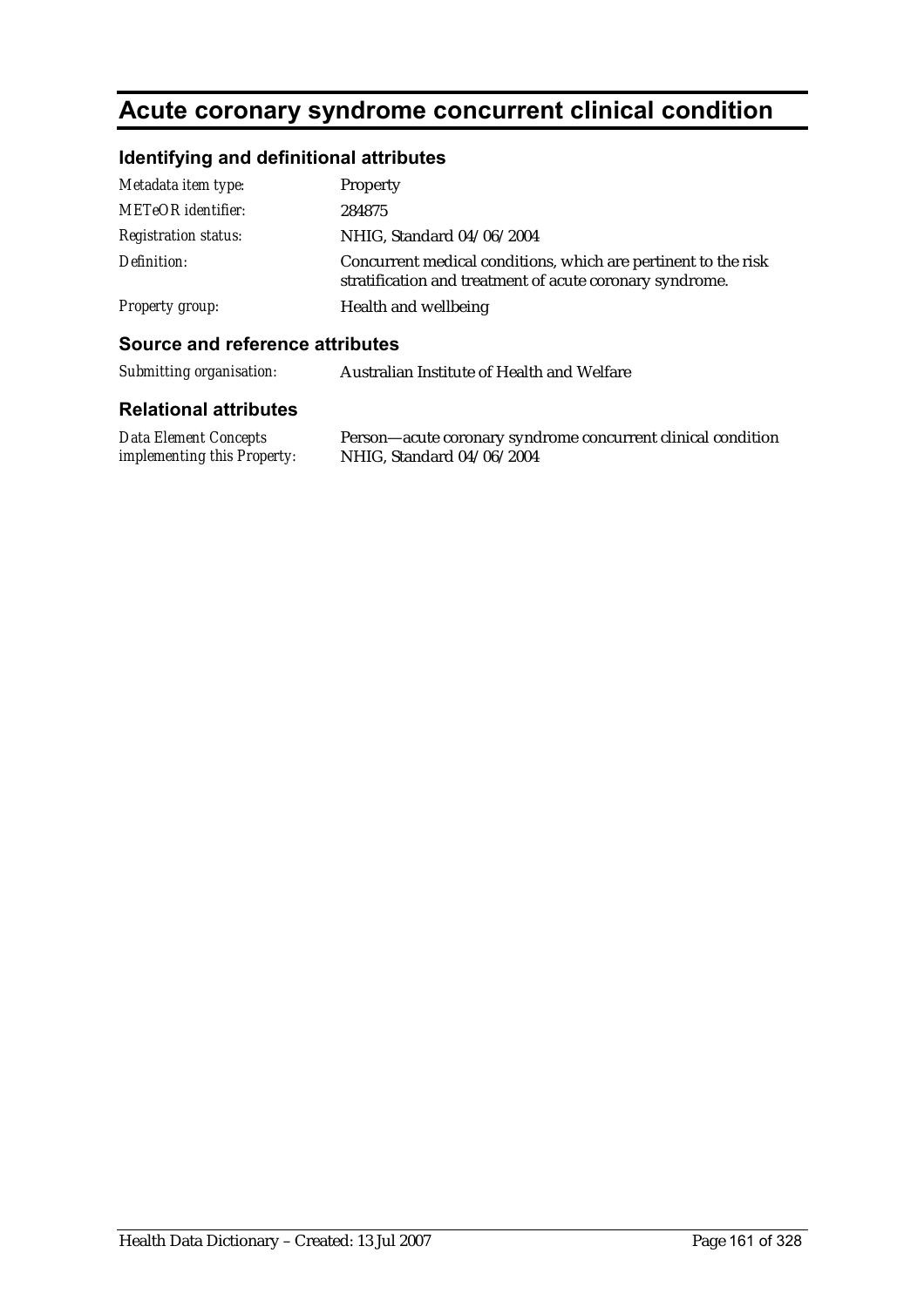# Acute coronary syndrome concurrent clinical condition

## Identifying and definitional attributes

| | |
|---|---|
| *Metadata item type:* | Property |
| *METeOR identifier:* | 284875 |
| *Registration status:* | NHIG, Standard 04/06/2004 |
| *Definition:* | Concurrent medical conditions, which are pertinent to the risk stratification and treatment of acute coronary syndrome. |
| *Property group:* | Health and wellbeing |

## Source and reference attributes

| | |
|---|---|
| *Submitting organisation:* | Australian Institute of Health and Welfare |

## Relational attributes

| | |
|---|---|
| *Data Element Concepts implementing this Property:* | Person—acute coronary syndrome concurrent clinical condition NHIG, Standard 04/06/2004 |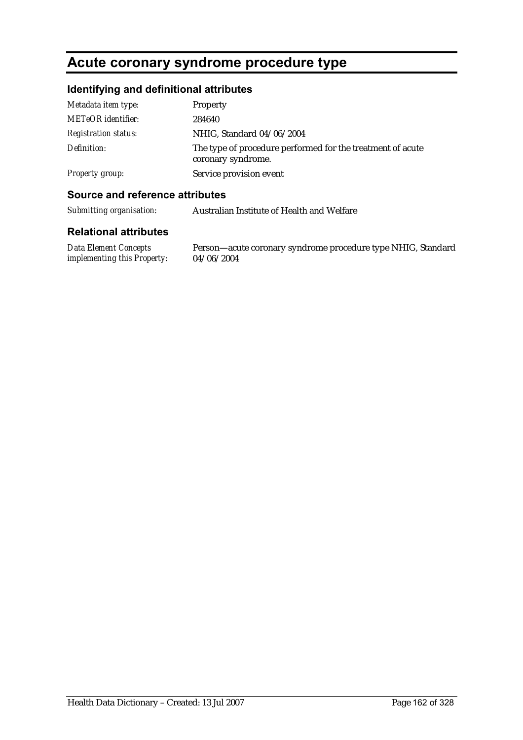# Acute coronary syndrome procedure type

## Identifying and definitional attributes

| | |
|---|---|
| *Metadata item type:* | Property |
| *METeOR identifier:* | 284640 |
| *Registration status:* | NHIG, Standard 04/06/2004 |
| *Definition:* | The type of procedure performed for the treatment of acute coronary syndrome. |
| *Property group:* | Service provision event |

## Source and reference attributes

| | |
|---|---|
| *Submitting organisation:* | Australian Institute of Health and Welfare |

## Relational attributes

| | |
|---|---|
| *Data Element Concepts implementing this Property:* | Person—acute coronary syndrome procedure type NHIG, Standard 04/06/2004 |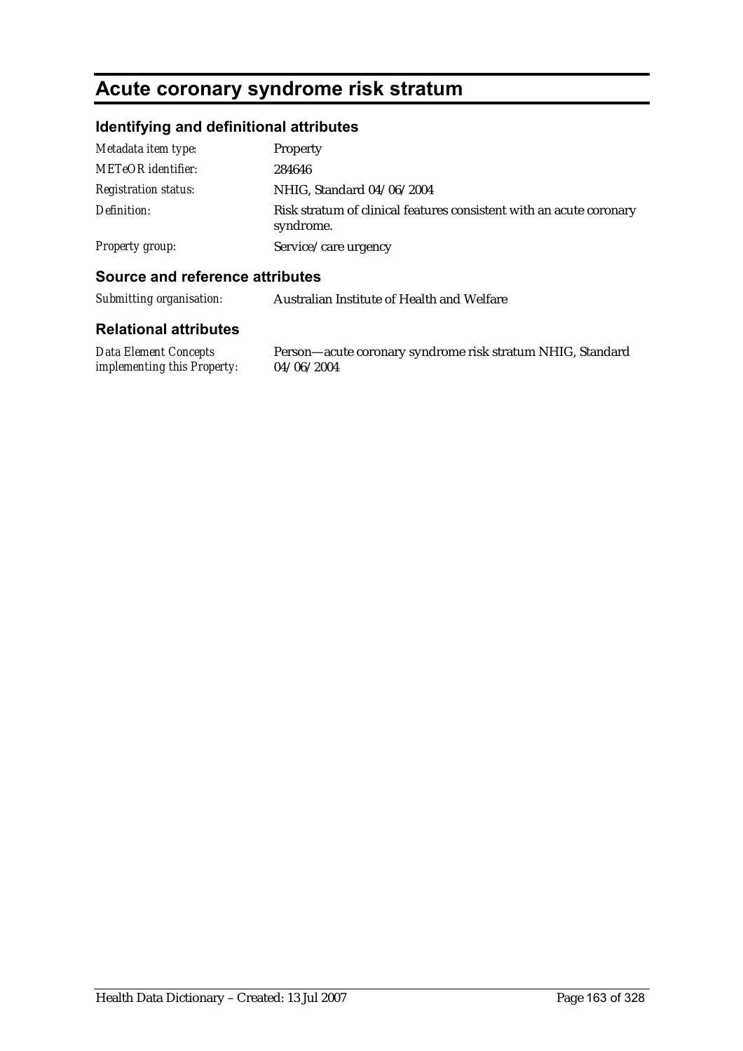# Acute coronary syndrome risk stratum

## Identifying and definitional attributes

| | |
|---|---|
| *Metadata item type:* | Property |
| *METeOR identifier:* | 284646 |
| *Registration status:* | NHIG, Standard 04/06/2004 |
| *Definition:* | Risk stratum of clinical features consistent with an acute coronary syndrome. |
| *Property group:* | Service/care urgency |

## Source and reference attributes

| | |
|---|---|
| *Submitting organisation:* | Australian Institute of Health and Welfare |

## Relational attributes

| | |
|---|---|
| *Data Element Concepts implementing this Property:* | Person—acute coronary syndrome risk stratum NHIG, Standard 04/06/2004 |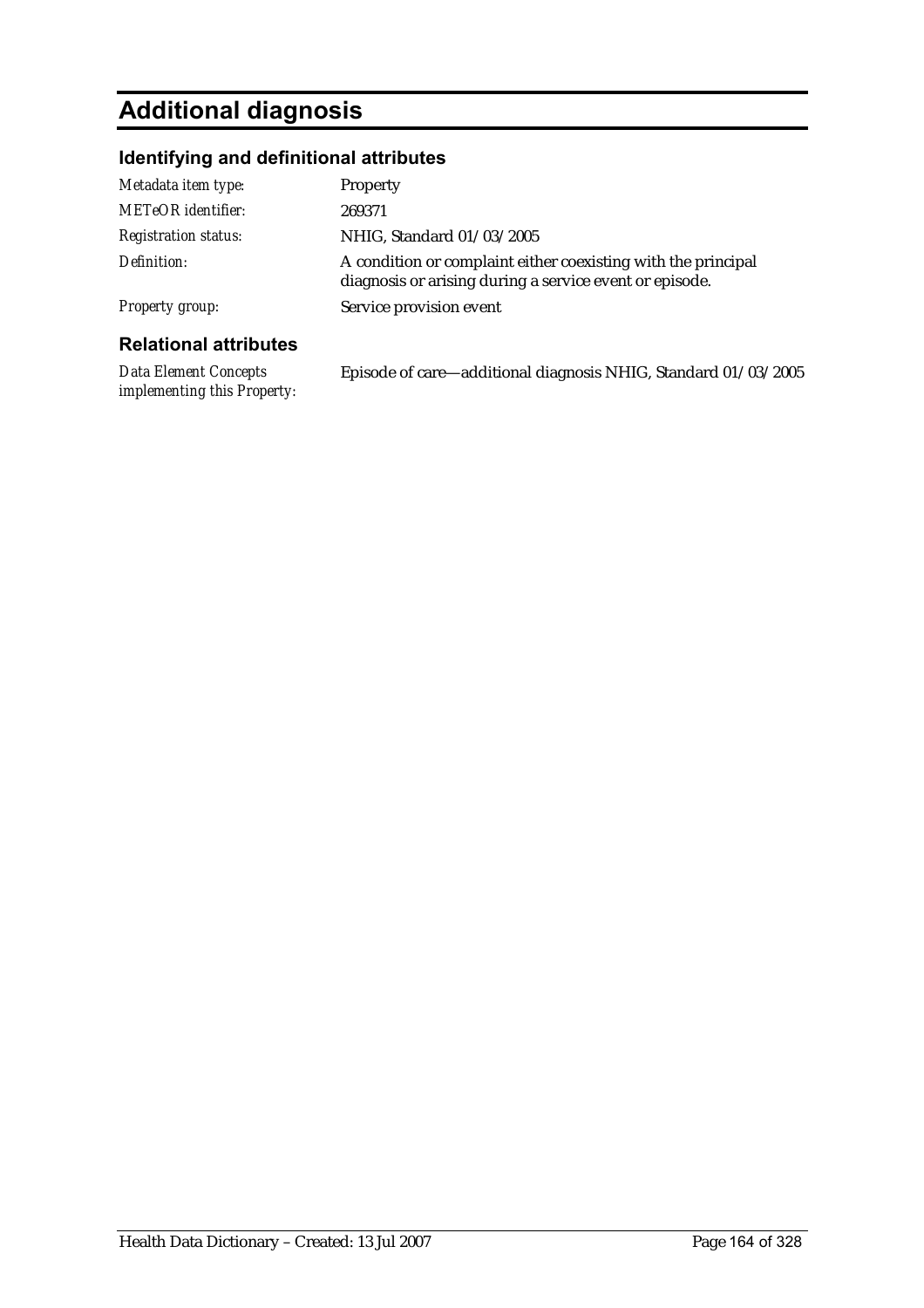# Additional diagnosis

## Identifying and definitional attributes

| | |
|---|---|
| *Metadata item type:* | Property |
| *METeOR identifier:* | 269371 |
| *Registration status:* | NHIG, Standard 01/03/2005 |
| *Definition:* | A condition or complaint either coexisting with the principal diagnosis or arising during a service event or episode. |
| *Property group:* | Service provision event |

## Relational attributes

| | |
|---|---|
| *Data Element Concepts implementing this Property:* | Episode of care—additional diagnosis NHIG, Standard 01/03/2005 |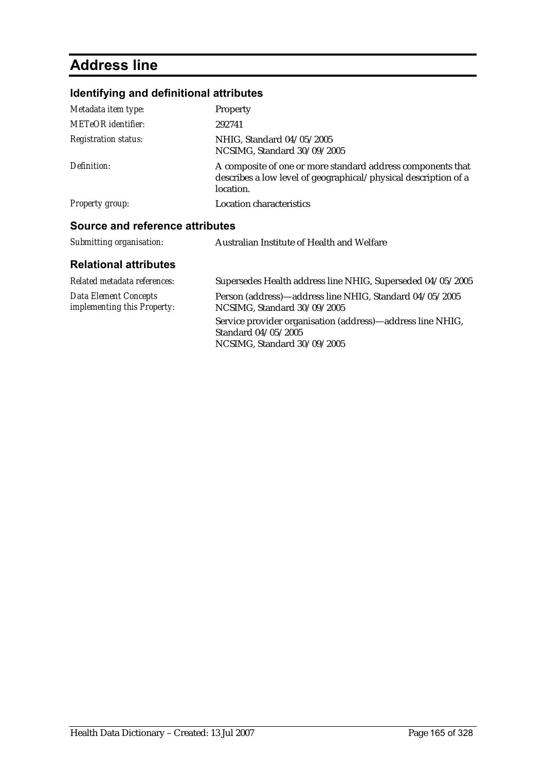# Address line

## Identifying and definitional attributes

| | |
|---|---|
| *Metadata item type:* | Property |
| *METeOR identifier:* | 292741 |
| *Registration status:* | NHIG, Standard 04/05/2005<br>NCSIMG, Standard 30/09/2005 |
| *Definition:* | A composite of one or more standard address components that describes a low level of geographical/physical description of a location. |
| *Property group:* | Location characteristics |

## Source and reference attributes

| | |
|---|---|
| *Submitting organisation:* | Australian Institute of Health and Welfare |

## Relational attributes

| | |
|---|---|
| *Related metadata references:* | Supersedes Health address line NHIG, Superseded 04/05/2005 |
| *Data Element Concepts implementing this Property:* | Person (address)—address line NHIG, Standard 04/05/2005<br>NCSIMG, Standard 30/09/2005<br><br>Service provider organisation (address)—address line NHIG, Standard 04/05/2005<br>NCSIMG, Standard 30/09/2005 |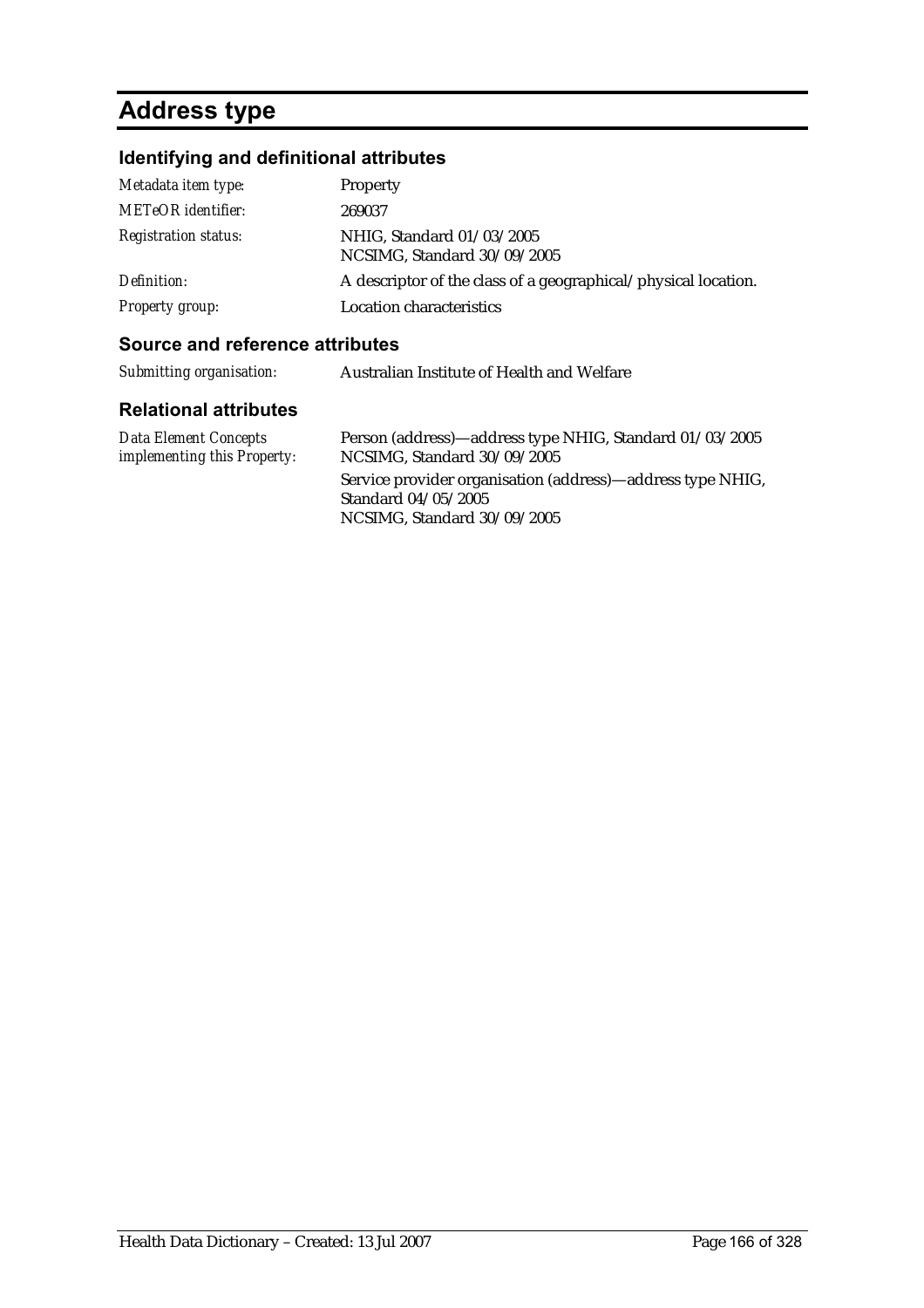# Address type

## Identifying and definitional attributes

| | |
|---|---|
| *Metadata item type:* | Property |
| *METeOR identifier:* | 269037 |
| *Registration status:* | NHIG, Standard 01/03/2005<br>NCSIMG, Standard 30/09/2005 |
| *Definition:* | A descriptor of the class of a geographical/physical location. |
| *Property group:* | Location characteristics |

## Source and reference attributes

| | |
|---|---|
| *Submitting organisation:* | Australian Institute of Health and Welfare |

## Relational attributes

| | |
|---|---|
| *Data Element Concepts implementing this Property:* | Person (address)—address type NHIG, Standard 01/03/2005<br>NCSIMG, Standard 30/09/2005<br>Service provider organisation (address)—address type NHIG, Standard 04/05/2005<br>NCSIMG, Standard 30/09/2005 |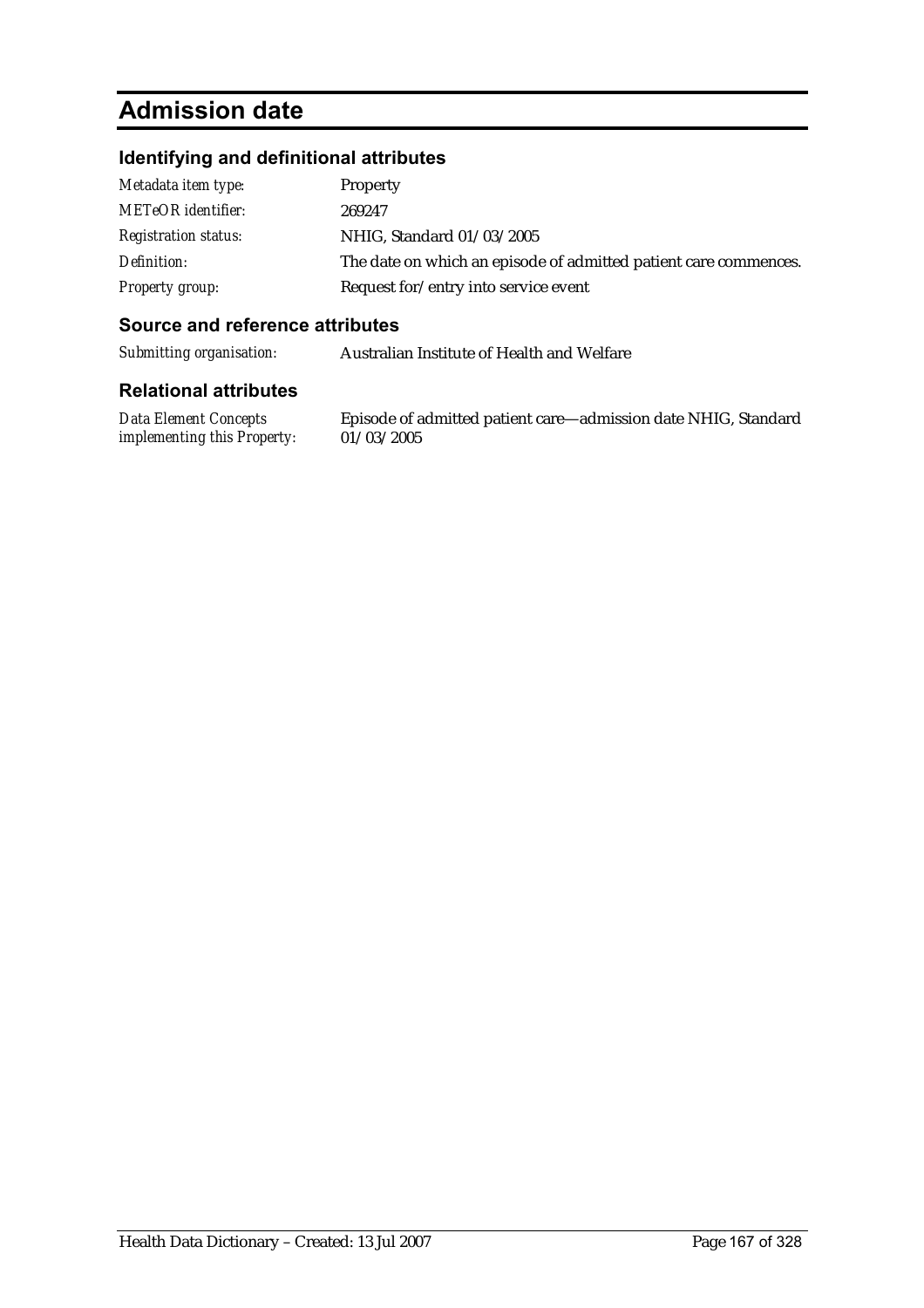# Admission date

## Identifying and definitional attributes

| | |
|---|---|
| *Metadata item type:* | Property |
| *METeOR identifier:* | 269247 |
| *Registration status:* | NHIG, Standard 01/03/2005 |
| *Definition:* | The date on which an episode of admitted patient care commences. |
| *Property group:* | Request for/entry into service event |

## Source and reference attributes

| | |
|---|---|
| *Submitting organisation:* | Australian Institute of Health and Welfare |

## Relational attributes

| | |
|---|---|
| *Data Element Concepts implementing this Property:* | Episode of admitted patient care—admission date NHIG, Standard 01/03/2005 |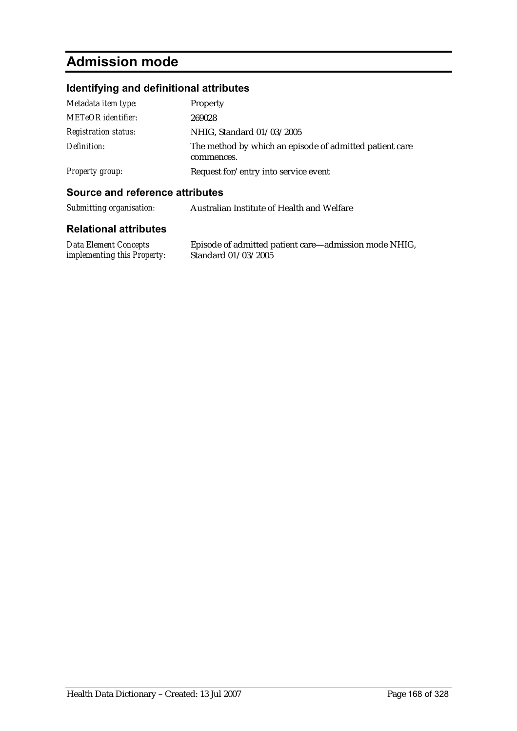# Admission mode

## Identifying and definitional attributes

| | |
|---|---|
| *Metadata item type:* | Property |
| *METeOR identifier:* | 269028 |
| *Registration status:* | NHIG, Standard 01/03/2005 |
| *Definition:* | The method by which an episode of admitted patient care commences. |
| *Property group:* | Request for/entry into service event |

## Source and reference attributes

| | |
|---|---|
| *Submitting organisation:* | Australian Institute of Health and Welfare |

## Relational attributes

| | |
|---|---|
| *Data Element Concepts implementing this Property:* | Episode of admitted patient care—admission mode NHIG, Standard 01/03/2005 |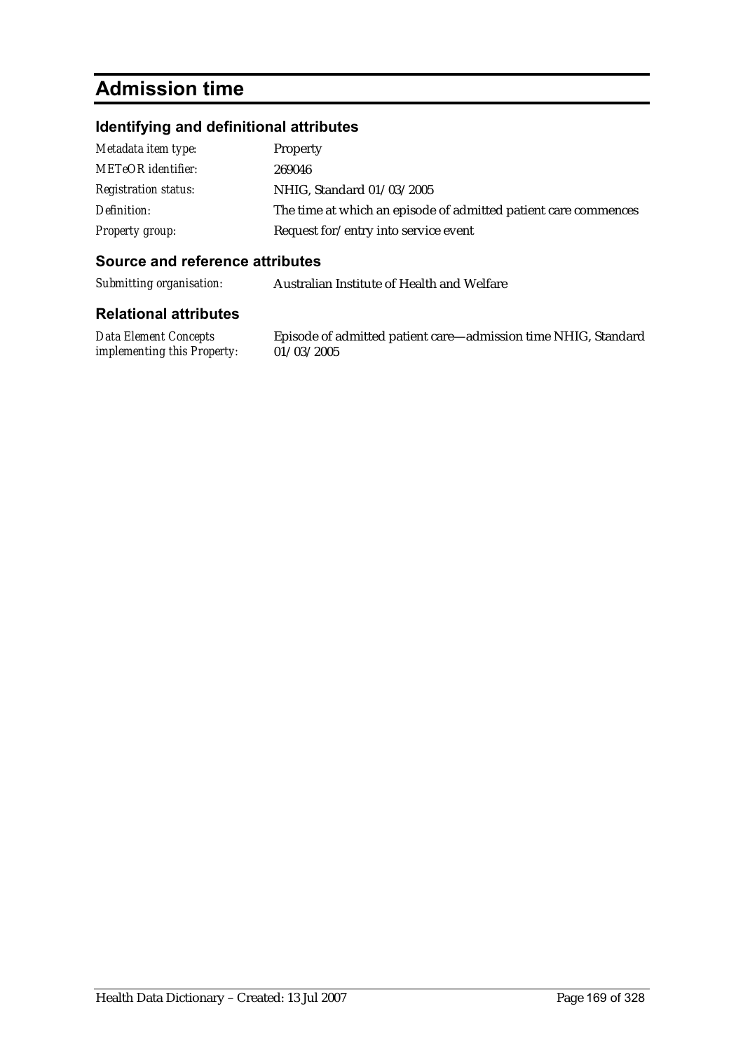# Admission time

## Identifying and definitional attributes

| | |
|---|---|
| *Metadata item type:* | Property |
| *METeOR identifier:* | 269046 |
| *Registration status:* | NHIG, Standard 01/03/2005 |
| *Definition:* | The time at which an episode of admitted patient care commences |
| *Property group:* | Request for/entry into service event |

## Source and reference attributes

| | |
|---|---|
| *Submitting organisation:* | Australian Institute of Health and Welfare |

## Relational attributes

| | |
|---|---|
| *Data Element Concepts implementing this Property:* | Episode of admitted patient care—admission time NHIG, Standard 01/03/2005 |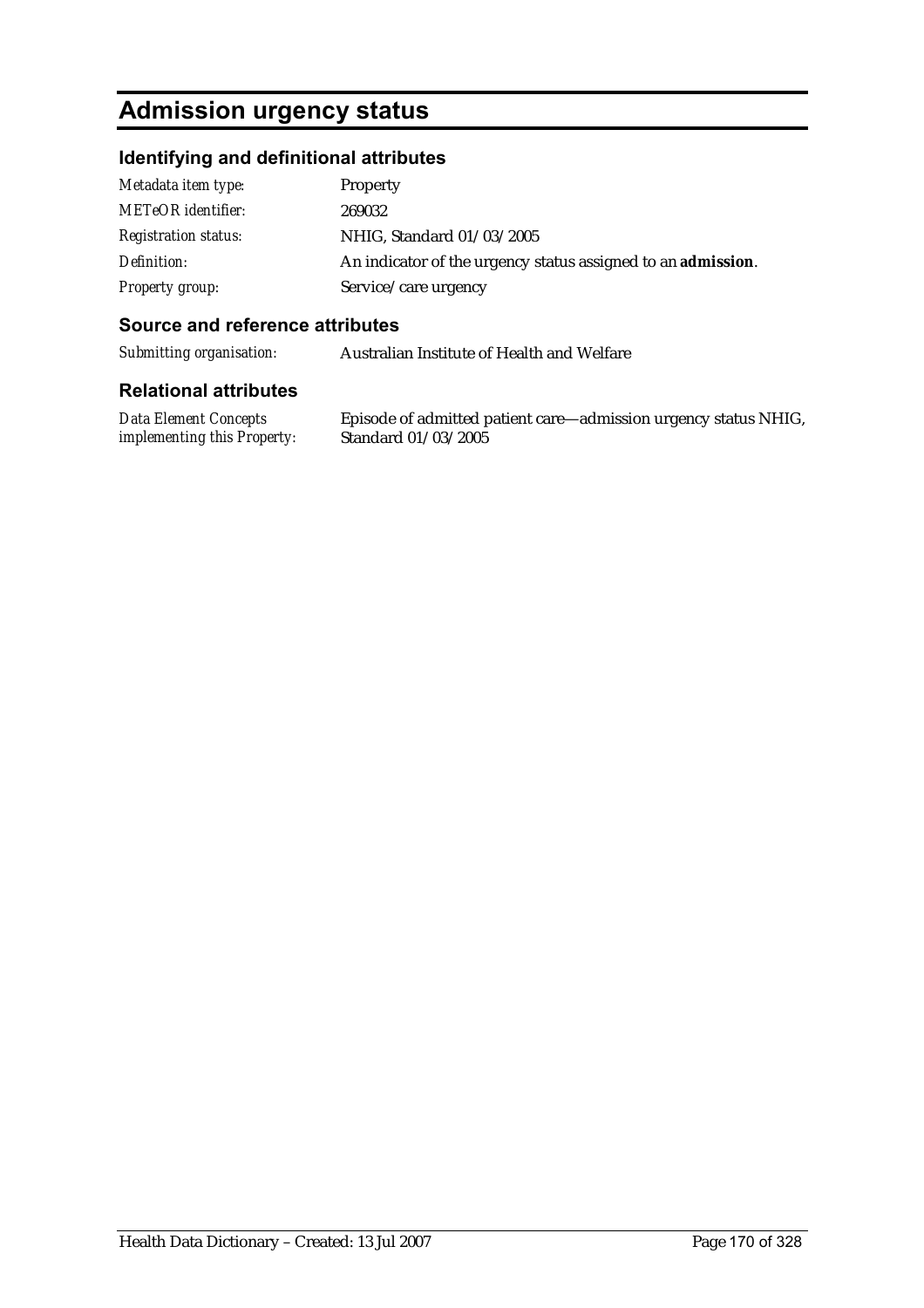# Admission urgency status

## Identifying and definitional attributes

| | |
|---|---|
| *Metadata item type:* | Property |
| *METeOR identifier:* | 269032 |
| *Registration status:* | NHIG, Standard 01/03/2005 |
| *Definition:* | An indicator of the urgency status assigned to an **admission**. |
| *Property group:* | Service/care urgency |

## Source and reference attributes

| | |
|---|---|
| *Submitting organisation:* | Australian Institute of Health and Welfare |

## Relational attributes

| | |
|---|---|
| *Data Element Concepts implementing this Property:* | Episode of admitted patient care—admission urgency status NHIG, Standard 01/03/2005 |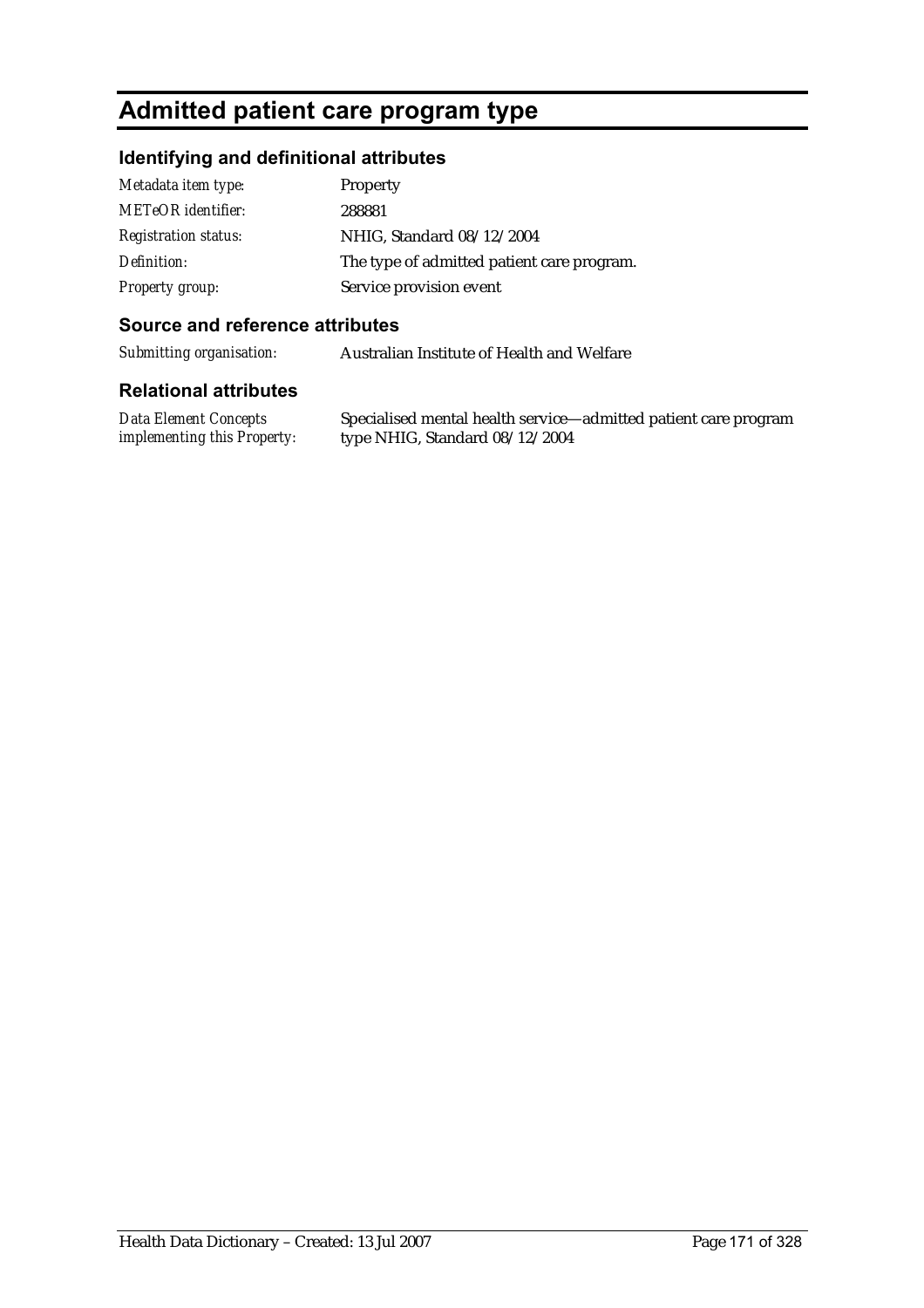# Admitted patient care program type

## Identifying and definitional attributes

| | |
|---|---|
| *Metadata item type:* | Property |
| *METeOR identifier:* | 288881 |
| *Registration status:* | NHIG, Standard 08/12/2004 |
| *Definition:* | The type of admitted patient care program. |
| *Property group:* | Service provision event |

## Source and reference attributes

| | |
|---|---|
| *Submitting organisation:* | Australian Institute of Health and Welfare |

## Relational attributes

| | |
|---|---|
| *Data Element Concepts implementing this Property:* | Specialised mental health service—admitted patient care program type NHIG, Standard 08/12/2004 |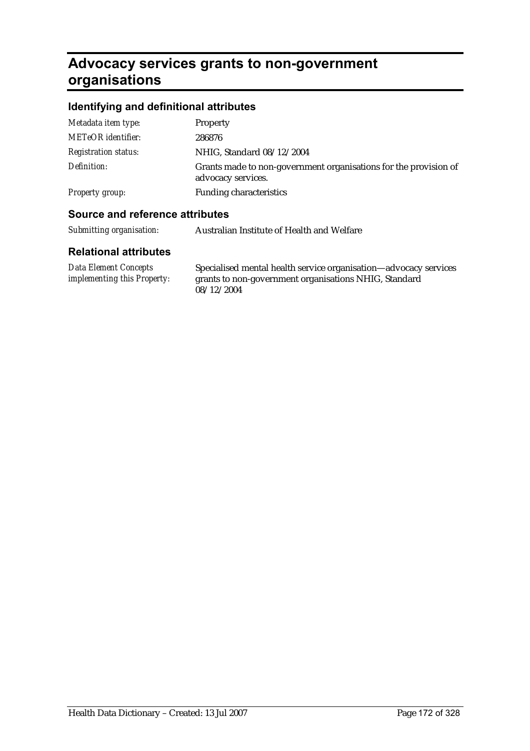# Advocacy services grants to non-government organisations

## Identifying and definitional attributes

| | |
|---|---|
| *Metadata item type:* | Property |
| *METeOR identifier:* | 286876 |
| *Registration status:* | NHIG, Standard 08/12/2004 |
| *Definition:* | Grants made to non-government organisations for the provision of advocacy services. |
| *Property group:* | Funding characteristics |

## Source and reference attributes

| | |
|---|---|
| *Submitting organisation:* | Australian Institute of Health and Welfare |

## Relational attributes

| | |
|---|---|
| *Data Element Concepts implementing this Property:* | Specialised mental health service organisation—advocacy services grants to non-government organisations NHIG, Standard 08/12/2004 |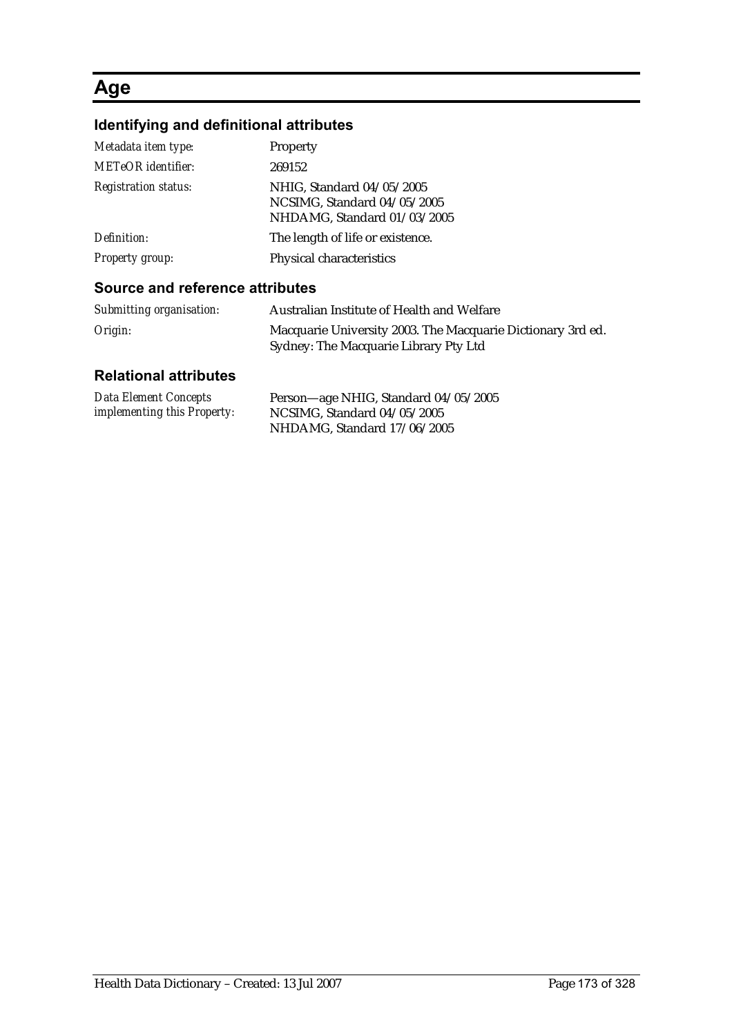# Age

## Identifying and definitional attributes

| | |
|---|---|
| *Metadata item type:* | Property |
| *METeOR identifier:* | 269152 |
| *Registration status:* | NHIG, Standard 04/05/2005<br>NCSIMG, Standard 04/05/2005<br>NHDAMG, Standard 01/03/2005 |
| *Definition:* | The length of life or existence. |
| *Property group:* | Physical characteristics |

## Source and reference attributes

| | |
|---|---|
| *Submitting organisation:* | Australian Institute of Health and Welfare |
| *Origin:* | Macquarie University 2003. The Macquarie Dictionary 3rd ed. Sydney: The Macquarie Library Pty Ltd |

## Relational attributes

| | |
|---|---|
| *Data Element Concepts implementing this Property:* | Person—age NHIG, Standard 04/05/2005<br>NCSIMG, Standard 04/05/2005<br>NHDAMG, Standard 17/06/2005 |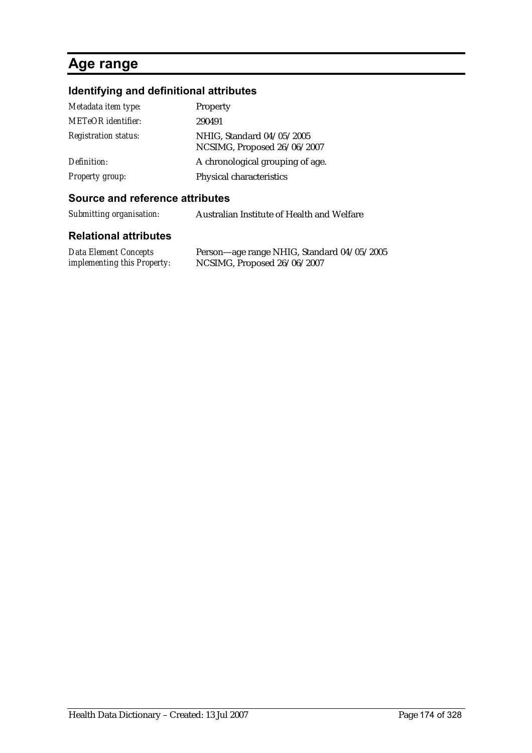# Age range

## Identifying and definitional attributes

| | |
|---|---|
| *Metadata item type:* | Property |
| *METeOR identifier:* | 290491 |
| *Registration status:* | NHIG, Standard 04/05/2005<br>NCSIMG, Proposed 26/06/2007 |
| *Definition:* | A chronological grouping of age. |
| *Property group:* | Physical characteristics |

## Source and reference attributes

| | |
|---|---|
| *Submitting organisation:* | Australian Institute of Health and Welfare |

## Relational attributes

| | |
|---|---|
| *Data Element Concepts implementing this Property:* | Person—age range NHIG, Standard 04/05/2005<br>NCSIMG, Proposed 26/06/2007 |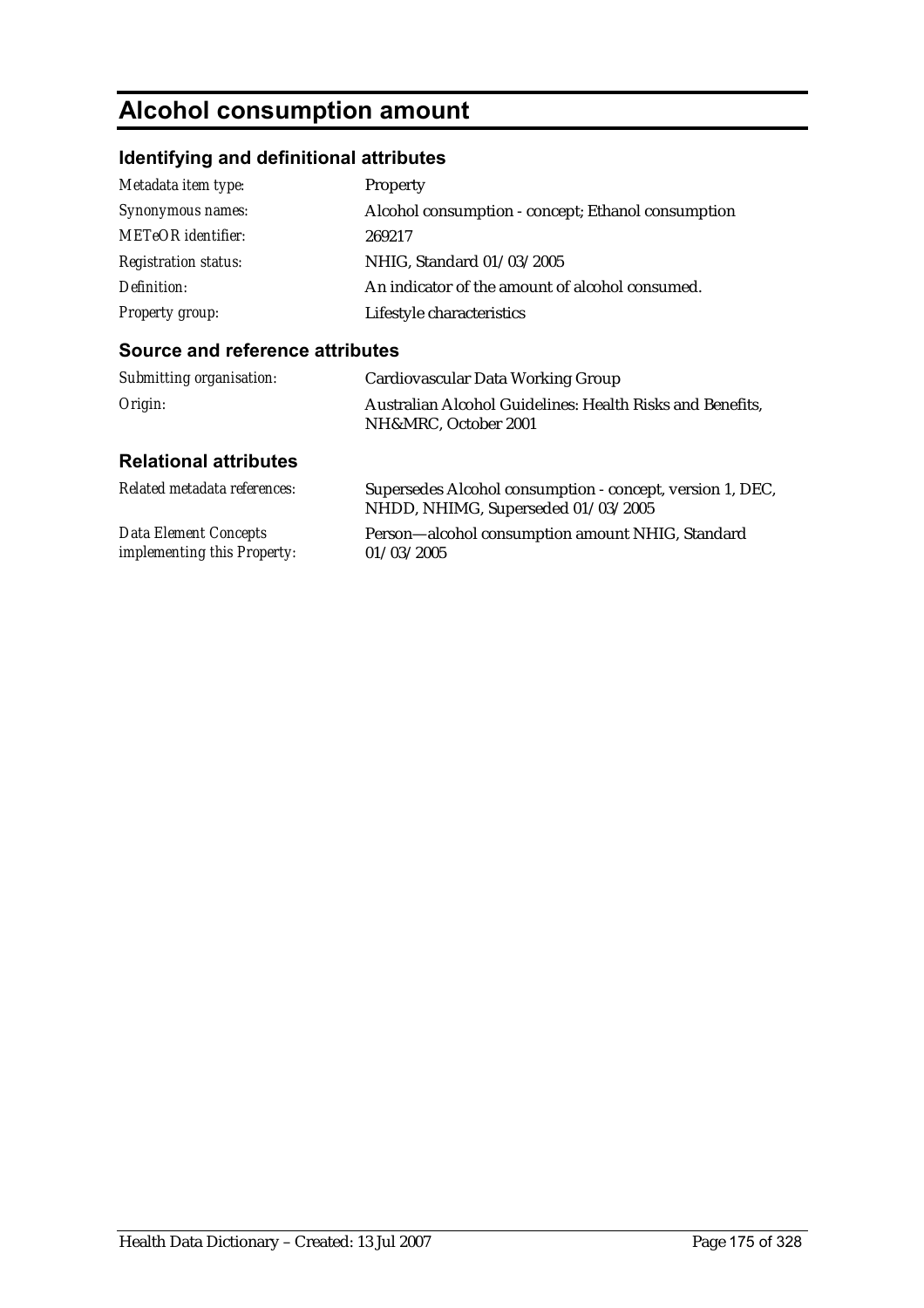# Alcohol consumption amount

## Identifying and definitional attributes

| | |
|---|---|
| *Metadata item type:* | Property |
| *Synonymous names:* | Alcohol consumption - concept; Ethanol consumption |
| *METeOR identifier:* | 269217 |
| *Registration status:* | NHIG, Standard 01/03/2005 |
| *Definition:* | An indicator of the amount of alcohol consumed. |
| *Property group:* | Lifestyle characteristics |

## Source and reference attributes

| | |
|---|---|
| *Submitting organisation:* | Cardiovascular Data Working Group |
| *Origin:* | Australian Alcohol Guidelines: Health Risks and Benefits, NH&MRC, October 2001 |

## Relational attributes

| | |
|---|---|
| *Related metadata references:* | Supersedes Alcohol consumption - concept, version 1, DEC, NHDD, NHIMG, Superseded 01/03/2005 |
| *Data Element Concepts implementing this Property:* | Person—alcohol consumption amount NHIG, Standard 01/03/2005 |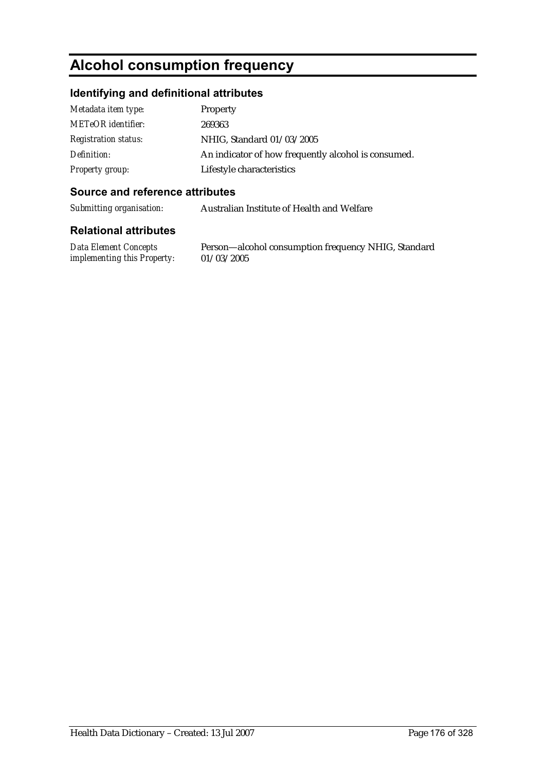# Alcohol consumption frequency

## Identifying and definitional attributes

| | |
|---|---|
| *Metadata item type:* | Property |
| *METeOR identifier:* | 269363 |
| *Registration status:* | NHIG, Standard 01/03/2005 |
| *Definition:* | An indicator of how frequently alcohol is consumed. |
| *Property group:* | Lifestyle characteristics |

## Source and reference attributes

| | |
|---|---|
| *Submitting organisation:* | Australian Institute of Health and Welfare |

## Relational attributes

| | |
|---|---|
| *Data Element Concepts implementing this Property:* | Person—alcohol consumption frequency NHIG, Standard 01/03/2005 |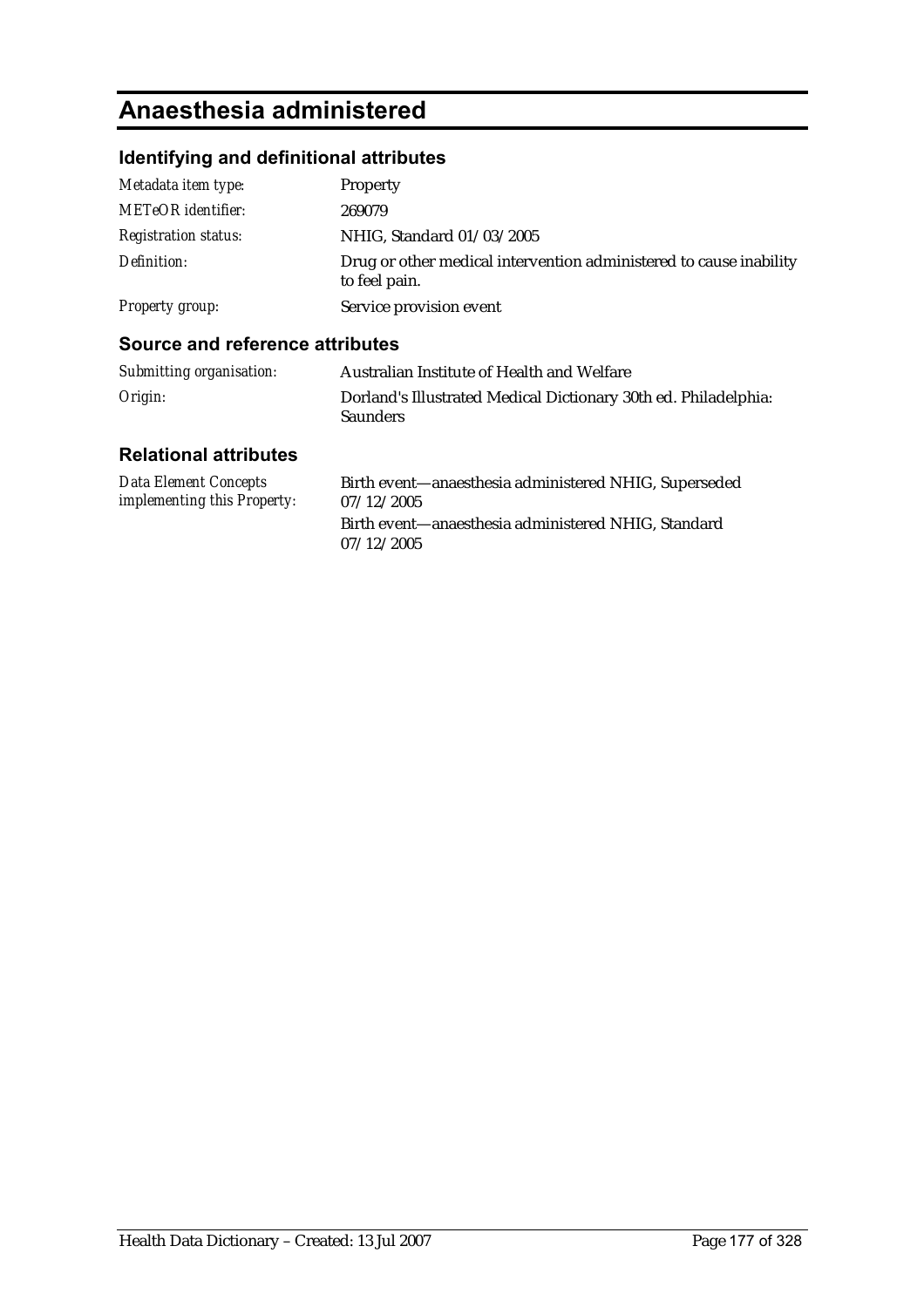# Anaesthesia administered

## Identifying and definitional attributes

| | |
|---|---|
| *Metadata item type:* | Property |
| *METeOR identifier:* | 269079 |
| *Registration status:* | NHIG, Standard 01/03/2005 |
| *Definition:* | Drug or other medical intervention administered to cause inability to feel pain. |
| *Property group:* | Service provision event |

## Source and reference attributes

| | |
|---|---|
| *Submitting organisation:* | Australian Institute of Health and Welfare |
| *Origin:* | Dorland's Illustrated Medical Dictionary 30th ed. Philadelphia: Saunders |

## Relational attributes

| | |
|---|---|
| *Data Element Concepts implementing this Property:* | Birth event—anaesthesia administered NHIG, Superseded 07/12/2005<br>Birth event—anaesthesia administered NHIG, Standard 07/12/2005 |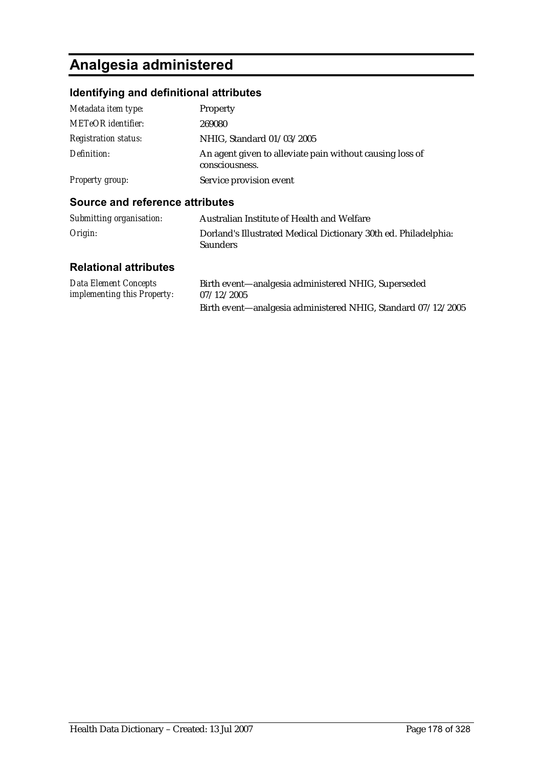# Analgesia administered

## Identifying and definitional attributes

| | |
|---|---|
| *Metadata item type:* | Property |
| *METeOR identifier:* | 269080 |
| *Registration status:* | NHIG, Standard 01/03/2005 |
| *Definition:* | An agent given to alleviate pain without causing loss of consciousness. |
| *Property group:* | Service provision event |

## Source and reference attributes

| | |
|---|---|
| *Submitting organisation:* | Australian Institute of Health and Welfare |
| *Origin:* | Dorland's Illustrated Medical Dictionary 30th ed. Philadelphia: Saunders |

## Relational attributes

| | |
|---|---|
| *Data Element Concepts implementing this Property:* | Birth event—analgesia administered NHIG, Superseded 07/12/2005 |
| | Birth event—analgesia administered NHIG, Standard 07/12/2005 |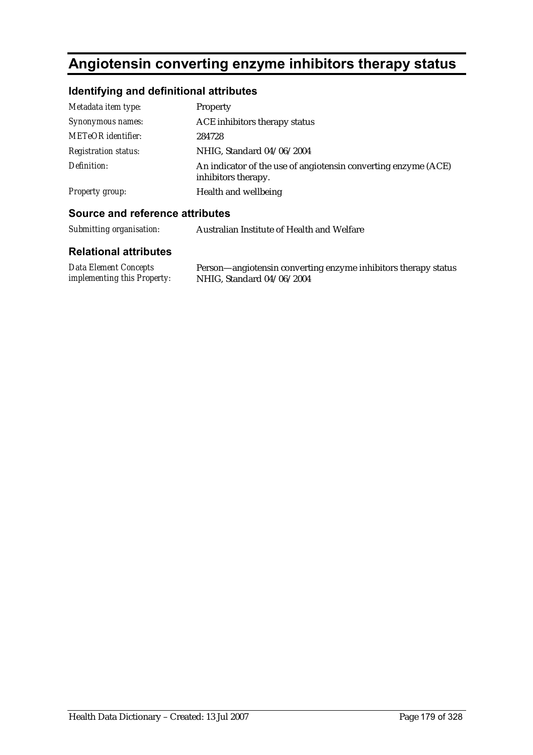# Angiotensin converting enzyme inhibitors therapy status

## Identifying and definitional attributes

| | |
|---|---|
| *Metadata item type:* | Property |
| *Synonymous names:* | ACE inhibitors therapy status |
| *METeOR identifier:* | 284728 |
| *Registration status:* | NHIG, Standard 04/06/2004 |
| *Definition:* | An indicator of the use of angiotensin converting enzyme (ACE) inhibitors therapy. |
| *Property group:* | Health and wellbeing |

## Source and reference attributes

| | |
|---|---|
| *Submitting organisation:* | Australian Institute of Health and Welfare |

## Relational attributes

| | |
|---|---|
| *Data Element Concepts implementing this Property:* | Person—angiotensin converting enzyme inhibitors therapy status NHIG, Standard 04/06/2004 |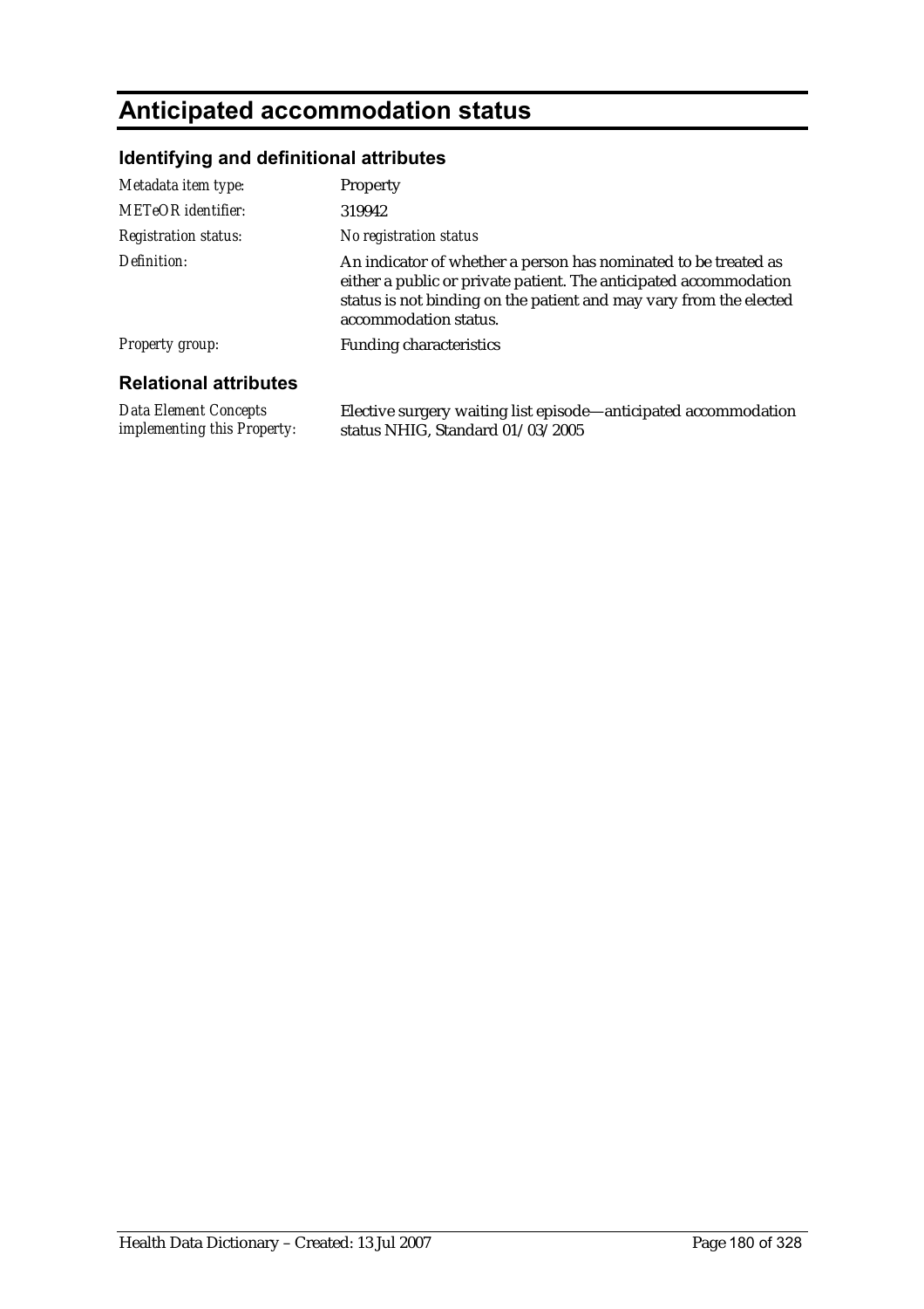# Anticipated accommodation status

## Identifying and definitional attributes

| | |
|---|---|
| *Metadata item type:* | Property |
| *METeOR identifier:* | 319942 |
| *Registration status:* | *No registration status* |
| *Definition:* | An indicator of whether a person has nominated to be treated as either a public or private patient. The anticipated accommodation status is not binding on the patient and may vary from the elected accommodation status. |
| *Property group:* | Funding characteristics |

## Relational attributes

| | |
|---|---|
| *Data Element Concepts implementing this Property:* | Elective surgery waiting list episode—anticipated accommodation status NHIG, Standard 01/03/2005 |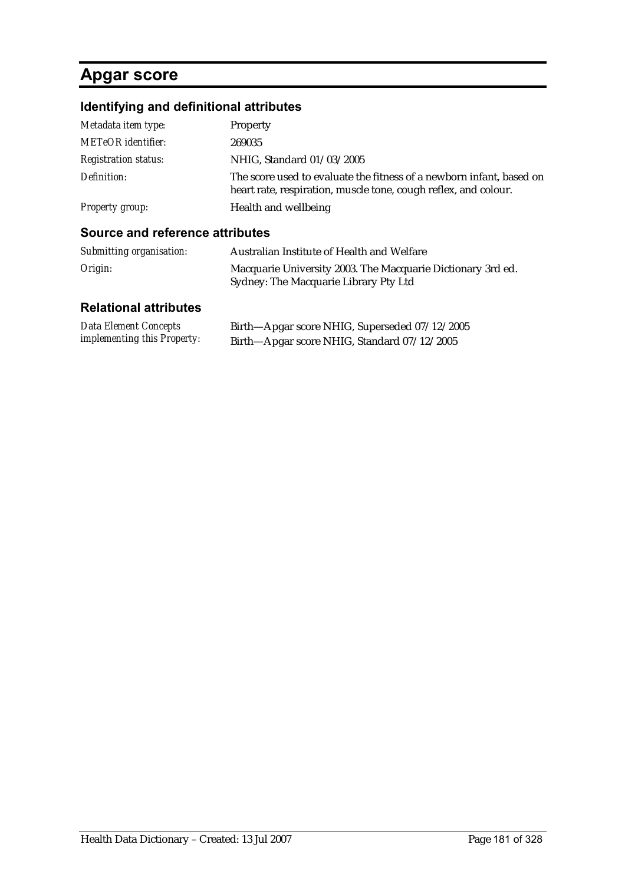# Apgar score

## Identifying and definitional attributes

| | |
|---|---|
| *Metadata item type:* | Property |
| *METeOR identifier:* | 269035 |
| *Registration status:* | NHIG, Standard 01/03/2005 |
| *Definition:* | The score used to evaluate the fitness of a newborn infant, based on heart rate, respiration, muscle tone, cough reflex, and colour. |
| *Property group:* | Health and wellbeing |

## Source and reference attributes

| | |
|---|---|
| *Submitting organisation:* | Australian Institute of Health and Welfare |
| *Origin:* | Macquarie University 2003. The Macquarie Dictionary 3rd ed. Sydney: The Macquarie Library Pty Ltd |

## Relational attributes

| | |
|---|---|
| *Data Element Concepts implementing this Property:* | Birth—Apgar score NHIG, Superseded 07/12/2005<br>Birth—Apgar score NHIG, Standard 07/12/2005 |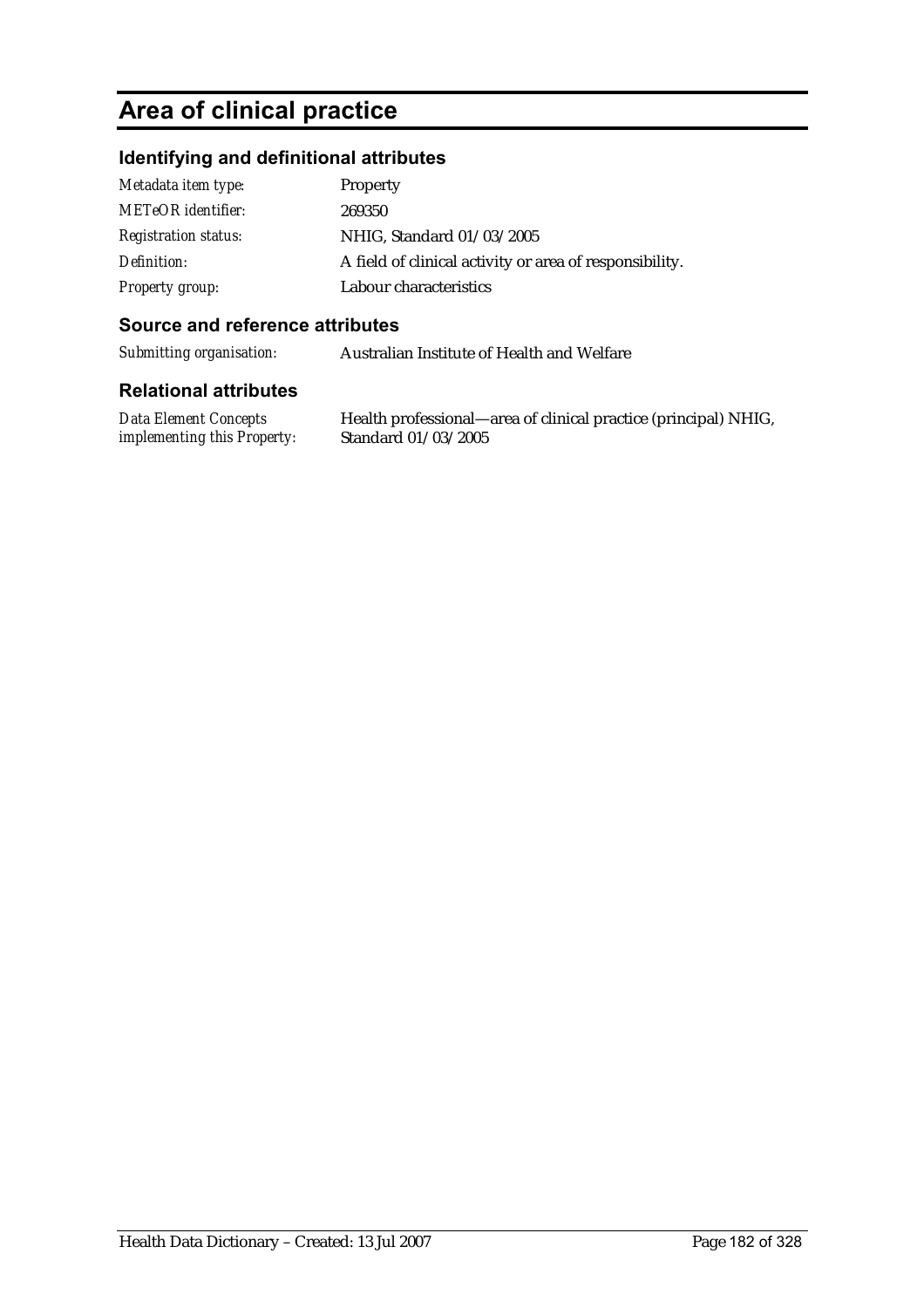# Area of clinical practice

## Identifying and definitional attributes

| | |
|---|---|
| *Metadata item type:* | Property |
| *METeOR identifier:* | 269350 |
| *Registration status:* | NHIG, Standard 01/03/2005 |
| *Definition:* | A field of clinical activity or area of responsibility. |
| *Property group:* | Labour characteristics |

## Source and reference attributes

| | |
|---|---|
| *Submitting organisation:* | Australian Institute of Health and Welfare |

## Relational attributes

| | |
|---|---|
| *Data Element Concepts implementing this Property:* | Health professional—area of clinical practice (principal) NHIG, Standard 01/03/2005 |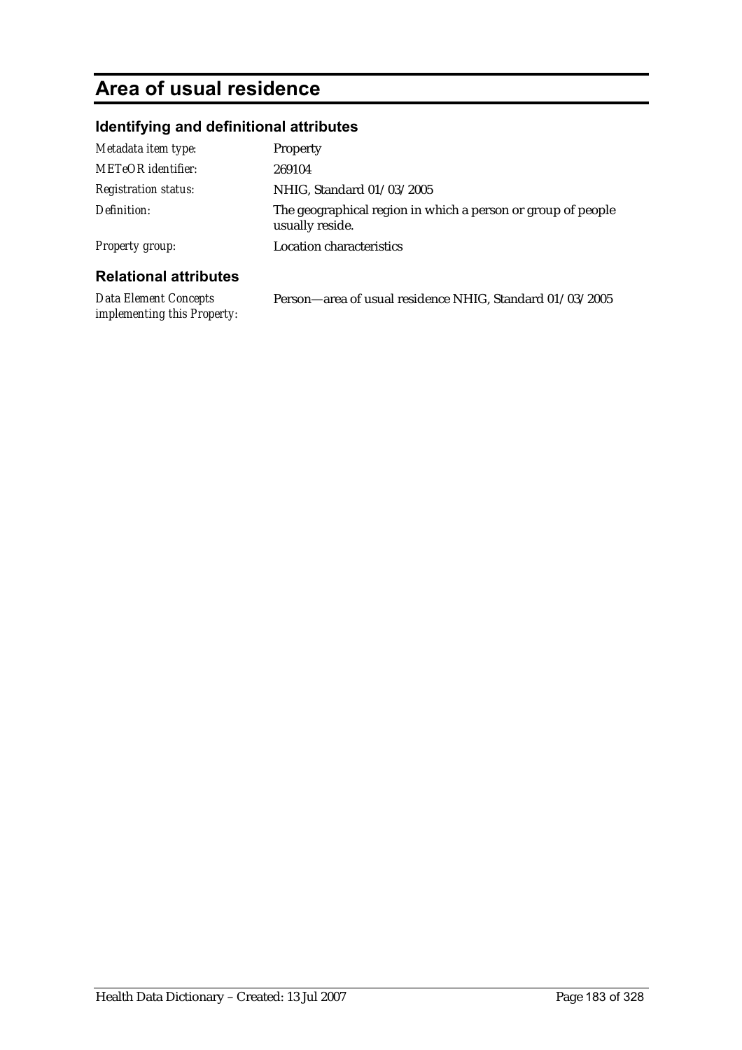# Area of usual residence

## Identifying and definitional attributes

| | |
|---|---|
| *Metadata item type:* | Property |
| *METeOR identifier:* | 269104 |
| *Registration status:* | NHIG, Standard 01/03/2005 |
| *Definition:* | The geographical region in which a person or group of people usually reside. |
| *Property group:* | Location characteristics |

## Relational attributes

| | |
|---|---|
| *Data Element Concepts implementing this Property:* | Person—area of usual residence NHIG, Standard 01/03/2005 |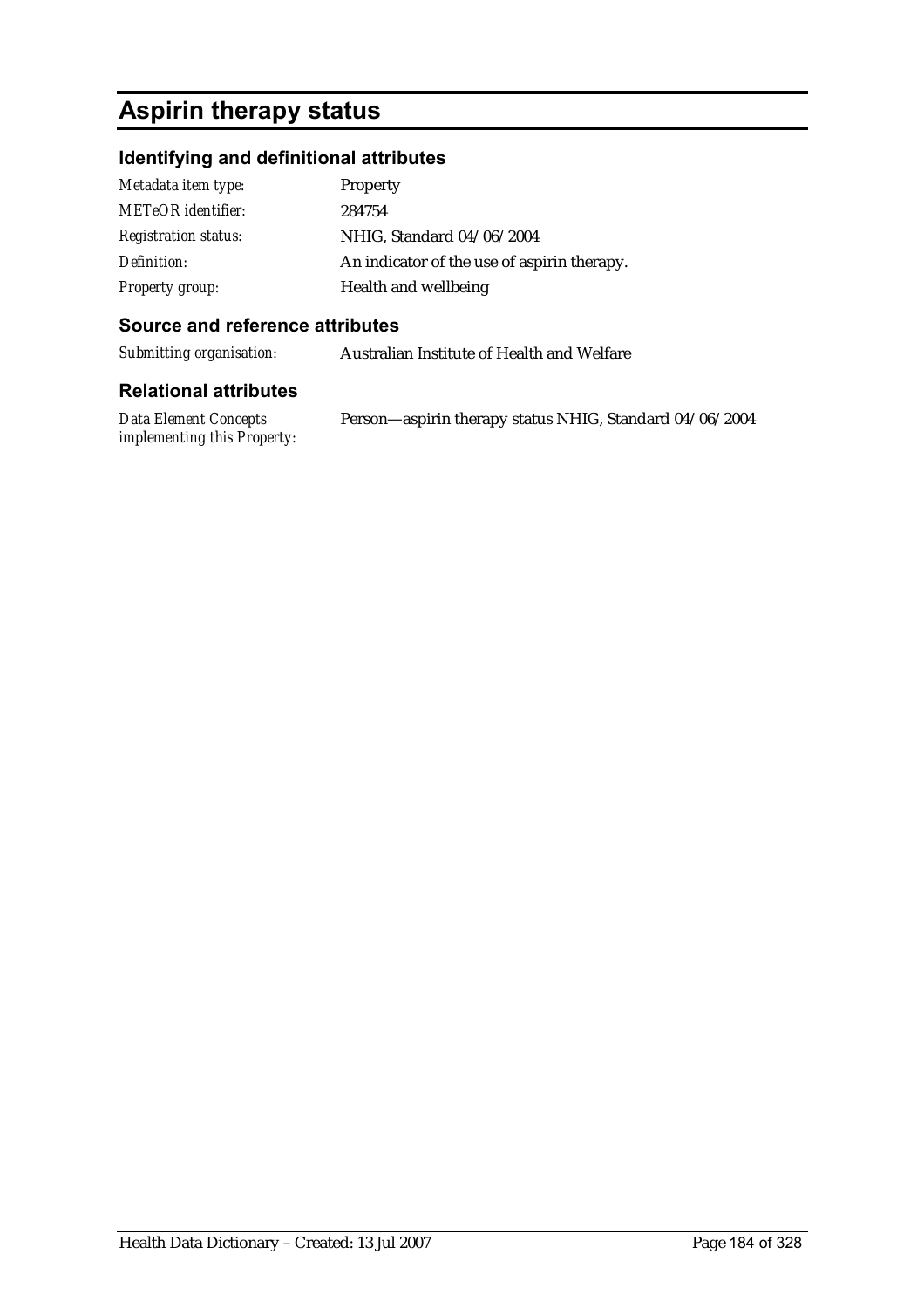# Aspirin therapy status

## Identifying and definitional attributes

| | |
|---|---|
| *Metadata item type:* | Property |
| *METeOR identifier:* | 284754 |
| *Registration status:* | NHIG, Standard 04/06/2004 |
| *Definition:* | An indicator of the use of aspirin therapy. |
| *Property group:* | Health and wellbeing |

## Source and reference attributes

| | |
|---|---|
| *Submitting organisation:* | Australian Institute of Health and Welfare |

## Relational attributes

| | |
|---|---|
| *Data Element Concepts implementing this Property:* | Person—aspirin therapy status NHIG, Standard 04/06/2004 |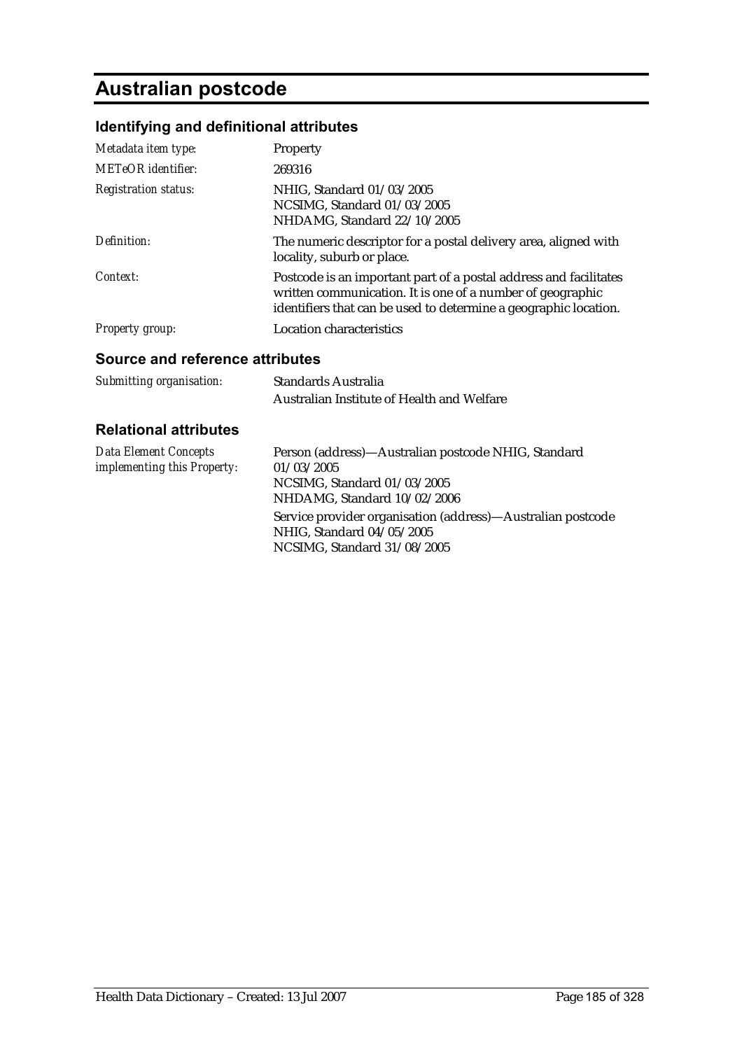# Australian postcode

## Identifying and definitional attributes

| | |
|---|---|
| *Metadata item type:* | Property |
| *METeOR identifier:* | 269316 |
| *Registration status:* | NHIG, Standard 01/03/2005<br>NCSIMG, Standard 01/03/2005<br>NHDAMG, Standard 22/10/2005 |
| *Definition:* | The numeric descriptor for a postal delivery area, aligned with locality, suburb or place. |
| *Context:* | Postcode is an important part of a postal address and facilitates written communication. It is one of a number of geographic identifiers that can be used to determine a geographic location. |
| *Property group:* | Location characteristics |

## Source and reference attributes

| | |
|---|---|
| *Submitting organisation:* | Standards Australia<br>Australian Institute of Health and Welfare |

## Relational attributes

| | |
|---|---|
| *Data Element Concepts implementing this Property:* | Person (address)—Australian postcode NHIG, Standard 01/03/2005<br>NCSIMG, Standard 01/03/2005<br>NHDAMG, Standard 10/02/2006<br>Service provider organisation (address)—Australian postcode NHIG, Standard 04/05/2005<br>NCSIMG, Standard 31/08/2005 |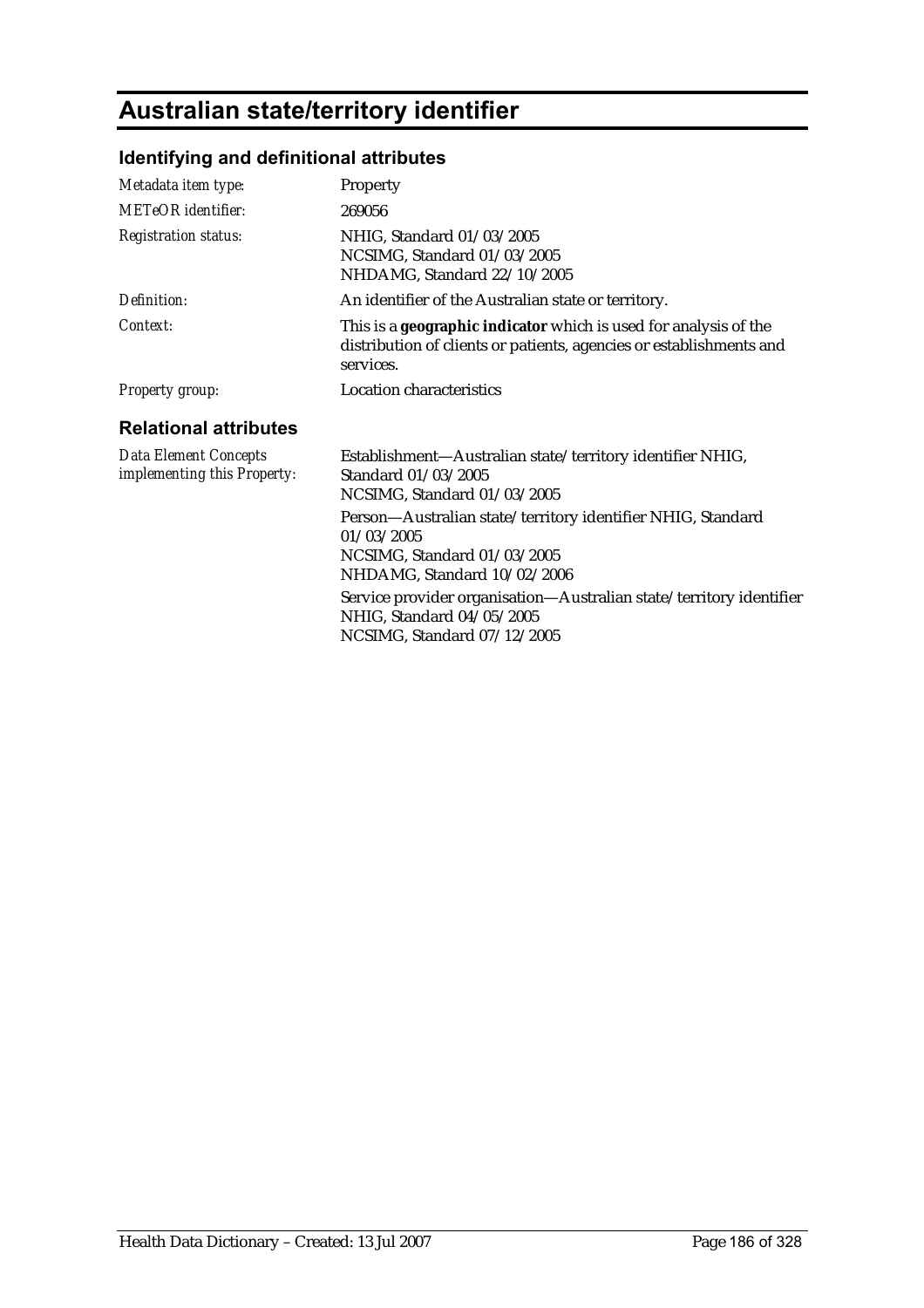# Australian state/territory identifier

## Identifying and definitional attributes

| | |
|---|---|
| *Metadata item type:* | Property |
| *METeOR identifier:* | 269056 |
| *Registration status:* | NHIG, Standard 01/03/2005<br>NCSIMG, Standard 01/03/2005<br>NHDAMG, Standard 22/10/2005 |
| *Definition:* | An identifier of the Australian state or territory. |
| *Context:* | This is a **geographic indicator** which is used for analysis of the distribution of clients or patients, agencies or establishments and services. |
| *Property group:* | Location characteristics |

## Relational attributes

| | |
|---|---|
| *Data Element Concepts implementing this Property:* | Establishment—Australian state/territory identifier NHIG, Standard 01/03/2005<br>NCSIMG, Standard 01/03/2005<br><br>Person—Australian state/territory identifier NHIG, Standard 01/03/2005<br>NCSIMG, Standard 01/03/2005<br>NHDAMG, Standard 10/02/2006<br><br>Service provider organisation—Australian state/territory identifier NHIG, Standard 04/05/2005<br>NCSIMG, Standard 07/12/2005 |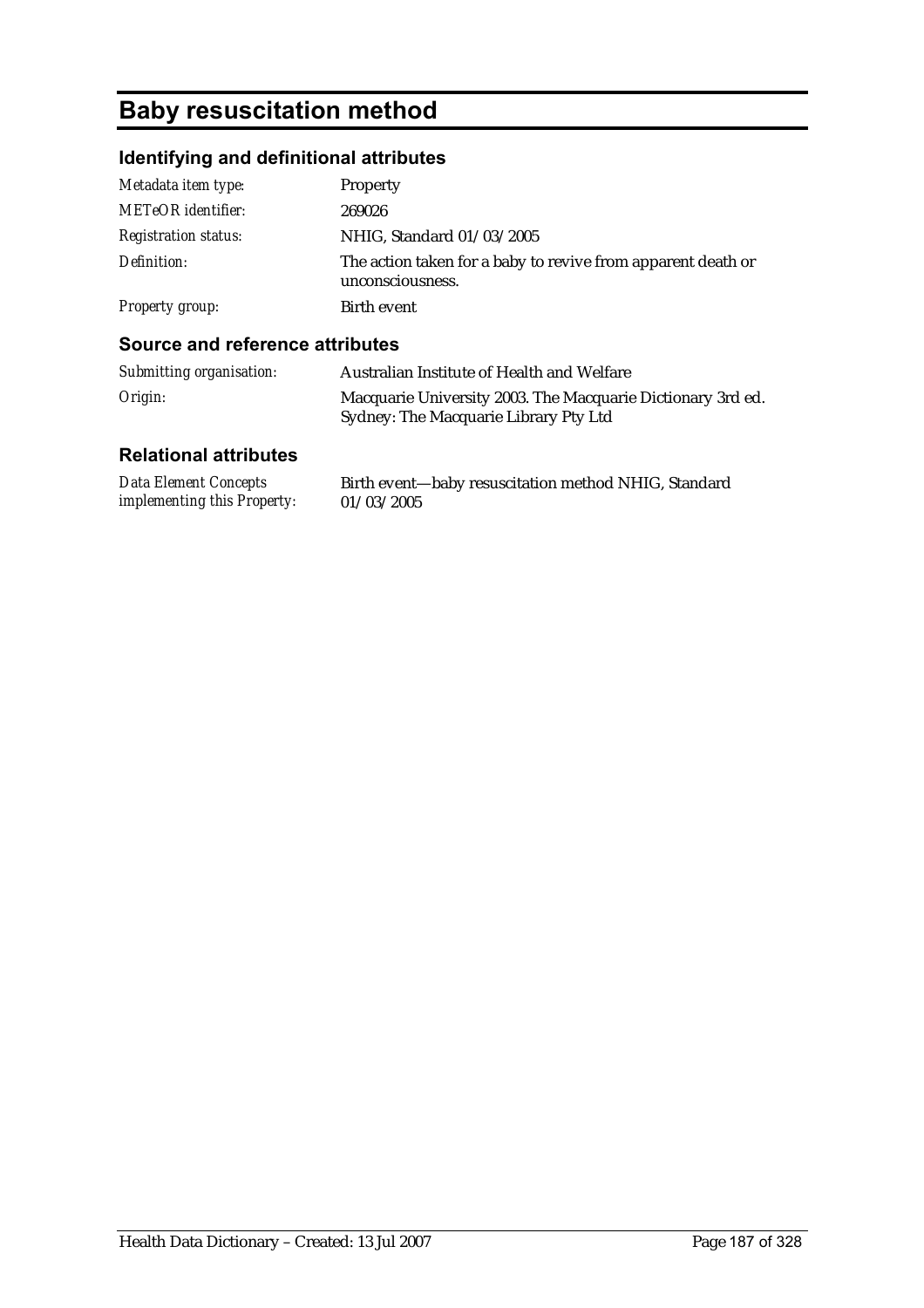# Baby resuscitation method

## Identifying and definitional attributes

| | |
|---|---|
| *Metadata item type:* | Property |
| *METeOR identifier:* | 269026 |
| *Registration status:* | NHIG, Standard 01/03/2005 |
| *Definition:* | The action taken for a baby to revive from apparent death or unconsciousness. |
| *Property group:* | Birth event |

## Source and reference attributes

| | |
|---|---|
| *Submitting organisation:* | Australian Institute of Health and Welfare |
| *Origin:* | Macquarie University 2003. The Macquarie Dictionary 3rd ed. Sydney: The Macquarie Library Pty Ltd |

## Relational attributes

| | |
|---|---|
| *Data Element Concepts implementing this Property:* | Birth event—baby resuscitation method NHIG, Standard 01/03/2005 |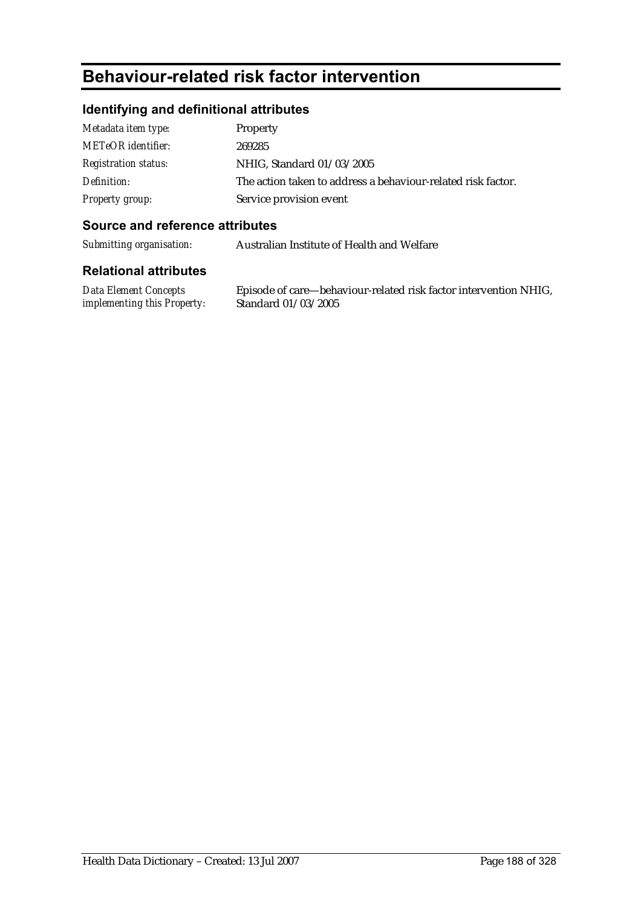# Behaviour-related risk factor intervention

## Identifying and definitional attributes

| | |
|---|---|
| *Metadata item type:* | Property |
| *METeOR identifier:* | 269285 |
| *Registration status:* | NHIG, Standard 01/03/2005 |
| *Definition:* | The action taken to address a behaviour-related risk factor. |
| *Property group:* | Service provision event |

## Source and reference attributes

| | |
|---|---|
| *Submitting organisation:* | Australian Institute of Health and Welfare |

## Relational attributes

| | |
|---|---|
| *Data Element Concepts implementing this Property:* | Episode of care—behaviour-related risk factor intervention NHIG, Standard 01/03/2005 |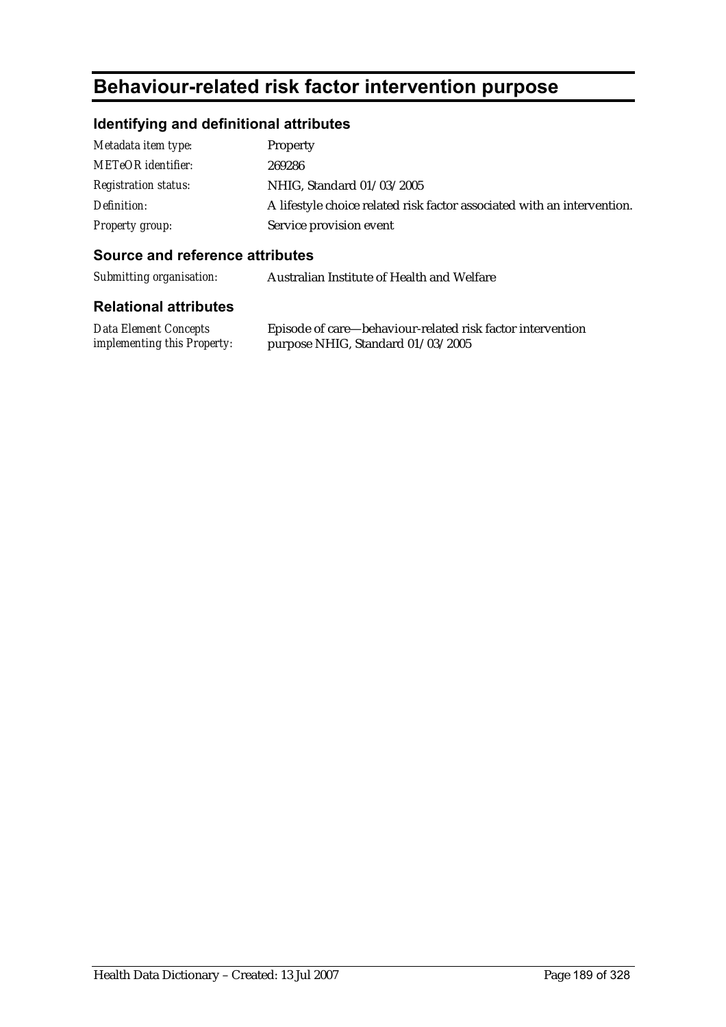# Behaviour-related risk factor intervention purpose

## Identifying and definitional attributes

| | |
|---|---|
| *Metadata item type:* | Property |
| *METeOR identifier:* | 269286 |
| *Registration status:* | NHIG, Standard 01/03/2005 |
| *Definition:* | A lifestyle choice related risk factor associated with an intervention. |
| *Property group:* | Service provision event |

## Source and reference attributes

| | |
|---|---|
| *Submitting organisation:* | Australian Institute of Health and Welfare |

## Relational attributes

| | |
|---|---|
| *Data Element Concepts implementing this Property:* | Episode of care—behaviour-related risk factor intervention purpose NHIG, Standard 01/03/2005 |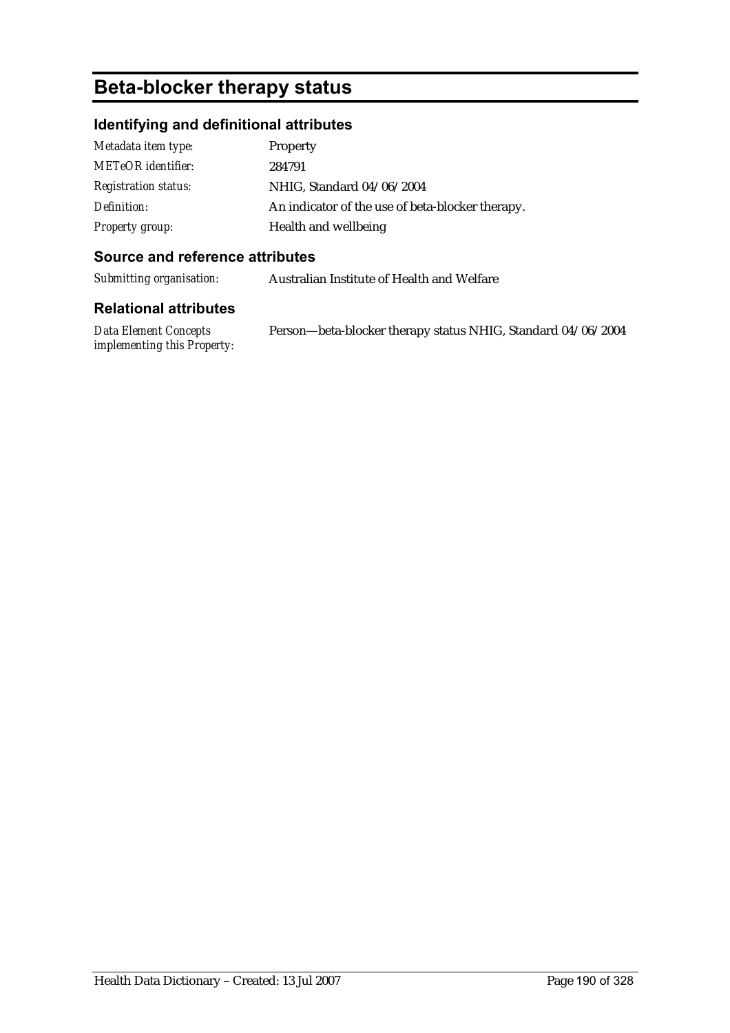# Beta-blocker therapy status

## Identifying and definitional attributes

| | |
|---|---|
| *Metadata item type:* | Property |
| *METeOR identifier:* | 284791 |
| *Registration status:* | NHIG, Standard 04/06/2004 |
| *Definition:* | An indicator of the use of beta-blocker therapy. |
| *Property group:* | Health and wellbeing |

## Source and reference attributes

| | |
|---|---|
| *Submitting organisation:* | Australian Institute of Health and Welfare |

## Relational attributes

| | |
|---|---|
| *Data Element Concepts implementing this Property:* | Person—beta-blocker therapy status NHIG, Standard 04/06/2004 |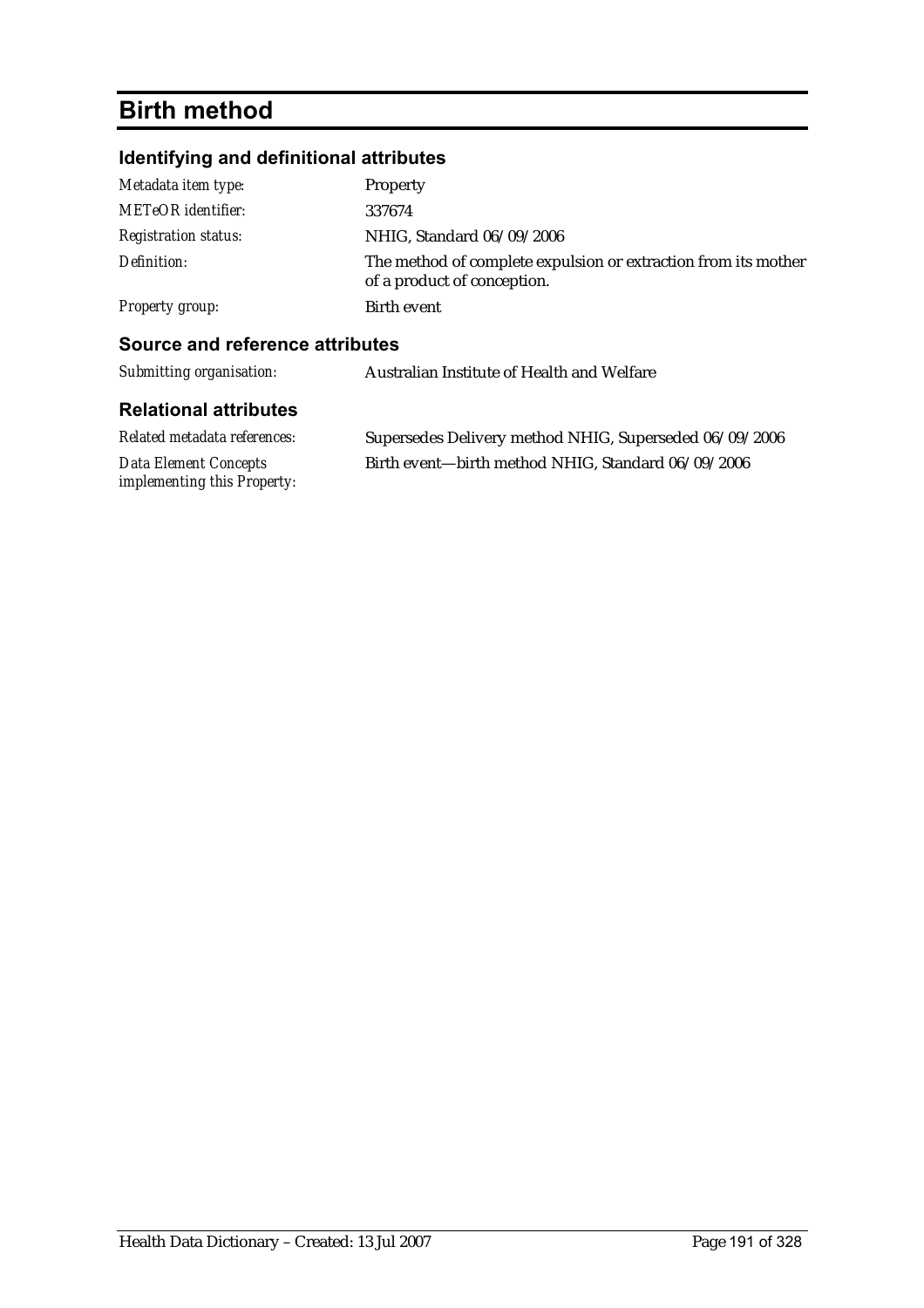# Birth method

## Identifying and definitional attributes

| | |
|---|---|
| *Metadata item type:* | Property |
| *METeOR identifier:* | 337674 |
| *Registration status:* | NHIG, Standard 06/09/2006 |
| *Definition:* | The method of complete expulsion or extraction from its mother of a product of conception. |
| *Property group:* | Birth event |

## Source and reference attributes

| | |
|---|---|
| *Submitting organisation:* | Australian Institute of Health and Welfare |

## Relational attributes

| | |
|---|---|
| *Related metadata references:* | Supersedes Delivery method NHIG, Superseded 06/09/2006 |
| *Data Element Concepts implementing this Property:* | Birth event—birth method NHIG, Standard 06/09/2006 |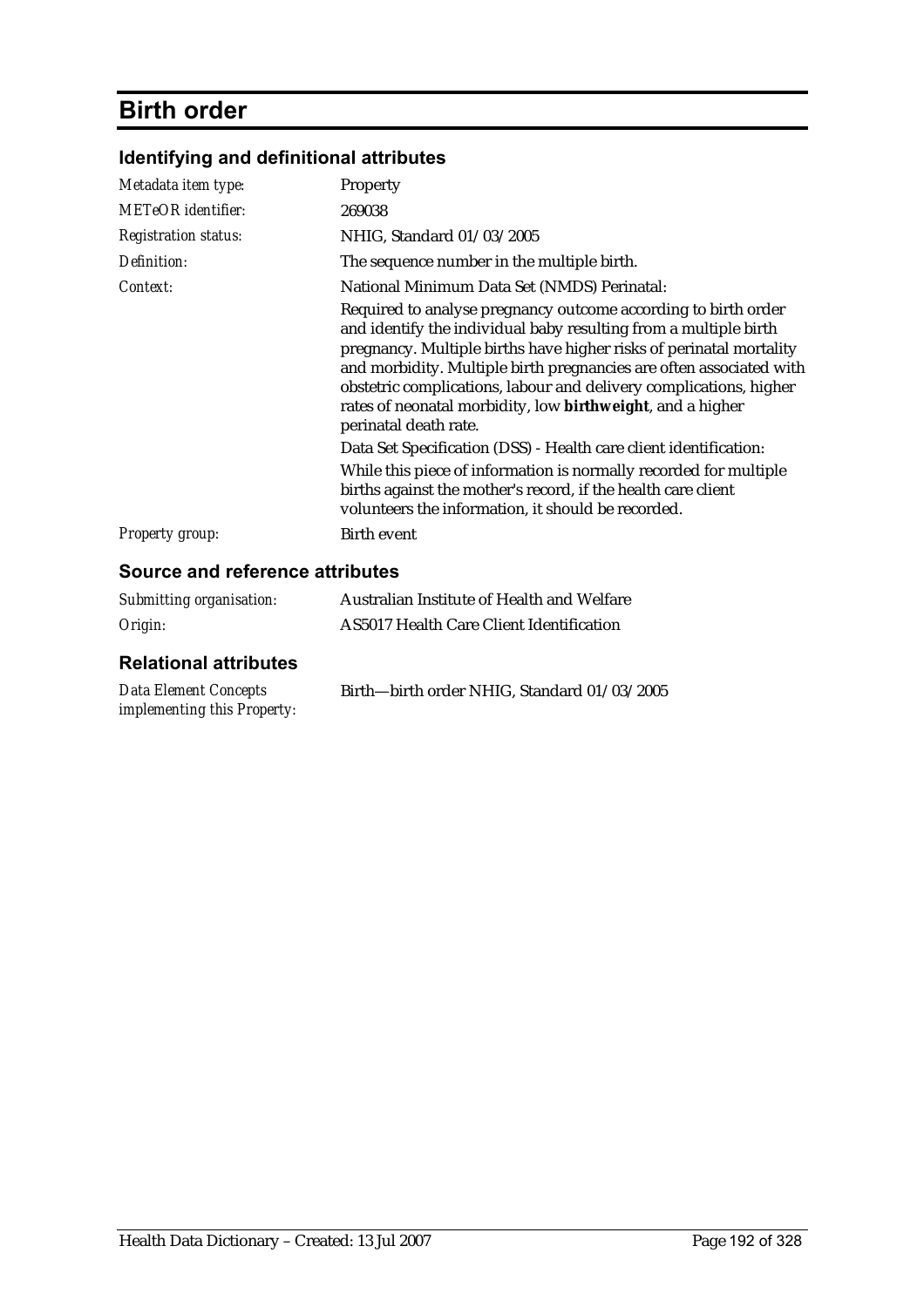# Birth order

## Identifying and definitional attributes

| | |
|---|---|
| *Metadata item type:* | Property |
| *METeOR identifier:* | 269038 |
| *Registration status:* | NHIG, Standard 01/03/2005 |
| *Definition:* | The sequence number in the multiple birth. |
| *Context:* | National Minimum Data Set (NMDS) Perinatal:<br><br>Required to analyse pregnancy outcome according to birth order and identify the individual baby resulting from a multiple birth pregnancy. Multiple births have higher risks of perinatal mortality and morbidity. Multiple birth pregnancies are often associated with obstetric complications, labour and delivery complications, higher rates of neonatal morbidity, low **birthweight**, and a higher perinatal death rate.<br><br>Data Set Specification (DSS) - Health care client identification:<br><br>While this piece of information is normally recorded for multiple births against the mother's record, if the health care client volunteers the information, it should be recorded. |
| *Property group:* | Birth event |

## Source and reference attributes

| | |
|---|---|
| *Submitting organisation:* | Australian Institute of Health and Welfare |
| *Origin:* | AS5017 Health Care Client Identification |

## Relational attributes

| | |
|---|---|
| *Data Element Concepts implementing this Property:* | Birth—birth order NHIG, Standard 01/03/2005 |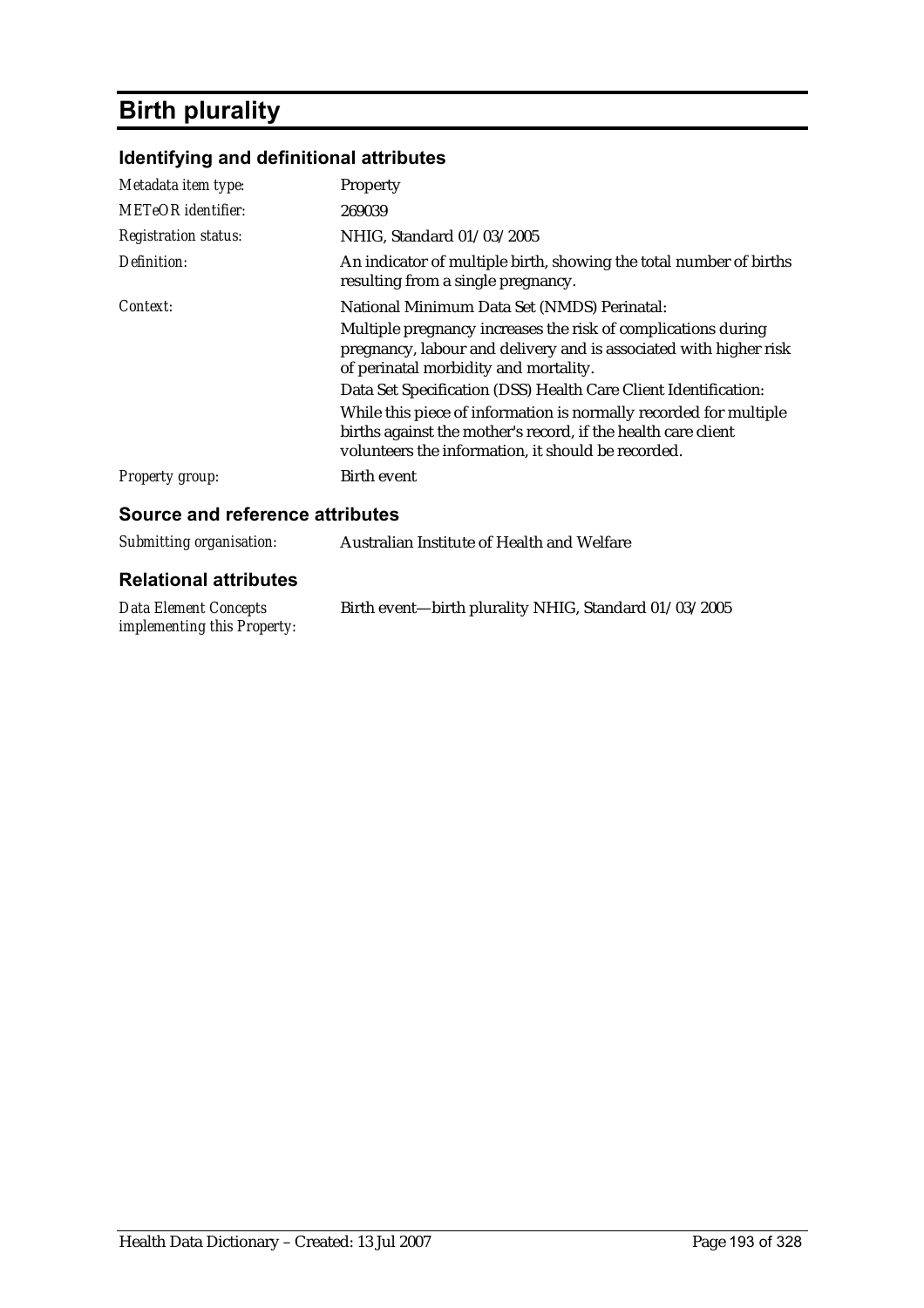# Birth plurality

## Identifying and definitional attributes

| | |
|---|---|
| *Metadata item type:* | Property |
| *METeOR identifier:* | 269039 |
| *Registration status:* | NHIG, Standard 01/03/2005 |
| *Definition:* | An indicator of multiple birth, showing the total number of births resulting from a single pregnancy. |
| *Context:* | National Minimum Data Set (NMDS) Perinatal:<br>Multiple pregnancy increases the risk of complications during pregnancy, labour and delivery and is associated with higher risk of perinatal morbidity and mortality.<br>Data Set Specification (DSS) Health Care Client Identification:<br>While this piece of information is normally recorded for multiple births against the mother's record, if the health care client volunteers the information, it should be recorded. |
| *Property group:* | Birth event |

## Source and reference attributes

| | |
|---|---|
| *Submitting organisation:* | Australian Institute of Health and Welfare |

## Relational attributes

| | |
|---|---|
| *Data Element Concepts implementing this Property:* | Birth event—birth plurality NHIG, Standard 01/03/2005 |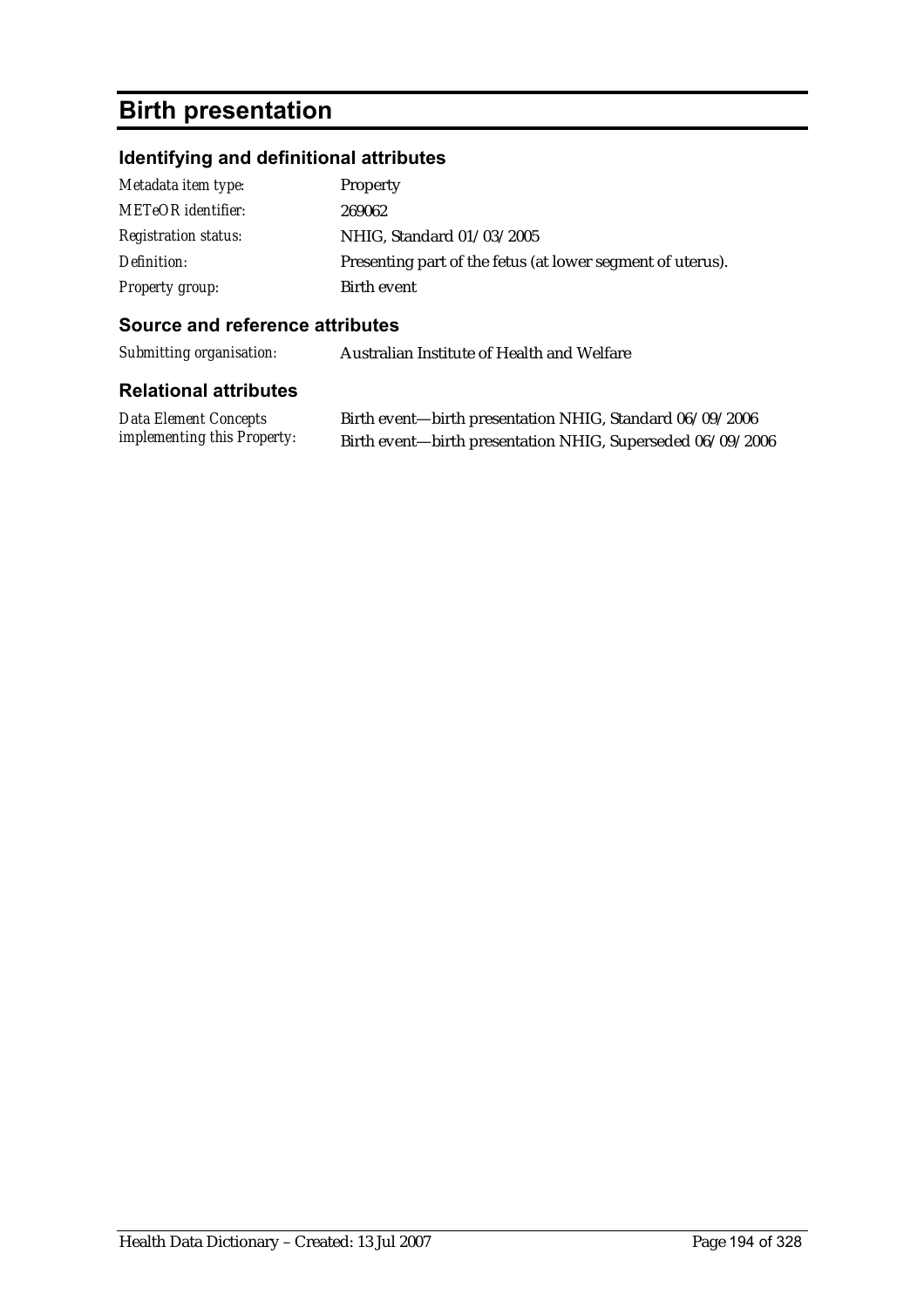# Birth presentation

## Identifying and definitional attributes

| | |
|---|---|
| *Metadata item type:* | Property |
| *METeOR identifier:* | 269062 |
| *Registration status:* | NHIG, Standard 01/03/2005 |
| *Definition:* | Presenting part of the fetus (at lower segment of uterus). |
| *Property group:* | Birth event |

## Source and reference attributes

| | |
|---|---|
| *Submitting organisation:* | Australian Institute of Health and Welfare |

## Relational attributes

| | |
|---|---|
| *Data Element Concepts implementing this Property:* | Birth event—birth presentation NHIG, Standard 06/09/2006<br>Birth event—birth presentation NHIG, Superseded 06/09/2006 |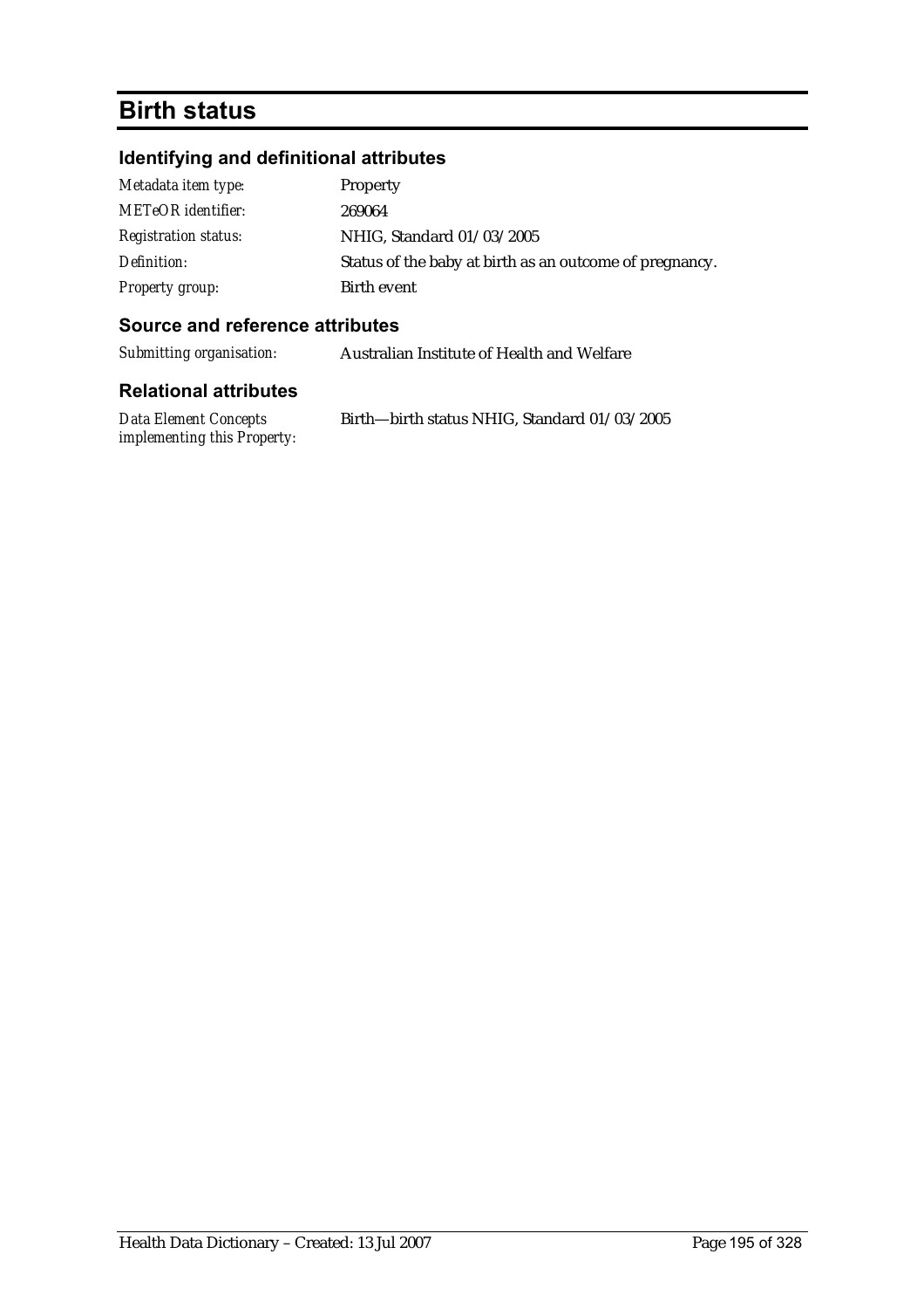# Birth status

## Identifying and definitional attributes

| | |
|---|---|
| *Metadata item type:* | Property |
| *METeOR identifier:* | 269064 |
| *Registration status:* | NHIG, Standard 01/03/2005 |
| *Definition:* | Status of the baby at birth as an outcome of pregnancy. |
| *Property group:* | Birth event |

## Source and reference attributes

| | |
|---|---|
| *Submitting organisation:* | Australian Institute of Health and Welfare |

## Relational attributes

| | |
|---|---|
| *Data Element Concepts implementing this Property:* | Birth—birth status NHIG, Standard 01/03/2005 |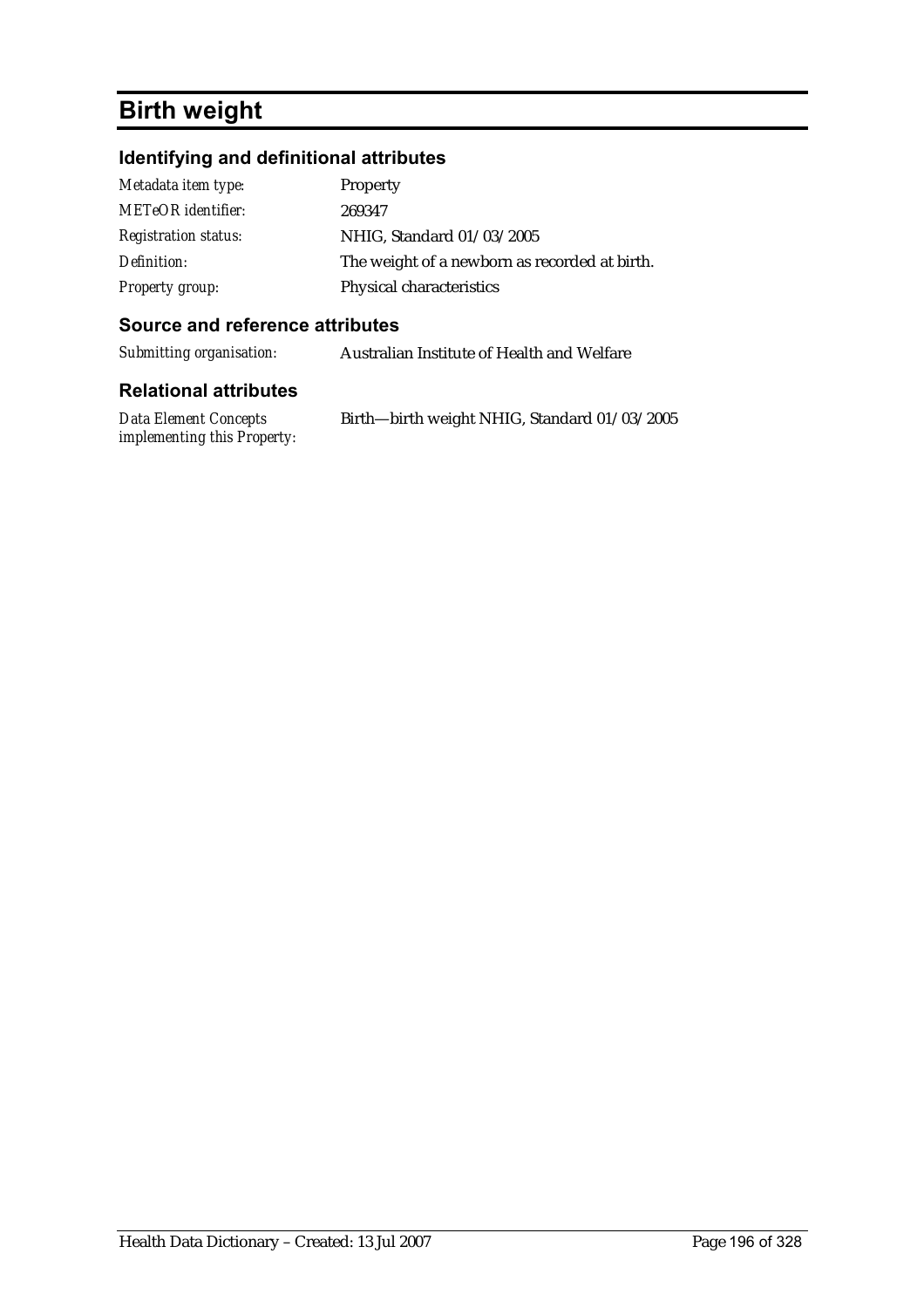# Birth weight

## Identifying and definitional attributes

| | |
|---|---|
| *Metadata item type:* | Property |
| *METeOR identifier:* | 269347 |
| *Registration status:* | NHIG, Standard 01/03/2005 |
| *Definition:* | The weight of a newborn as recorded at birth. |
| *Property group:* | Physical characteristics |

## Source and reference attributes

| | |
|---|---|
| *Submitting organisation:* | Australian Institute of Health and Welfare |

## Relational attributes

| | |
|---|---|
| *Data Element Concepts implementing this Property:* | Birth—birth weight NHIG, Standard 01/03/2005 |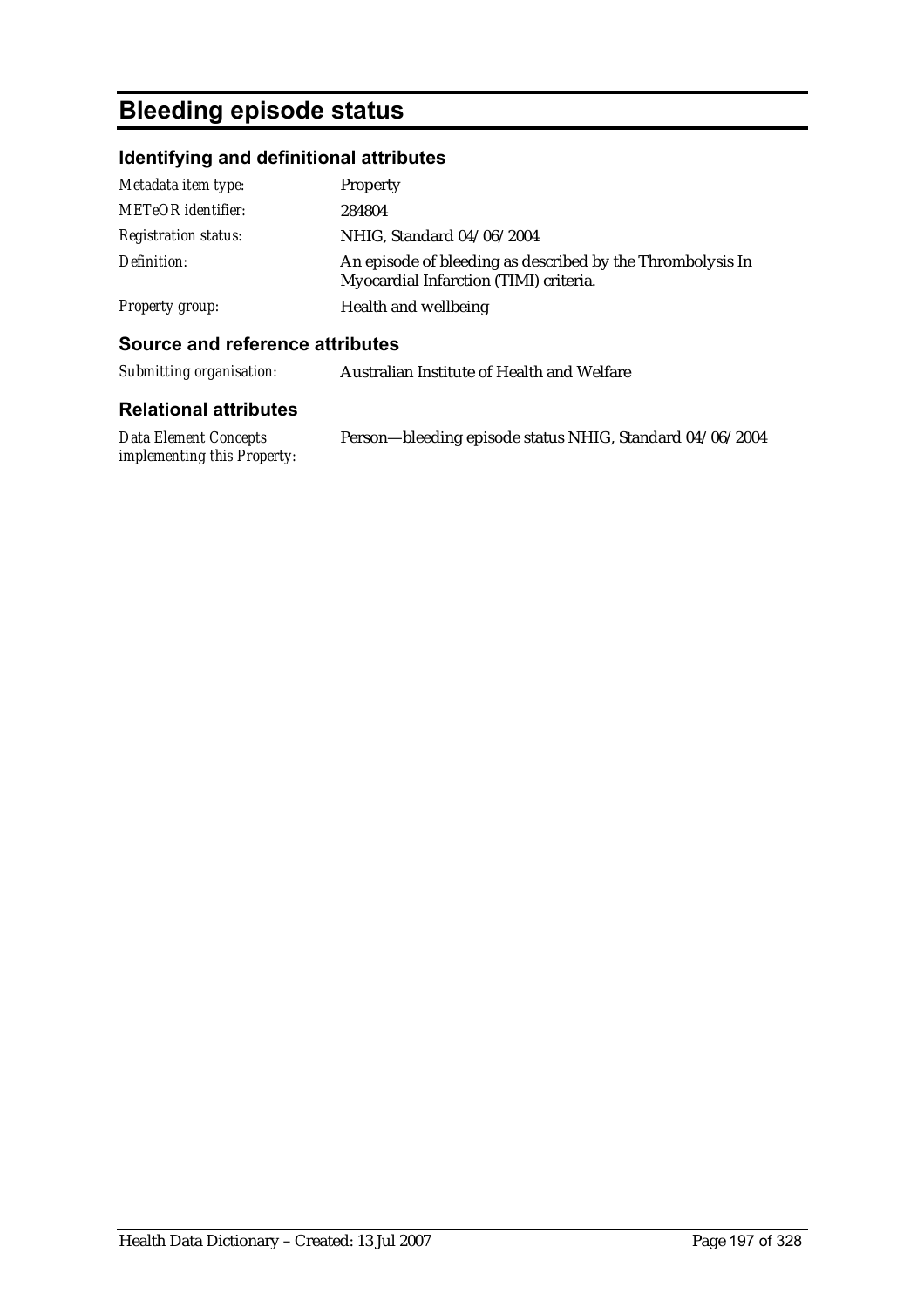# Bleeding episode status

## Identifying and definitional attributes

| | |
|---|---|
| *Metadata item type:* | Property |
| *METeOR identifier:* | 284804 |
| *Registration status:* | NHIG, Standard 04/06/2004 |
| *Definition:* | An episode of bleeding as described by the Thrombolysis In Myocardial Infarction (TIMI) criteria. |
| *Property group:* | Health and wellbeing |

## Source and reference attributes

| | |
|---|---|
| *Submitting organisation:* | Australian Institute of Health and Welfare |

## Relational attributes

| | |
|---|---|
| *Data Element Concepts implementing this Property:* | Person—bleeding episode status NHIG, Standard 04/06/2004 |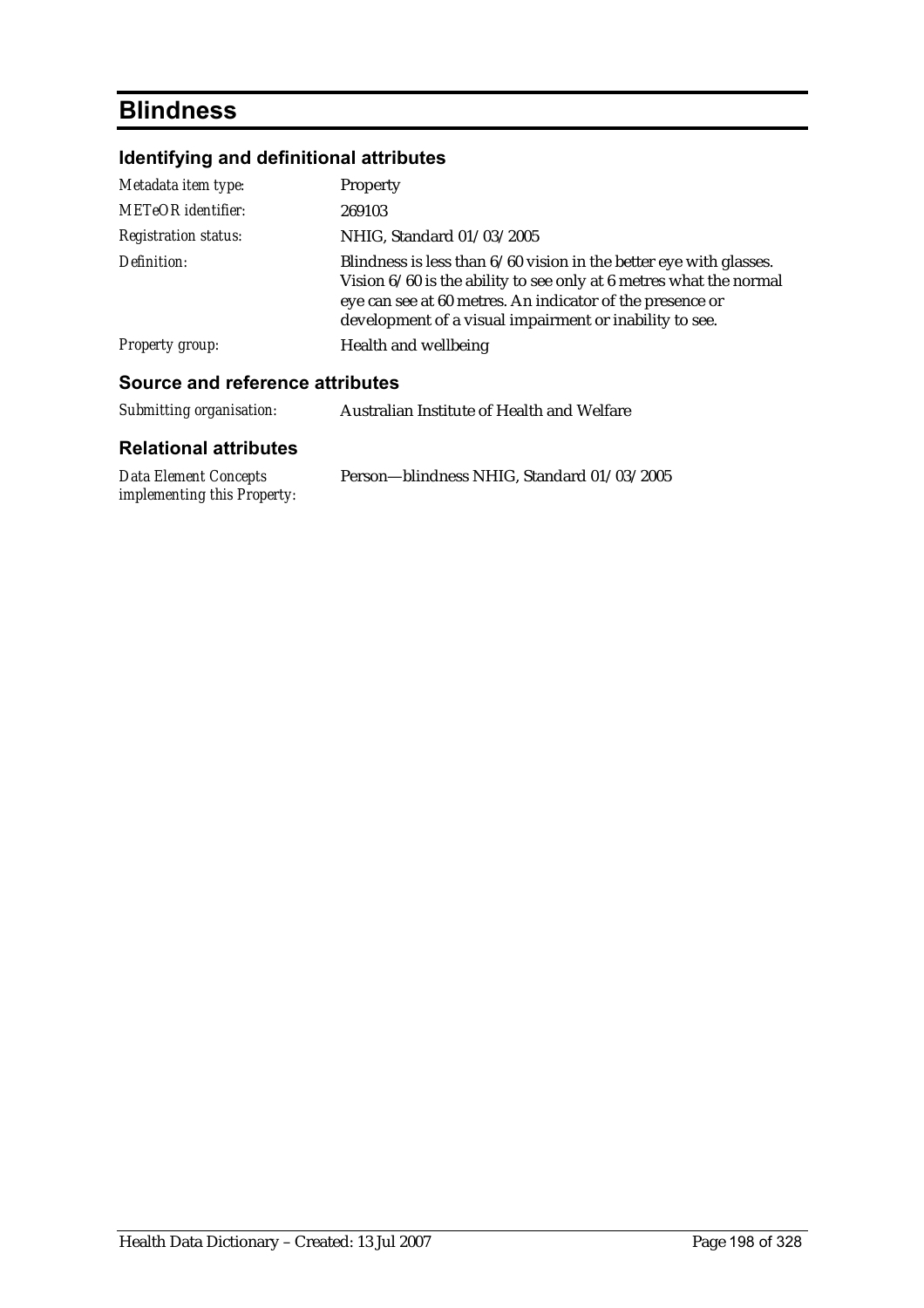# Blindness

## Identifying and definitional attributes

| | |
|---|---|
| *Metadata item type:* | Property |
| *METeOR identifier:* | 269103 |
| *Registration status:* | NHIG, Standard 01/03/2005 |
| *Definition:* | Blindness is less than 6/60 vision in the better eye with glasses. Vision 6/60 is the ability to see only at 6 metres what the normal eye can see at 60 metres. An indicator of the presence or development of a visual impairment or inability to see. |
| *Property group:* | Health and wellbeing |

## Source and reference attributes

| | |
|---|---|
| *Submitting organisation:* | Australian Institute of Health and Welfare |

## Relational attributes

| | |
|---|---|
| *Data Element Concepts implementing this Property:* | Person—blindness NHIG, Standard 01/03/2005 |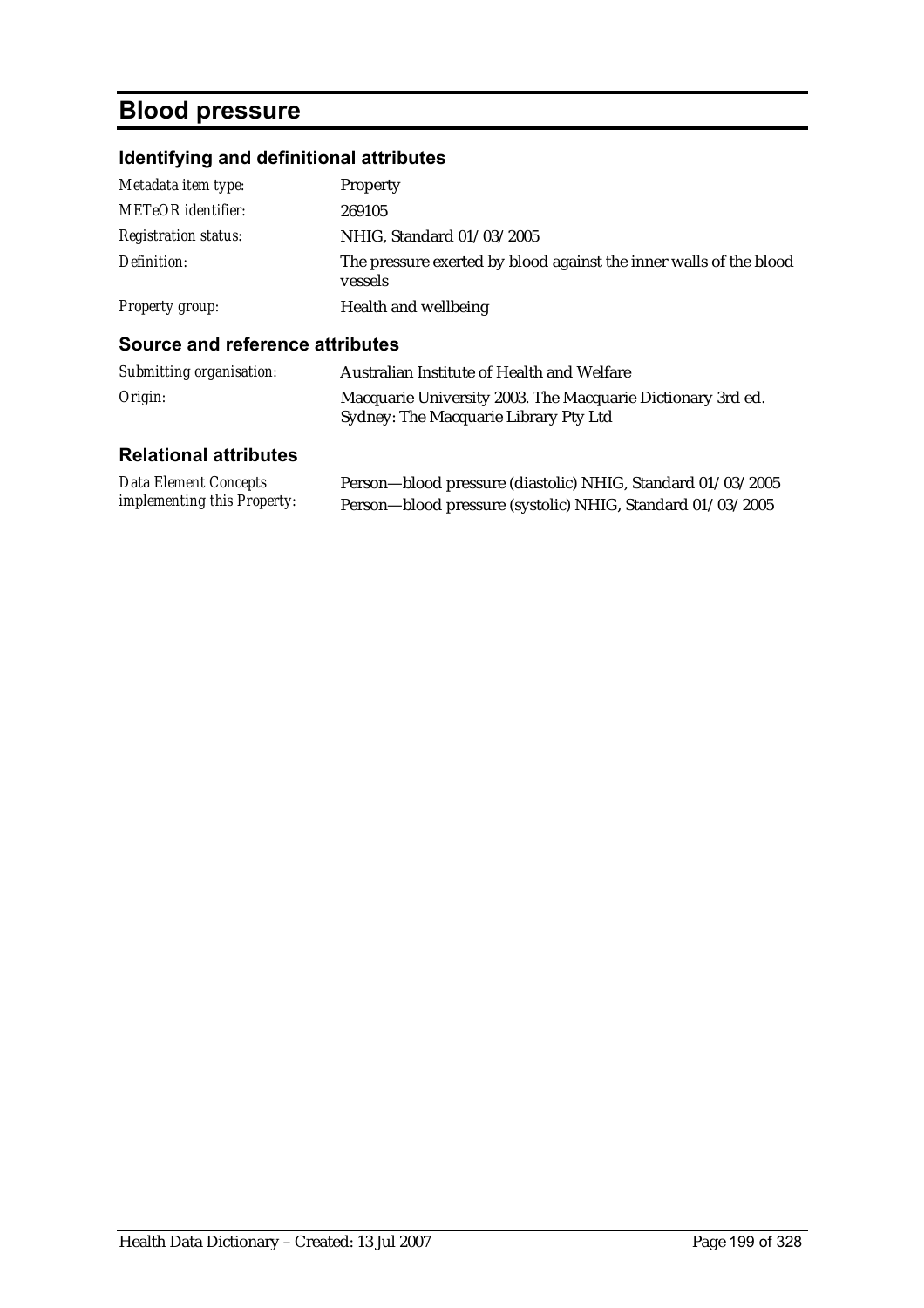# Blood pressure

## Identifying and definitional attributes

| | |
|---|---|
| *Metadata item type:* | Property |
| *METeOR identifier:* | 269105 |
| *Registration status:* | NHIG, Standard 01/03/2005 |
| *Definition:* | The pressure exerted by blood against the inner walls of the blood vessels |
| *Property group:* | Health and wellbeing |

## Source and reference attributes

| | |
|---|---|
| *Submitting organisation:* | Australian Institute of Health and Welfare |
| *Origin:* | Macquarie University 2003. The Macquarie Dictionary 3rd ed. Sydney: The Macquarie Library Pty Ltd |

## Relational attributes

| | |
|---|---|
| *Data Element Concepts implementing this Property:* | Person—blood pressure (diastolic) NHIG, Standard 01/03/2005<br>Person—blood pressure (systolic) NHIG, Standard 01/03/2005 |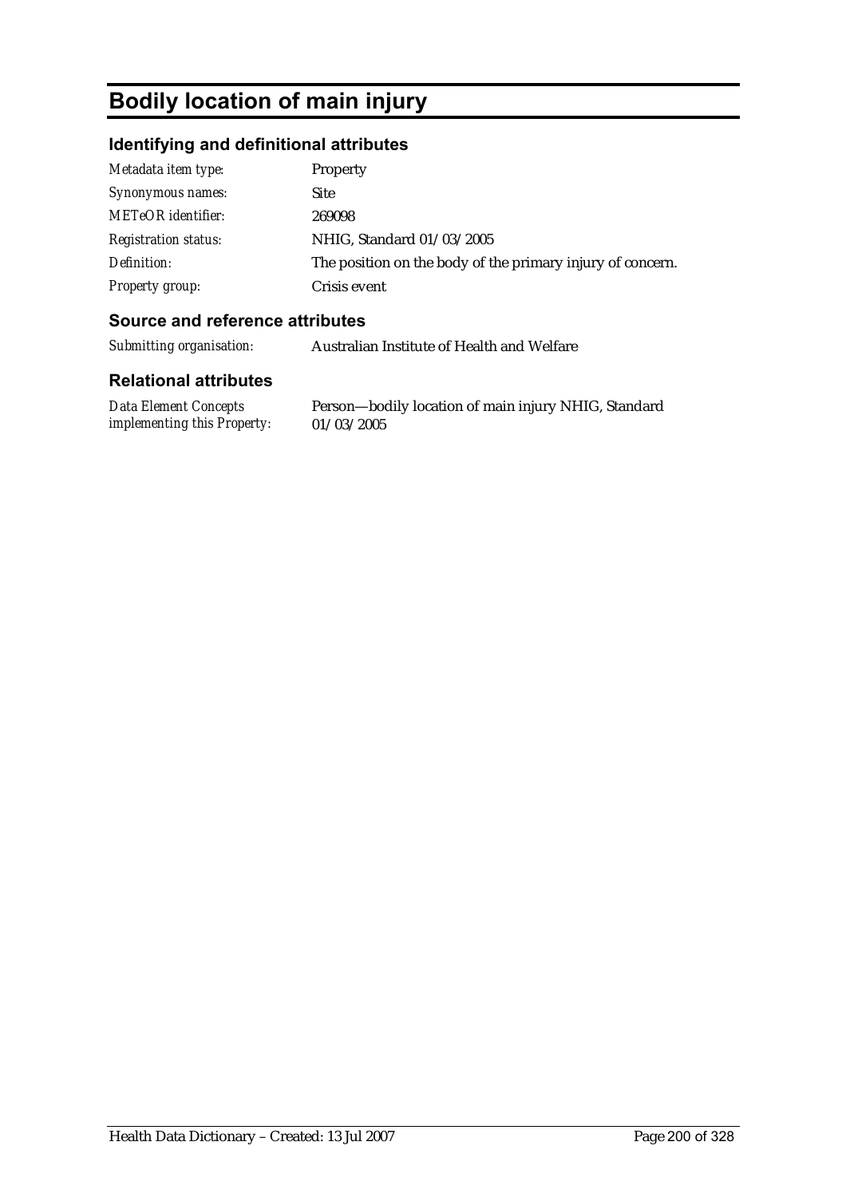# Bodily location of main injury

## Identifying and definitional attributes

| | |
|---|---|
| *Metadata item type:* | Property |
| *Synonymous names:* | Site |
| *METeOR identifier:* | 269098 |
| *Registration status:* | NHIG, Standard 01/03/2005 |
| *Definition:* | The position on the body of the primary injury of concern. |
| *Property group:* | Crisis event |

## Source and reference attributes

| | |
|---|---|
| *Submitting organisation:* | Australian Institute of Health and Welfare |

## Relational attributes

| | |
|---|---|
| *Data Element Concepts implementing this Property:* | Person—bodily location of main injury NHIG, Standard 01/03/2005 |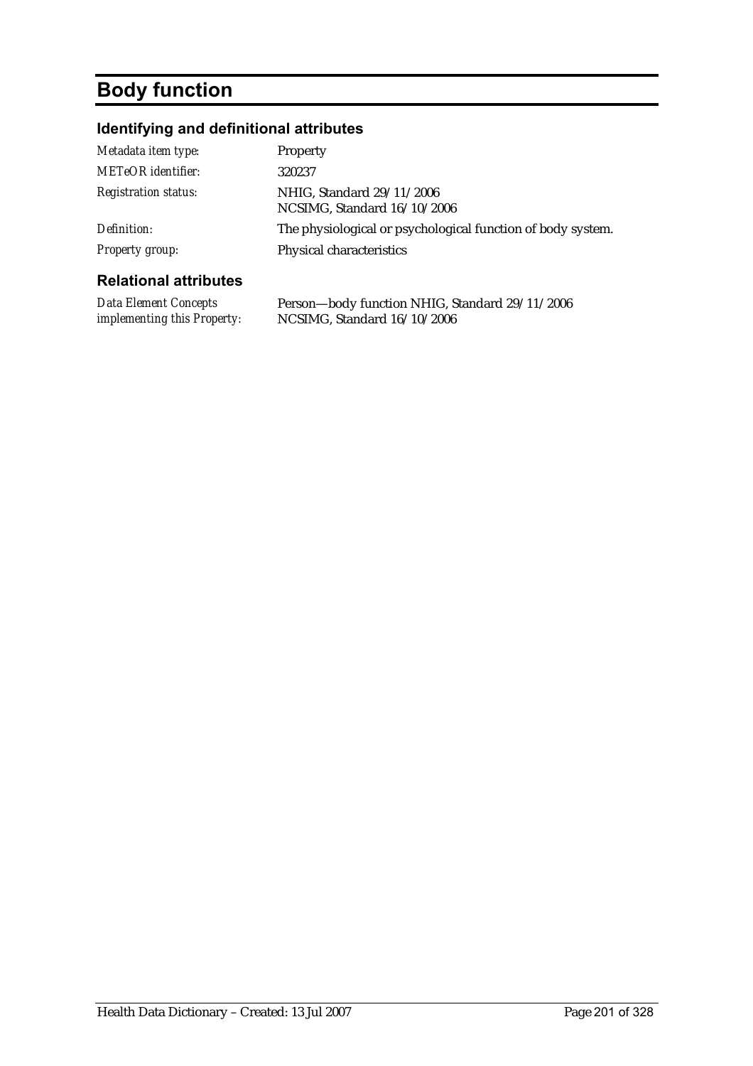# Body function

## Identifying and definitional attributes

| | |
|---|---|
| *Metadata item type:* | Property |
| *METeOR identifier:* | 320237 |
| *Registration status:* | NHIG, Standard 29/11/2006<br>NCSIMG, Standard 16/10/2006 |
| *Definition:* | The physiological or psychological function of body system. |
| *Property group:* | Physical characteristics |

## Relational attributes

| | |
|---|---|
| *Data Element Concepts implementing this Property:* | Person—body function NHIG, Standard 29/11/2006<br>NCSIMG, Standard 16/10/2006 |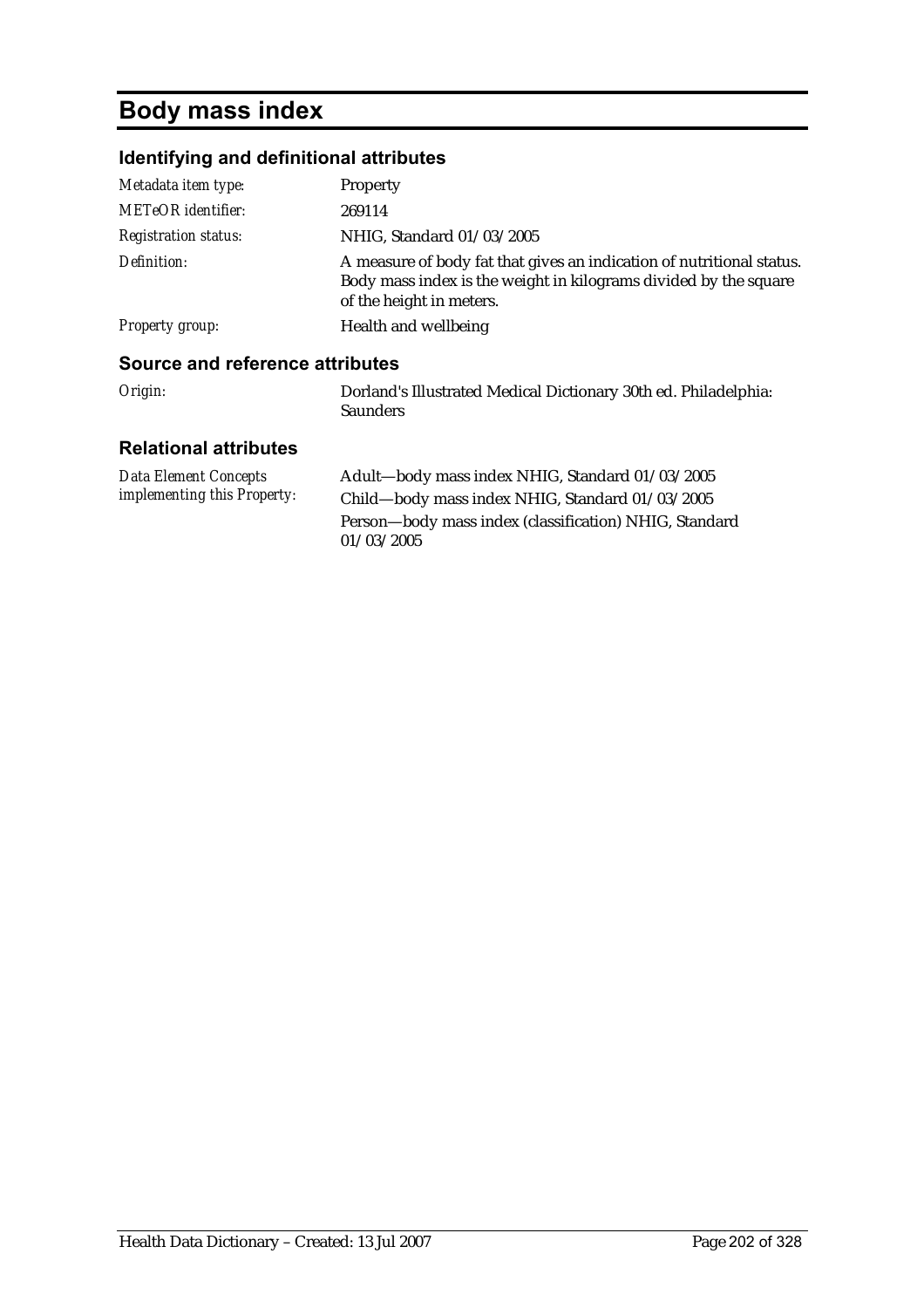# Body mass index

## Identifying and definitional attributes

| | |
|---|---|
| *Metadata item type:* | Property |
| *METeOR identifier:* | 269114 |
| *Registration status:* | NHIG, Standard 01/03/2005 |
| *Definition:* | A measure of body fat that gives an indication of nutritional status. Body mass index is the weight in kilograms divided by the square of the height in meters. |
| *Property group:* | Health and wellbeing |

## Source and reference attributes

| | |
|---|---|
| *Origin:* | Dorland's Illustrated Medical Dictionary 30th ed. Philadelphia: Saunders |

## Relational attributes

| | |
|---|---|
| *Data Element Concepts implementing this Property:* | Adult—body mass index NHIG, Standard 01/03/2005<br>Child—body mass index NHIG, Standard 01/03/2005<br>Person—body mass index (classification) NHIG, Standard 01/03/2005 |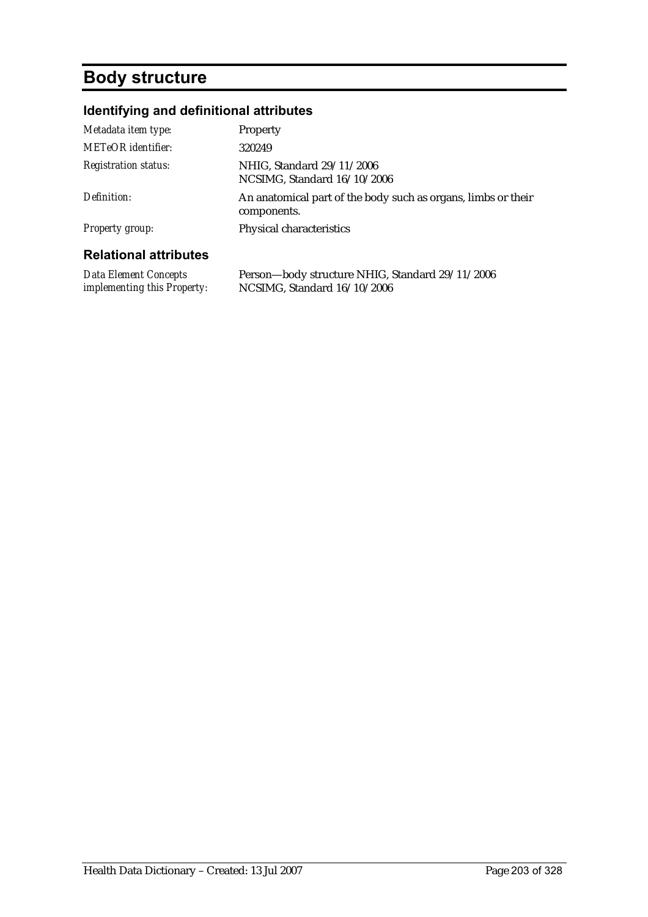# Body structure

## Identifying and definitional attributes

| | |
|---|---|
| *Metadata item type:* | Property |
| *METeOR identifier:* | 320249 |
| *Registration status:* | NHIG, Standard 29/11/2006<br>NCSIMG, Standard 16/10/2006 |
| *Definition:* | An anatomical part of the body such as organs, limbs or their components. |
| *Property group:* | Physical characteristics |

## Relational attributes

| | |
|---|---|
| *Data Element Concepts implementing this Property:* | Person—body structure NHIG, Standard 29/11/2006<br>NCSIMG, Standard 16/10/2006 |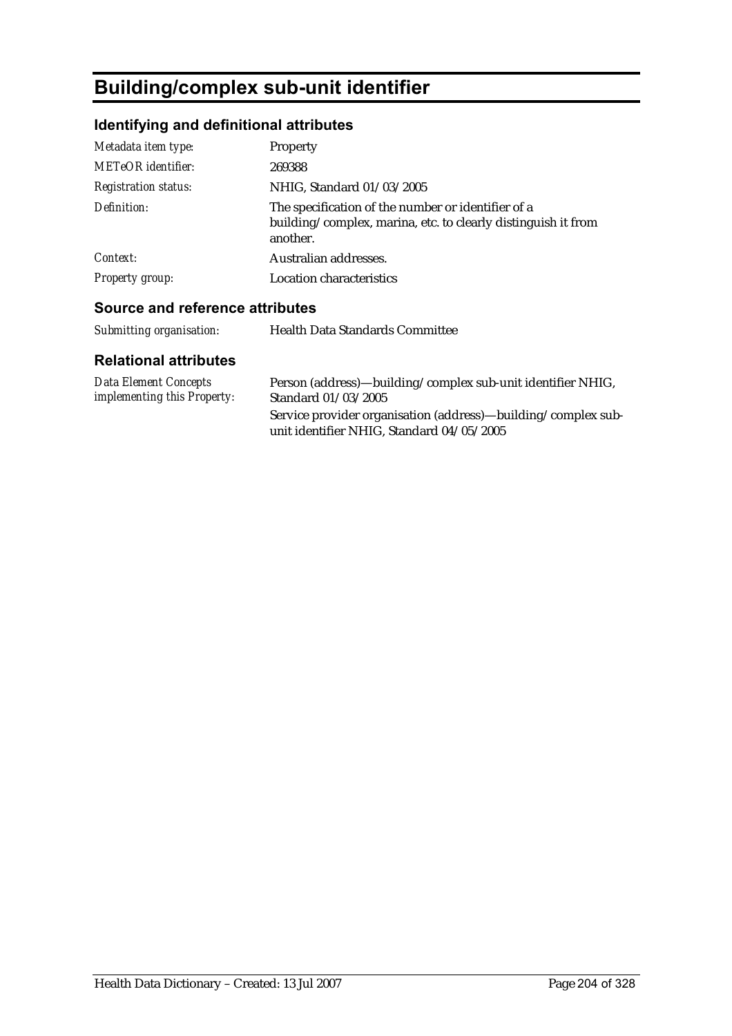# Building/complex sub-unit identifier

## Identifying and definitional attributes

| | |
|---|---|
| *Metadata item type:* | Property |
| *METeOR identifier:* | 269388 |
| *Registration status:* | NHIG, Standard 01/03/2005 |
| *Definition:* | The specification of the number or identifier of a building/complex, marina, etc. to clearly distinguish it from another. |
| *Context:* | Australian addresses. |
| *Property group:* | Location characteristics |

## Source and reference attributes

| | |
|---|---|
| *Submitting organisation:* | Health Data Standards Committee |

## Relational attributes

| | |
|---|---|
| *Data Element Concepts implementing this Property:* | Person (address)—building/complex sub-unit identifier NHIG, Standard 01/03/2005<br>Service provider organisation (address)—building/complex sub-unit identifier NHIG, Standard 04/05/2005 |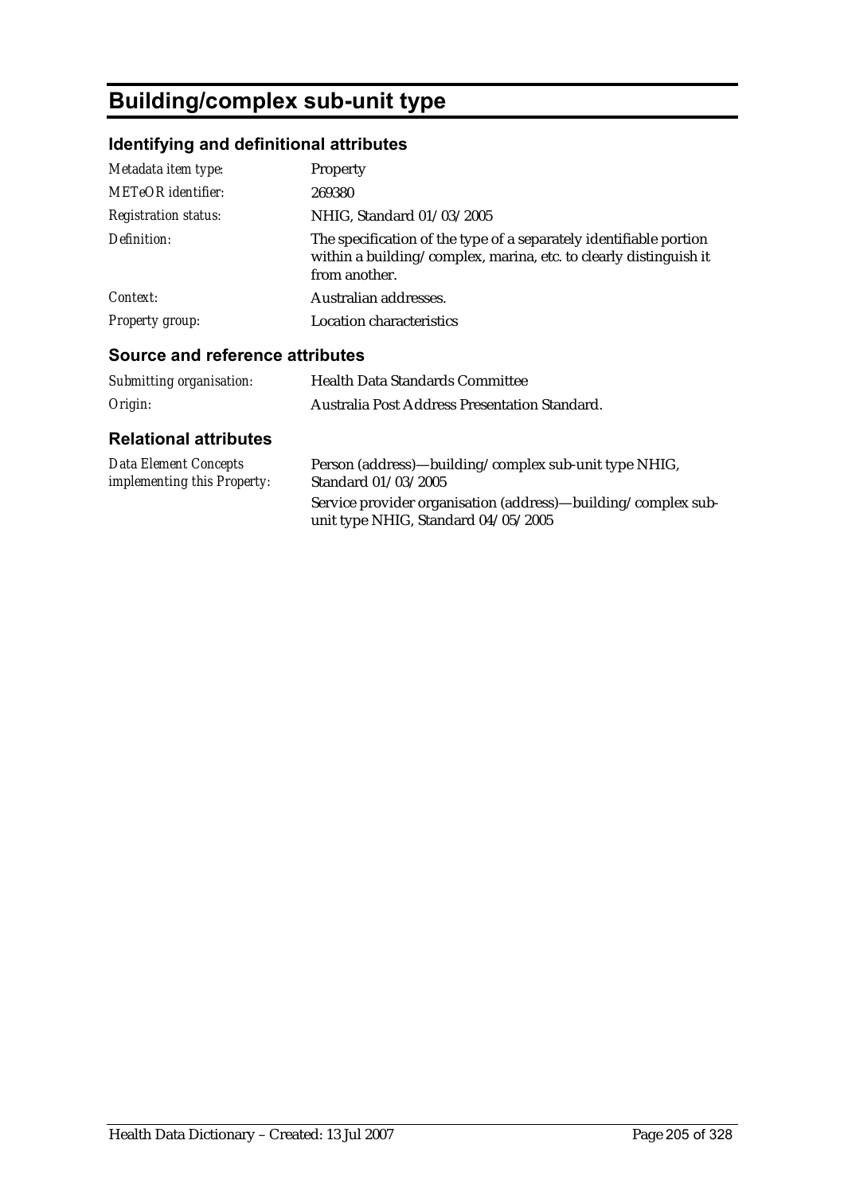# Building/complex sub-unit type

## Identifying and definitional attributes

| | |
|---|---|
| *Metadata item type:* | Property |
| *METeOR identifier:* | 269380 |
| *Registration status:* | NHIG, Standard 01/03/2005 |
| *Definition:* | The specification of the type of a separately identifiable portion within a building/complex, marina, etc. to clearly distinguish it from another. |
| *Context:* | Australian addresses. |
| *Property group:* | Location characteristics |

## Source and reference attributes

| | |
|---|---|
| *Submitting organisation:* | Health Data Standards Committee |
| *Origin:* | Australia Post Address Presentation Standard. |

## Relational attributes

| | |
|---|---|
| *Data Element Concepts implementing this Property:* | Person (address)—building/complex sub-unit type NHIG, Standard 01/03/2005<br>Service provider organisation (address)—building/complex sub-unit type NHIG, Standard 04/05/2005 |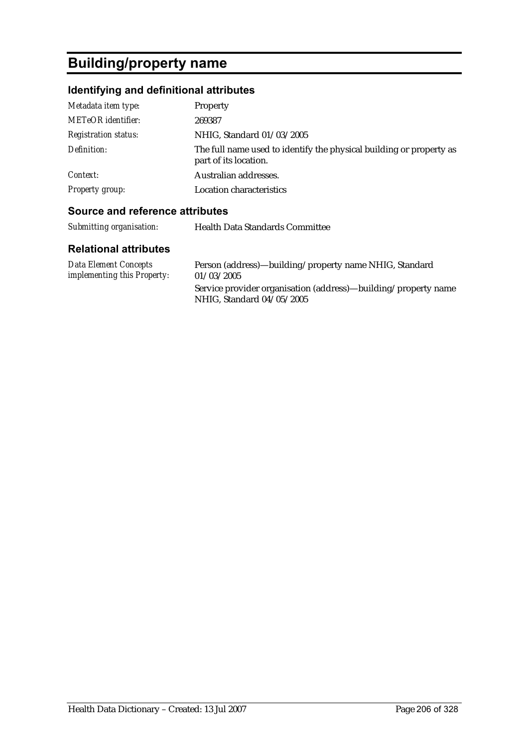# Building/property name

## Identifying and definitional attributes

| | |
|---|---|
| *Metadata item type:* | Property |
| *METeOR identifier:* | 269387 |
| *Registration status:* | NHIG, Standard 01/03/2005 |
| *Definition:* | The full name used to identify the physical building or property as part of its location. |
| *Context:* | Australian addresses. |
| *Property group:* | Location characteristics |

## Source and reference attributes

| | |
|---|---|
| *Submitting organisation:* | Health Data Standards Committee |

## Relational attributes

| | |
|---|---|
| *Data Element Concepts implementing this Property:* | Person (address)—building/property name NHIG, Standard 01/03/2005<br>Service provider organisation (address)—building/property name NHIG, Standard 04/05/2005 |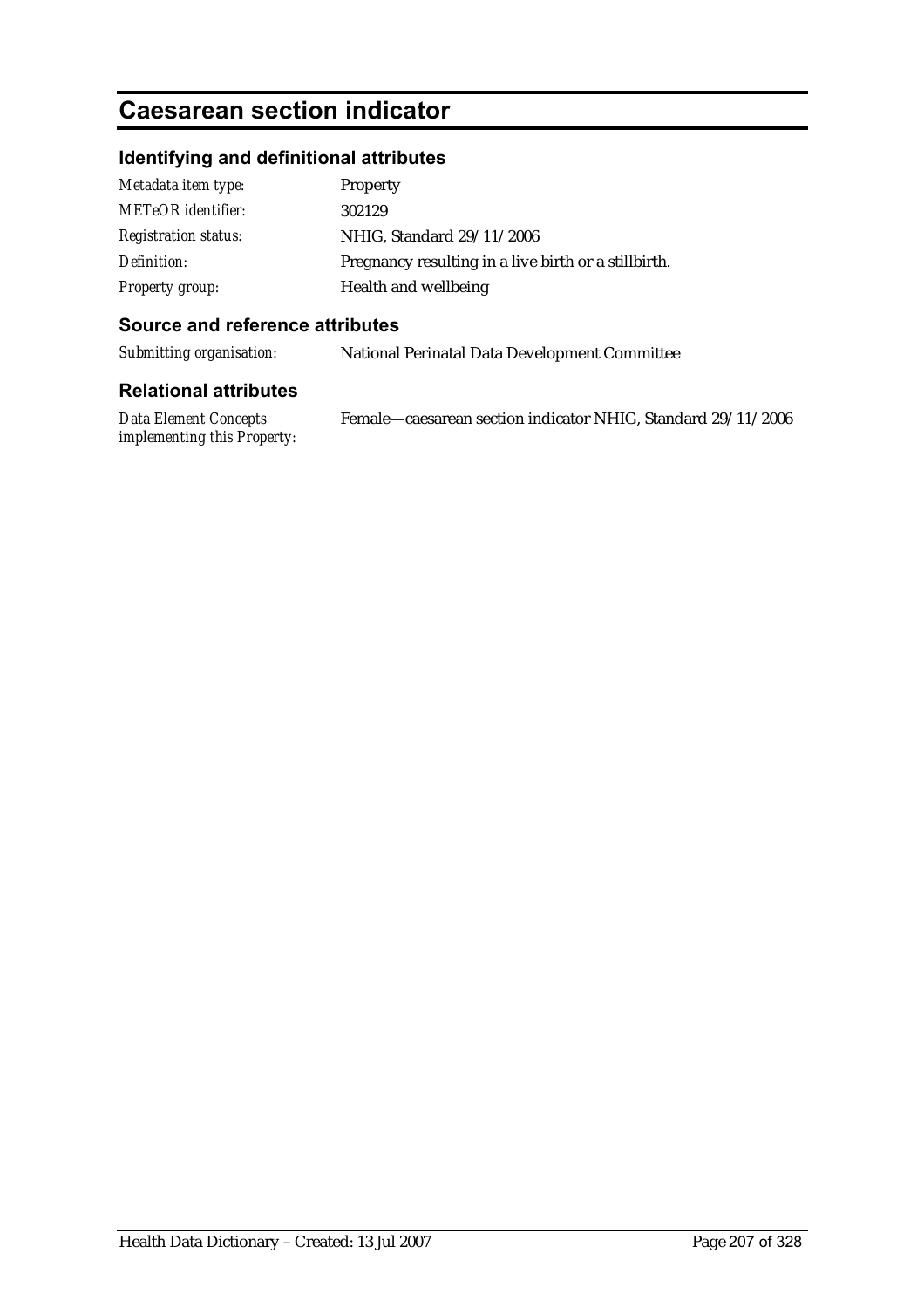# Caesarean section indicator

## Identifying and definitional attributes

| | |
|---|---|
| *Metadata item type:* | Property |
| *METeOR identifier:* | 302129 |
| *Registration status:* | NHIG, Standard 29/11/2006 |
| *Definition:* | Pregnancy resulting in a live birth or a stillbirth. |
| *Property group:* | Health and wellbeing |

## Source and reference attributes

| | |
|---|---|
| *Submitting organisation:* | National Perinatal Data Development Committee |

## Relational attributes

| | |
|---|---|
| *Data Element Concepts implementing this Property:* | Female—caesarean section indicator NHIG, Standard 29/11/2006 |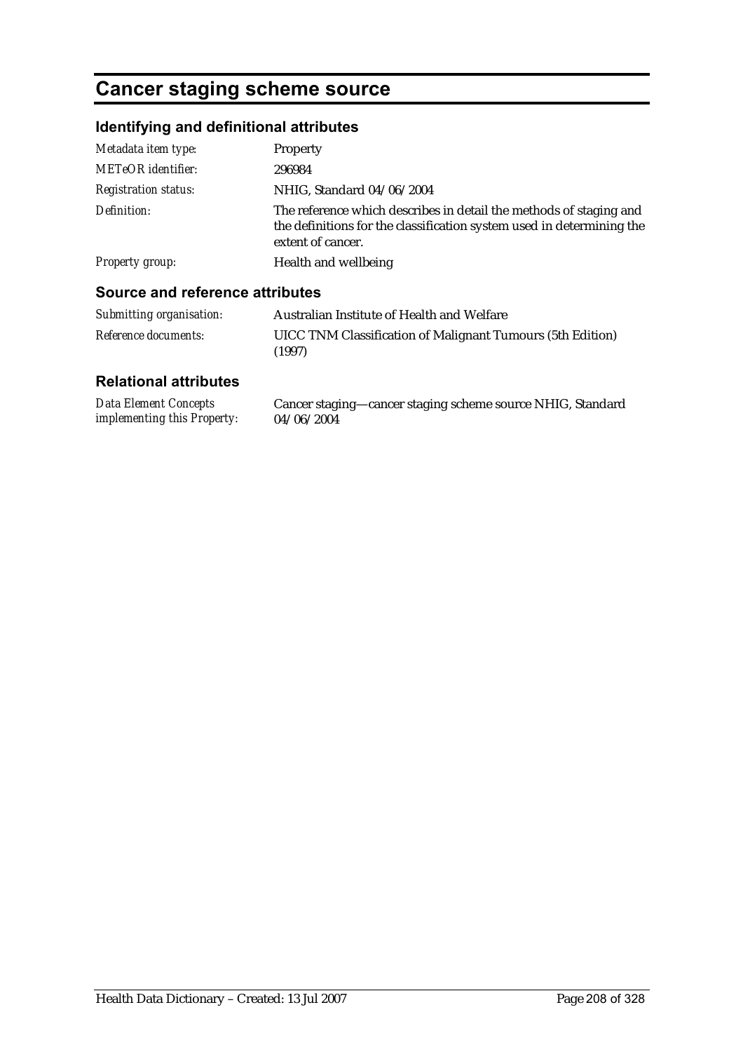# Cancer staging scheme source

## Identifying and definitional attributes

| | |
|---|---|
| *Metadata item type:* | Property |
| *METeOR identifier:* | 296984 |
| *Registration status:* | NHIG, Standard 04/06/2004 |
| *Definition:* | The reference which describes in detail the methods of staging and the definitions for the classification system used in determining the extent of cancer. |
| *Property group:* | Health and wellbeing |

## Source and reference attributes

| | |
|---|---|
| *Submitting organisation:* | Australian Institute of Health and Welfare |
| *Reference documents:* | UICC TNM Classification of Malignant Tumours (5th Edition) (1997) |

## Relational attributes

| | |
|---|---|
| *Data Element Concepts implementing this Property:* | Cancer staging—cancer staging scheme source NHIG, Standard 04/06/2004 |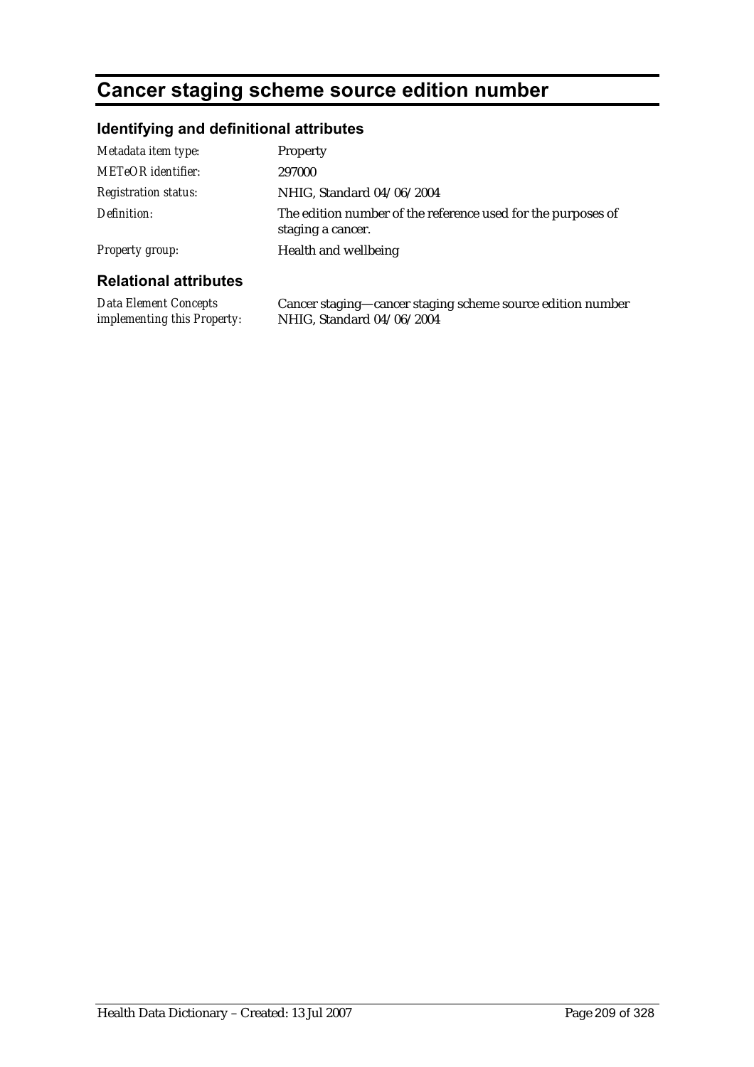# Cancer staging scheme source edition number

## Identifying and definitional attributes

| | |
|---|---|
| *Metadata item type:* | Property |
| *METeOR identifier:* | 297000 |
| *Registration status:* | NHIG, Standard 04/06/2004 |
| *Definition:* | The edition number of the reference used for the purposes of staging a cancer. |
| *Property group:* | Health and wellbeing |

## Relational attributes

| | |
|---|---|
| *Data Element Concepts implementing this Property:* | Cancer staging—cancer staging scheme source edition number NHIG, Standard 04/06/2004 |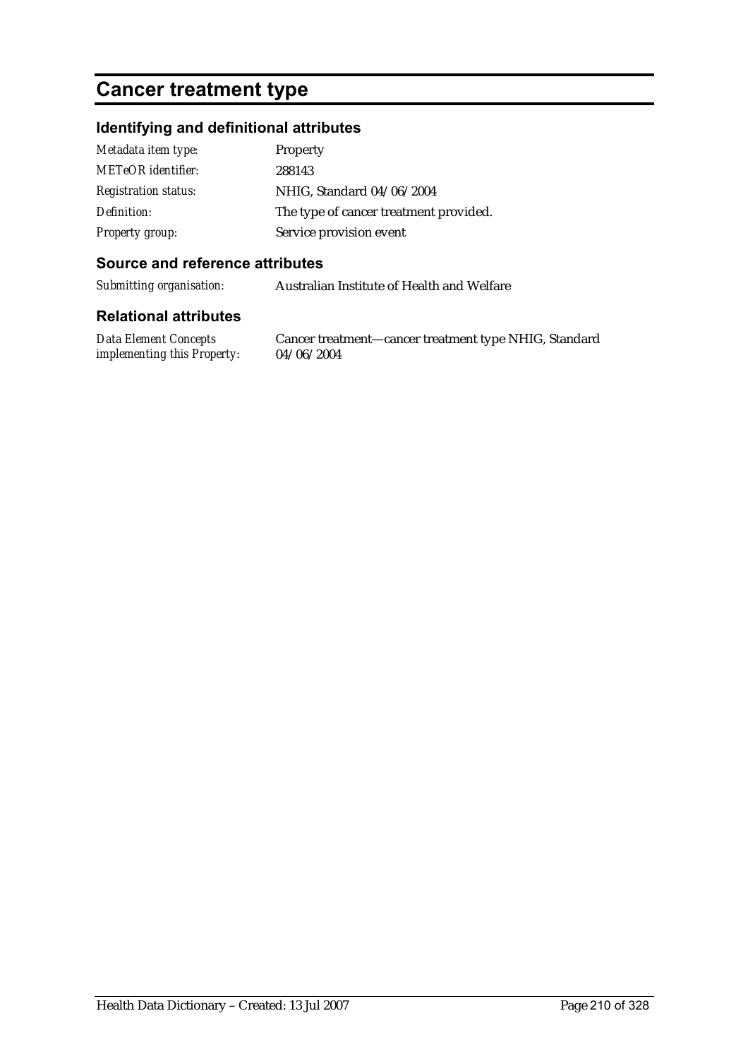# Cancer treatment type

## Identifying and definitional attributes

| | |
|---|---|
| *Metadata item type:* | Property |
| *METeOR identifier:* | 288143 |
| *Registration status:* | NHIG, Standard 04/06/2004 |
| *Definition:* | The type of cancer treatment provided. |
| *Property group:* | Service provision event |

## Source and reference attributes

| | |
|---|---|
| *Submitting organisation:* | Australian Institute of Health and Welfare |

## Relational attributes

| | |
|---|---|
| *Data Element Concepts implementing this Property:* | Cancer treatment—cancer treatment type NHIG, Standard 04/06/2004 |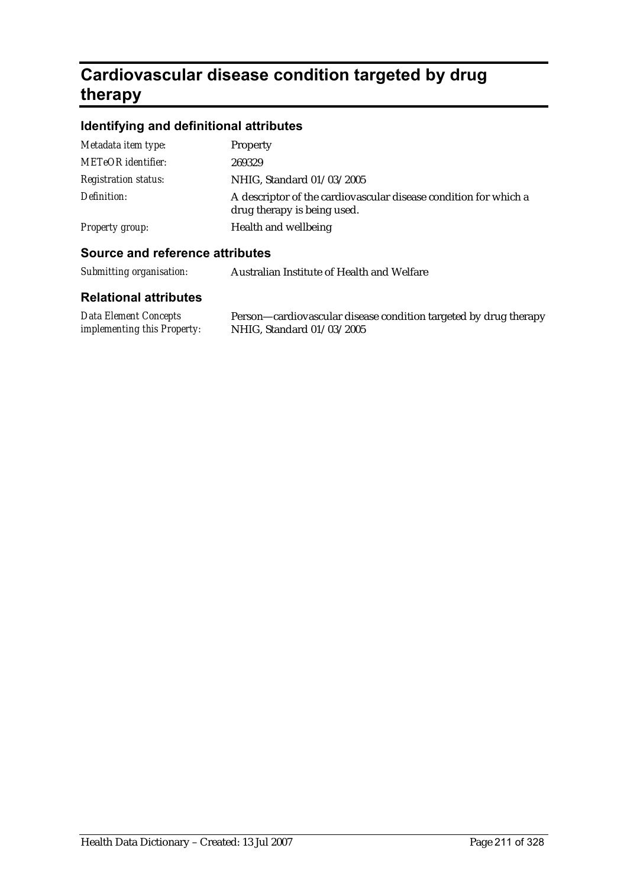# Cardiovascular disease condition targeted by drug therapy

## Identifying and definitional attributes

| | |
|---|---|
| *Metadata item type:* | Property |
| *METeOR identifier:* | 269329 |
| *Registration status:* | NHIG, Standard 01/03/2005 |
| *Definition:* | A descriptor of the cardiovascular disease condition for which a drug therapy is being used. |
| *Property group:* | Health and wellbeing |

## Source and reference attributes

| | |
|---|---|
| *Submitting organisation:* | Australian Institute of Health and Welfare |

## Relational attributes

| | |
|---|---|
| *Data Element Concepts implementing this Property:* | Person—cardiovascular disease condition targeted by drug therapy NHIG, Standard 01/03/2005 |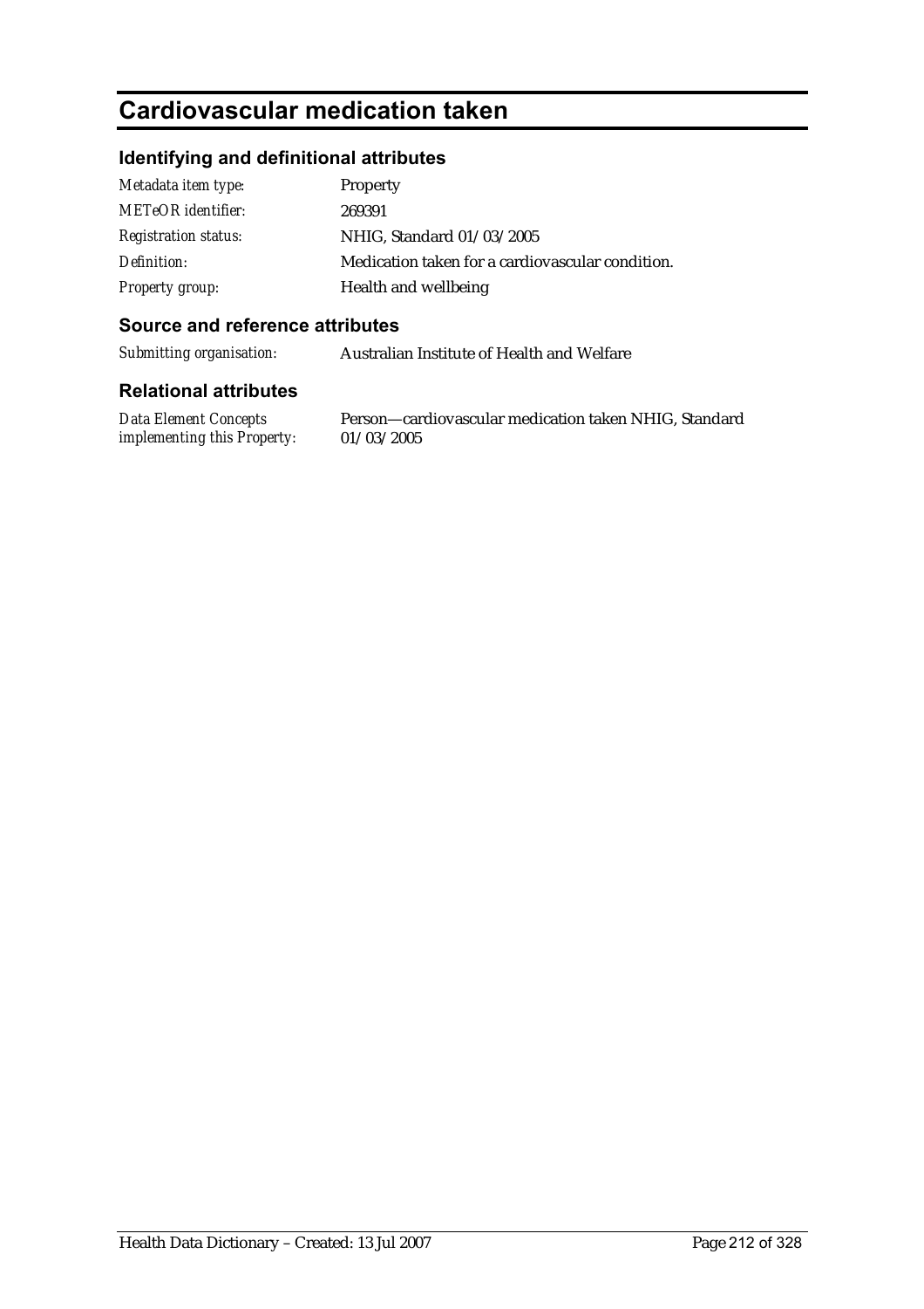# Cardiovascular medication taken

## Identifying and definitional attributes

| | |
|---|---|
| *Metadata item type:* | Property |
| *METeOR identifier:* | 269391 |
| *Registration status:* | NHIG, Standard 01/03/2005 |
| *Definition:* | Medication taken for a cardiovascular condition. |
| *Property group:* | Health and wellbeing |

## Source and reference attributes

| | |
|---|---|
| *Submitting organisation:* | Australian Institute of Health and Welfare |

## Relational attributes

| | |
|---|---|
| *Data Element Concepts implementing this Property:* | Person—cardiovascular medication taken NHIG, Standard 01/03/2005 |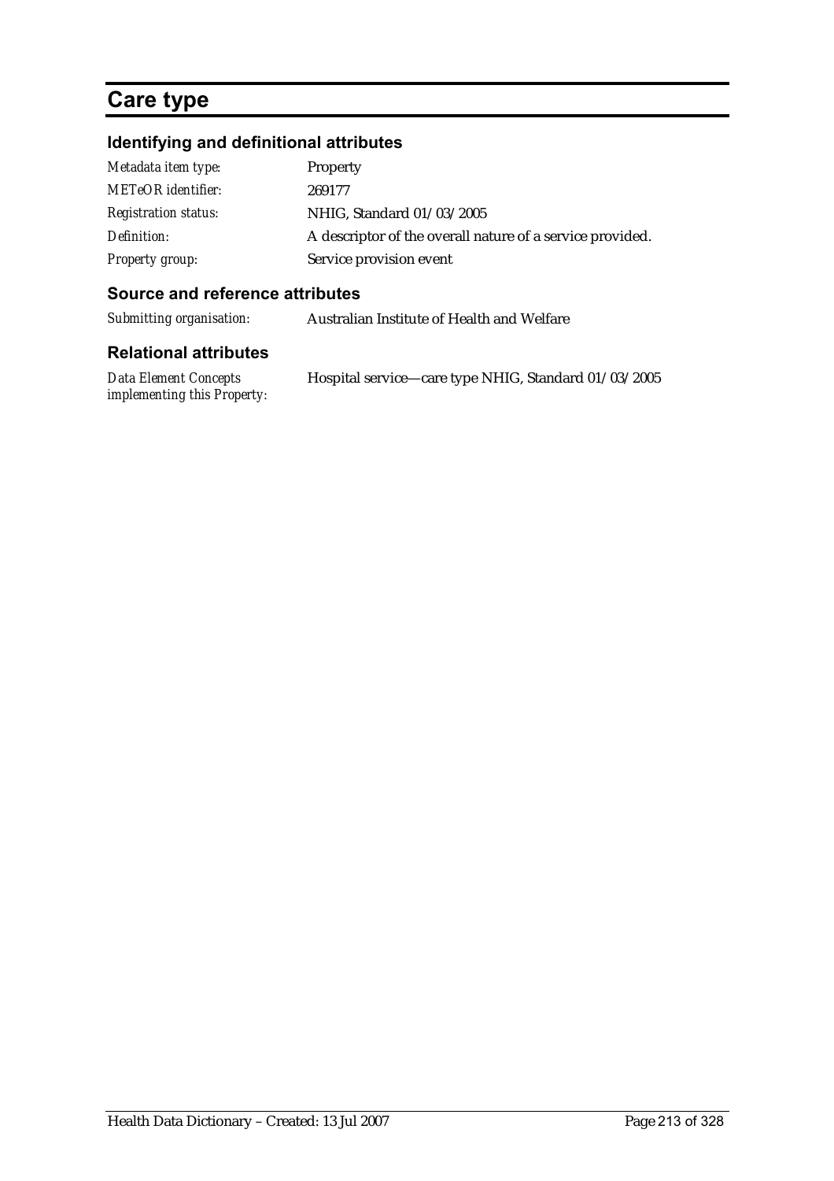# Care type

## Identifying and definitional attributes

| | |
|---|---|
| *Metadata item type:* | Property |
| *METeOR identifier:* | 269177 |
| *Registration status:* | NHIG, Standard 01/03/2005 |
| *Definition:* | A descriptor of the overall nature of a service provided. |
| *Property group:* | Service provision event |

## Source and reference attributes

| | |
|---|---|
| *Submitting organisation:* | Australian Institute of Health and Welfare |

## Relational attributes

| | |
|---|---|
| *Data Element Concepts implementing this Property:* | Hospital service—care type NHIG, Standard 01/03/2005 |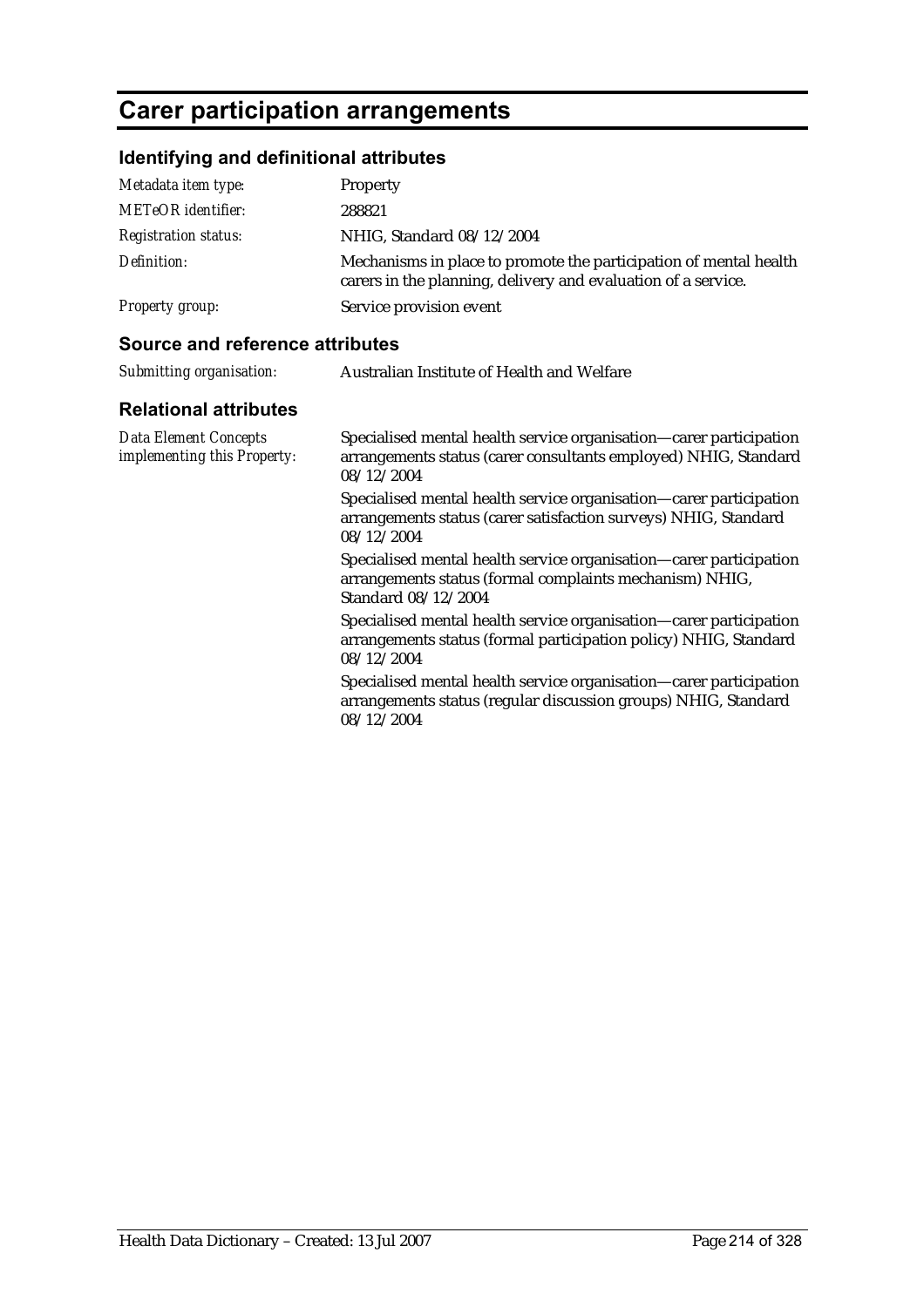# Carer participation arrangements

## Identifying and definitional attributes

| | |
|---|---|
| *Metadata item type:* | Property |
| *METeOR identifier:* | 288821 |
| *Registration status:* | NHIG, Standard 08/12/2004 |
| *Definition:* | Mechanisms in place to promote the participation of mental health carers in the planning, delivery and evaluation of a service. |
| *Property group:* | Service provision event |

## Source and reference attributes

| | |
|---|---|
| *Submitting organisation:* | Australian Institute of Health and Welfare |

## Relational attributes

| | |
|---|---|
| *Data Element Concepts implementing this Property:* | Specialised mental health service organisation—carer participation arrangements status (carer consultants employed) NHIG, Standard 08/12/2004<br><br>Specialised mental health service organisation—carer participation arrangements status (carer satisfaction surveys) NHIG, Standard 08/12/2004<br><br>Specialised mental health service organisation—carer participation arrangements status (formal complaints mechanism) NHIG, Standard 08/12/2004<br><br>Specialised mental health service organisation—carer participation arrangements status (formal participation policy) NHIG, Standard 08/12/2004<br><br>Specialised mental health service organisation—carer participation arrangements status (regular discussion groups) NHIG, Standard 08/12/2004 |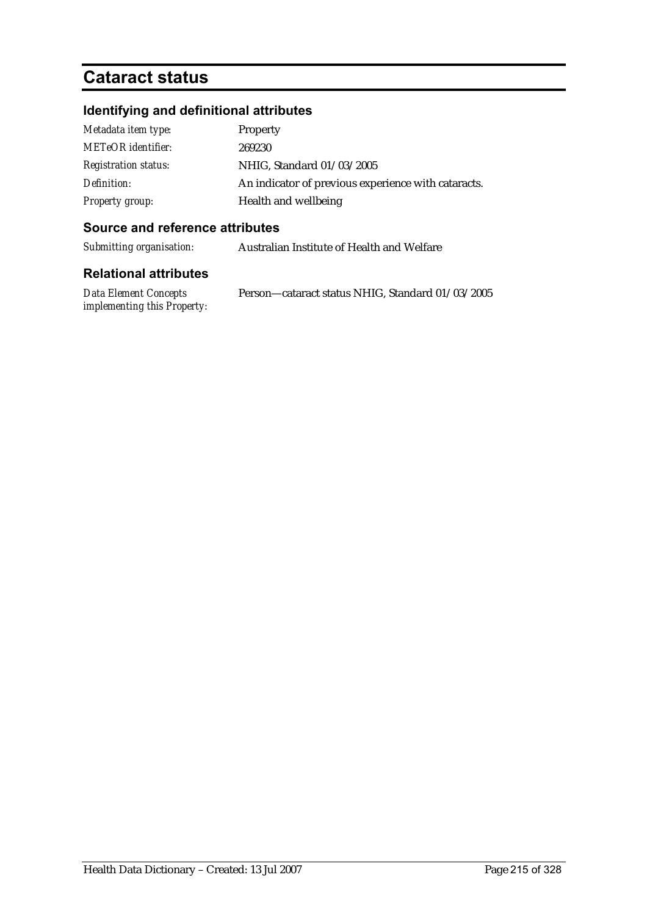# Cataract status

## Identifying and definitional attributes

| | |
|---|---|
| *Metadata item type:* | Property |
| *METeOR identifier:* | 269230 |
| *Registration status:* | NHIG, Standard 01/03/2005 |
| *Definition:* | An indicator of previous experience with cataracts. |
| *Property group:* | Health and wellbeing |

## Source and reference attributes

| | |
|---|---|
| *Submitting organisation:* | Australian Institute of Health and Welfare |

## Relational attributes

| | |
|---|---|
| *Data Element Concepts implementing this Property:* | Person—cataract status NHIG, Standard 01/03/2005 |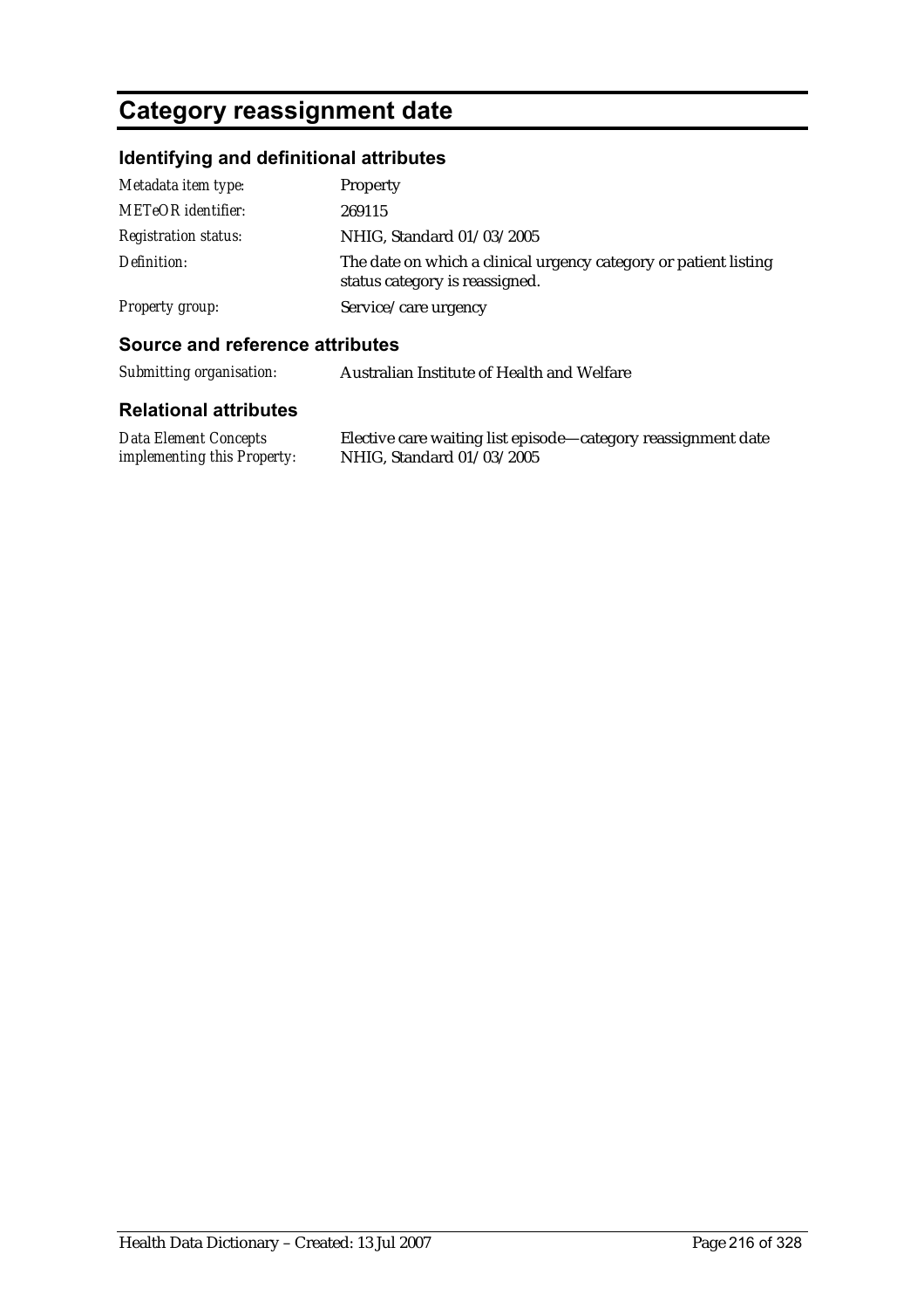# Category reassignment date

## Identifying and definitional attributes

| | |
|---|---|
| *Metadata item type:* | Property |
| *METeOR identifier:* | 269115 |
| *Registration status:* | NHIG, Standard 01/03/2005 |
| *Definition:* | The date on which a clinical urgency category or patient listing status category is reassigned. |
| *Property group:* | Service/care urgency |

## Source and reference attributes

| | |
|---|---|
| *Submitting organisation:* | Australian Institute of Health and Welfare |

## Relational attributes

| | |
|---|---|
| *Data Element Concepts implementing this Property:* | Elective care waiting list episode—category reassignment date NHIG, Standard 01/03/2005 |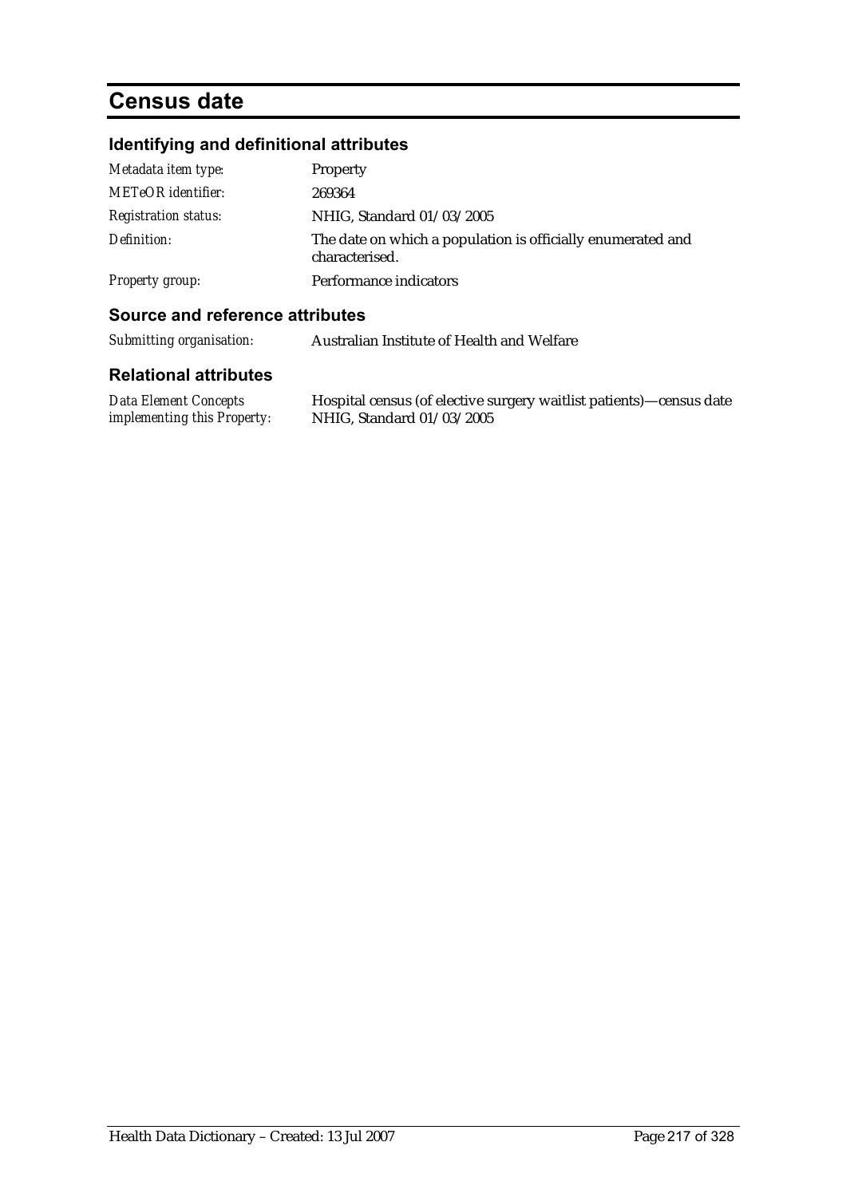# Census date

## Identifying and definitional attributes

| | |
|---|---|
| *Metadata item type:* | Property |
| *METeOR identifier:* | 269364 |
| *Registration status:* | NHIG, Standard 01/03/2005 |
| *Definition:* | The date on which a population is officially enumerated and characterised. |
| *Property group:* | Performance indicators |

## Source and reference attributes

| | |
|---|---|
| *Submitting organisation:* | Australian Institute of Health and Welfare |

## Relational attributes

| | |
|---|---|
| *Data Element Concepts implementing this Property:* | Hospital census (of elective surgery waitlist patients)—census date NHIG, Standard 01/03/2005 |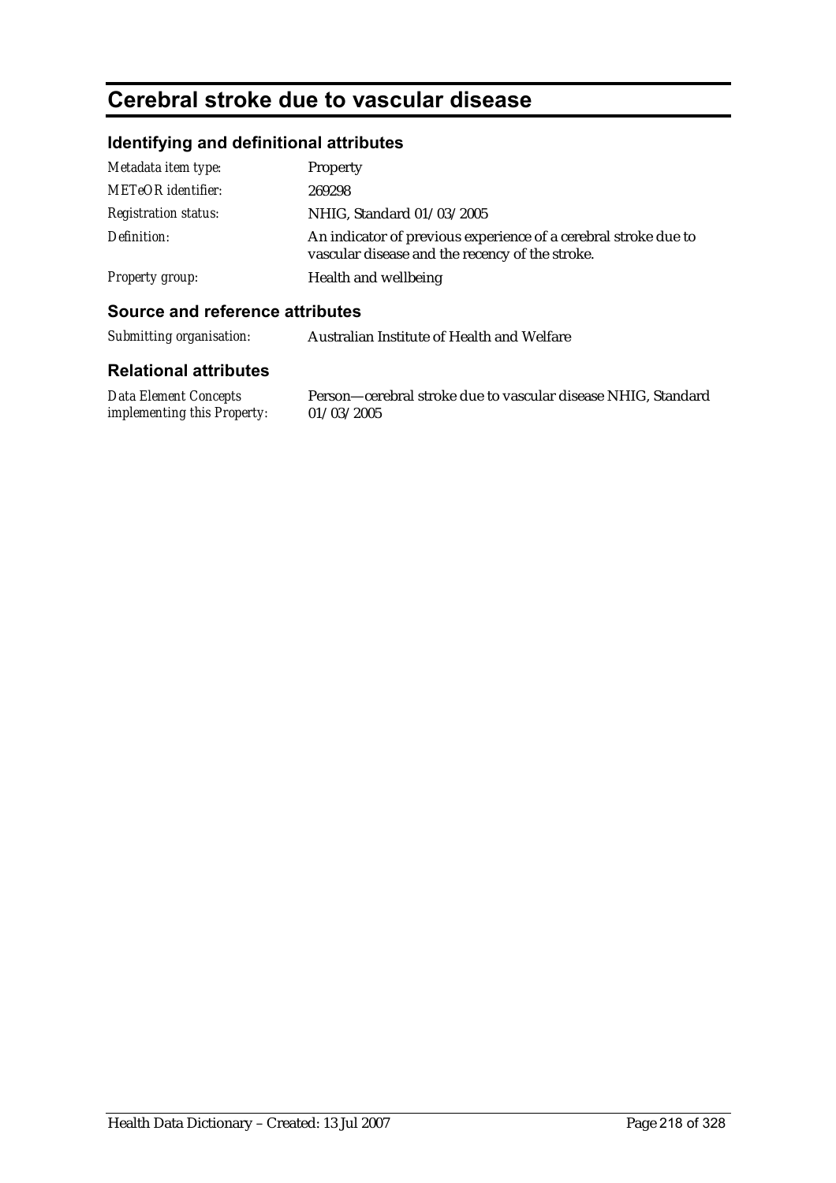# Cerebral stroke due to vascular disease

## Identifying and definitional attributes

| | |
|---|---|
| *Metadata item type:* | Property |
| *METeOR identifier:* | 269298 |
| *Registration status:* | NHIG, Standard 01/03/2005 |
| *Definition:* | An indicator of previous experience of a cerebral stroke due to vascular disease and the recency of the stroke. |
| *Property group:* | Health and wellbeing |

## Source and reference attributes

| | |
|---|---|
| *Submitting organisation:* | Australian Institute of Health and Welfare |

## Relational attributes

| | |
|---|---|
| *Data Element Concepts implementing this Property:* | Person—cerebral stroke due to vascular disease NHIG, Standard 01/03/2005 |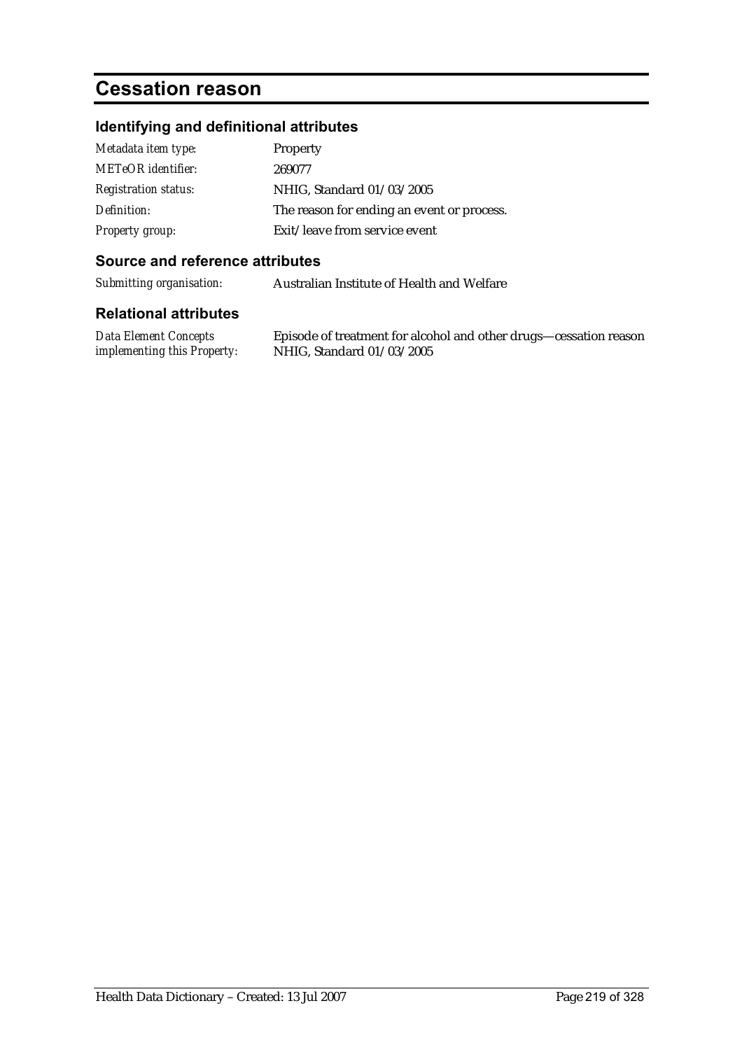# Cessation reason

## Identifying and definitional attributes

| | |
|---|---|
| *Metadata item type:* | Property |
| *METeOR identifier:* | 269077 |
| *Registration status:* | NHIG, Standard 01/03/2005 |
| *Definition:* | The reason for ending an event or process. |
| *Property group:* | Exit/leave from service event |

## Source and reference attributes

| | |
|---|---|
| *Submitting organisation:* | Australian Institute of Health and Welfare |

## Relational attributes

| | |
|---|---|
| *Data Element Concepts implementing this Property:* | Episode of treatment for alcohol and other drugs—cessation reason NHIG, Standard 01/03/2005 |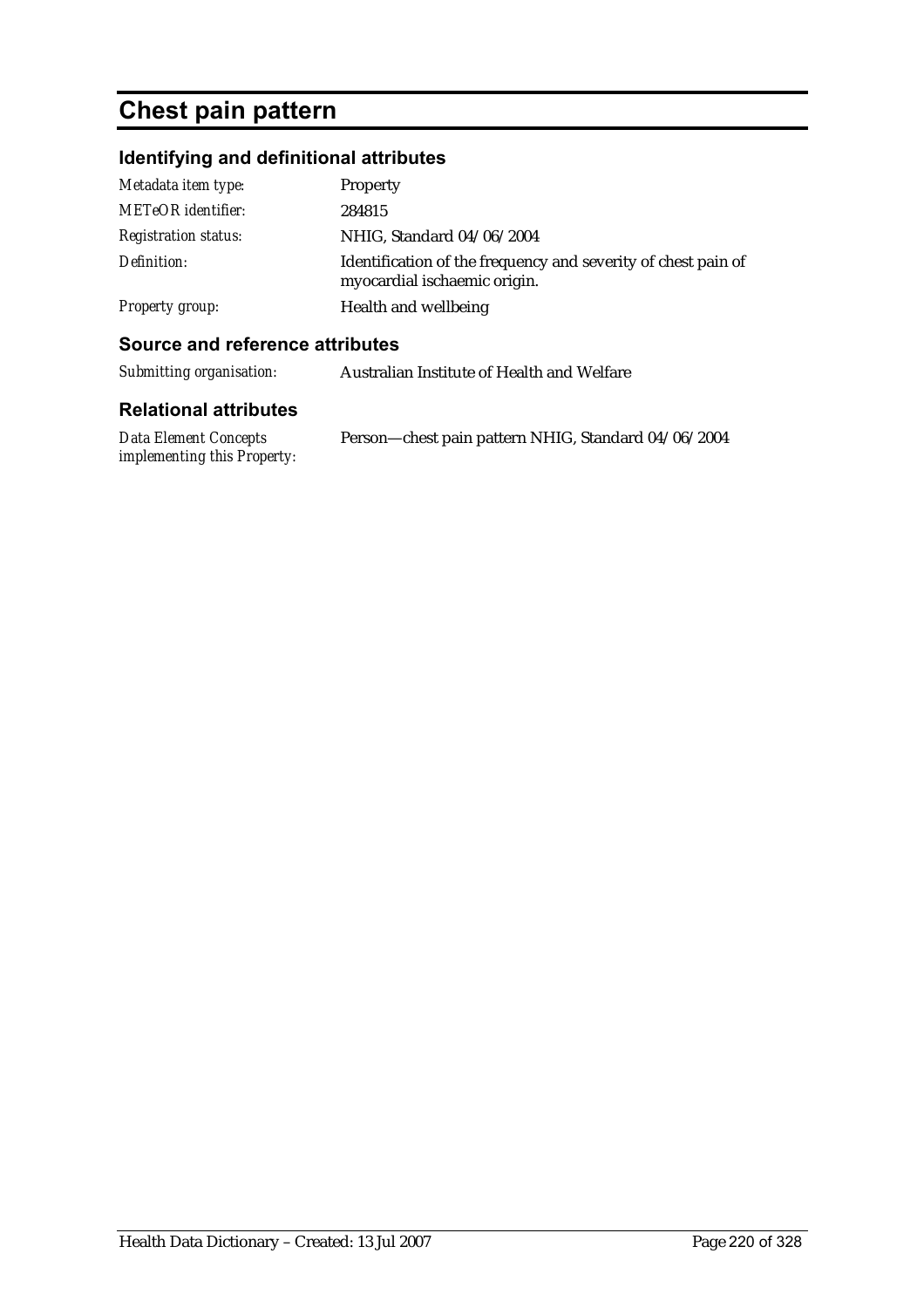# Chest pain pattern

## Identifying and definitional attributes

| | |
|---|---|
| *Metadata item type:* | Property |
| *METeOR identifier:* | 284815 |
| *Registration status:* | NHIG, Standard 04/06/2004 |
| *Definition:* | Identification of the frequency and severity of chest pain of myocardial ischaemic origin. |
| *Property group:* | Health and wellbeing |

## Source and reference attributes

| | |
|---|---|
| *Submitting organisation:* | Australian Institute of Health and Welfare |

## Relational attributes

| | |
|---|---|
| *Data Element Concepts implementing this Property:* | Person—chest pain pattern NHIG, Standard 04/06/2004 |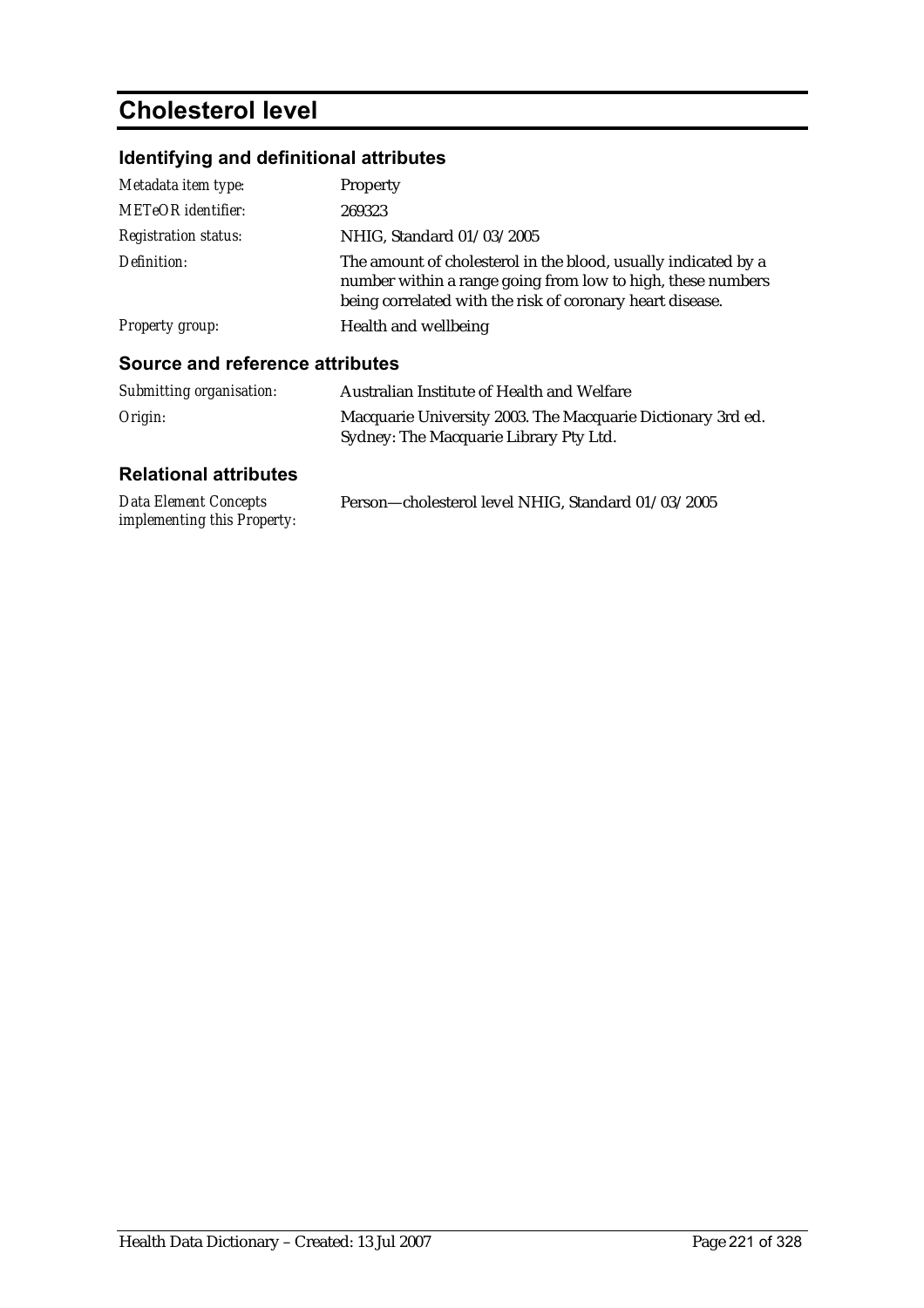# Cholesterol level

## Identifying and definitional attributes

| | |
|---|---|
| *Metadata item type:* | Property |
| *METeOR identifier:* | 269323 |
| *Registration status:* | NHIG, Standard 01/03/2005 |
| *Definition:* | The amount of cholesterol in the blood, usually indicated by a number within a range going from low to high, these numbers being correlated with the risk of coronary heart disease. |
| *Property group:* | Health and wellbeing |

## Source and reference attributes

| | |
|---|---|
| *Submitting organisation:* | Australian Institute of Health and Welfare |
| *Origin:* | Macquarie University 2003. The Macquarie Dictionary 3rd ed. Sydney: The Macquarie Library Pty Ltd. |

## Relational attributes

| | |
|---|---|
| *Data Element Concepts implementing this Property:* | Person—cholesterol level NHIG, Standard 01/03/2005 |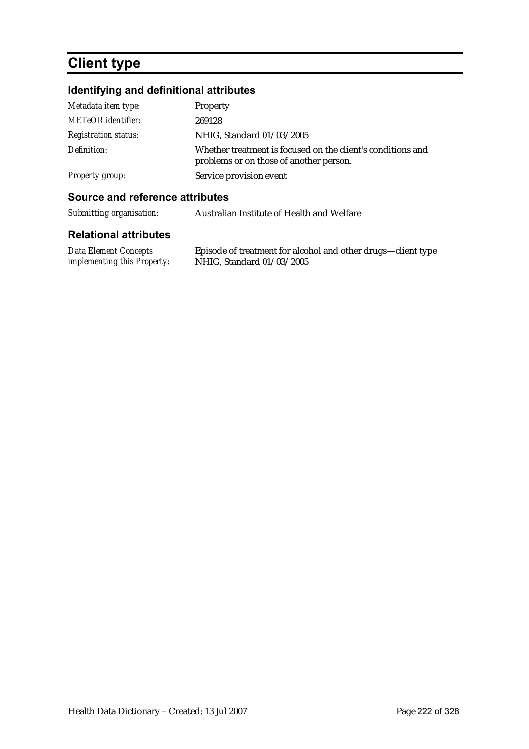# Client type

## Identifying and definitional attributes

| | |
|---|---|
| *Metadata item type:* | Property |
| *METeOR identifier:* | 269128 |
| *Registration status:* | NHIG, Standard 01/03/2005 |
| *Definition:* | Whether treatment is focused on the client's conditions and problems or on those of another person. |
| *Property group:* | Service provision event |

## Source and reference attributes

| | |
|---|---|
| *Submitting organisation:* | Australian Institute of Health and Welfare |

## Relational attributes

| | |
|---|---|
| *Data Element Concepts implementing this Property:* | Episode of treatment for alcohol and other drugs—client type NHIG, Standard 01/03/2005 |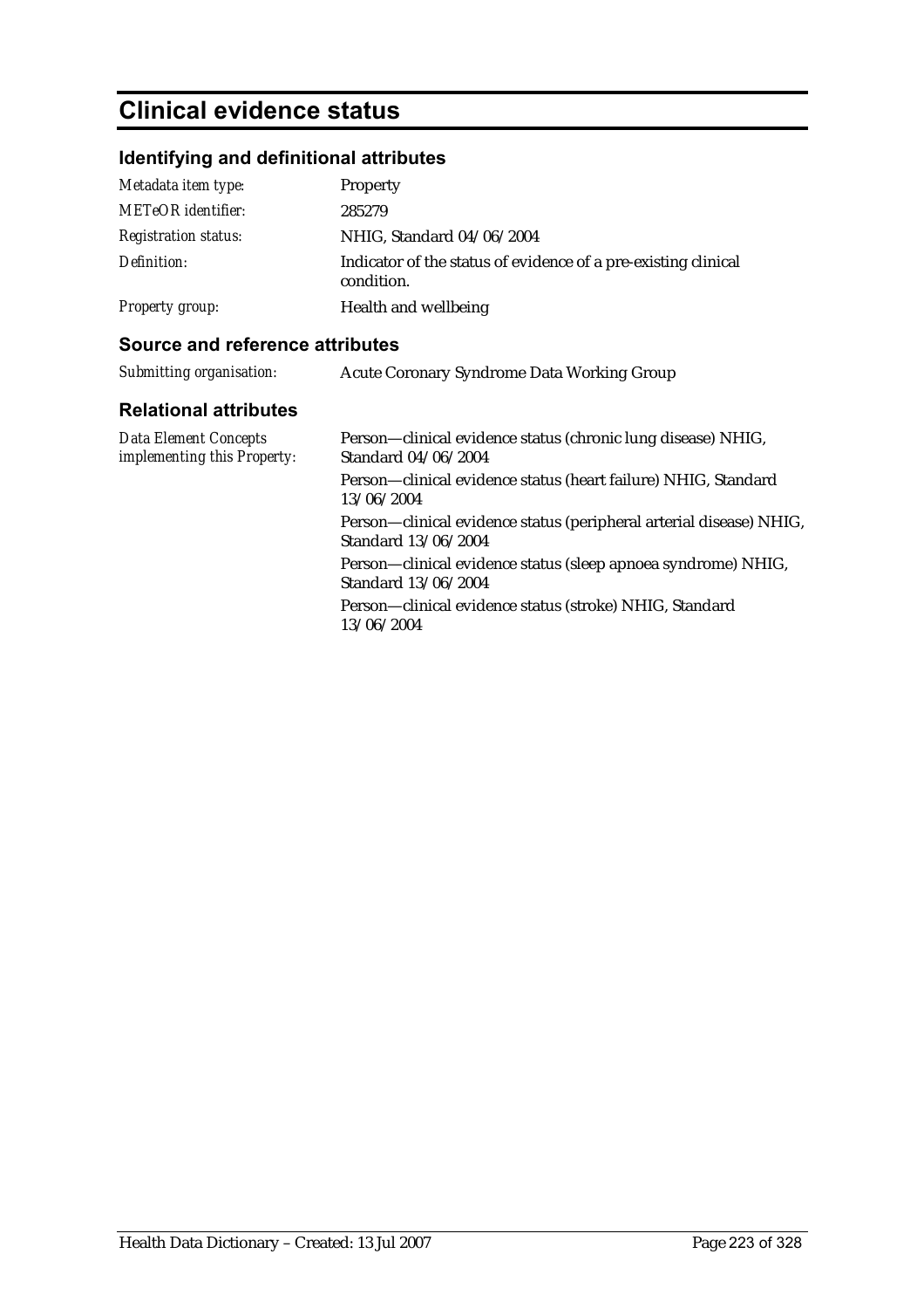# Clinical evidence status

## Identifying and definitional attributes

| | |
|---|---|
| *Metadata item type:* | Property |
| *METeOR identifier:* | 285279 |
| *Registration status:* | NHIG, Standard 04/06/2004 |
| *Definition:* | Indicator of the status of evidence of a pre-existing clinical condition. |
| *Property group:* | Health and wellbeing |

## Source and reference attributes

| | |
|---|---|
| *Submitting organisation:* | Acute Coronary Syndrome Data Working Group |

## Relational attributes

| | |
|---|---|
| *Data Element Concepts implementing this Property:* | Person—clinical evidence status (chronic lung disease) NHIG, Standard 04/06/2004 |
| | Person—clinical evidence status (heart failure) NHIG, Standard 13/06/2004 |
| | Person—clinical evidence status (peripheral arterial disease) NHIG, Standard 13/06/2004 |
| | Person—clinical evidence status (sleep apnoea syndrome) NHIG, Standard 13/06/2004 |
| | Person—clinical evidence status (stroke) NHIG, Standard 13/06/2004 |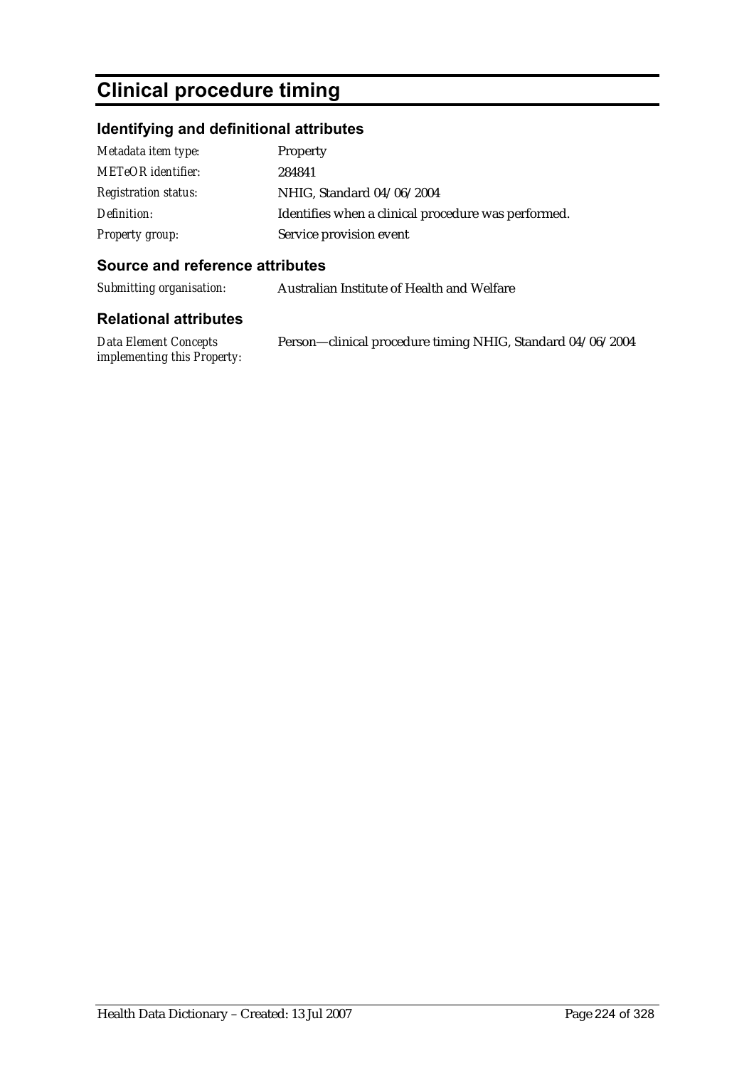# Clinical procedure timing

## Identifying and definitional attributes

| | |
|---|---|
| *Metadata item type:* | Property |
| *METeOR identifier:* | 284841 |
| *Registration status:* | NHIG, Standard 04/06/2004 |
| *Definition:* | Identifies when a clinical procedure was performed. |
| *Property group:* | Service provision event |

## Source and reference attributes

| | |
|---|---|
| *Submitting organisation:* | Australian Institute of Health and Welfare |

## Relational attributes

| | |
|---|---|
| *Data Element Concepts implementing this Property:* | Person—clinical procedure timing NHIG, Standard 04/06/2004 |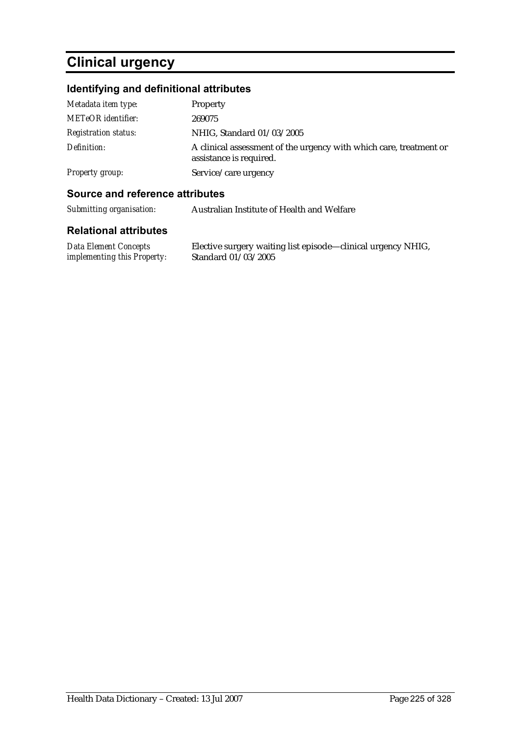# Clinical urgency

## Identifying and definitional attributes

| | |
|---|---|
| *Metadata item type:* | Property |
| *METeOR identifier:* | 269075 |
| *Registration status:* | NHIG, Standard 01/03/2005 |
| *Definition:* | A clinical assessment of the urgency with which care, treatment or assistance is required. |
| *Property group:* | Service/care urgency |

## Source and reference attributes

| | |
|---|---|
| *Submitting organisation:* | Australian Institute of Health and Welfare |

## Relational attributes

| | |
|---|---|
| *Data Element Concepts implementing this Property:* | Elective surgery waiting list episode—clinical urgency NHIG, Standard 01/03/2005 |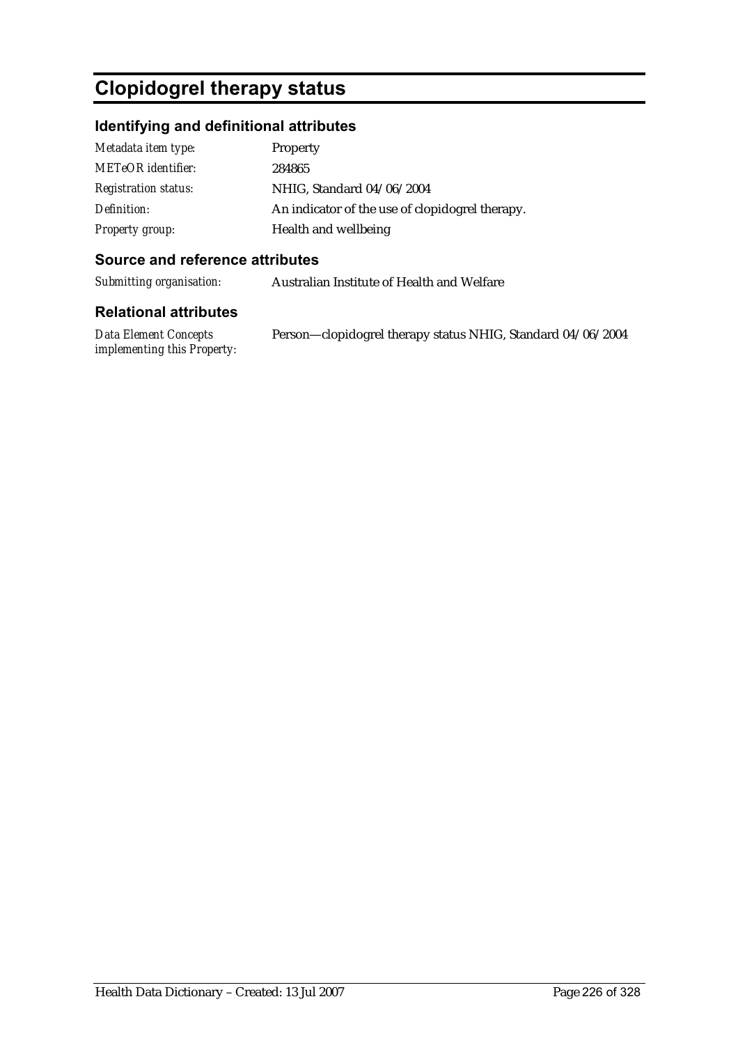# Clopidogrel therapy status

## Identifying and definitional attributes

| | |
|---|---|
| *Metadata item type:* | Property |
| *METeOR identifier:* | 284865 |
| *Registration status:* | NHIG, Standard 04/06/2004 |
| *Definition:* | An indicator of the use of clopidogrel therapy. |
| *Property group:* | Health and wellbeing |

## Source and reference attributes

| | |
|---|---|
| *Submitting organisation:* | Australian Institute of Health and Welfare |

## Relational attributes

| | |
|---|---|
| *Data Element Concepts implementing this Property:* | Person—clopidogrel therapy status NHIG, Standard 04/06/2004 |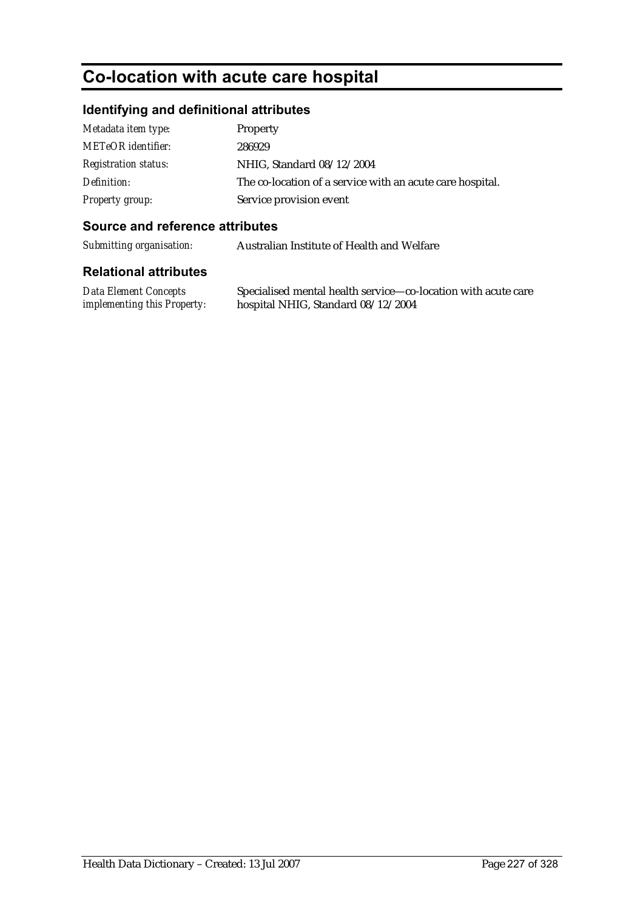# Co-location with acute care hospital

## Identifying and definitional attributes

| | |
|---|---|
| *Metadata item type:* | Property |
| *METeOR identifier:* | 286929 |
| *Registration status:* | NHIG, Standard 08/12/2004 |
| *Definition:* | The co-location of a service with an acute care hospital. |
| *Property group:* | Service provision event |

## Source and reference attributes

| | |
|---|---|
| *Submitting organisation:* | Australian Institute of Health and Welfare |

## Relational attributes

| | |
|---|---|
| *Data Element Concepts implementing this Property:* | Specialised mental health service—co-location with acute care hospital NHIG, Standard 08/12/2004 |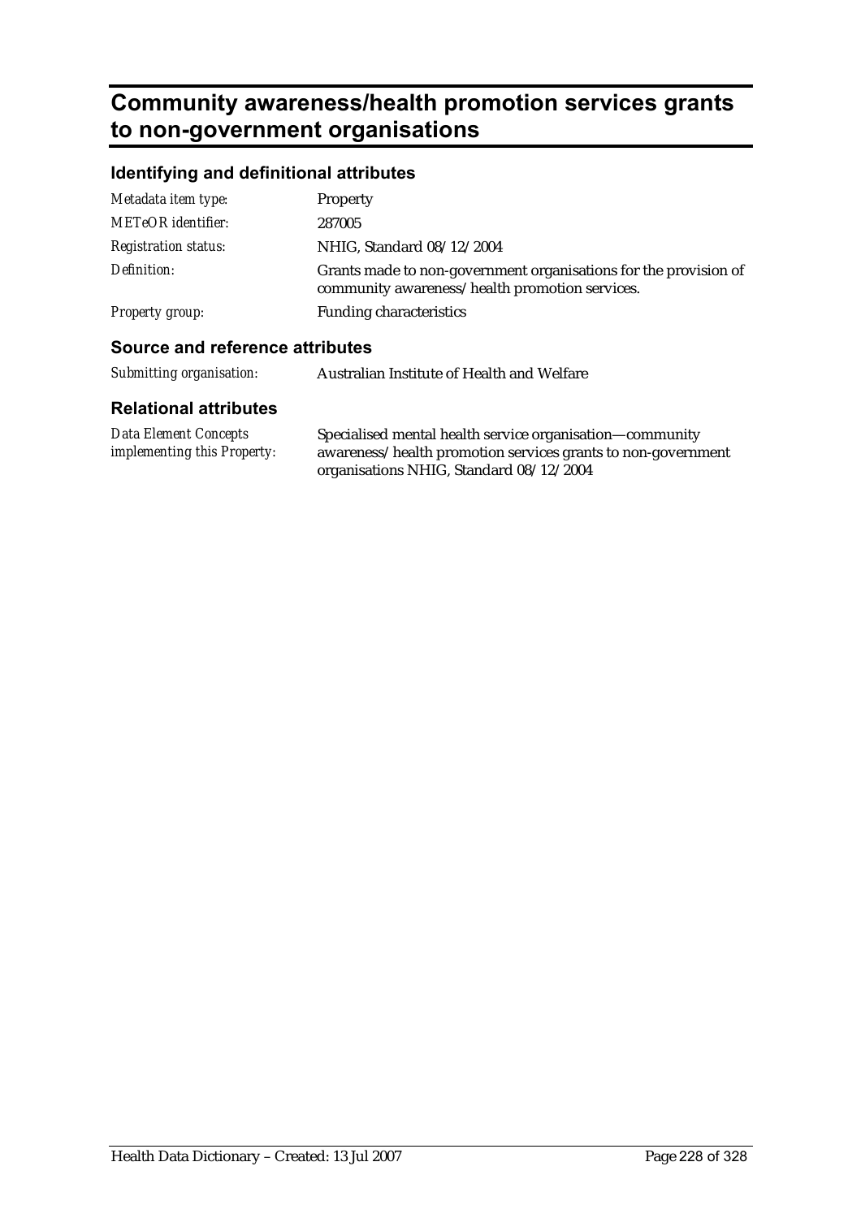# Community awareness/health promotion services grants to non-government organisations

## Identifying and definitional attributes

| | |
|---|---|
| *Metadata item type:* | Property |
| *METeOR identifier:* | 287005 |
| *Registration status:* | NHIG, Standard 08/12/2004 |
| *Definition:* | Grants made to non-government organisations for the provision of community awareness/health promotion services. |
| *Property group:* | Funding characteristics |

## Source and reference attributes

| | |
|---|---|
| *Submitting organisation:* | Australian Institute of Health and Welfare |

## Relational attributes

| | |
|---|---|
| *Data Element Concepts implementing this Property:* | Specialised mental health service organisation—community awareness/health promotion services grants to non-government organisations NHIG, Standard 08/12/2004 |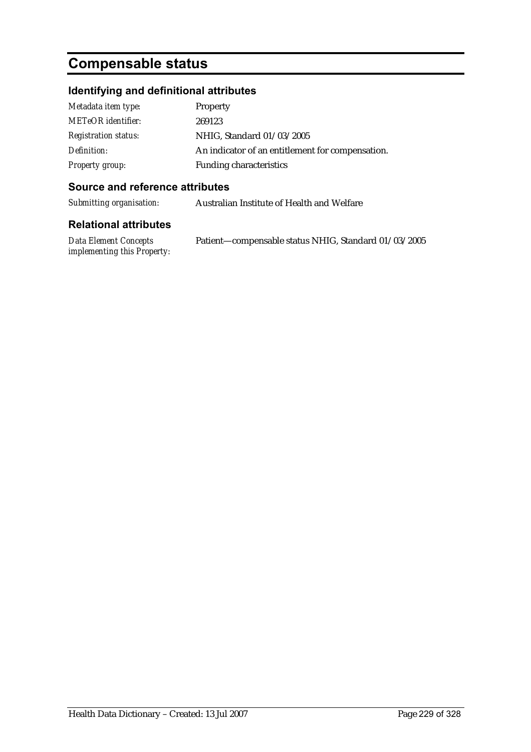# Compensable status

## Identifying and definitional attributes

| | |
|---|---|
| *Metadata item type:* | Property |
| *METeOR identifier:* | 269123 |
| *Registration status:* | NHIG, Standard 01/03/2005 |
| *Definition:* | An indicator of an entitlement for compensation. |
| *Property group:* | Funding characteristics |

## Source and reference attributes

| | |
|---|---|
| *Submitting organisation:* | Australian Institute of Health and Welfare |

## Relational attributes

| | |
|---|---|
| *Data Element Concepts implementing this Property:* | Patient—compensable status NHIG, Standard 01/03/2005 |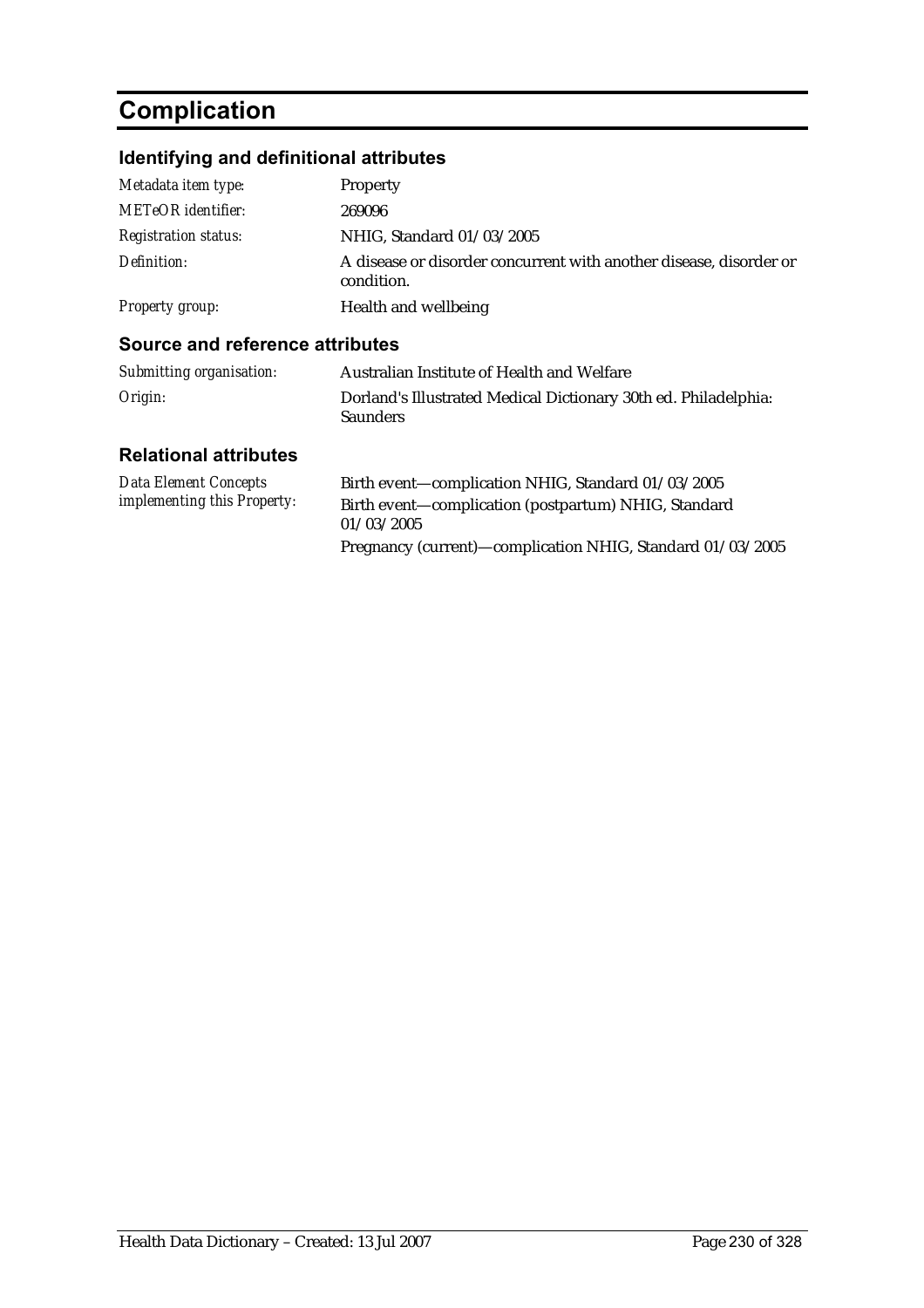# Complication

## Identifying and definitional attributes

| | |
|---|---|
| *Metadata item type:* | Property |
| *METeOR identifier:* | 269096 |
| *Registration status:* | NHIG, Standard 01/03/2005 |
| *Definition:* | A disease or disorder concurrent with another disease, disorder or condition. |
| *Property group:* | Health and wellbeing |

## Source and reference attributes

| | |
|---|---|
| *Submitting organisation:* | Australian Institute of Health and Welfare |
| *Origin:* | Dorland's Illustrated Medical Dictionary 30th ed. Philadelphia: Saunders |

## Relational attributes

| | |
|---|---|
| *Data Element Concepts implementing this Property:* | Birth event—complication NHIG, Standard 01/03/2005<br>Birth event—complication (postpartum) NHIG, Standard 01/03/2005<br>Pregnancy (current)—complication NHIG, Standard 01/03/2005 |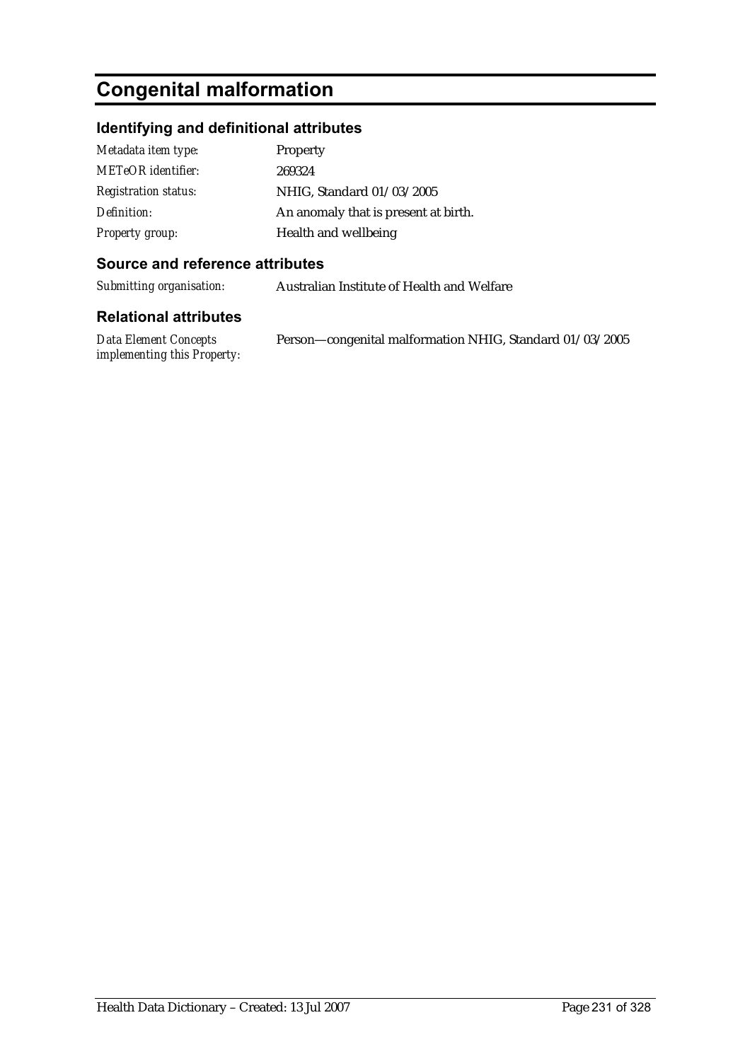# Congenital malformation

## Identifying and definitional attributes

| | |
|---|---|
| *Metadata item type:* | Property |
| *METeOR identifier:* | 269324 |
| *Registration status:* | NHIG, Standard 01/03/2005 |
| *Definition:* | An anomaly that is present at birth. |
| *Property group:* | Health and wellbeing |

## Source and reference attributes

| | |
|---|---|
| *Submitting organisation:* | Australian Institute of Health and Welfare |

## Relational attributes

| | |
|---|---|
| *Data Element Concepts implementing this Property:* | Person—congenital malformation NHIG, Standard 01/03/2005 |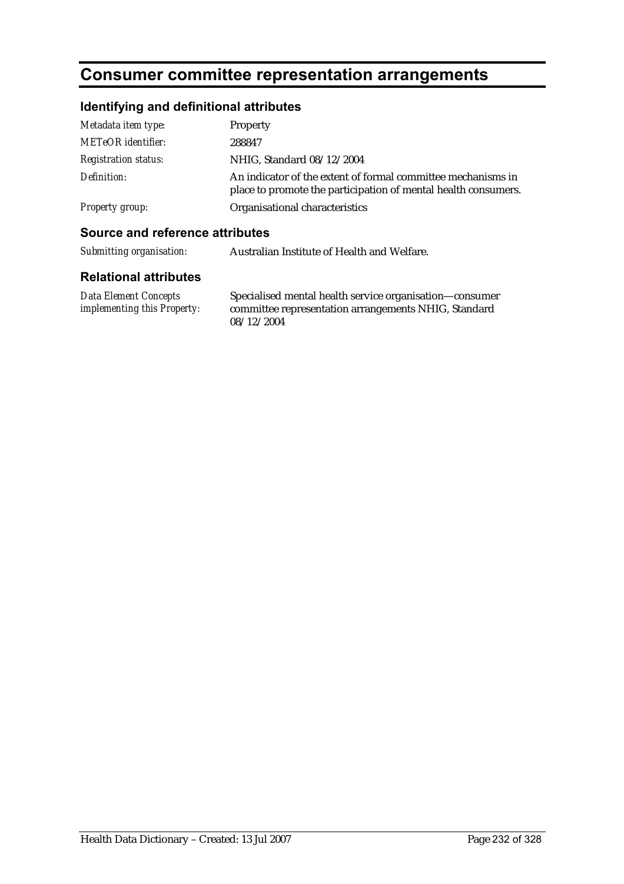# Consumer committee representation arrangements

## Identifying and definitional attributes

| | |
|---|---|
| *Metadata item type:* | Property |
| *METeOR identifier:* | 288847 |
| *Registration status:* | NHIG, Standard 08/12/2004 |
| *Definition:* | An indicator of the extent of formal committee mechanisms in place to promote the participation of mental health consumers. |
| *Property group:* | Organisational characteristics |

## Source and reference attributes

| | |
|---|---|
| *Submitting organisation:* | Australian Institute of Health and Welfare. |

## Relational attributes

| | |
|---|---|
| *Data Element Concepts implementing this Property:* | Specialised mental health service organisation—consumer committee representation arrangements NHIG, Standard 08/12/2004 |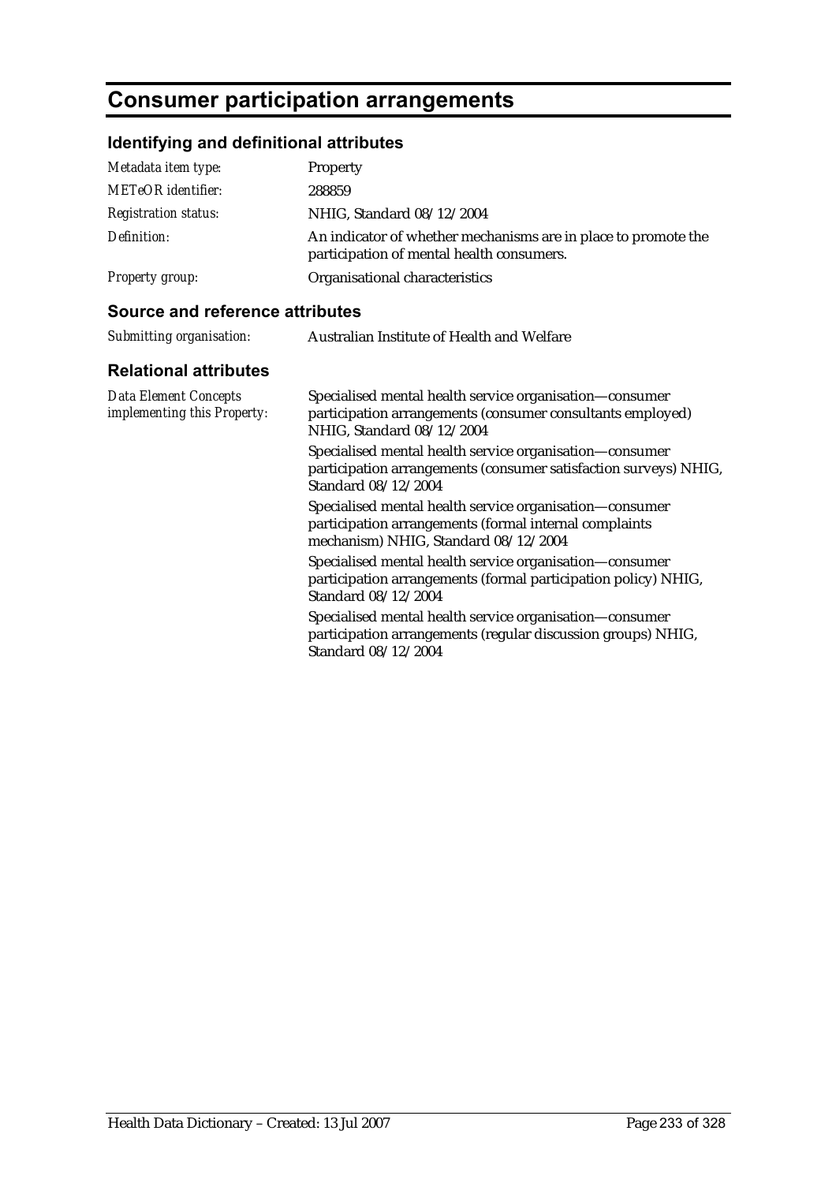# Consumer participation arrangements

## Identifying and definitional attributes

| | |
|---|---|
| *Metadata item type:* | Property |
| *METeOR identifier:* | 288859 |
| *Registration status:* | NHIG, Standard 08/12/2004 |
| *Definition:* | An indicator of whether mechanisms are in place to promote the participation of mental health consumers. |
| *Property group:* | Organisational characteristics |

## Source and reference attributes

| | |
|---|---|
| *Submitting organisation:* | Australian Institute of Health and Welfare |

## Relational attributes

| | |
|---|---|
| *Data Element Concepts implementing this Property:* | Specialised mental health service organisation—consumer participation arrangements (consumer consultants employed) NHIG, Standard 08/12/2004 |
| | Specialised mental health service organisation—consumer participation arrangements (consumer satisfaction surveys) NHIG, Standard 08/12/2004 |
| | Specialised mental health service organisation—consumer participation arrangements (formal internal complaints mechanism) NHIG, Standard 08/12/2004 |
| | Specialised mental health service organisation—consumer participation arrangements (formal participation policy) NHIG, Standard 08/12/2004 |
| | Specialised mental health service organisation—consumer participation arrangements (regular discussion groups) NHIG, Standard 08/12/2004 |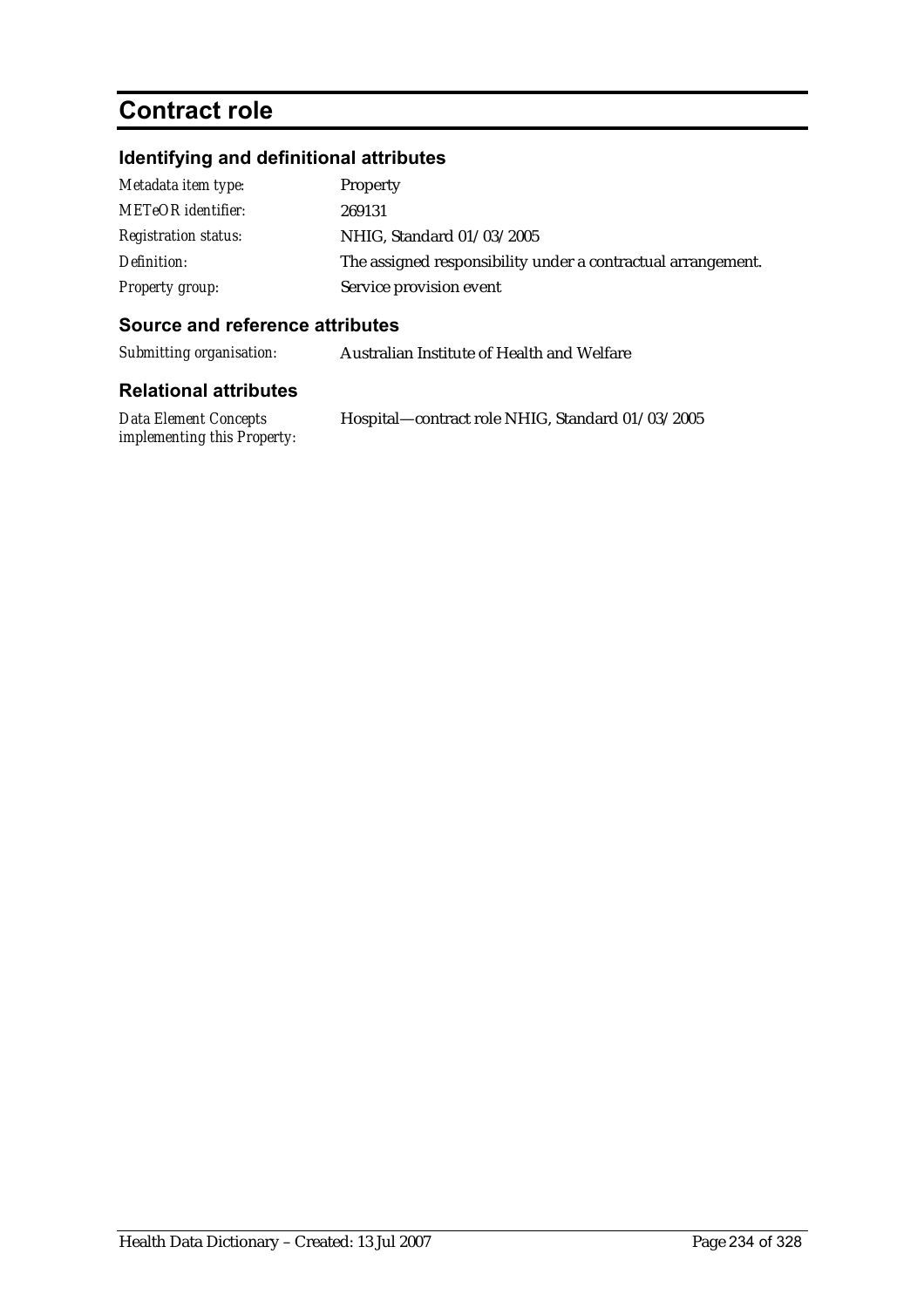# Contract role

## Identifying and definitional attributes

| | |
|---|---|
| *Metadata item type:* | Property |
| *METeOR identifier:* | 269131 |
| *Registration status:* | NHIG, Standard 01/03/2005 |
| *Definition:* | The assigned responsibility under a contractual arrangement. |
| *Property group:* | Service provision event |

## Source and reference attributes

| | |
|---|---|
| *Submitting organisation:* | Australian Institute of Health and Welfare |

## Relational attributes

| | |
|---|---|
| *Data Element Concepts implementing this Property:* | Hospital—contract role NHIG, Standard 01/03/2005 |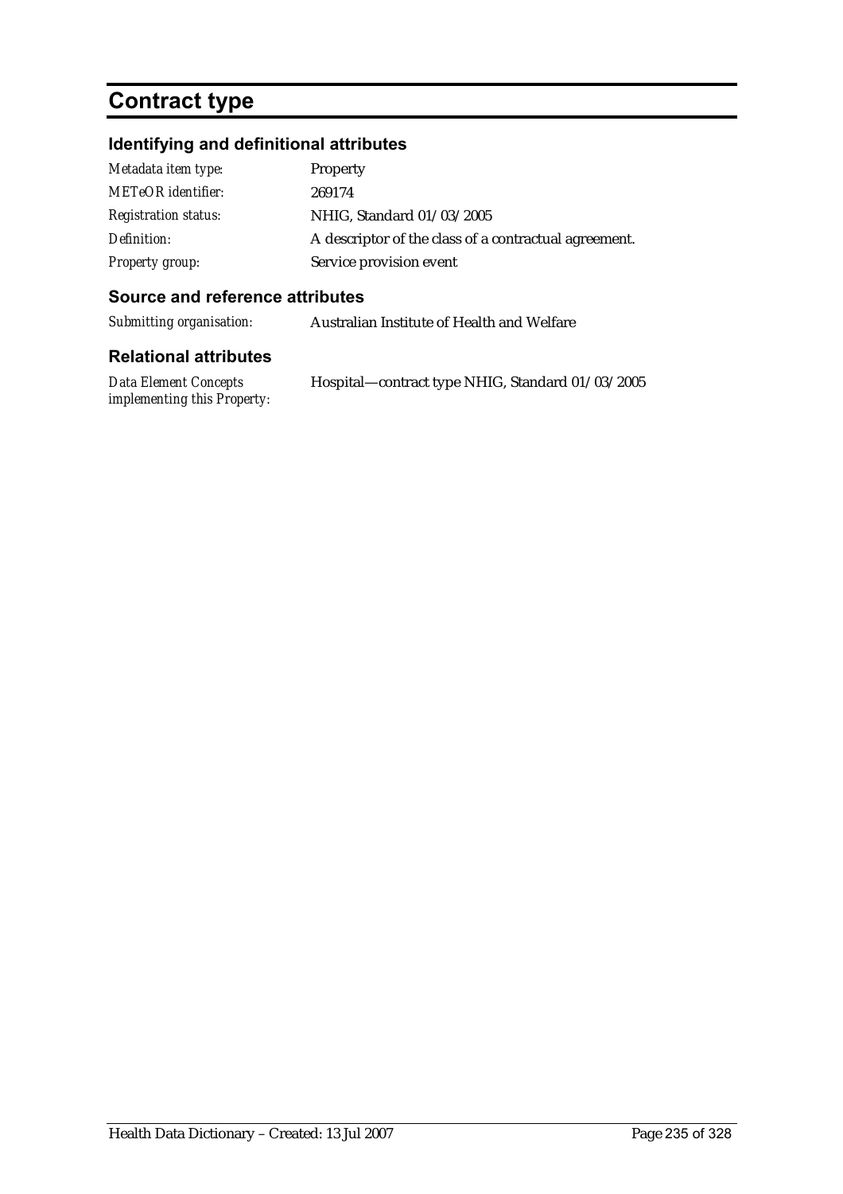# Contract type

## Identifying and definitional attributes

| | |
|---|---|
| *Metadata item type:* | Property |
| *METeOR identifier:* | 269174 |
| *Registration status:* | NHIG, Standard 01/03/2005 |
| *Definition:* | A descriptor of the class of a contractual agreement. |
| *Property group:* | Service provision event |

## Source and reference attributes

| | |
|---|---|
| *Submitting organisation:* | Australian Institute of Health and Welfare |

## Relational attributes

| | |
|---|---|
| *Data Element Concepts implementing this Property:* | Hospital—contract type NHIG, Standard 01/03/2005 |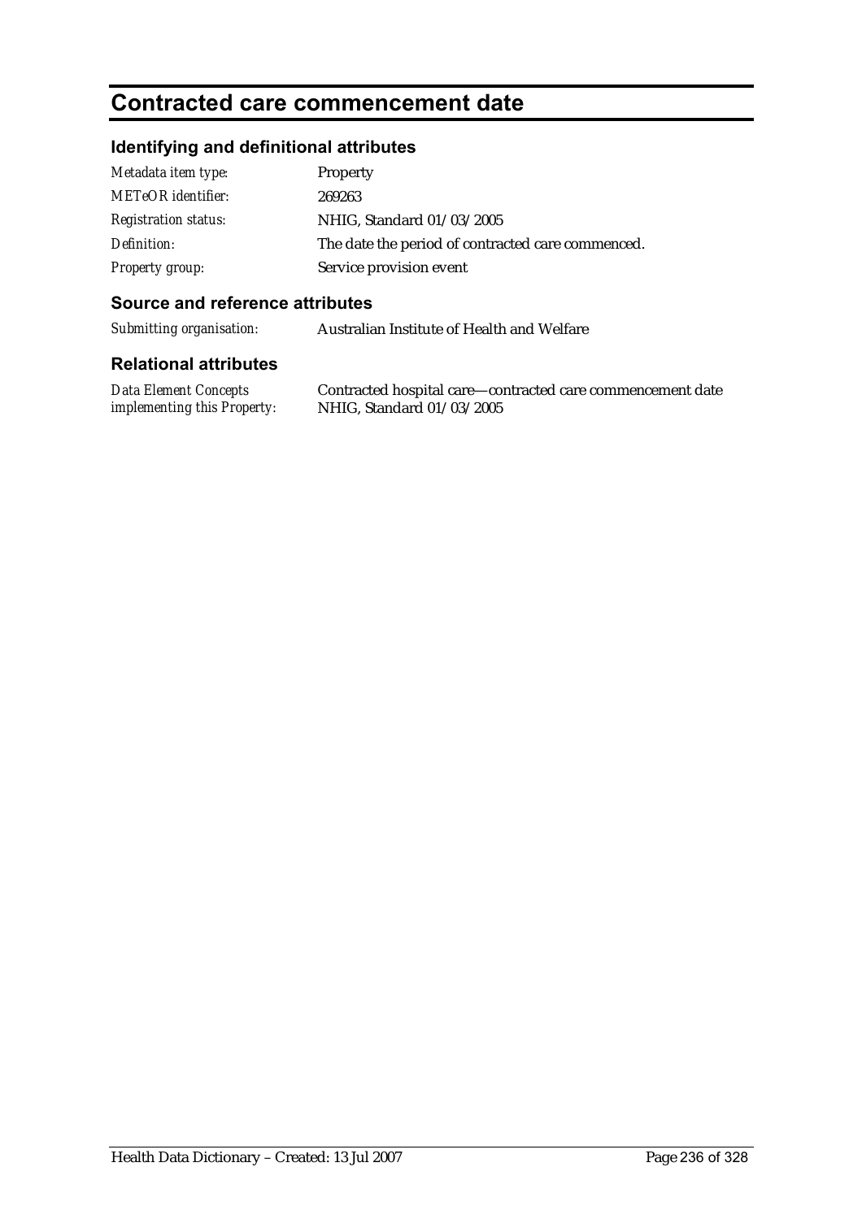# Contracted care commencement date

## Identifying and definitional attributes

| | |
|---|---|
| *Metadata item type:* | Property |
| *METeOR identifier:* | 269263 |
| *Registration status:* | NHIG, Standard 01/03/2005 |
| *Definition:* | The date the period of contracted care commenced. |
| *Property group:* | Service provision event |

## Source and reference attributes

| | |
|---|---|
| *Submitting organisation:* | Australian Institute of Health and Welfare |

## Relational attributes

| | |
|---|---|
| *Data Element Concepts implementing this Property:* | Contracted hospital care—contracted care commencement date NHIG, Standard 01/03/2005 |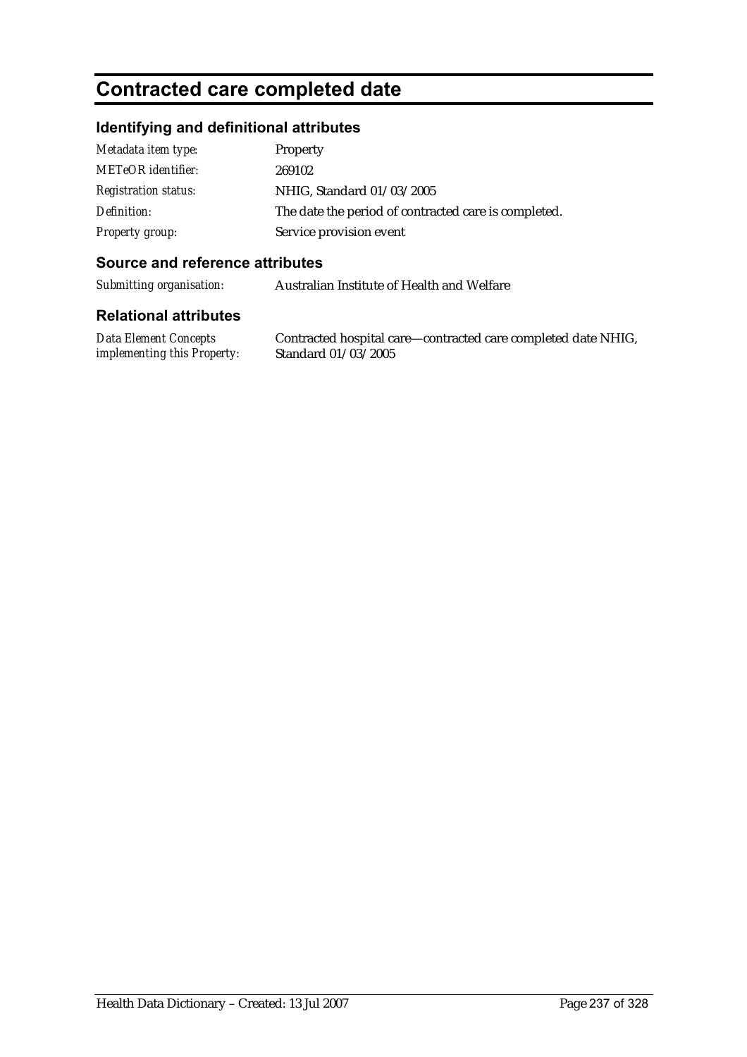# Contracted care completed date

## Identifying and definitional attributes

| | |
|---|---|
| *Metadata item type:* | Property |
| *METeOR identifier:* | 269102 |
| *Registration status:* | NHIG, Standard 01/03/2005 |
| *Definition:* | The date the period of contracted care is completed. |
| *Property group:* | Service provision event |

## Source and reference attributes

| | |
|---|---|
| *Submitting organisation:* | Australian Institute of Health and Welfare |

## Relational attributes

| | |
|---|---|
| *Data Element Concepts implementing this Property:* | Contracted hospital care—contracted care completed date NHIG, Standard 01/03/2005 |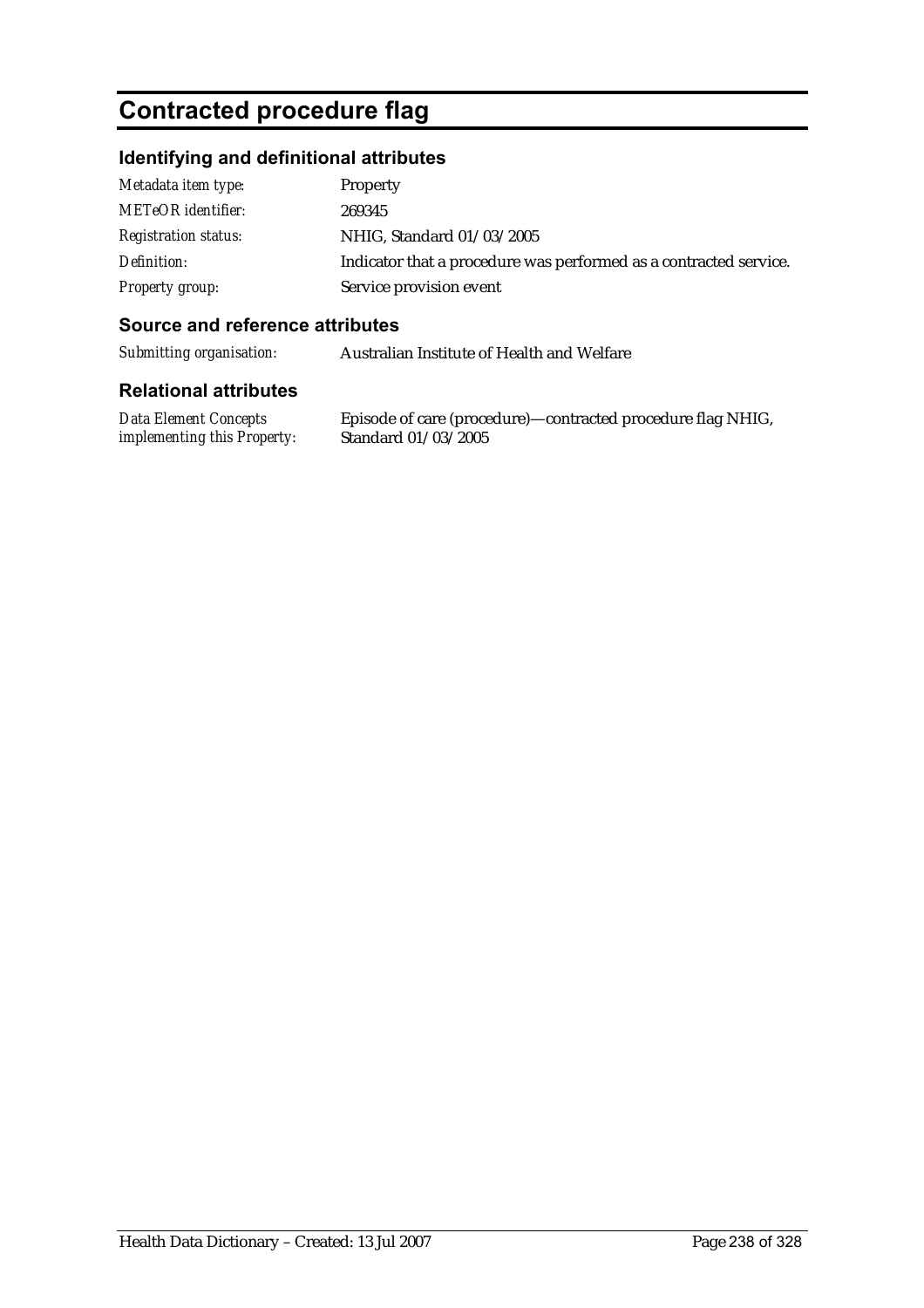# Contracted procedure flag

## Identifying and definitional attributes

| | |
|---|---|
| *Metadata item type:* | Property |
| *METeOR identifier:* | 269345 |
| *Registration status:* | NHIG, Standard 01/03/2005 |
| *Definition:* | Indicator that a procedure was performed as a contracted service. |
| *Property group:* | Service provision event |

## Source and reference attributes

| | |
|---|---|
| *Submitting organisation:* | Australian Institute of Health and Welfare |

## Relational attributes

| | |
|---|---|
| *Data Element Concepts implementing this Property:* | Episode of care (procedure)—contracted procedure flag NHIG, Standard 01/03/2005 |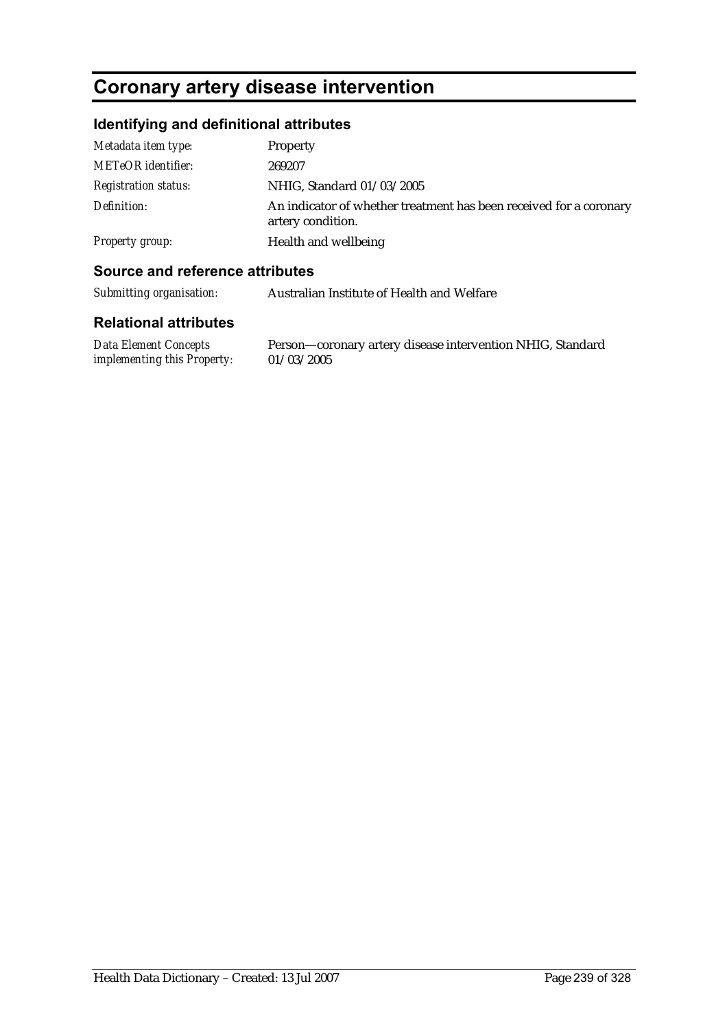# Coronary artery disease intervention

## Identifying and definitional attributes

| | |
|---|---|
| *Metadata item type:* | Property |
| *METeOR identifier:* | 269207 |
| *Registration status:* | NHIG, Standard 01/03/2005 |
| *Definition:* | An indicator of whether treatment has been received for a coronary artery condition. |
| *Property group:* | Health and wellbeing |

## Source and reference attributes

| | |
|---|---|
| *Submitting organisation:* | Australian Institute of Health and Welfare |

## Relational attributes

| | |
|---|---|
| *Data Element Concepts implementing this Property:* | Person—coronary artery disease intervention NHIG, Standard 01/03/2005 |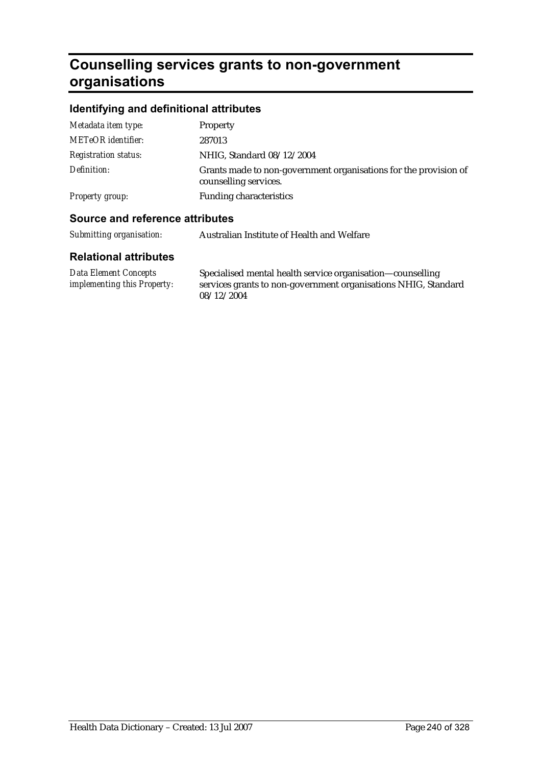# Counselling services grants to non-government organisations

## Identifying and definitional attributes

| | |
|---|---|
| *Metadata item type:* | Property |
| *METeOR identifier:* | 287013 |
| *Registration status:* | NHIG, Standard 08/12/2004 |
| *Definition:* | Grants made to non-government organisations for the provision of counselling services. |
| *Property group:* | Funding characteristics |

## Source and reference attributes

| | |
|---|---|
| *Submitting organisation:* | Australian Institute of Health and Welfare |

## Relational attributes

| | |
|---|---|
| *Data Element Concepts implementing this Property:* | Specialised mental health service organisation—counselling services grants to non-government organisations NHIG, Standard 08/12/2004 |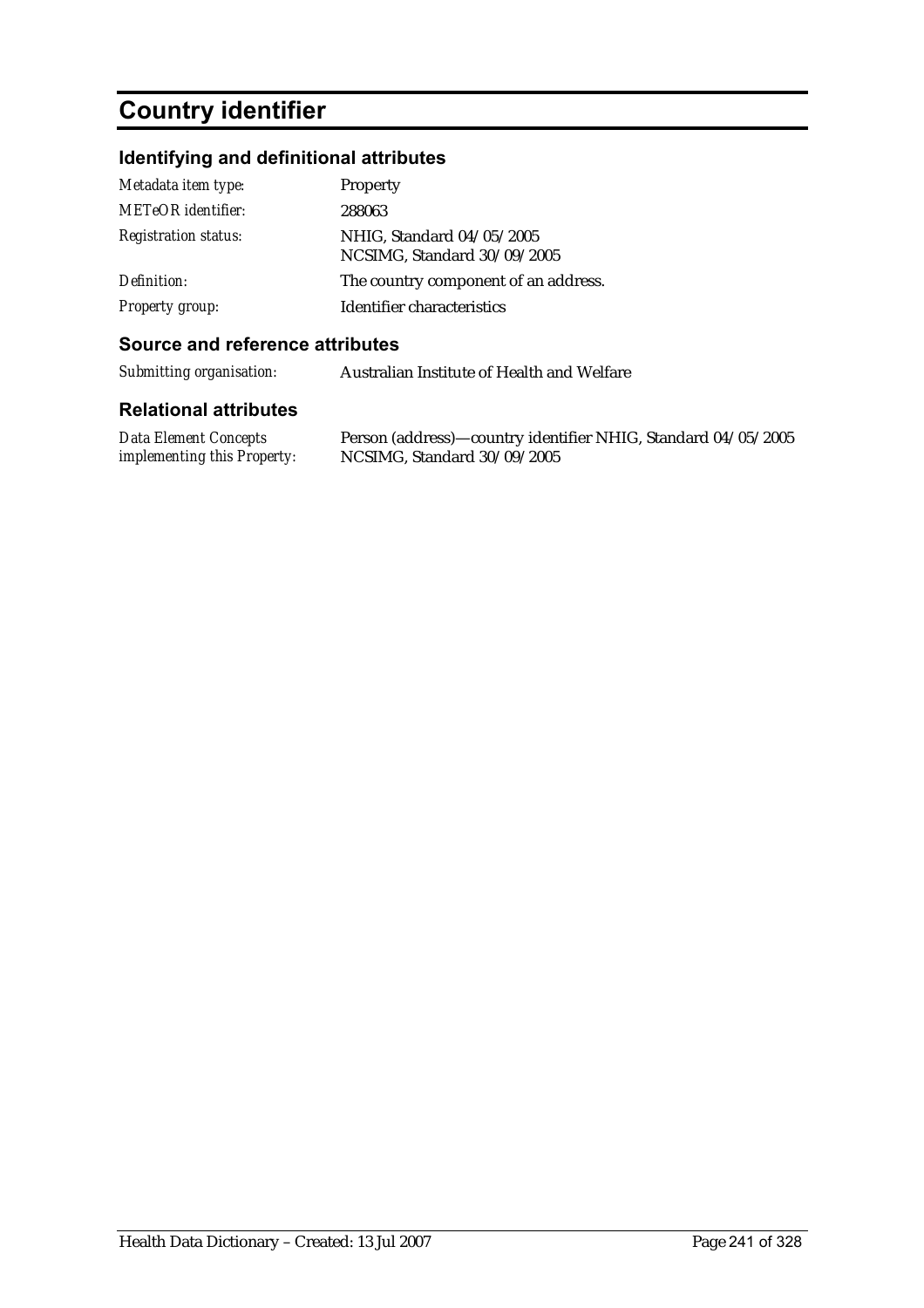# Country identifier

## Identifying and definitional attributes

| | |
|---|---|
| *Metadata item type:* | Property |
| *METeOR identifier:* | 288063 |
| *Registration status:* | NHIG, Standard 04/05/2005<br>NCSIMG, Standard 30/09/2005 |
| *Definition:* | The country component of an address. |
| *Property group:* | Identifier characteristics |

## Source and reference attributes

| | |
|---|---|
| *Submitting organisation:* | Australian Institute of Health and Welfare |

## Relational attributes

| | |
|---|---|
| *Data Element Concepts implementing this Property:* | Person (address)—country identifier NHIG, Standard 04/05/2005<br>NCSIMG, Standard 30/09/2005 |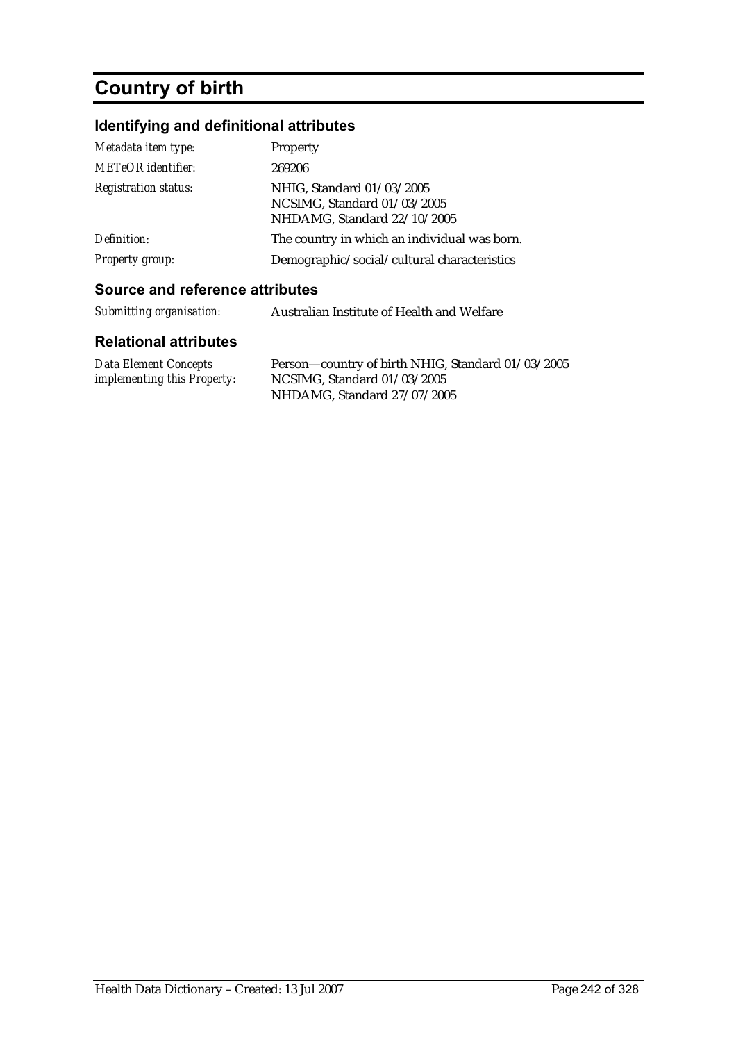# Country of birth

## Identifying and definitional attributes

| | |
|---|---|
| *Metadata item type:* | Property |
| *METeOR identifier:* | 269206 |
| *Registration status:* | NHIG, Standard 01/03/2005<br>NCSIMG, Standard 01/03/2005<br>NHDAMG, Standard 22/10/2005 |
| *Definition:* | The country in which an individual was born. |
| *Property group:* | Demographic/social/cultural characteristics |

## Source and reference attributes

| | |
|---|---|
| *Submitting organisation:* | Australian Institute of Health and Welfare |

## Relational attributes

| | |
|---|---|
| *Data Element Concepts implementing this Property:* | Person—country of birth NHIG, Standard 01/03/2005<br>NCSIMG, Standard 01/03/2005<br>NHDAMG, Standard 27/07/2005 |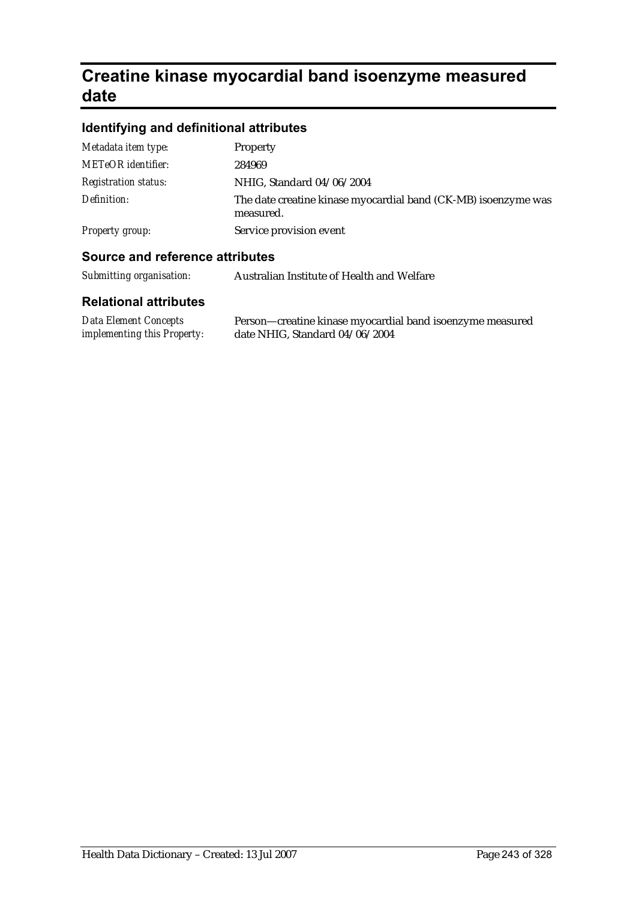# Creatine kinase myocardial band isoenzyme measured date

## Identifying and definitional attributes

| | |
|---|---|
| *Metadata item type:* | Property |
| *METeOR identifier:* | 284969 |
| *Registration status:* | NHIG, Standard 04/06/2004 |
| *Definition:* | The date creatine kinase myocardial band (CK-MB) isoenzyme was measured. |
| *Property group:* | Service provision event |

## Source and reference attributes

| | |
|---|---|
| *Submitting organisation:* | Australian Institute of Health and Welfare |

## Relational attributes

| | |
|---|---|
| *Data Element Concepts implementing this Property:* | Person—creatine kinase myocardial band isoenzyme measured date NHIG, Standard 04/06/2004 |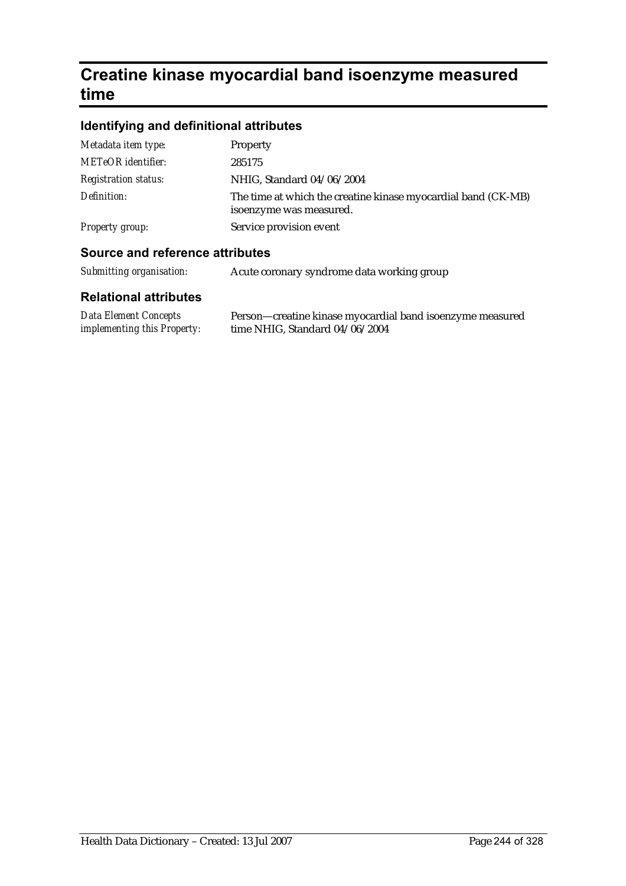# Creatine kinase myocardial band isoenzyme measured time

## Identifying and definitional attributes

| | |
|---|---|
| *Metadata item type:* | Property |
| *METeOR identifier:* | 285175 |
| *Registration status:* | NHIG, Standard 04/06/2004 |
| *Definition:* | The time at which the creatine kinase myocardial band (CK-MB) isoenzyme was measured. |
| *Property group:* | Service provision event |

## Source and reference attributes

| | |
|---|---|
| *Submitting organisation:* | Acute coronary syndrome data working group |

## Relational attributes

| | |
|---|---|
| *Data Element Concepts implementing this Property:* | Person—creatine kinase myocardial band isoenzyme measured time NHIG, Standard 04/06/2004 |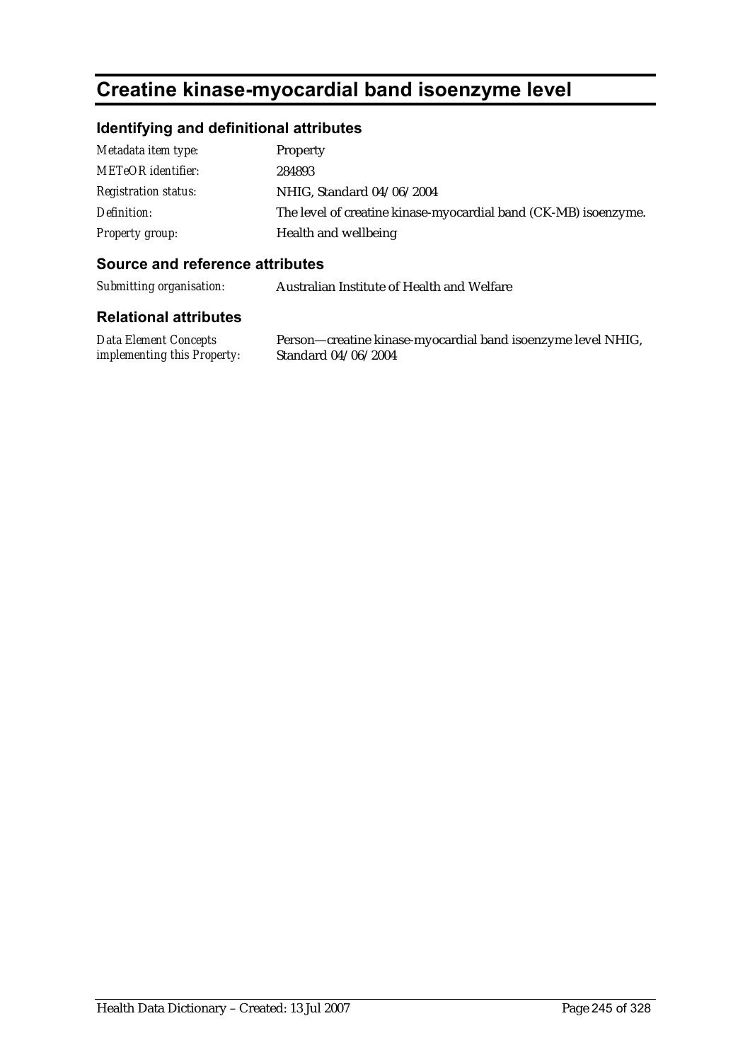# Creatine kinase-myocardial band isoenzyme level

## Identifying and definitional attributes

| | |
|---|---|
| *Metadata item type:* | Property |
| *METeOR identifier:* | 284893 |
| *Registration status:* | NHIG, Standard 04/06/2004 |
| *Definition:* | The level of creatine kinase-myocardial band (CK-MB) isoenzyme. |
| *Property group:* | Health and wellbeing |

## Source and reference attributes

| | |
|---|---|
| *Submitting organisation:* | Australian Institute of Health and Welfare |

## Relational attributes

| | |
|---|---|
| *Data Element Concepts implementing this Property:* | Person—creatine kinase-myocardial band isoenzyme level NHIG, Standard 04/06/2004 |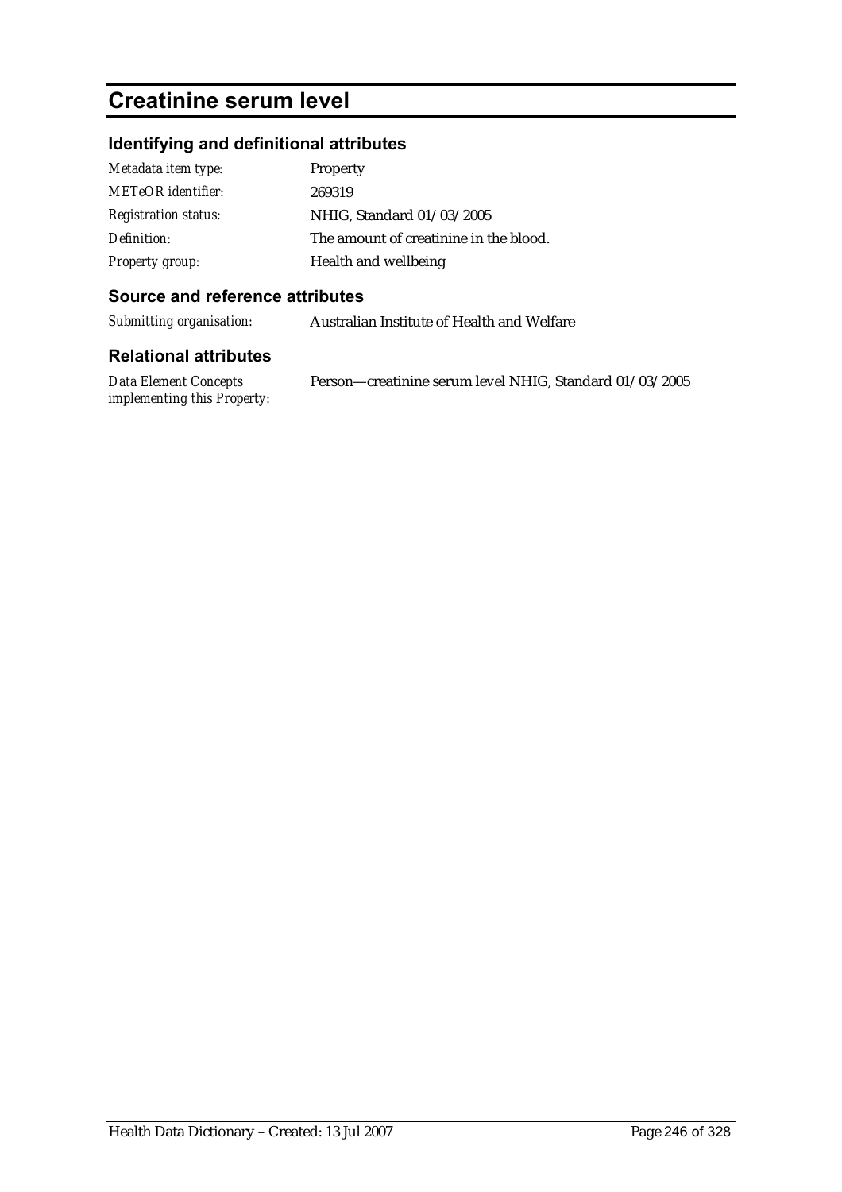# Creatinine serum level

## Identifying and definitional attributes

| | |
|---|---|
| *Metadata item type:* | Property |
| *METeOR identifier:* | 269319 |
| *Registration status:* | NHIG, Standard 01/03/2005 |
| *Definition:* | The amount of creatinine in the blood. |
| *Property group:* | Health and wellbeing |

## Source and reference attributes

| | |
|---|---|
| *Submitting organisation:* | Australian Institute of Health and Welfare |

## Relational attributes

| | |
|---|---|
| *Data Element Concepts implementing this Property:* | Person—creatinine serum level NHIG, Standard 01/03/2005 |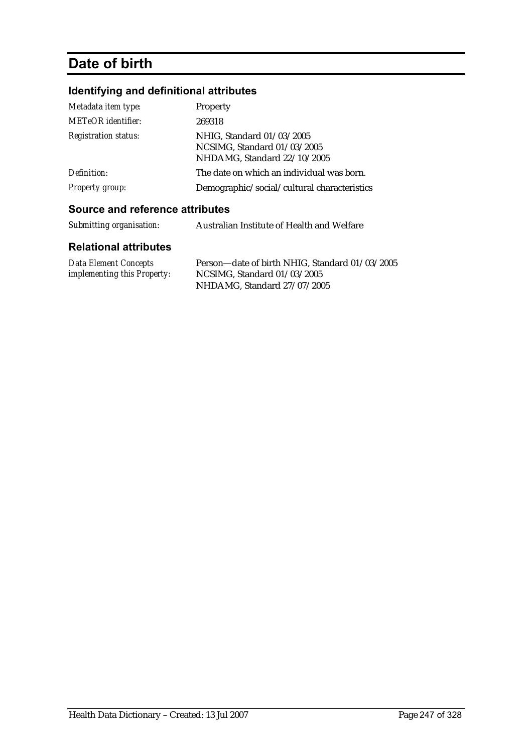# Date of birth

## Identifying and definitional attributes

| | |
|---|---|
| *Metadata item type:* | Property |
| *METeOR identifier:* | 269318 |
| *Registration status:* | NHIG, Standard 01/03/2005<br>NCSIMG, Standard 01/03/2005<br>NHDAMG, Standard 22/10/2005 |
| *Definition:* | The date on which an individual was born. |
| *Property group:* | Demographic/social/cultural characteristics |

## Source and reference attributes

| | |
|---|---|
| *Submitting organisation:* | Australian Institute of Health and Welfare |

## Relational attributes

| | |
|---|---|
| *Data Element Concepts implementing this Property:* | Person—date of birth NHIG, Standard 01/03/2005<br>NCSIMG, Standard 01/03/2005<br>NHDAMG, Standard 27/07/2005 |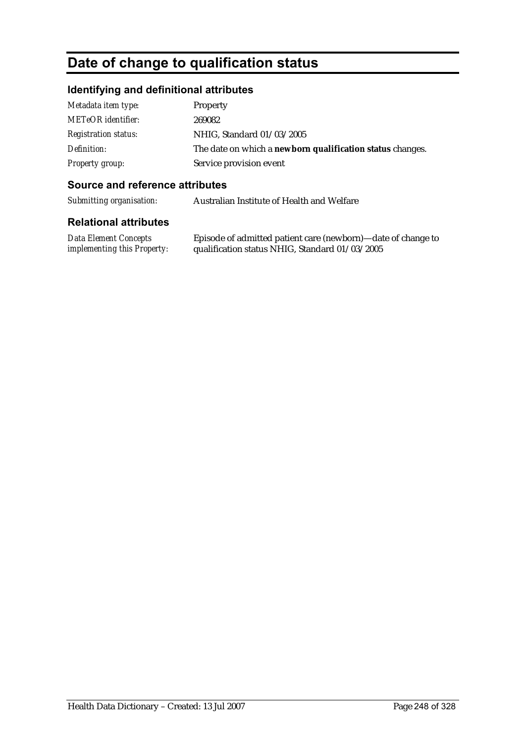# Date of change to qualification status

## Identifying and definitional attributes

| | |
|---|---|
| *Metadata item type:* | Property |
| *METeOR identifier:* | 269082 |
| *Registration status:* | NHIG, Standard 01/03/2005 |
| *Definition:* | The date on which a **newborn qualification status** changes. |
| *Property group:* | Service provision event |

## Source and reference attributes

| | |
|---|---|
| *Submitting organisation:* | Australian Institute of Health and Welfare |

## Relational attributes

| | |
|---|---|
| *Data Element Concepts implementing this Property:* | Episode of admitted patient care (newborn)—date of change to qualification status NHIG, Standard 01/03/2005 |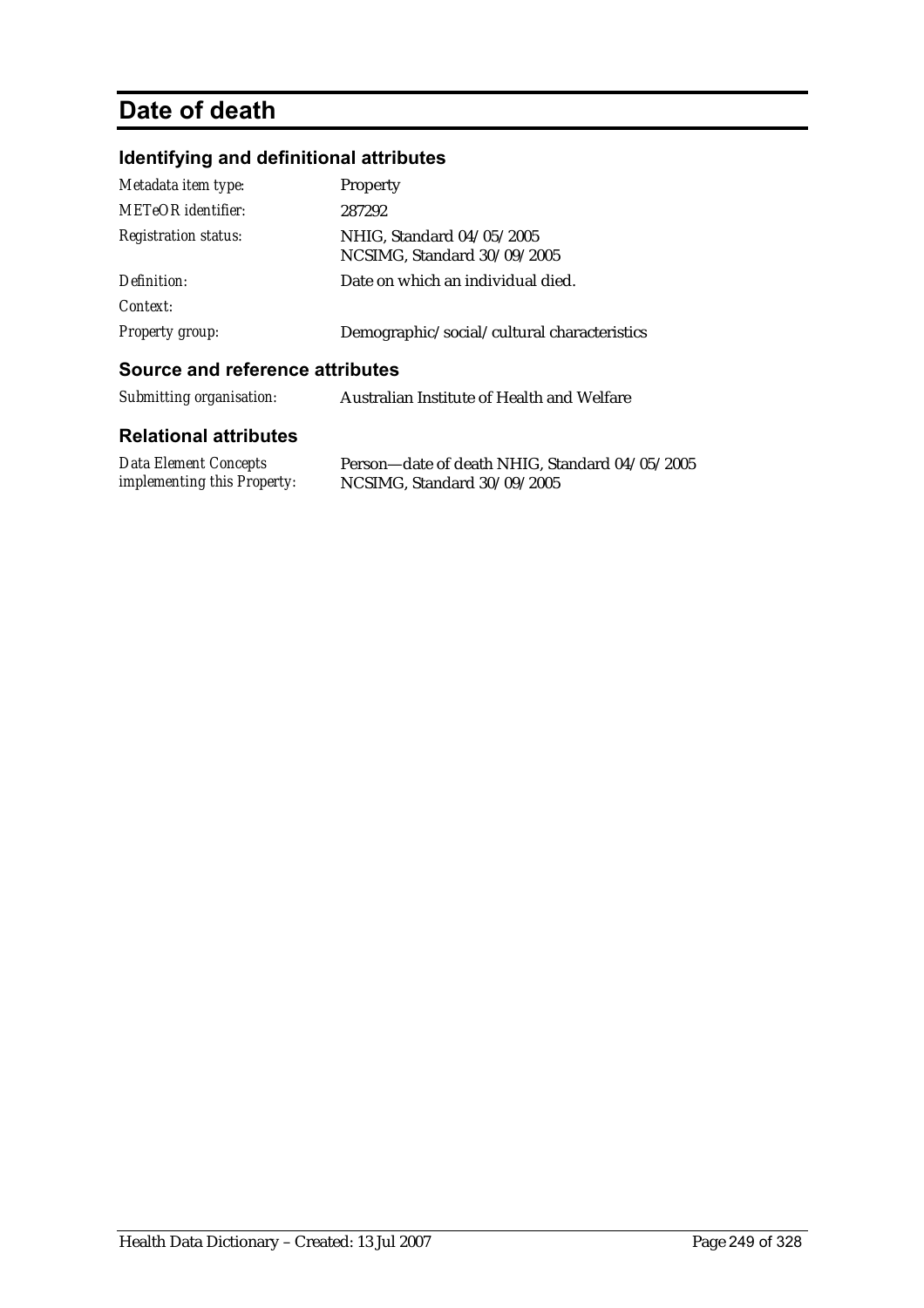# Date of death

## Identifying and definitional attributes

| | |
|---|---|
| *Metadata item type:* | Property |
| *METeOR identifier:* | 287292 |
| *Registration status:* | NHIG, Standard 04/05/2005<br>NCSIMG, Standard 30/09/2005 |
| *Definition:* | Date on which an individual died. |
| *Context:* | |
| *Property group:* | Demographic/social/cultural characteristics |

## Source and reference attributes

| | |
|---|---|
| *Submitting organisation:* | Australian Institute of Health and Welfare |

## Relational attributes

| | |
|---|---|
| *Data Element Concepts implementing this Property:* | Person—date of death NHIG, Standard 04/05/2005<br>NCSIMG, Standard 30/09/2005 |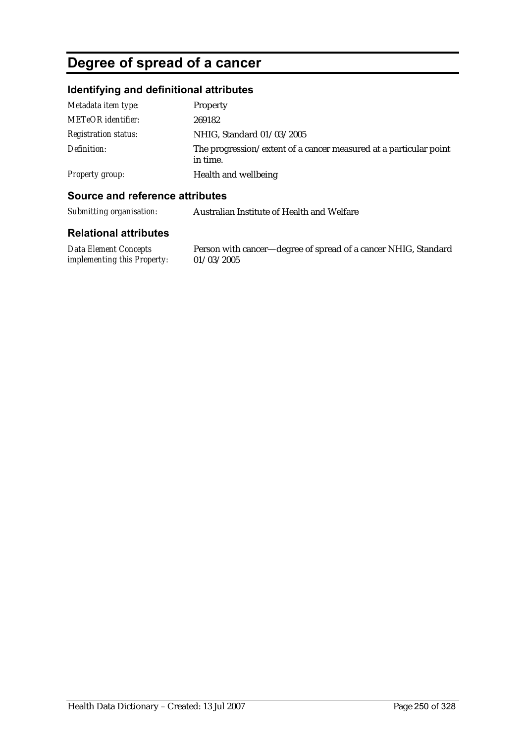# Degree of spread of a cancer

## Identifying and definitional attributes

| | |
|---|---|
| *Metadata item type:* | Property |
| *METeOR identifier:* | 269182 |
| *Registration status:* | NHIG, Standard 01/03/2005 |
| *Definition:* | The progression/extent of a cancer measured at a particular point in time. |
| *Property group:* | Health and wellbeing |

## Source and reference attributes

| | |
|---|---|
| *Submitting organisation:* | Australian Institute of Health and Welfare |

## Relational attributes

| | |
|---|---|
| *Data Element Concepts implementing this Property:* | Person with cancer—degree of spread of a cancer NHIG, Standard 01/03/2005 |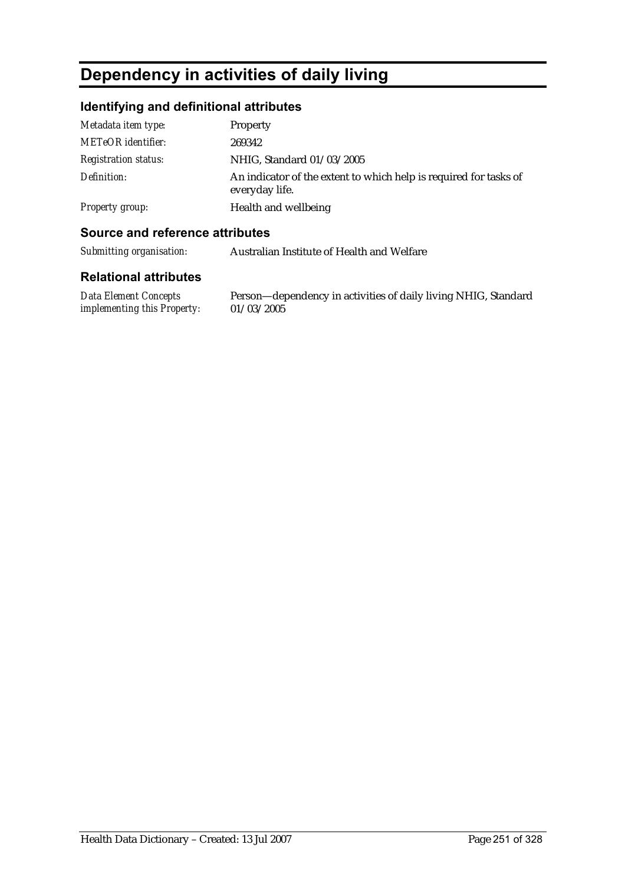# Dependency in activities of daily living

## Identifying and definitional attributes

| | |
|---|---|
| *Metadata item type:* | Property |
| *METeOR identifier:* | 269342 |
| *Registration status:* | NHIG, Standard 01/03/2005 |
| *Definition:* | An indicator of the extent to which help is required for tasks of everyday life. |
| *Property group:* | Health and wellbeing |

## Source and reference attributes

| | |
|---|---|
| *Submitting organisation:* | Australian Institute of Health and Welfare |

## Relational attributes

| | |
|---|---|
| *Data Element Concepts implementing this Property:* | Person—dependency in activities of daily living NHIG, Standard 01/03/2005 |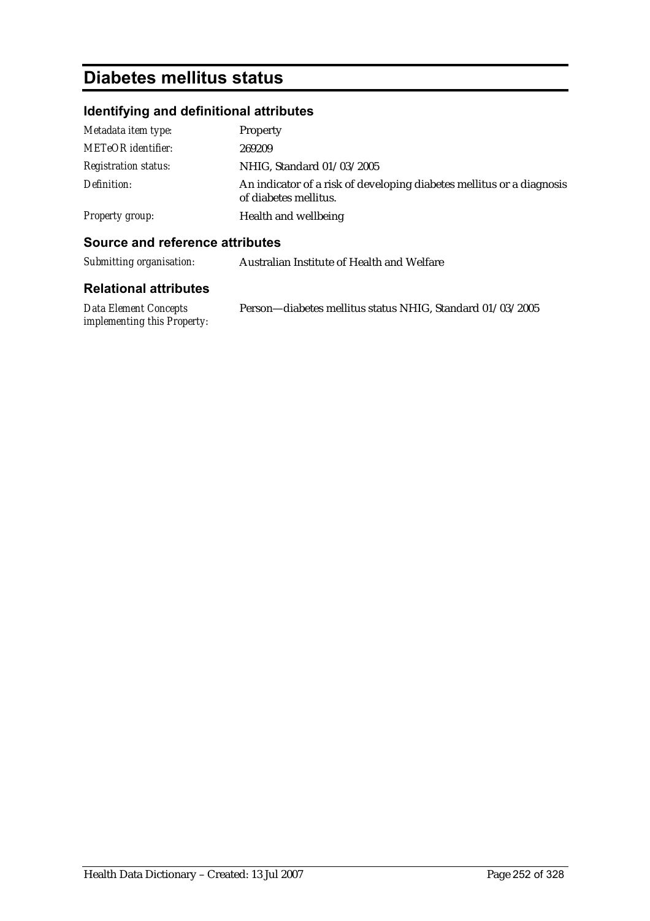# Diabetes mellitus status

## Identifying and definitional attributes

| | |
|---|---|
| *Metadata item type:* | Property |
| *METeOR identifier:* | 269209 |
| *Registration status:* | NHIG, Standard 01/03/2005 |
| *Definition:* | An indicator of a risk of developing diabetes mellitus or a diagnosis of diabetes mellitus. |
| *Property group:* | Health and wellbeing |

## Source and reference attributes

| | |
|---|---|
| *Submitting organisation:* | Australian Institute of Health and Welfare |

## Relational attributes

| | |
|---|---|
| *Data Element Concepts implementing this Property:* | Person—diabetes mellitus status NHIG, Standard 01/03/2005 |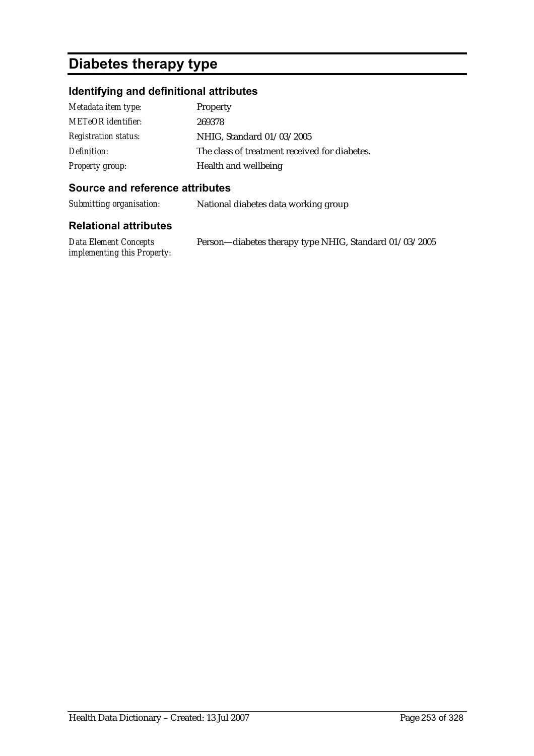# Diabetes therapy type

## Identifying and definitional attributes

| | |
|---|---|
| *Metadata item type:* | Property |
| *METeOR identifier:* | 269378 |
| *Registration status:* | NHIG, Standard 01/03/2005 |
| *Definition:* | The class of treatment received for diabetes. |
| *Property group:* | Health and wellbeing |

## Source and reference attributes

| | |
|---|---|
| *Submitting organisation:* | National diabetes data working group |

## Relational attributes

| | |
|---|---|
| *Data Element Concepts implementing this Property:* | Person—diabetes therapy type NHIG, Standard 01/03/2005 |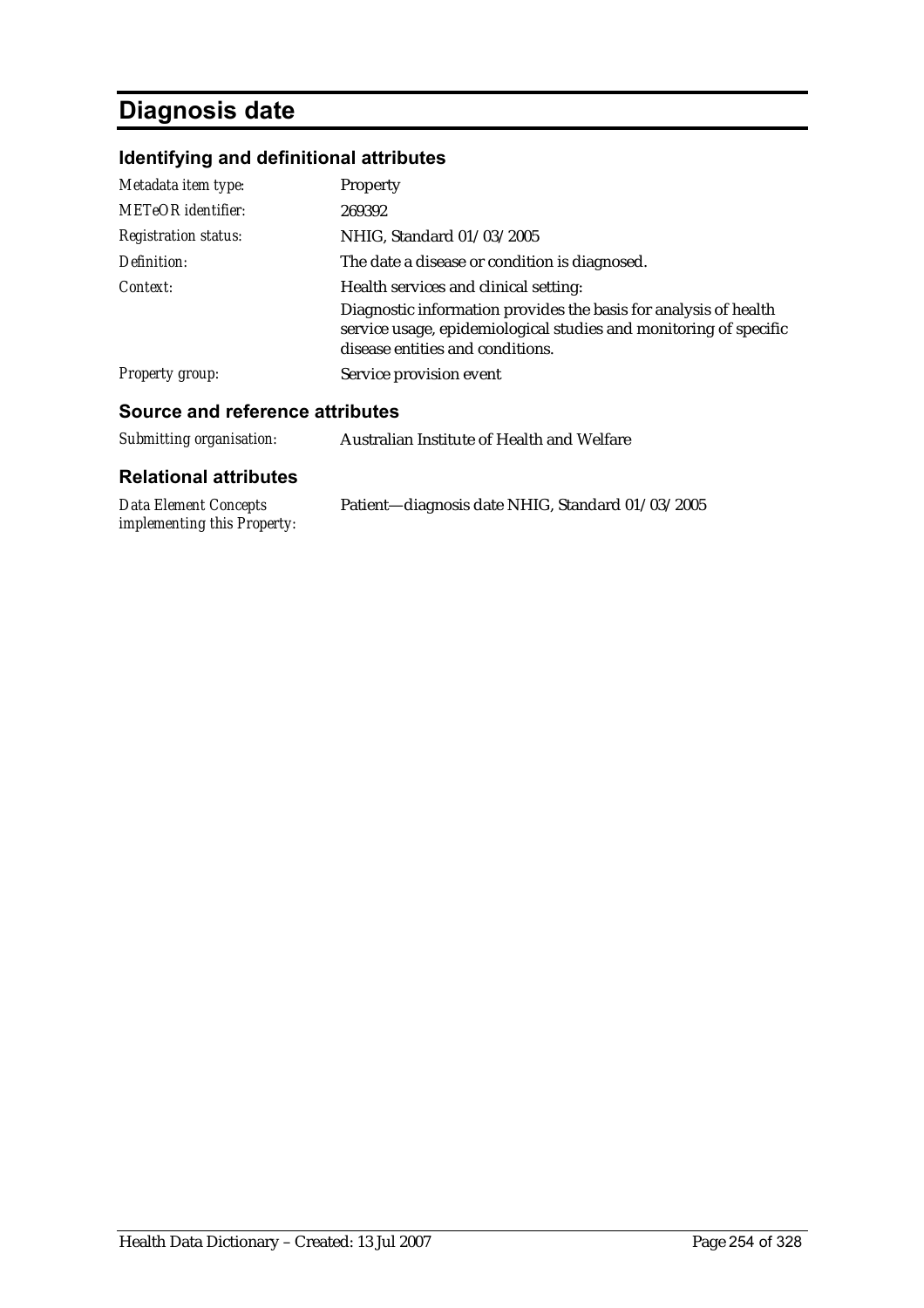# Diagnosis date

## Identifying and definitional attributes

| | |
|---|---|
| *Metadata item type:* | Property |
| *METeOR identifier:* | 269392 |
| *Registration status:* | NHIG, Standard 01/03/2005 |
| *Definition:* | The date a disease or condition is diagnosed. |
| *Context:* | Health services and clinical setting:<br>Diagnostic information provides the basis for analysis of health service usage, epidemiological studies and monitoring of specific disease entities and conditions. |
| *Property group:* | Service provision event |

## Source and reference attributes

| | |
|---|---|
| *Submitting organisation:* | Australian Institute of Health and Welfare |

## Relational attributes

| | |
|---|---|
| *Data Element Concepts implementing this Property:* | Patient—diagnosis date NHIG, Standard 01/03/2005 |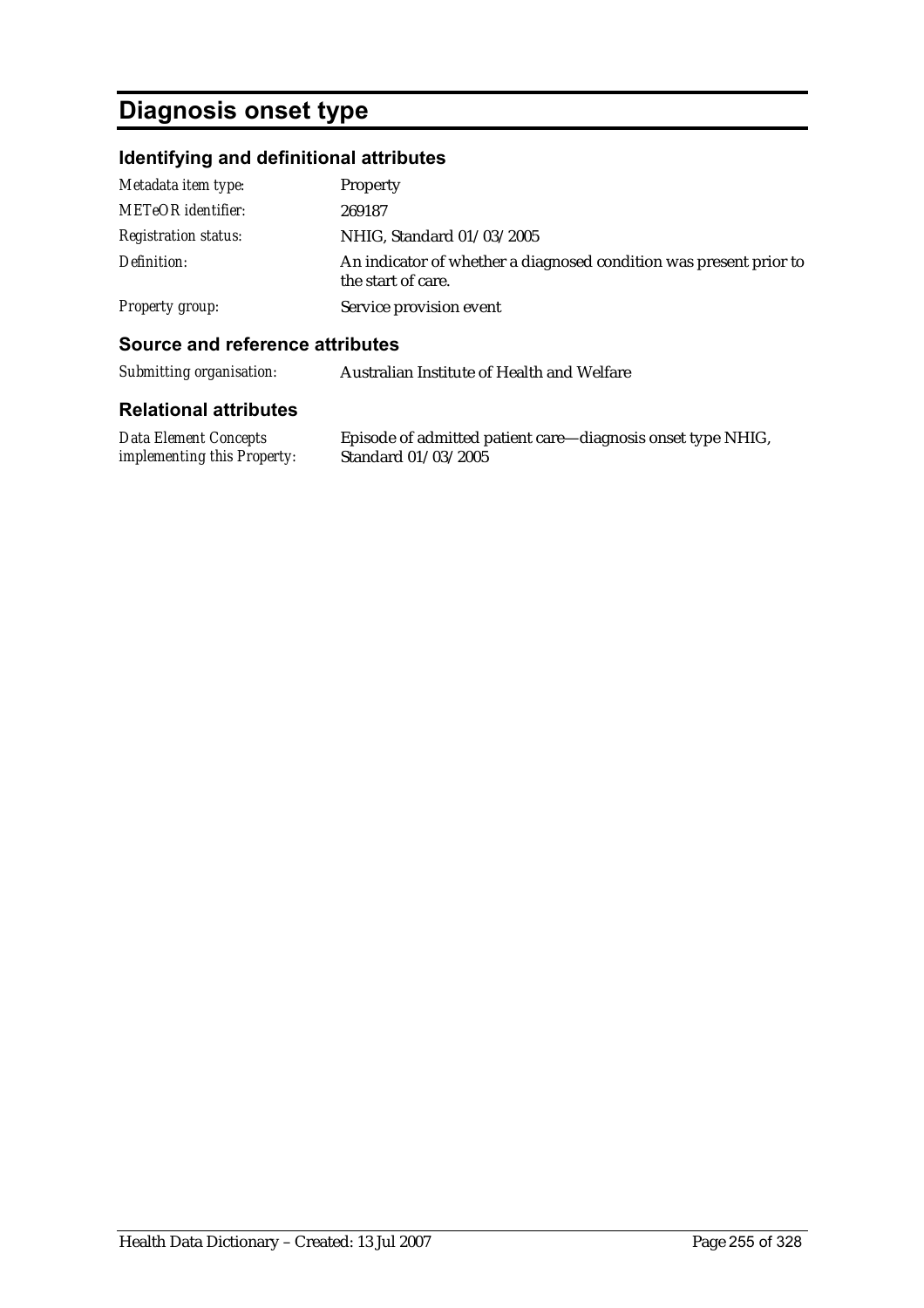# Diagnosis onset type

## Identifying and definitional attributes

| | |
|---|---|
| *Metadata item type:* | Property |
| *METeOR identifier:* | 269187 |
| *Registration status:* | NHIG, Standard 01/03/2005 |
| *Definition:* | An indicator of whether a diagnosed condition was present prior to the start of care. |
| *Property group:* | Service provision event |

## Source and reference attributes

| | |
|---|---|
| *Submitting organisation:* | Australian Institute of Health and Welfare |

## Relational attributes

| | |
|---|---|
| *Data Element Concepts implementing this Property:* | Episode of admitted patient care—diagnosis onset type NHIG, Standard 01/03/2005 |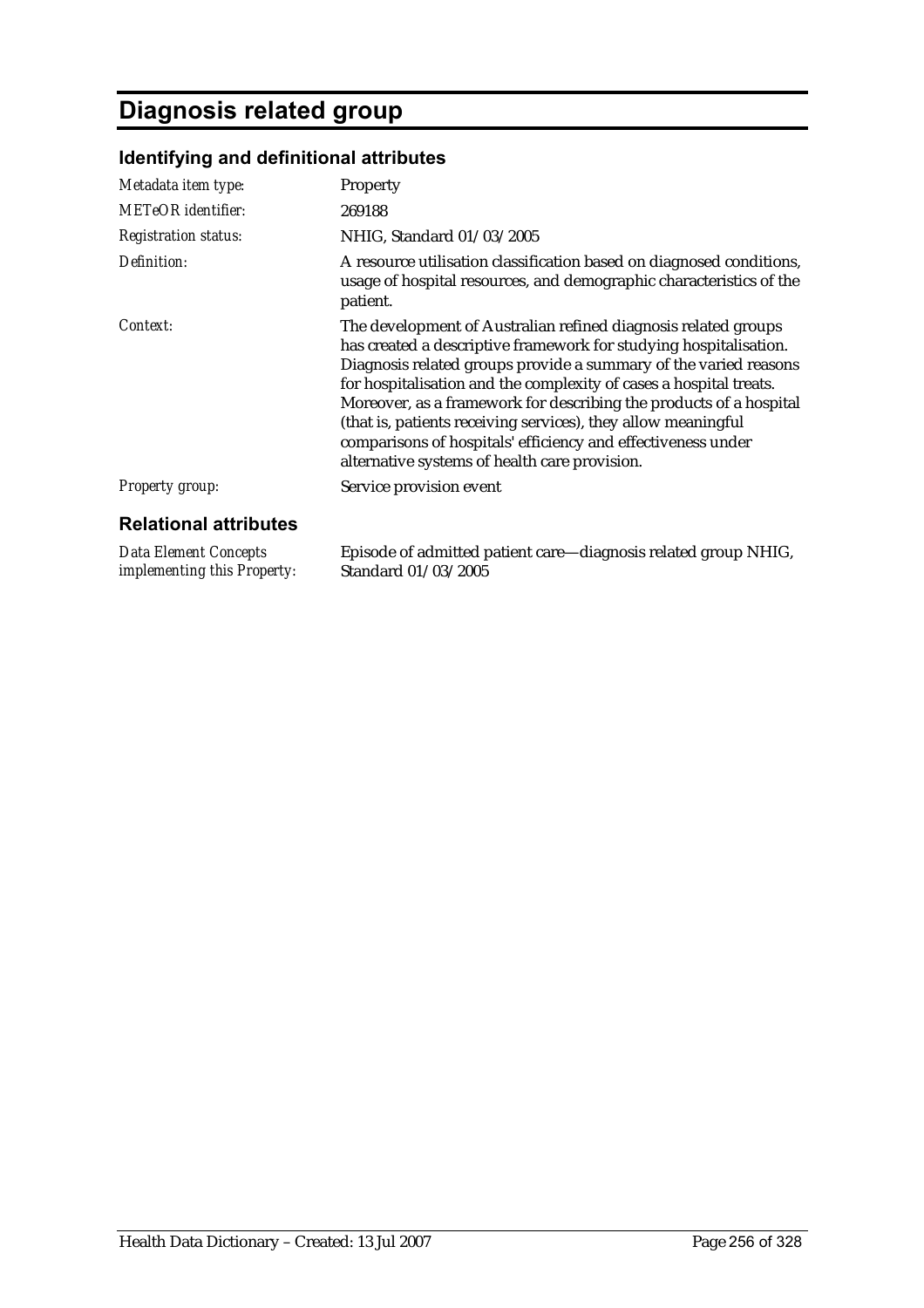# Diagnosis related group

## Identifying and definitional attributes

| | |
|---|---|
| *Metadata item type:* | Property |
| *METeOR identifier:* | 269188 |
| *Registration status:* | NHIG, Standard 01/03/2005 |
| *Definition:* | A resource utilisation classification based on diagnosed conditions, usage of hospital resources, and demographic characteristics of the patient. |
| *Context:* | The development of Australian refined diagnosis related groups has created a descriptive framework for studying hospitalisation. Diagnosis related groups provide a summary of the varied reasons for hospitalisation and the complexity of cases a hospital treats. Moreover, as a framework for describing the products of a hospital (that is, patients receiving services), they allow meaningful comparisons of hospitals' efficiency and effectiveness under alternative systems of health care provision. |
| *Property group:* | Service provision event |

## Relational attributes

| | |
|---|---|
| *Data Element Concepts implementing this Property:* | Episode of admitted patient care—diagnosis related group NHIG, Standard 01/03/2005 |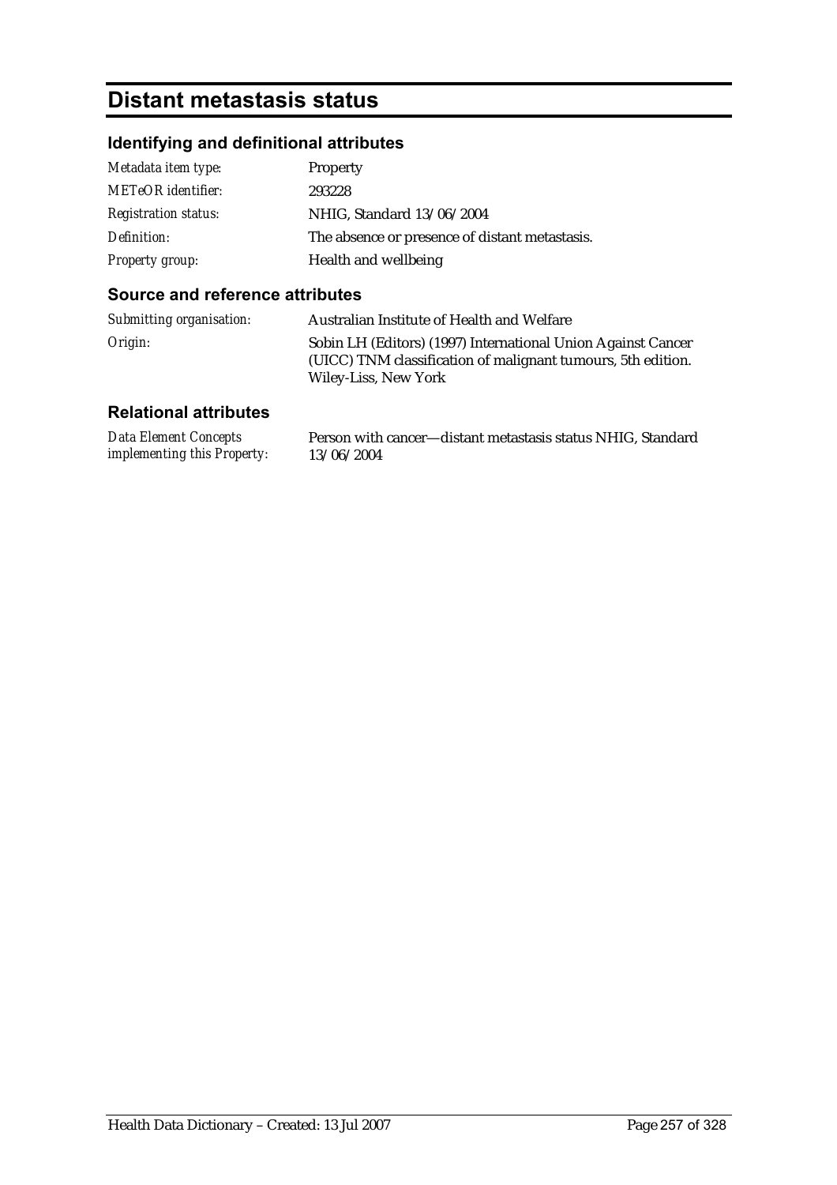# Distant metastasis status

## Identifying and definitional attributes

| | |
|---|---|
| *Metadata item type:* | Property |
| *METeOR identifier:* | 293228 |
| *Registration status:* | NHIG, Standard 13/06/2004 |
| *Definition:* | The absence or presence of distant metastasis. |
| *Property group:* | Health and wellbeing |

## Source and reference attributes

| | |
|---|---|
| *Submitting organisation:* | Australian Institute of Health and Welfare |
| *Origin:* | Sobin LH (Editors) (1997) International Union Against Cancer (UICC) TNM classification of malignant tumours, 5th edition. Wiley-Liss, New York |

## Relational attributes

| | |
|---|---|
| *Data Element Concepts implementing this Property:* | Person with cancer—distant metastasis status NHIG, Standard 13/06/2004 |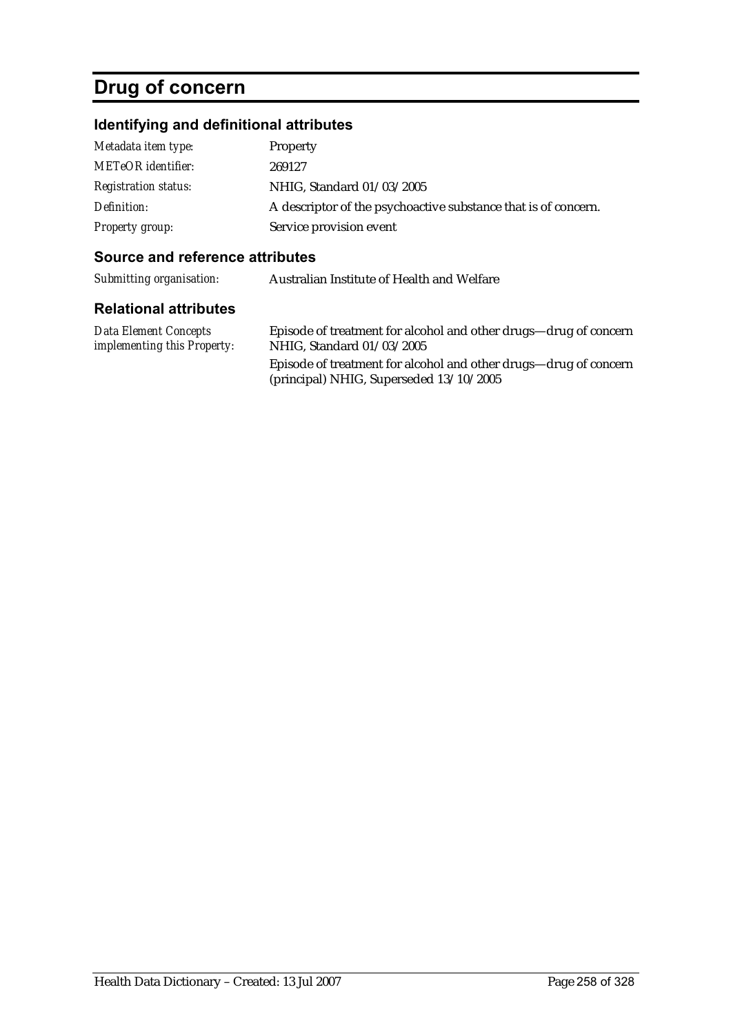# Drug of concern

## Identifying and definitional attributes

| | |
|---|---|
| *Metadata item type:* | Property |
| *METeOR identifier:* | 269127 |
| *Registration status:* | NHIG, Standard 01/03/2005 |
| *Definition:* | A descriptor of the psychoactive substance that is of concern. |
| *Property group:* | Service provision event |

## Source and reference attributes

| | |
|---|---|
| *Submitting organisation:* | Australian Institute of Health and Welfare |

## Relational attributes

| | |
|---|---|
| *Data Element Concepts implementing this Property:* | Episode of treatment for alcohol and other drugs—drug of concern NHIG, Standard 01/03/2005<br>Episode of treatment for alcohol and other drugs—drug of concern (principal) NHIG, Superseded 13/10/2005 |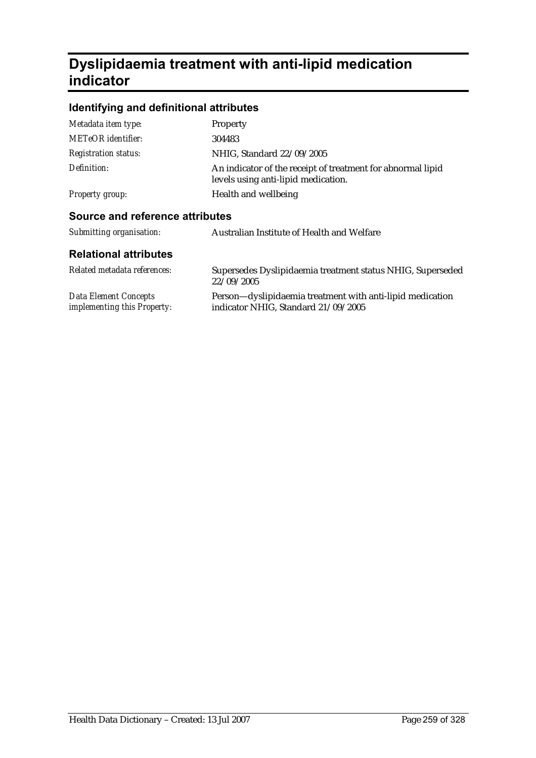# Dyslipidaemia treatment with anti-lipid medication indicator

## Identifying and definitional attributes

| | |
|---|---|
| *Metadata item type:* | Property |
| *METeOR identifier:* | 304483 |
| *Registration status:* | NHIG, Standard 22/09/2005 |
| *Definition:* | An indicator of the receipt of treatment for abnormal lipid levels using anti-lipid medication. |
| *Property group:* | Health and wellbeing |

## Source and reference attributes

| | |
|---|---|
| *Submitting organisation:* | Australian Institute of Health and Welfare |

## Relational attributes

| | |
|---|---|
| *Related metadata references:* | Supersedes Dyslipidaemia treatment status NHIG, Superseded 22/09/2005 |
| *Data Element Concepts implementing this Property:* | Person—dyslipidaemia treatment with anti-lipid medication indicator NHIG, Standard 21/09/2005 |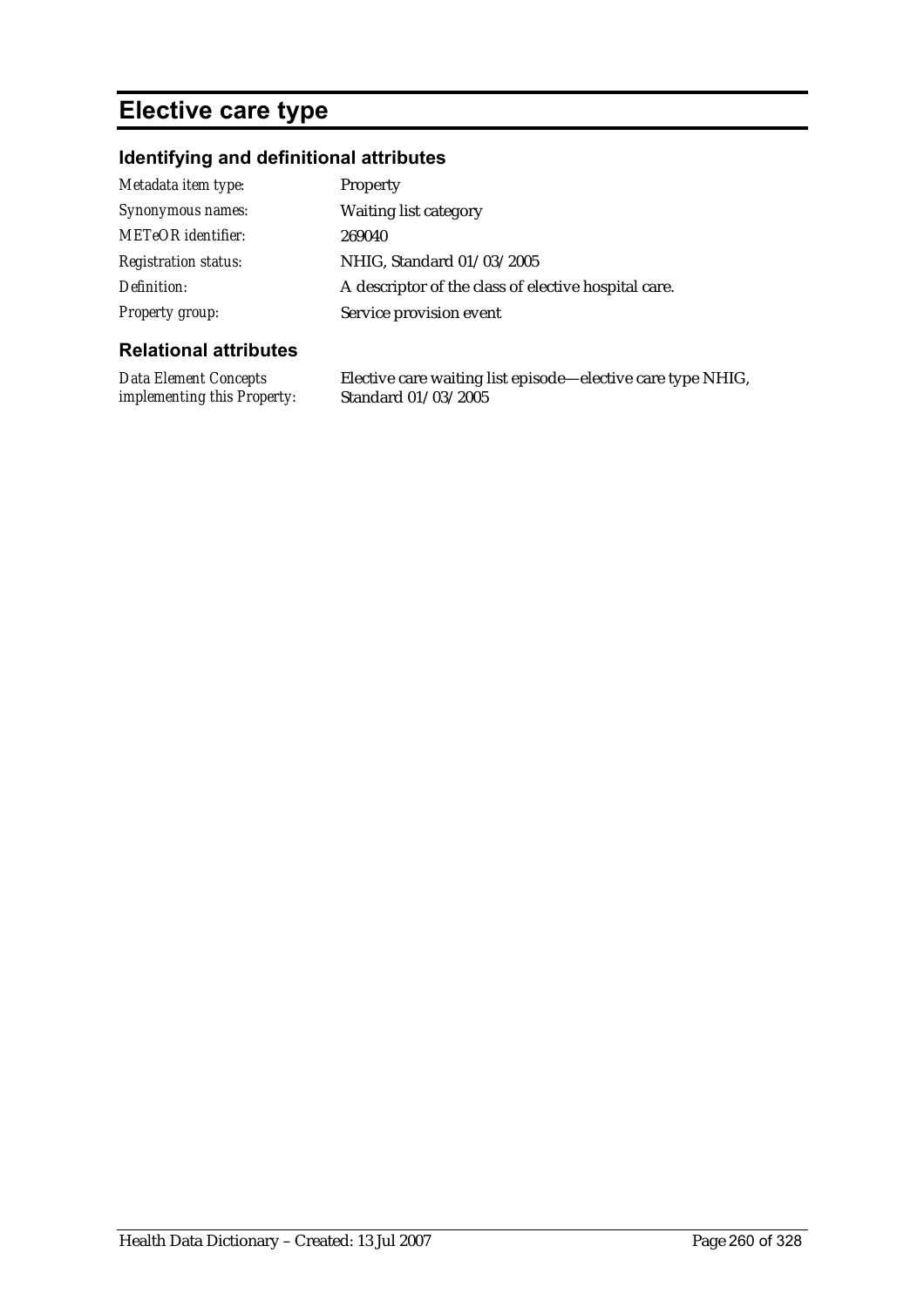# Elective care type

## Identifying and definitional attributes

| | |
|---|---|
| *Metadata item type:* | Property |
| *Synonymous names:* | Waiting list category |
| *METeOR identifier:* | 269040 |
| *Registration status:* | NHIG, Standard 01/03/2005 |
| *Definition:* | A descriptor of the class of elective hospital care. |
| *Property group:* | Service provision event |

## Relational attributes

| | |
|---|---|
| *Data Element Concepts implementing this Property:* | Elective care waiting list episode—elective care type NHIG, Standard 01/03/2005 |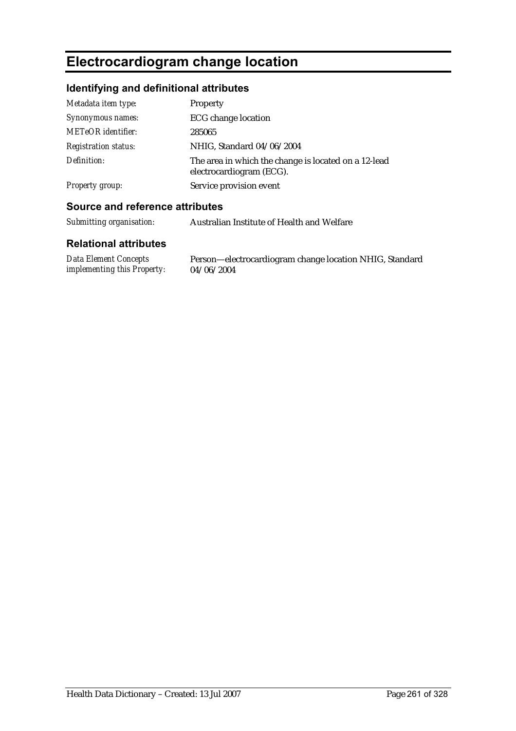# Electrocardiogram change location

## Identifying and definitional attributes

| | |
|---|---|
| *Metadata item type:* | Property |
| *Synonymous names:* | ECG change location |
| *METeOR identifier:* | 285065 |
| *Registration status:* | NHIG, Standard 04/06/2004 |
| *Definition:* | The area in which the change is located on a 12-lead electrocardiogram (ECG). |
| *Property group:* | Service provision event |

## Source and reference attributes

| | |
|---|---|
| *Submitting organisation:* | Australian Institute of Health and Welfare |

## Relational attributes

| | |
|---|---|
| *Data Element Concepts implementing this Property:* | Person—electrocardiogram change location NHIG, Standard 04/06/2004 |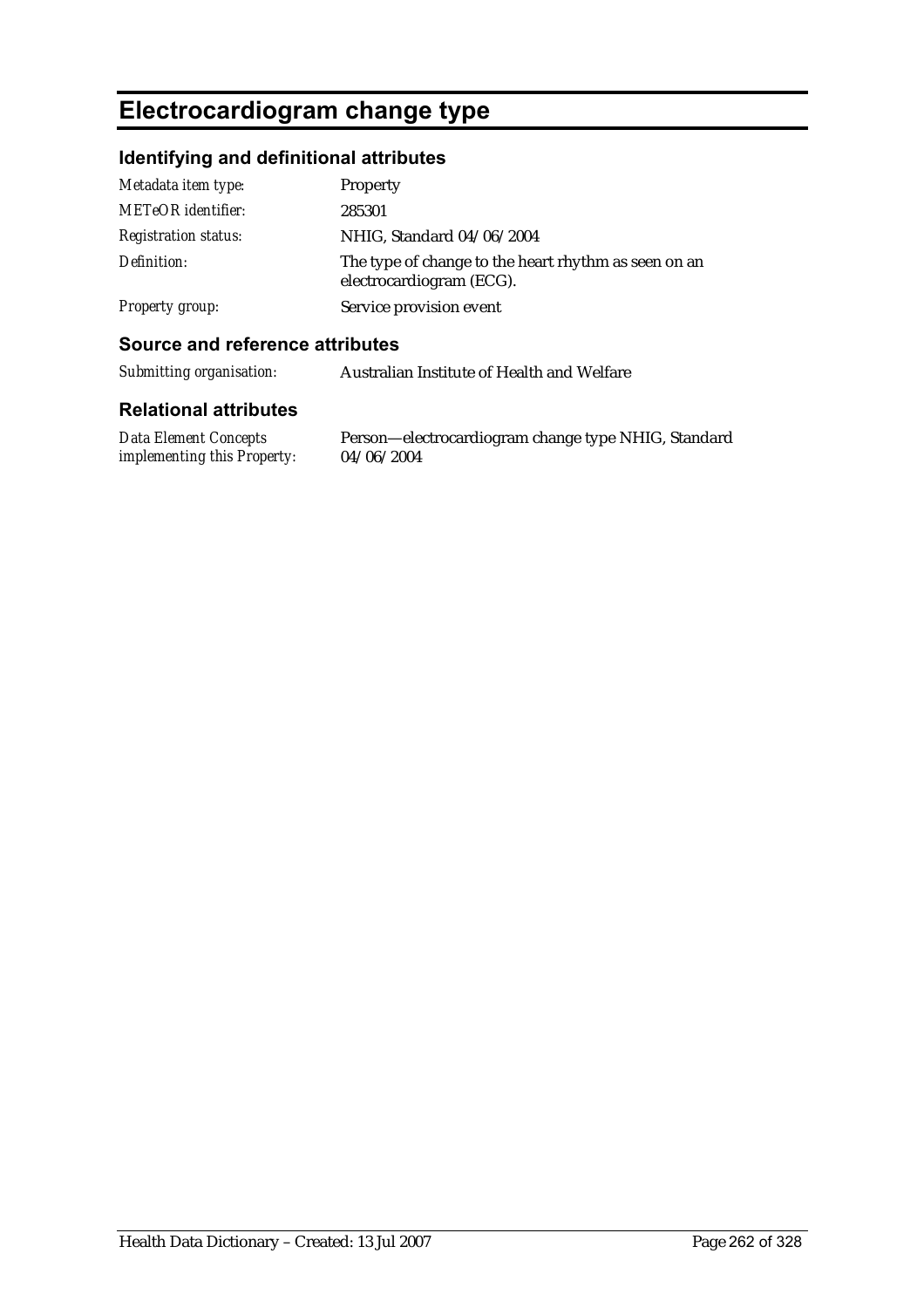# Electrocardiogram change type

## Identifying and definitional attributes

| | |
|---|---|
| *Metadata item type:* | Property |
| *METeOR identifier:* | 285301 |
| *Registration status:* | NHIG, Standard 04/06/2004 |
| *Definition:* | The type of change to the heart rhythm as seen on an electrocardiogram (ECG). |
| *Property group:* | Service provision event |

## Source and reference attributes

| | |
|---|---|
| *Submitting organisation:* | Australian Institute of Health and Welfare |

## Relational attributes

| | |
|---|---|
| *Data Element Concepts implementing this Property:* | Person—electrocardiogram change type NHIG, Standard 04/06/2004 |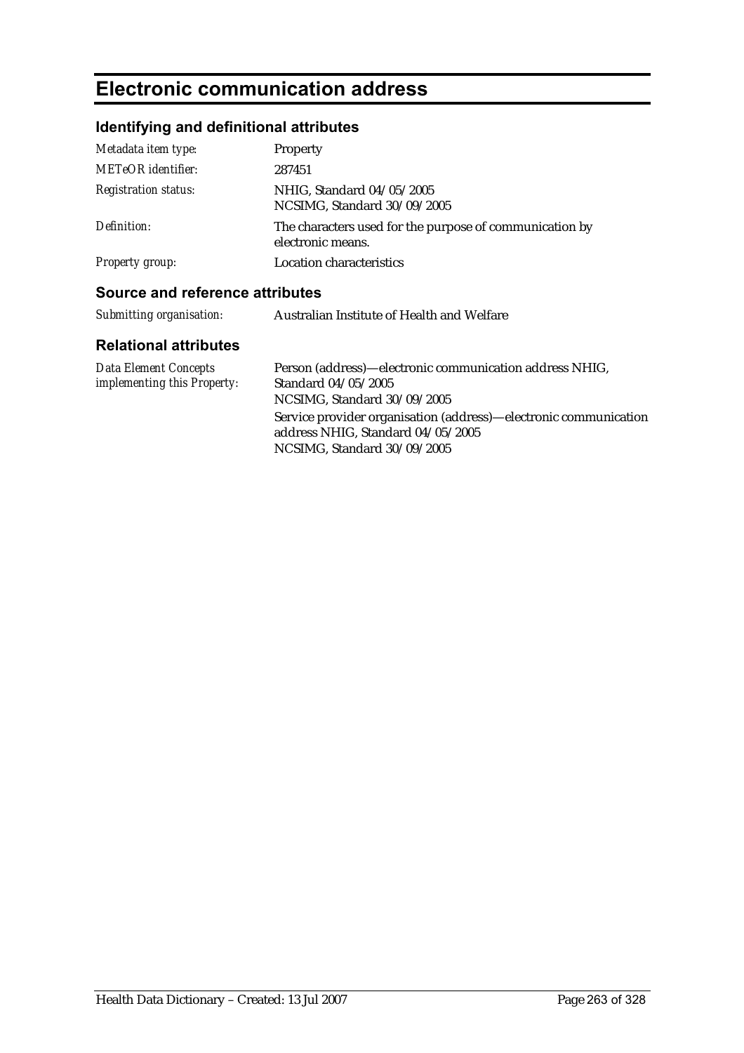# Electronic communication address

## Identifying and definitional attributes

| | |
|---|---|
| *Metadata item type:* | Property |
| *METeOR identifier:* | 287451 |
| *Registration status:* | NHIG, Standard 04/05/2005<br>NCSIMG, Standard 30/09/2005 |
| *Definition:* | The characters used for the purpose of communication by electronic means. |
| *Property group:* | Location characteristics |

## Source and reference attributes

| | |
|---|---|
| *Submitting organisation:* | Australian Institute of Health and Welfare |

## Relational attributes

| | |
|---|---|
| *Data Element Concepts implementing this Property:* | Person (address)—electronic communication address NHIG, Standard 04/05/2005<br>NCSIMG, Standard 30/09/2005<br>Service provider organisation (address)—electronic communication address NHIG, Standard 04/05/2005<br>NCSIMG, Standard 30/09/2005 |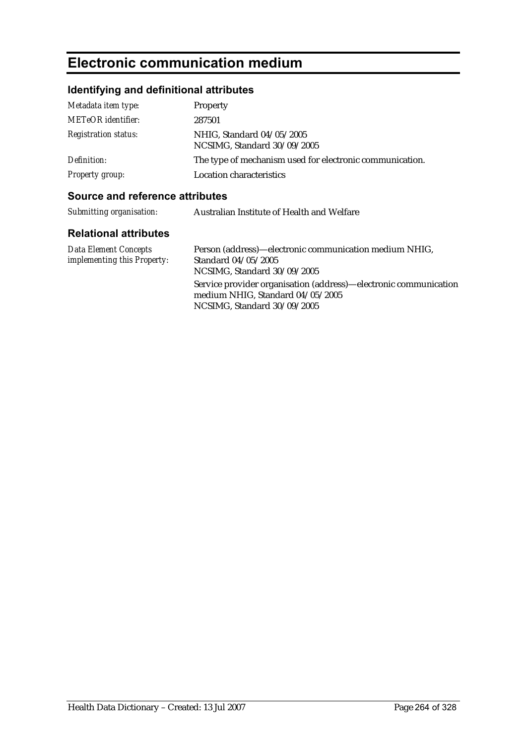# Electronic communication medium

## Identifying and definitional attributes

| | |
|---|---|
| *Metadata item type:* | Property |
| *METeOR identifier:* | 287501 |
| *Registration status:* | NHIG, Standard 04/05/2005<br>NCSIMG, Standard 30/09/2005 |
| *Definition:* | The type of mechanism used for electronic communication. |
| *Property group:* | Location characteristics |

## Source and reference attributes

| | |
|---|---|
| *Submitting organisation:* | Australian Institute of Health and Welfare |

## Relational attributes

| | |
|---|---|
| *Data Element Concepts implementing this Property:* | Person (address)—electronic communication medium NHIG, Standard 04/05/2005<br>NCSIMG, Standard 30/09/2005<br>Service provider organisation (address)—electronic communication medium NHIG, Standard 04/05/2005<br>NCSIMG, Standard 30/09/2005 |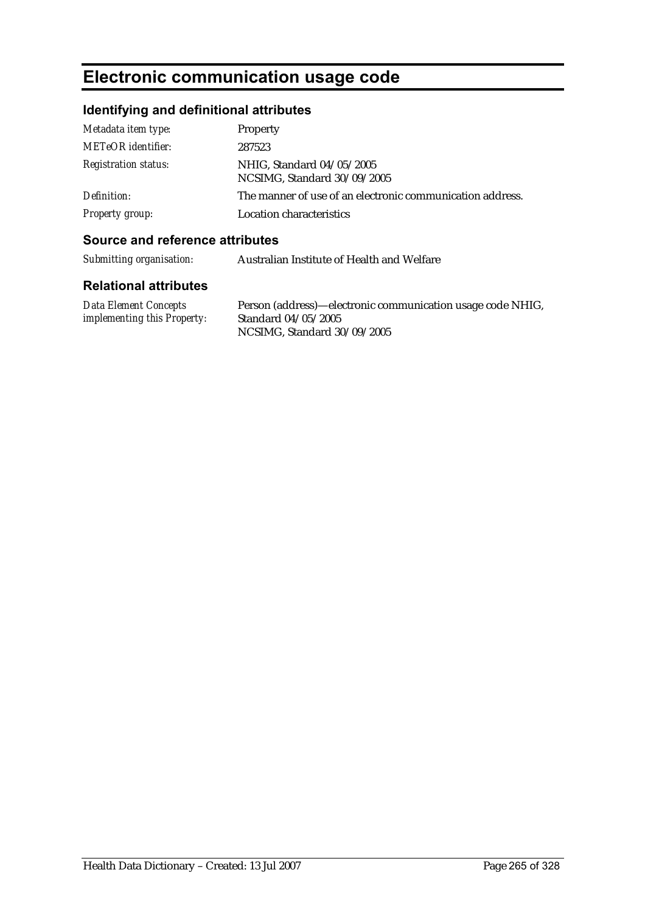# Electronic communication usage code

## Identifying and definitional attributes

| | |
|---|---|
| *Metadata item type:* | Property |
| *METeOR identifier:* | 287523 |
| *Registration status:* | NHIG, Standard 04/05/2005<br>NCSIMG, Standard 30/09/2005 |
| *Definition:* | The manner of use of an electronic communication address. |
| *Property group:* | Location characteristics |

## Source and reference attributes

| | |
|---|---|
| *Submitting organisation:* | Australian Institute of Health and Welfare |

## Relational attributes

| | |
|---|---|
| *Data Element Concepts implementing this Property:* | Person (address)—electronic communication usage code NHIG, Standard 04/05/2005<br>NCSIMG, Standard 30/09/2005 |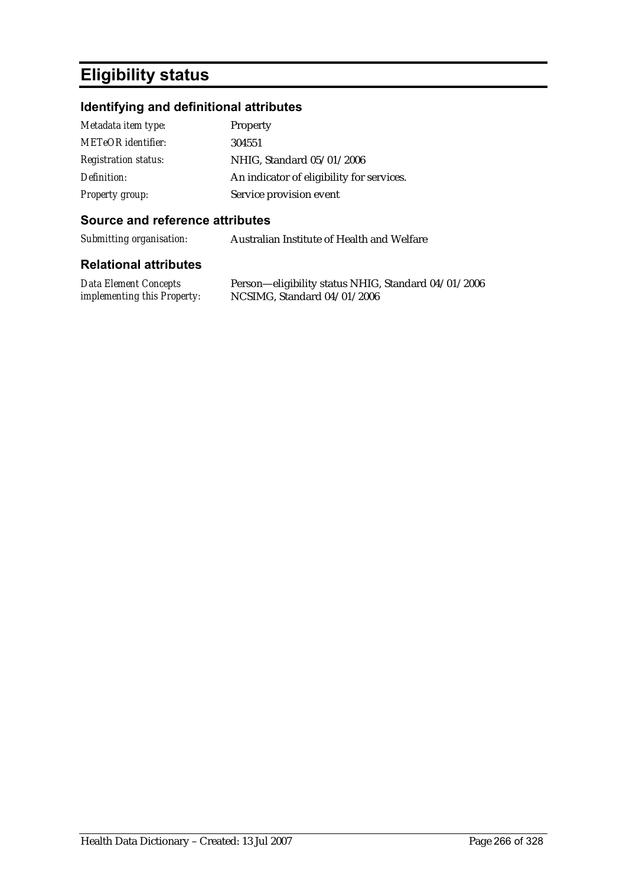# Eligibility status

## Identifying and definitional attributes

| | |
|---|---|
| *Metadata item type:* | Property |
| *METeOR identifier:* | 304551 |
| *Registration status:* | NHIG, Standard 05/01/2006 |
| *Definition:* | An indicator of eligibility for services. |
| *Property group:* | Service provision event |

## Source and reference attributes

| | |
|---|---|
| *Submitting organisation:* | Australian Institute of Health and Welfare |

## Relational attributes

| | |
|---|---|
| *Data Element Concepts implementing this Property:* | Person—eligibility status NHIG, Standard 04/01/2006<br>NCSIMG, Standard 04/01/2006 |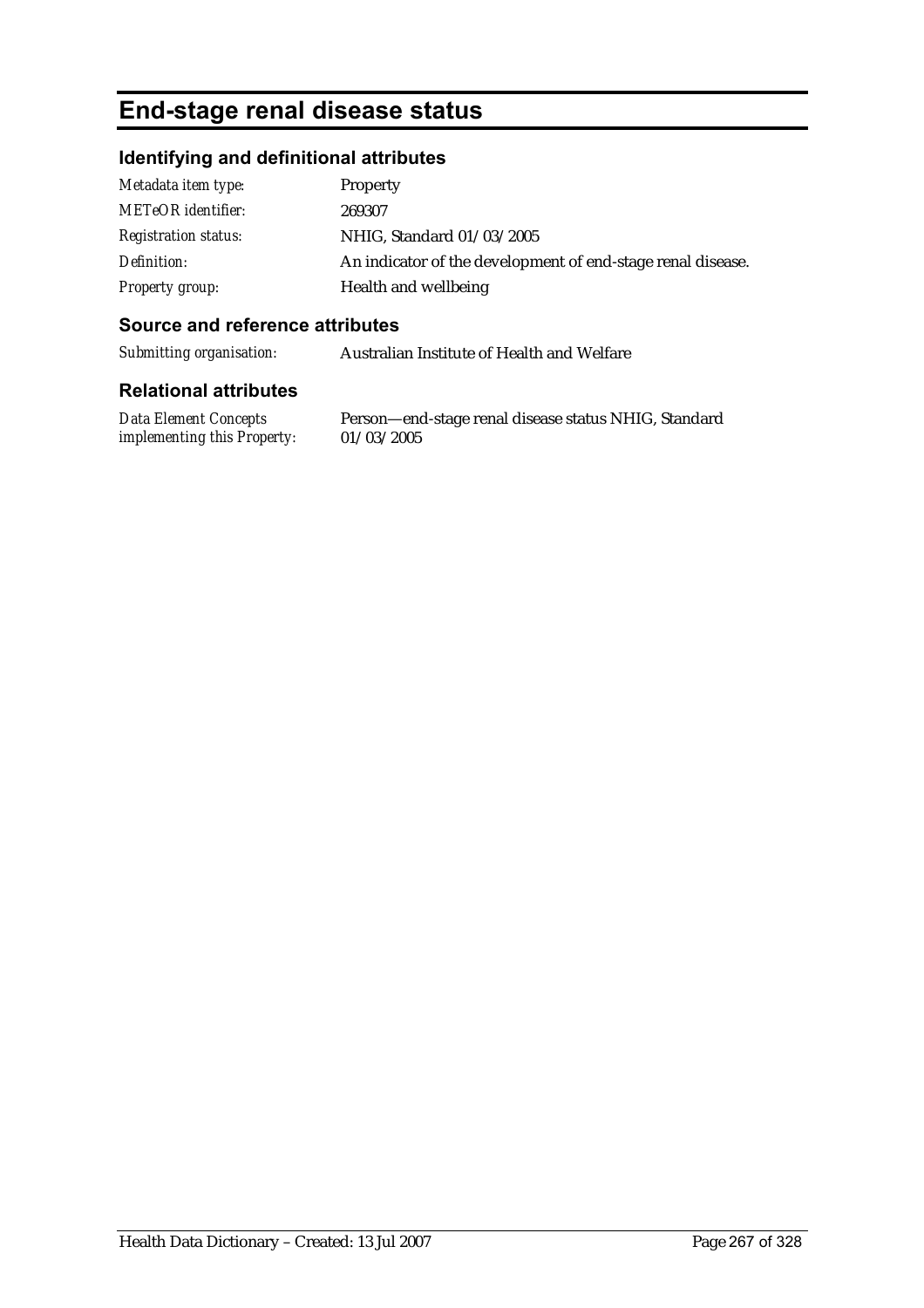# End-stage renal disease status

## Identifying and definitional attributes

| | |
|---|---|
| *Metadata item type:* | Property |
| *METeOR identifier:* | 269307 |
| *Registration status:* | NHIG, Standard 01/03/2005 |
| *Definition:* | An indicator of the development of end-stage renal disease. |
| *Property group:* | Health and wellbeing |

## Source and reference attributes

| | |
|---|---|
| *Submitting organisation:* | Australian Institute of Health and Welfare |

## Relational attributes

| | |
|---|---|
| *Data Element Concepts implementing this Property:* | Person—end-stage renal disease status NHIG, Standard 01/03/2005 |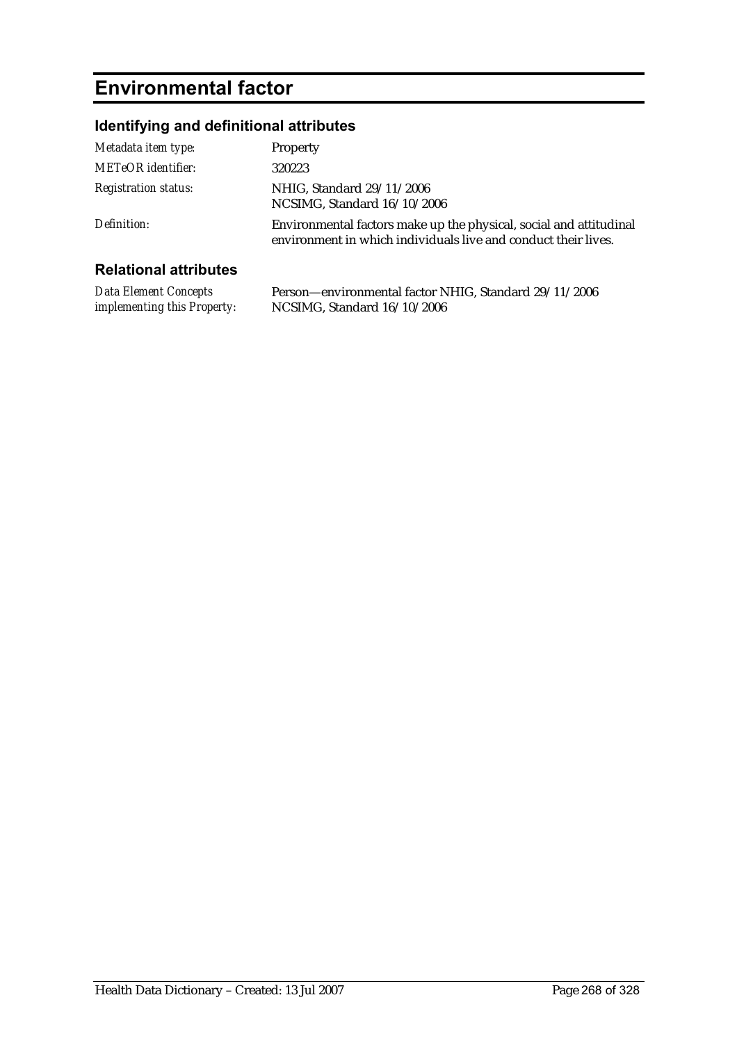# Environmental factor

## Identifying and definitional attributes

| | |
|---|---|
| *Metadata item type:* | Property |
| *METeOR identifier:* | 320223 |
| *Registration status:* | NHIG, Standard 29/11/2006<br>NCSIMG, Standard 16/10/2006 |
| *Definition:* | Environmental factors make up the physical, social and attitudinal environment in which individuals live and conduct their lives. |

## Relational attributes

| | |
|---|---|
| *Data Element Concepts implementing this Property:* | Person—environmental factor NHIG, Standard 29/11/2006<br>NCSIMG, Standard 16/10/2006 |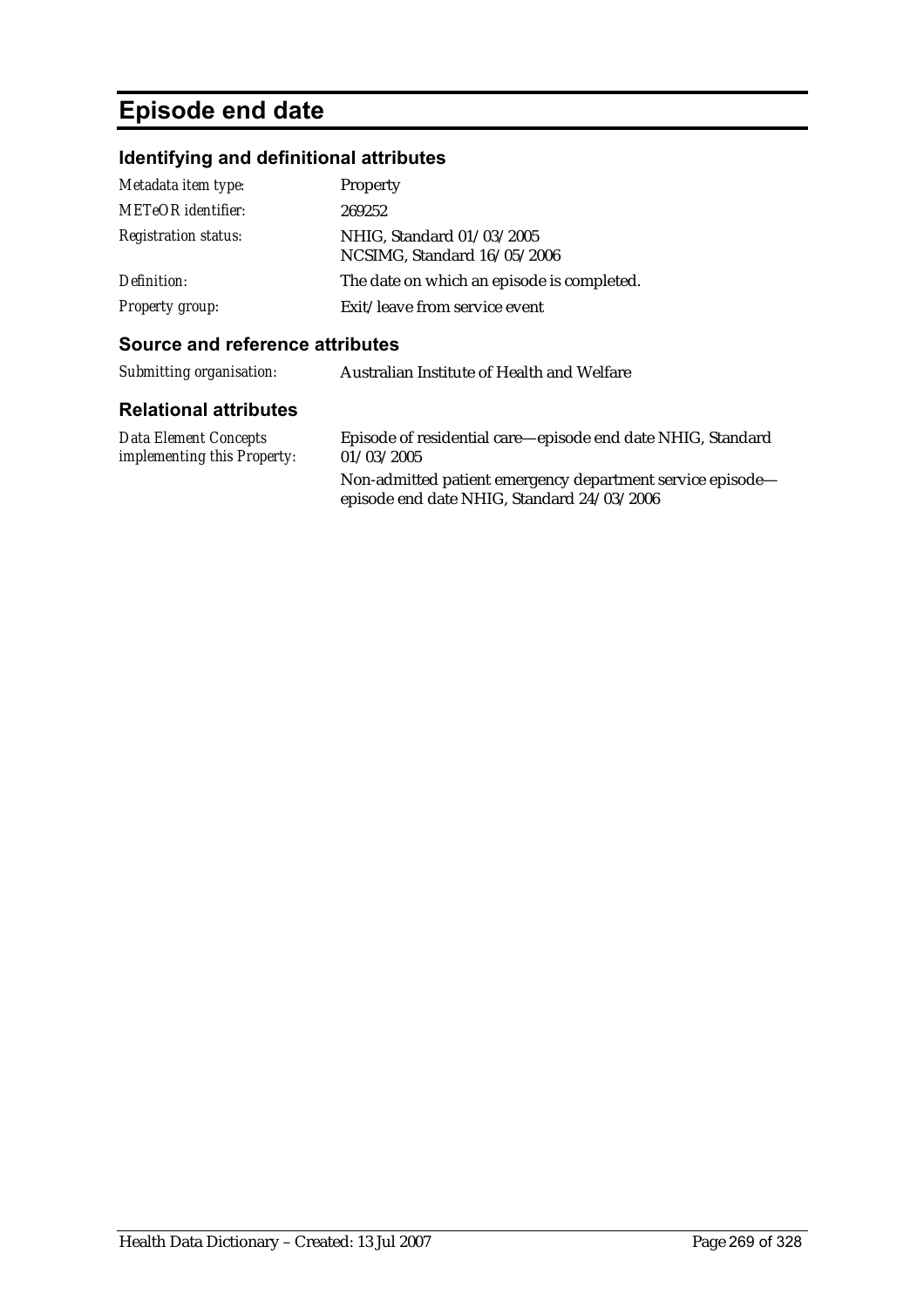# Episode end date

## Identifying and definitional attributes

| | |
|---|---|
| *Metadata item type:* | Property |
| *METeOR identifier:* | 269252 |
| *Registration status:* | NHIG, Standard 01/03/2005<br>NCSIMG, Standard 16/05/2006 |
| *Definition:* | The date on which an episode is completed. |
| *Property group:* | Exit/leave from service event |

## Source and reference attributes

| | |
|---|---|
| *Submitting organisation:* | Australian Institute of Health and Welfare |

## Relational attributes

| | |
|---|---|
| *Data Element Concepts implementing this Property:* | Episode of residential care—episode end date NHIG, Standard 01/03/2005<br>Non-admitted patient emergency department service episode—episode end date NHIG, Standard 24/03/2006 |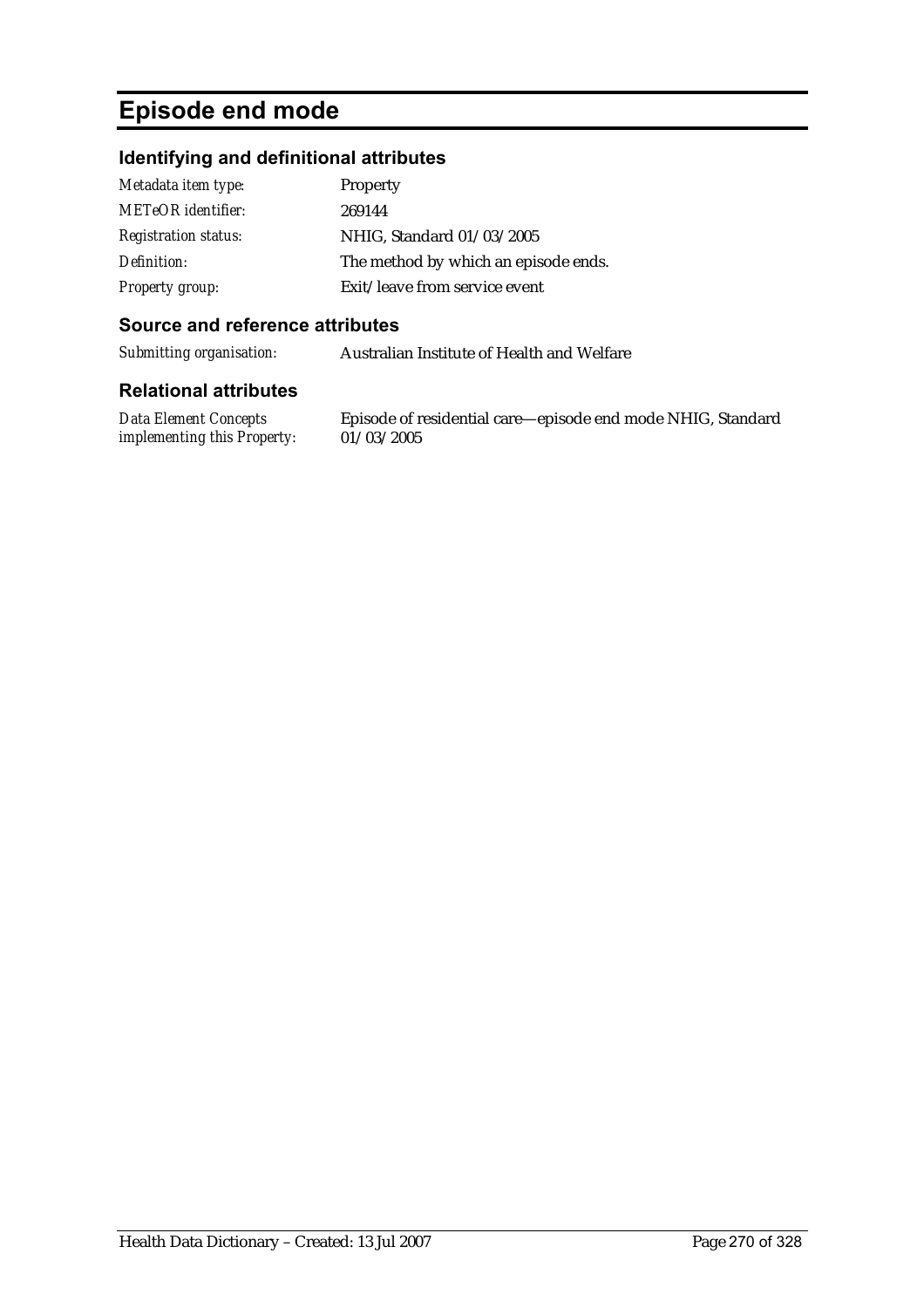# Episode end mode

## Identifying and definitional attributes

| | |
|---|---|
| *Metadata item type:* | Property |
| *METeOR identifier:* | 269144 |
| *Registration status:* | NHIG, Standard 01/03/2005 |
| *Definition:* | The method by which an episode ends. |
| *Property group:* | Exit/leave from service event |

## Source and reference attributes

| | |
|---|---|
| *Submitting organisation:* | Australian Institute of Health and Welfare |

## Relational attributes

| | |
|---|---|
| *Data Element Concepts implementing this Property:* | Episode of residential care—episode end mode NHIG, Standard 01/03/2005 |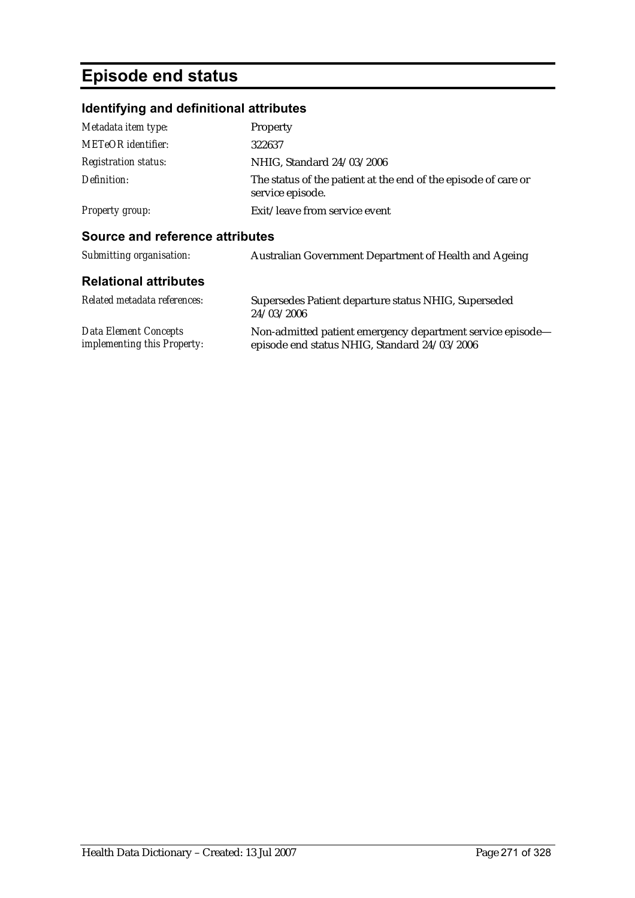# Episode end status

## Identifying and definitional attributes

| | |
|---|---|
| *Metadata item type:* | Property |
| *METeOR identifier:* | 322637 |
| *Registration status:* | NHIG, Standard 24/03/2006 |
| *Definition:* | The status of the patient at the end of the episode of care or service episode. |
| *Property group:* | Exit/leave from service event |

## Source and reference attributes

| | |
|---|---|
| *Submitting organisation:* | Australian Government Department of Health and Ageing |

## Relational attributes

| | |
|---|---|
| *Related metadata references:* | Supersedes Patient departure status NHIG, Superseded 24/03/2006 |
| *Data Element Concepts implementing this Property:* | Non-admitted patient emergency department service episode—episode end status NHIG, Standard 24/03/2006 |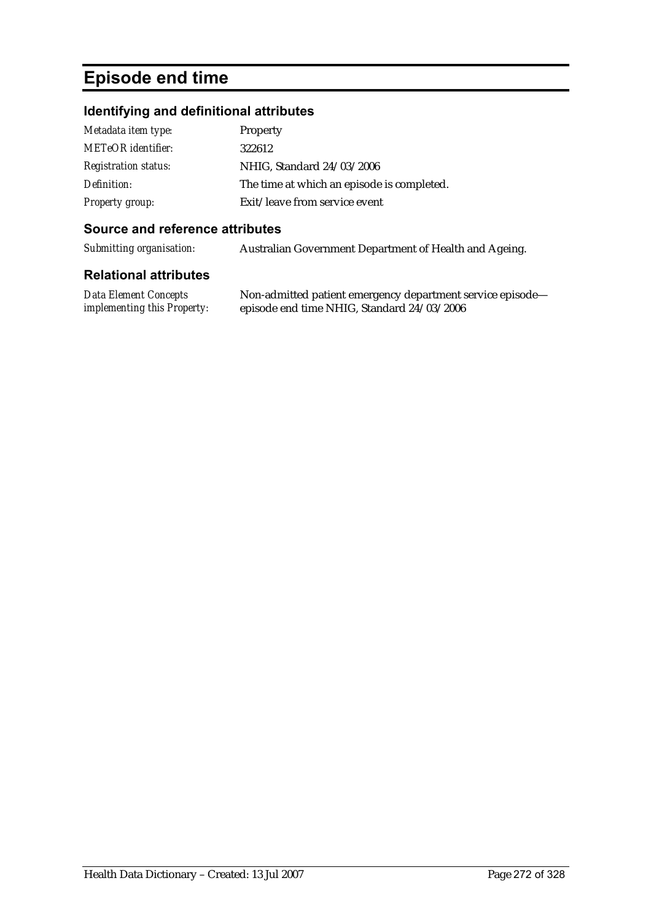# Episode end time

## Identifying and definitional attributes

| | |
|---|---|
| *Metadata item type:* | Property |
| *METeOR identifier:* | 322612 |
| *Registration status:* | NHIG, Standard 24/03/2006 |
| *Definition:* | The time at which an episode is completed. |
| *Property group:* | Exit/leave from service event |

## Source and reference attributes

| | |
|---|---|
| *Submitting organisation:* | Australian Government Department of Health and Ageing. |

## Relational attributes

| | |
|---|---|
| *Data Element Concepts implementing this Property:* | Non-admitted patient emergency department service episode—episode end time NHIG, Standard 24/03/2006 |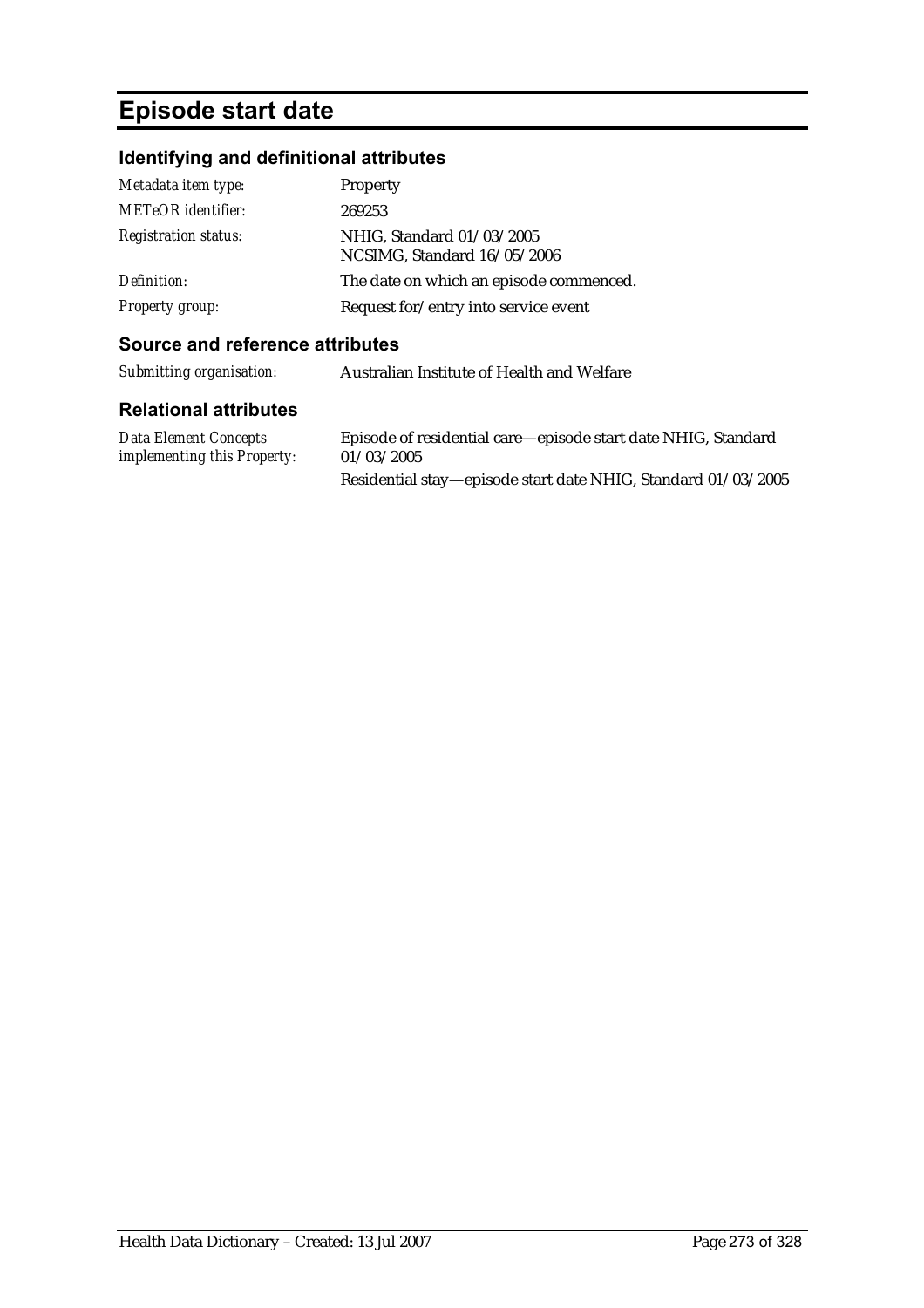# Episode start date

## Identifying and definitional attributes

| | |
|---|---|
| *Metadata item type:* | Property |
| *METeOR identifier:* | 269253 |
| *Registration status:* | NHIG, Standard 01/03/2005<br>NCSIMG, Standard 16/05/2006 |
| *Definition:* | The date on which an episode commenced. |
| *Property group:* | Request for/entry into service event |

## Source and reference attributes

| | |
|---|---|
| *Submitting organisation:* | Australian Institute of Health and Welfare |

## Relational attributes

| | |
|---|---|
| *Data Element Concepts implementing this Property:* | Episode of residential care—episode start date NHIG, Standard 01/03/2005<br>Residential stay—episode start date NHIG, Standard 01/03/2005 |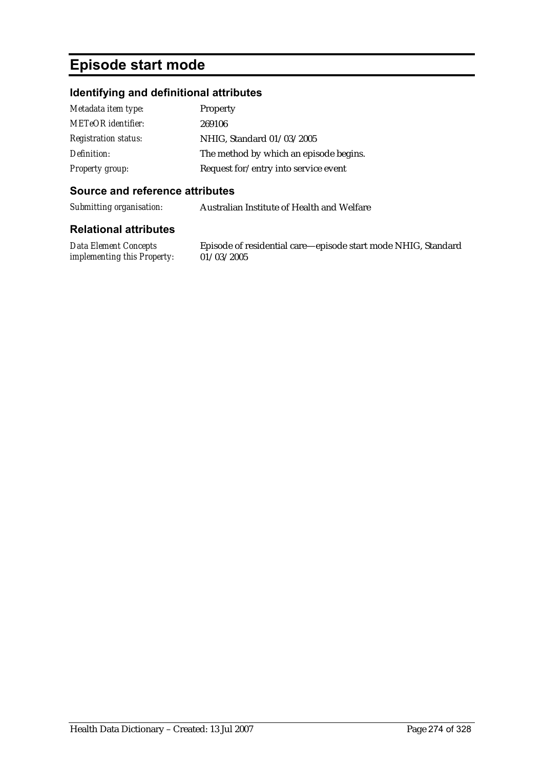# Episode start mode

## Identifying and definitional attributes

| | |
|---|---|
| *Metadata item type:* | Property |
| *METeOR identifier:* | 269106 |
| *Registration status:* | NHIG, Standard 01/03/2005 |
| *Definition:* | The method by which an episode begins. |
| *Property group:* | Request for/entry into service event |

## Source and reference attributes

| | |
|---|---|
| *Submitting organisation:* | Australian Institute of Health and Welfare |

## Relational attributes

| | |
|---|---|
| *Data Element Concepts implementing this Property:* | Episode of residential care—episode start mode NHIG, Standard 01/03/2005 |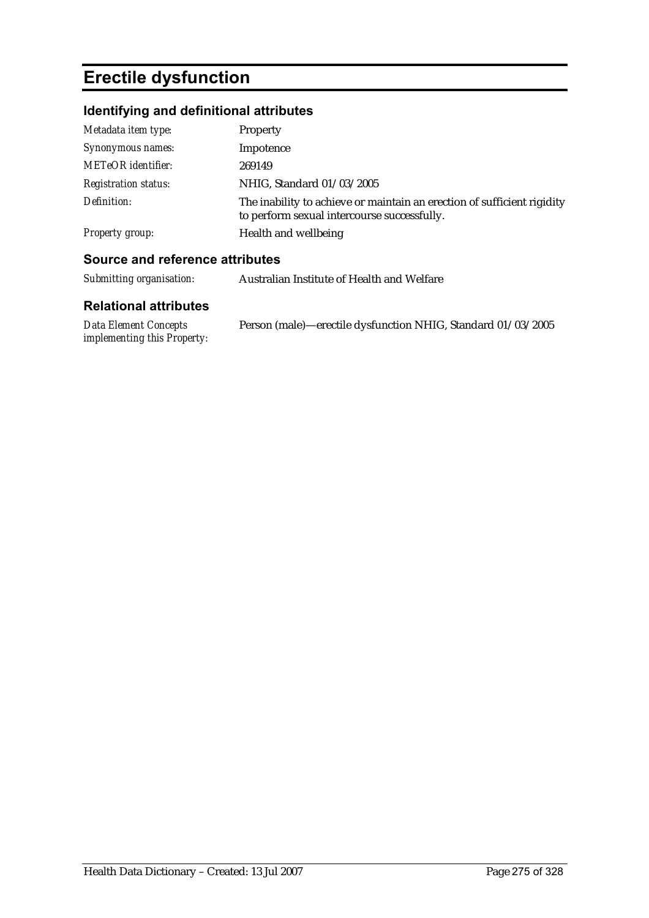# Erectile dysfunction

## Identifying and definitional attributes

| | |
|---|---|
| *Metadata item type:* | Property |
| *Synonymous names:* | Impotence |
| *METeOR identifier:* | 269149 |
| *Registration status:* | NHIG, Standard 01/03/2005 |
| *Definition:* | The inability to achieve or maintain an erection of sufficient rigidity to perform sexual intercourse successfully. |
| *Property group:* | Health and wellbeing |

## Source and reference attributes

| | |
|---|---|
| *Submitting organisation:* | Australian Institute of Health and Welfare |

## Relational attributes

| | |
|---|---|
| *Data Element Concepts implementing this Property:* | Person (male)—erectile dysfunction NHIG, Standard 01/03/2005 |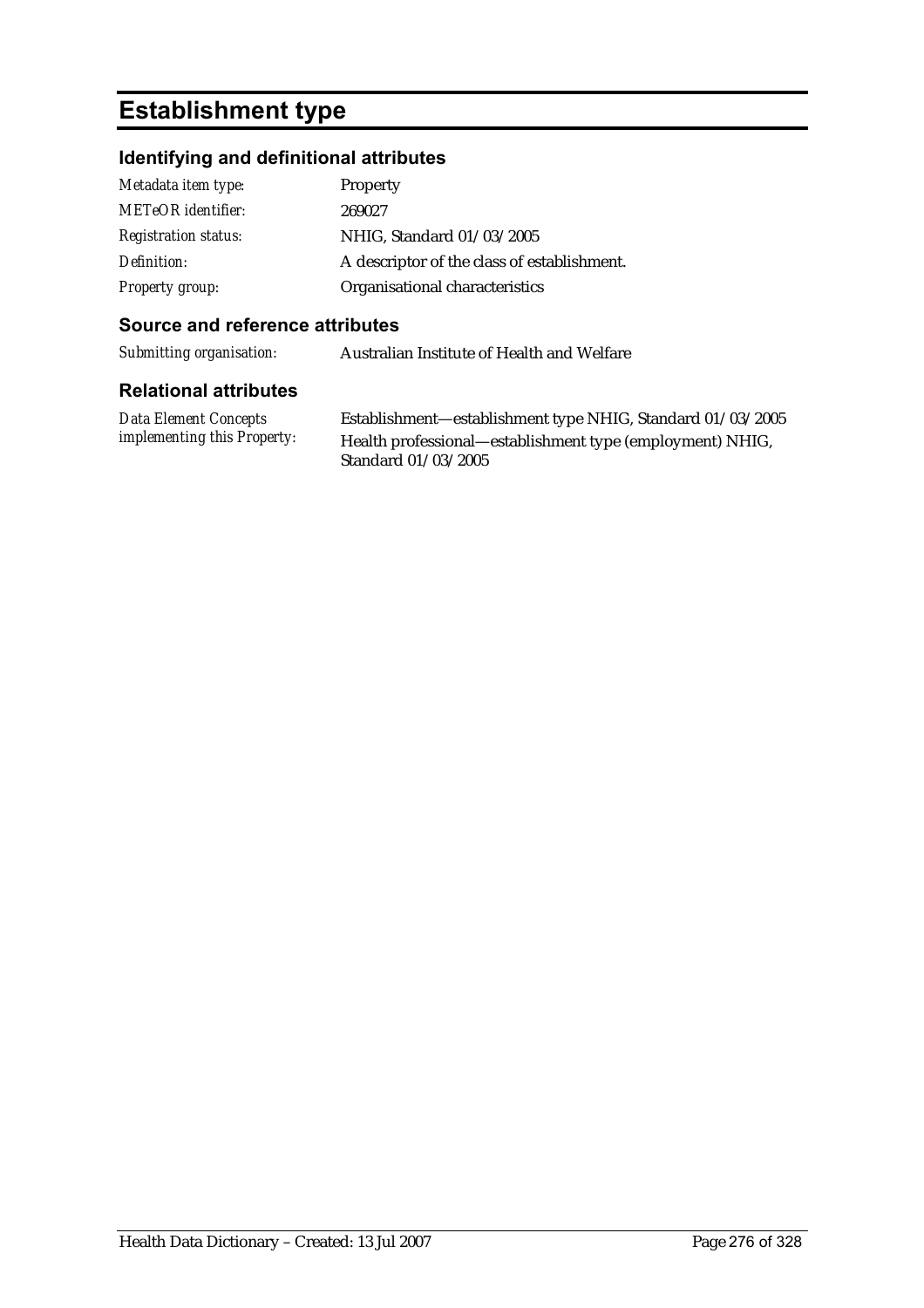# Establishment type

## Identifying and definitional attributes

| | |
|---|---|
| *Metadata item type:* | Property |
| *METeOR identifier:* | 269027 |
| *Registration status:* | NHIG, Standard 01/03/2005 |
| *Definition:* | A descriptor of the class of establishment. |
| *Property group:* | Organisational characteristics |

## Source and reference attributes

| | |
|---|---|
| *Submitting organisation:* | Australian Institute of Health and Welfare |

## Relational attributes

| | |
|---|---|
| *Data Element Concepts implementing this Property:* | Establishment—establishment type NHIG, Standard 01/03/2005<br>Health professional—establishment type (employment) NHIG, Standard 01/03/2005 |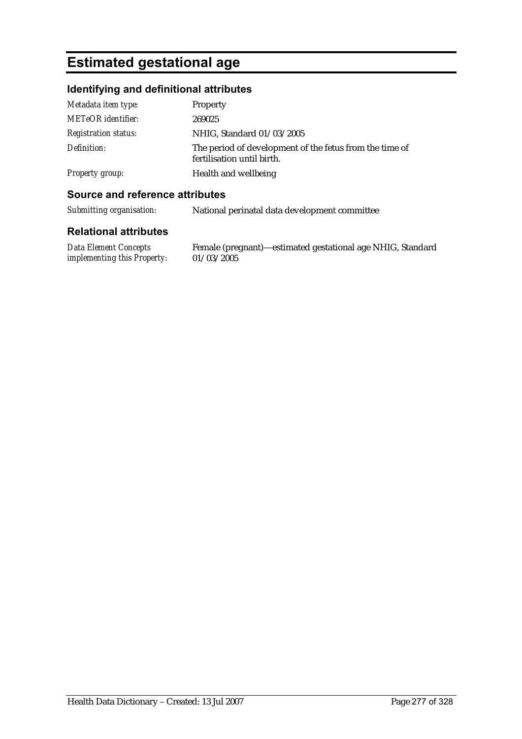# Estimated gestational age

## Identifying and definitional attributes

| | |
|---|---|
| *Metadata item type:* | Property |
| *METeOR identifier:* | 269025 |
| *Registration status:* | NHIG, Standard 01/03/2005 |
| *Definition:* | The period of development of the fetus from the time of fertilisation until birth. |
| *Property group:* | Health and wellbeing |

## Source and reference attributes

| | |
|---|---|
| *Submitting organisation:* | National perinatal data development committee |

## Relational attributes

| | |
|---|---|
| *Data Element Concepts implementing this Property:* | Female (pregnant)—estimated gestational age NHIG, Standard 01/03/2005 |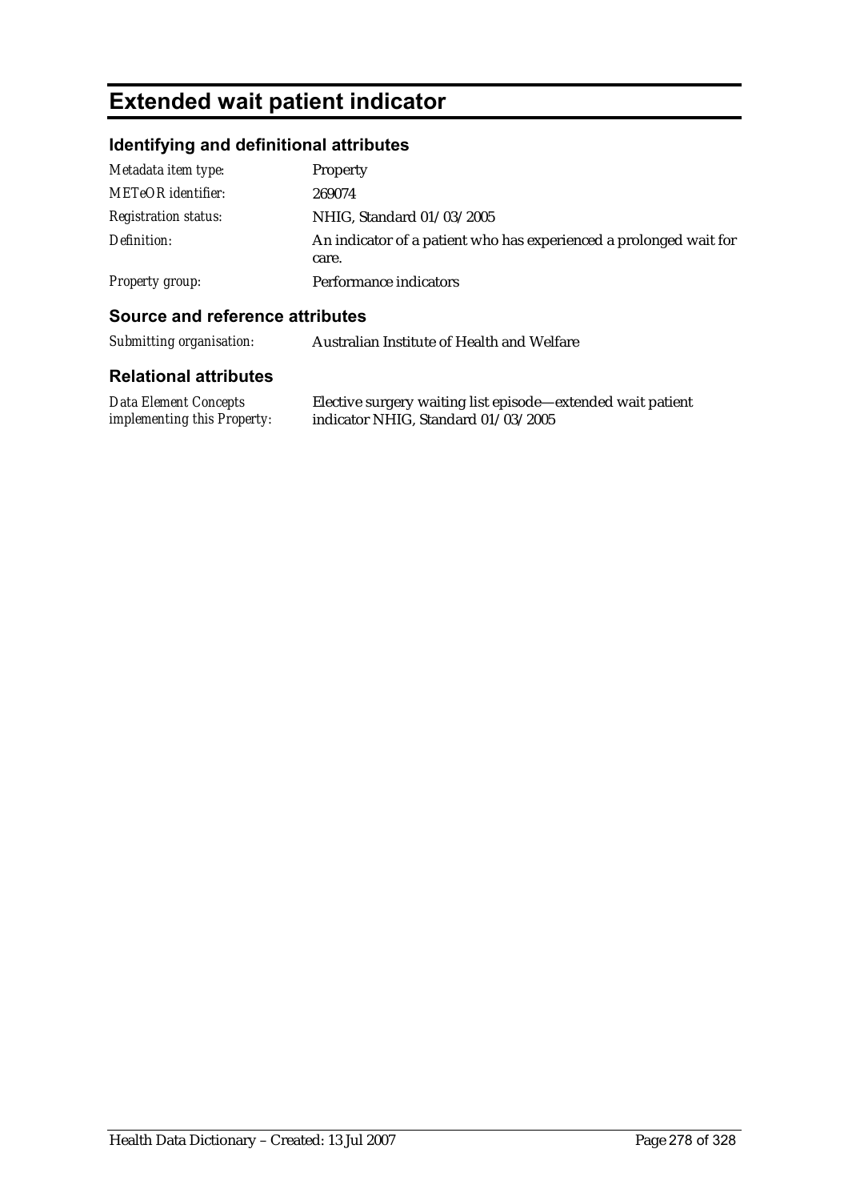# Extended wait patient indicator

## Identifying and definitional attributes

| | |
|---|---|
| *Metadata item type:* | Property |
| *METeOR identifier:* | 269074 |
| *Registration status:* | NHIG, Standard 01/03/2005 |
| *Definition:* | An indicator of a patient who has experienced a prolonged wait for care. |
| *Property group:* | Performance indicators |

## Source and reference attributes

| | |
|---|---|
| *Submitting organisation:* | Australian Institute of Health and Welfare |

## Relational attributes

| | |
|---|---|
| *Data Element Concepts implementing this Property:* | Elective surgery waiting list episode—extended wait patient indicator NHIG, Standard 01/03/2005 |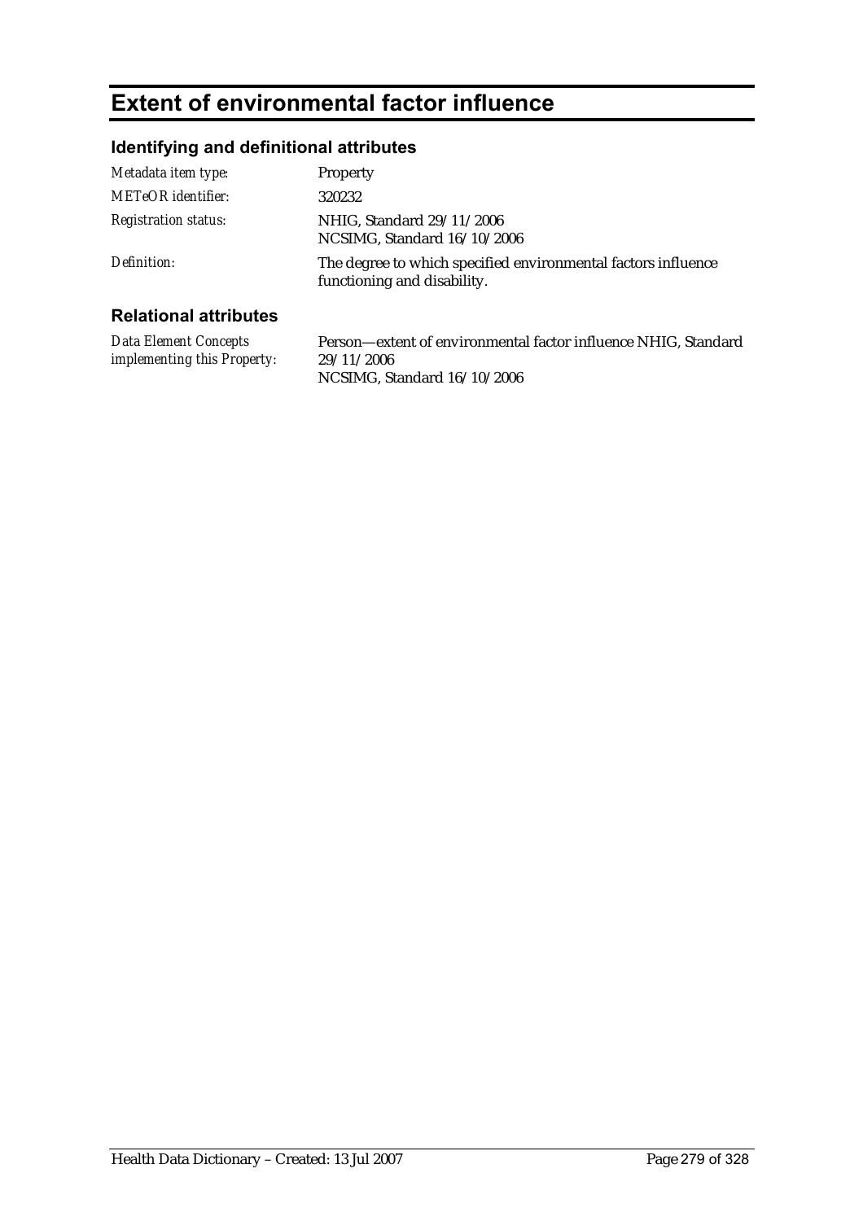# Extent of environmental factor influence

## Identifying and definitional attributes

| | |
|---|---|
| *Metadata item type:* | Property |
| *METeOR identifier:* | 320232 |
| *Registration status:* | NHIG, Standard 29/11/2006<br>NCSIMG, Standard 16/10/2006 |
| *Definition:* | The degree to which specified environmental factors influence functioning and disability. |

## Relational attributes

| | |
|---|---|
| *Data Element Concepts implementing this Property:* | Person—extent of environmental factor influence NHIG, Standard 29/11/2006<br>NCSIMG, Standard 16/10/2006 |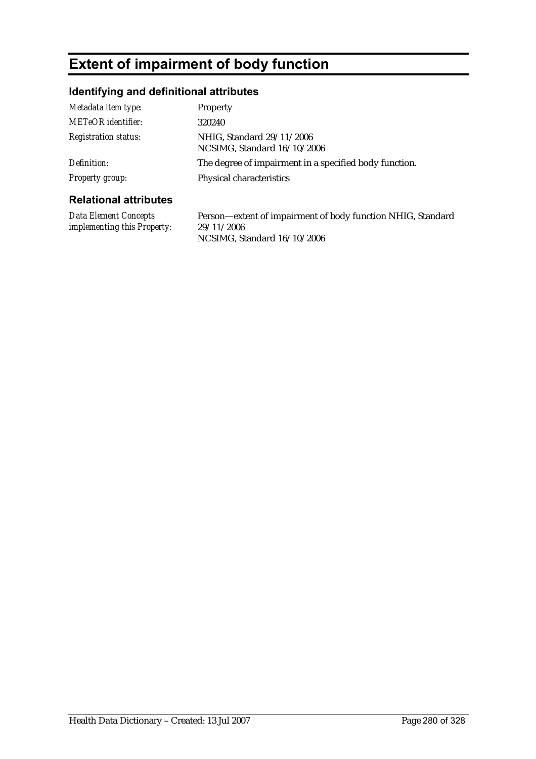# Extent of impairment of body function

## Identifying and definitional attributes

| | |
|---|---|
| *Metadata item type:* | Property |
| *METeOR identifier:* | 320240 |
| *Registration status:* | NHIG, Standard 29/11/2006<br>NCSIMG, Standard 16/10/2006 |
| *Definition:* | The degree of impairment in a specified body function. |
| *Property group:* | Physical characteristics |

## Relational attributes

| | |
|---|---|
| *Data Element Concepts implementing this Property:* | Person—extent of impairment of body function NHIG, Standard 29/11/2006<br>NCSIMG, Standard 16/10/2006 |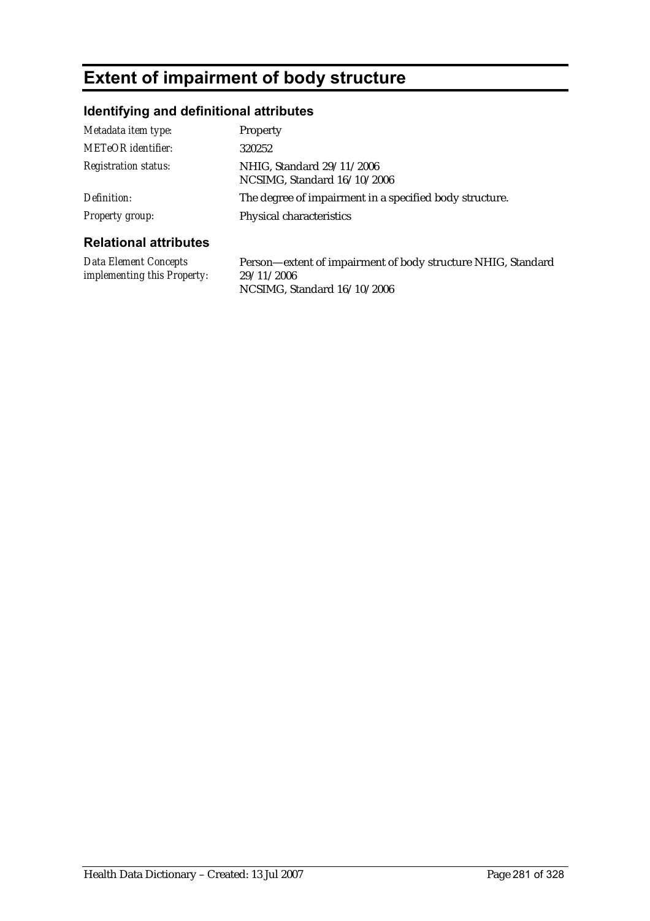# Extent of impairment of body structure

## Identifying and definitional attributes

| | |
|---|---|
| *Metadata item type:* | Property |
| *METeOR identifier:* | 320252 |
| *Registration status:* | NHIG, Standard 29/11/2006<br>NCSIMG, Standard 16/10/2006 |
| *Definition:* | The degree of impairment in a specified body structure. |
| *Property group:* | Physical characteristics |

## Relational attributes

| | |
|---|---|
| *Data Element Concepts implementing this Property:* | Person—extent of impairment of body structure NHIG, Standard 29/11/2006<br>NCSIMG, Standard 16/10/2006 |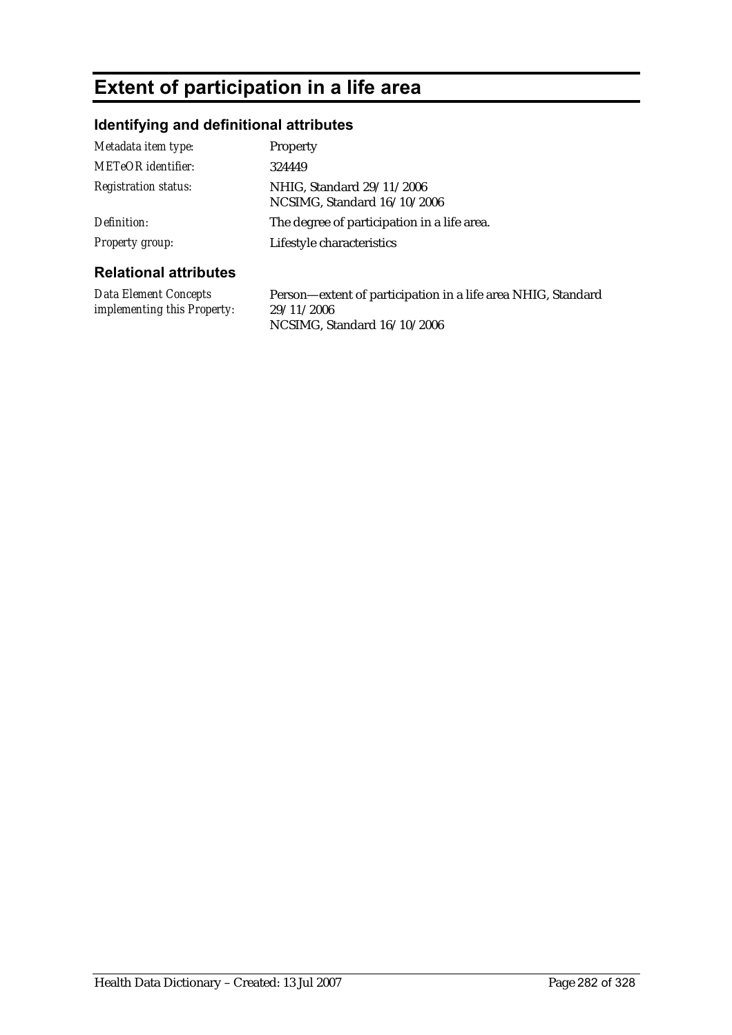# Extent of participation in a life area

## Identifying and definitional attributes

| | |
|---|---|
| *Metadata item type:* | Property |
| *METeOR identifier:* | 324449 |
| *Registration status:* | NHIG, Standard 29/11/2006<br>NCSIMG, Standard 16/10/2006 |
| *Definition:* | The degree of participation in a life area. |
| *Property group:* | Lifestyle characteristics |

## Relational attributes

| | |
|---|---|
| *Data Element Concepts implementing this Property:* | Person—extent of participation in a life area NHIG, Standard 29/11/2006<br>NCSIMG, Standard 16/10/2006 |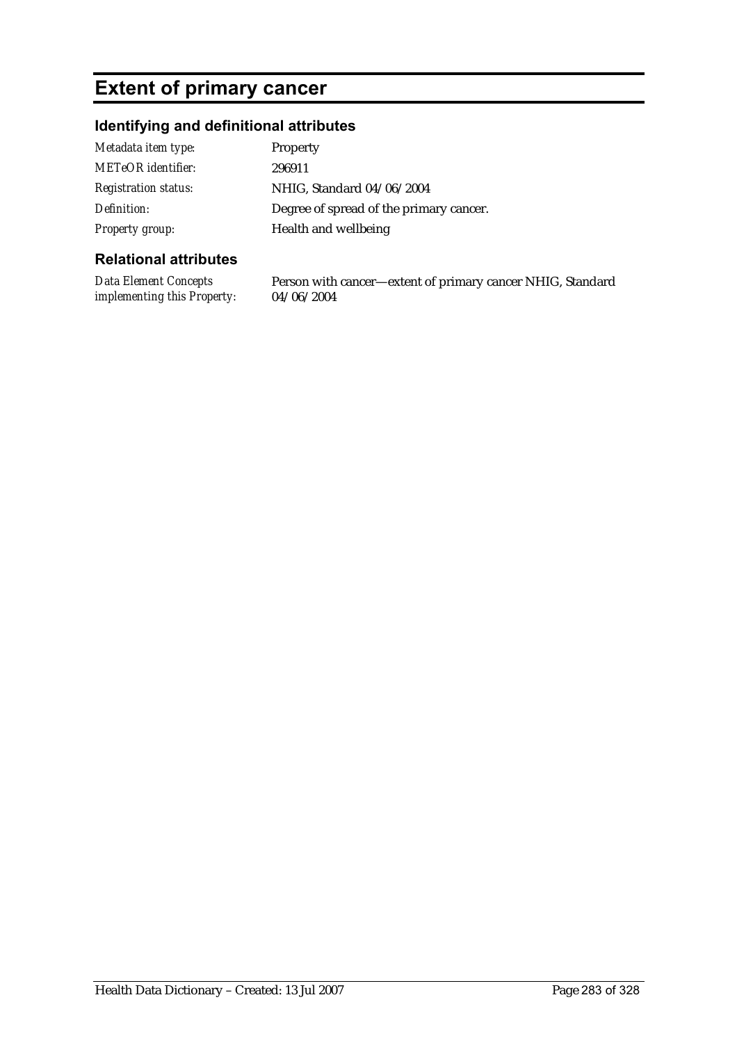# Extent of primary cancer

## Identifying and definitional attributes

| | |
|---|---|
| *Metadata item type:* | Property |
| *METeOR identifier:* | 296911 |
| *Registration status:* | NHIG, Standard 04/06/2004 |
| *Definition:* | Degree of spread of the primary cancer. |
| *Property group:* | Health and wellbeing |

## Relational attributes

| | |
|---|---|
| *Data Element Concepts implementing this Property:* | Person with cancer—extent of primary cancer NHIG, Standard 04/06/2004 |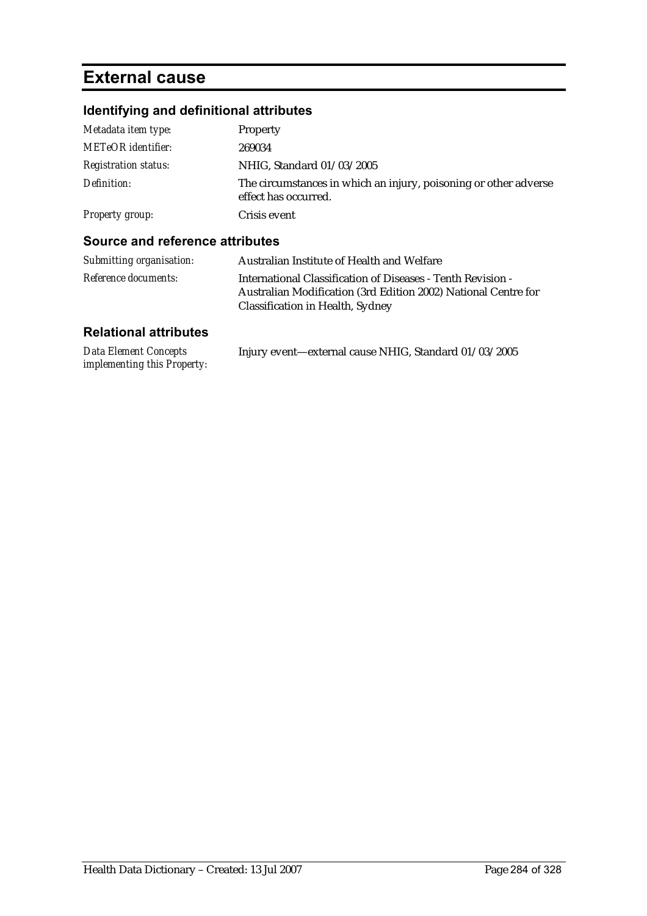# External cause

## Identifying and definitional attributes

| | |
|---|---|
| *Metadata item type:* | Property |
| *METeOR identifier:* | 269034 |
| *Registration status:* | NHIG, Standard 01/03/2005 |
| *Definition:* | The circumstances in which an injury, poisoning or other adverse effect has occurred. |
| *Property group:* | Crisis event |

## Source and reference attributes

| | |
|---|---|
| *Submitting organisation:* | Australian Institute of Health and Welfare |
| *Reference documents:* | International Classification of Diseases - Tenth Revision - Australian Modification (3rd Edition 2002) National Centre for Classification in Health, Sydney |

## Relational attributes

| | |
|---|---|
| *Data Element Concepts implementing this Property:* | Injury event—external cause NHIG, Standard 01/03/2005 |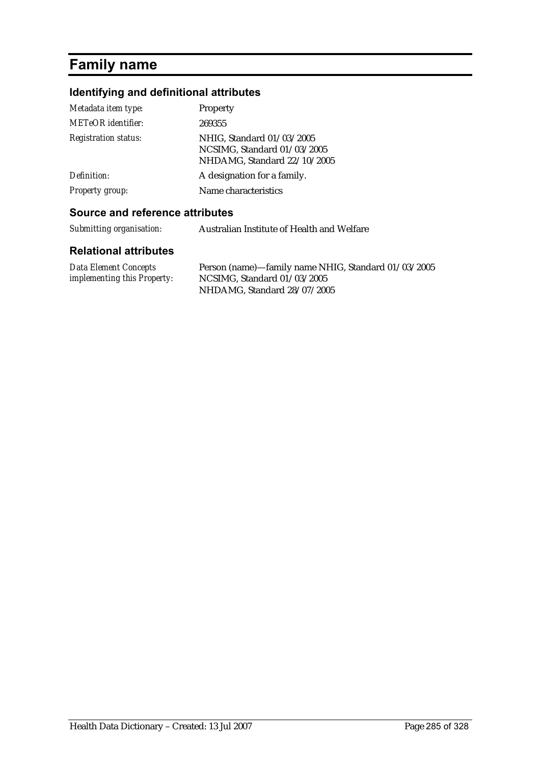# Family name

## Identifying and definitional attributes

| | |
|---|---|
| *Metadata item type:* | Property |
| *METeOR identifier:* | 269355 |
| *Registration status:* | NHIG, Standard 01/03/2005<br>NCSIMG, Standard 01/03/2005<br>NHDAMG, Standard 22/10/2005 |
| *Definition:* | A designation for a family. |
| *Property group:* | Name characteristics |

## Source and reference attributes

| | |
|---|---|
| *Submitting organisation:* | Australian Institute of Health and Welfare |

## Relational attributes

| | |
|---|---|
| *Data Element Concepts implementing this Property:* | Person (name)—family name NHIG, Standard 01/03/2005<br>NCSIMG, Standard 01/03/2005<br>NHDAMG, Standard 28/07/2005 |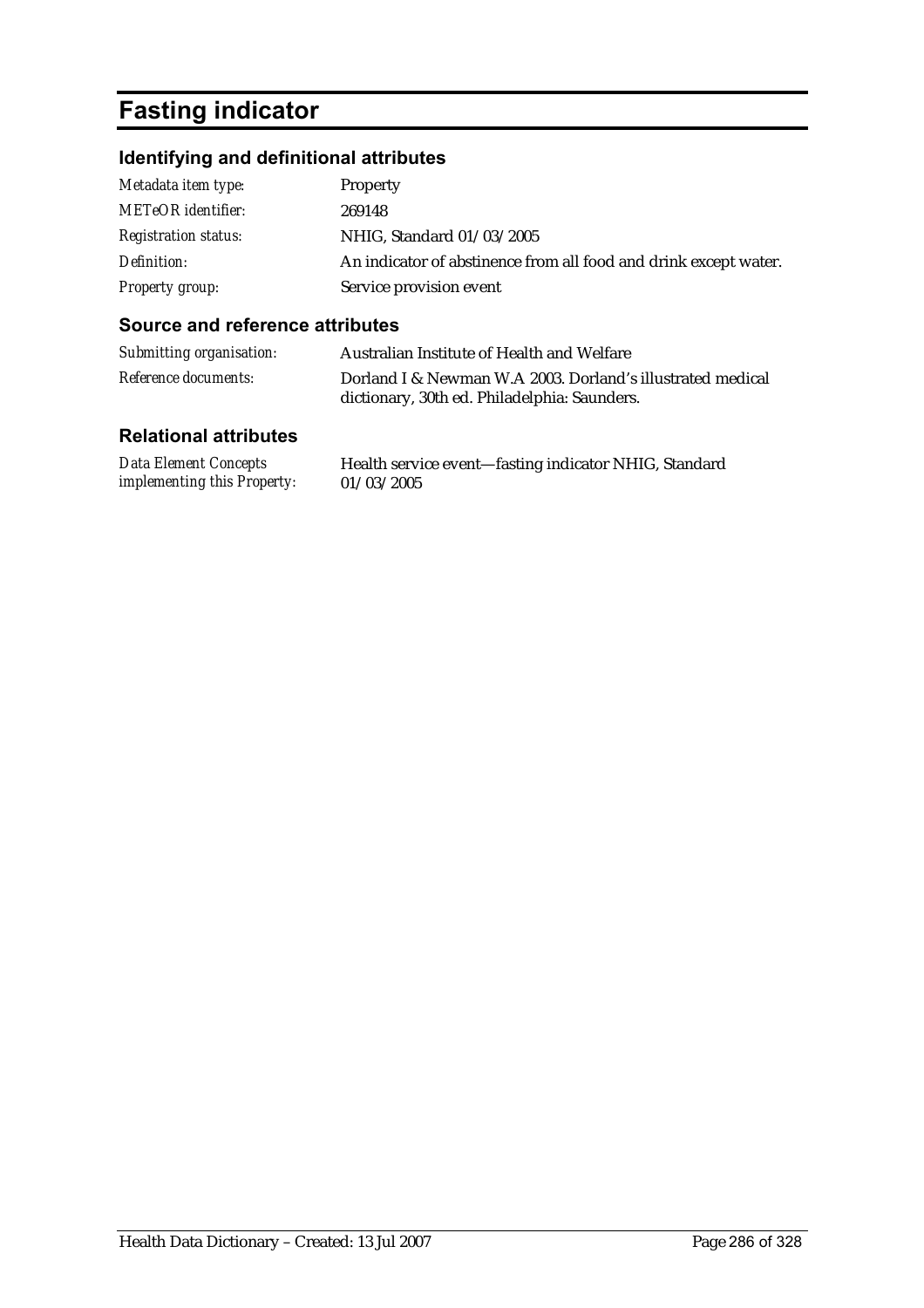# Fasting indicator

## Identifying and definitional attributes

| | |
|---|---|
| *Metadata item type:* | Property |
| *METeOR identifier:* | 269148 |
| *Registration status:* | NHIG, Standard 01/03/2005 |
| *Definition:* | An indicator of abstinence from all food and drink except water. |
| *Property group:* | Service provision event |

## Source and reference attributes

| | |
|---|---|
| *Submitting organisation:* | Australian Institute of Health and Welfare |
| *Reference documents:* | Dorland I & Newman W.A 2003. Dorland's illustrated medical dictionary, 30th ed. Philadelphia: Saunders. |

## Relational attributes

| | |
|---|---|
| *Data Element Concepts implementing this Property:* | Health service event—fasting indicator NHIG, Standard 01/03/2005 |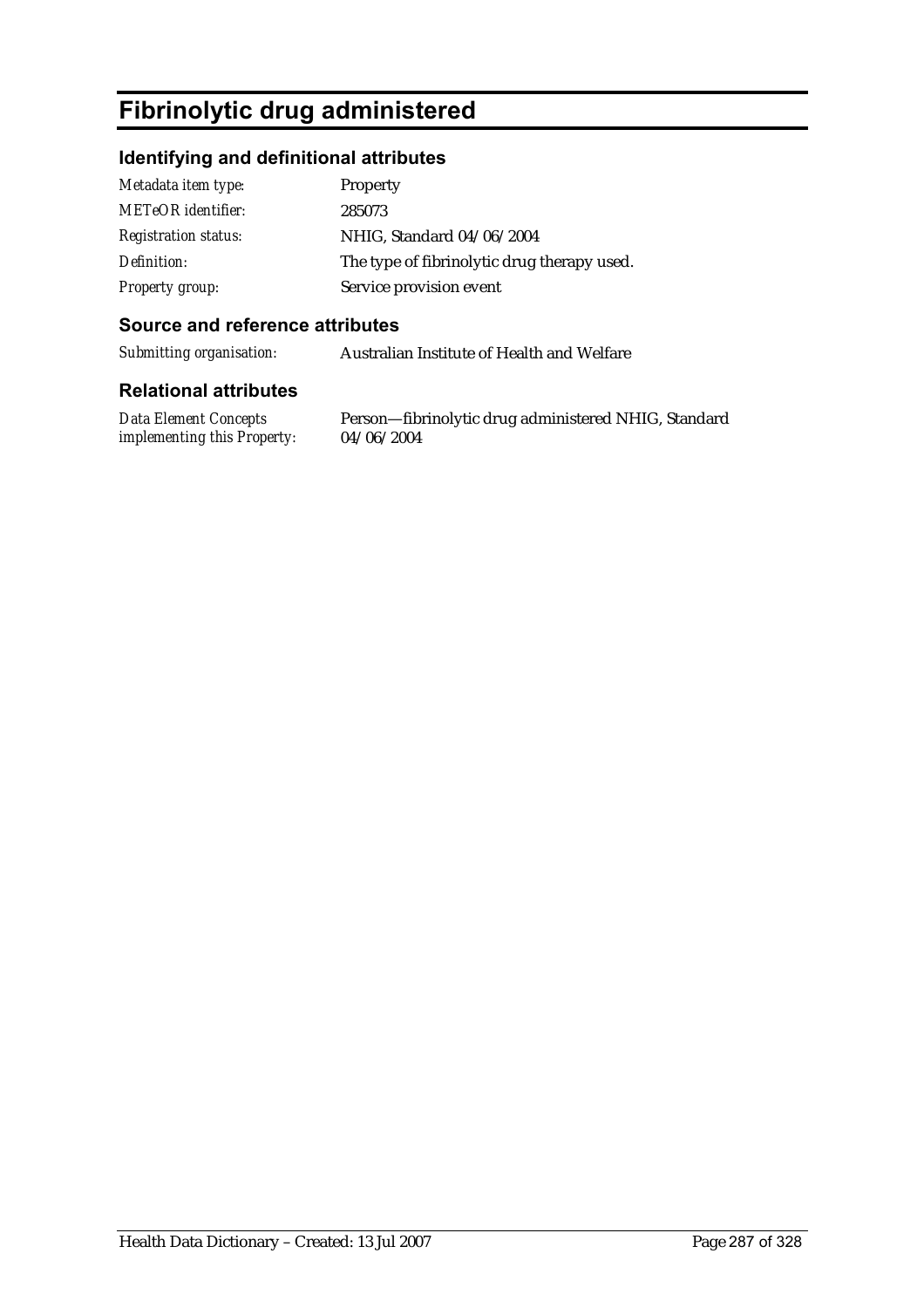# Fibrinolytic drug administered

## Identifying and definitional attributes

| | |
|---|---|
| *Metadata item type:* | Property |
| *METeOR identifier:* | 285073 |
| *Registration status:* | NHIG, Standard 04/06/2004 |
| *Definition:* | The type of fibrinolytic drug therapy used. |
| *Property group:* | Service provision event |

## Source and reference attributes

| | |
|---|---|
| *Submitting organisation:* | Australian Institute of Health and Welfare |

## Relational attributes

| | |
|---|---|
| *Data Element Concepts implementing this Property:* | Person—fibrinolytic drug administered NHIG, Standard 04/06/2004 |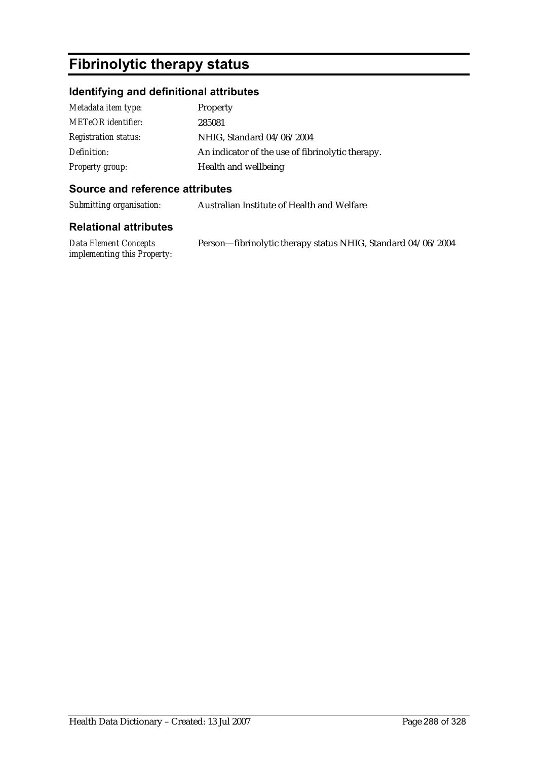# Fibrinolytic therapy status

## Identifying and definitional attributes

| | |
|---|---|
| *Metadata item type:* | Property |
| *METeOR identifier:* | 285081 |
| *Registration status:* | NHIG, Standard 04/06/2004 |
| *Definition:* | An indicator of the use of fibrinolytic therapy. |
| *Property group:* | Health and wellbeing |

## Source and reference attributes

| | |
|---|---|
| *Submitting organisation:* | Australian Institute of Health and Welfare |

## Relational attributes

| | |
|---|---|
| *Data Element Concepts implementing this Property:* | Person—fibrinolytic therapy status NHIG, Standard 04/06/2004 |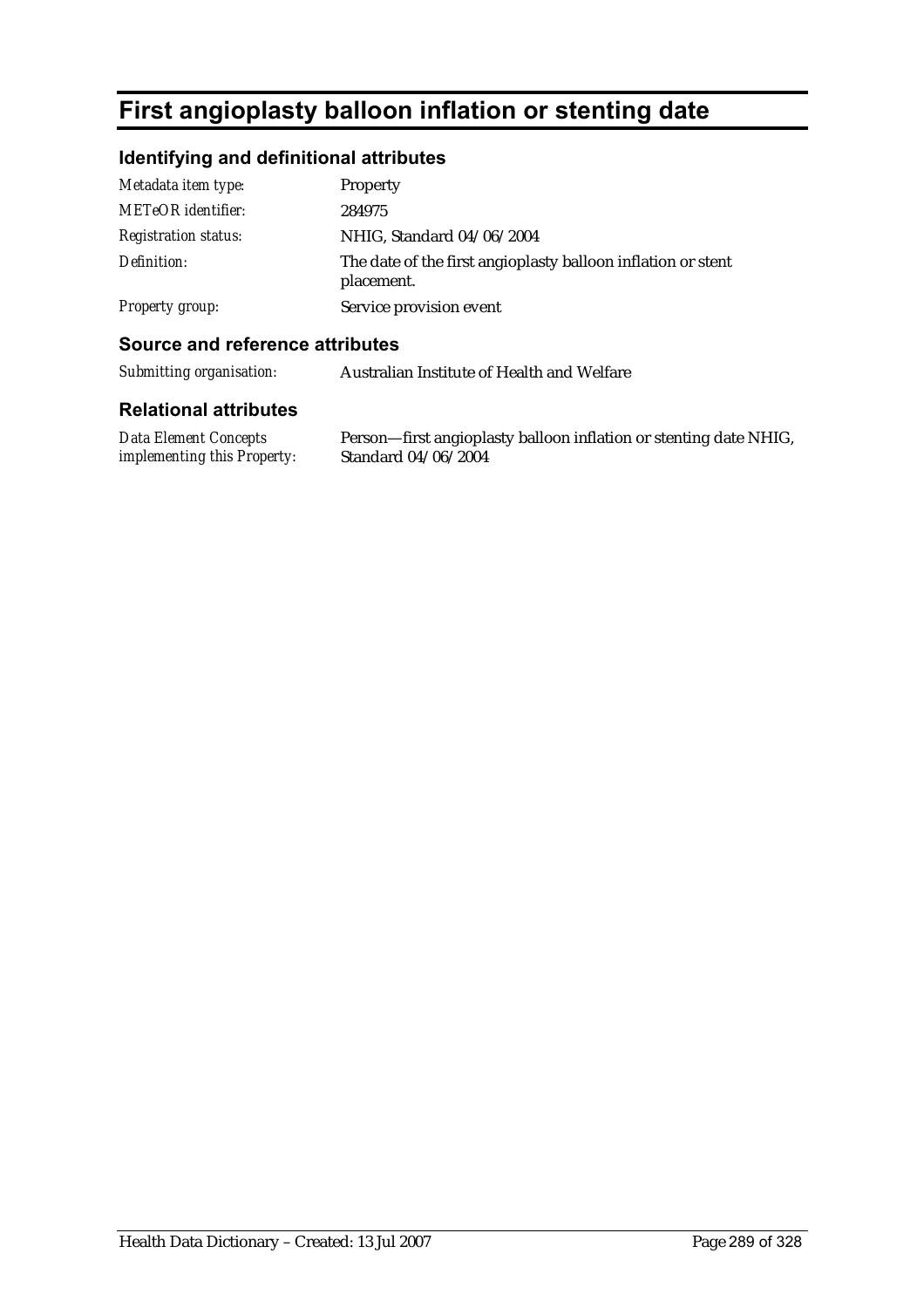# First angioplasty balloon inflation or stenting date

## Identifying and definitional attributes

| | |
|---|---|
| *Metadata item type:* | Property |
| *METeOR identifier:* | 284975 |
| *Registration status:* | NHIG, Standard 04/06/2004 |
| *Definition:* | The date of the first angioplasty balloon inflation or stent placement. |
| *Property group:* | Service provision event |

## Source and reference attributes

| | |
|---|---|
| *Submitting organisation:* | Australian Institute of Health and Welfare |

## Relational attributes

| | |
|---|---|
| *Data Element Concepts implementing this Property:* | Person—first angioplasty balloon inflation or stenting date NHIG, Standard 04/06/2004 |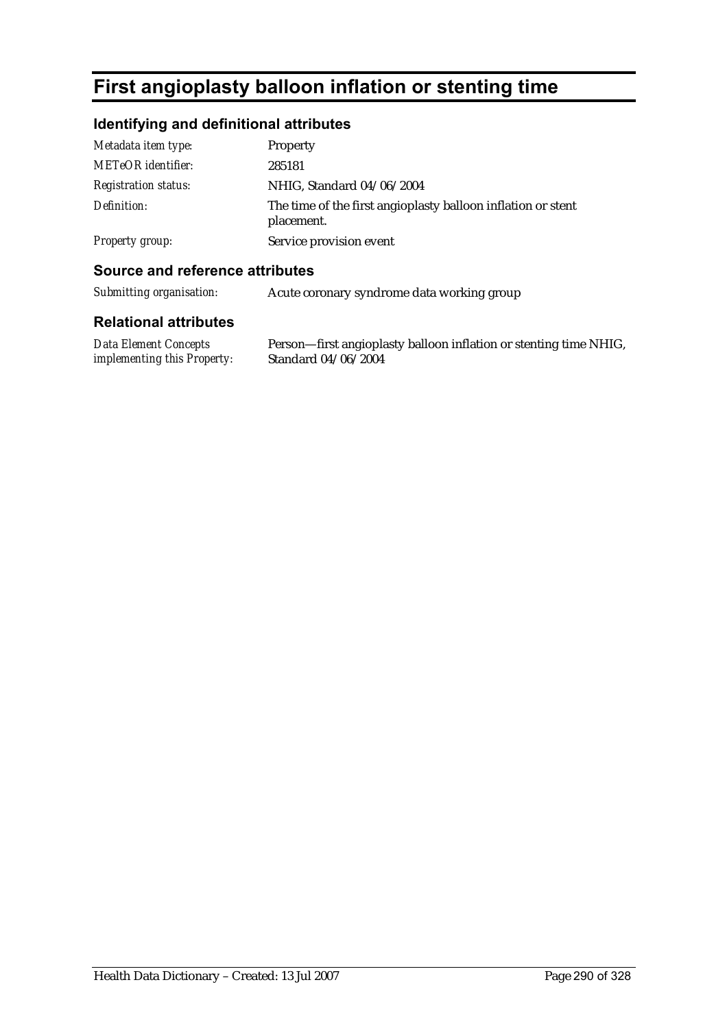# First angioplasty balloon inflation or stenting time

## Identifying and definitional attributes

| | |
|---|---|
| *Metadata item type:* | Property |
| *METeOR identifier:* | 285181 |
| *Registration status:* | NHIG, Standard 04/06/2004 |
| *Definition:* | The time of the first angioplasty balloon inflation or stent placement. |
| *Property group:* | Service provision event |

## Source and reference attributes

| | |
|---|---|
| *Submitting organisation:* | Acute coronary syndrome data working group |

## Relational attributes

| | |
|---|---|
| *Data Element Concepts implementing this Property:* | Person—first angioplasty balloon inflation or stenting time NHIG, Standard 04/06/2004 |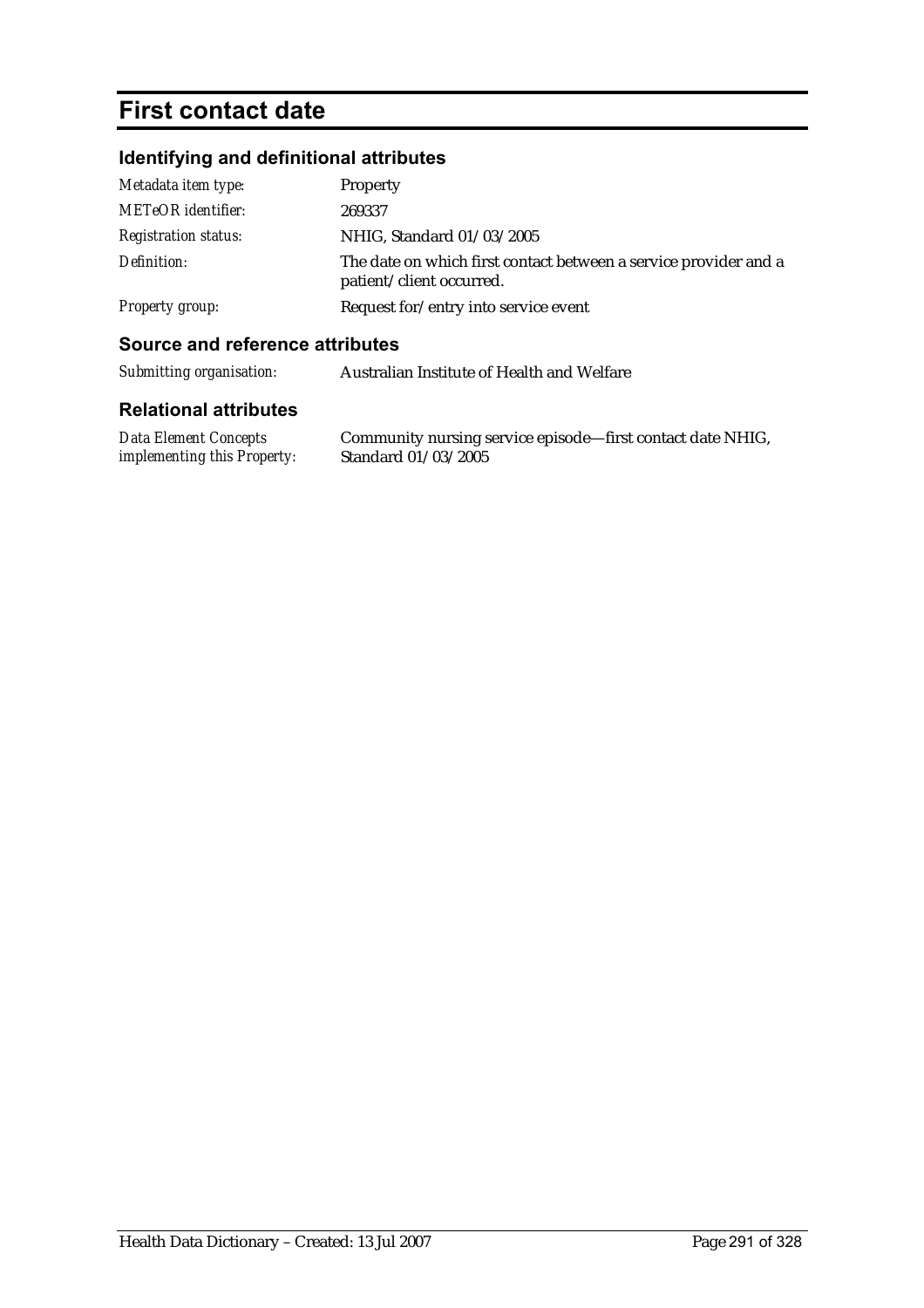# First contact date

## Identifying and definitional attributes

| | |
|---|---|
| *Metadata item type:* | Property |
| *METeOR identifier:* | 269337 |
| *Registration status:* | NHIG, Standard 01/03/2005 |
| *Definition:* | The date on which first contact between a service provider and a patient/client occurred. |
| *Property group:* | Request for/entry into service event |

## Source and reference attributes

| | |
|---|---|
| *Submitting organisation:* | Australian Institute of Health and Welfare |

## Relational attributes

| | |
|---|---|
| *Data Element Concepts implementing this Property:* | Community nursing service episode—first contact date NHIG, Standard 01/03/2005 |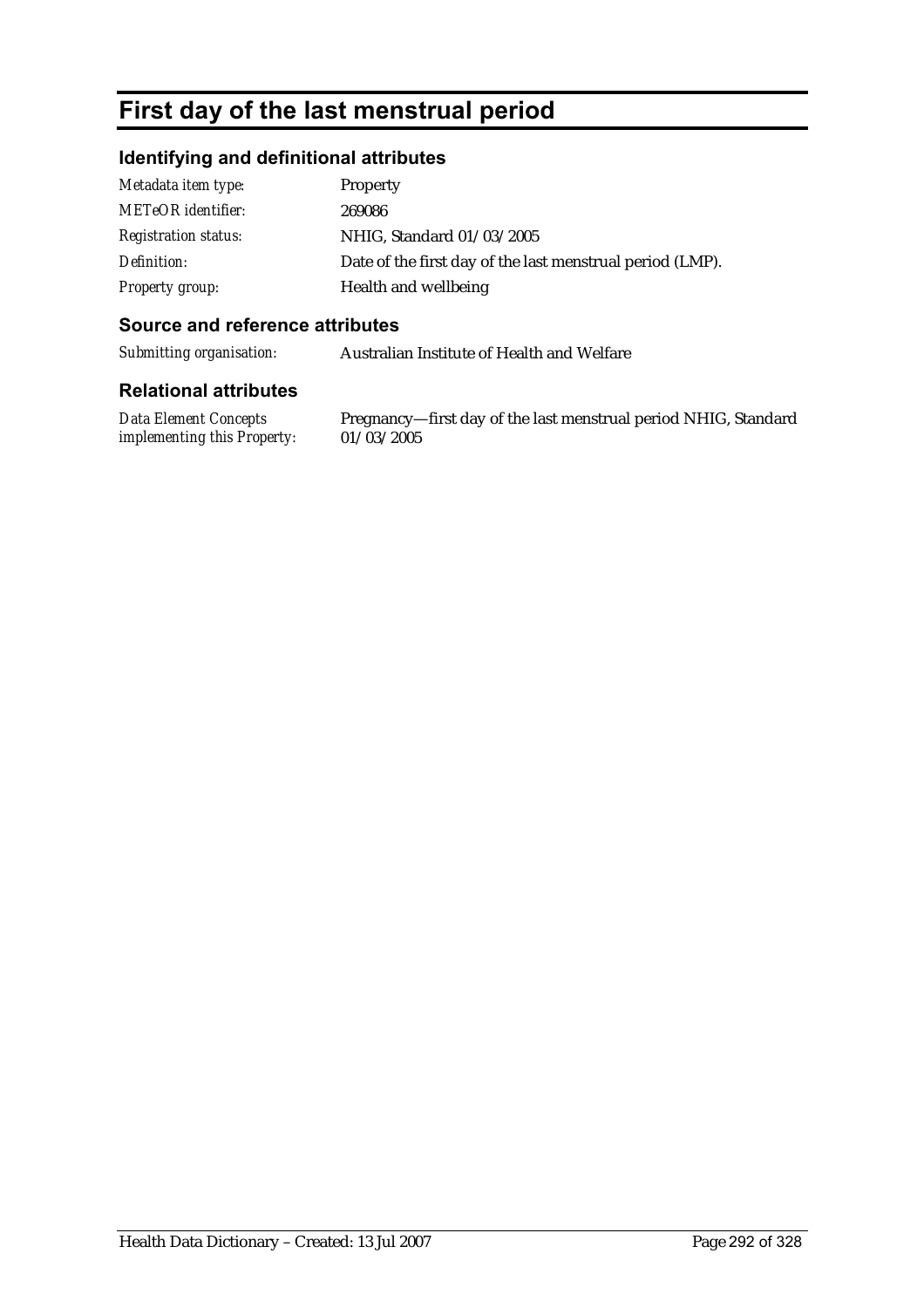# First day of the last menstrual period

## Identifying and definitional attributes

| | |
|---|---|
| *Metadata item type:* | Property |
| *METeOR identifier:* | 269086 |
| *Registration status:* | NHIG, Standard 01/03/2005 |
| *Definition:* | Date of the first day of the last menstrual period (LMP). |
| *Property group:* | Health and wellbeing |

## Source and reference attributes

| | |
|---|---|
| *Submitting organisation:* | Australian Institute of Health and Welfare |

## Relational attributes

| | |
|---|---|
| *Data Element Concepts implementing this Property:* | Pregnancy—first day of the last menstrual period NHIG, Standard 01/03/2005 |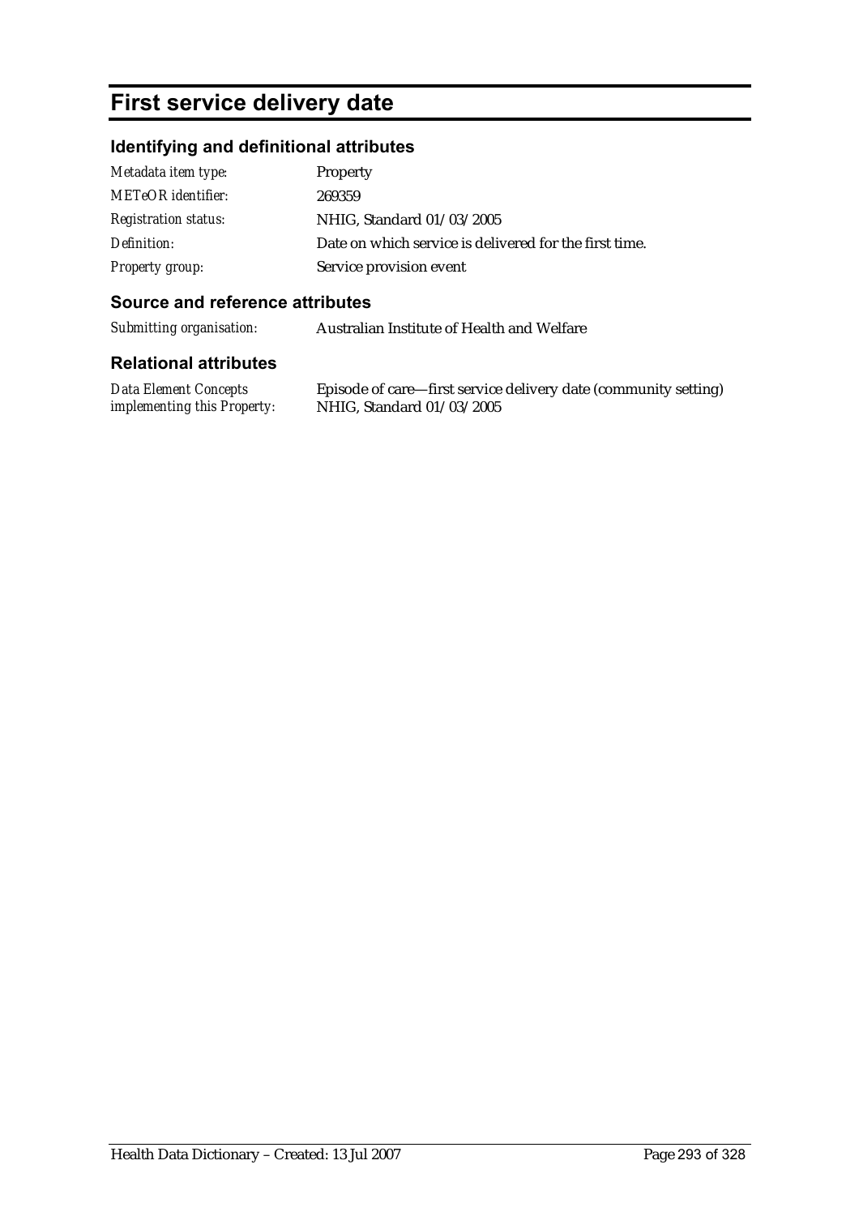# First service delivery date

## Identifying and definitional attributes

| | |
|---|---|
| *Metadata item type:* | Property |
| *METeOR identifier:* | 269359 |
| *Registration status:* | NHIG, Standard 01/03/2005 |
| *Definition:* | Date on which service is delivered for the first time. |
| *Property group:* | Service provision event |

## Source and reference attributes

| | |
|---|---|
| *Submitting organisation:* | Australian Institute of Health and Welfare |

## Relational attributes

| | |
|---|---|
| *Data Element Concepts implementing this Property:* | Episode of care—first service delivery date (community setting) NHIG, Standard 01/03/2005 |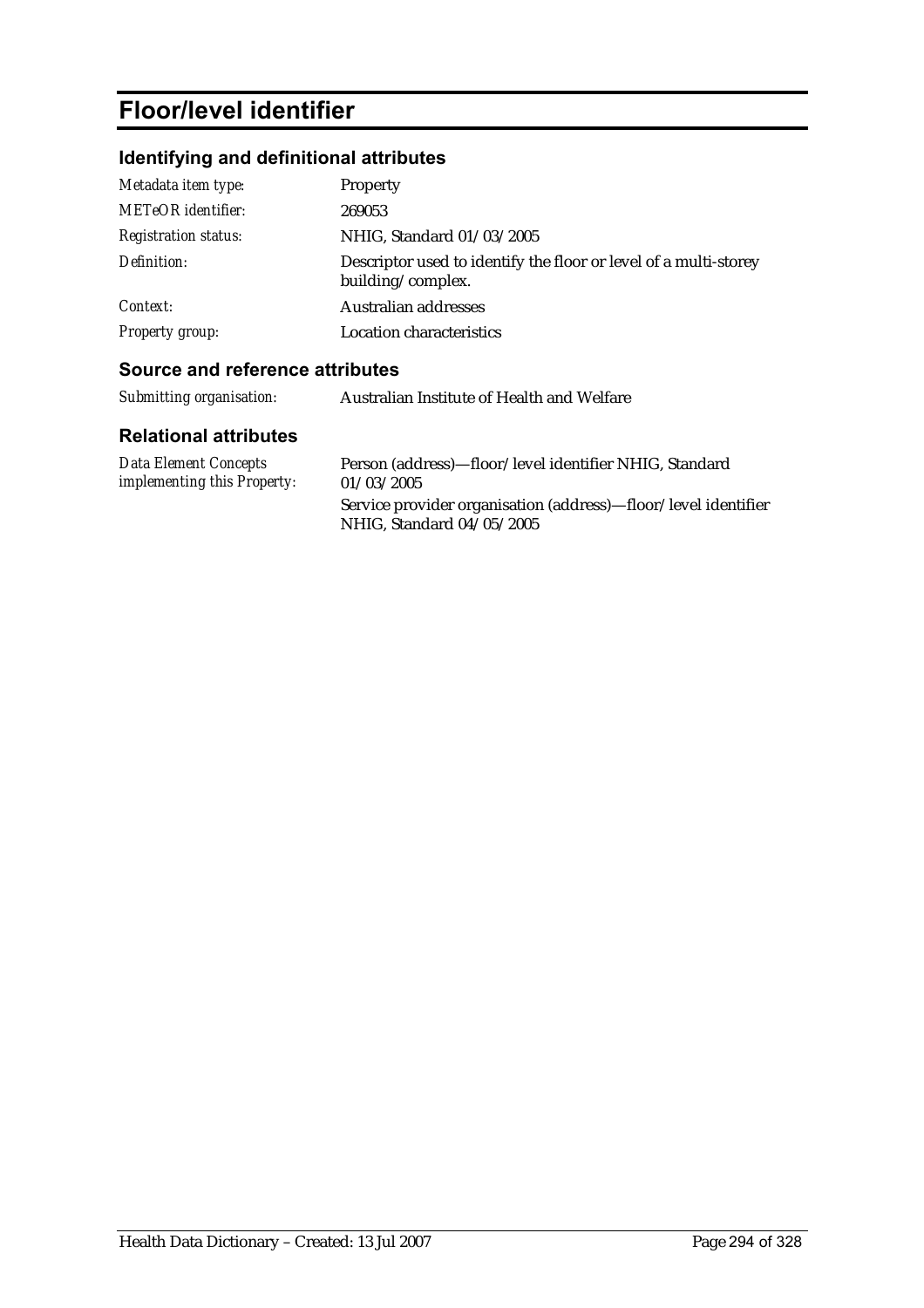# Floor/level identifier

## Identifying and definitional attributes

| | |
|---|---|
| *Metadata item type:* | Property |
| *METeOR identifier:* | 269053 |
| *Registration status:* | NHIG, Standard 01/03/2005 |
| *Definition:* | Descriptor used to identify the floor or level of a multi-storey building/complex. |
| *Context:* | Australian addresses |
| *Property group:* | Location characteristics |

## Source and reference attributes

| | |
|---|---|
| *Submitting organisation:* | Australian Institute of Health and Welfare |

## Relational attributes

| | |
|---|---|
| *Data Element Concepts implementing this Property:* | Person (address)—floor/level identifier NHIG, Standard 01/03/2005<br>Service provider organisation (address)—floor/level identifier NHIG, Standard 04/05/2005 |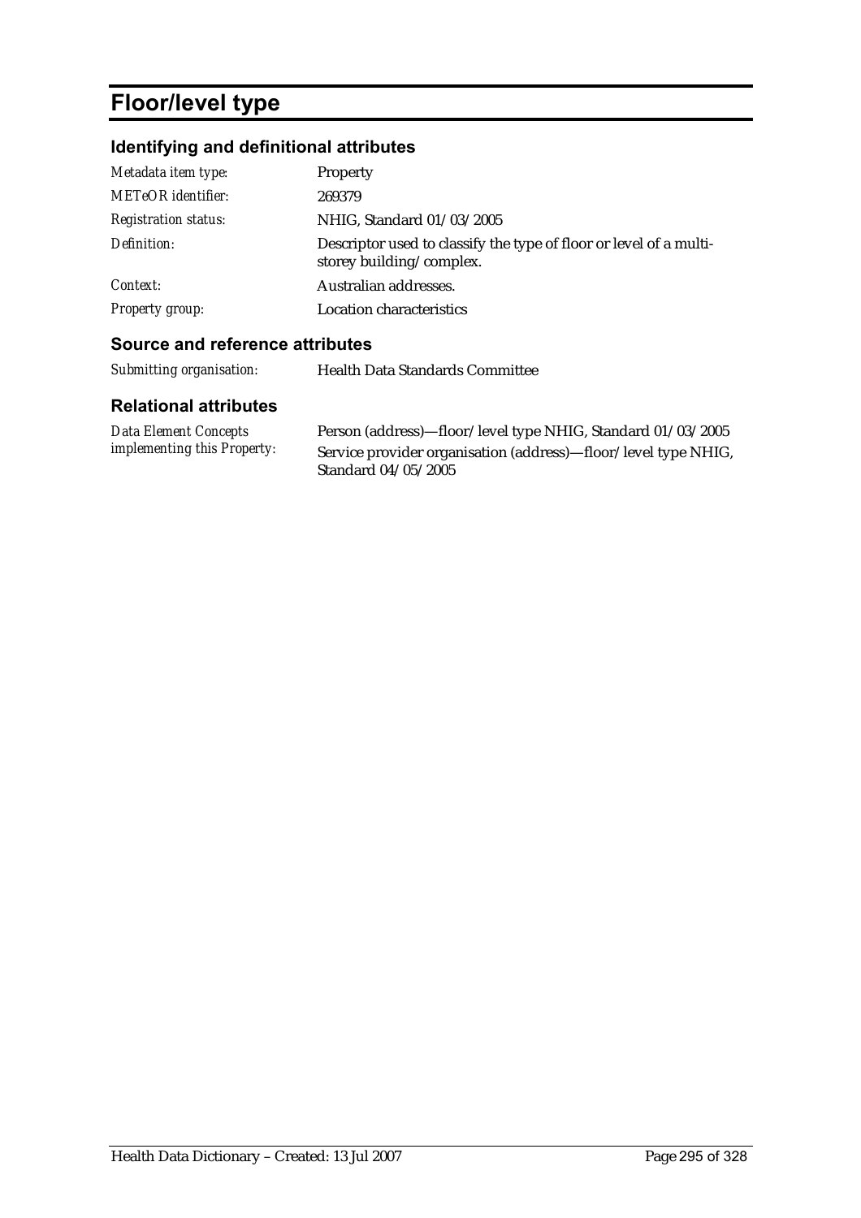# Floor/level type

## Identifying and definitional attributes

| | |
|---|---|
| *Metadata item type:* | Property |
| *METeOR identifier:* | 269379 |
| *Registration status:* | NHIG, Standard 01/03/2005 |
| *Definition:* | Descriptor used to classify the type of floor or level of a multi-storey building/complex. |
| *Context:* | Australian addresses. |
| *Property group:* | Location characteristics |

## Source and reference attributes

| | |
|---|---|
| *Submitting organisation:* | Health Data Standards Committee |

## Relational attributes

| | |
|---|---|
| *Data Element Concepts implementing this Property:* | Person (address)—floor/level type NHIG, Standard 01/03/2005<br>Service provider organisation (address)—floor/level type NHIG, Standard 04/05/2005 |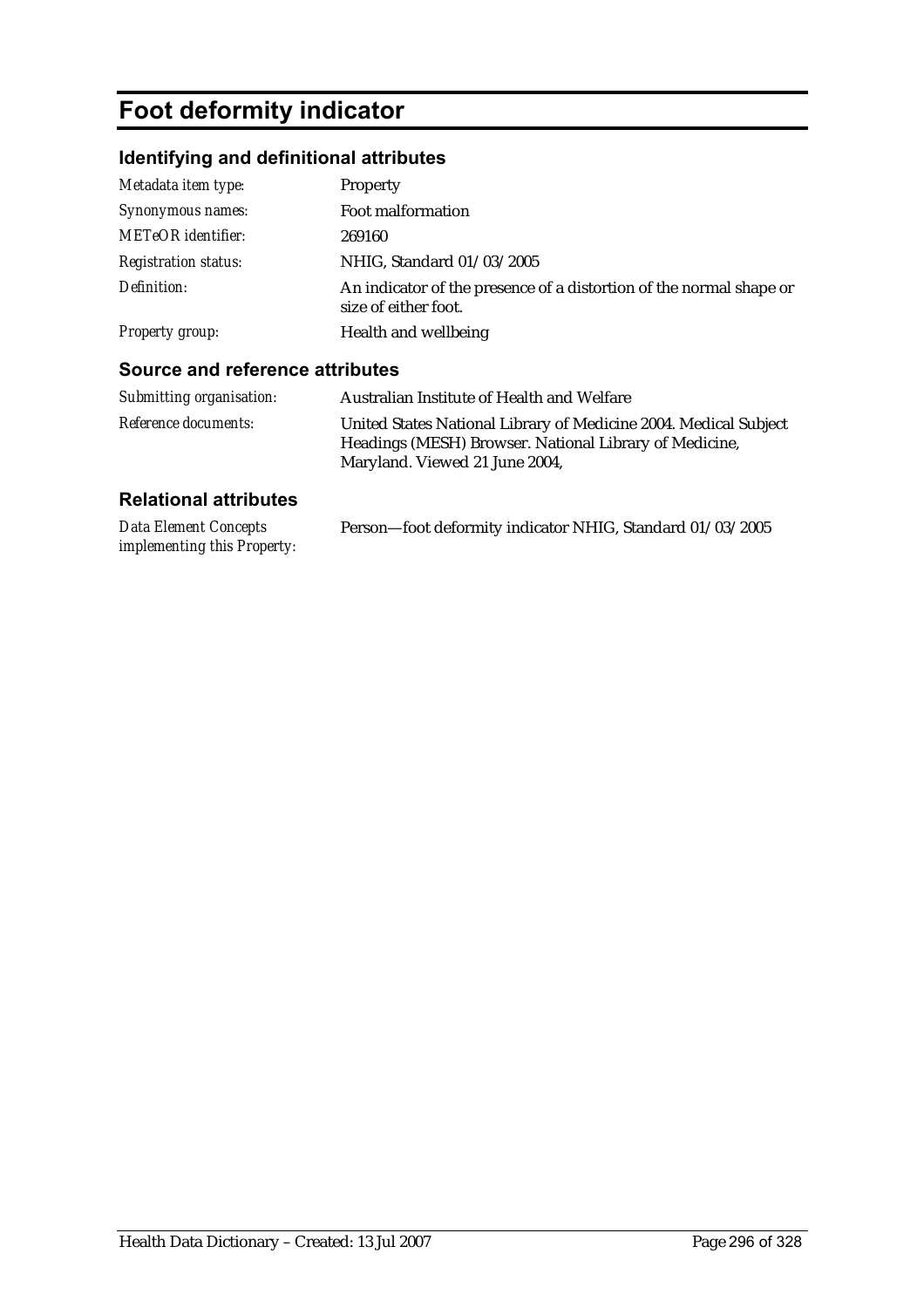# Foot deformity indicator

## Identifying and definitional attributes

| | |
|---|---|
| *Metadata item type:* | Property |
| *Synonymous names:* | Foot malformation |
| *METeOR identifier:* | 269160 |
| *Registration status:* | NHIG, Standard 01/03/2005 |
| *Definition:* | An indicator of the presence of a distortion of the normal shape or size of either foot. |
| *Property group:* | Health and wellbeing |

## Source and reference attributes

| | |
|---|---|
| *Submitting organisation:* | Australian Institute of Health and Welfare |
| *Reference documents:* | United States National Library of Medicine 2004. Medical Subject Headings (MESH) Browser. National Library of Medicine, Maryland. Viewed 21 June 2004, |

## Relational attributes

| | |
|---|---|
| *Data Element Concepts implementing this Property:* | Person—foot deformity indicator NHIG, Standard 01/03/2005 |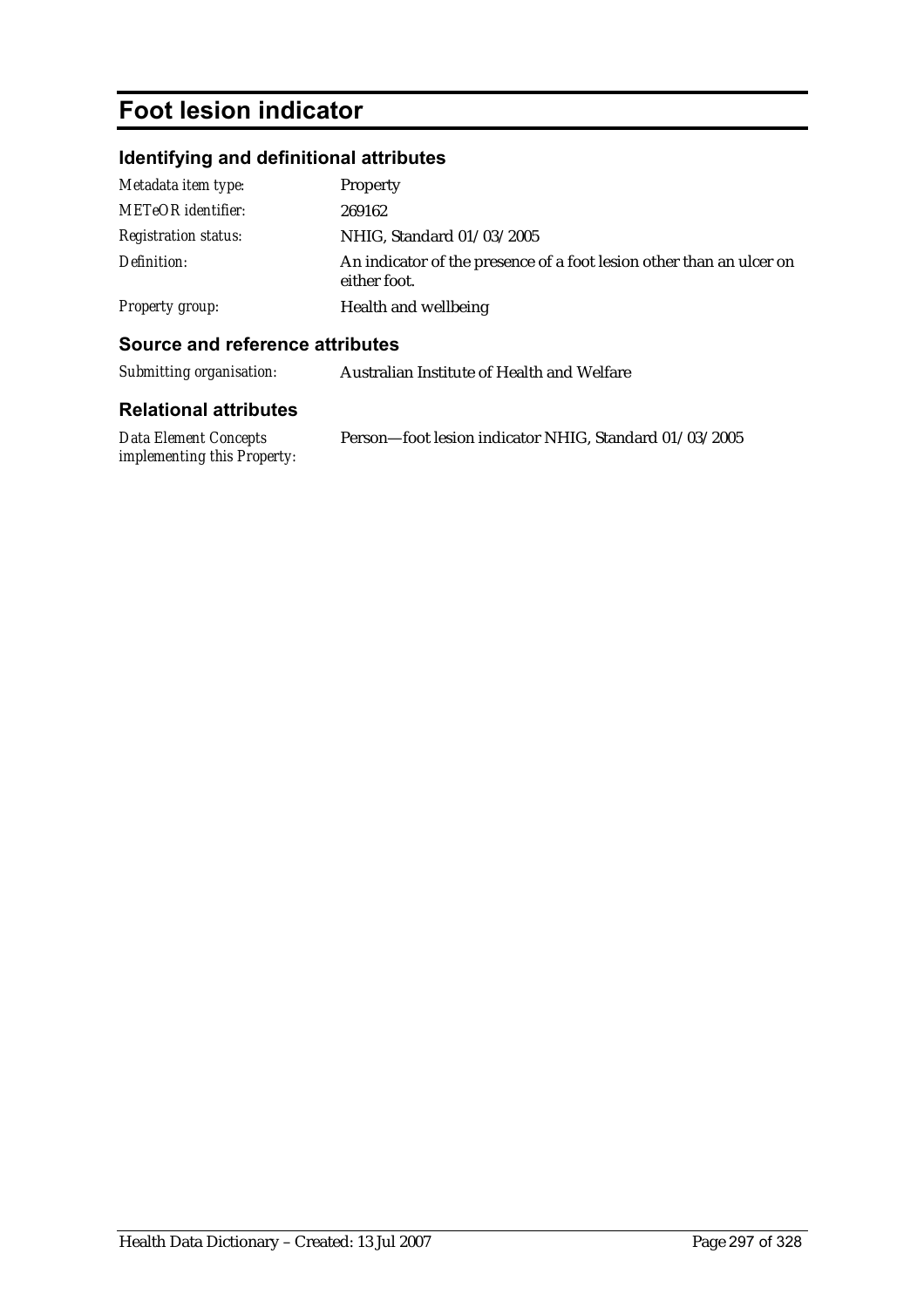# Foot lesion indicator

## Identifying and definitional attributes

| | |
|---|---|
| *Metadata item type:* | Property |
| *METeOR identifier:* | 269162 |
| *Registration status:* | NHIG, Standard 01/03/2005 |
| *Definition:* | An indicator of the presence of a foot lesion other than an ulcer on either foot. |
| *Property group:* | Health and wellbeing |

## Source and reference attributes

| | |
|---|---|
| *Submitting organisation:* | Australian Institute of Health and Welfare |

## Relational attributes

| | |
|---|---|
| *Data Element Concepts implementing this Property:* | Person—foot lesion indicator NHIG, Standard 01/03/2005 |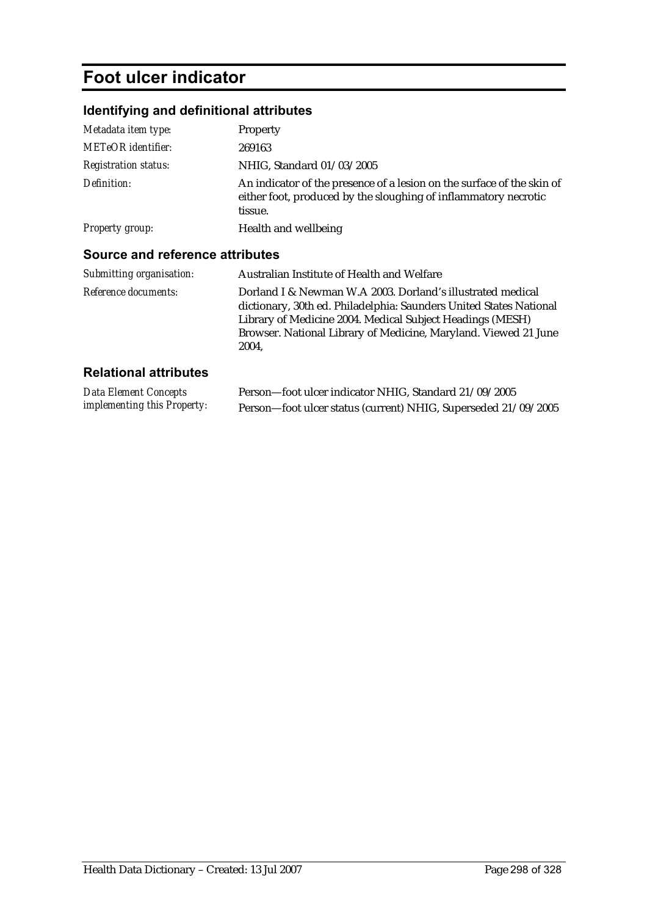# Foot ulcer indicator

## Identifying and definitional attributes

| | |
|---|---|
| *Metadata item type:* | Property |
| *METeOR identifier:* | 269163 |
| *Registration status:* | NHIG, Standard 01/03/2005 |
| *Definition:* | An indicator of the presence of a lesion on the surface of the skin of either foot, produced by the sloughing of inflammatory necrotic tissue. |
| *Property group:* | Health and wellbeing |

## Source and reference attributes

| | |
|---|---|
| *Submitting organisation:* | Australian Institute of Health and Welfare |
| *Reference documents:* | Dorland I & Newman W.A 2003. Dorland's illustrated medical dictionary, 30th ed. Philadelphia: Saunders United States National Library of Medicine 2004. Medical Subject Headings (MESH) Browser. National Library of Medicine, Maryland. Viewed 21 June 2004, |

## Relational attributes

| | |
|---|---|
| *Data Element Concepts implementing this Property:* | Person—foot ulcer indicator NHIG, Standard 21/09/2005<br>Person—foot ulcer status (current) NHIG, Superseded 21/09/2005 |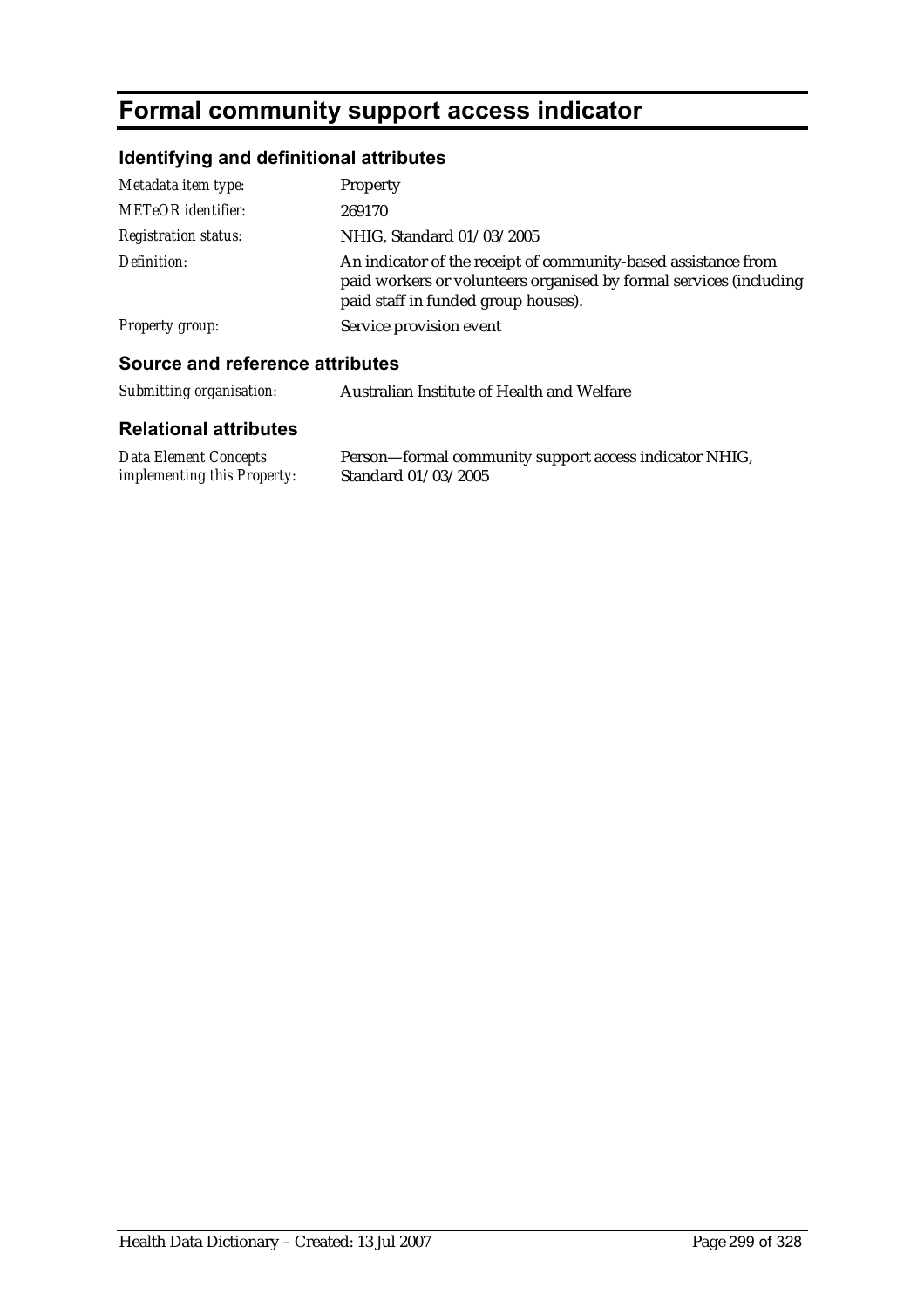# Formal community support access indicator

## Identifying and definitional attributes

| | |
|---|---|
| *Metadata item type:* | Property |
| *METeOR identifier:* | 269170 |
| *Registration status:* | NHIG, Standard 01/03/2005 |
| *Definition:* | An indicator of the receipt of community-based assistance from paid workers or volunteers organised by formal services (including paid staff in funded group houses). |
| *Property group:* | Service provision event |

## Source and reference attributes

| | |
|---|---|
| *Submitting organisation:* | Australian Institute of Health and Welfare |

## Relational attributes

| | |
|---|---|
| *Data Element Concepts implementing this Property:* | Person—formal community support access indicator NHIG, Standard 01/03/2005 |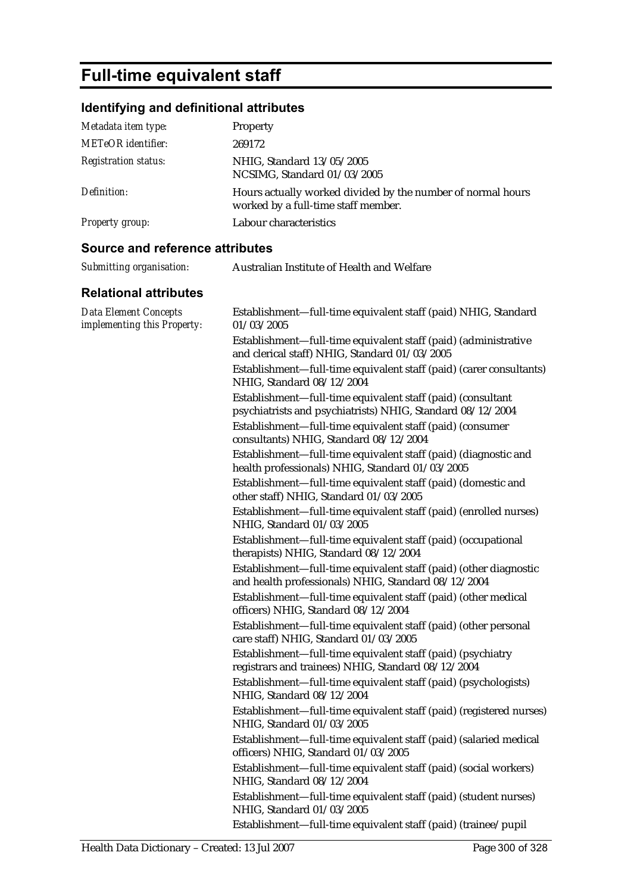# Full-time equivalent staff

## Identifying and definitional attributes

| | |
|---|---|
| *Metadata item type:* | Property |
| *METeOR identifier:* | 269172 |
| *Registration status:* | NHIG, Standard 13/05/2005<br>NCSIMG, Standard 01/03/2005 |
| *Definition:* | Hours actually worked divided by the number of normal hours worked by a full-time staff member. |
| *Property group:* | Labour characteristics |

## Source and reference attributes

| | |
|---|---|
| *Submitting organisation:* | Australian Institute of Health and Welfare |

## Relational attributes

*Data Element Concepts implementing this Property:*

Establishment—full-time equivalent staff (paid) NHIG, Standard 01/03/2005

Establishment—full-time equivalent staff (paid) (administrative and clerical staff) NHIG, Standard 01/03/2005

Establishment—full-time equivalent staff (paid) (carer consultants) NHIG, Standard 08/12/2004

Establishment—full-time equivalent staff (paid) (consultant psychiatrists and psychiatrists) NHIG, Standard 08/12/2004

Establishment—full-time equivalent staff (paid) (consumer consultants) NHIG, Standard 08/12/2004

Establishment—full-time equivalent staff (paid) (diagnostic and health professionals) NHIG, Standard 01/03/2005

Establishment—full-time equivalent staff (paid) (domestic and other staff) NHIG, Standard 01/03/2005

Establishment—full-time equivalent staff (paid) (enrolled nurses) NHIG, Standard 01/03/2005

Establishment—full-time equivalent staff (paid) (occupational therapists) NHIG, Standard 08/12/2004

Establishment—full-time equivalent staff (paid) (other diagnostic and health professionals) NHIG, Standard 08/12/2004

Establishment—full-time equivalent staff (paid) (other medical officers) NHIG, Standard 08/12/2004

Establishment—full-time equivalent staff (paid) (other personal care staff) NHIG, Standard 01/03/2005

Establishment—full-time equivalent staff (paid) (psychiatry registrars and trainees) NHIG, Standard 08/12/2004

Establishment—full-time equivalent staff (paid) (psychologists) NHIG, Standard 08/12/2004

Establishment—full-time equivalent staff (paid) (registered nurses) NHIG, Standard 01/03/2005

Establishment—full-time equivalent staff (paid) (salaried medical officers) NHIG, Standard 01/03/2005

Establishment—full-time equivalent staff (paid) (social workers) NHIG, Standard 08/12/2004

Establishment—full-time equivalent staff (paid) (student nurses) NHIG, Standard 01/03/2005

Establishment—full-time equivalent staff (paid) (trainee/pupil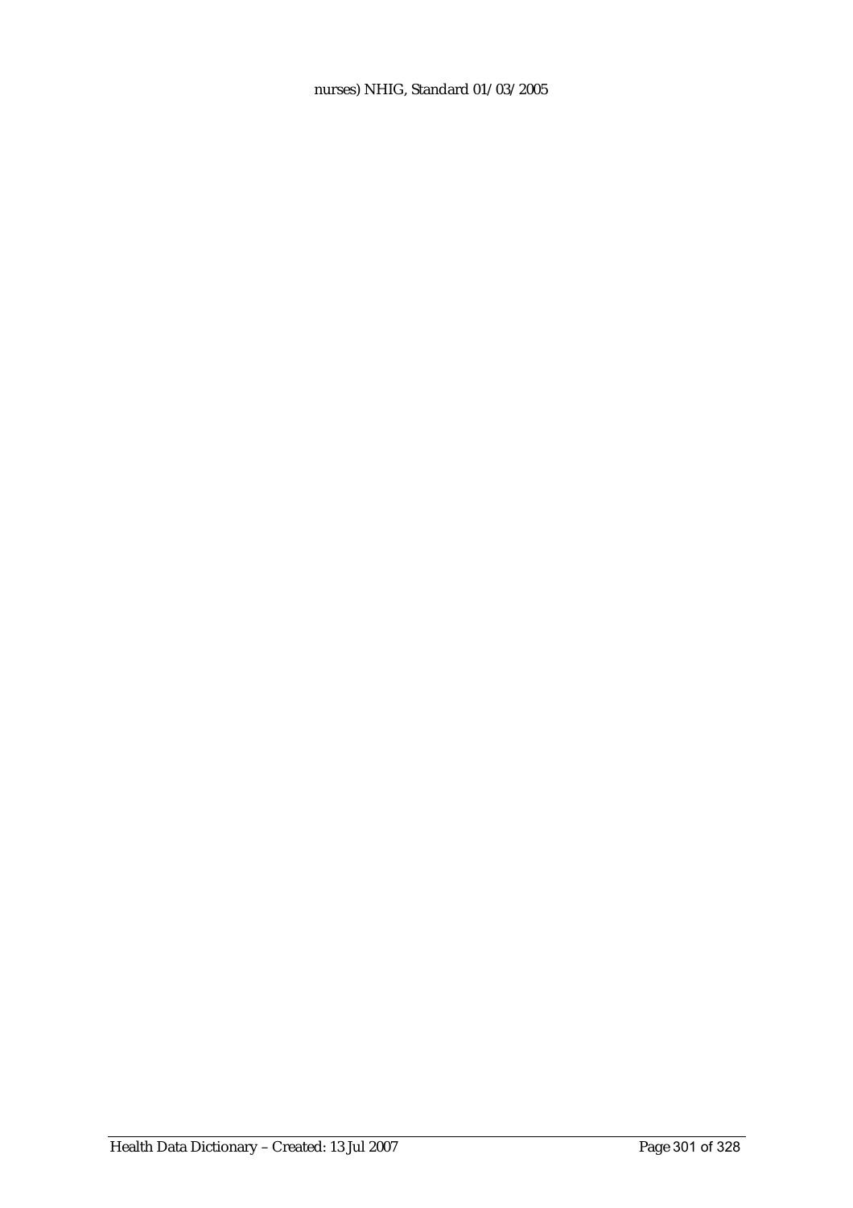nurses) NHIG, Standard 01/03/2005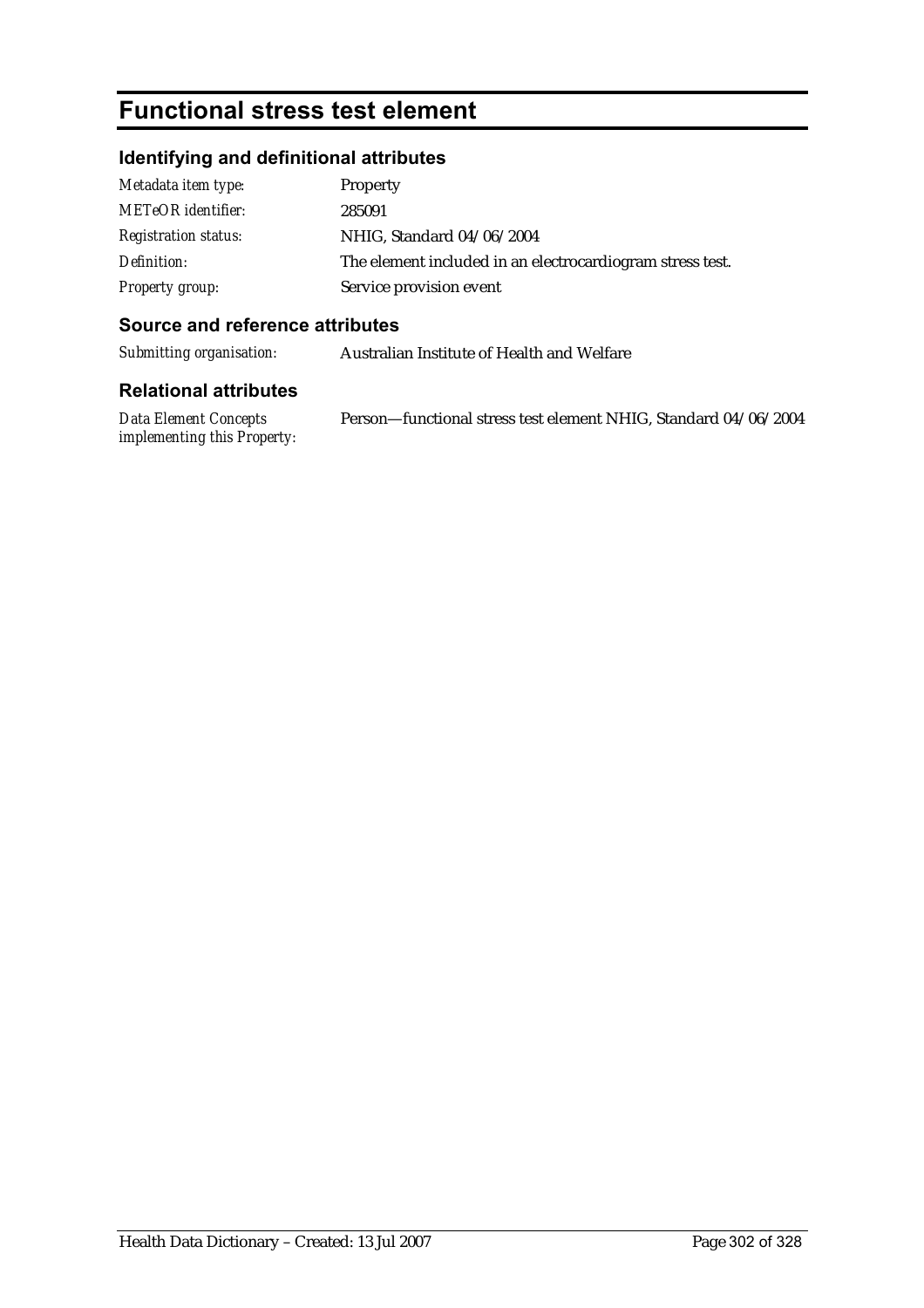# Functional stress test element

## Identifying and definitional attributes

| | |
|---|---|
| *Metadata item type:* | Property |
| *METeOR identifier:* | 285091 |
| *Registration status:* | NHIG, Standard 04/06/2004 |
| *Definition:* | The element included in an electrocardiogram stress test. |
| *Property group:* | Service provision event |

## Source and reference attributes

| | |
|---|---|
| *Submitting organisation:* | Australian Institute of Health and Welfare |

## Relational attributes

| | |
|---|---|
| *Data Element Concepts implementing this Property:* | Person—functional stress test element NHIG, Standard 04/06/2004 |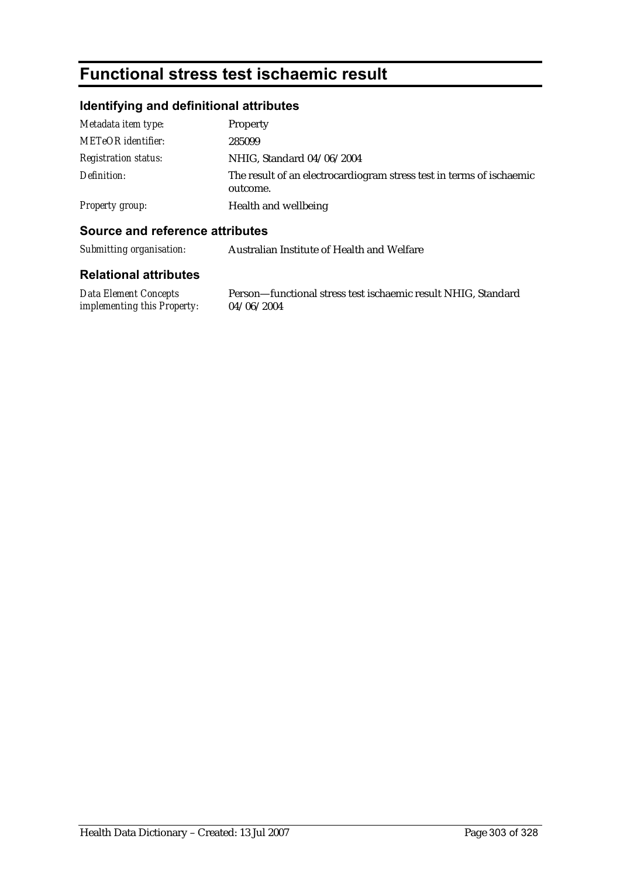# Functional stress test ischaemic result

## Identifying and definitional attributes

| | |
|---|---|
| *Metadata item type:* | Property |
| *METeOR identifier:* | 285099 |
| *Registration status:* | NHIG, Standard 04/06/2004 |
| *Definition:* | The result of an electrocardiogram stress test in terms of ischaemic outcome. |
| *Property group:* | Health and wellbeing |

## Source and reference attributes

| | |
|---|---|
| *Submitting organisation:* | Australian Institute of Health and Welfare |

## Relational attributes

| | |
|---|---|
| *Data Element Concepts implementing this Property:* | Person—functional stress test ischaemic result NHIG, Standard 04/06/2004 |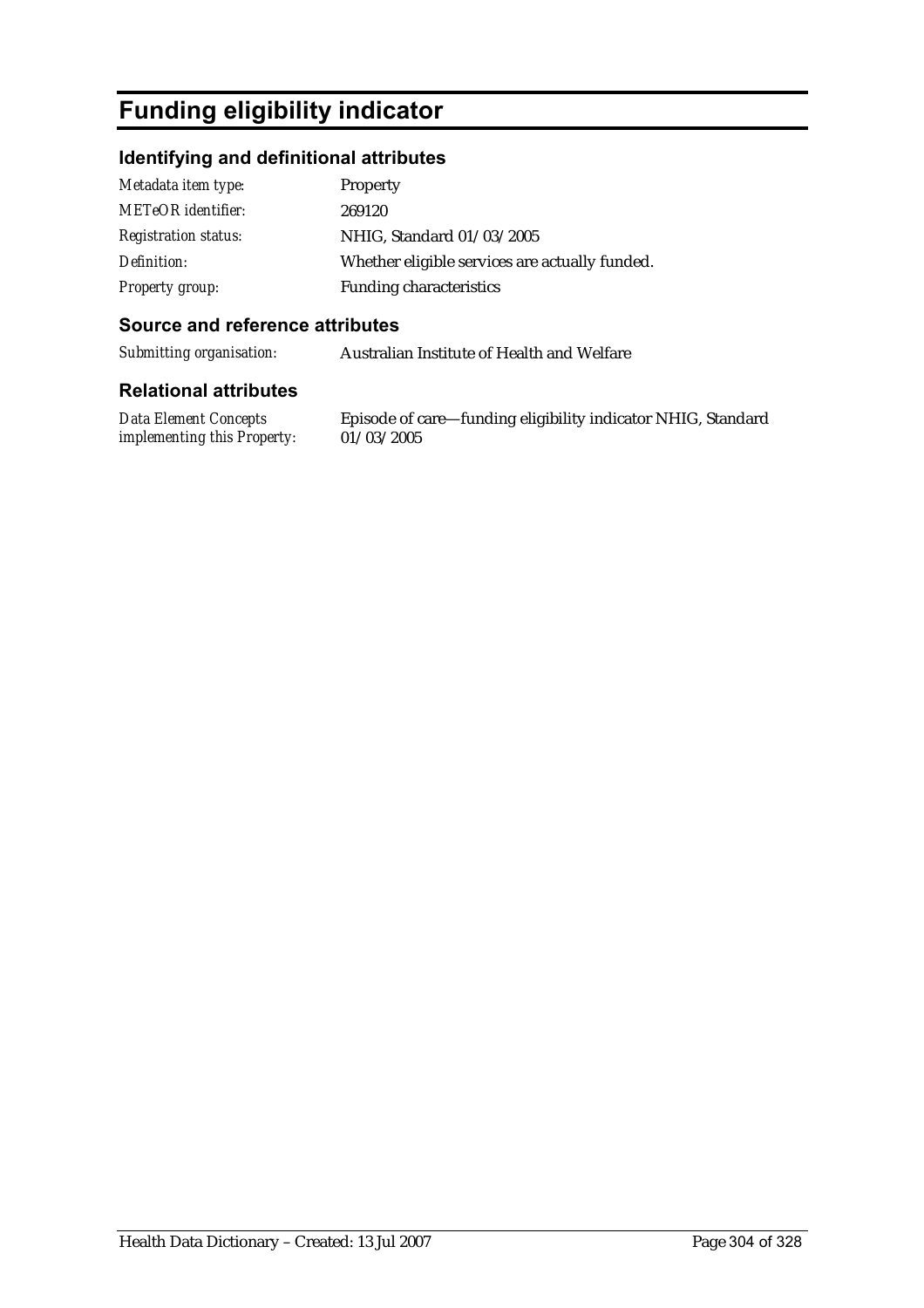# Funding eligibility indicator

## Identifying and definitional attributes

| | |
|---|---|
| *Metadata item type:* | Property |
| *METeOR identifier:* | 269120 |
| *Registration status:* | NHIG, Standard 01/03/2005 |
| *Definition:* | Whether eligible services are actually funded. |
| *Property group:* | Funding characteristics |

## Source and reference attributes

| | |
|---|---|
| *Submitting organisation:* | Australian Institute of Health and Welfare |

## Relational attributes

| | |
|---|---|
| *Data Element Concepts implementing this Property:* | Episode of care—funding eligibility indicator NHIG, Standard 01/03/2005 |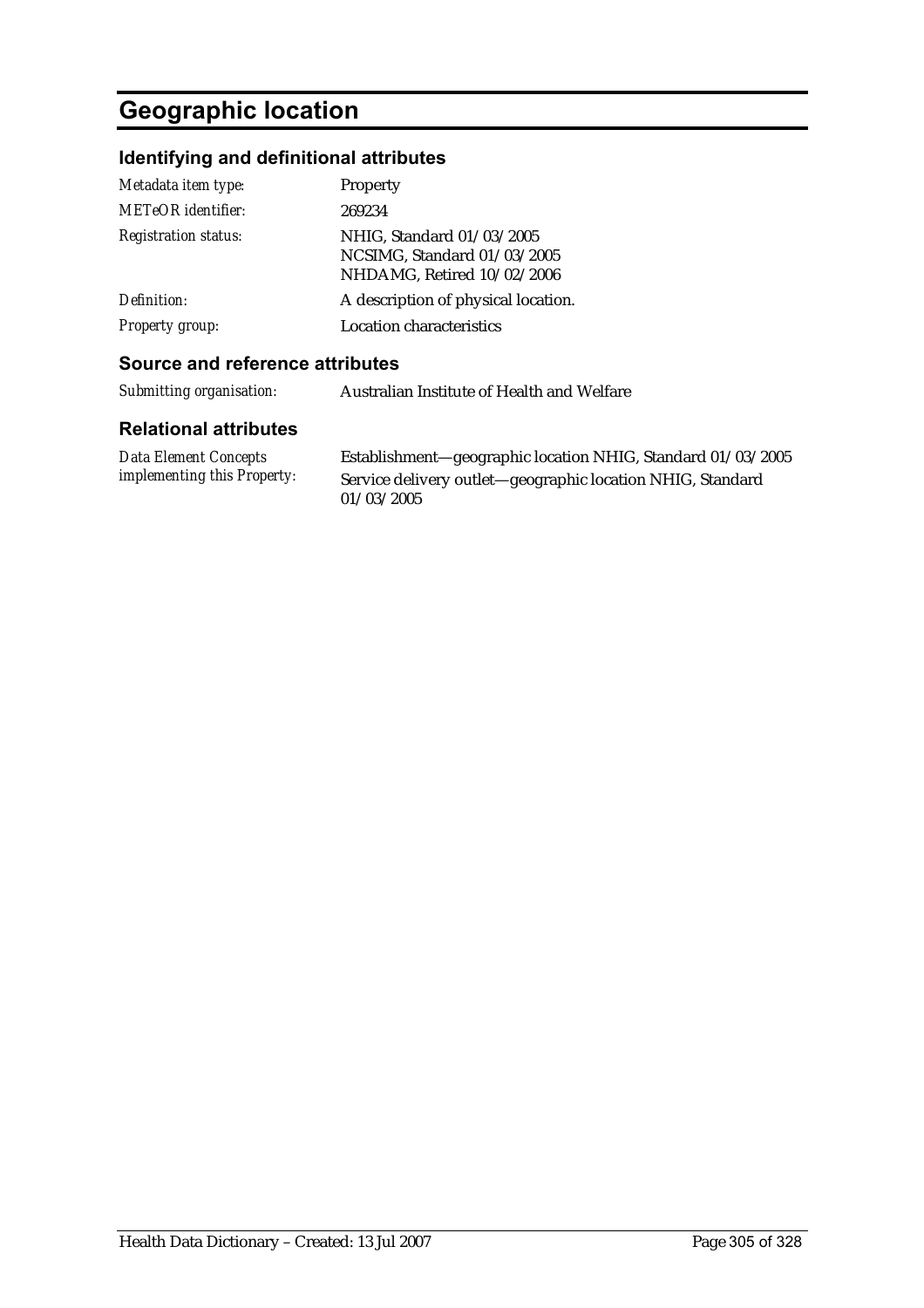# Geographic location

## Identifying and definitional attributes

| | |
|---|---|
| *Metadata item type:* | Property |
| *METeOR identifier:* | 269234 |
| *Registration status:* | NHIG, Standard 01/03/2005<br>NCSIMG, Standard 01/03/2005<br>NHDAMG, Retired 10/02/2006 |
| *Definition:* | A description of physical location. |
| *Property group:* | Location characteristics |

## Source and reference attributes

| | |
|---|---|
| *Submitting organisation:* | Australian Institute of Health and Welfare |

## Relational attributes

| | |
|---|---|
| *Data Element Concepts implementing this Property:* | Establishment—geographic location NHIG, Standard 01/03/2005<br>Service delivery outlet—geographic location NHIG, Standard 01/03/2005 |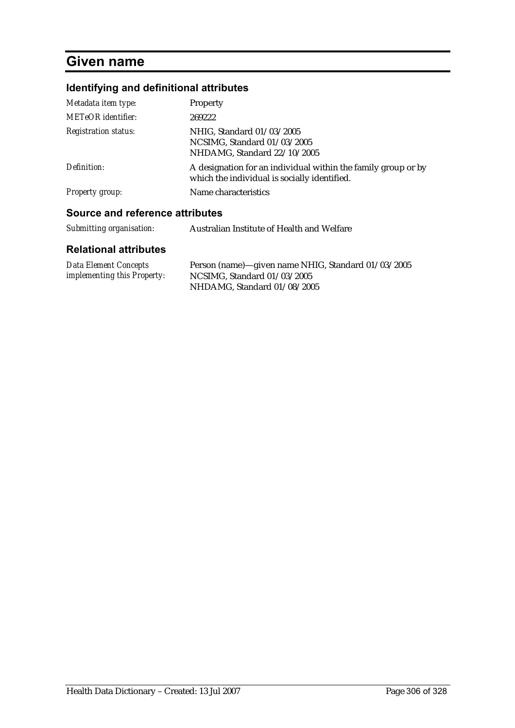# Given name

## Identifying and definitional attributes

| | |
|---|---|
| *Metadata item type:* | Property |
| *METeOR identifier:* | 269222 |
| *Registration status:* | NHIG, Standard 01/03/2005<br>NCSIMG, Standard 01/03/2005<br>NHDAMG, Standard 22/10/2005 |
| *Definition:* | A designation for an individual within the family group or by which the individual is socially identified. |
| *Property group:* | Name characteristics |

## Source and reference attributes

| | |
|---|---|
| *Submitting organisation:* | Australian Institute of Health and Welfare |

## Relational attributes

| | |
|---|---|
| *Data Element Concepts implementing this Property:* | Person (name)—given name NHIG, Standard 01/03/2005<br>NCSIMG, Standard 01/03/2005<br>NHDAMG, Standard 01/08/2005 |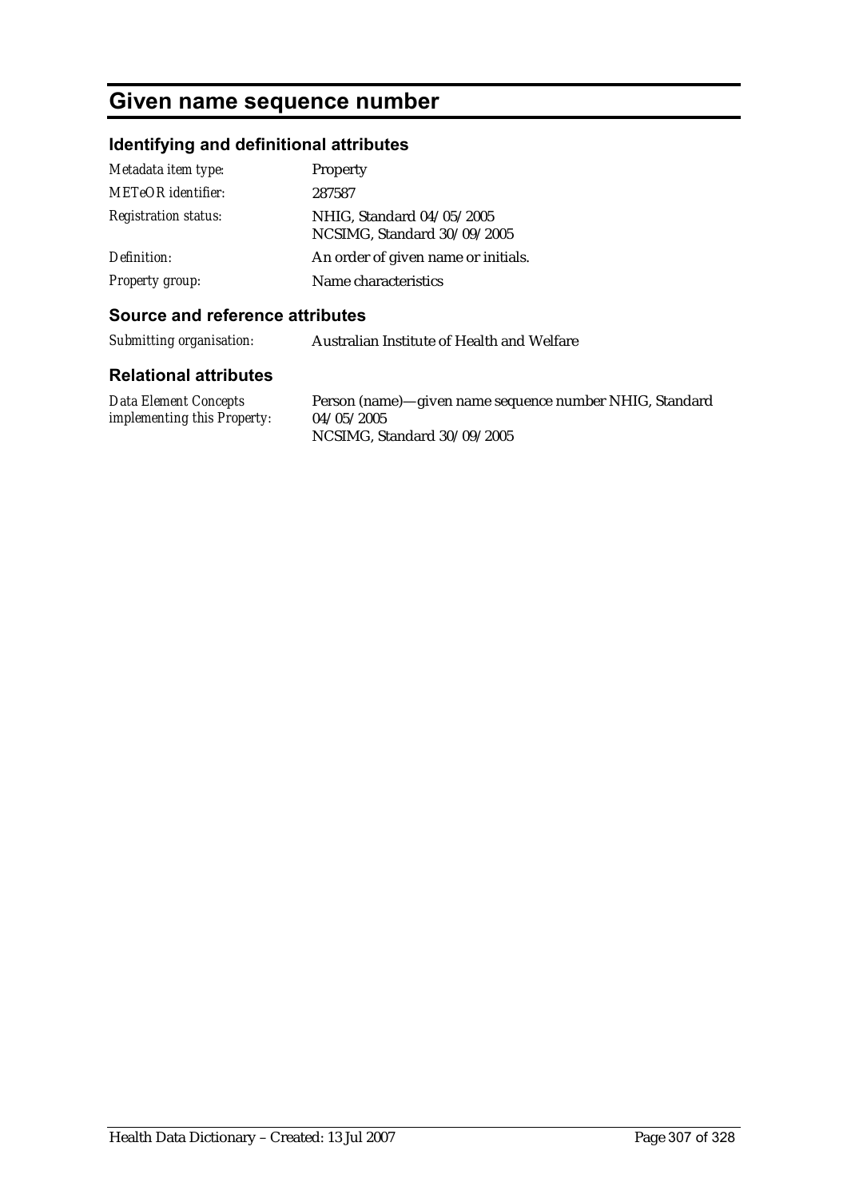# Given name sequence number

## Identifying and definitional attributes

| | |
|---|---|
| *Metadata item type:* | Property |
| *METeOR identifier:* | 287587 |
| *Registration status:* | NHIG, Standard 04/05/2005<br>NCSIMG, Standard 30/09/2005 |
| *Definition:* | An order of given name or initials. |
| *Property group:* | Name characteristics |

## Source and reference attributes

| | |
|---|---|
| *Submitting organisation:* | Australian Institute of Health and Welfare |

## Relational attributes

| | |
|---|---|
| *Data Element Concepts implementing this Property:* | Person (name)—given name sequence number NHIG, Standard 04/05/2005<br>NCSIMG, Standard 30/09/2005 |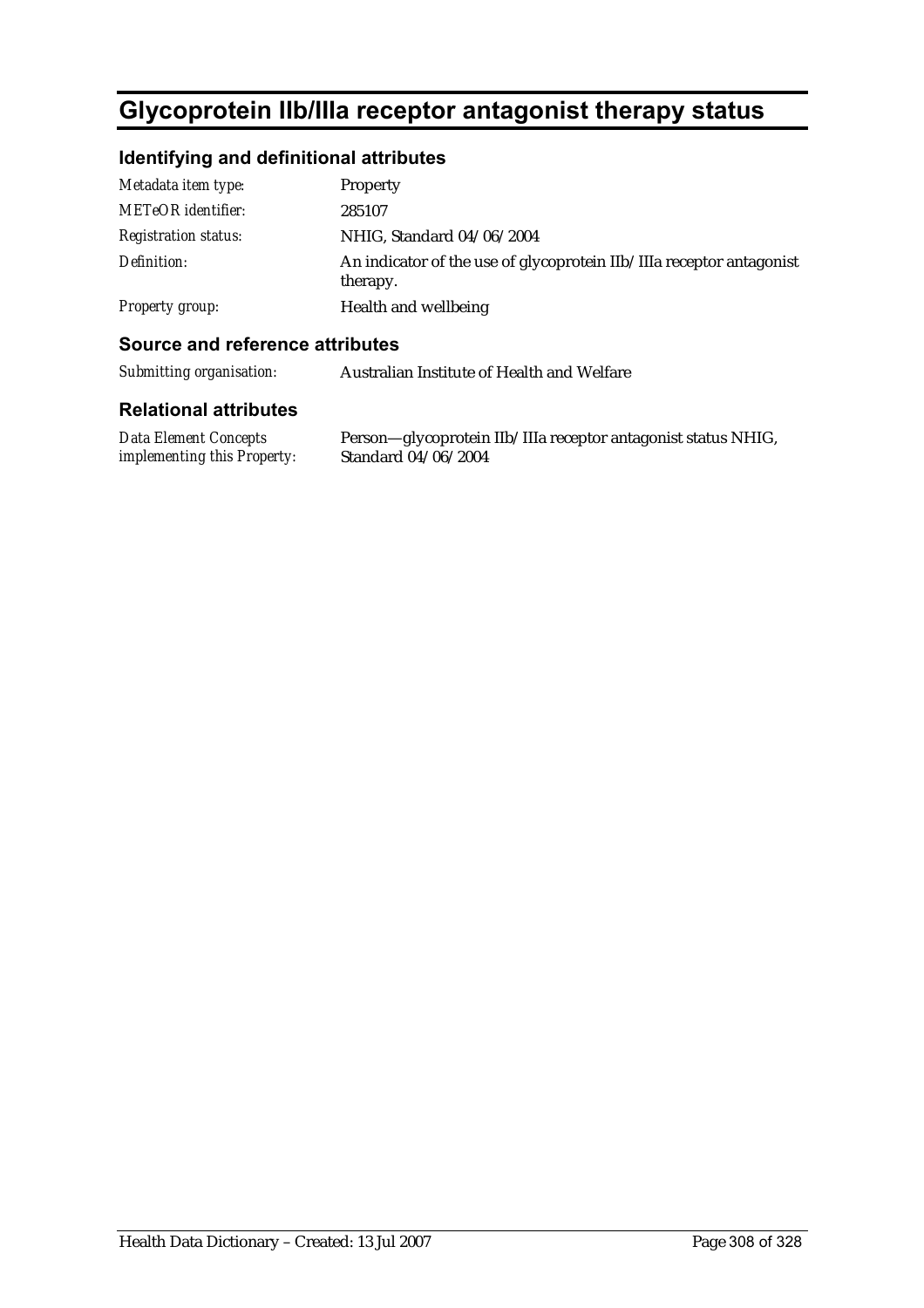# Glycoprotein IIb/IIIa receptor antagonist therapy status

## Identifying and definitional attributes

| | |
|---|---|
| *Metadata item type:* | Property |
| *METeOR identifier:* | 285107 |
| *Registration status:* | NHIG, Standard 04/06/2004 |
| *Definition:* | An indicator of the use of glycoprotein IIb/IIIa receptor antagonist therapy. |
| *Property group:* | Health and wellbeing |

## Source and reference attributes

| | |
|---|---|
| *Submitting organisation:* | Australian Institute of Health and Welfare |

## Relational attributes

| | |
|---|---|
| *Data Element Concepts implementing this Property:* | Person—glycoprotein IIb/IIIa receptor antagonist status NHIG, Standard 04/06/2004 |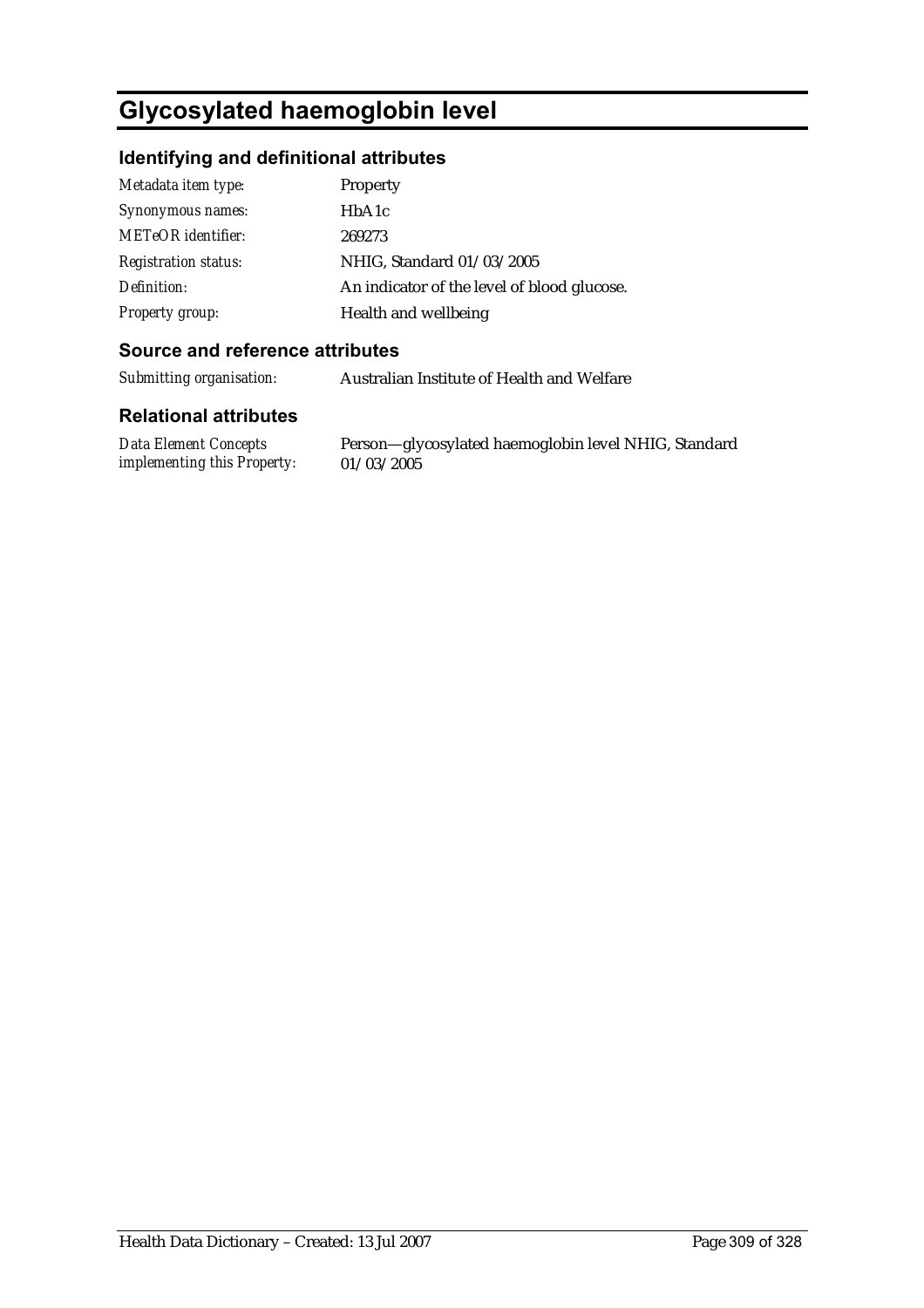# Glycosylated haemoglobin level

## Identifying and definitional attributes

| | |
|---|---|
| *Metadata item type:* | Property |
| *Synonymous names:* | HbA1c |
| *METeOR identifier:* | 269273 |
| *Registration status:* | NHIG, Standard 01/03/2005 |
| *Definition:* | An indicator of the level of blood glucose. |
| *Property group:* | Health and wellbeing |

## Source and reference attributes

| | |
|---|---|
| *Submitting organisation:* | Australian Institute of Health and Welfare |

## Relational attributes

| | |
|---|---|
| *Data Element Concepts implementing this Property:* | Person—glycosylated haemoglobin level NHIG, Standard 01/03/2005 |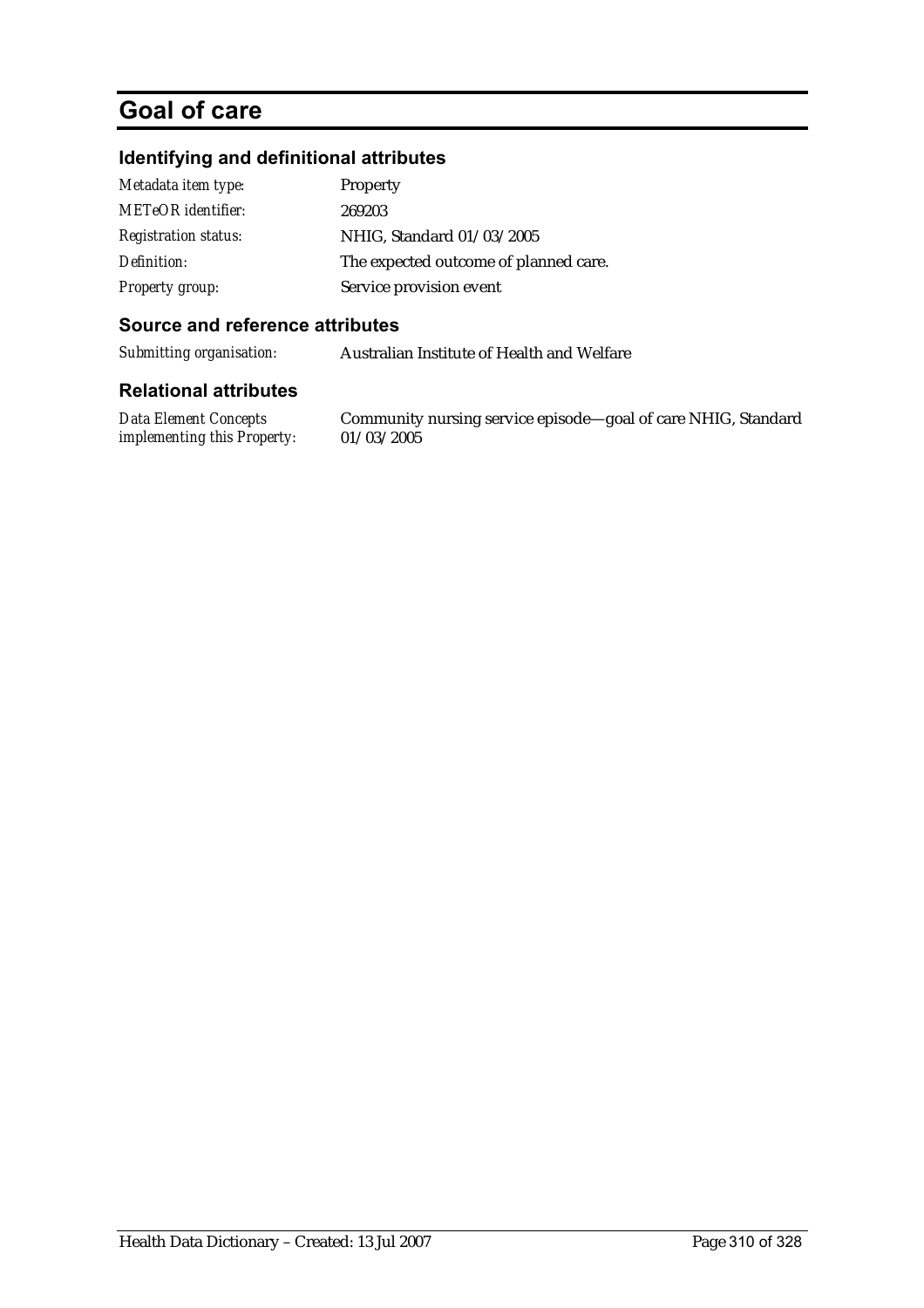# Goal of care

## Identifying and definitional attributes

| | |
|---|---|
| *Metadata item type:* | Property |
| *METeOR identifier:* | 269203 |
| *Registration status:* | NHIG, Standard 01/03/2005 |
| *Definition:* | The expected outcome of planned care. |
| *Property group:* | Service provision event |

## Source and reference attributes

| | |
|---|---|
| *Submitting organisation:* | Australian Institute of Health and Welfare |

## Relational attributes

| | |
|---|---|
| *Data Element Concepts implementing this Property:* | Community nursing service episode—goal of care NHIG, Standard 01/03/2005 |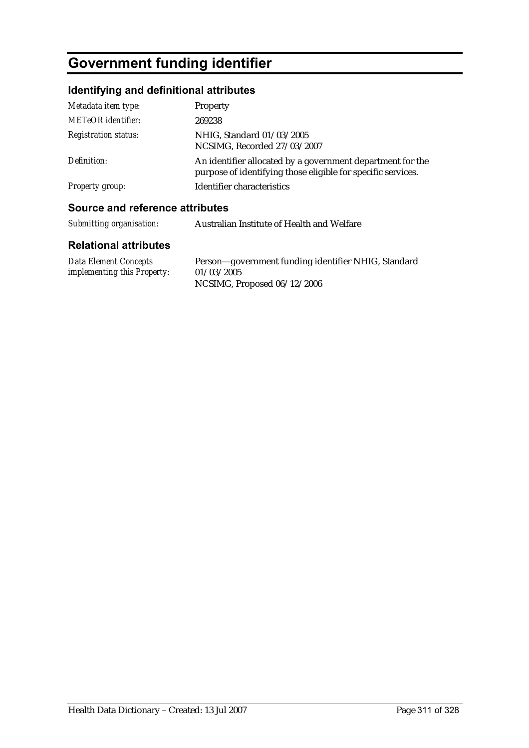# Government funding identifier

## Identifying and definitional attributes

| | |
|---|---|
| *Metadata item type:* | Property |
| *METeOR identifier:* | 269238 |
| *Registration status:* | NHIG, Standard 01/03/2005<br>NCSIMG, Recorded 27/03/2007 |
| *Definition:* | An identifier allocated by a government department for the purpose of identifying those eligible for specific services. |
| *Property group:* | Identifier characteristics |

## Source and reference attributes

| | |
|---|---|
| *Submitting organisation:* | Australian Institute of Health and Welfare |

## Relational attributes

| | |
|---|---|
| *Data Element Concepts implementing this Property:* | Person—government funding identifier NHIG, Standard 01/03/2005<br>NCSIMG, Proposed 06/12/2006 |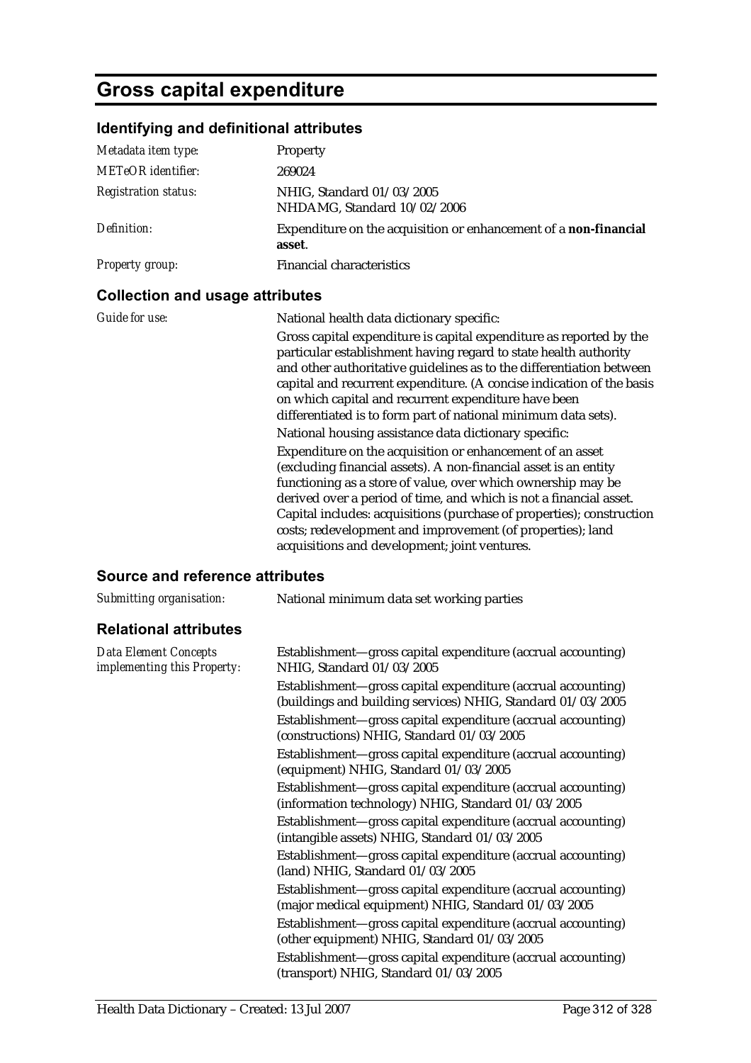# Gross capital expenditure

## Identifying and definitional attributes

| | |
|---|---|
| *Metadata item type:* | Property |
| *METeOR identifier:* | 269024 |
| *Registration status:* | NHIG, Standard 01/03/2005<br>NHDAMG, Standard 10/02/2006 |
| *Definition:* | Expenditure on the acquisition or enhancement of a **non-financial asset**. |
| *Property group:* | Financial characteristics |

## Collection and usage attributes

*Guide for use:*

National health data dictionary specific:

Gross capital expenditure is capital expenditure as reported by the particular establishment having regard to state health authority and other authoritative guidelines as to the differentiation between capital and recurrent expenditure. (A concise indication of the basis on which capital and recurrent expenditure have been differentiated is to form part of national minimum data sets).

National housing assistance data dictionary specific:

Expenditure on the acquisition or enhancement of an asset (excluding financial assets). A non-financial asset is an entity functioning as a store of value, over which ownership may be derived over a period of time, and which is not a financial asset. Capital includes: acquisitions (purchase of properties); construction costs; redevelopment and improvement (of properties); land acquisitions and development; joint ventures.

## Source and reference attributes

| | |
|---|---|
| *Submitting organisation:* | National minimum data set working parties |

## Relational attributes

*Data Element Concepts implementing this Property:*

Establishment—gross capital expenditure (accrual accounting) NHIG, Standard 01/03/2005

Establishment—gross capital expenditure (accrual accounting) (buildings and building services) NHIG, Standard 01/03/2005

Establishment—gross capital expenditure (accrual accounting) (constructions) NHIG, Standard 01/03/2005

Establishment—gross capital expenditure (accrual accounting) (equipment) NHIG, Standard 01/03/2005

Establishment—gross capital expenditure (accrual accounting) (information technology) NHIG, Standard 01/03/2005

Establishment—gross capital expenditure (accrual accounting) (intangible assets) NHIG, Standard 01/03/2005

Establishment—gross capital expenditure (accrual accounting) (land) NHIG, Standard 01/03/2005

Establishment—gross capital expenditure (accrual accounting) (major medical equipment) NHIG, Standard 01/03/2005

Establishment—gross capital expenditure (accrual accounting) (other equipment) NHIG, Standard 01/03/2005

Establishment—gross capital expenditure (accrual accounting) (transport) NHIG, Standard 01/03/2005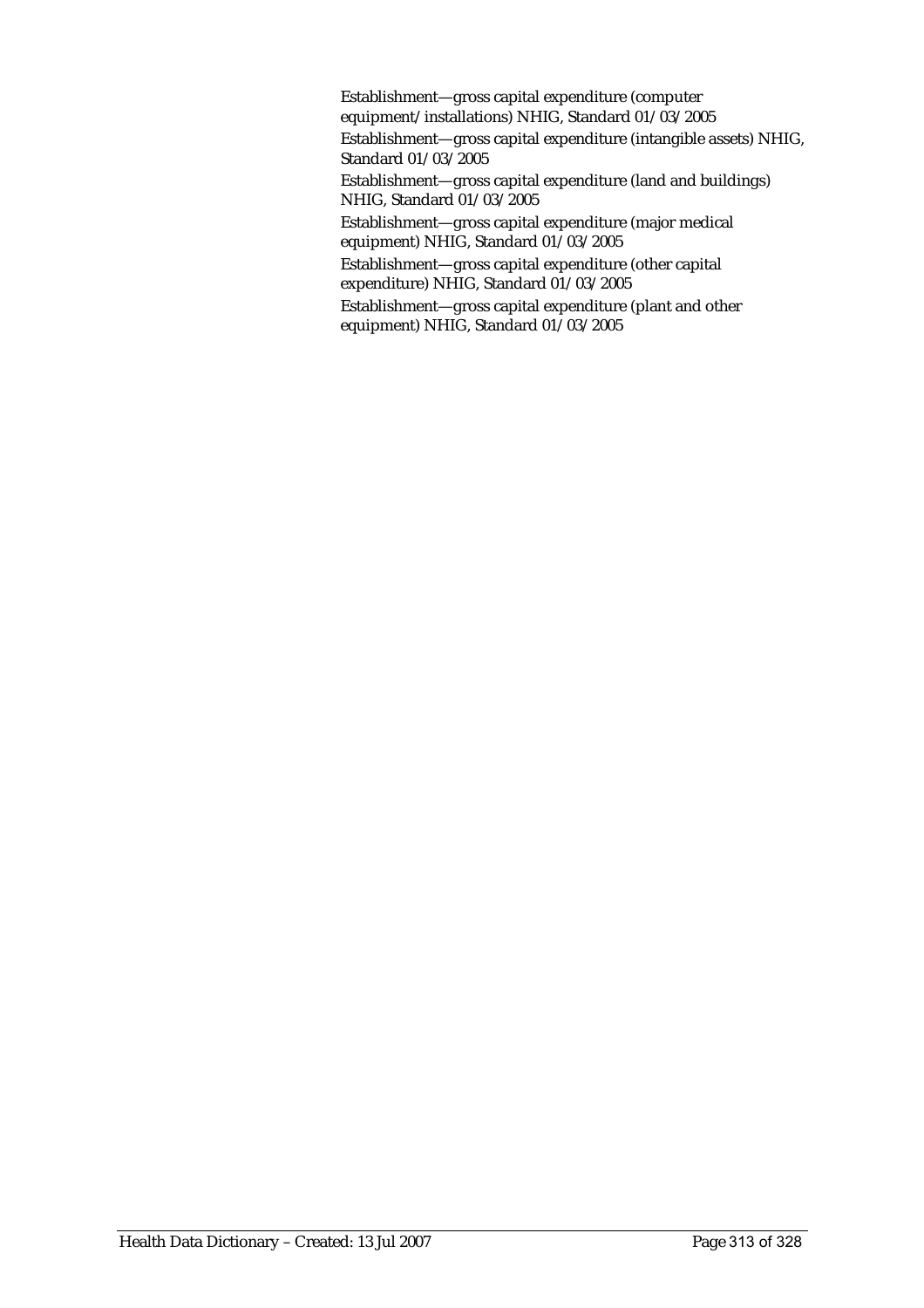Establishment—gross capital expenditure (computer equipment/installations) NHIG, Standard 01/03/2005

Establishment—gross capital expenditure (intangible assets) NHIG, Standard 01/03/2005

Establishment—gross capital expenditure (land and buildings) NHIG, Standard 01/03/2005

Establishment—gross capital expenditure (major medical equipment) NHIG, Standard 01/03/2005

Establishment—gross capital expenditure (other capital expenditure) NHIG, Standard 01/03/2005

Establishment—gross capital expenditure (plant and other equipment) NHIG, Standard 01/03/2005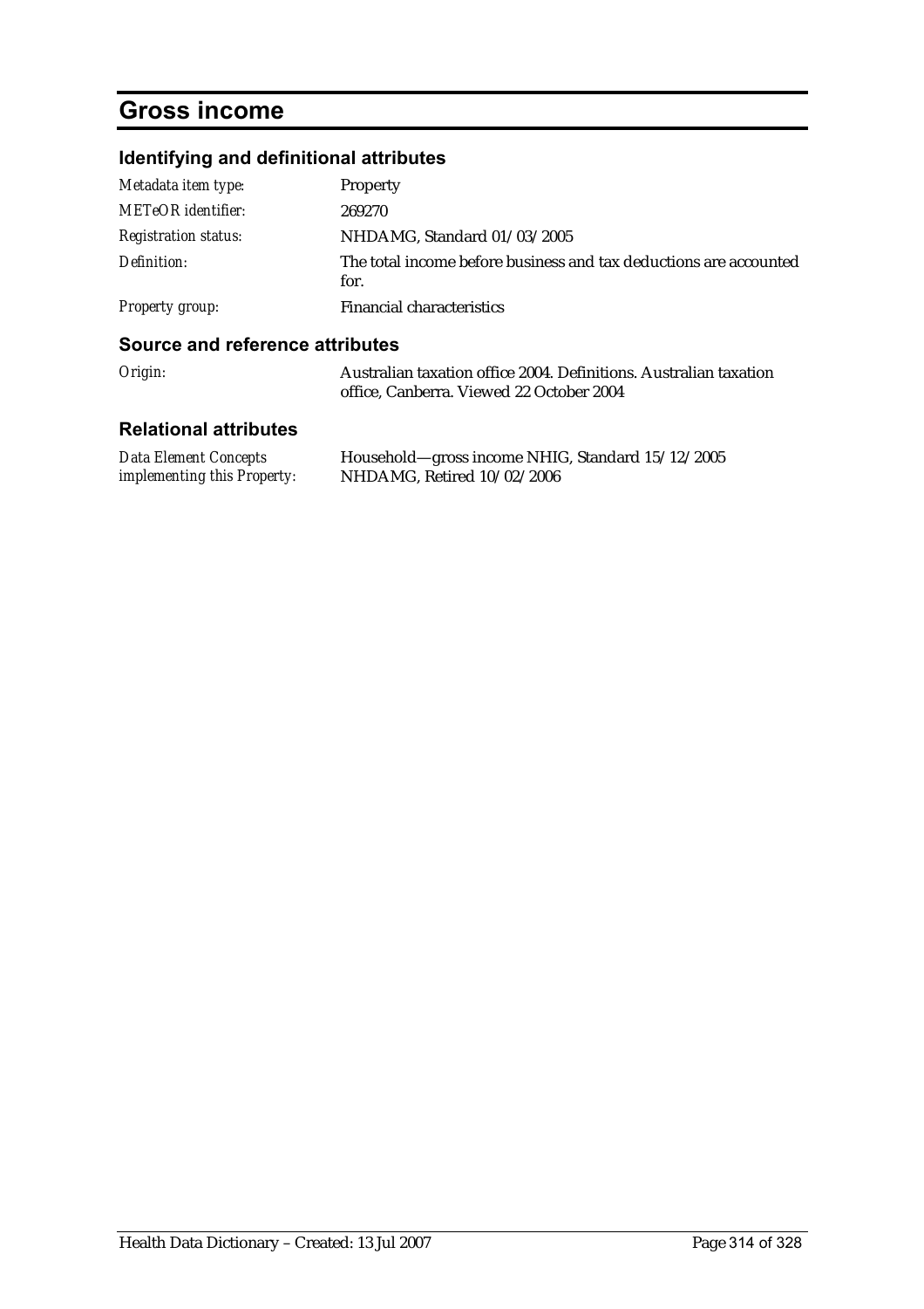# Gross income

## Identifying and definitional attributes

| | |
|---|---|
| *Metadata item type:* | Property |
| *METeOR identifier:* | 269270 |
| *Registration status:* | NHDAMG, Standard 01/03/2005 |
| *Definition:* | The total income before business and tax deductions are accounted for. |
| *Property group:* | Financial characteristics |

## Source and reference attributes

| | |
|---|---|
| *Origin:* | Australian taxation office 2004. Definitions. Australian taxation office, Canberra. Viewed 22 October 2004 |

## Relational attributes

| | |
|---|---|
| *Data Element Concepts implementing this Property:* | Household—gross income NHIG, Standard 15/12/2005<br>NHDAMG, Retired 10/02/2006 |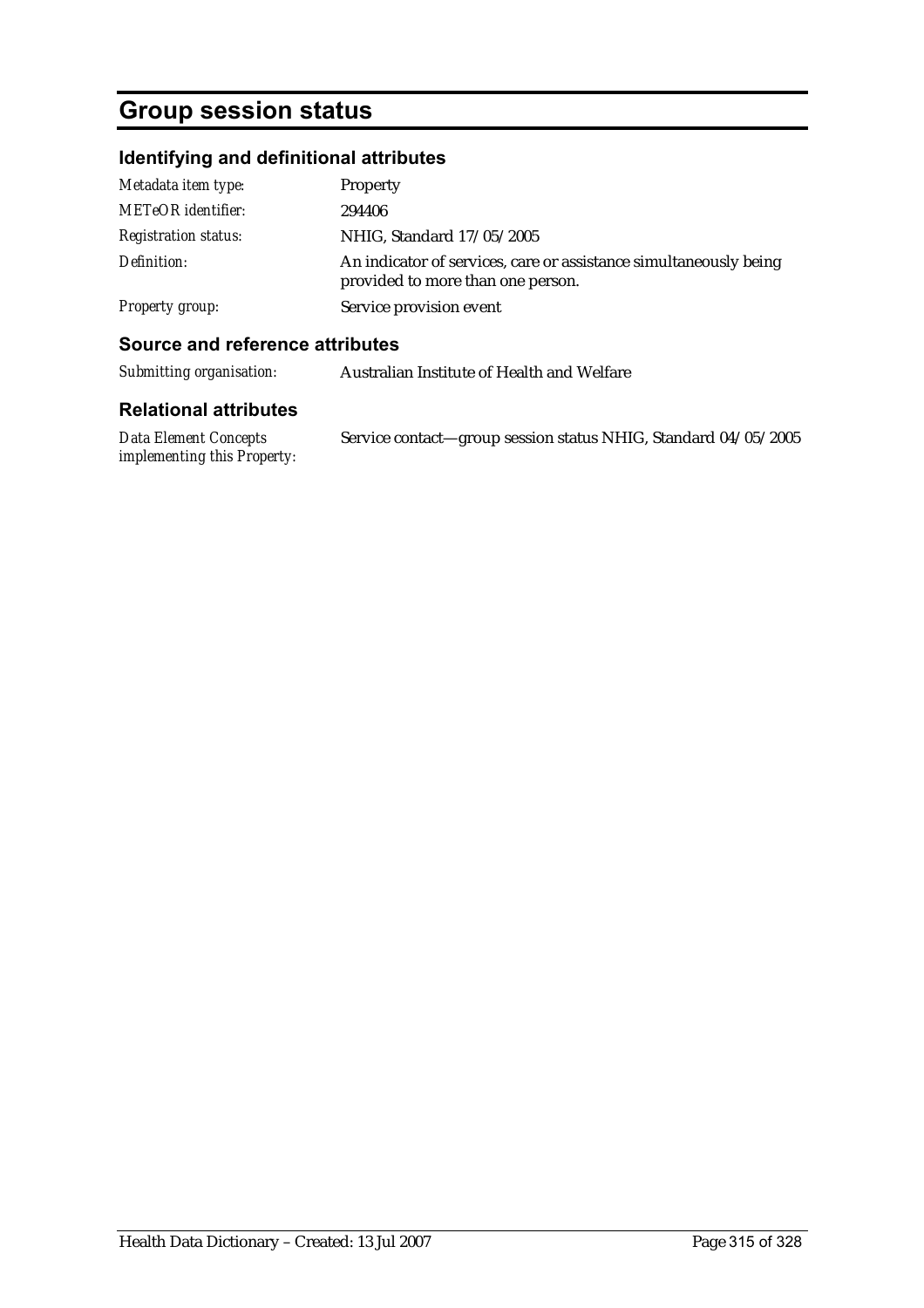# Group session status

## Identifying and definitional attributes

| | |
|---|---|
| *Metadata item type:* | Property |
| *METeOR identifier:* | 294406 |
| *Registration status:* | NHIG, Standard 17/05/2005 |
| *Definition:* | An indicator of services, care or assistance simultaneously being provided to more than one person. |
| *Property group:* | Service provision event |

## Source and reference attributes

| | |
|---|---|
| *Submitting organisation:* | Australian Institute of Health and Welfare |

## Relational attributes

| | |
|---|---|
| *Data Element Concepts implementing this Property:* | Service contact—group session status NHIG, Standard 04/05/2005 |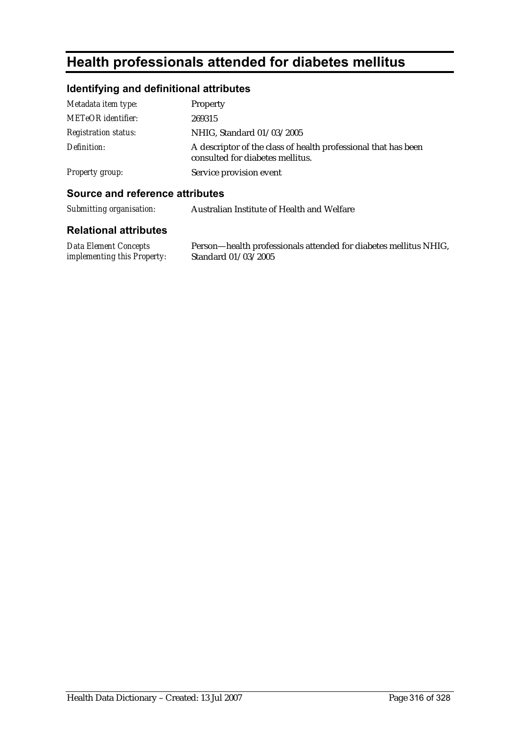# Health professionals attended for diabetes mellitus

## Identifying and definitional attributes

| | |
|---|---|
| *Metadata item type:* | Property |
| *METeOR identifier:* | 269315 |
| *Registration status:* | NHIG, Standard 01/03/2005 |
| *Definition:* | A descriptor of the class of health professional that has been consulted for diabetes mellitus. |
| *Property group:* | Service provision event |

## Source and reference attributes

| | |
|---|---|
| *Submitting organisation:* | Australian Institute of Health and Welfare |

## Relational attributes

| | |
|---|---|
| *Data Element Concepts implementing this Property:* | Person—health professionals attended for diabetes mellitus NHIG, Standard 01/03/2005 |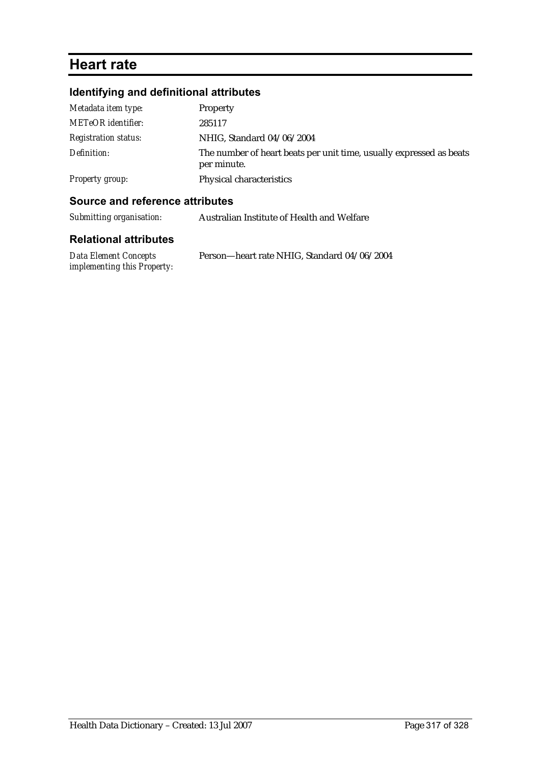# Heart rate

## Identifying and definitional attributes

| | |
|---|---|
| *Metadata item type:* | Property |
| *METeOR identifier:* | 285117 |
| *Registration status:* | NHIG, Standard 04/06/2004 |
| *Definition:* | The number of heart beats per unit time, usually expressed as beats per minute. |
| *Property group:* | Physical characteristics |

## Source and reference attributes

| | |
|---|---|
| *Submitting organisation:* | Australian Institute of Health and Welfare |

## Relational attributes

| | |
|---|---|
| *Data Element Concepts implementing this Property:* | Person—heart rate NHIG, Standard 04/06/2004 |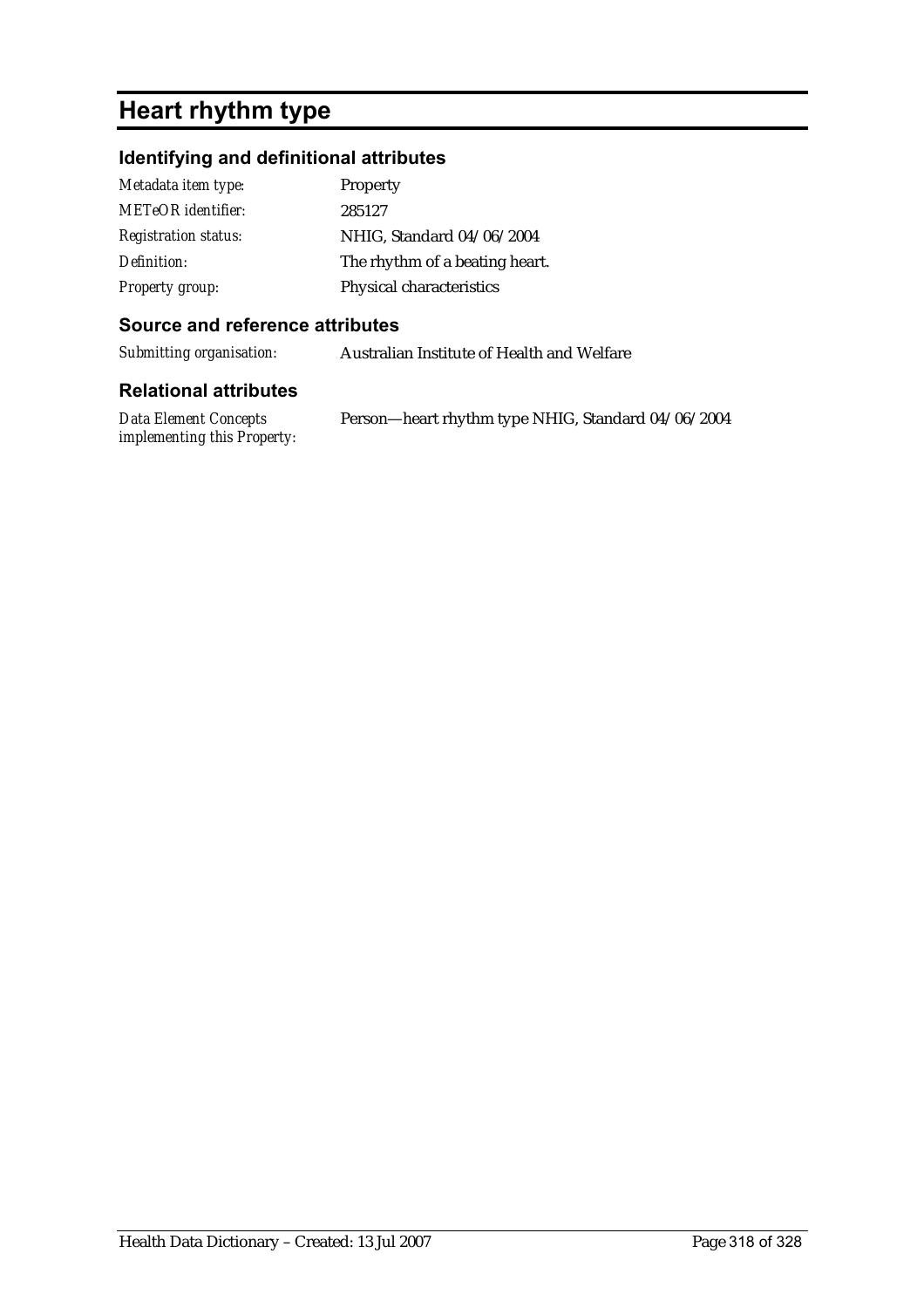# Heart rhythm type

## Identifying and definitional attributes

| | |
|---|---|
| *Metadata item type:* | Property |
| *METeOR identifier:* | 285127 |
| *Registration status:* | NHIG, Standard 04/06/2004 |
| *Definition:* | The rhythm of a beating heart. |
| *Property group:* | Physical characteristics |

## Source and reference attributes

| | |
|---|---|
| *Submitting organisation:* | Australian Institute of Health and Welfare |

## Relational attributes

| | |
|---|---|
| *Data Element Concepts implementing this Property:* | Person—heart rhythm type NHIG, Standard 04/06/2004 |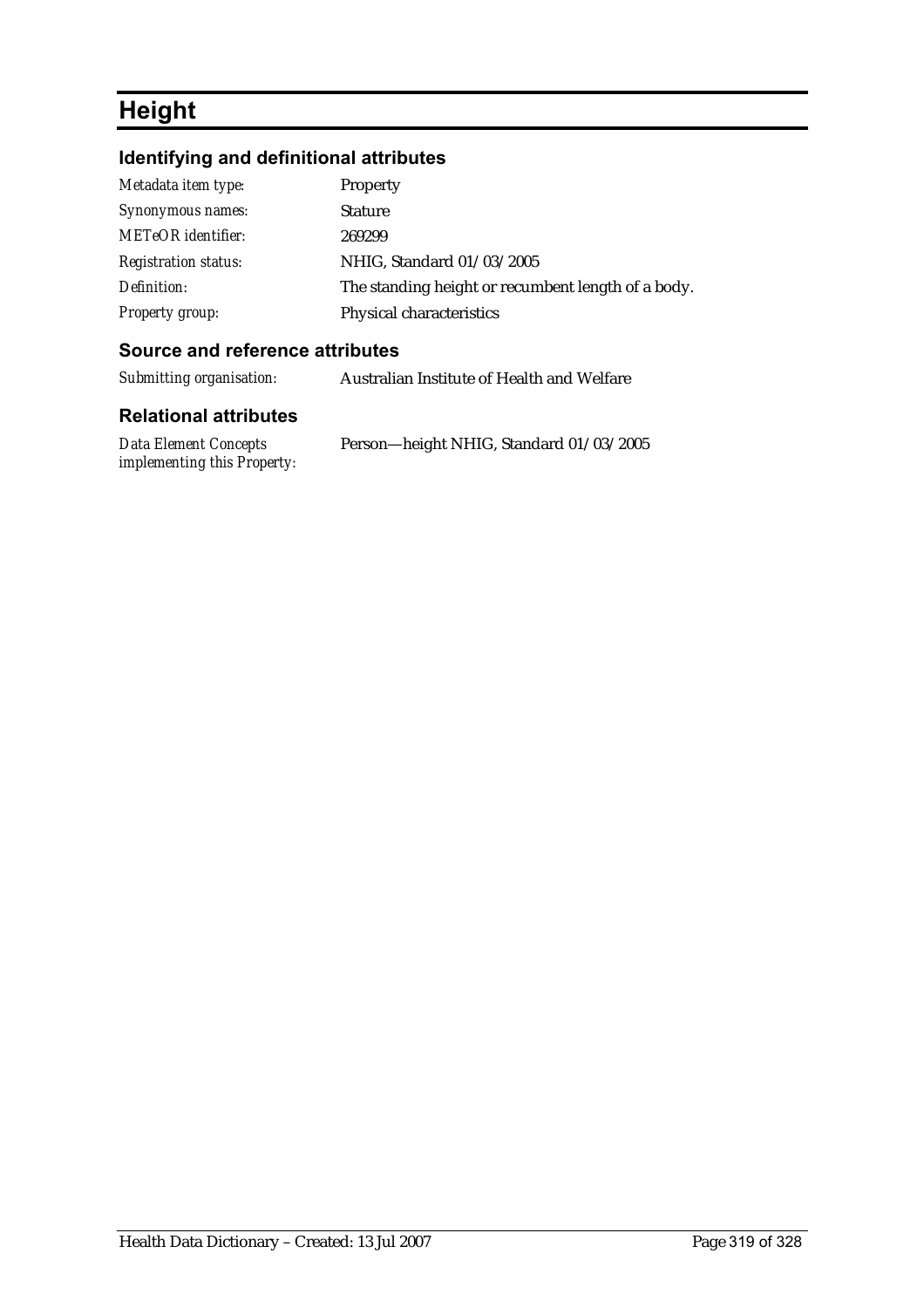# Height

## Identifying and definitional attributes

| | |
|---|---|
| *Metadata item type:* | Property |
| *Synonymous names:* | Stature |
| *METeOR identifier:* | 269299 |
| *Registration status:* | NHIG, Standard 01/03/2005 |
| *Definition:* | The standing height or recumbent length of a body. |
| *Property group:* | Physical characteristics |

## Source and reference attributes

| | |
|---|---|
| *Submitting organisation:* | Australian Institute of Health and Welfare |

## Relational attributes

| | |
|---|---|
| *Data Element Concepts implementing this Property:* | Person—height NHIG, Standard 01/03/2005 |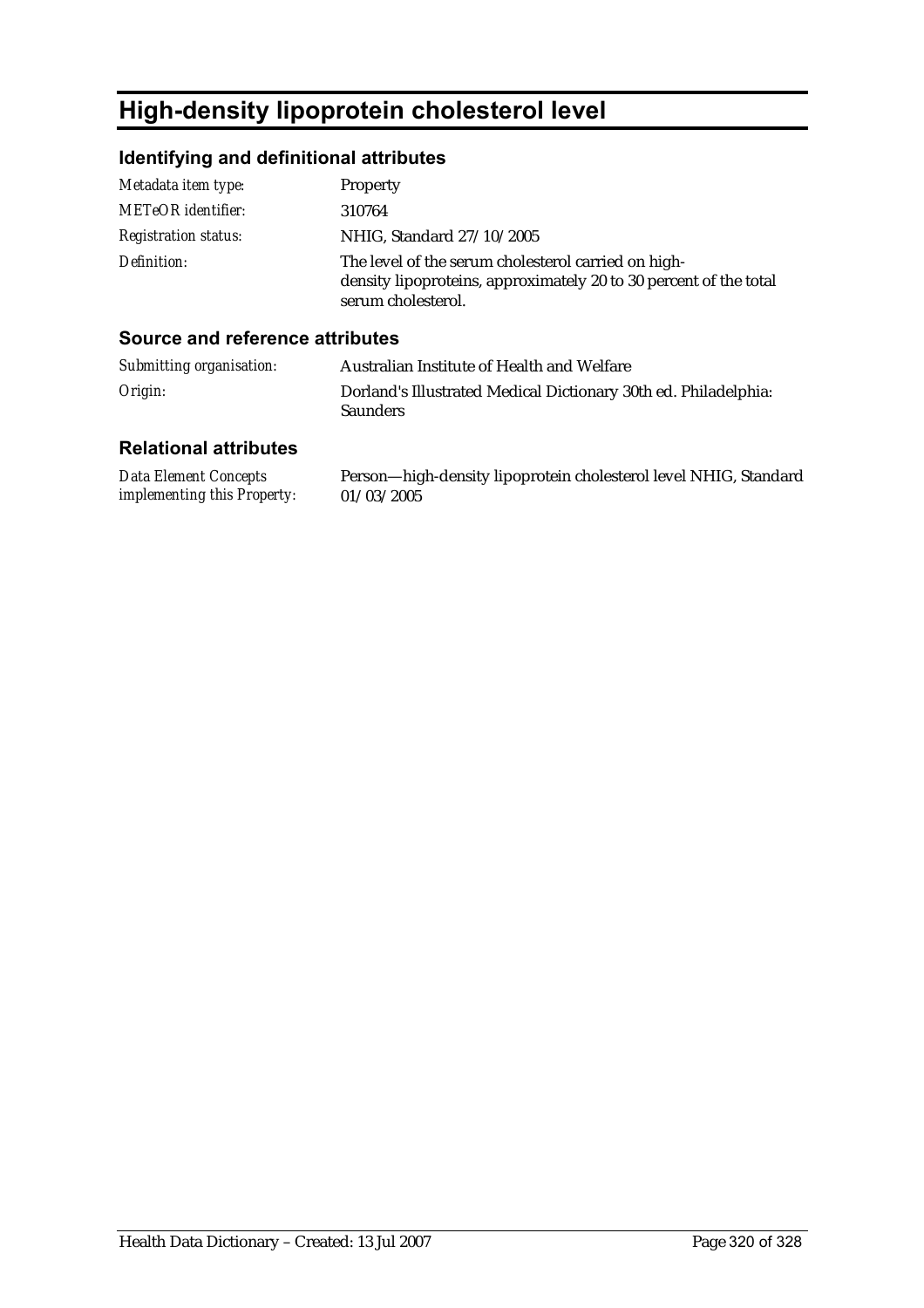# High-density lipoprotein cholesterol level

## Identifying and definitional attributes

| | |
|---|---|
| *Metadata item type:* | Property |
| *METeOR identifier:* | 310764 |
| *Registration status:* | NHIG, Standard 27/10/2005 |
| *Definition:* | The level of the serum cholesterol carried on high-density lipoproteins, approximately 20 to 30 percent of the total serum cholesterol. |

## Source and reference attributes

| | |
|---|---|
| *Submitting organisation:* | Australian Institute of Health and Welfare |
| *Origin:* | Dorland's Illustrated Medical Dictionary 30th ed. Philadelphia: Saunders |

## Relational attributes

| | |
|---|---|
| *Data Element Concepts implementing this Property:* | Person—high-density lipoprotein cholesterol level NHIG, Standard 01/03/2005 |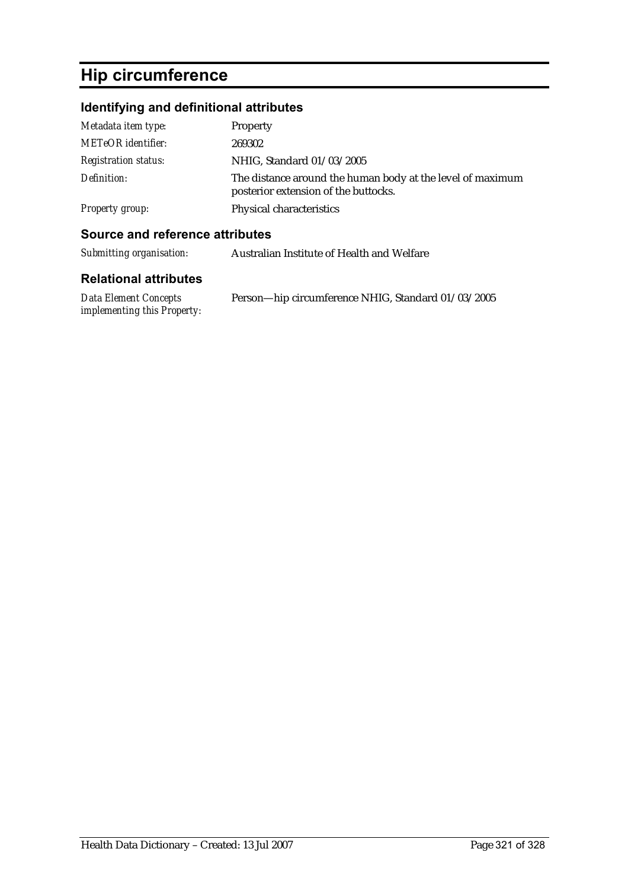# Hip circumference

## Identifying and definitional attributes

| | |
|---|---|
| *Metadata item type:* | Property |
| *METeOR identifier:* | 269302 |
| *Registration status:* | NHIG, Standard 01/03/2005 |
| *Definition:* | The distance around the human body at the level of maximum posterior extension of the buttocks. |
| *Property group:* | Physical characteristics |

## Source and reference attributes

| | |
|---|---|
| *Submitting organisation:* | Australian Institute of Health and Welfare |

## Relational attributes

| | |
|---|---|
| *Data Element Concepts implementing this Property:* | Person—hip circumference NHIG, Standard 01/03/2005 |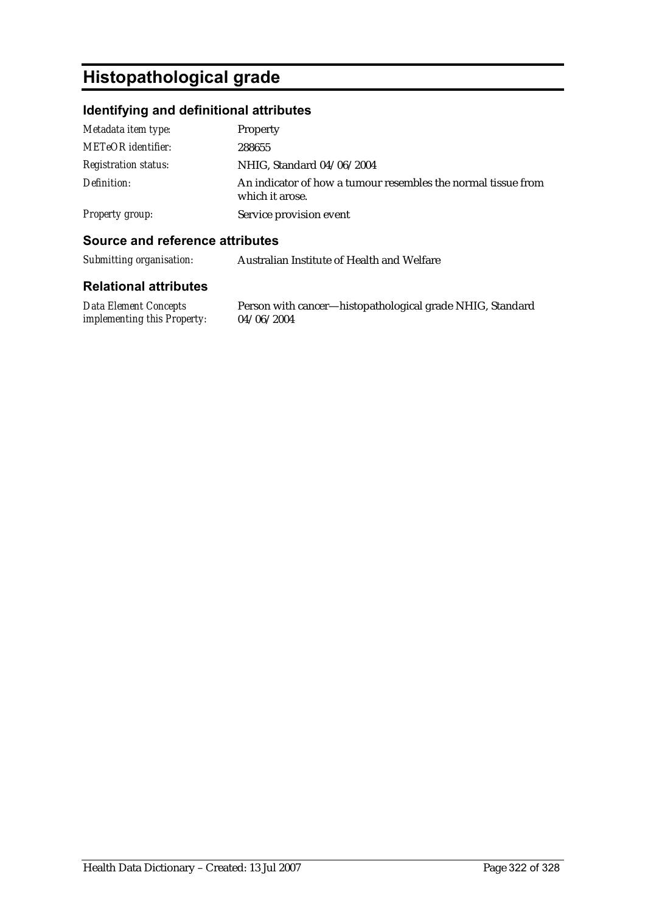# Histopathological grade

## Identifying and definitional attributes

| | |
|---|---|
| *Metadata item type:* | Property |
| *METeOR identifier:* | 288655 |
| *Registration status:* | NHIG, Standard 04/06/2004 |
| *Definition:* | An indicator of how a tumour resembles the normal tissue from which it arose. |
| *Property group:* | Service provision event |

## Source and reference attributes

| | |
|---|---|
| *Submitting organisation:* | Australian Institute of Health and Welfare |

## Relational attributes

| | |
|---|---|
| *Data Element Concepts implementing this Property:* | Person with cancer—histopathological grade NHIG, Standard 04/06/2004 |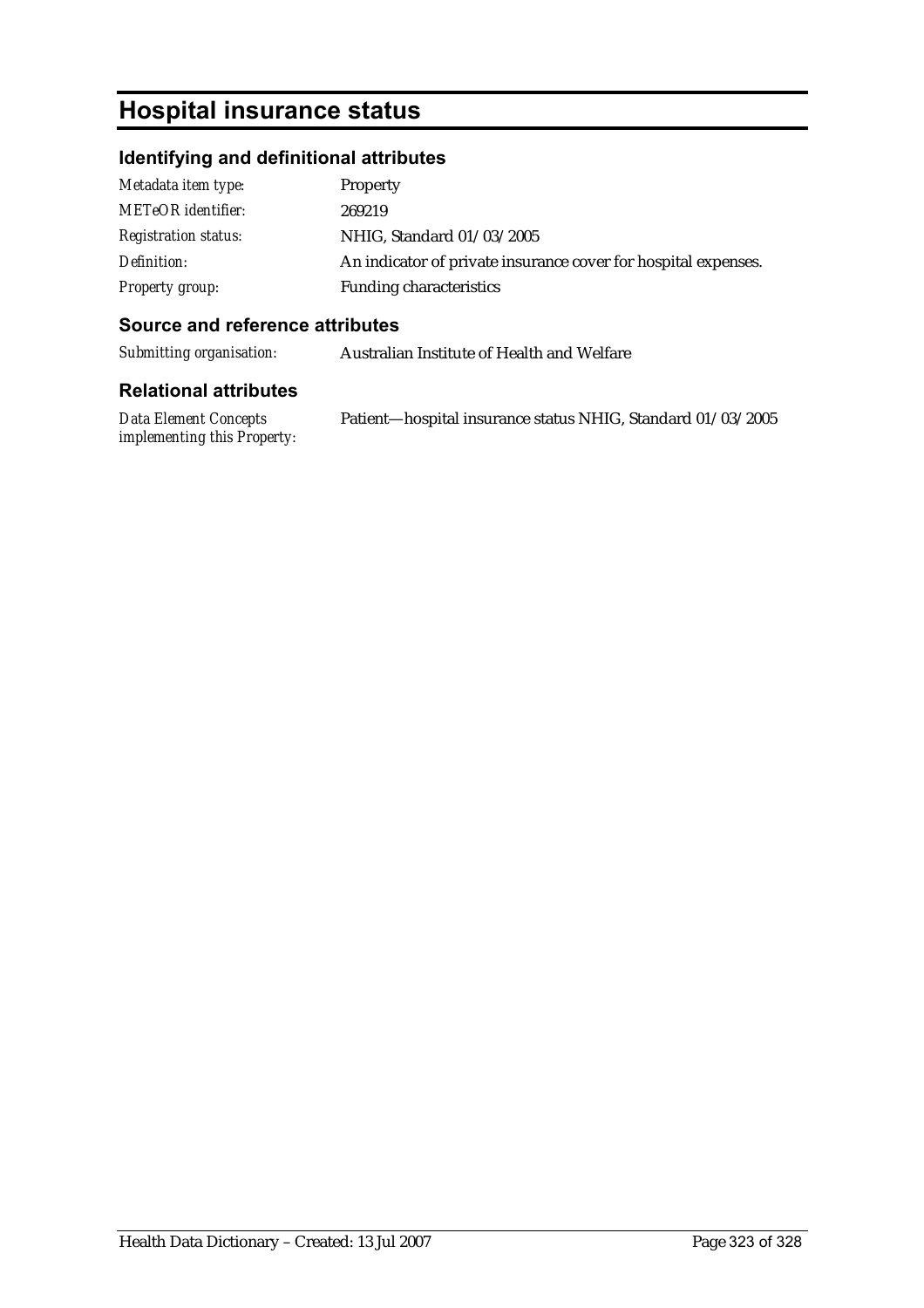# Hospital insurance status

## Identifying and definitional attributes

| | |
|---|---|
| *Metadata item type:* | Property |
| *METeOR identifier:* | 269219 |
| *Registration status:* | NHIG, Standard 01/03/2005 |
| *Definition:* | An indicator of private insurance cover for hospital expenses. |
| *Property group:* | Funding characteristics |

## Source and reference attributes

| | |
|---|---|
| *Submitting organisation:* | Australian Institute of Health and Welfare |

## Relational attributes

| | |
|---|---|
| *Data Element Concepts implementing this Property:* | Patient—hospital insurance status NHIG, Standard 01/03/2005 |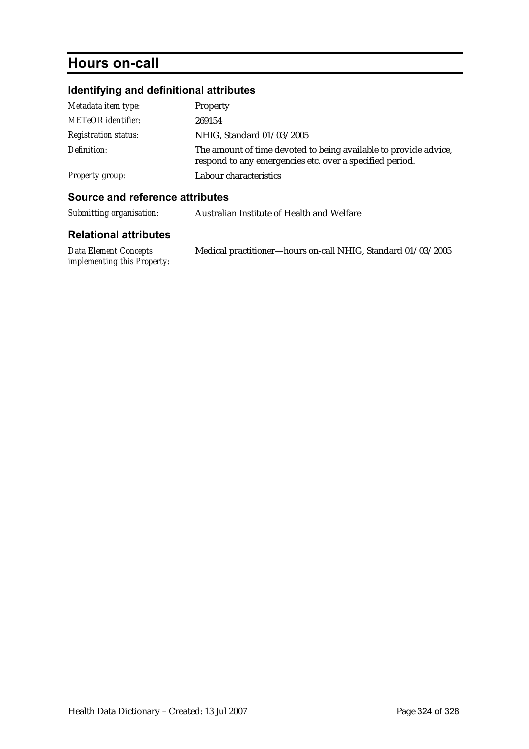# Hours on-call

## Identifying and definitional attributes

| | |
|---|---|
| *Metadata item type:* | Property |
| *METeOR identifier:* | 269154 |
| *Registration status:* | NHIG, Standard 01/03/2005 |
| *Definition:* | The amount of time devoted to being available to provide advice, respond to any emergencies etc. over a specified period. |
| *Property group:* | Labour characteristics |

## Source and reference attributes

| | |
|---|---|
| *Submitting organisation:* | Australian Institute of Health and Welfare |

## Relational attributes

| | |
|---|---|
| *Data Element Concepts implementing this Property:* | Medical practitioner—hours on-call NHIG, Standard 01/03/2005 |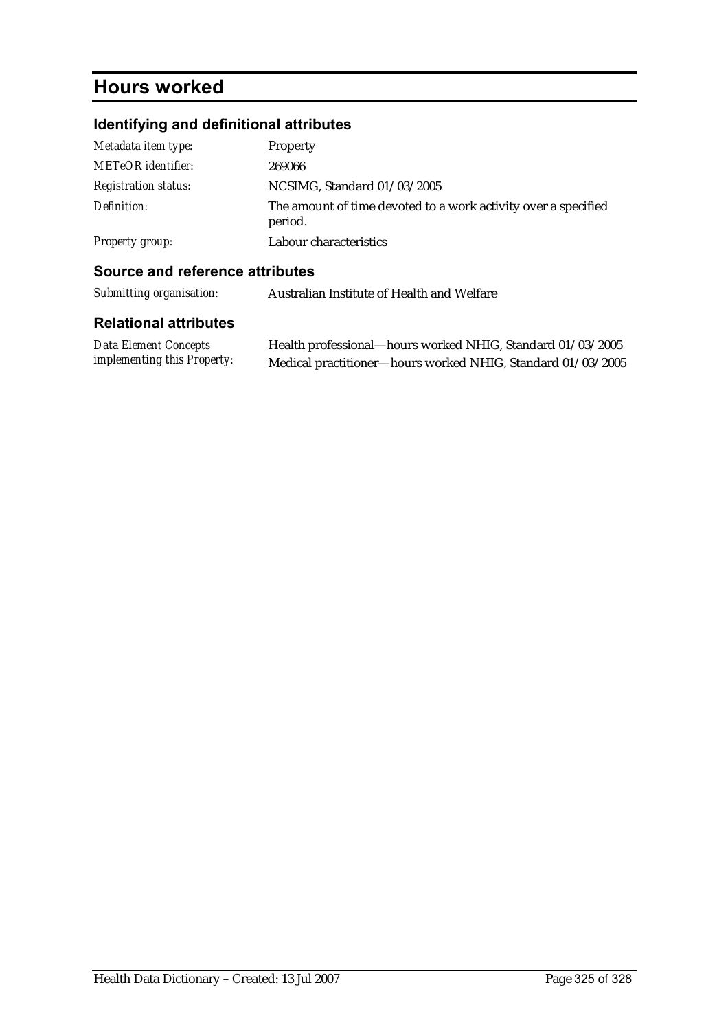# Hours worked

## Identifying and definitional attributes

| | |
|---|---|
| *Metadata item type:* | Property |
| *METeOR identifier:* | 269066 |
| *Registration status:* | NCSIMG, Standard 01/03/2005 |
| *Definition:* | The amount of time devoted to a work activity over a specified period. |
| *Property group:* | Labour characteristics |

## Source and reference attributes

| | |
|---|---|
| *Submitting organisation:* | Australian Institute of Health and Welfare |

## Relational attributes

| | |
|---|---|
| *Data Element Concepts implementing this Property:* | Health professional—hours worked NHIG, Standard 01/03/2005<br>Medical practitioner—hours worked NHIG, Standard 01/03/2005 |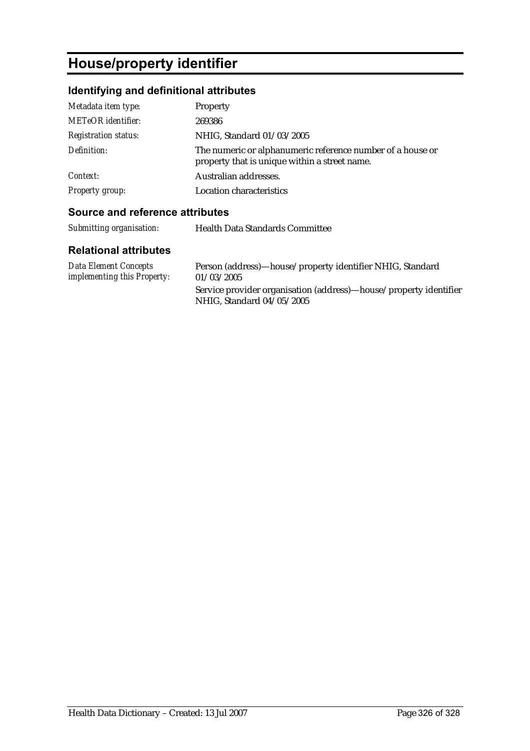# House/property identifier

## Identifying and definitional attributes

| | |
|---|---|
| *Metadata item type:* | Property |
| *METeOR identifier:* | 269386 |
| *Registration status:* | NHIG, Standard 01/03/2005 |
| *Definition:* | The numeric or alphanumeric reference number of a house or property that is unique within a street name. |
| *Context:* | Australian addresses. |
| *Property group:* | Location characteristics |

## Source and reference attributes

| | |
|---|---|
| *Submitting organisation:* | Health Data Standards Committee |

## Relational attributes

| | |
|---|---|
| *Data Element Concepts implementing this Property:* | Person (address)—house/property identifier NHIG, Standard 01/03/2005<br>Service provider organisation (address)—house/property identifier NHIG, Standard 04/05/2005 |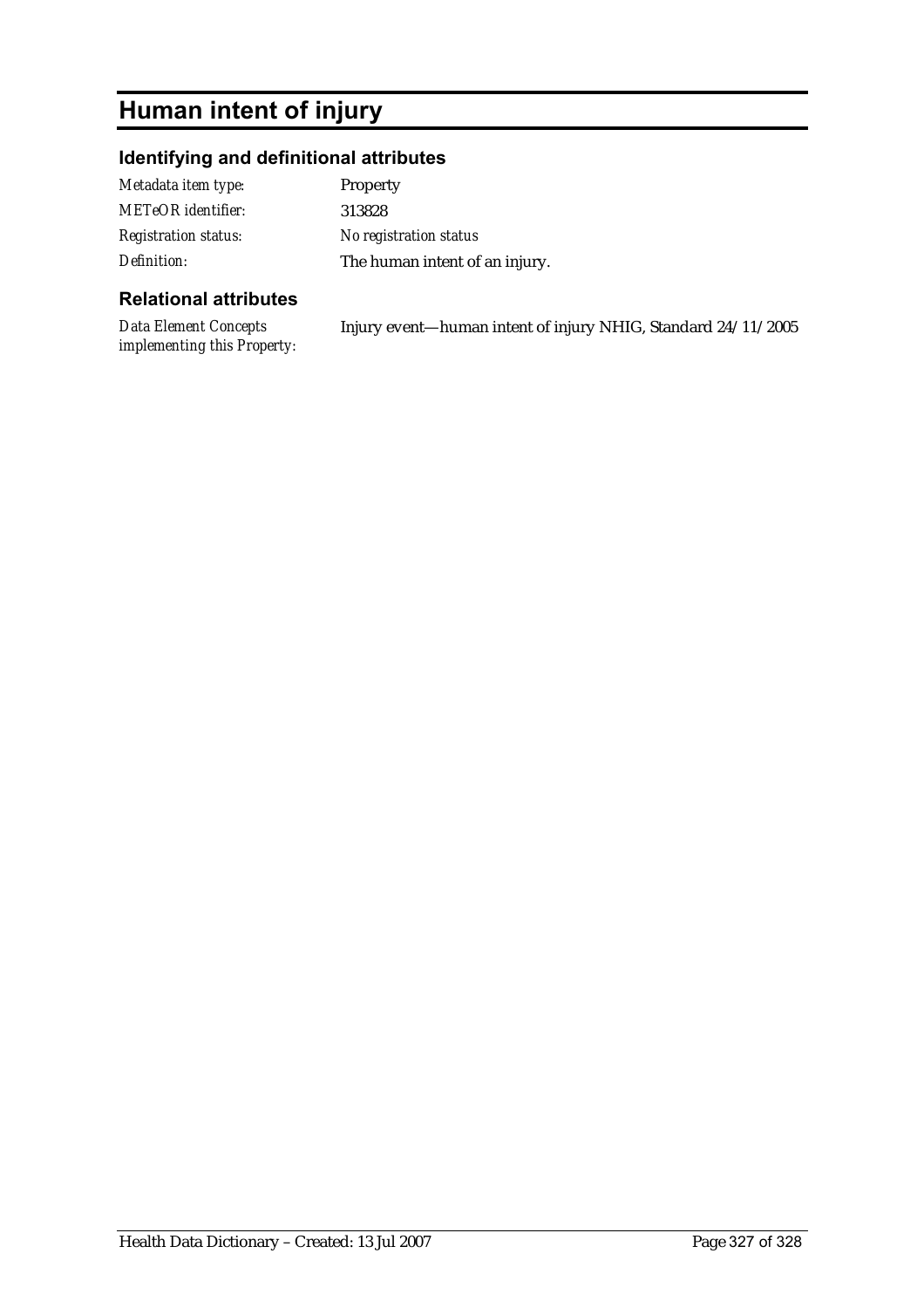# Human intent of injury

## Identifying and definitional attributes

| | |
|---|---|
| *Metadata item type:* | Property |
| *METeOR identifier:* | 313828 |
| *Registration status:* | *No registration status* |
| *Definition:* | The human intent of an injury. |

## Relational attributes

| | |
|---|---|
| *Data Element Concepts implementing this Property:* | Injury event—human intent of injury NHIG, Standard 24/11/2005 |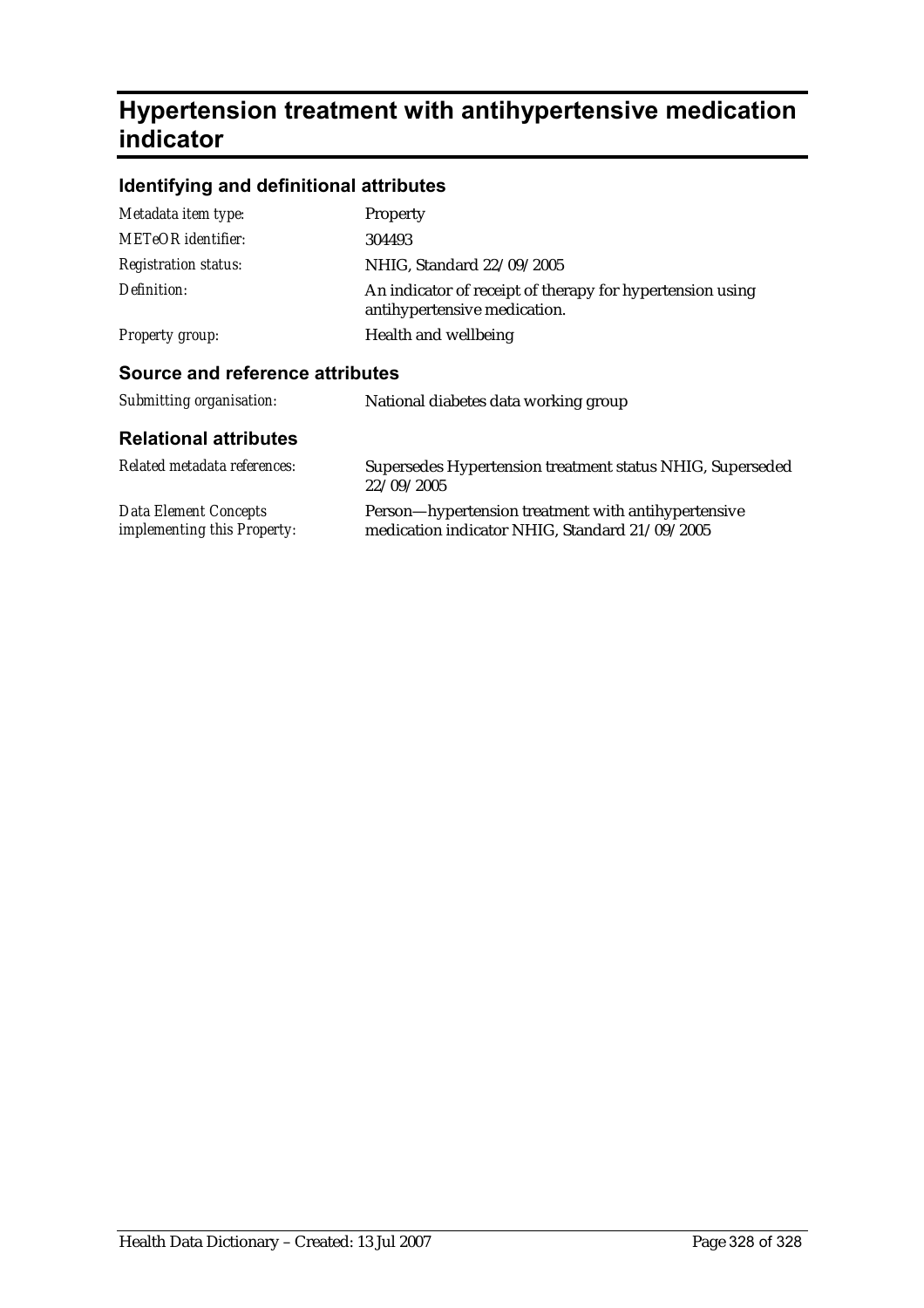# Hypertension treatment with antihypertensive medication indicator

## Identifying and definitional attributes

| | |
|---|---|
| *Metadata item type:* | Property |
| *METeOR identifier:* | 304493 |
| *Registration status:* | NHIG, Standard 22/09/2005 |
| *Definition:* | An indicator of receipt of therapy for hypertension using antihypertensive medication. |
| *Property group:* | Health and wellbeing |

## Source and reference attributes

| | |
|---|---|
| *Submitting organisation:* | National diabetes data working group |

## Relational attributes

| | |
|---|---|
| *Related metadata references:* | Supersedes Hypertension treatment status NHIG, Superseded 22/09/2005 |
| *Data Element Concepts implementing this Property:* | Person—hypertension treatment with antihypertensive medication indicator NHIG, Standard 21/09/2005 |